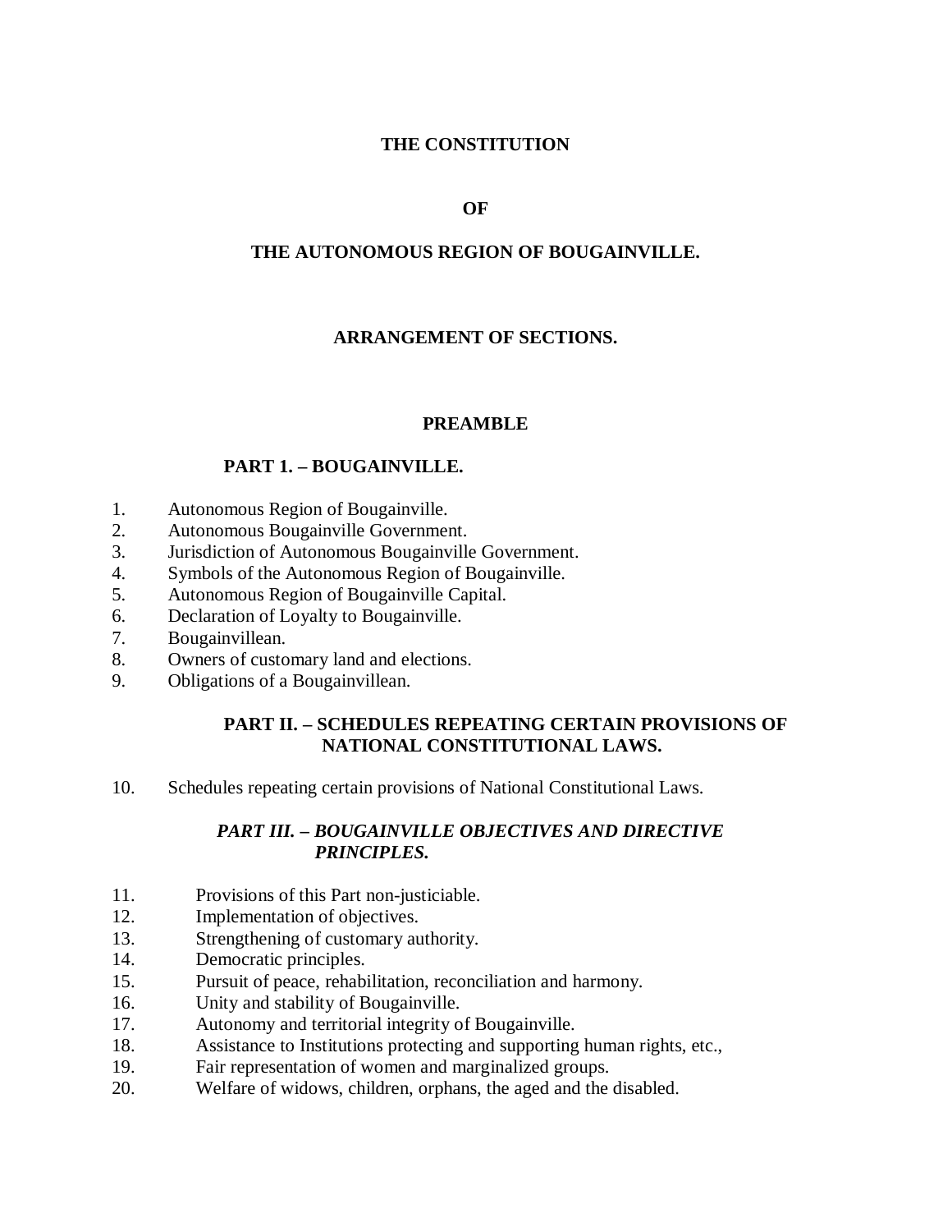# THE CONSTITUTION

# OF

# THE AUTONOMOUS REGION OF BOUGAINVILLE.

## ARRANGEMENT OF SECTIONS.

### PREAMBLE

### PART 1. – BOUGAINVILLE.

1. Autonomous Region of Bougainville.
2. Autonomous Bougainville Government.
3. Jurisdiction of Autonomous Bougainville Government.
4. Symbols of the Autonomous Region of Bougainville.
5. Autonomous Region of Bougainville Capital.
6. Declaration of Loyalty to Bougainville.
7. Bougainvillean.
8. Owners of customary land and elections.
9. Obligations of a Bougainvillean.

### PART II. – SCHEDULES REPEATING CERTAIN PROVISIONS OF NATIONAL CONSTITUTIONAL LAWS.

10. Schedules repeating certain provisions of National Constitutional Laws.

### *PART III. – BOUGAINVILLE OBJECTIVES AND DIRECTIVE PRINCIPLES.*

11. Provisions of this Part non-justiciable.
12. Implementation of objectives.
13. Strengthening of customary authority.
14. Democratic principles.
15. Pursuit of peace, rehabilitation, reconciliation and harmony.
16. Unity and stability of Bougainville.
17. Autonomy and territorial integrity of Bougainville.
18. Assistance to Institutions protecting and supporting human rights, etc.,
19. Fair representation of women and marginalized groups.
20. Welfare of widows, children, orphans, the aged and the disabled.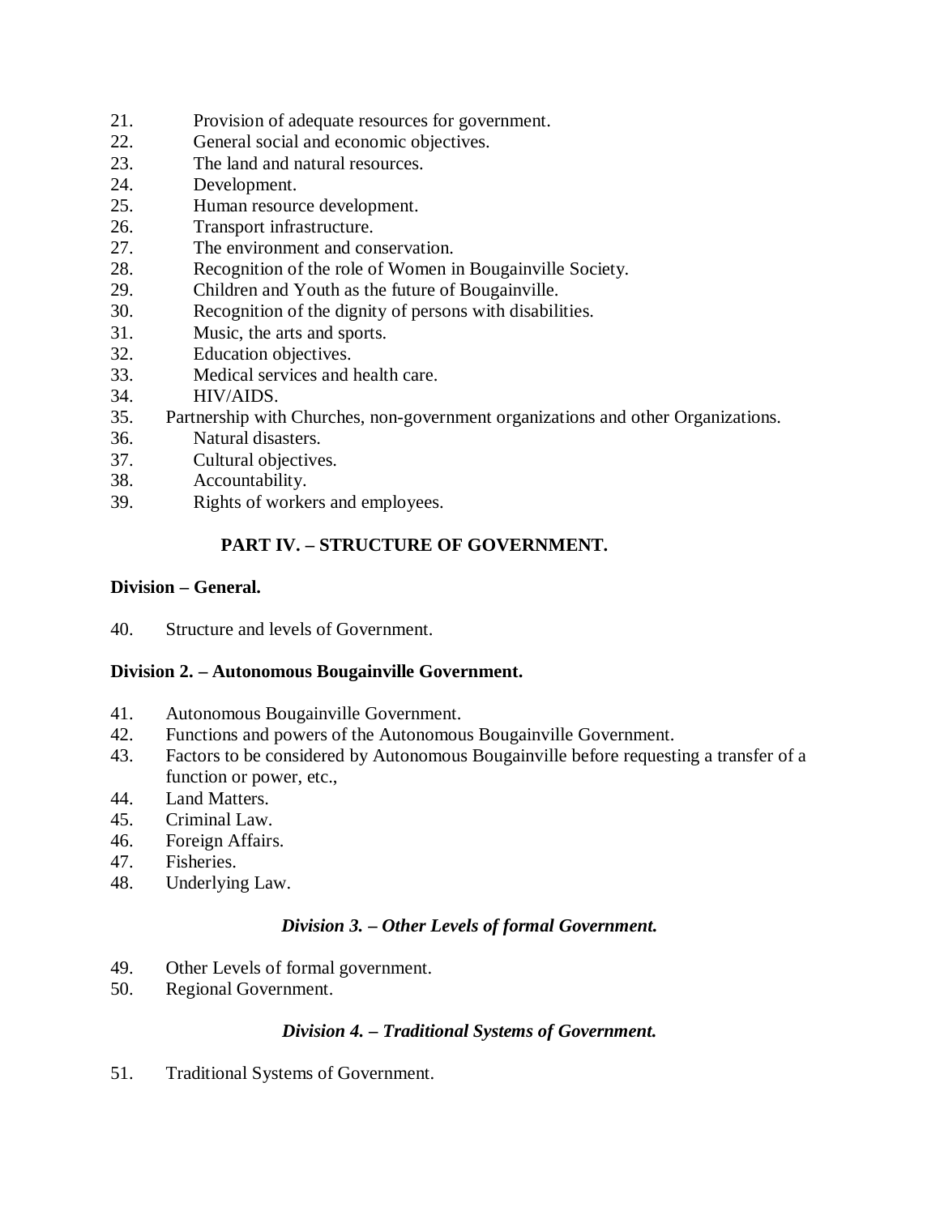21. Provision of adequate resources for government.
22. General social and economic objectives.
23. The land and natural resources.
24. Development.
25. Human resource development.
26. Transport infrastructure.
27. The environment and conservation.
28. Recognition of the role of Women in Bougainville Society.
29. Children and Youth as the future of Bougainville.
30. Recognition of the dignity of persons with disabilities.
31. Music, the arts and sports.
32. Education objectives.
33. Medical services and health care.
34. HIV/AIDS.
35. Partnership with Churches, non-government organizations and other Organizations.
36. Natural disasters.
37. Cultural objectives.
38. Accountability.
39. Rights of workers and employees.

## PART IV. – STRUCTURE OF GOVERNMENT.

**Division – General.**

40. Structure and levels of Government.

**Division 2. – Autonomous Bougainville Government.**

41. Autonomous Bougainville Government.
42. Functions and powers of the Autonomous Bougainville Government.
43. Factors to be considered by Autonomous Bougainville before requesting a transfer of a function or power, etc.,
44. Land Matters.
45. Criminal Law.
46. Foreign Affairs.
47. Fisheries.
48. Underlying Law.

***Division 3. – Other Levels of formal Government.***

49. Other Levels of formal government.
50. Regional Government.

***Division 4. – Traditional Systems of Government.***

51. Traditional Systems of Government.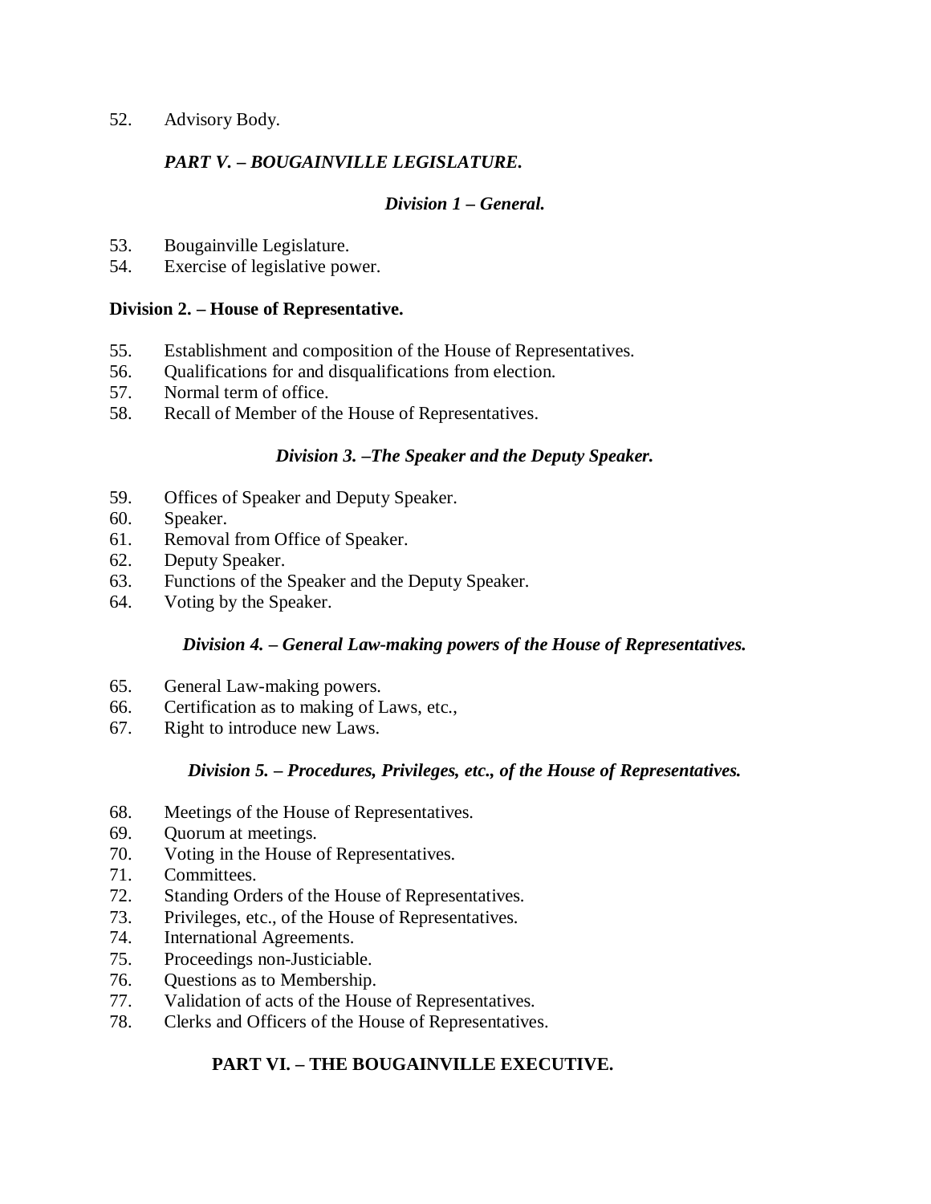52. Advisory Body.

***PART V. – BOUGAINVILLE LEGISLATURE.***

***Division 1 – General.***

53. Bougainville Legislature.
54. Exercise of legislative power.

**Division 2. – House of Representative.**

55. Establishment and composition of the House of Representatives.
56. Qualifications for and disqualifications from election.
57. Normal term of office.
58. Recall of Member of the House of Representatives.

***Division 3. –The Speaker and the Deputy Speaker.***

59. Offices of Speaker and Deputy Speaker.
60. Speaker.
61. Removal from Office of Speaker.
62. Deputy Speaker.
63. Functions of the Speaker and the Deputy Speaker.
64. Voting by the Speaker.

***Division 4. – General Law-making powers of the House of Representatives.***

65. General Law-making powers.
66. Certification as to making of Laws, etc.,
67. Right to introduce new Laws.

***Division 5. – Procedures, Privileges, etc., of the House of Representatives.***

68. Meetings of the House of Representatives.
69. Quorum at meetings.
70. Voting in the House of Representatives.
71. Committees.
72. Standing Orders of the House of Representatives.
73. Privileges, etc., of the House of Representatives.
74. International Agreements.
75. Proceedings non-Justiciable.
76. Questions as to Membership.
77. Validation of acts of the House of Representatives.
78. Clerks and Officers of the House of Representatives.

**PART VI. – THE BOUGAINVILLE EXECUTIVE.**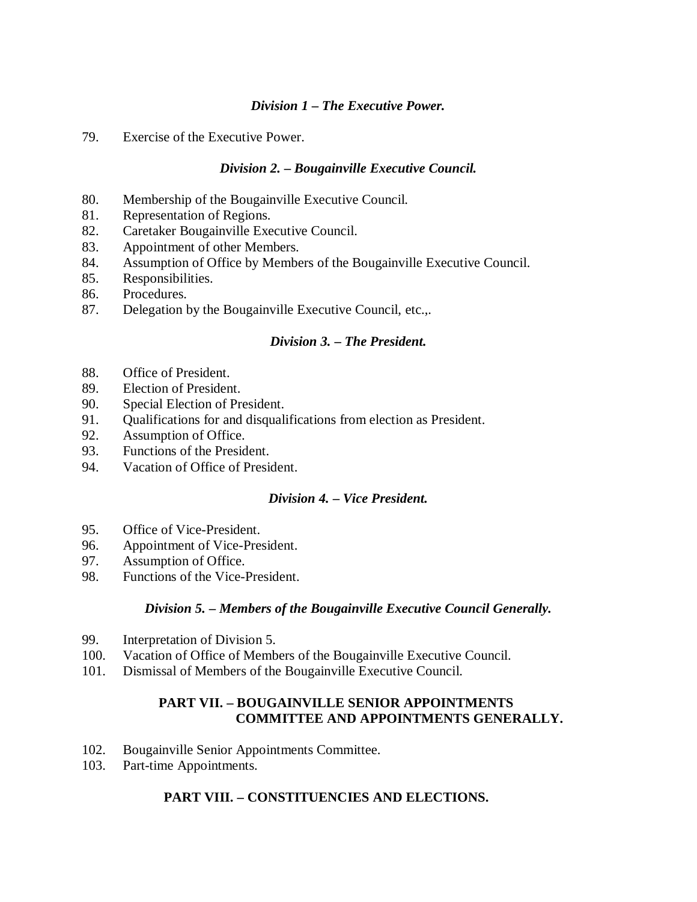### *Division 1 – The Executive Power.*

79. Exercise of the Executive Power.

### *Division 2. – Bougainville Executive Council.*

80. Membership of the Bougainville Executive Council.
81. Representation of Regions.
82. Caretaker Bougainville Executive Council.
83. Appointment of other Members.
84. Assumption of Office by Members of the Bougainville Executive Council.
85. Responsibilities.
86. Procedures.
87. Delegation by the Bougainville Executive Council, etc.,.

### *Division 3. – The President.*

88. Office of President.
89. Election of President.
90. Special Election of President.
91. Qualifications for and disqualifications from election as President.
92. Assumption of Office.
93. Functions of the President.
94. Vacation of Office of President.

### *Division 4. – Vice President.*

95. Office of Vice-President.
96. Appointment of Vice-President.
97. Assumption of Office.
98. Functions of the Vice-President.

### *Division 5. – Members of the Bougainville Executive Council Generally.*

99. Interpretation of Division 5.
100. Vacation of Office of Members of the Bougainville Executive Council.
101. Dismissal of Members of the Bougainville Executive Council.

## PART VII. – BOUGAINVILLE SENIOR APPOINTMENTS COMMITTEE AND APPOINTMENTS GENERALLY.

102. Bougainville Senior Appointments Committee.
103. Part-time Appointments.

## PART VIII. – CONSTITUENCIES AND ELECTIONS.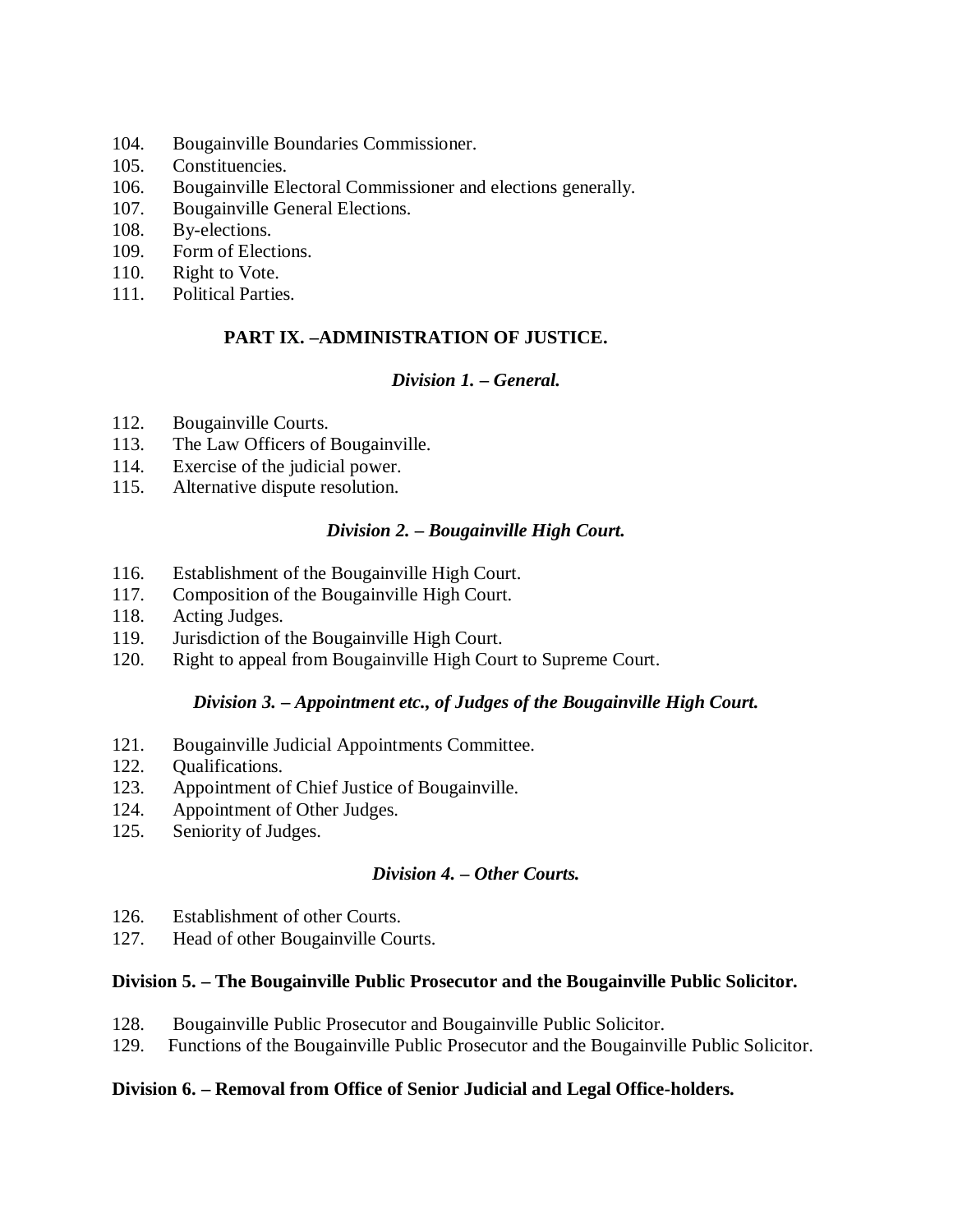104. Bougainville Boundaries Commissioner.
105. Constituencies.
106. Bougainville Electoral Commissioner and elections generally.
107. Bougainville General Elections.
108. By-elections.
109. Form of Elections.
110. Right to Vote.
111. Political Parties.

## PART IX. –ADMINISTRATION OF JUSTICE.

### *Division 1. – General.*

112. Bougainville Courts.
113. The Law Officers of Bougainville.
114. Exercise of the judicial power.
115. Alternative dispute resolution.

### *Division 2. – Bougainville High Court.*

116. Establishment of the Bougainville High Court.
117. Composition of the Bougainville High Court.
118. Acting Judges.
119. Jurisdiction of the Bougainville High Court.
120. Right to appeal from Bougainville High Court to Supreme Court.

### *Division 3. – Appointment etc., of Judges of the Bougainville High Court.*

121. Bougainville Judicial Appointments Committee.
122. Qualifications.
123. Appointment of Chief Justice of Bougainville.
124. Appointment of Other Judges.
125. Seniority of Judges.

### *Division 4. – Other Courts.*

126. Establishment of other Courts.
127. Head of other Bougainville Courts.

### Division 5. – The Bougainville Public Prosecutor and the Bougainville Public Solicitor.

128. Bougainville Public Prosecutor and Bougainville Public Solicitor.
129. Functions of the Bougainville Public Prosecutor and the Bougainville Public Solicitor.

### Division 6. – Removal from Office of Senior Judicial and Legal Office-holders.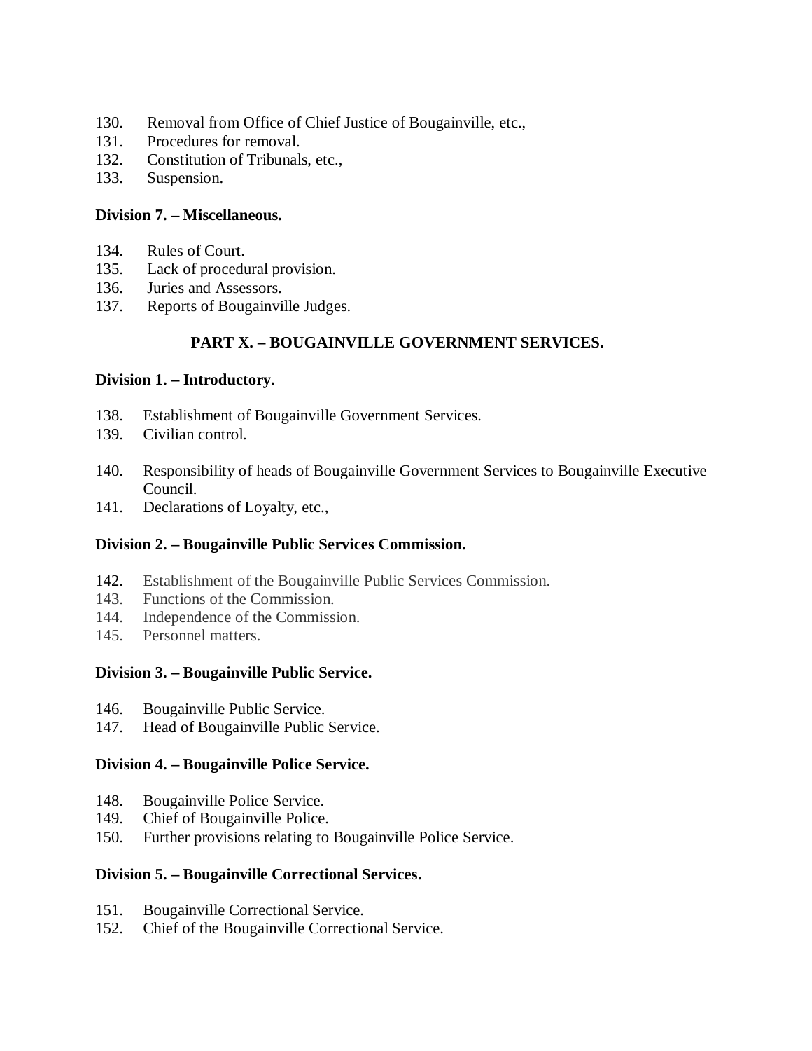130. Removal from Office of Chief Justice of Bougainville, etc.,
131. Procedures for removal.
132. Constitution of Tribunals, etc.,
133. Suspension.

**Division 7. – Miscellaneous.**

134. Rules of Court.
135. Lack of procedural provision.
136. Juries and Assessors.
137. Reports of Bougainville Judges.

## PART X. – BOUGAINVILLE GOVERNMENT SERVICES.

**Division 1. – Introductory.**

138. Establishment of Bougainville Government Services.
139. Civilian control.
140. Responsibility of heads of Bougainville Government Services to Bougainville Executive Council.
141. Declarations of Loyalty, etc.,

**Division 2. – Bougainville Public Services Commission.**

142. Establishment of the Bougainville Public Services Commission.
143. Functions of the Commission.
144. Independence of the Commission.
145. Personnel matters.

**Division 3. – Bougainville Public Service.**

146. Bougainville Public Service.
147. Head of Bougainville Public Service.

**Division 4. – Bougainville Police Service.**

148. Bougainville Police Service.
149. Chief of Bougainville Police.
150. Further provisions relating to Bougainville Police Service.

**Division 5. – Bougainville Correctional Services.**

151. Bougainville Correctional Service.
152. Chief of the Bougainville Correctional Service.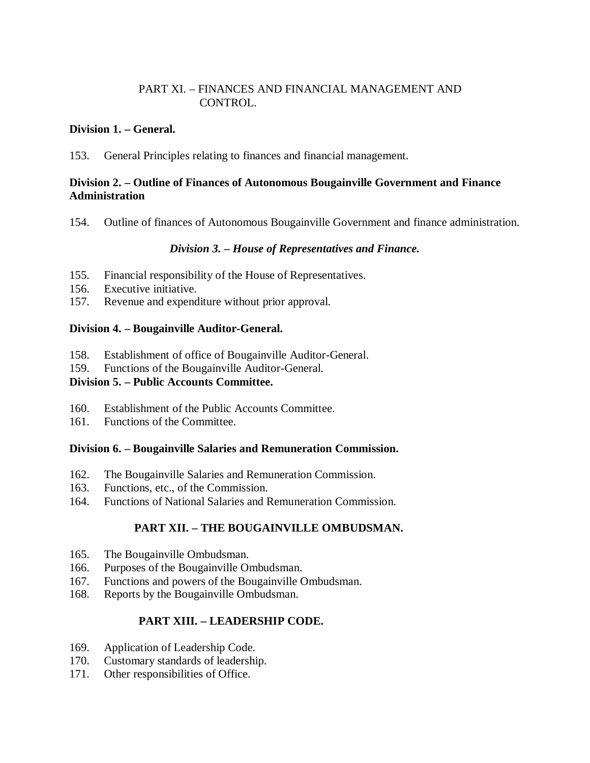PART XI. – FINANCES AND FINANCIAL MANAGEMENT AND CONTROL.

**Division 1. – General.**

153. General Principles relating to finances and financial management.

**Division 2. – Outline of Finances of Autonomous Bougainville Government and Finance Administration**

154. Outline of finances of Autonomous Bougainville Government and finance administration.

***Division 3. – House of Representatives and Finance.***

155. Financial responsibility of the House of Representatives.
156. Executive initiative.
157. Revenue and expenditure without prior approval.

**Division 4. – Bougainville Auditor-General.**

158. Establishment of office of Bougainville Auditor-General.
159. Functions of the Bougainville Auditor-General.

**Division 5. – Public Accounts Committee.**

160. Establishment of the Public Accounts Committee.
161. Functions of the Committee.

**Division 6. – Bougainville Salaries and Remuneration Commission.**

162. The Bougainville Salaries and Remuneration Commission.
163. Functions, etc., of the Commission.
164. Functions of National Salaries and Remuneration Commission.

**PART XII. – THE BOUGAINVILLE OMBUDSMAN.**

165. The Bougainville Ombudsman.
166. Purposes of the Bougainville Ombudsman.
167. Functions and powers of the Bougainville Ombudsman.
168. Reports by the Bougainville Ombudsman.

**PART XIII. – LEADERSHIP CODE.**

169. Application of Leadership Code.
170. Customary standards of leadership.
171. Other responsibilities of Office.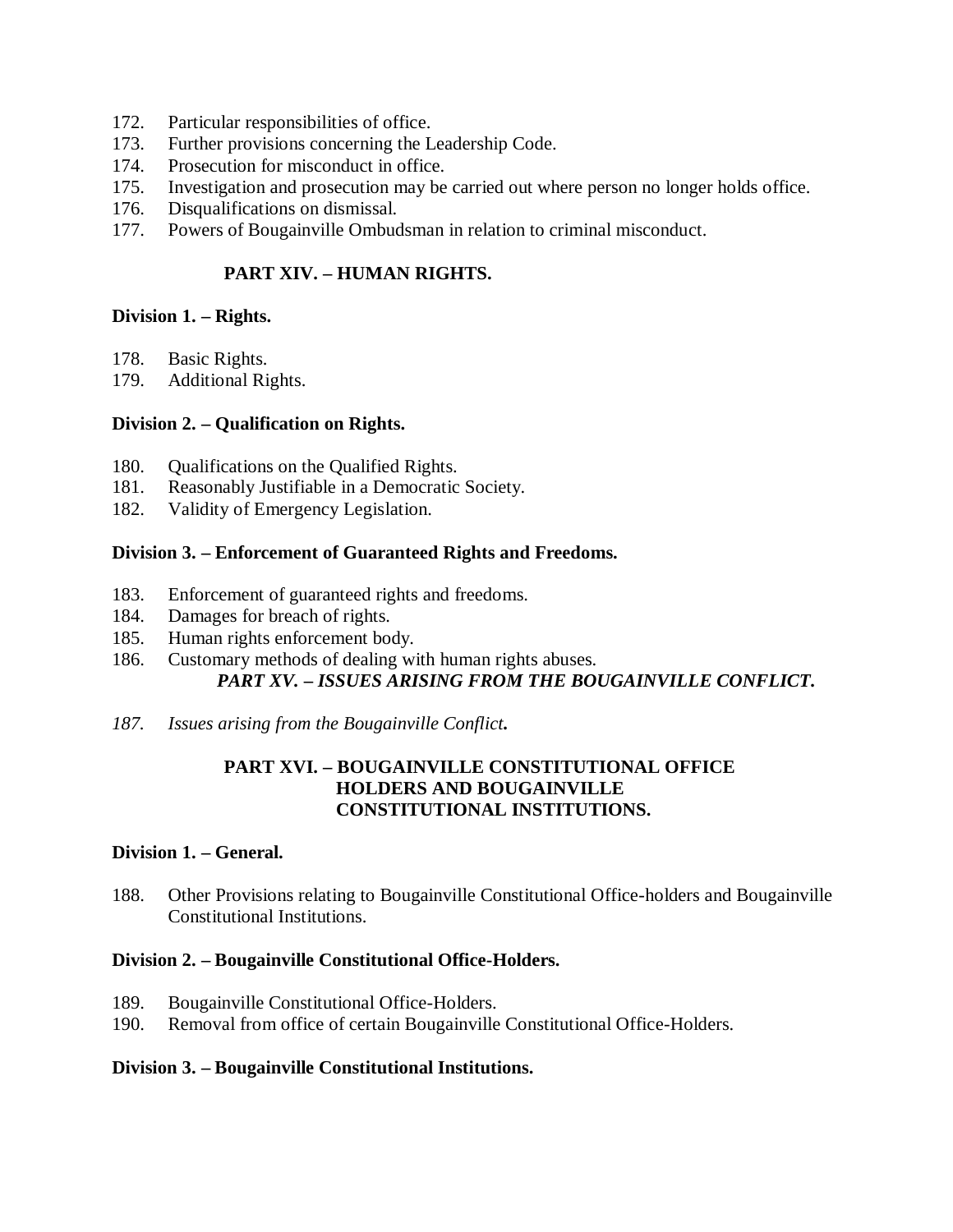172. Particular responsibilities of office.
173. Further provisions concerning the Leadership Code.
174. Prosecution for misconduct in office.
175. Investigation and prosecution may be carried out where person no longer holds office.
176. Disqualifications on dismissal.
177. Powers of Bougainville Ombudsman in relation to criminal misconduct.

## PART XIV. – HUMAN RIGHTS.

**Division 1. – Rights.**

178. Basic Rights.
179. Additional Rights.

**Division 2. – Qualification on Rights.**

180. Qualifications on the Qualified Rights.
181. Reasonably Justifiable in a Democratic Society.
182. Validity of Emergency Legislation.

**Division 3. – Enforcement of Guaranteed Rights and Freedoms.**

183. Enforcement of guaranteed rights and freedoms.
184. Damages for breach of rights.
185. Human rights enforcement body.
186. Customary methods of dealing with human rights abuses.

## *PART XV. – ISSUES ARISING FROM THE BOUGAINVILLE CONFLICT.*

*187. Issues arising from the Bougainville Conflict.*

## PART XVI. – BOUGAINVILLE CONSTITUTIONAL OFFICE HOLDERS AND BOUGAINVILLE CONSTITUTIONAL INSTITUTIONS.

**Division 1. – General.**

188. Other Provisions relating to Bougainville Constitutional Office-holders and Bougainville Constitutional Institutions.

**Division 2. – Bougainville Constitutional Office-Holders.**

189. Bougainville Constitutional Office-Holders.
190. Removal from office of certain Bougainville Constitutional Office-Holders.

**Division 3. – Bougainville Constitutional Institutions.**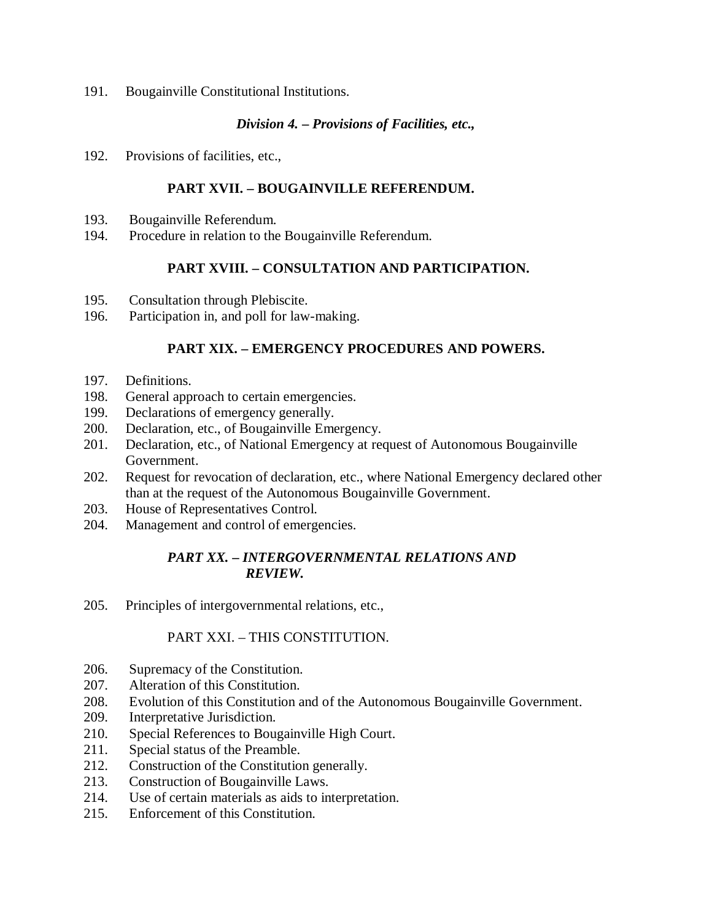191. Bougainville Constitutional Institutions.

### *Division 4. – Provisions of Facilities, etc.,*

192. Provisions of facilities, etc.,

## PART XVII. – BOUGAINVILLE REFERENDUM.

193. Bougainville Referendum.
194. Procedure in relation to the Bougainville Referendum.

## PART XVIII. – CONSULTATION AND PARTICIPATION.

195. Consultation through Plebiscite.
196. Participation in, and poll for law-making.

## PART XIX. – EMERGENCY PROCEDURES AND POWERS.

197. Definitions.
198. General approach to certain emergencies.
199. Declarations of emergency generally.
200. Declaration, etc., of Bougainville Emergency.
201. Declaration, etc., of National Emergency at request of Autonomous Bougainville Government.
202. Request for revocation of declaration, etc., where National Emergency declared other than at the request of the Autonomous Bougainville Government.
203. House of Representatives Control.
204. Management and control of emergencies.

## *PART XX. – INTERGOVERNMENTAL RELATIONS AND REVIEW.*

205. Principles of intergovernmental relations, etc.,

## PART XXI. – THIS CONSTITUTION.

206. Supremacy of the Constitution.
207. Alteration of this Constitution.
208. Evolution of this Constitution and of the Autonomous Bougainville Government.
209. Interpretative Jurisdiction.
210. Special References to Bougainville High Court.
211. Special status of the Preamble.
212. Construction of the Constitution generally.
213. Construction of Bougainville Laws.
214. Use of certain materials as aids to interpretation.
215. Enforcement of this Constitution.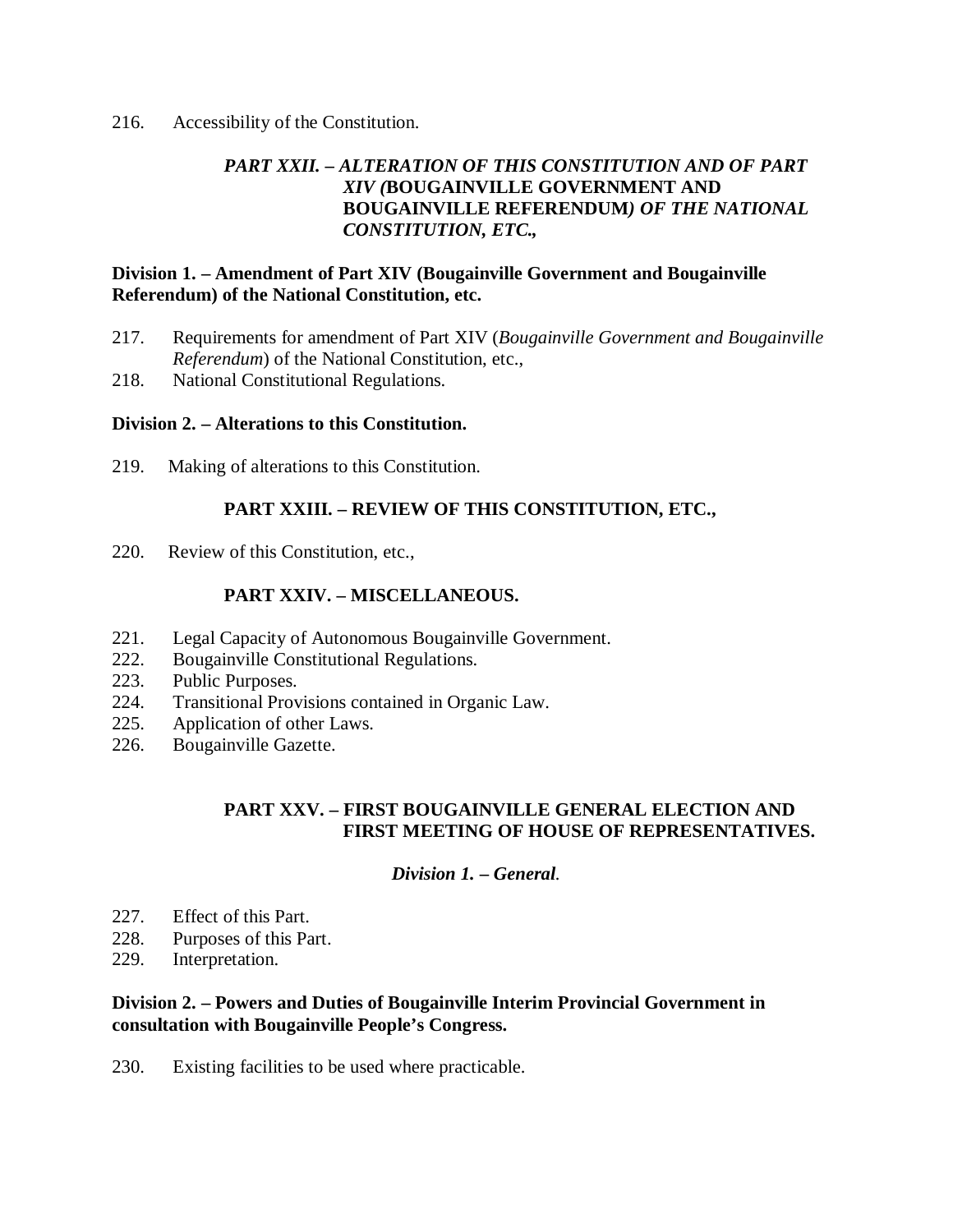216. Accessibility of the Constitution.

### *PART XXII. – ALTERATION OF THIS CONSTITUTION AND OF PART XIV (*BOUGAINVILLE GOVERNMENT AND BOUGAINVILLE REFERENDUM*) OF THE NATIONAL CONSTITUTION, ETC.,*

**Division 1. – Amendment of Part XIV (Bougainville Government and Bougainville Referendum) of the National Constitution, etc.**

217. Requirements for amendment of Part XIV (*Bougainville Government and Bougainville Referendum*) of the National Constitution, etc.,
218. National Constitutional Regulations.

**Division 2. – Alterations to this Constitution.**

219. Making of alterations to this Constitution.

### PART XXIII. – REVIEW OF THIS CONSTITUTION, ETC.,

220. Review of this Constitution, etc.,

### PART XXIV. – MISCELLANEOUS.

221. Legal Capacity of Autonomous Bougainville Government.
222. Bougainville Constitutional Regulations.
223. Public Purposes.
224. Transitional Provisions contained in Organic Law.
225. Application of other Laws.
226. Bougainville Gazette.

### PART XXV. – FIRST BOUGAINVILLE GENERAL ELECTION AND FIRST MEETING OF HOUSE OF REPRESENTATIVES.

***Division 1. – General.***

227. Effect of this Part.
228. Purposes of this Part.
229. Interpretation.

**Division 2. – Powers and Duties of Bougainville Interim Provincial Government in consultation with Bougainville People's Congress.**

230. Existing facilities to be used where practicable.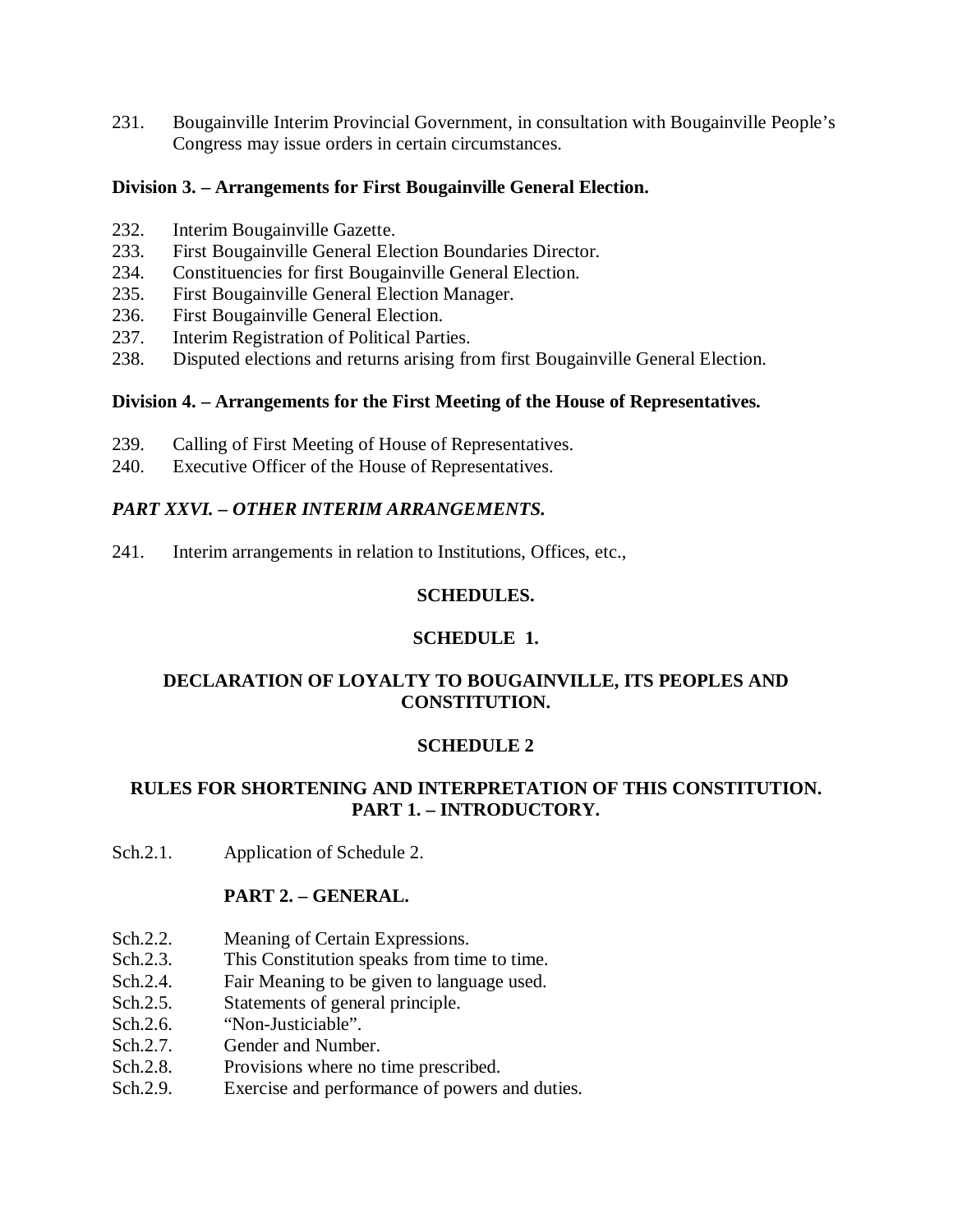231. Bougainville Interim Provincial Government, in consultation with Bougainville People's Congress may issue orders in certain circumstances.

**Division 3. – Arrangements for First Bougainville General Election.**

232. Interim Bougainville Gazette.
233. First Bougainville General Election Boundaries Director.
234. Constituencies for first Bougainville General Election.
235. First Bougainville General Election Manager.
236. First Bougainville General Election.
237. Interim Registration of Political Parties.
238. Disputed elections and returns arising from first Bougainville General Election.

**Division 4. – Arrangements for the First Meeting of the House of Representatives.**

239. Calling of First Meeting of House of Representatives.
240. Executive Officer of the House of Representatives.

***PART XXVI. – OTHER INTERIM ARRANGEMENTS.***

241. Interim arrangements in relation to Institutions, Offices, etc.,

**SCHEDULES.**

**SCHEDULE 1.**

**DECLARATION OF LOYALTY TO BOUGAINVILLE, ITS PEOPLES AND CONSTITUTION.**

**SCHEDULE 2**

**RULES FOR SHORTENING AND INTERPRETATION OF THIS CONSTITUTION.**
**PART 1. – INTRODUCTORY.**

Sch.2.1. Application of Schedule 2.

**PART 2. – GENERAL.**

Sch.2.2. Meaning of Certain Expressions.
Sch.2.3. This Constitution speaks from time to time.
Sch.2.4. Fair Meaning to be given to language used.
Sch.2.5. Statements of general principle.
Sch.2.6. "Non-Justiciable".
Sch.2.7. Gender and Number.
Sch.2.8. Provisions where no time prescribed.
Sch.2.9. Exercise and performance of powers and duties.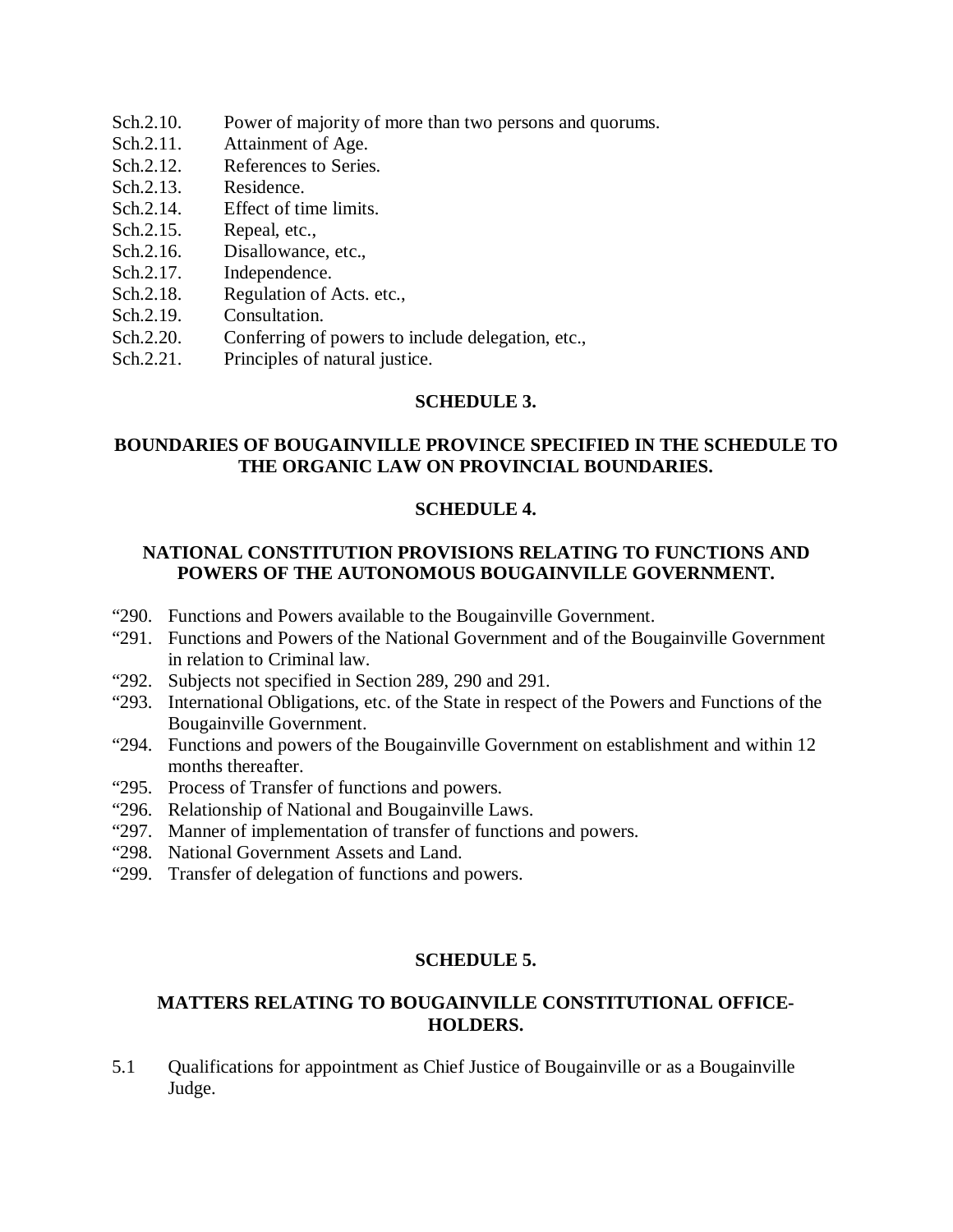Sch.2.10. Power of majority of more than two persons and quorums.
Sch.2.11. Attainment of Age.
Sch.2.12. References to Series.
Sch.2.13. Residence.
Sch.2.14. Effect of time limits.
Sch.2.15. Repeal, etc.,
Sch.2.16. Disallowance, etc.,
Sch.2.17. Independence.
Sch.2.18. Regulation of Acts. etc.,
Sch.2.19. Consultation.
Sch.2.20. Conferring of powers to include delegation, etc.,
Sch.2.21. Principles of natural justice.

**SCHEDULE 3.**

**BOUNDARIES OF BOUGAINVILLE PROVINCE SPECIFIED IN THE SCHEDULE TO THE ORGANIC LAW ON PROVINCIAL BOUNDARIES.**

**SCHEDULE 4.**

**NATIONAL CONSTITUTION PROVISIONS RELATING TO FUNCTIONS AND POWERS OF THE AUTONOMOUS BOUGAINVILLE GOVERNMENT.**

"290. Functions and Powers available to the Bougainville Government.
"291. Functions and Powers of the National Government and of the Bougainville Government in relation to Criminal law.
"292. Subjects not specified in Section 289, 290 and 291.
"293. International Obligations, etc. of the State in respect of the Powers and Functions of the Bougainville Government.
"294. Functions and powers of the Bougainville Government on establishment and within 12 months thereafter.
"295. Process of Transfer of functions and powers.
"296. Relationship of National and Bougainville Laws.
"297. Manner of implementation of transfer of functions and powers.
"298. National Government Assets and Land.
"299. Transfer of delegation of functions and powers.

**SCHEDULE 5.**

**MATTERS RELATING TO BOUGAINVILLE CONSTITUTIONAL OFFICE-HOLDERS.**

5.1 Qualifications for appointment as Chief Justice of Bougainville or as a Bougainville Judge.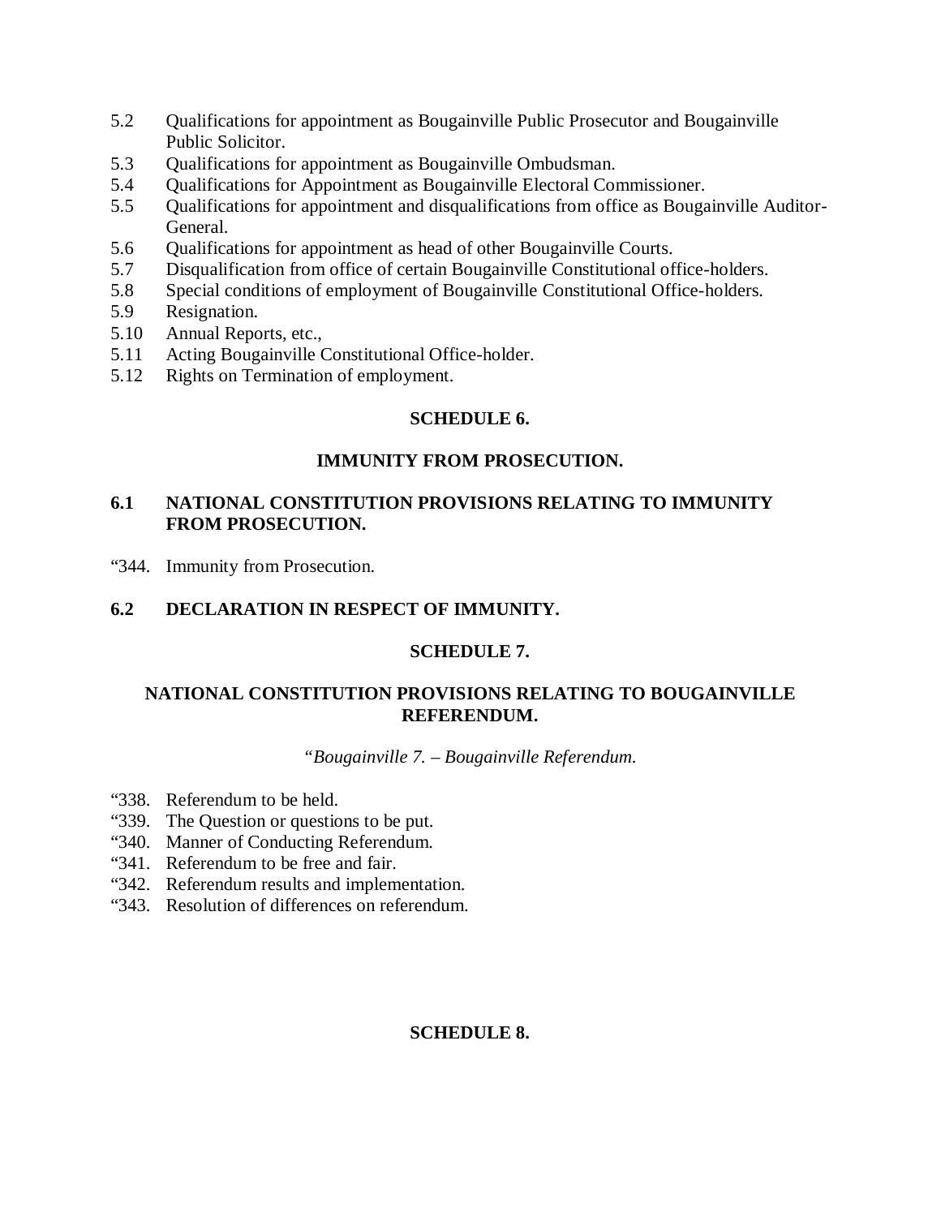5.2 Qualifications for appointment as Bougainville Public Prosecutor and Bougainville Public Solicitor.
5.3 Qualifications for appointment as Bougainville Ombudsman.
5.4 Qualifications for Appointment as Bougainville Electoral Commissioner.
5.5 Qualifications for appointment and disqualifications from office as Bougainville Auditor-General.
5.6 Qualifications for appointment as head of other Bougainville Courts.
5.7 Disqualification from office of certain Bougainville Constitutional office-holders.
5.8 Special conditions of employment of Bougainville Constitutional Office-holders.
5.9 Resignation.
5.10 Annual Reports, etc.,
5.11 Acting Bougainville Constitutional Office-holder.
5.12 Rights on Termination of employment.

**SCHEDULE 6.**

**IMMUNITY FROM PROSECUTION.**

**6.1 NATIONAL CONSTITUTION PROVISIONS RELATING TO IMMUNITY FROM PROSECUTION.**

"344. Immunity from Prosecution.

**6.2 DECLARATION IN RESPECT OF IMMUNITY.**

**SCHEDULE 7.**

**NATIONAL CONSTITUTION PROVISIONS RELATING TO BOUGAINVILLE REFERENDUM.**

*"Bougainville 7. – Bougainville Referendum.*

"338. Referendum to be held.
"339. The Question or questions to be put.
"340. Manner of Conducting Referendum.
"341. Referendum to be free and fair.
"342. Referendum results and implementation.
"343. Resolution of differences on referendum.

**SCHEDULE 8.**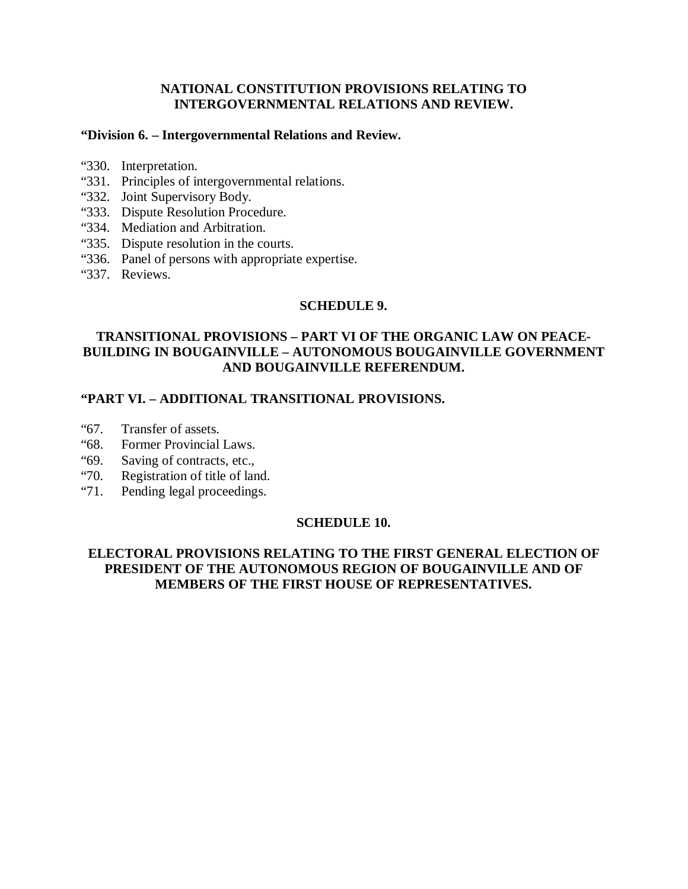**NATIONAL CONSTITUTION PROVISIONS RELATING TO INTERGOVERNMENTAL RELATIONS AND REVIEW.**

**"Division 6. – Intergovernmental Relations and Review.**

"330. Interpretation.
"331. Principles of intergovernmental relations.
"332. Joint Supervisory Body.
"333. Dispute Resolution Procedure.
"334. Mediation and Arbitration.
"335. Dispute resolution in the courts.
"336. Panel of persons with appropriate expertise.
"337. Reviews.

**SCHEDULE 9.**

**TRANSITIONAL PROVISIONS – PART VI OF THE ORGANIC LAW ON PEACE-BUILDING IN BOUGAINVILLE – AUTONOMOUS BOUGAINVILLE GOVERNMENT AND BOUGAINVILLE REFERENDUM.**

**"PART VI. – ADDITIONAL TRANSITIONAL PROVISIONS.**

"67. Transfer of assets.
"68. Former Provincial Laws.
"69. Saving of contracts, etc.,
"70. Registration of title of land.
"71. Pending legal proceedings.

**SCHEDULE 10.**

**ELECTORAL PROVISIONS RELATING TO THE FIRST GENERAL ELECTION OF PRESIDENT OF THE AUTONOMOUS REGION OF BOUGAINVILLE AND OF MEMBERS OF THE FIRST HOUSE OF REPRESENTATIVES.**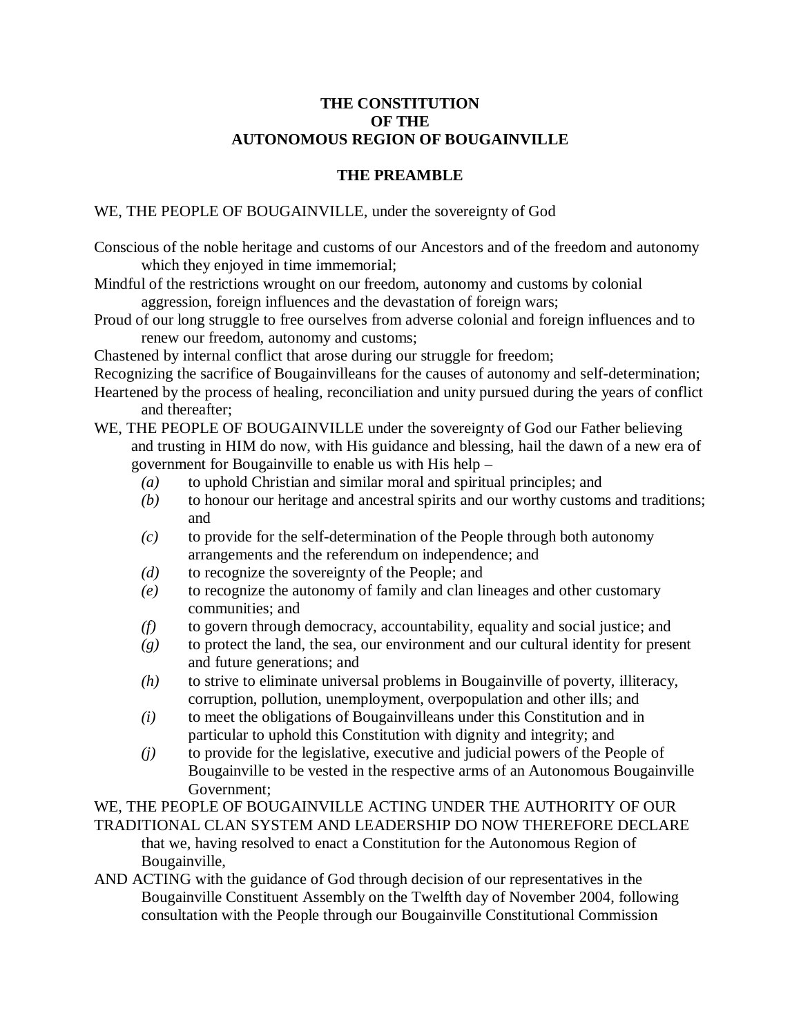# THE CONSTITUTION
# OF THE
# AUTONOMOUS REGION OF BOUGAINVILLE

## THE PREAMBLE

WE, THE PEOPLE OF BOUGAINVILLE, under the sovereignty of God

Conscious of the noble heritage and customs of our Ancestors and of the freedom and autonomy which they enjoyed in time immemorial;

Mindful of the restrictions wrought on our freedom, autonomy and customs by colonial aggression, foreign influences and the devastation of foreign wars;

Proud of our long struggle to free ourselves from adverse colonial and foreign influences and to renew our freedom, autonomy and customs;

Chastened by internal conflict that arose during our struggle for freedom;

Recognizing the sacrifice of Bougainvilleans for the causes of autonomy and self-determination;

Heartened by the process of healing, reconciliation and unity pursued during the years of conflict and thereafter;

WE, THE PEOPLE OF BOUGAINVILLE under the sovereignty of God our Father believing and trusting in HIM do now, with His guidance and blessing, hail the dawn of a new era of government for Bougainville to enable us with His help –

*(a)* to uphold Christian and similar moral and spiritual principles; and

*(b)* to honour our heritage and ancestral spirits and our worthy customs and traditions; and

*(c)* to provide for the self-determination of the People through both autonomy arrangements and the referendum on independence; and

*(d)* to recognize the sovereignty of the People; and

*(e)* to recognize the autonomy of family and clan lineages and other customary communities; and

*(f)* to govern through democracy, accountability, equality and social justice; and

*(g)* to protect the land, the sea, our environment and our cultural identity for present and future generations; and

*(h)* to strive to eliminate universal problems in Bougainville of poverty, illiteracy, corruption, pollution, unemployment, overpopulation and other ills; and

*(i)* to meet the obligations of Bougainvilleans under this Constitution and in particular to uphold this Constitution with dignity and integrity; and

*(j)* to provide for the legislative, executive and judicial powers of the People of Bougainville to be vested in the respective arms of an Autonomous Bougainville Government;

WE, THE PEOPLE OF BOUGAINVILLE ACTING UNDER THE AUTHORITY OF OUR TRADITIONAL CLAN SYSTEM AND LEADERSHIP DO NOW THEREFORE DECLARE that we, having resolved to enact a Constitution for the Autonomous Region of Bougainville,

AND ACTING with the guidance of God through decision of our representatives in the Bougainville Constituent Assembly on the Twelfth day of November 2004, following consultation with the People through our Bougainville Constitutional Commission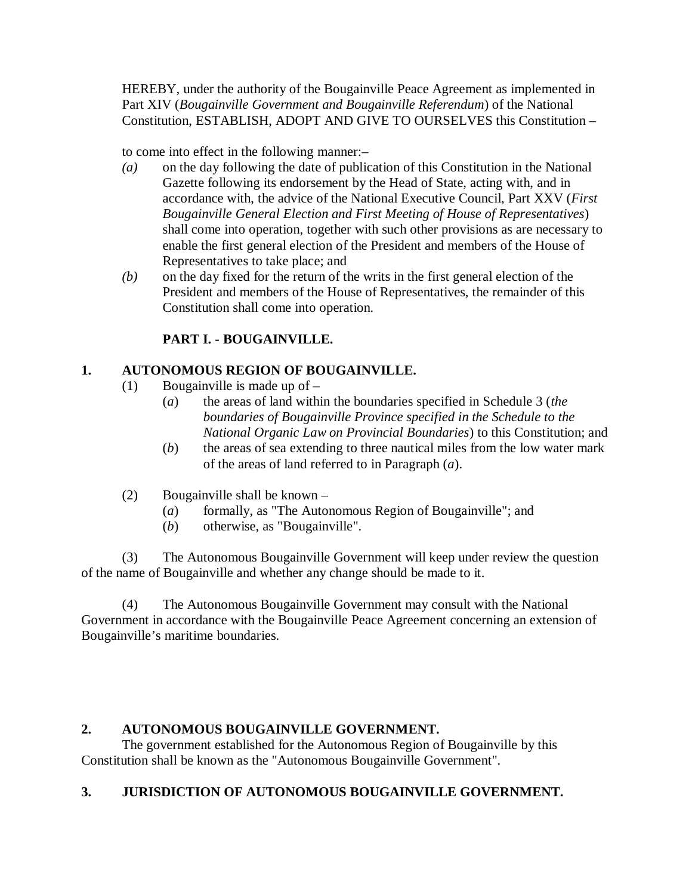HEREBY, under the authority of the Bougainville Peace Agreement as implemented in Part XIV (*Bougainville Government and Bougainville Referendum*) of the National Constitution, ESTABLISH, ADOPT AND GIVE TO OURSELVES this Constitution –

to come into effect in the following manner:–

*(a)* on the day following the date of publication of this Constitution in the National Gazette following its endorsement by the Head of State, acting with, and in accordance with, the advice of the National Executive Council, Part XXV (*First Bougainville General Election and First Meeting of House of Representatives*) shall come into operation, together with such other provisions as are necessary to enable the first general election of the President and members of the House of Representatives to take place; and

*(b)* on the day fixed for the return of the writs in the first general election of the President and members of the House of Representatives, the remainder of this Constitution shall come into operation.

## PART I. - BOUGAINVILLE.

### 1. AUTONOMOUS REGION OF BOUGAINVILLE.

(1) Bougainville is made up of –

(*a*) the areas of land within the boundaries specified in Schedule 3 (*the boundaries of Bougainville Province specified in the Schedule to the National Organic Law on Provincial Boundaries*) to this Constitution; and

(*b*) the areas of sea extending to three nautical miles from the low water mark of the areas of land referred to in Paragraph (*a*).

(2) Bougainville shall be known –

(*a*) formally, as "The Autonomous Region of Bougainville"; and

(*b*) otherwise, as "Bougainville".

(3) The Autonomous Bougainville Government will keep under review the question of the name of Bougainville and whether any change should be made to it.

(4) The Autonomous Bougainville Government may consult with the National Government in accordance with the Bougainville Peace Agreement concerning an extension of Bougainville's maritime boundaries.

### 2. AUTONOMOUS BOUGAINVILLE GOVERNMENT.

The government established for the Autonomous Region of Bougainville by this Constitution shall be known as the "Autonomous Bougainville Government".

### 3. JURISDICTION OF AUTONOMOUS BOUGAINVILLE GOVERNMENT.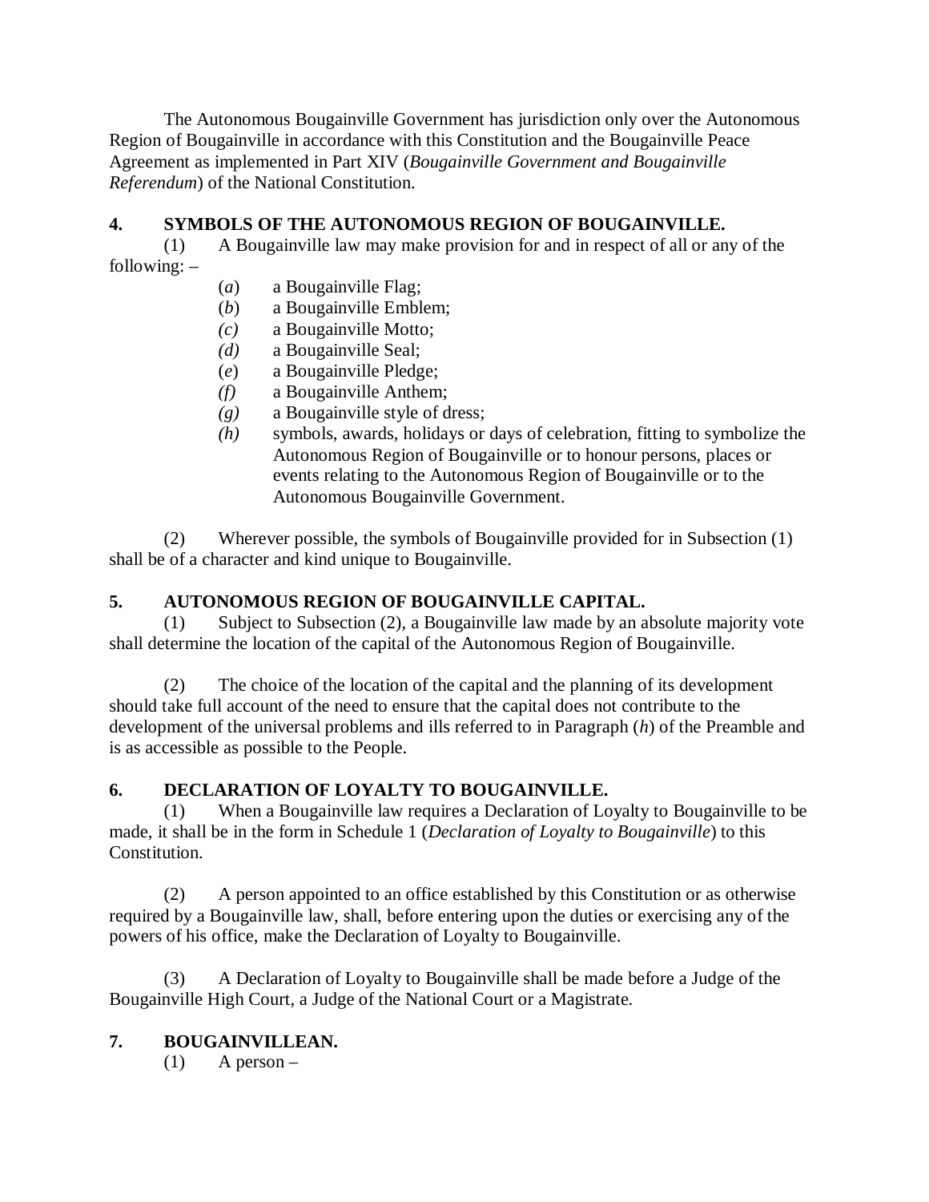The Autonomous Bougainville Government has jurisdiction only over the Autonomous Region of Bougainville in accordance with this Constitution and the Bougainville Peace Agreement as implemented in Part XIV (*Bougainville Government and Bougainville Referendum*) of the National Constitution.

**4. SYMBOLS OF THE AUTONOMOUS REGION OF BOUGAINVILLE.**

(1) A Bougainville law may make provision for and in respect of all or any of the following: –

- (*a*) a Bougainville Flag;
- (*b*) a Bougainville Emblem;
- *(c)* a Bougainville Motto;
- *(d)* a Bougainville Seal;
- (*e*) a Bougainville Pledge;
- *(f)* a Bougainville Anthem;
- *(g)* a Bougainville style of dress;
- *(h)* symbols, awards, holidays or days of celebration, fitting to symbolize the Autonomous Region of Bougainville or to honour persons, places or events relating to the Autonomous Region of Bougainville or to the Autonomous Bougainville Government.

(2) Wherever possible, the symbols of Bougainville provided for in Subsection (1) shall be of a character and kind unique to Bougainville.

**5. AUTONOMOUS REGION OF BOUGAINVILLE CAPITAL.**

(1) Subject to Subsection (2), a Bougainville law made by an absolute majority vote shall determine the location of the capital of the Autonomous Region of Bougainville.

(2) The choice of the location of the capital and the planning of its development should take full account of the need to ensure that the capital does not contribute to the development of the universal problems and ills referred to in Paragraph (*h*) of the Preamble and is as accessible as possible to the People.

**6. DECLARATION OF LOYALTY TO BOUGAINVILLE.**

(1) When a Bougainville law requires a Declaration of Loyalty to Bougainville to be made, it shall be in the form in Schedule 1 (*Declaration of Loyalty to Bougainville*) to this Constitution.

(2) A person appointed to an office established by this Constitution or as otherwise required by a Bougainville law, shall, before entering upon the duties or exercising any of the powers of his office, make the Declaration of Loyalty to Bougainville.

(3) A Declaration of Loyalty to Bougainville shall be made before a Judge of the Bougainville High Court, a Judge of the National Court or a Magistrate.

**7. BOUGAINVILLEAN.**

(1) A person –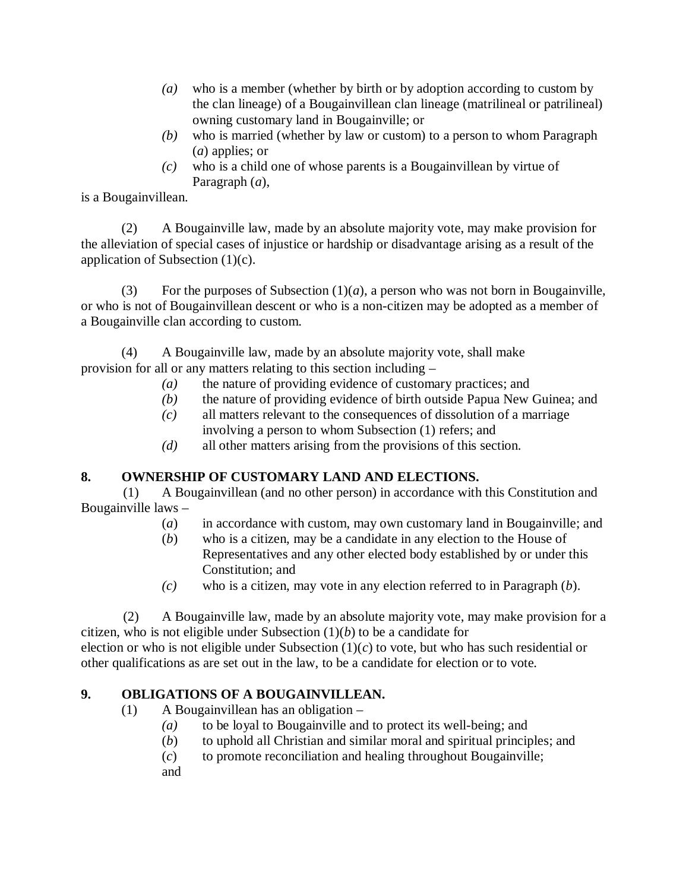*(a)* who is a member (whether by birth or by adoption according to custom by the clan lineage) of a Bougainvillean clan lineage (matrilineal or patrilineal) owning customary land in Bougainville; or

*(b)* who is married (whether by law or custom) to a person to whom Paragraph (*a*) applies; or

*(c)* who is a child one of whose parents is a Bougainvillean by virtue of Paragraph (*a*),

is a Bougainvillean.

(2) A Bougainville law, made by an absolute majority vote, may make provision for the alleviation of special cases of injustice or hardship or disadvantage arising as a result of the application of Subsection (1)(c).

(3) For the purposes of Subsection (1)(*a*), a person who was not born in Bougainville, or who is not of Bougainvillean descent or who is a non-citizen may be adopted as a member of a Bougainville clan according to custom.

(4) A Bougainville law, made by an absolute majority vote, shall make provision for all or any matters relating to this section including –

*(a)* the nature of providing evidence of customary practices; and

*(b)* the nature of providing evidence of birth outside Papua New Guinea; and

*(c)* all matters relevant to the consequences of dissolution of a marriage involving a person to whom Subsection (1) refers; and

*(d)* all other matters arising from the provisions of this section.

**8. OWNERSHIP OF CUSTOMARY LAND AND ELECTIONS.**

(1) A Bougainvillean (and no other person) in accordance with this Constitution and Bougainville laws –

(*a*) in accordance with custom, may own customary land in Bougainville; and

(*b*) who is a citizen, may be a candidate in any election to the House of Representatives and any other elected body established by or under this Constitution; and

*(c)* who is a citizen, may vote in any election referred to in Paragraph (*b*).

(2) A Bougainville law, made by an absolute majority vote, may make provision for a citizen, who is not eligible under Subsection (1)(*b*) to be a candidate for election or who is not eligible under Subsection (1)(*c*) to vote, but who has such residential or other qualifications as are set out in the law, to be a candidate for election or to vote.

**9. OBLIGATIONS OF A BOUGAINVILLEAN.**

(1) A Bougainvillean has an obligation –

*(a)* to be loyal to Bougainville and to protect its well-being; and

(*b*) to uphold all Christian and similar moral and spiritual principles; and

(*c*) to promote reconciliation and healing throughout Bougainville;

and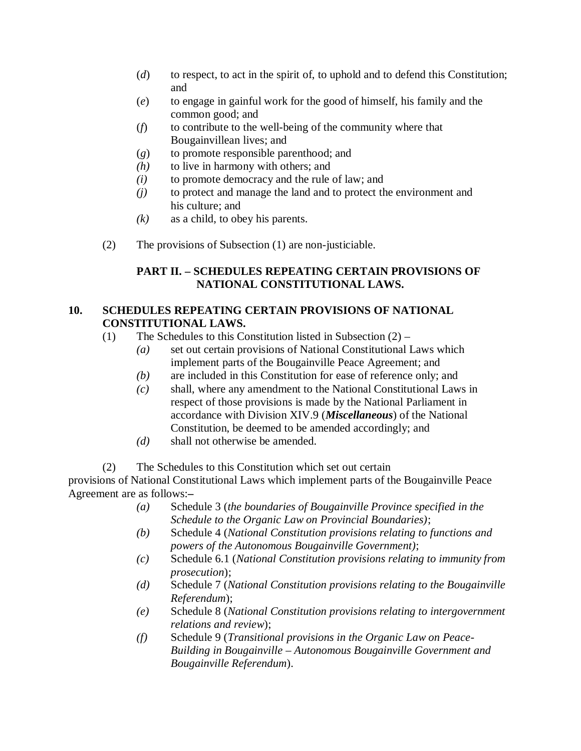(*d*) to respect, to act in the spirit of, to uphold and to defend this Constitution; and

(*e*) to engage in gainful work for the good of himself, his family and the common good; and

(*f*) to contribute to the well-being of the community where that Bougainvillean lives; and

(*g*) to promote responsible parenthood; and

*(h)* to live in harmony with others; and

*(i)* to promote democracy and the rule of law; and

*(j)* to protect and manage the land and to protect the environment and his culture; and

*(k)* as a child, to obey his parents.

(2) The provisions of Subsection (1) are non-justiciable.

## PART II. – SCHEDULES REPEATING CERTAIN PROVISIONS OF NATIONAL CONSTITUTIONAL LAWS.

### 10. SCHEDULES REPEATING CERTAIN PROVISIONS OF NATIONAL CONSTITUTIONAL LAWS.

(1) The Schedules to this Constitution listed in Subsection (2) –

*(a)* set out certain provisions of National Constitutional Laws which implement parts of the Bougainville Peace Agreement; and

*(b)* are included in this Constitution for ease of reference only; and

*(c)* shall, where any amendment to the National Constitutional Laws in respect of those provisions is made by the National Parliament in accordance with Division XIV.9 (***Miscellaneous***) of the National Constitution, be deemed to be amended accordingly; and

*(d)* shall not otherwise be amended.

(2) The Schedules to this Constitution which set out certain provisions of National Constitutional Laws which implement parts of the Bougainville Peace Agreement are as follows:–

*(a)* Schedule 3 (*the boundaries of Bougainville Province specified in the Schedule to the Organic Law on Provincial Boundaries)*;

*(b)* Schedule 4 (*National Constitution provisions relating to functions and powers of the Autonomous Bougainville Government)*;

*(c)* Schedule 6.1 (*National Constitution provisions relating to immunity from prosecution*);

*(d)* Schedule 7 (*National Constitution provisions relating to the Bougainville Referendum*);

*(e)* Schedule 8 (*National Constitution provisions relating to intergovernment relations and review*);

*(f)* Schedule 9 (*Transitional provisions in the Organic Law on Peace-Building in Bougainville – Autonomous Bougainville Government and Bougainville Referendum*).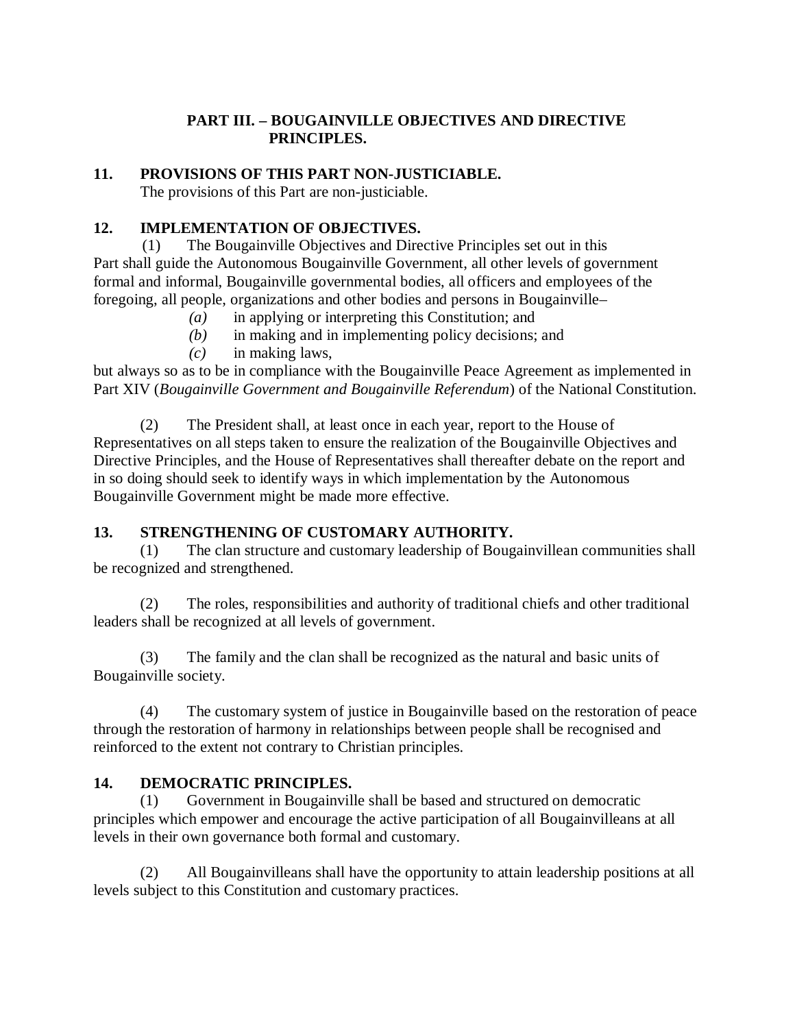## PART III. – BOUGAINVILLE OBJECTIVES AND DIRECTIVE PRINCIPLES.

### 11. PROVISIONS OF THIS PART NON-JUSTICIABLE.

The provisions of this Part are non-justiciable.

### 12. IMPLEMENTATION OF OBJECTIVES.

(1) The Bougainville Objectives and Directive Principles set out in this Part shall guide the Autonomous Bougainville Government, all other levels of government formal and informal, Bougainville governmental bodies, all officers and employees of the foregoing, all people, organizations and other bodies and persons in Bougainville–

- *(a)* in applying or interpreting this Constitution; and
- *(b)* in making and in implementing policy decisions; and
- *(c)* in making laws,

but always so as to be in compliance with the Bougainville Peace Agreement as implemented in Part XIV (*Bougainville Government and Bougainville Referendum*) of the National Constitution.

(2) The President shall, at least once in each year, report to the House of Representatives on all steps taken to ensure the realization of the Bougainville Objectives and Directive Principles, and the House of Representatives shall thereafter debate on the report and in so doing should seek to identify ways in which implementation by the Autonomous Bougainville Government might be made more effective.

### 13. STRENGTHENING OF CUSTOMARY AUTHORITY.

(1) The clan structure and customary leadership of Bougainvillean communities shall be recognized and strengthened.

(2) The roles, responsibilities and authority of traditional chiefs and other traditional leaders shall be recognized at all levels of government.

(3) The family and the clan shall be recognized as the natural and basic units of Bougainville society.

(4) The customary system of justice in Bougainville based on the restoration of peace through the restoration of harmony in relationships between people shall be recognised and reinforced to the extent not contrary to Christian principles.

### 14. DEMOCRATIC PRINCIPLES.

(1) Government in Bougainville shall be based and structured on democratic principles which empower and encourage the active participation of all Bougainvilleans at all levels in their own governance both formal and customary.

(2) All Bougainvilleans shall have the opportunity to attain leadership positions at all levels subject to this Constitution and customary practices.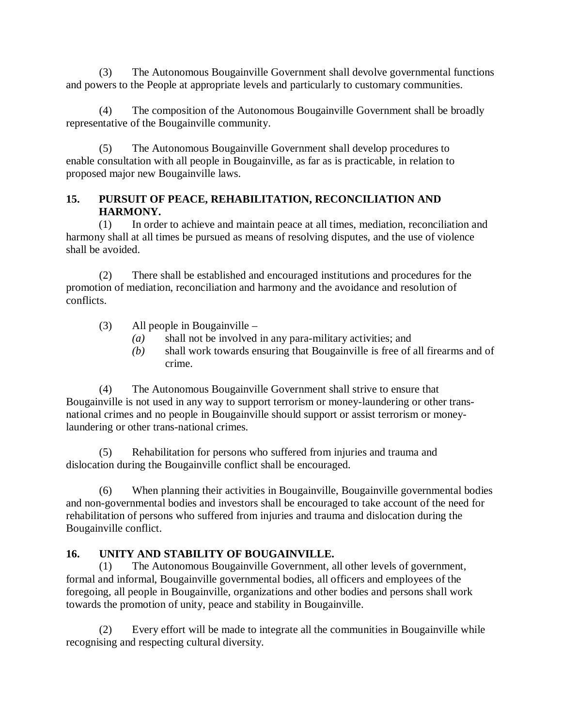(3) The Autonomous Bougainville Government shall devolve governmental functions and powers to the People at appropriate levels and particularly to customary communities.

(4) The composition of the Autonomous Bougainville Government shall be broadly representative of the Bougainville community.

(5) The Autonomous Bougainville Government shall develop procedures to enable consultation with all people in Bougainville, as far as is practicable, in relation to proposed major new Bougainville laws.

**15. PURSUIT OF PEACE, REHABILITATION, RECONCILIATION AND HARMONY.**

(1) In order to achieve and maintain peace at all times, mediation, reconciliation and harmony shall at all times be pursued as means of resolving disputes, and the use of violence shall be avoided.

(2) There shall be established and encouraged institutions and procedures for the promotion of mediation, reconciliation and harmony and the avoidance and resolution of conflicts.

(3) All people in Bougainville –

*(a)* shall not be involved in any para-military activities; and

*(b)* shall work towards ensuring that Bougainville is free of all firearms and of crime.

(4) The Autonomous Bougainville Government shall strive to ensure that Bougainville is not used in any way to support terrorism or money-laundering or other trans-national crimes and no people in Bougainville should support or assist terrorism or money-laundering or other trans-national crimes.

(5) Rehabilitation for persons who suffered from injuries and trauma and dislocation during the Bougainville conflict shall be encouraged.

(6) When planning their activities in Bougainville, Bougainville governmental bodies and non-governmental bodies and investors shall be encouraged to take account of the need for rehabilitation of persons who suffered from injuries and trauma and dislocation during the Bougainville conflict.

**16. UNITY AND STABILITY OF BOUGAINVILLE.**

(1) The Autonomous Bougainville Government, all other levels of government, formal and informal, Bougainville governmental bodies, all officers and employees of the foregoing, all people in Bougainville, organizations and other bodies and persons shall work towards the promotion of unity, peace and stability in Bougainville.

(2) Every effort will be made to integrate all the communities in Bougainville while recognising and respecting cultural diversity.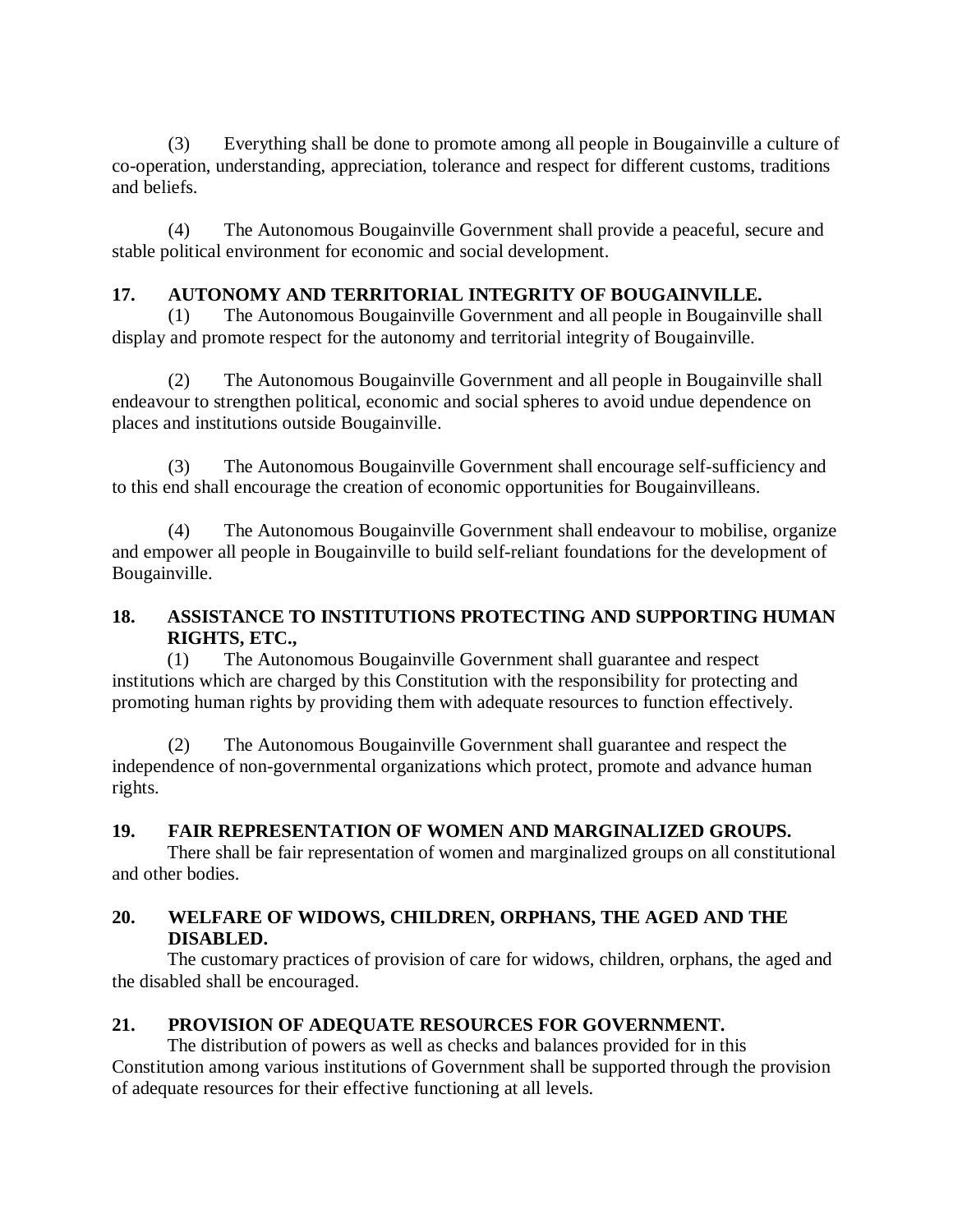(3) Everything shall be done to promote among all people in Bougainville a culture of co-operation, understanding, appreciation, tolerance and respect for different customs, traditions and beliefs.

(4) The Autonomous Bougainville Government shall provide a peaceful, secure and stable political environment for economic and social development.

**17. AUTONOMY AND TERRITORIAL INTEGRITY OF BOUGAINVILLE.**

(1) The Autonomous Bougainville Government and all people in Bougainville shall display and promote respect for the autonomy and territorial integrity of Bougainville.

(2) The Autonomous Bougainville Government and all people in Bougainville shall endeavour to strengthen political, economic and social spheres to avoid undue dependence on places and institutions outside Bougainville.

(3) The Autonomous Bougainville Government shall encourage self-sufficiency and to this end shall encourage the creation of economic opportunities for Bougainvilleans.

(4) The Autonomous Bougainville Government shall endeavour to mobilise, organize and empower all people in Bougainville to build self-reliant foundations for the development of Bougainville.

**18. ASSISTANCE TO INSTITUTIONS PROTECTING AND SUPPORTING HUMAN RIGHTS, ETC.,**

(1) The Autonomous Bougainville Government shall guarantee and respect institutions which are charged by this Constitution with the responsibility for protecting and promoting human rights by providing them with adequate resources to function effectively.

(2) The Autonomous Bougainville Government shall guarantee and respect the independence of non-governmental organizations which protect, promote and advance human rights.

**19. FAIR REPRESENTATION OF WOMEN AND MARGINALIZED GROUPS.**

There shall be fair representation of women and marginalized groups on all constitutional and other bodies.

**20. WELFARE OF WIDOWS, CHILDREN, ORPHANS, THE AGED AND THE DISABLED.**

The customary practices of provision of care for widows, children, orphans, the aged and the disabled shall be encouraged.

**21. PROVISION OF ADEQUATE RESOURCES FOR GOVERNMENT.**

The distribution of powers as well as checks and balances provided for in this Constitution among various institutions of Government shall be supported through the provision of adequate resources for their effective functioning at all levels.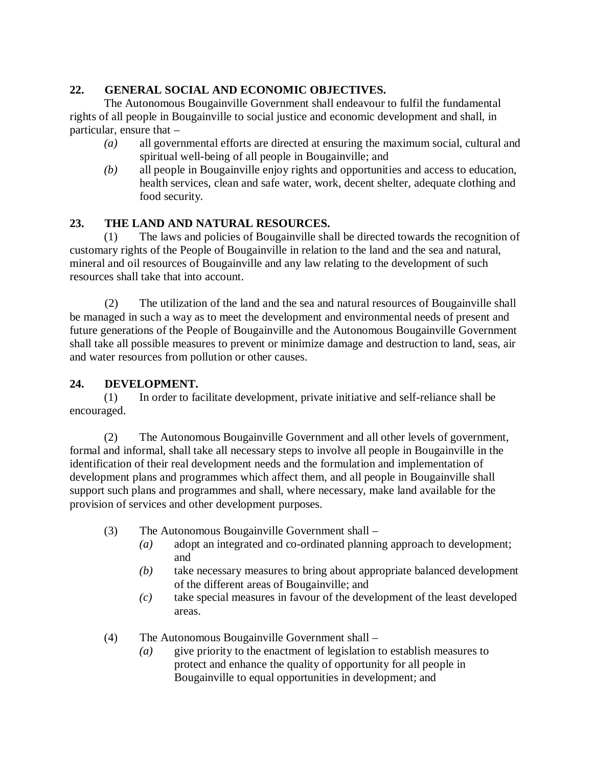**22. GENERAL SOCIAL AND ECONOMIC OBJECTIVES.**

The Autonomous Bougainville Government shall endeavour to fulfil the fundamental rights of all people in Bougainville to social justice and economic development and shall, in particular, ensure that –

*(a)* all governmental efforts are directed at ensuring the maximum social, cultural and spiritual well-being of all people in Bougainville; and

*(b)* all people in Bougainville enjoy rights and opportunities and access to education, health services, clean and safe water, work, decent shelter, adequate clothing and food security.

**23. THE LAND AND NATURAL RESOURCES.**

(1) The laws and policies of Bougainville shall be directed towards the recognition of customary rights of the People of Bougainville in relation to the land and the sea and natural, mineral and oil resources of Bougainville and any law relating to the development of such resources shall take that into account.

(2) The utilization of the land and the sea and natural resources of Bougainville shall be managed in such a way as to meet the development and environmental needs of present and future generations of the People of Bougainville and the Autonomous Bougainville Government shall take all possible measures to prevent or minimize damage and destruction to land, seas, air and water resources from pollution or other causes.

**24. DEVELOPMENT.**

(1) In order to facilitate development, private initiative and self-reliance shall be encouraged.

(2) The Autonomous Bougainville Government and all other levels of government, formal and informal, shall take all necessary steps to involve all people in Bougainville in the identification of their real development needs and the formulation and implementation of development plans and programmes which affect them, and all people in Bougainville shall support such plans and programmes and shall, where necessary, make land available for the provision of services and other development purposes.

(3) The Autonomous Bougainville Government shall –

*(a)* adopt an integrated and co-ordinated planning approach to development; and

*(b)* take necessary measures to bring about appropriate balanced development of the different areas of Bougainville; and

*(c)* take special measures in favour of the development of the least developed areas.

(4) The Autonomous Bougainville Government shall –

*(a)* give priority to the enactment of legislation to establish measures to protect and enhance the quality of opportunity for all people in Bougainville to equal opportunities in development; and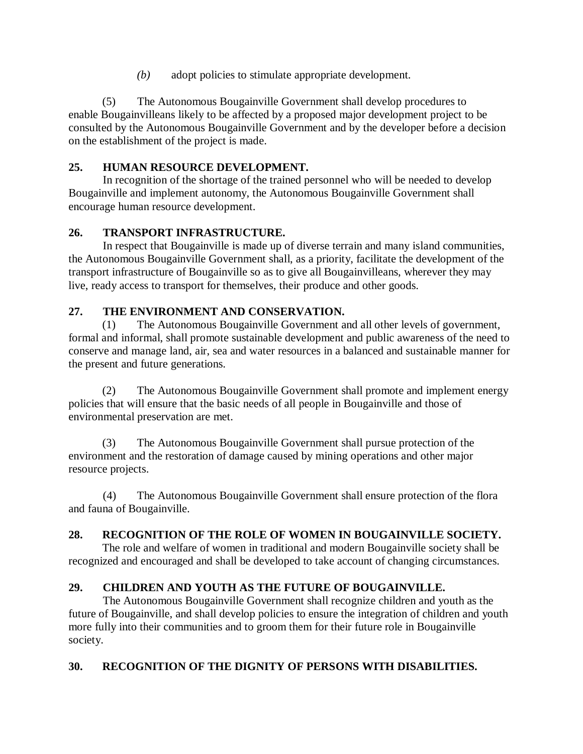*(b)* adopt policies to stimulate appropriate development.

(5) The Autonomous Bougainville Government shall develop procedures to enable Bougainvilleans likely to be affected by a proposed major development project to be consulted by the Autonomous Bougainville Government and by the developer before a decision on the establishment of the project is made.

**25. HUMAN RESOURCE DEVELOPMENT.**

In recognition of the shortage of the trained personnel who will be needed to develop Bougainville and implement autonomy, the Autonomous Bougainville Government shall encourage human resource development.

**26. TRANSPORT INFRASTRUCTURE.**

In respect that Bougainville is made up of diverse terrain and many island communities, the Autonomous Bougainville Government shall, as a priority, facilitate the development of the transport infrastructure of Bougainville so as to give all Bougainvilleans, wherever they may live, ready access to transport for themselves, their produce and other goods.

**27. THE ENVIRONMENT AND CONSERVATION.**

(1) The Autonomous Bougainville Government and all other levels of government, formal and informal, shall promote sustainable development and public awareness of the need to conserve and manage land, air, sea and water resources in a balanced and sustainable manner for the present and future generations.

(2) The Autonomous Bougainville Government shall promote and implement energy policies that will ensure that the basic needs of all people in Bougainville and those of environmental preservation are met.

(3) The Autonomous Bougainville Government shall pursue protection of the environment and the restoration of damage caused by mining operations and other major resource projects.

(4) The Autonomous Bougainville Government shall ensure protection of the flora and fauna of Bougainville.

**28. RECOGNITION OF THE ROLE OF WOMEN IN BOUGAINVILLE SOCIETY.**

The role and welfare of women in traditional and modern Bougainville society shall be recognized and encouraged and shall be developed to take account of changing circumstances.

**29. CHILDREN AND YOUTH AS THE FUTURE OF BOUGAINVILLE.**

The Autonomous Bougainville Government shall recognize children and youth as the future of Bougainville, and shall develop policies to ensure the integration of children and youth more fully into their communities and to groom them for their future role in Bougainville society.

**30. RECOGNITION OF THE DIGNITY OF PERSONS WITH DISABILITIES.**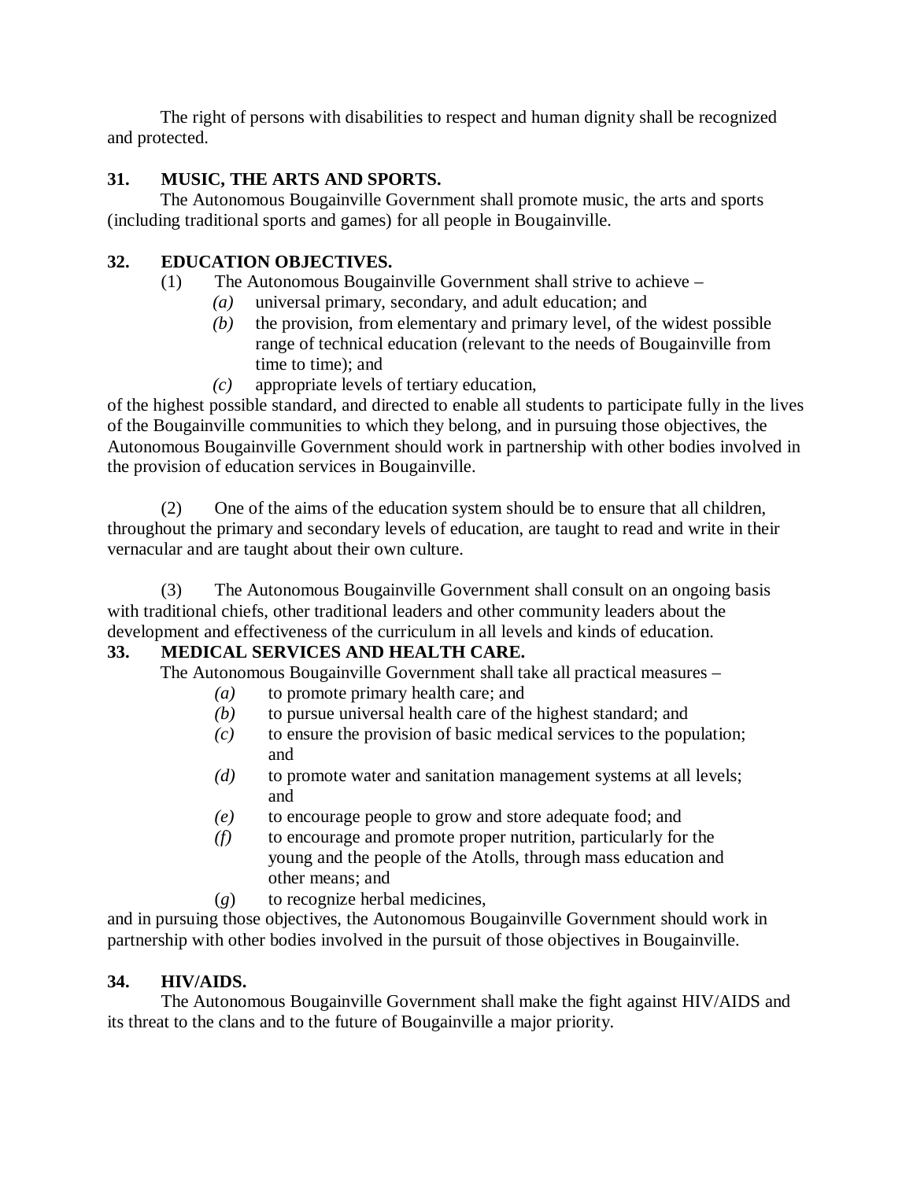The right of persons with disabilities to respect and human dignity shall be recognized and protected.

**31. MUSIC, THE ARTS AND SPORTS.**

The Autonomous Bougainville Government shall promote music, the arts and sports (including traditional sports and games) for all people in Bougainville.

**32. EDUCATION OBJECTIVES.**

(1) The Autonomous Bougainville Government shall strive to achieve –

- *(a)* universal primary, secondary, and adult education; and
- *(b)* the provision, from elementary and primary level, of the widest possible range of technical education (relevant to the needs of Bougainville from time to time); and
- *(c)* appropriate levels of tertiary education,

of the highest possible standard, and directed to enable all students to participate fully in the lives of the Bougainville communities to which they belong, and in pursuing those objectives, the Autonomous Bougainville Government should work in partnership with other bodies involved in the provision of education services in Bougainville.

(2) One of the aims of the education system should be to ensure that all children, throughout the primary and secondary levels of education, are taught to read and write in their vernacular and are taught about their own culture.

(3) The Autonomous Bougainville Government shall consult on an ongoing basis with traditional chiefs, other traditional leaders and other community leaders about the development and effectiveness of the curriculum in all levels and kinds of education.

**33. MEDICAL SERVICES AND HEALTH CARE.**

The Autonomous Bougainville Government shall take all practical measures –

- *(a)* to promote primary health care; and
- *(b)* to pursue universal health care of the highest standard; and
- *(c)* to ensure the provision of basic medical services to the population; and
- *(d)* to promote water and sanitation management systems at all levels; and
- *(e)* to encourage people to grow and store adequate food; and
- *(f)* to encourage and promote proper nutrition, particularly for the young and the people of the Atolls, through mass education and other means; and
- (*g*) to recognize herbal medicines,

and in pursuing those objectives, the Autonomous Bougainville Government should work in partnership with other bodies involved in the pursuit of those objectives in Bougainville.

**34. HIV/AIDS.**

The Autonomous Bougainville Government shall make the fight against HIV/AIDS and its threat to the clans and to the future of Bougainville a major priority.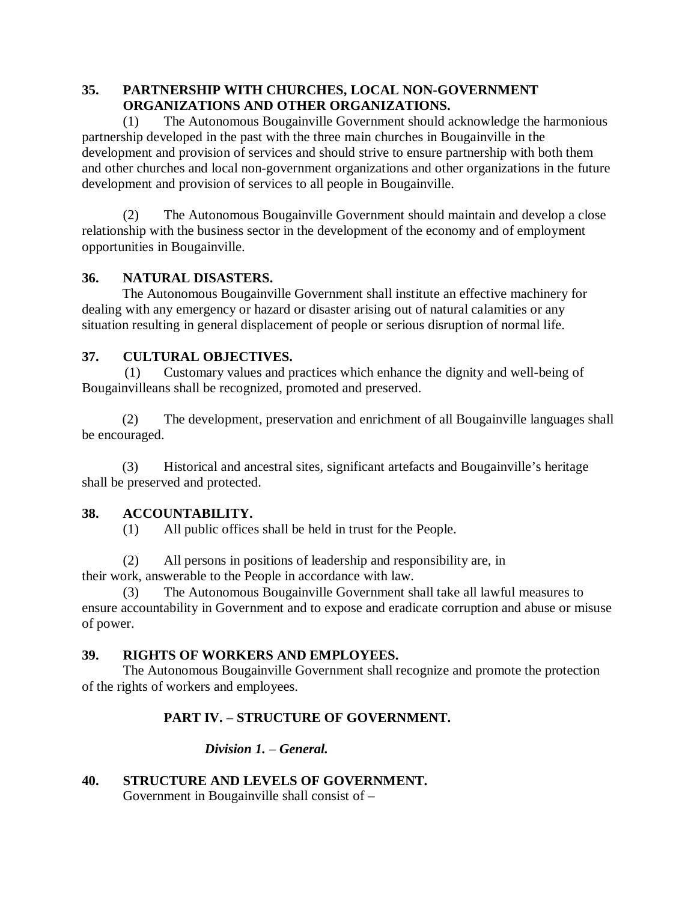**35. PARTNERSHIP WITH CHURCHES, LOCAL NON-GOVERNMENT ORGANIZATIONS AND OTHER ORGANIZATIONS.**

(1) The Autonomous Bougainville Government should acknowledge the harmonious partnership developed in the past with the three main churches in Bougainville in the development and provision of services and should strive to ensure partnership with both them and other churches and local non-government organizations and other organizations in the future development and provision of services to all people in Bougainville.

(2) The Autonomous Bougainville Government should maintain and develop a close relationship with the business sector in the development of the economy and of employment opportunities in Bougainville.

**36. NATURAL DISASTERS.**

The Autonomous Bougainville Government shall institute an effective machinery for dealing with any emergency or hazard or disaster arising out of natural calamities or any situation resulting in general displacement of people or serious disruption of normal life.

**37. CULTURAL OBJECTIVES.**

(1) Customary values and practices which enhance the dignity and well-being of Bougainvilleans shall be recognized, promoted and preserved.

(2) The development, preservation and enrichment of all Bougainville languages shall be encouraged.

(3) Historical and ancestral sites, significant artefacts and Bougainville's heritage shall be preserved and protected.

**38. ACCOUNTABILITY.**

(1) All public offices shall be held in trust for the People.

(2) All persons in positions of leadership and responsibility are, in their work, answerable to the People in accordance with law.

(3) The Autonomous Bougainville Government shall take all lawful measures to ensure accountability in Government and to expose and eradicate corruption and abuse or misuse of power.

**39. RIGHTS OF WORKERS AND EMPLOYEES.**

The Autonomous Bougainville Government shall recognize and promote the protection of the rights of workers and employees.

## PART IV. – STRUCTURE OF GOVERNMENT.

### *Division 1. – General.*

**40. STRUCTURE AND LEVELS OF GOVERNMENT.**

Government in Bougainville shall consist of –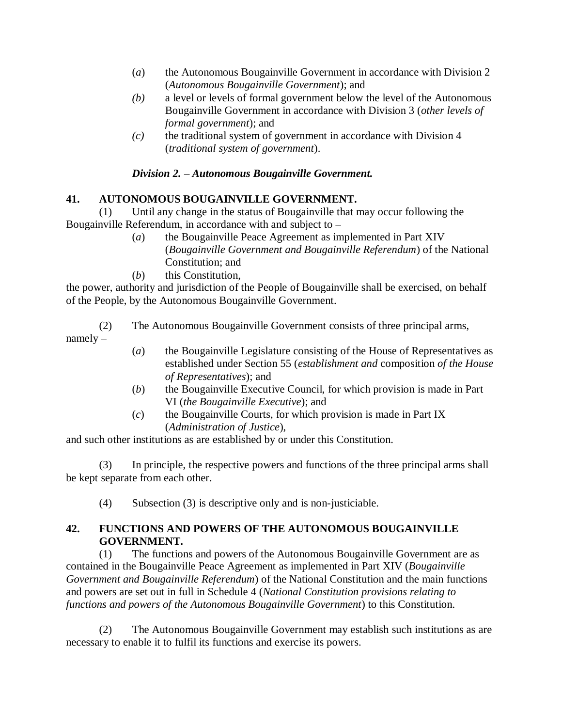(*a*) the Autonomous Bougainville Government in accordance with Division 2 (*Autonomous Bougainville Government*); and

*(b)* a level or levels of formal government below the level of the Autonomous Bougainville Government in accordance with Division 3 (*other levels of formal government*); and

*(c)* the traditional system of government in accordance with Division 4 (*traditional system of government*).

### *Division 2. – Autonomous Bougainville Government.*

**41. AUTONOMOUS BOUGAINVILLE GOVERNMENT.**

(1) Until any change in the status of Bougainville that may occur following the Bougainville Referendum, in accordance with and subject to –

(*a*) the Bougainville Peace Agreement as implemented in Part XIV (*Bougainville Government and Bougainville Referendum*) of the National Constitution; and

(*b*) this Constitution,

the power, authority and jurisdiction of the People of Bougainville shall be exercised, on behalf of the People, by the Autonomous Bougainville Government.

(2) The Autonomous Bougainville Government consists of three principal arms, namely –

(*a*) the Bougainville Legislature consisting of the House of Representatives as established under Section 55 (*establishment and* composition *of the House of Representatives*); and

(*b*) the Bougainville Executive Council, for which provision is made in Part VI (*the Bougainville Executive*); and

(*c*) the Bougainville Courts, for which provision is made in Part IX (*Administration of Justice*),

and such other institutions as are established by or under this Constitution.

(3) In principle, the respective powers and functions of the three principal arms shall be kept separate from each other.

(4) Subsection (3) is descriptive only and is non-justiciable.

**42. FUNCTIONS AND POWERS OF THE AUTONOMOUS BOUGAINVILLE GOVERNMENT.**

(1) The functions and powers of the Autonomous Bougainville Government are as contained in the Bougainville Peace Agreement as implemented in Part XIV (*Bougainville Government and Bougainville Referendum*) of the National Constitution and the main functions and powers are set out in full in Schedule 4 (*National Constitution provisions relating to functions and powers of the Autonomous Bougainville Government*) to this Constitution.

(2) The Autonomous Bougainville Government may establish such institutions as are necessary to enable it to fulfil its functions and exercise its powers.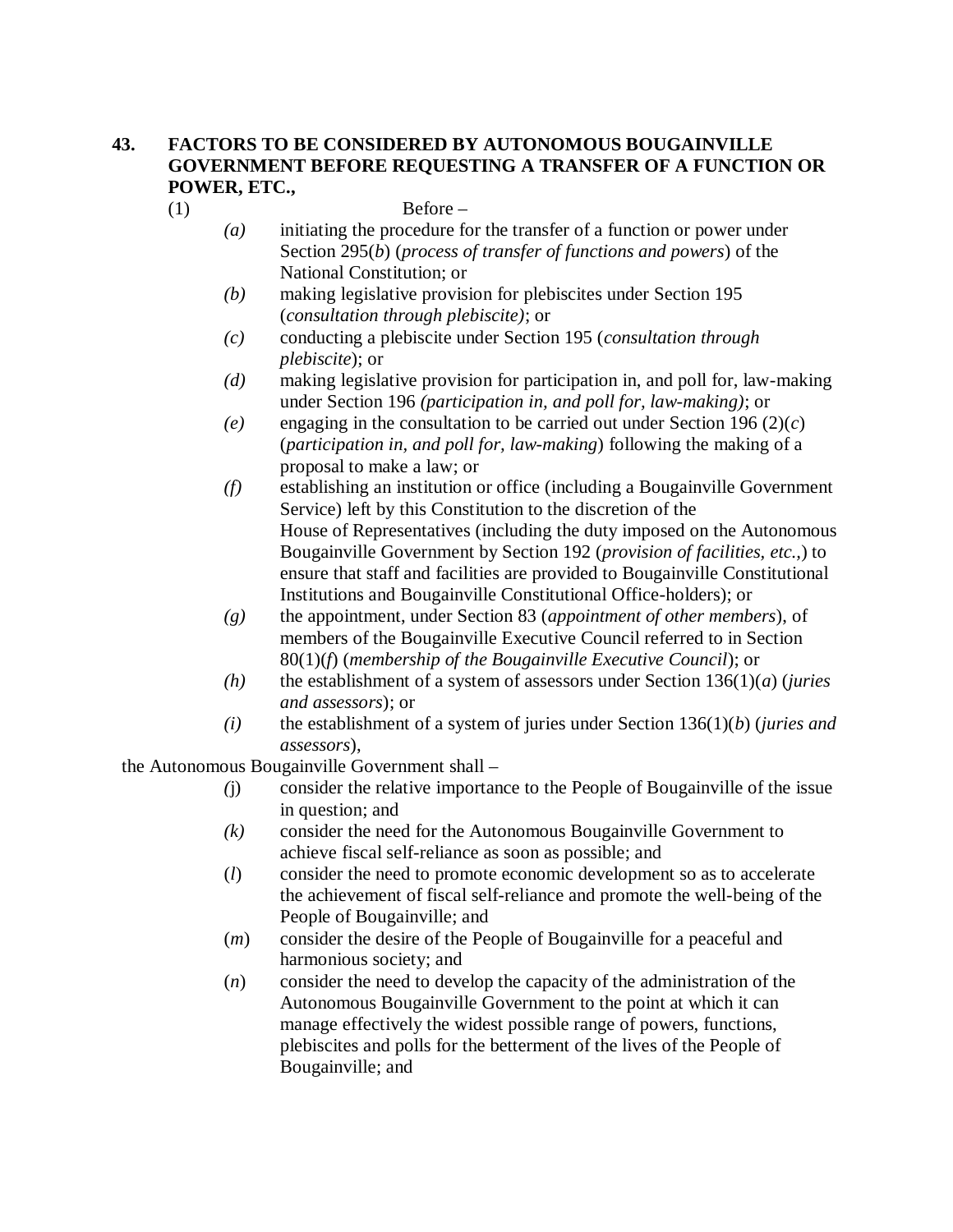### 43. FACTORS TO BE CONSIDERED BY AUTONOMOUS BOUGAINVILLE GOVERNMENT BEFORE REQUESTING A TRANSFER OF A FUNCTION OR POWER, ETC.,

(1) Before –

*(a)* initiating the procedure for the transfer of a function or power under Section 295(*b*) (*process of transfer of functions and powers*) of the National Constitution; or

*(b)* making legislative provision for plebiscites under Section 195 (*consultation through plebiscite)*; or

*(c)* conducting a plebiscite under Section 195 (*consultation through plebiscite*); or

*(d)* making legislative provision for participation in, and poll for, law-making under Section 196 *(participation in, and poll for, law-making)*; or

*(e)* engaging in the consultation to be carried out under Section 196 (2)(*c*) (*participation in, and poll for, law-making*) following the making of a proposal to make a law; or

*(f)* establishing an institution or office (including a Bougainville Government Service) left by this Constitution to the discretion of the House of Representatives (including the duty imposed on the Autonomous Bougainville Government by Section 192 (*provision of facilities, etc.,*) to ensure that staff and facilities are provided to Bougainville Constitutional Institutions and Bougainville Constitutional Office-holders); or

*(g)* the appointment, under Section 83 (*appointment of other members*), of members of the Bougainville Executive Council referred to in Section 80(1)(*f*) (*membership of the Bougainville Executive Council*); or

*(h)* the establishment of a system of assessors under Section 136(1)(*a*) (*juries and assessors*); or

*(i)* the establishment of a system of juries under Section 136(1)(*b*) (*juries and assessors*),

the Autonomous Bougainville Government shall –

*(*j) consider the relative importance to the People of Bougainville of the issue in question; and

*(k)* consider the need for the Autonomous Bougainville Government to achieve fiscal self-reliance as soon as possible; and

(*l*) consider the need to promote economic development so as to accelerate the achievement of fiscal self-reliance and promote the well-being of the People of Bougainville; and

(*m*) consider the desire of the People of Bougainville for a peaceful and harmonious society; and

(*n*) consider the need to develop the capacity of the administration of the Autonomous Bougainville Government to the point at which it can manage effectively the widest possible range of powers, functions, plebiscites and polls for the betterment of the lives of the People of Bougainville; and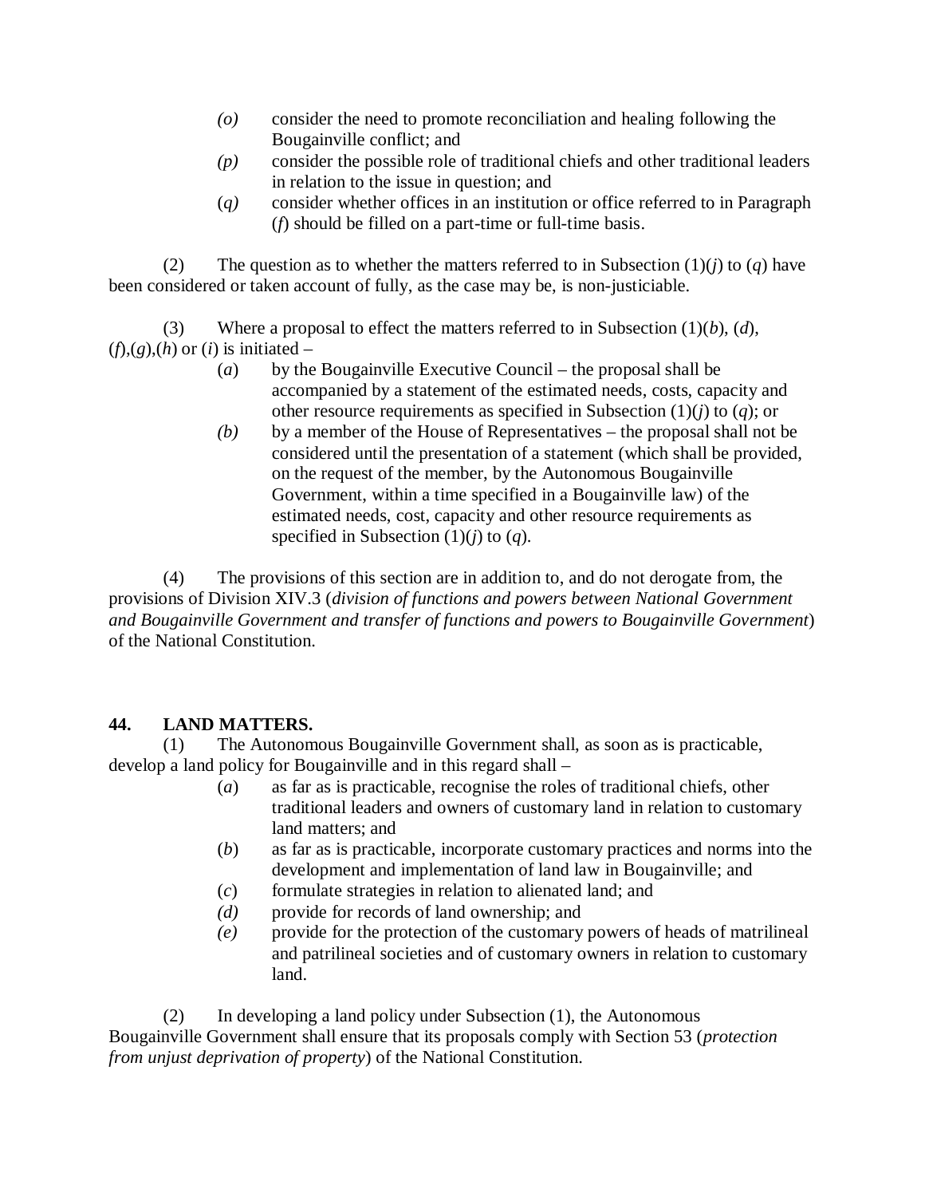- *(o)* consider the need to promote reconciliation and healing following the Bougainville conflict; and
- *(p)* consider the possible role of traditional chiefs and other traditional leaders in relation to the issue in question; and
- (*q)* consider whether offices in an institution or office referred to in Paragraph (*f*) should be filled on a part-time or full-time basis.

(2) The question as to whether the matters referred to in Subsection (1)(*j*) to (*q*) have been considered or taken account of fully, as the case may be, is non-justiciable.

(3) Where a proposal to effect the matters referred to in Subsection (1)(*b*), (*d*), (*f*),(*g*),(*h*) or (*i*) is initiated –

- (*a*) by the Bougainville Executive Council – the proposal shall be accompanied by a statement of the estimated needs, costs, capacity and other resource requirements as specified in Subsection (1)(*j*) to (*q*); or
- *(b)* by a member of the House of Representatives – the proposal shall not be considered until the presentation of a statement (which shall be provided, on the request of the member, by the Autonomous Bougainville Government, within a time specified in a Bougainville law) of the estimated needs, cost, capacity and other resource requirements as specified in Subsection (1)(*j*) to (*q*).

(4) The provisions of this section are in addition to, and do not derogate from, the provisions of Division XIV.3 (*division of functions and powers between National Government and Bougainville Government and transfer of functions and powers to Bougainville Government*) of the National Constitution.

**44. LAND MATTERS.**

(1) The Autonomous Bougainville Government shall, as soon as is practicable, develop a land policy for Bougainville and in this regard shall –

- (*a*) as far as is practicable, recognise the roles of traditional chiefs, other traditional leaders and owners of customary land in relation to customary land matters; and
- (*b*) as far as is practicable, incorporate customary practices and norms into the development and implementation of land law in Bougainville; and
- (*c*) formulate strategies in relation to alienated land; and
- *(d)* provide for records of land ownership; and
- *(e)* provide for the protection of the customary powers of heads of matrilineal and patrilineal societies and of customary owners in relation to customary land.

(2) In developing a land policy under Subsection (1), the Autonomous Bougainville Government shall ensure that its proposals comply with Section 53 (*protection from unjust deprivation of property*) of the National Constitution.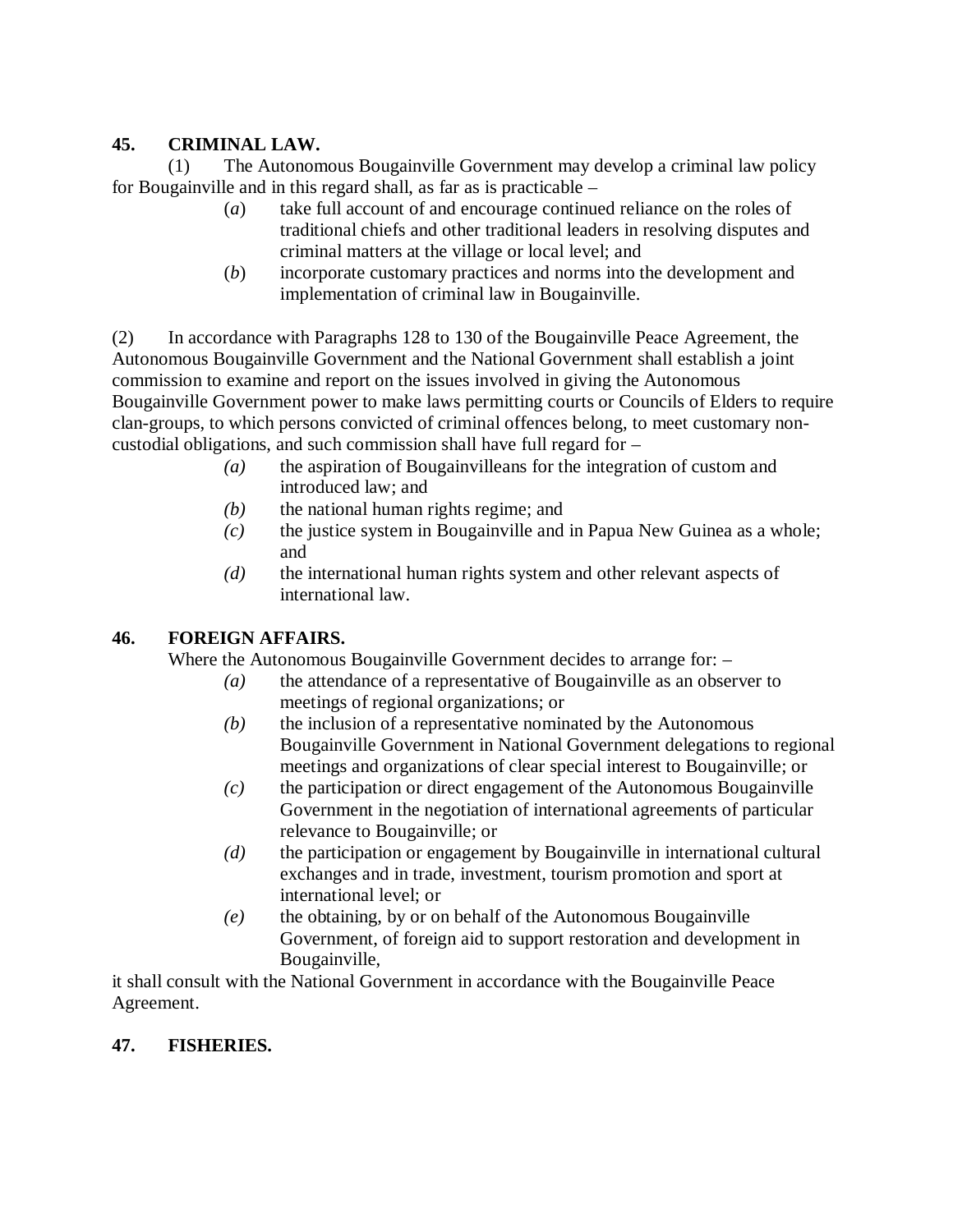## 45. CRIMINAL LAW.

(1) The Autonomous Bougainville Government may develop a criminal law policy for Bougainville and in this regard shall, as far as is practicable –

(*a*) take full account of and encourage continued reliance on the roles of traditional chiefs and other traditional leaders in resolving disputes and criminal matters at the village or local level; and

(*b*) incorporate customary practices and norms into the development and implementation of criminal law in Bougainville.

(2) In accordance with Paragraphs 128 to 130 of the Bougainville Peace Agreement, the Autonomous Bougainville Government and the National Government shall establish a joint commission to examine and report on the issues involved in giving the Autonomous Bougainville Government power to make laws permitting courts or Councils of Elders to require clan-groups, to which persons convicted of criminal offences belong, to meet customary non-custodial obligations, and such commission shall have full regard for –

*(a)* the aspiration of Bougainvilleans for the integration of custom and introduced law; and

*(b)* the national human rights regime; and

*(c)* the justice system in Bougainville and in Papua New Guinea as a whole; and

*(d)* the international human rights system and other relevant aspects of international law.

## 46. FOREIGN AFFAIRS.

Where the Autonomous Bougainville Government decides to arrange for: –

*(a)* the attendance of a representative of Bougainville as an observer to meetings of regional organizations; or

*(b)* the inclusion of a representative nominated by the Autonomous Bougainville Government in National Government delegations to regional meetings and organizations of clear special interest to Bougainville; or

*(c)* the participation or direct engagement of the Autonomous Bougainville Government in the negotiation of international agreements of particular relevance to Bougainville; or

*(d)* the participation or engagement by Bougainville in international cultural exchanges and in trade, investment, tourism promotion and sport at international level; or

*(e)* the obtaining, by or on behalf of the Autonomous Bougainville Government, of foreign aid to support restoration and development in Bougainville,

it shall consult with the National Government in accordance with the Bougainville Peace Agreement.

## 47. FISHERIES.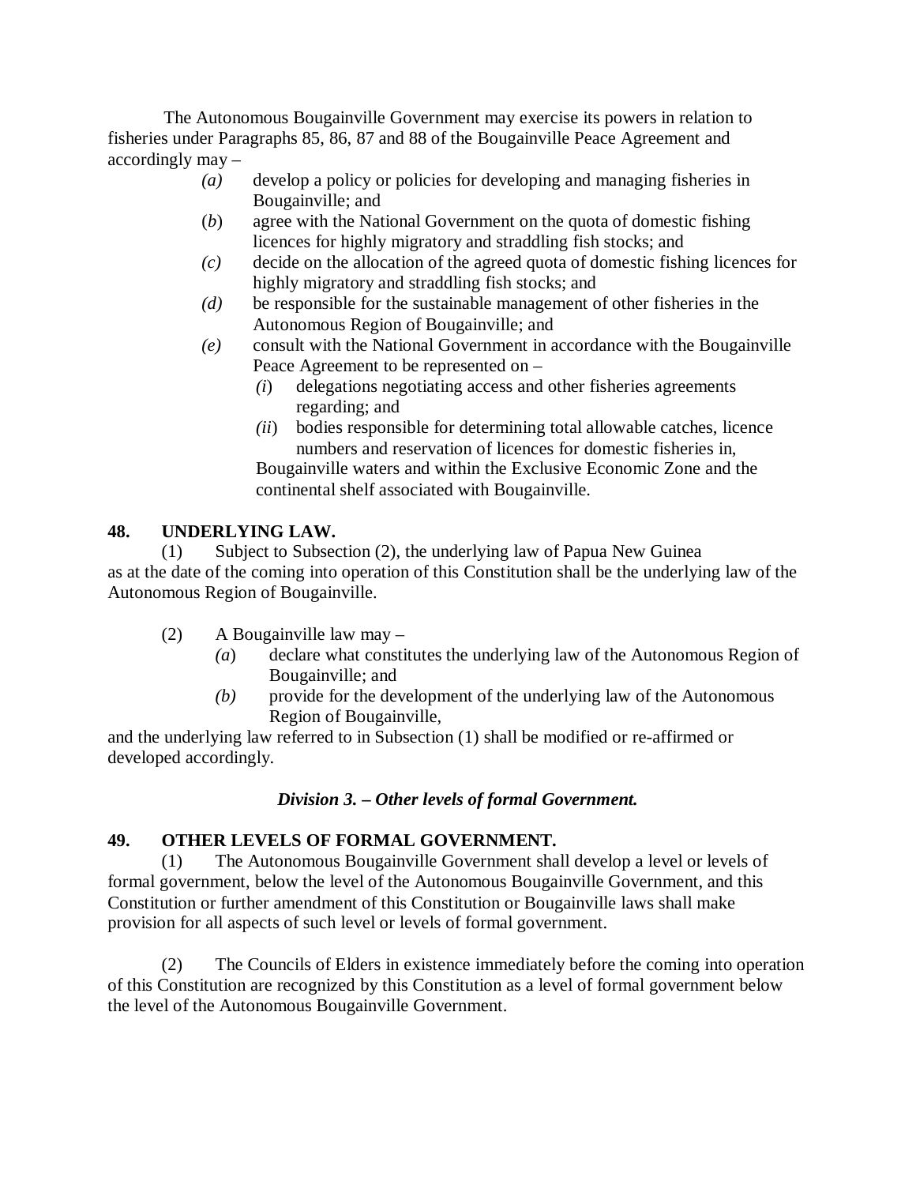The Autonomous Bougainville Government may exercise its powers in relation to fisheries under Paragraphs 85, 86, 87 and 88 of the Bougainville Peace Agreement and accordingly may –

*(a)* develop a policy or policies for developing and managing fisheries in Bougainville; and

(*b*) agree with the National Government on the quota of domestic fishing licences for highly migratory and straddling fish stocks; and

*(c)* decide on the allocation of the agreed quota of domestic fishing licences for highly migratory and straddling fish stocks; and

*(d)* be responsible for the sustainable management of other fisheries in the Autonomous Region of Bougainville; and

*(e)* consult with the National Government in accordance with the Bougainville Peace Agreement to be represented on –

*(i*) delegations negotiating access and other fisheries agreements regarding; and

*(ii*) bodies responsible for determining total allowable catches, licence numbers and reservation of licences for domestic fisheries in,

Bougainville waters and within the Exclusive Economic Zone and the continental shelf associated with Bougainville.

**48. UNDERLYING LAW.**

(1) Subject to Subsection (2), the underlying law of Papua New Guinea as at the date of the coming into operation of this Constitution shall be the underlying law of the Autonomous Region of Bougainville.

(2) A Bougainville law may –

*(a*) declare what constitutes the underlying law of the Autonomous Region of Bougainville; and

*(b)* provide for the development of the underlying law of the Autonomous Region of Bougainville,

and the underlying law referred to in Subsection (1) shall be modified or re-affirmed or developed accordingly.

***Division 3. – Other levels of formal Government.***

**49. OTHER LEVELS OF FORMAL GOVERNMENT.**

(1) The Autonomous Bougainville Government shall develop a level or levels of formal government, below the level of the Autonomous Bougainville Government, and this Constitution or further amendment of this Constitution or Bougainville laws shall make provision for all aspects of such level or levels of formal government.

(2) The Councils of Elders in existence immediately before the coming into operation of this Constitution are recognized by this Constitution as a level of formal government below the level of the Autonomous Bougainville Government.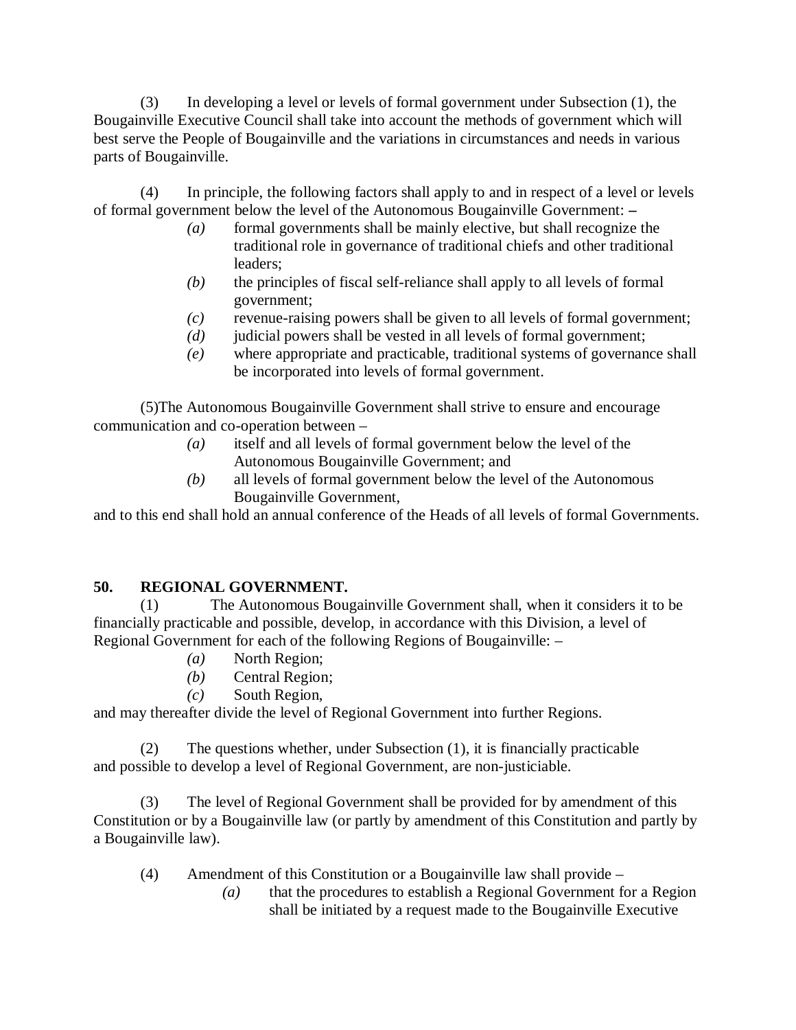(3) In developing a level or levels of formal government under Subsection (1), the Bougainville Executive Council shall take into account the methods of government which will best serve the People of Bougainville and the variations in circumstances and needs in various parts of Bougainville.

(4) In principle, the following factors shall apply to and in respect of a level or levels of formal government below the level of the Autonomous Bougainville Government: –

- *(a)* formal governments shall be mainly elective, but shall recognize the traditional role in governance of traditional chiefs and other traditional leaders;
- *(b)* the principles of fiscal self-reliance shall apply to all levels of formal government;
- *(c)* revenue-raising powers shall be given to all levels of formal government;
- *(d)* judicial powers shall be vested in all levels of formal government;
- *(e)* where appropriate and practicable, traditional systems of governance shall be incorporated into levels of formal government.

(5)The Autonomous Bougainville Government shall strive to ensure and encourage communication and co-operation between –

- *(a)* itself and all levels of formal government below the level of the Autonomous Bougainville Government; and
- *(b)* all levels of formal government below the level of the Autonomous Bougainville Government,

and to this end shall hold an annual conference of the Heads of all levels of formal Governments.

### 50. REGIONAL GOVERNMENT.

(1) The Autonomous Bougainville Government shall, when it considers it to be financially practicable and possible, develop, in accordance with this Division, a level of Regional Government for each of the following Regions of Bougainville: –

- *(a)* North Region;
- *(b)* Central Region;
- *(c)* South Region,

and may thereafter divide the level of Regional Government into further Regions.

(2) The questions whether, under Subsection (1), it is financially practicable and possible to develop a level of Regional Government, are non-justiciable.

(3) The level of Regional Government shall be provided for by amendment of this Constitution or by a Bougainville law (or partly by amendment of this Constitution and partly by a Bougainville law).

(4) Amendment of this Constitution or a Bougainville law shall provide –

- *(a)* that the procedures to establish a Regional Government for a Region shall be initiated by a request made to the Bougainville Executive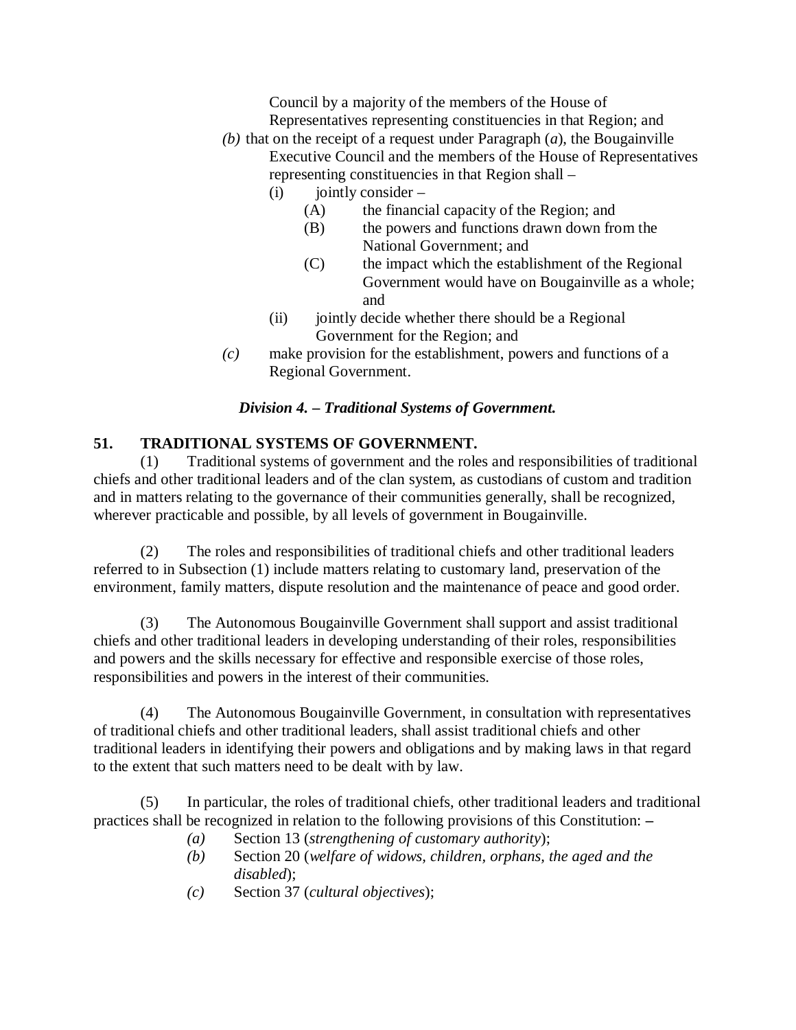Council by a majority of the members of the House of Representatives representing constituencies in that Region; and

*(b)* that on the receipt of a request under Paragraph (*a*), the Bougainville Executive Council and the members of the House of Representatives representing constituencies in that Region shall –

(i) jointly consider –

(A) the financial capacity of the Region; and

(B) the powers and functions drawn down from the National Government; and

(C) the impact which the establishment of the Regional Government would have on Bougainville as a whole; and

(ii) jointly decide whether there should be a Regional Government for the Region; and

*(c)* make provision for the establishment, powers and functions of a Regional Government.

### *Division 4. – Traditional Systems of Government.*

**51. TRADITIONAL SYSTEMS OF GOVERNMENT.**

(1) Traditional systems of government and the roles and responsibilities of traditional chiefs and other traditional leaders and of the clan system, as custodians of custom and tradition and in matters relating to the governance of their communities generally, shall be recognized, wherever practicable and possible, by all levels of government in Bougainville.

(2) The roles and responsibilities of traditional chiefs and other traditional leaders referred to in Subsection (1) include matters relating to customary land, preservation of the environment, family matters, dispute resolution and the maintenance of peace and good order.

(3) The Autonomous Bougainville Government shall support and assist traditional chiefs and other traditional leaders in developing understanding of their roles, responsibilities and powers and the skills necessary for effective and responsible exercise of those roles, responsibilities and powers in the interest of their communities.

(4) The Autonomous Bougainville Government, in consultation with representatives of traditional chiefs and other traditional leaders, shall assist traditional chiefs and other traditional leaders in identifying their powers and obligations and by making laws in that regard to the extent that such matters need to be dealt with by law.

(5) In particular, the roles of traditional chiefs, other traditional leaders and traditional practices shall be recognized in relation to the following provisions of this Constitution: –

*(a)* Section 13 (*strengthening of customary authority*);

*(b)* Section 20 (*welfare of widows, children, orphans, the aged and the disabled*);

*(c)* Section 37 (*cultural objectives*);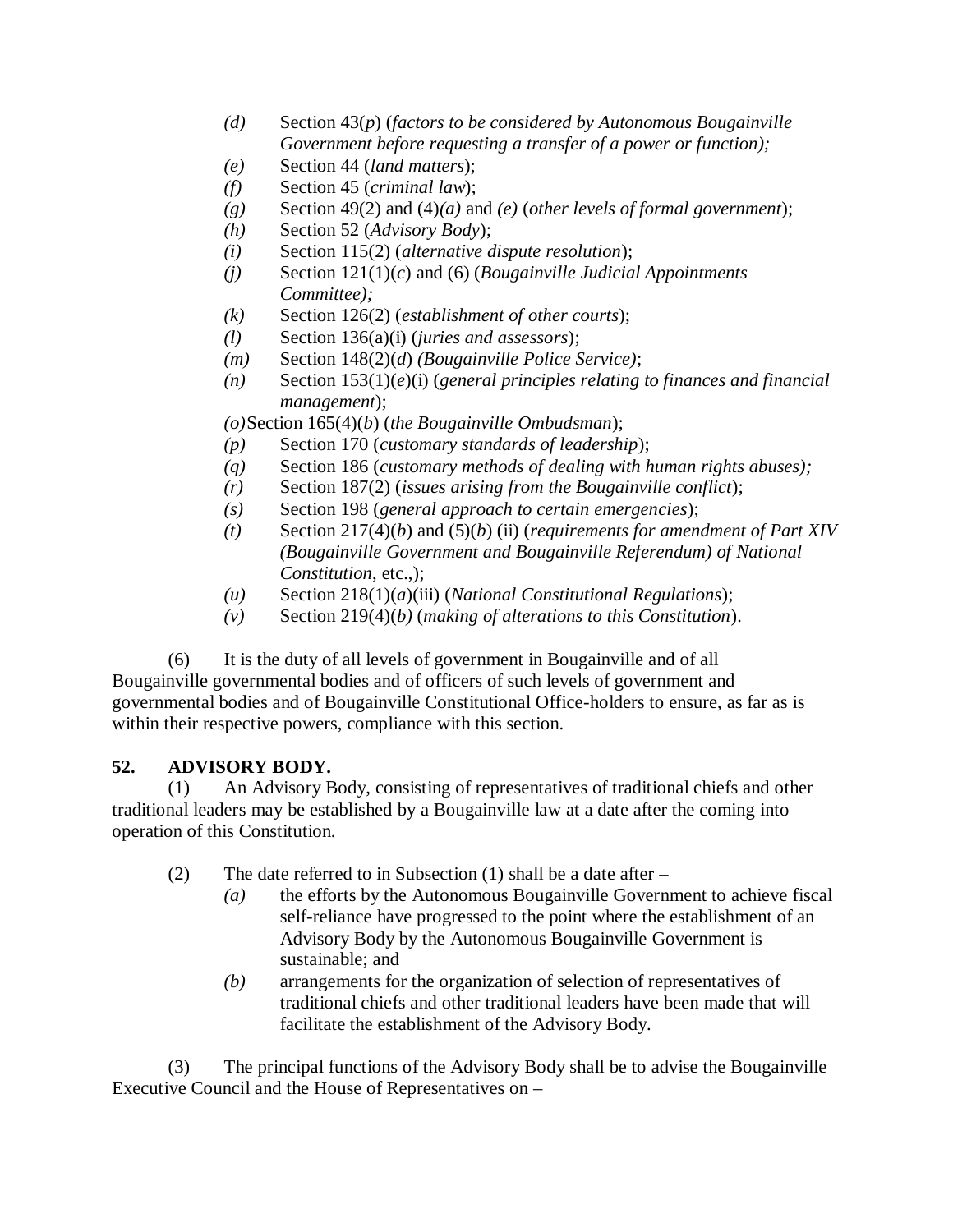*(d)* Section 43(*p*) (*factors to be considered by Autonomous Bougainville Government before requesting a transfer of a power or function);*

*(e)* Section 44 (*land matters*);

*(f)* Section 45 (*criminal law*);

*(g)* Section 49(2) and (4)*(a)* and *(e)* (*other levels of formal government*);

*(h)* Section 52 (*Advisory Body*);

*(i)* Section 115(2) (*alternative dispute resolution*);

*(j)* Section 121(1)(*c*) and (6) (*Bougainville Judicial Appointments Committee);*

*(k)* Section 126(2) (*establishment of other courts*);

*(l)* Section 136(a)(i) (*juries and assessors*);

*(m)* Section 148(2)(*d*) *(Bougainville Police Service)*;

*(n)* Section 153(1)(*e*)(i) (*general principles relating to finances and financial management*);

*(o)*Section 165(4)(*b*) (*the Bougainville Ombudsman*);

*(p)* Section 170 (*customary standards of leadership*);

*(q)* Section 186 (*customary methods of dealing with human rights abuses);*

*(r)* Section 187(2) (*issues arising from the Bougainville conflict*);

*(s)* Section 198 (*general approach to certain emergencies*);

*(t)* Section 217(4)(*b*) and (5)(*b*) (ii) (*requirements for amendment of Part XIV (Bougainville Government and Bougainville Referendum) of National Constitution*, etc.,);

*(u)* Section 218(1)(*a*)(iii) (*National Constitutional Regulations*);

*(v)* Section 219(4)(*b)* (*making of alterations to this Constitution*).

(6) It is the duty of all levels of government in Bougainville and of all Bougainville governmental bodies and of officers of such levels of government and governmental bodies and of Bougainville Constitutional Office-holders to ensure, as far as is within their respective powers, compliance with this section.

**52. ADVISORY BODY.**

(1) An Advisory Body, consisting of representatives of traditional chiefs and other traditional leaders may be established by a Bougainville law at a date after the coming into operation of this Constitution.

(2) The date referred to in Subsection (1) shall be a date after –

*(a)* the efforts by the Autonomous Bougainville Government to achieve fiscal self-reliance have progressed to the point where the establishment of an Advisory Body by the Autonomous Bougainville Government is sustainable; and

*(b)* arrangements for the organization of selection of representatives of traditional chiefs and other traditional leaders have been made that will facilitate the establishment of the Advisory Body.

(3) The principal functions of the Advisory Body shall be to advise the Bougainville Executive Council and the House of Representatives on –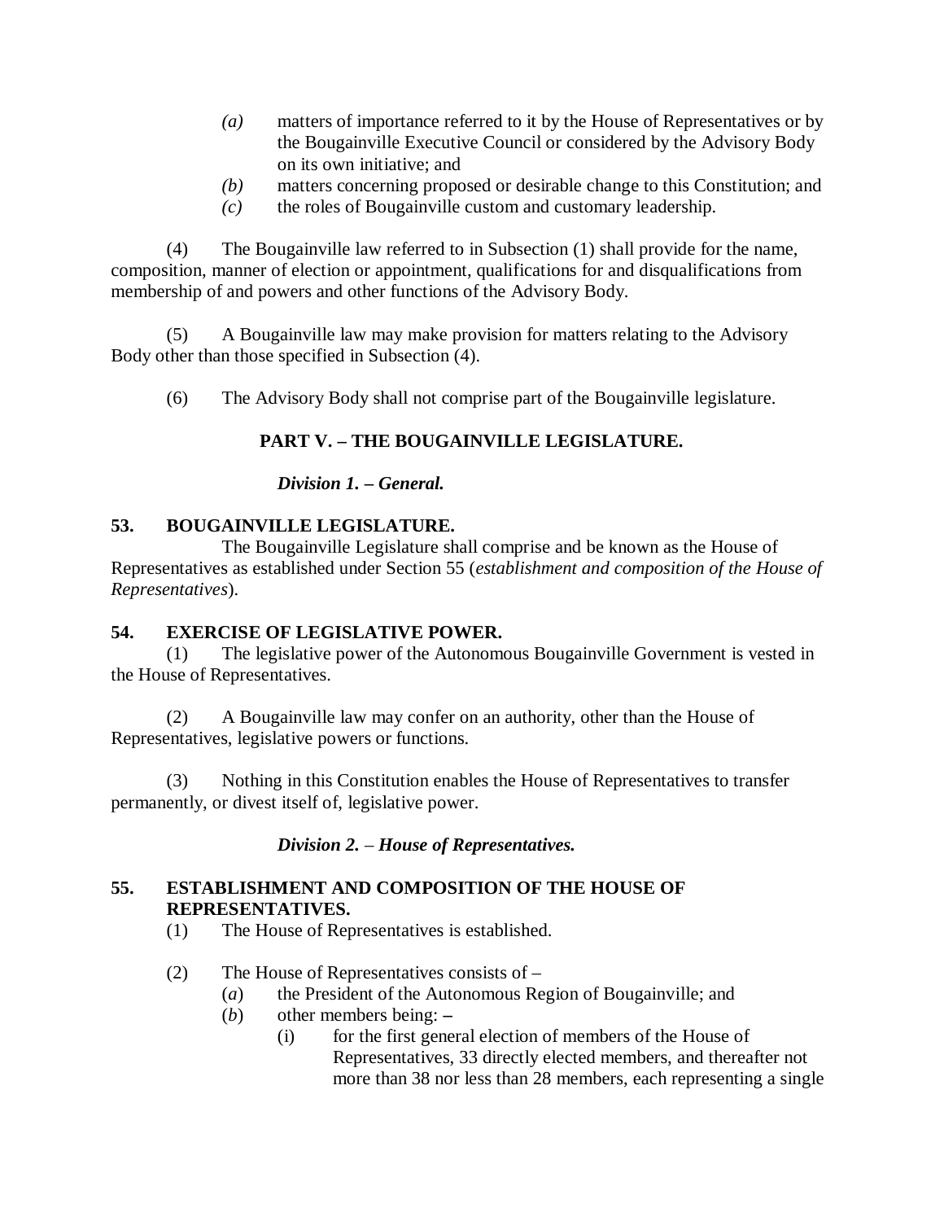*(a)* matters of importance referred to it by the House of Representatives or by the Bougainville Executive Council or considered by the Advisory Body on its own initiative; and

*(b)* matters concerning proposed or desirable change to this Constitution; and

*(c)* the roles of Bougainville custom and customary leadership.

(4) The Bougainville law referred to in Subsection (1) shall provide for the name, composition, manner of election or appointment, qualifications for and disqualifications from membership of and powers and other functions of the Advisory Body.

(5) A Bougainville law may make provision for matters relating to the Advisory Body other than those specified in Subsection (4).

(6) The Advisory Body shall not comprise part of the Bougainville legislature.

## PART V. – THE BOUGAINVILLE LEGISLATURE.

### *Division 1. – General.*

**53. BOUGAINVILLE LEGISLATURE.**

The Bougainville Legislature shall comprise and be known as the House of Representatives as established under Section 55 (*establishment and composition of the House of Representatives*).

**54. EXERCISE OF LEGISLATIVE POWER.**

(1) The legislative power of the Autonomous Bougainville Government is vested in the House of Representatives.

(2) A Bougainville law may confer on an authority, other than the House of Representatives, legislative powers or functions.

(3) Nothing in this Constitution enables the House of Representatives to transfer permanently, or divest itself of, legislative power.

### *Division 2. – House of Representatives.*

**55. ESTABLISHMENT AND COMPOSITION OF THE HOUSE OF REPRESENTATIVES.**

(1) The House of Representatives is established.

(2) The House of Representatives consists of –

(*a*) the President of the Autonomous Region of Bougainville; and

(*b*) other members being: –

(i) for the first general election of members of the House of Representatives, 33 directly elected members, and thereafter not more than 38 nor less than 28 members, each representing a single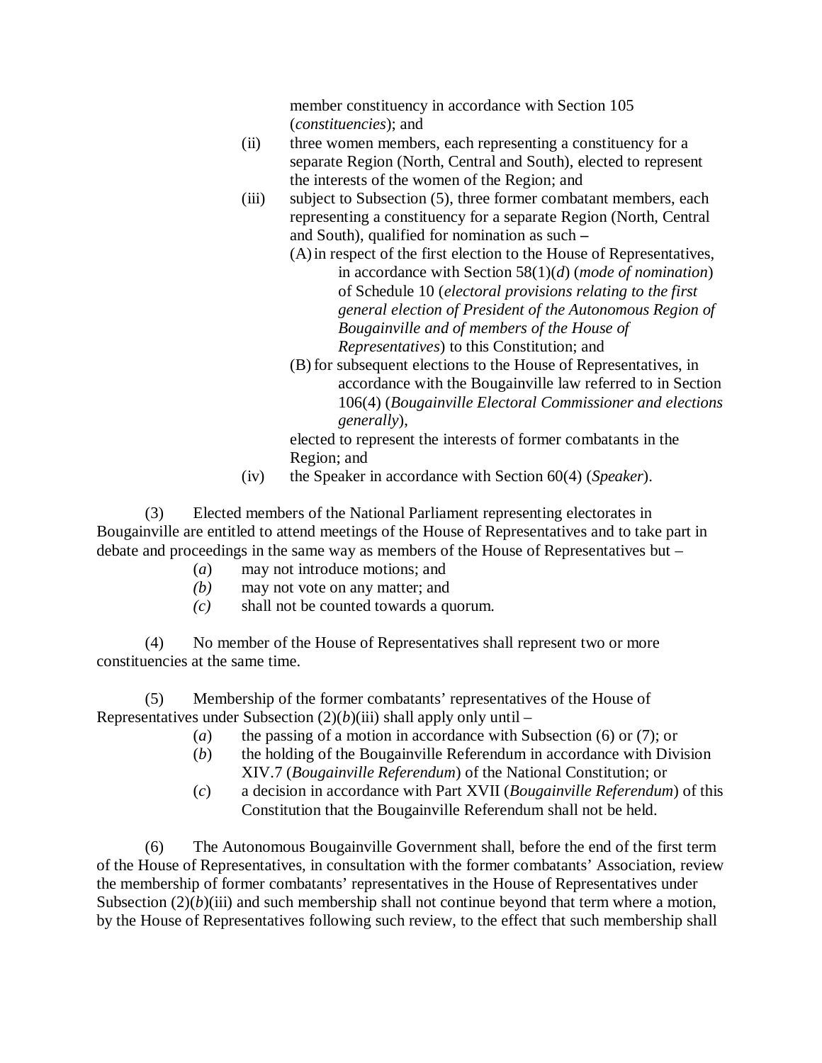member constituency in accordance with Section 105 (*constituencies*); and

(ii) three women members, each representing a constituency for a separate Region (North, Central and South), elected to represent the interests of the women of the Region; and

(iii) subject to Subsection (5), three former combatant members, each representing a constituency for a separate Region (North, Central and South), qualified for nomination as such –

(A) in respect of the first election to the House of Representatives, in accordance with Section 58(1)(*d*) (*mode of nomination*) of Schedule 10 (*electoral provisions relating to the first general election of President of the Autonomous Region of Bougainville and of members of the House of Representatives*) to this Constitution; and

(B) for subsequent elections to the House of Representatives, in accordance with the Bougainville law referred to in Section 106(4) (*Bougainville Electoral Commissioner and elections generally*),

elected to represent the interests of former combatants in the Region; and

(iv) the Speaker in accordance with Section 60(4) (*Speaker*).

(3) Elected members of the National Parliament representing electorates in Bougainville are entitled to attend meetings of the House of Representatives and to take part in debate and proceedings in the same way as members of the House of Representatives but –

(*a*) may not introduce motions; and

*(b)* may not vote on any matter; and

*(c)* shall not be counted towards a quorum.

(4) No member of the House of Representatives shall represent two or more constituencies at the same time.

(5) Membership of the former combatants' representatives of the House of Representatives under Subsection (2)(*b*)(iii) shall apply only until –

(*a*) the passing of a motion in accordance with Subsection (6) or (7); or

(*b*) the holding of the Bougainville Referendum in accordance with Division XIV.7 (*Bougainville Referendum*) of the National Constitution; or

(*c*) a decision in accordance with Part XVII (*Bougainville Referendum*) of this Constitution that the Bougainville Referendum shall not be held.

(6) The Autonomous Bougainville Government shall, before the end of the first term of the House of Representatives, in consultation with the former combatants' Association, review the membership of former combatants' representatives in the House of Representatives under Subsection (2)(*b*)(iii) and such membership shall not continue beyond that term where a motion, by the House of Representatives following such review, to the effect that such membership shall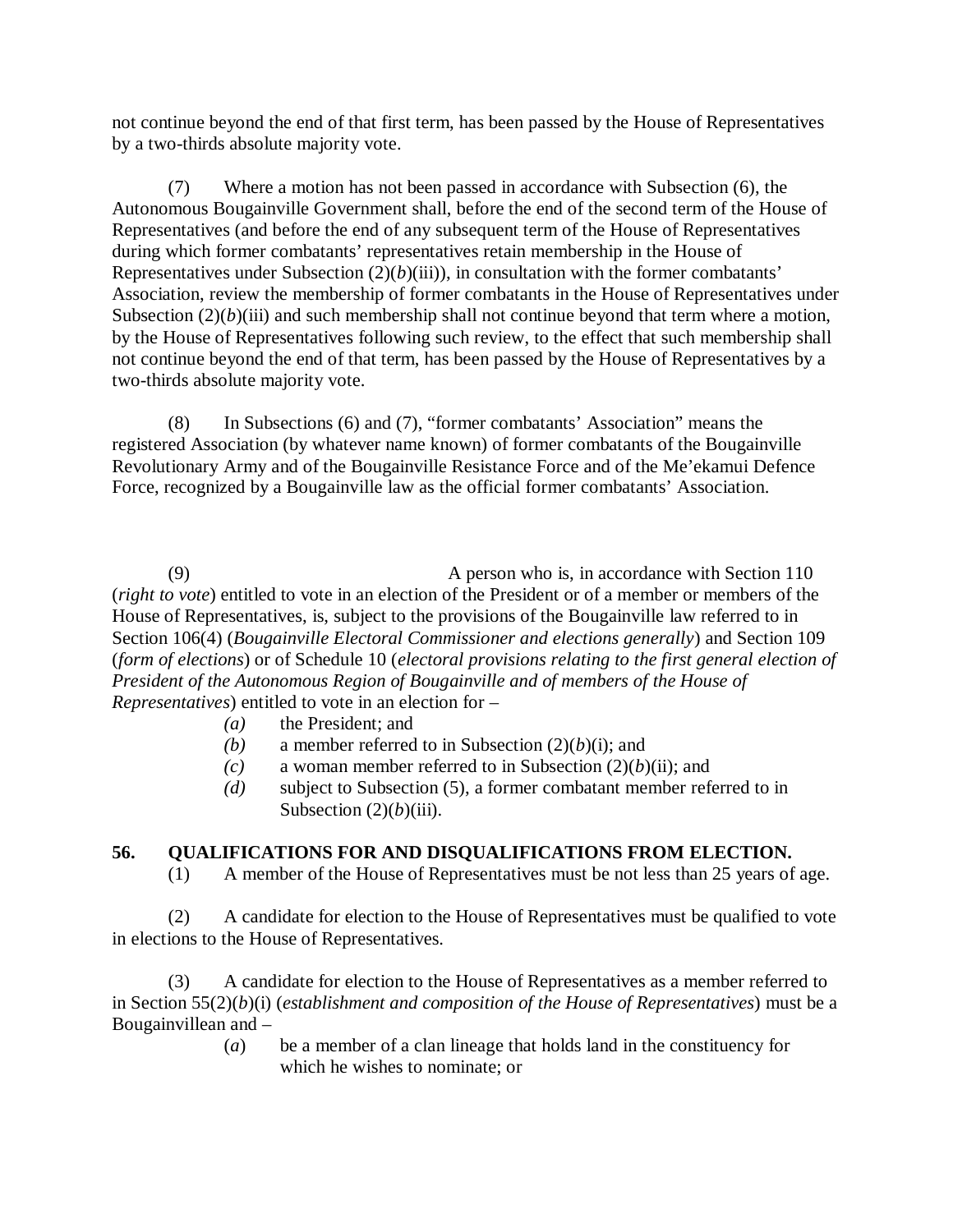not continue beyond the end of that first term, has been passed by the House of Representatives by a two-thirds absolute majority vote.

(7) Where a motion has not been passed in accordance with Subsection (6), the Autonomous Bougainville Government shall, before the end of the second term of the House of Representatives (and before the end of any subsequent term of the House of Representatives during which former combatants' representatives retain membership in the House of Representatives under Subsection (2)(*b*)(iii)), in consultation with the former combatants' Association, review the membership of former combatants in the House of Representatives under Subsection (2)(*b*)(iii) and such membership shall not continue beyond that term where a motion, by the House of Representatives following such review, to the effect that such membership shall not continue beyond the end of that term, has been passed by the House of Representatives by a two-thirds absolute majority vote.

(8) In Subsections (6) and (7), "former combatants' Association" means the registered Association (by whatever name known) of former combatants of the Bougainville Revolutionary Army and of the Bougainville Resistance Force and of the Me'ekamui Defence Force, recognized by a Bougainville law as the official former combatants' Association.

(9) A person who is, in accordance with Section 110 (*right to vote*) entitled to vote in an election of the President or of a member or members of the House of Representatives, is, subject to the provisions of the Bougainville law referred to in Section 106(4) (*Bougainville Electoral Commissioner and elections generally*) and Section 109 (*form of elections*) or of Schedule 10 (*electoral provisions relating to the first general election of President of the Autonomous Region of Bougainville and of members of the House of Representatives*) entitled to vote in an election for –

- *(a)* the President; and
- *(b)* a member referred to in Subsection (2)(*b*)(i); and
- *(c)* a woman member referred to in Subsection (2)(*b*)(ii); and
- *(d)* subject to Subsection (5), a former combatant member referred to in Subsection (2)(*b*)(iii).

**56. QUALIFICATIONS FOR AND DISQUALIFICATIONS FROM ELECTION.**

(1) A member of the House of Representatives must be not less than 25 years of age.

(2) A candidate for election to the House of Representatives must be qualified to vote in elections to the House of Representatives.

(3) A candidate for election to the House of Representatives as a member referred to in Section 55(2)(*b*)(i) (*establishment and composition of the House of Representatives*) must be a Bougainvillean and –

- (*a*) be a member of a clan lineage that holds land in the constituency for which he wishes to nominate; or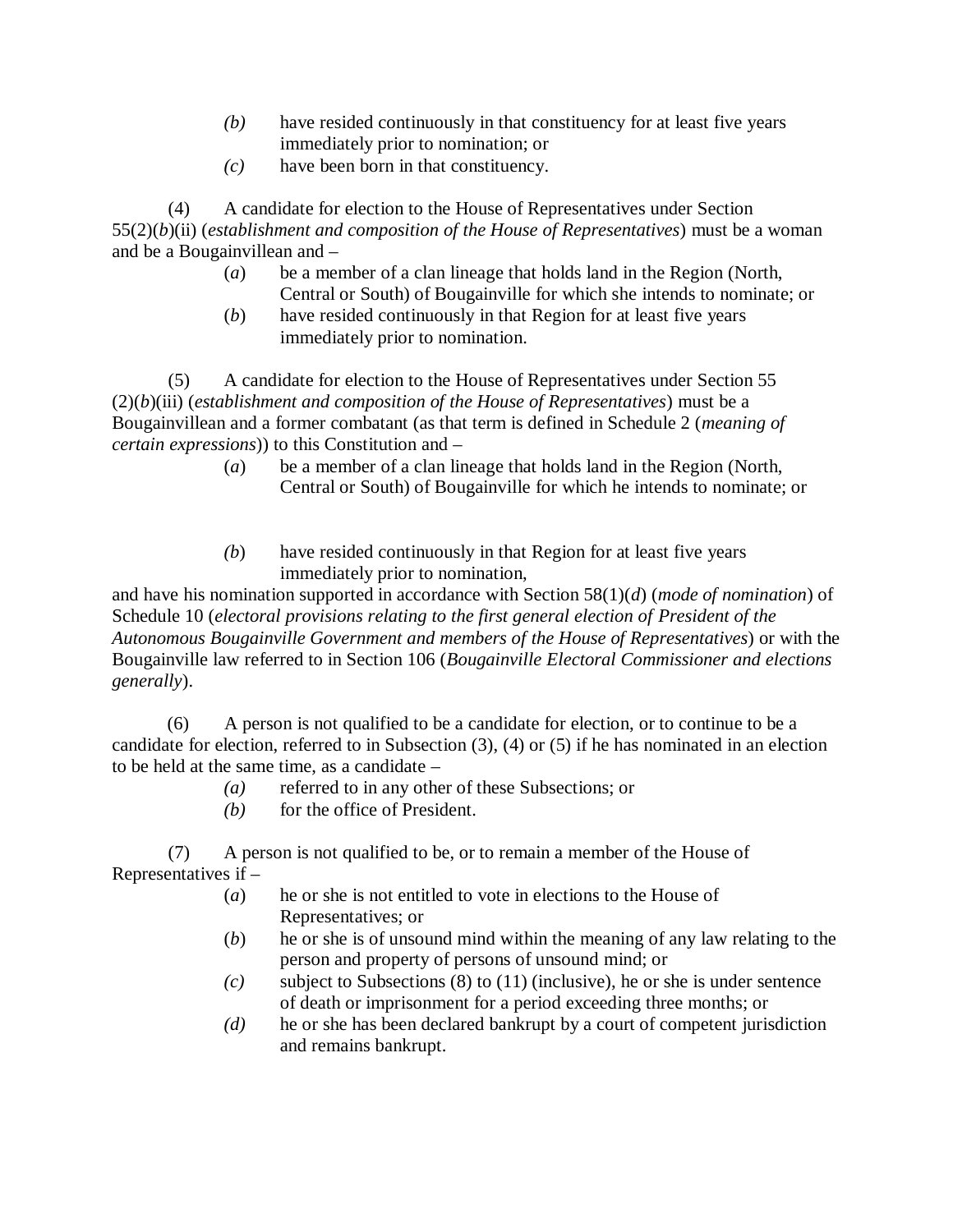*(b)* have resided continuously in that constituency for at least five years immediately prior to nomination; or

*(c)* have been born in that constituency.

(4) A candidate for election to the House of Representatives under Section 55(2)(*b*)(ii) (*establishment and composition of the House of Representatives*) must be a woman and be a Bougainvillean and –

(*a*) be a member of a clan lineage that holds land in the Region (North, Central or South) of Bougainville for which she intends to nominate; or

(*b*) have resided continuously in that Region for at least five years immediately prior to nomination.

(5) A candidate for election to the House of Representatives under Section 55 (2)(*b*)(iii) (*establishment and composition of the House of Representatives*) must be a Bougainvillean and a former combatant (as that term is defined in Schedule 2 (*meaning of certain expressions*)) to this Constitution and –

(*a*) be a member of a clan lineage that holds land in the Region (North, Central or South) of Bougainville for which he intends to nominate; or

*(b*) have resided continuously in that Region for at least five years immediately prior to nomination,

and have his nomination supported in accordance with Section 58(1)(*d*) (*mode of nomination*) of Schedule 10 (*electoral provisions relating to the first general election of President of the Autonomous Bougainville Government and members of the House of Representatives*) or with the Bougainville law referred to in Section 106 (*Bougainville Electoral Commissioner and elections generally*).

(6) A person is not qualified to be a candidate for election, or to continue to be a candidate for election, referred to in Subsection (3), (4) or (5) if he has nominated in an election to be held at the same time, as a candidate –

*(a)* referred to in any other of these Subsections; or

*(b)* for the office of President.

(7) A person is not qualified to be, or to remain a member of the House of Representatives if –

(*a*) he or she is not entitled to vote in elections to the House of Representatives; or

(*b*) he or she is of unsound mind within the meaning of any law relating to the person and property of persons of unsound mind; or

*(c)* subject to Subsections (8) to (11) (inclusive), he or she is under sentence of death or imprisonment for a period exceeding three months; or

*(d)* he or she has been declared bankrupt by a court of competent jurisdiction and remains bankrupt.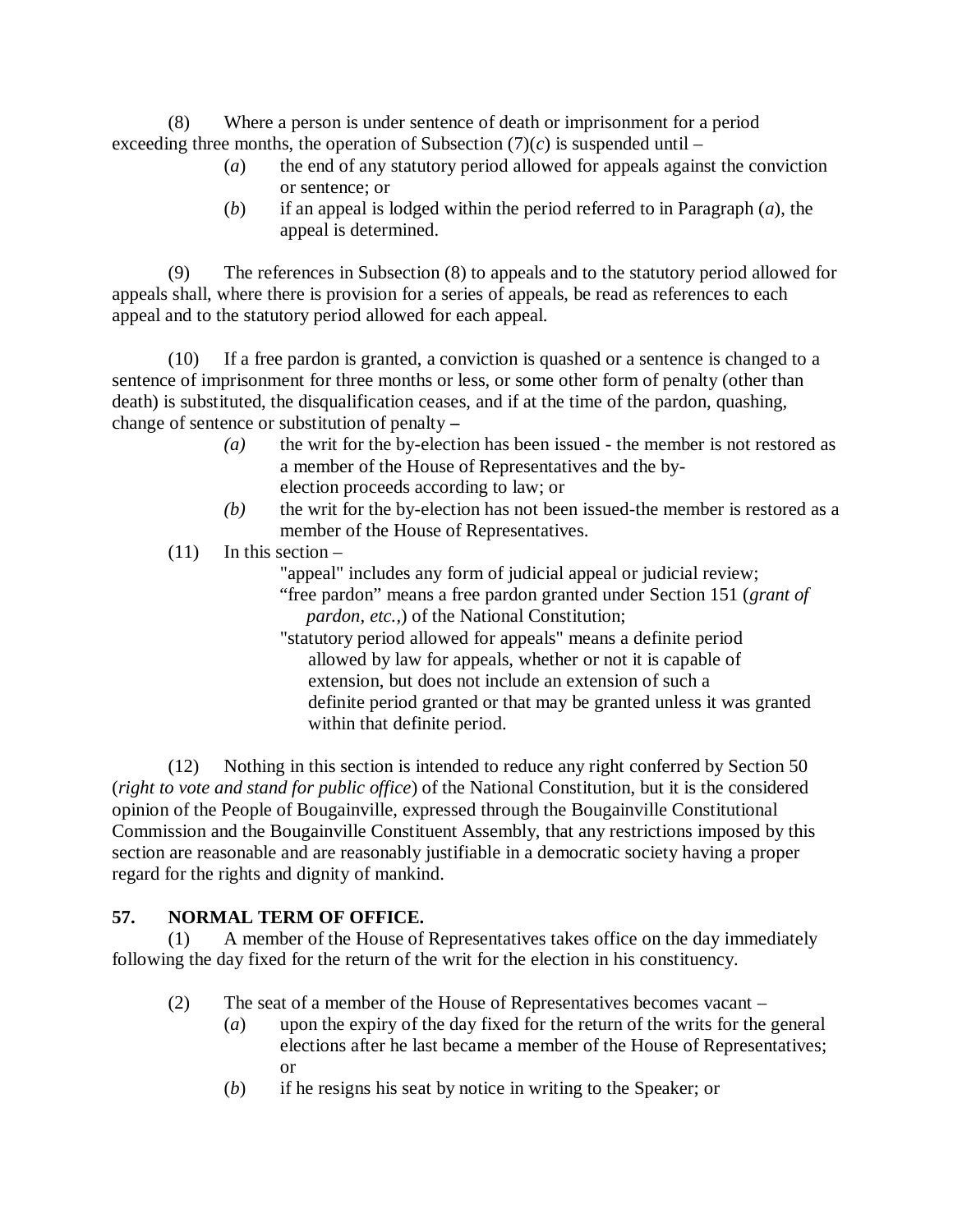(8) Where a person is under sentence of death or imprisonment for a period exceeding three months, the operation of Subsection (7)(*c*) is suspended until –

> (*a*) the end of any statutory period allowed for appeals against the conviction or sentence; or
>
> (*b*) if an appeal is lodged within the period referred to in Paragraph (*a*), the appeal is determined.

(9) The references in Subsection (8) to appeals and to the statutory period allowed for appeals shall, where there is provision for a series of appeals, be read as references to each appeal and to the statutory period allowed for each appeal.

(10) If a free pardon is granted, a conviction is quashed or a sentence is changed to a sentence of imprisonment for three months or less, or some other form of penalty (other than death) is substituted, the disqualification ceases, and if at the time of the pardon, quashing, change of sentence or substitution of penalty **–**

> *(a)* the writ for the by-election has been issued - the member is not restored as a member of the House of Representatives and the by-election proceeds according to law; or
>
> *(b)* the writ for the by-election has not been issued-the member is restored as a member of the House of Representatives.

(11) In this section –

> "appeal" includes any form of judicial appeal or judicial review;
>
> "free pardon" means a free pardon granted under Section 151 (*grant of pardon, etc.,*) of the National Constitution;
>
> "statutory period allowed for appeals" means a definite period allowed by law for appeals, whether or not it is capable of extension, but does not include an extension of such a definite period granted or that may be granted unless it was granted within that definite period.

(12) Nothing in this section is intended to reduce any right conferred by Section 50 (*right to vote and stand for public office*) of the National Constitution, but it is the considered opinion of the People of Bougainville, expressed through the Bougainville Constitutional Commission and the Bougainville Constituent Assembly, that any restrictions imposed by this section are reasonable and are reasonably justifiable in a democratic society having a proper regard for the rights and dignity of mankind.

**57. NORMAL TERM OF OFFICE.**

(1) A member of the House of Representatives takes office on the day immediately following the day fixed for the return of the writ for the election in his constituency.

(2) The seat of a member of the House of Representatives becomes vacant –

> (*a*) upon the expiry of the day fixed for the return of the writs for the general elections after he last became a member of the House of Representatives; or
>
> (*b*) if he resigns his seat by notice in writing to the Speaker; or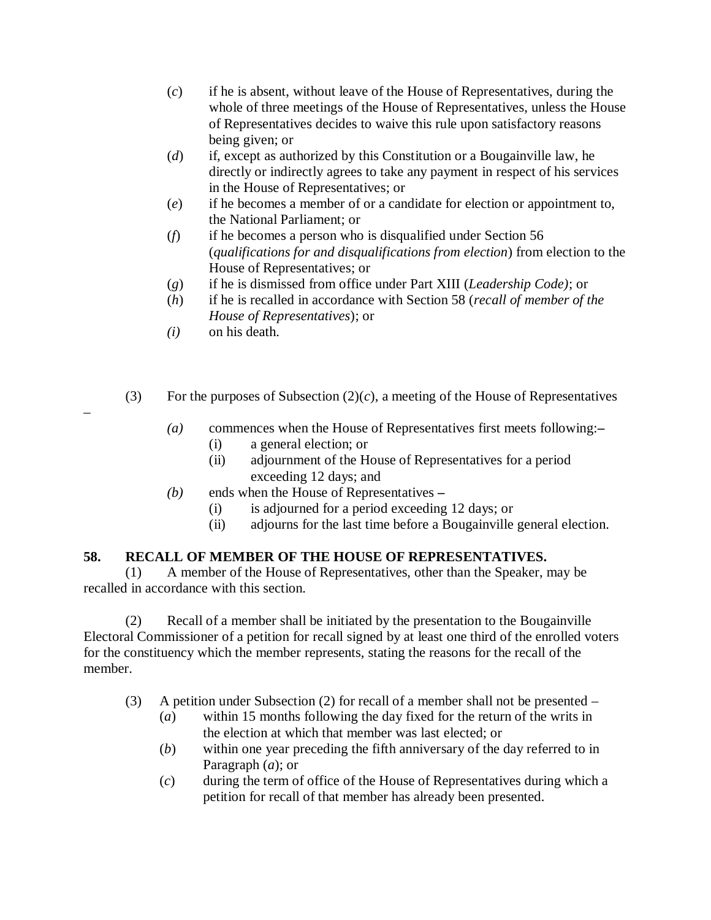(*c*) if he is absent, without leave of the House of Representatives, during the whole of three meetings of the House of Representatives, unless the House of Representatives decides to waive this rule upon satisfactory reasons being given; or

(*d*) if, except as authorized by this Constitution or a Bougainville law, he directly or indirectly agrees to take any payment in respect of his services in the House of Representatives; or

(*e*) if he becomes a member of or a candidate for election or appointment to, the National Parliament; or

(*f*) if he becomes a person who is disqualified under Section 56 (*qualifications for and disqualifications from election*) from election to the House of Representatives; or

(*g*) if he is dismissed from office under Part XIII (*Leadership Code)*; or

(*h*) if he is recalled in accordance with Section 58 (*recall of member of the House of Representatives*); or

*(i)* on his death.

(3) For the purposes of Subsection (2)(*c*), a meeting of the House of Representatives –

*(a)* commences when the House of Representatives first meets following:–

(i) a general election; or

(ii) adjournment of the House of Representatives for a period exceeding 12 days; and

*(b)* ends when the House of Representatives –

(i) is adjourned for a period exceeding 12 days; or

(ii) adjourns for the last time before a Bougainville general election.

**58. RECALL OF MEMBER OF THE HOUSE OF REPRESENTATIVES.**

(1) A member of the House of Representatives, other than the Speaker, may be recalled in accordance with this section.

(2) Recall of a member shall be initiated by the presentation to the Bougainville Electoral Commissioner of a petition for recall signed by at least one third of the enrolled voters for the constituency which the member represents, stating the reasons for the recall of the member.

(3) A petition under Subsection (2) for recall of a member shall not be presented –

(*a*) within 15 months following the day fixed for the return of the writs in the election at which that member was last elected; or

(*b*) within one year preceding the fifth anniversary of the day referred to in Paragraph (*a*); or

(*c*) during the term of office of the House of Representatives during which a petition for recall of that member has already been presented.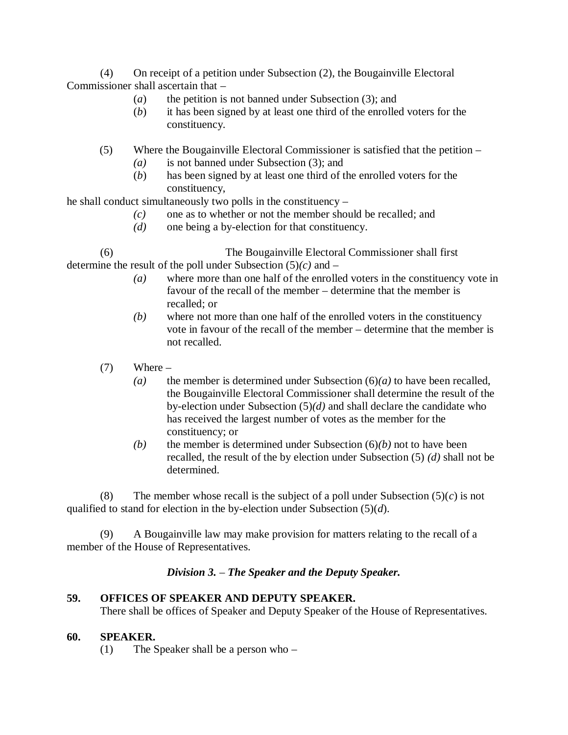(4) On receipt of a petition under Subsection (2), the Bougainville Electoral Commissioner shall ascertain that –

(*a*) the petition is not banned under Subsection (3); and

(*b*) it has been signed by at least one third of the enrolled voters for the constituency.

(5) Where the Bougainville Electoral Commissioner is satisfied that the petition –

*(a)* is not banned under Subsection (3); and

(*b*) has been signed by at least one third of the enrolled voters for the constituency,

he shall conduct simultaneously two polls in the constituency –

*(c)* one as to whether or not the member should be recalled; and

*(d)* one being a by-election for that constituency.

(6) The Bougainville Electoral Commissioner shall first determine the result of the poll under Subsection (5)*(c)* and –

*(a)* where more than one half of the enrolled voters in the constituency vote in favour of the recall of the member – determine that the member is recalled; or

*(b)* where not more than one half of the enrolled voters in the constituency vote in favour of the recall of the member – determine that the member is not recalled.

(7) Where –

*(a)* the member is determined under Subsection (6)*(a)* to have been recalled, the Bougainville Electoral Commissioner shall determine the result of the by-election under Subsection (5)*(d)* and shall declare the candidate who has received the largest number of votes as the member for the constituency; or

*(b)* the member is determined under Subsection (6)*(b)* not to have been recalled, the result of the by election under Subsection (5) *(d)* shall not be determined.

(8) The member whose recall is the subject of a poll under Subsection (5)(*c*) is not qualified to stand for election in the by-election under Subsection (5)(*d*).

(9) A Bougainville law may make provision for matters relating to the recall of a member of the House of Representatives.

### *Division 3. – The Speaker and the Deputy Speaker.*

**59. OFFICES OF SPEAKER AND DEPUTY SPEAKER.**

There shall be offices of Speaker and Deputy Speaker of the House of Representatives.

**60. SPEAKER.**

(1) The Speaker shall be a person who –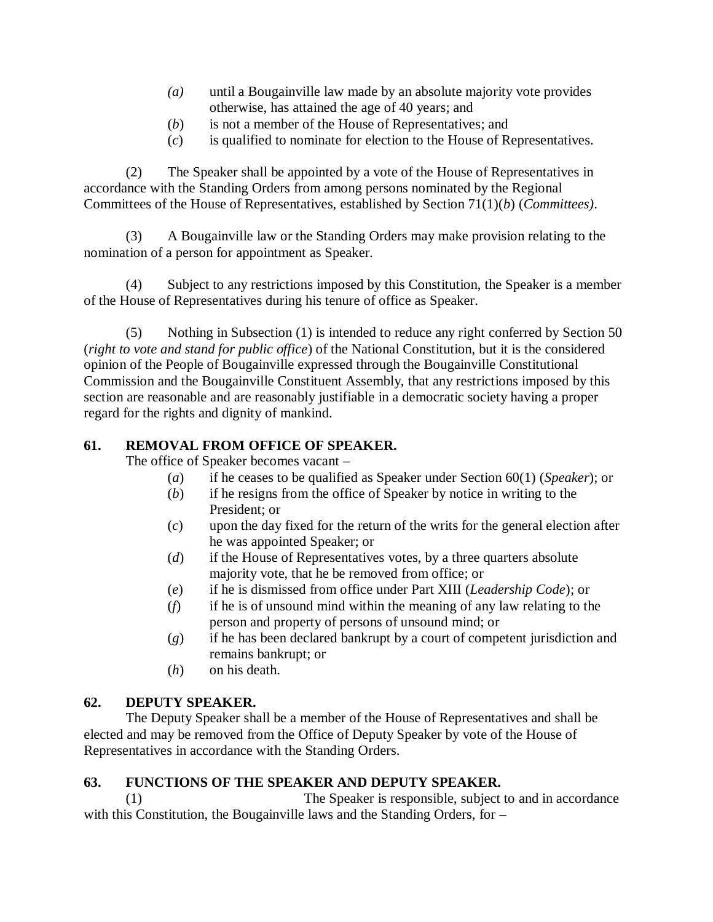(*a*) until a Bougainville law made by an absolute majority vote provides otherwise, has attained the age of 40 years; and

(*b*) is not a member of the House of Representatives; and

(*c*) is qualified to nominate for election to the House of Representatives.

(2) The Speaker shall be appointed by a vote of the House of Representatives in accordance with the Standing Orders from among persons nominated by the Regional Committees of the House of Representatives, established by Section 71(1)(*b*) (*Committees)*.

(3) A Bougainville law or the Standing Orders may make provision relating to the nomination of a person for appointment as Speaker.

(4) Subject to any restrictions imposed by this Constitution, the Speaker is a member of the House of Representatives during his tenure of office as Speaker.

(5) Nothing in Subsection (1) is intended to reduce any right conferred by Section 50 (*right to vote and stand for public office*) of the National Constitution, but it is the considered opinion of the People of Bougainville expressed through the Bougainville Constitutional Commission and the Bougainville Constituent Assembly, that any restrictions imposed by this section are reasonable and are reasonably justifiable in a democratic society having a proper regard for the rights and dignity of mankind.

**61. REMOVAL FROM OFFICE OF SPEAKER.**

The office of Speaker becomes vacant –

(*a*) if he ceases to be qualified as Speaker under Section 60(1) (*Speaker*); or

(*b*) if he resigns from the office of Speaker by notice in writing to the President; or

(*c*) upon the day fixed for the return of the writs for the general election after he was appointed Speaker; or

(*d*) if the House of Representatives votes, by a three quarters absolute majority vote, that he be removed from office; or

(*e*) if he is dismissed from office under Part XIII (*Leadership Code*); or

(*f*) if he is of unsound mind within the meaning of any law relating to the person and property of persons of unsound mind; or

(*g*) if he has been declared bankrupt by a court of competent jurisdiction and remains bankrupt; or

(*h*) on his death.

**62. DEPUTY SPEAKER.**

The Deputy Speaker shall be a member of the House of Representatives and shall be elected and may be removed from the Office of Deputy Speaker by vote of the House of Representatives in accordance with the Standing Orders.

**63. FUNCTIONS OF THE SPEAKER AND DEPUTY SPEAKER.**

(1) The Speaker is responsible, subject to and in accordance with this Constitution, the Bougainville laws and the Standing Orders, for –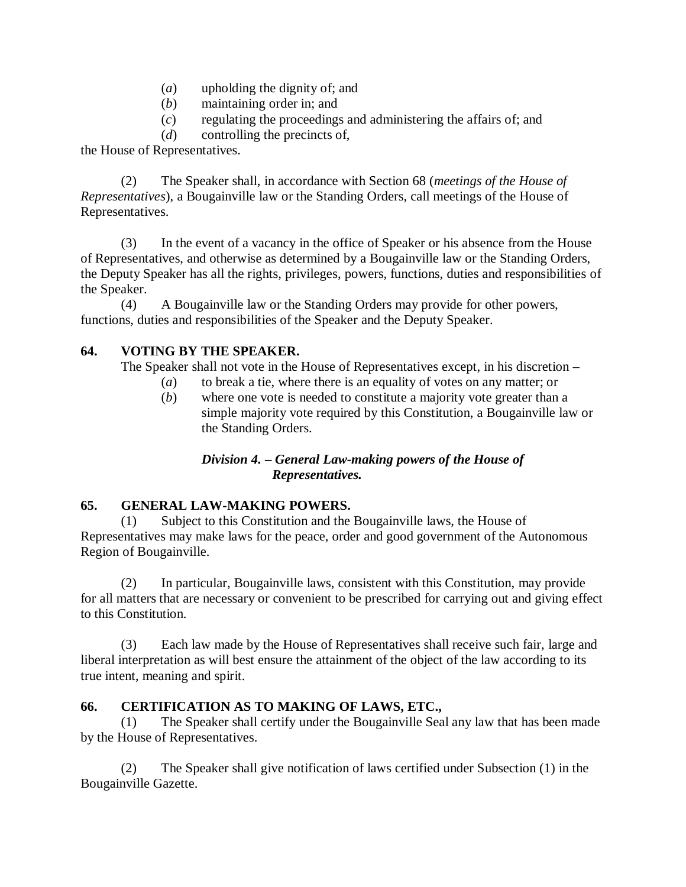(*a*) upholding the dignity of; and
(*b*) maintaining order in; and
(*c*) regulating the proceedings and administering the affairs of; and
(*d*) controlling the precincts of,

the House of Representatives.

(2) The Speaker shall, in accordance with Section 68 (*meetings of the House of Representatives*), a Bougainville law or the Standing Orders, call meetings of the House of Representatives.

(3) In the event of a vacancy in the office of Speaker or his absence from the House of Representatives, and otherwise as determined by a Bougainville law or the Standing Orders, the Deputy Speaker has all the rights, privileges, powers, functions, duties and responsibilities of the Speaker.

(4) A Bougainville law or the Standing Orders may provide for other powers, functions, duties and responsibilities of the Speaker and the Deputy Speaker.

**64. VOTING BY THE SPEAKER.**

The Speaker shall not vote in the House of Representatives except, in his discretion –

(*a*) to break a tie, where there is an equality of votes on any matter; or
(*b*) where one vote is needed to constitute a majority vote greater than a simple majority vote required by this Constitution, a Bougainville law or the Standing Orders.

***Division 4. – General Law-making powers of the House of Representatives.***

**65. GENERAL LAW-MAKING POWERS.**

(1) Subject to this Constitution and the Bougainville laws, the House of Representatives may make laws for the peace, order and good government of the Autonomous Region of Bougainville.

(2) In particular, Bougainville laws, consistent with this Constitution, may provide for all matters that are necessary or convenient to be prescribed for carrying out and giving effect to this Constitution.

(3) Each law made by the House of Representatives shall receive such fair, large and liberal interpretation as will best ensure the attainment of the object of the law according to its true intent, meaning and spirit.

**66. CERTIFICATION AS TO MAKING OF LAWS, ETC.,**

(1) The Speaker shall certify under the Bougainville Seal any law that has been made by the House of Representatives.

(2) The Speaker shall give notification of laws certified under Subsection (1) in the Bougainville Gazette.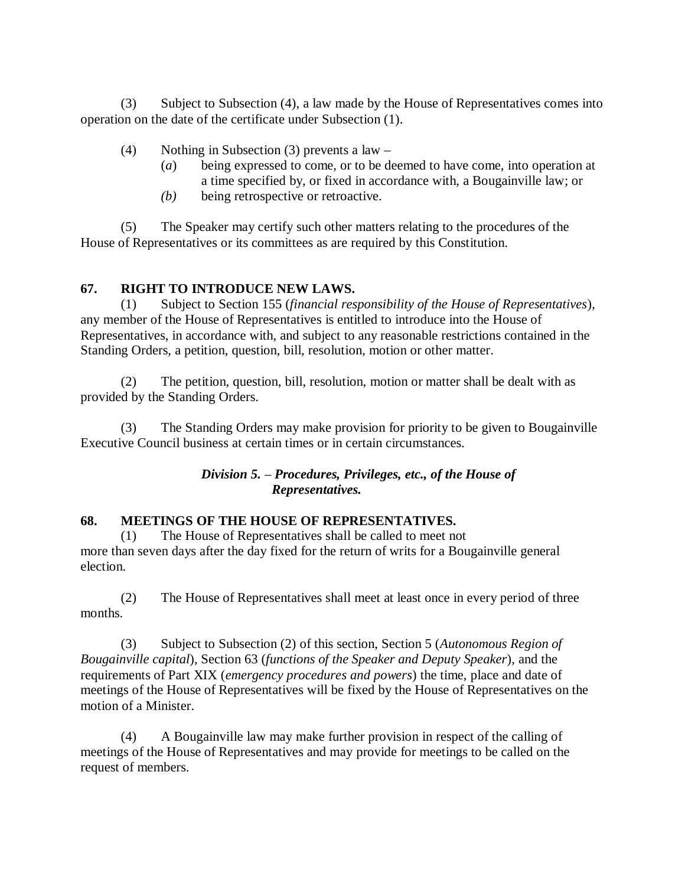(3) Subject to Subsection (4), a law made by the House of Representatives comes into operation on the date of the certificate under Subsection (1).

(4) Nothing in Subsection (3) prevents a law –

(*a*) being expressed to come, or to be deemed to have come, into operation at a time specified by, or fixed in accordance with, a Bougainville law; or

*(b)* being retrospective or retroactive.

(5) The Speaker may certify such other matters relating to the procedures of the House of Representatives or its committees as are required by this Constitution.

### 67. RIGHT TO INTRODUCE NEW LAWS.

(1) Subject to Section 155 (*financial responsibility of the House of Representatives*), any member of the House of Representatives is entitled to introduce into the House of Representatives, in accordance with, and subject to any reasonable restrictions contained in the Standing Orders, a petition, question, bill, resolution, motion or other matter.

(2) The petition, question, bill, resolution, motion or matter shall be dealt with as provided by the Standing Orders.

(3) The Standing Orders may make provision for priority to be given to Bougainville Executive Council business at certain times or in certain circumstances.

## *Division 5. – Procedures, Privileges, etc., of the House of Representatives.*

### 68. MEETINGS OF THE HOUSE OF REPRESENTATIVES.

(1) The House of Representatives shall be called to meet not more than seven days after the day fixed for the return of writs for a Bougainville general election.

(2) The House of Representatives shall meet at least once in every period of three months.

(3) Subject to Subsection (2) of this section, Section 5 (*Autonomous Region of Bougainville capital*), Section 63 (*functions of the Speaker and Deputy Speaker*), and the requirements of Part XIX (*emergency procedures and powers*) the time, place and date of meetings of the House of Representatives will be fixed by the House of Representatives on the motion of a Minister.

(4) A Bougainville law may make further provision in respect of the calling of meetings of the House of Representatives and may provide for meetings to be called on the request of members.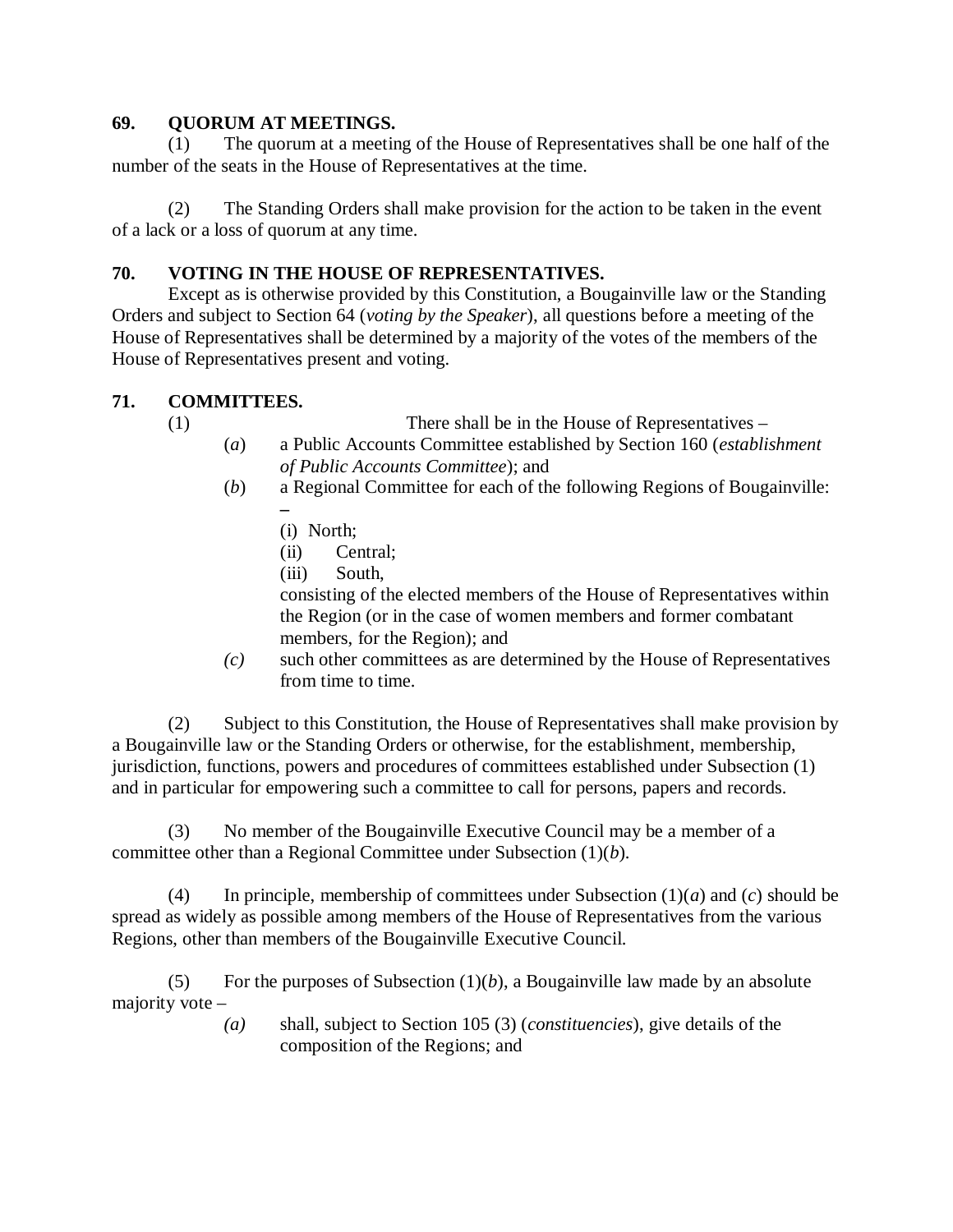**69. QUORUM AT MEETINGS.**

(1) The quorum at a meeting of the House of Representatives shall be one half of the number of the seats in the House of Representatives at the time.

(2) The Standing Orders shall make provision for the action to be taken in the event of a lack or a loss of quorum at any time.

**70. VOTING IN THE HOUSE OF REPRESENTATIVES.**

Except as is otherwise provided by this Constitution, a Bougainville law or the Standing Orders and subject to Section 64 (*voting by the Speaker*), all questions before a meeting of the House of Representatives shall be determined by a majority of the votes of the members of the House of Representatives present and voting.

**71. COMMITTEES.**

(1) There shall be in the House of Representatives –

- (*a*) a Public Accounts Committee established by Section 160 (*establishment of Public Accounts Committee*); and
- (*b*) a Regional Committee for each of the following Regions of Bougainville: –
  - (i) North;
  - (ii) Central;
  - (iii) South,

  consisting of the elected members of the House of Representatives within the Region (or in the case of women members and former combatant members, for the Region); and
- *(c)* such other committees as are determined by the House of Representatives from time to time.

(2) Subject to this Constitution, the House of Representatives shall make provision by a Bougainville law or the Standing Orders or otherwise, for the establishment, membership, jurisdiction, functions, powers and procedures of committees established under Subsection (1) and in particular for empowering such a committee to call for persons, papers and records.

(3) No member of the Bougainville Executive Council may be a member of a committee other than a Regional Committee under Subsection (1)(*b*).

(4) In principle, membership of committees under Subsection (1)(*a*) and (*c*) should be spread as widely as possible among members of the House of Representatives from the various Regions, other than members of the Bougainville Executive Council.

(5) For the purposes of Subsection (1)(*b*), a Bougainville law made by an absolute majority vote –

- *(a)* shall, subject to Section 105 (3) (*constituencies*), give details of the composition of the Regions; and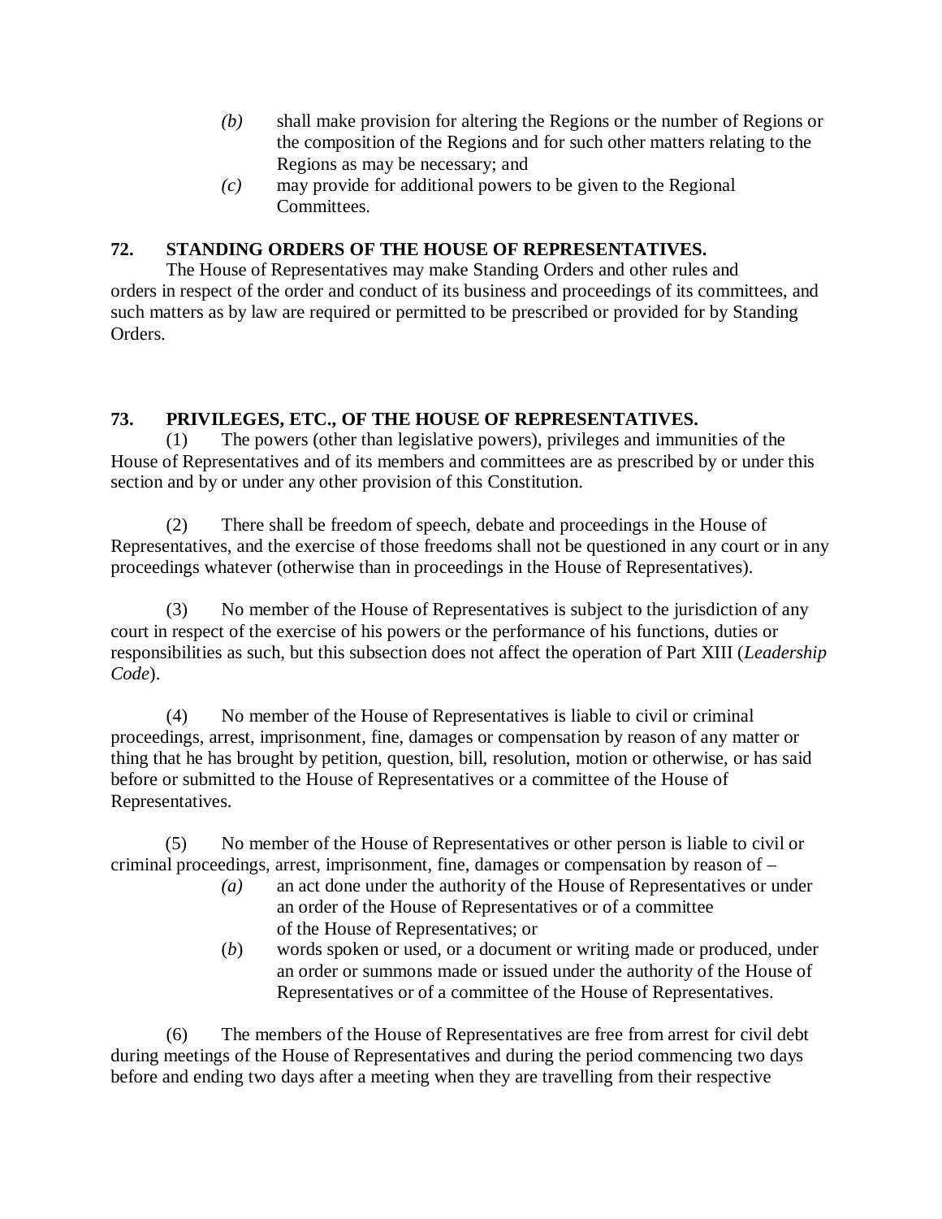*(b)* shall make provision for altering the Regions or the number of Regions or the composition of the Regions and for such other matters relating to the Regions as may be necessary; and

*(c)* may provide for additional powers to be given to the Regional Committees.

**72. STANDING ORDERS OF THE HOUSE OF REPRESENTATIVES.**

The House of Representatives may make Standing Orders and other rules and orders in respect of the order and conduct of its business and proceedings of its committees, and such matters as by law are required or permitted to be prescribed or provided for by Standing Orders.

**73. PRIVILEGES, ETC., OF THE HOUSE OF REPRESENTATIVES.**

(1) The powers (other than legislative powers), privileges and immunities of the House of Representatives and of its members and committees are as prescribed by or under this section and by or under any other provision of this Constitution.

(2) There shall be freedom of speech, debate and proceedings in the House of Representatives, and the exercise of those freedoms shall not be questioned in any court or in any proceedings whatever (otherwise than in proceedings in the House of Representatives).

(3) No member of the House of Representatives is subject to the jurisdiction of any court in respect of the exercise of his powers or the performance of his functions, duties or responsibilities as such, but this subsection does not affect the operation of Part XIII (*Leadership Code*).

(4) No member of the House of Representatives is liable to civil or criminal proceedings, arrest, imprisonment, fine, damages or compensation by reason of any matter or thing that he has brought by petition, question, bill, resolution, motion or otherwise, or has said before or submitted to the House of Representatives or a committee of the House of Representatives.

(5) No member of the House of Representatives or other person is liable to civil or criminal proceedings, arrest, imprisonment, fine, damages or compensation by reason of –

*(a)* an act done under the authority of the House of Representatives or under an order of the House of Representatives or of a committee of the House of Representatives; or

(*b*) words spoken or used, or a document or writing made or produced, under an order or summons made or issued under the authority of the House of Representatives or of a committee of the House of Representatives.

(6) The members of the House of Representatives are free from arrest for civil debt during meetings of the House of Representatives and during the period commencing two days before and ending two days after a meeting when they are travelling from their respective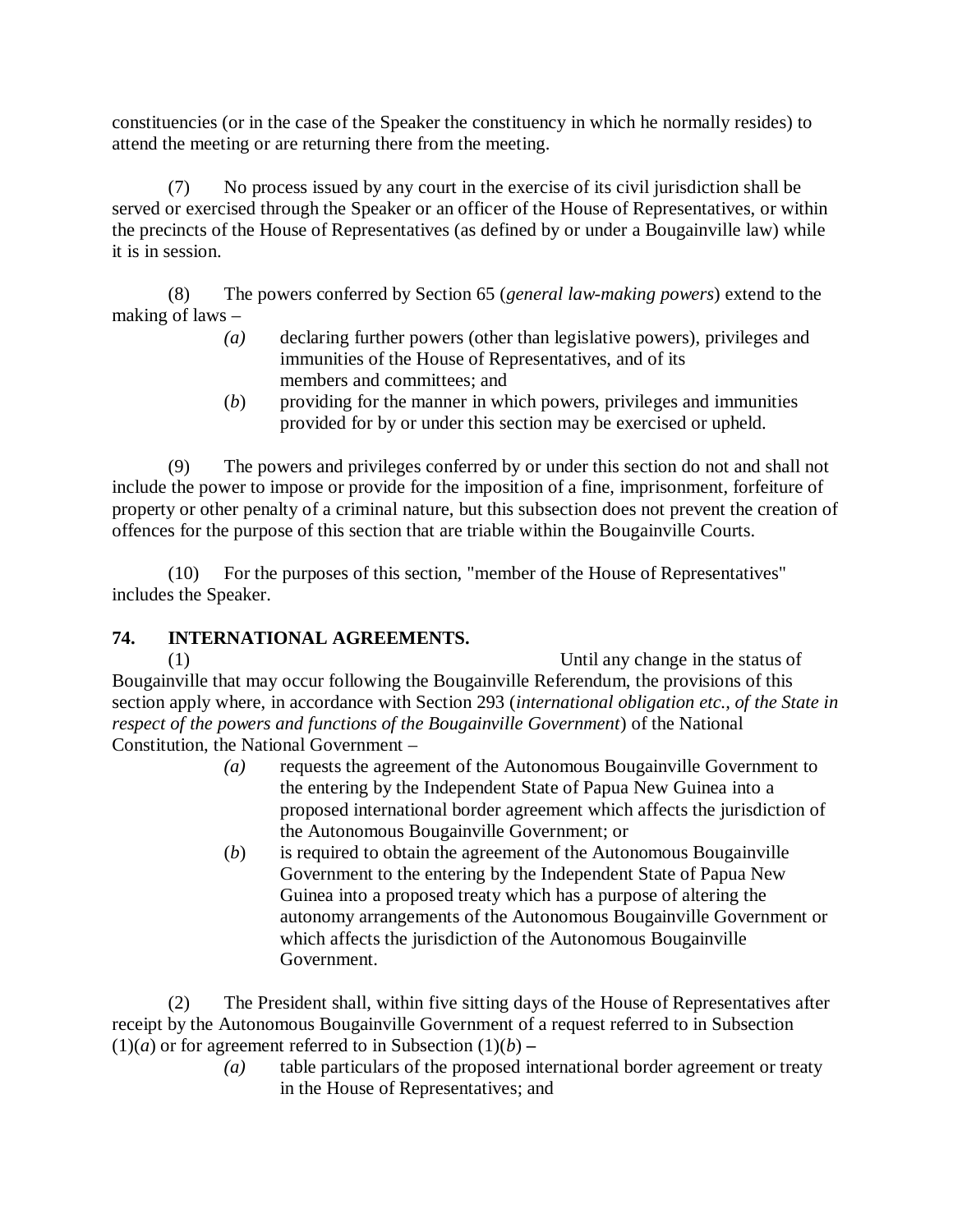constituencies (or in the case of the Speaker the constituency in which he normally resides) to attend the meeting or are returning there from the meeting.

(7) No process issued by any court in the exercise of its civil jurisdiction shall be served or exercised through the Speaker or an officer of the House of Representatives, or within the precincts of the House of Representatives (as defined by or under a Bougainville law) while it is in session.

(8) The powers conferred by Section 65 (*general law-making powers*) extend to the making of laws –

- *(a)* declaring further powers (other than legislative powers), privileges and immunities of the House of Representatives, and of its members and committees; and
- (*b*) providing for the manner in which powers, privileges and immunities provided for by or under this section may be exercised or upheld.

(9) The powers and privileges conferred by or under this section do not and shall not include the power to impose or provide for the imposition of a fine, imprisonment, forfeiture of property or other penalty of a criminal nature, but this subsection does not prevent the creation of offences for the purpose of this section that are triable within the Bougainville Courts.

(10) For the purposes of this section, "member of the House of Representatives" includes the Speaker.

### 74. INTERNATIONAL AGREEMENTS.

(1) Until any change in the status of Bougainville that may occur following the Bougainville Referendum, the provisions of this section apply where, in accordance with Section 293 (*international obligation etc., of the State in respect of the powers and functions of the Bougainville Government*) of the National Constitution, the National Government –

- *(a)* requests the agreement of the Autonomous Bougainville Government to the entering by the Independent State of Papua New Guinea into a proposed international border agreement which affects the jurisdiction of the Autonomous Bougainville Government; or
- (*b*) is required to obtain the agreement of the Autonomous Bougainville Government to the entering by the Independent State of Papua New Guinea into a proposed treaty which has a purpose of altering the autonomy arrangements of the Autonomous Bougainville Government or which affects the jurisdiction of the Autonomous Bougainville Government.

(2) The President shall, within five sitting days of the House of Representatives after receipt by the Autonomous Bougainville Government of a request referred to in Subsection (1)(*a*) or for agreement referred to in Subsection (1)(*b*) –

- *(a)* table particulars of the proposed international border agreement or treaty in the House of Representatives; and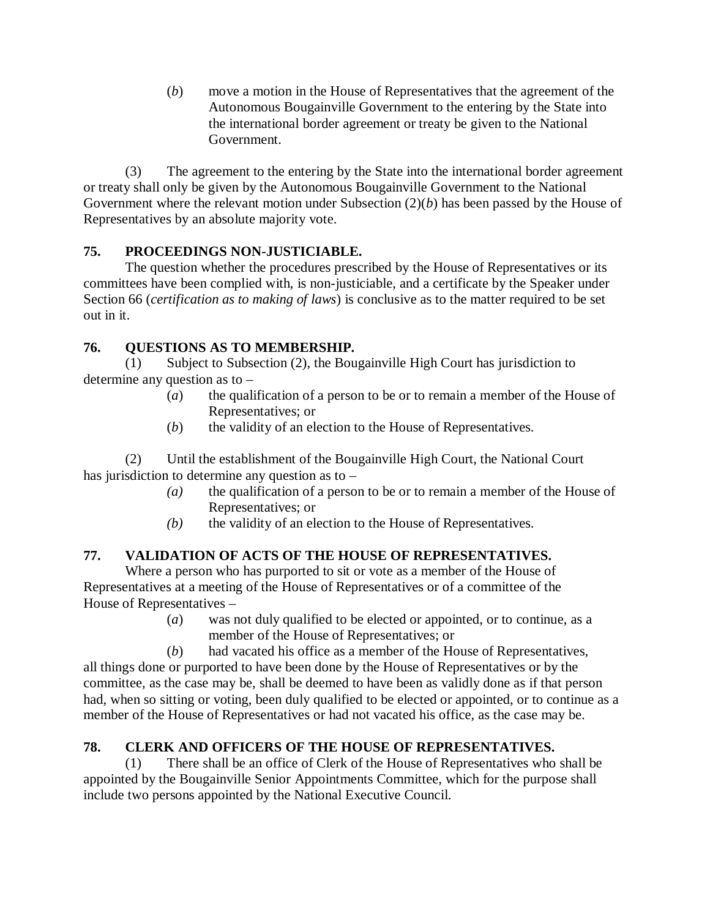(*b*) move a motion in the House of Representatives that the agreement of the Autonomous Bougainville Government to the entering by the State into the international border agreement or treaty be given to the National Government.

(3) The agreement to the entering by the State into the international border agreement or treaty shall only be given by the Autonomous Bougainville Government to the National Government where the relevant motion under Subsection (2)(*b*) has been passed by the House of Representatives by an absolute majority vote.

### 75. PROCEEDINGS NON-JUSTICIABLE.

The question whether the procedures prescribed by the House of Representatives or its committees have been complied with, is non-justiciable, and a certificate by the Speaker under Section 66 (*certification as to making of laws*) is conclusive as to the matter required to be set out in it.

### 76. QUESTIONS AS TO MEMBERSHIP.

(1) Subject to Subsection (2), the Bougainville High Court has jurisdiction to determine any question as to –

- (*a*) the qualification of a person to be or to remain a member of the House of Representatives; or
- (*b*) the validity of an election to the House of Representatives.

(2) Until the establishment of the Bougainville High Court, the National Court has jurisdiction to determine any question as to –

- *(a)* the qualification of a person to be or to remain a member of the House of Representatives; or
- *(b)* the validity of an election to the House of Representatives.

### 77. VALIDATION OF ACTS OF THE HOUSE OF REPRESENTATIVES.

Where a person who has purported to sit or vote as a member of the House of Representatives at a meeting of the House of Representatives or of a committee of the House of Representatives –

- (*a*) was not duly qualified to be elected or appointed, or to continue, as a member of the House of Representatives; or
- (*b*) had vacated his office as a member of the House of Representatives,

all things done or purported to have been done by the House of Representatives or by the committee, as the case may be, shall be deemed to have been as validly done as if that person had, when so sitting or voting, been duly qualified to be elected or appointed, or to continue as a member of the House of Representatives or had not vacated his office, as the case may be.

### 78. CLERK AND OFFICERS OF THE HOUSE OF REPRESENTATIVES.

(1) There shall be an office of Clerk of the House of Representatives who shall be appointed by the Bougainville Senior Appointments Committee, which for the purpose shall include two persons appointed by the National Executive Council.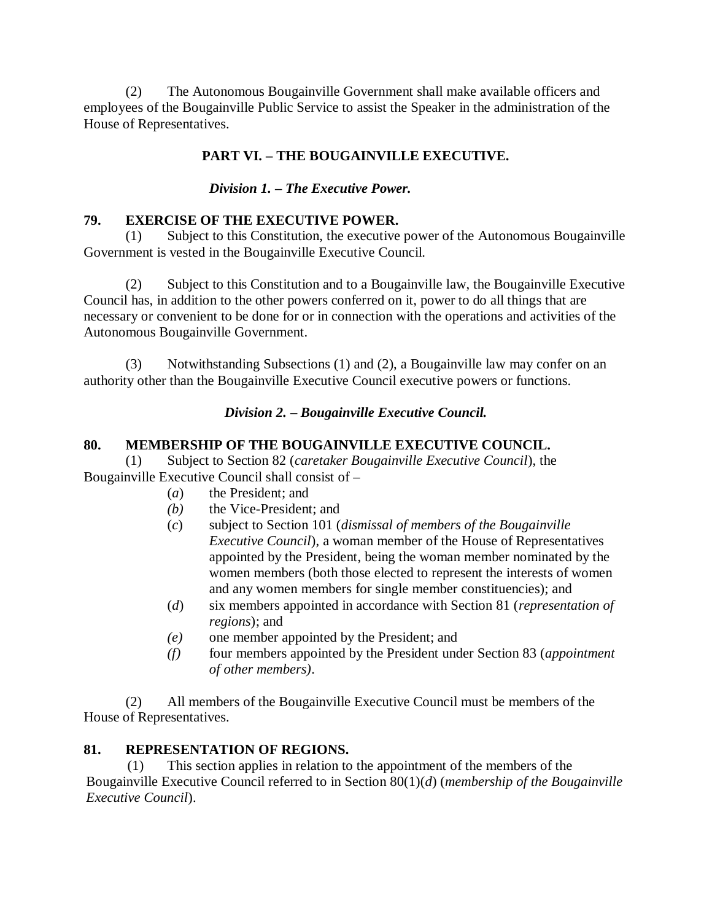(2) The Autonomous Bougainville Government shall make available officers and employees of the Bougainville Public Service to assist the Speaker in the administration of the House of Representatives.

## PART VI. – THE BOUGAINVILLE EXECUTIVE.

### *Division 1. – The Executive Power.*

**79. EXERCISE OF THE EXECUTIVE POWER.**

(1) Subject to this Constitution, the executive power of the Autonomous Bougainville Government is vested in the Bougainville Executive Council.

(2) Subject to this Constitution and to a Bougainville law, the Bougainville Executive Council has, in addition to the other powers conferred on it, power to do all things that are necessary or convenient to be done for or in connection with the operations and activities of the Autonomous Bougainville Government.

(3) Notwithstanding Subsections (1) and (2), a Bougainville law may confer on an authority other than the Bougainville Executive Council executive powers or functions.

### *Division 2. – Bougainville Executive Council.*

**80. MEMBERSHIP OF THE BOUGAINVILLE EXECUTIVE COUNCIL.**

(1) Subject to Section 82 (*caretaker Bougainville Executive Council*), the Bougainville Executive Council shall consist of –

- (*a*) the President; and
- *(b)* the Vice-President; and
- (*c*) subject to Section 101 (*dismissal of members of the Bougainville Executive Council*), a woman member of the House of Representatives appointed by the President, being the woman member nominated by the women members (both those elected to represent the interests of women and any women members for single member constituencies); and
- (*d*) six members appointed in accordance with Section 81 (*representation of regions*); and
- *(e)* one member appointed by the President; and
- *(f)* four members appointed by the President under Section 83 (*appointment of other members)*.

(2) All members of the Bougainville Executive Council must be members of the House of Representatives.

**81. REPRESENTATION OF REGIONS.**

(1) This section applies in relation to the appointment of the members of the Bougainville Executive Council referred to in Section 80(1)(*d*) (*membership of the Bougainville Executive Council*).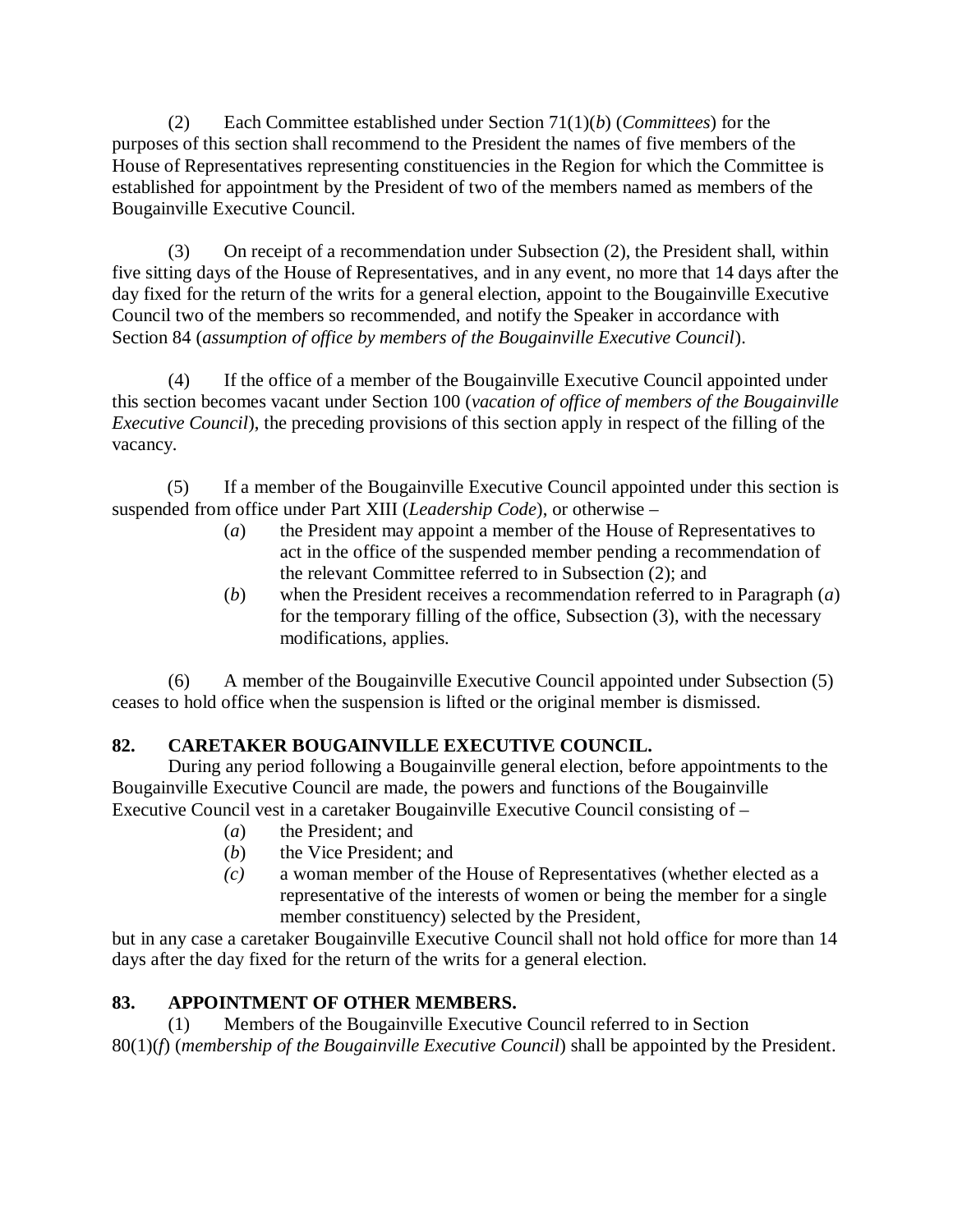(2) Each Committee established under Section 71(1)(*b*) (*Committees*) for the purposes of this section shall recommend to the President the names of five members of the House of Representatives representing constituencies in the Region for which the Committee is established for appointment by the President of two of the members named as members of the Bougainville Executive Council.

(3) On receipt of a recommendation under Subsection (2), the President shall, within five sitting days of the House of Representatives, and in any event, no more that 14 days after the day fixed for the return of the writs for a general election, appoint to the Bougainville Executive Council two of the members so recommended, and notify the Speaker in accordance with Section 84 (*assumption of office by members of the Bougainville Executive Council*).

(4) If the office of a member of the Bougainville Executive Council appointed under this section becomes vacant under Section 100 (*vacation of office of members of the Bougainville Executive Council*), the preceding provisions of this section apply in respect of the filling of the vacancy.

(5) If a member of the Bougainville Executive Council appointed under this section is suspended from office under Part XIII (*Leadership Code*), or otherwise –

> (*a*) the President may appoint a member of the House of Representatives to act in the office of the suspended member pending a recommendation of the relevant Committee referred to in Subsection (2); and
>
> (*b*) when the President receives a recommendation referred to in Paragraph (*a*) for the temporary filling of the office, Subsection (3), with the necessary modifications, applies.

(6) A member of the Bougainville Executive Council appointed under Subsection (5) ceases to hold office when the suspension is lifted or the original member is dismissed.

**82. CARETAKER BOUGAINVILLE EXECUTIVE COUNCIL.**

During any period following a Bougainville general election, before appointments to the Bougainville Executive Council are made, the powers and functions of the Bougainville Executive Council vest in a caretaker Bougainville Executive Council consisting of –

> (*a*) the President; and
>
> (*b*) the Vice President; and
>
> (*c*) a woman member of the House of Representatives (whether elected as a representative of the interests of women or being the member for a single member constituency) selected by the President,

but in any case a caretaker Bougainville Executive Council shall not hold office for more than 14 days after the day fixed for the return of the writs for a general election.

**83. APPOINTMENT OF OTHER MEMBERS.**

(1) Members of the Bougainville Executive Council referred to in Section 80(1)(*f*) (*membership of the Bougainville Executive Council*) shall be appointed by the President.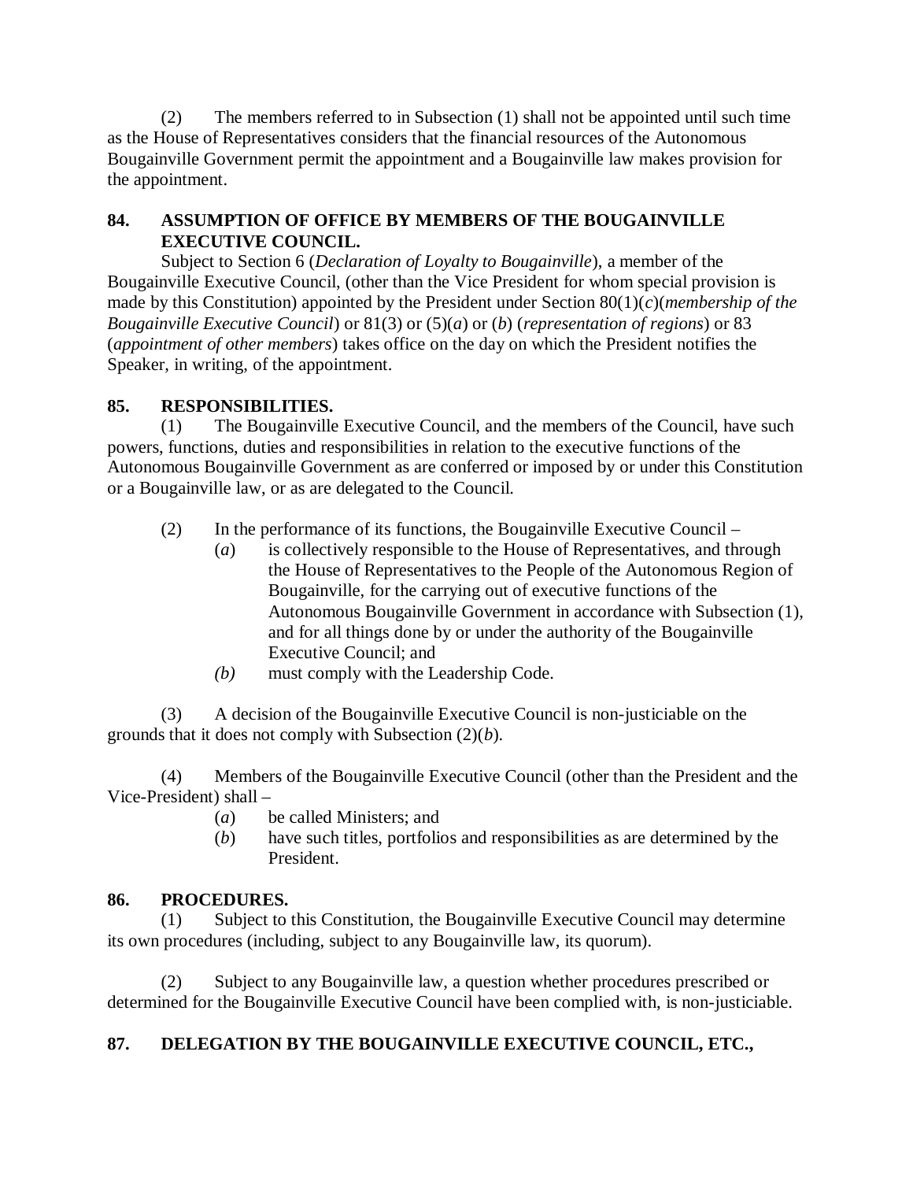(2) The members referred to in Subsection (1) shall not be appointed until such time as the House of Representatives considers that the financial resources of the Autonomous Bougainville Government permit the appointment and a Bougainville law makes provision for the appointment.

### 84. ASSUMPTION OF OFFICE BY MEMBERS OF THE BOUGAINVILLE EXECUTIVE COUNCIL.

Subject to Section 6 (*Declaration of Loyalty to Bougainville*), a member of the Bougainville Executive Council, (other than the Vice President for whom special provision is made by this Constitution) appointed by the President under Section 80(1)(*c*)(*membership of the Bougainville Executive Council*) or 81(3) or (5)(*a*) or (*b*) (*representation of regions*) or 83 (*appointment of other members*) takes office on the day on which the President notifies the Speaker, in writing, of the appointment.

### 85. RESPONSIBILITIES.

(1) The Bougainville Executive Council, and the members of the Council, have such powers, functions, duties and responsibilities in relation to the executive functions of the Autonomous Bougainville Government as are conferred or imposed by or under this Constitution or a Bougainville law, or as are delegated to the Council.

(2) In the performance of its functions, the Bougainville Executive Council –

- (*a*) is collectively responsible to the House of Representatives, and through the House of Representatives to the People of the Autonomous Region of Bougainville, for the carrying out of executive functions of the Autonomous Bougainville Government in accordance with Subsection (1), and for all things done by or under the authority of the Bougainville Executive Council; and
- *(b)* must comply with the Leadership Code.

(3) A decision of the Bougainville Executive Council is non-justiciable on the grounds that it does not comply with Subsection (2)(*b*).

(4) Members of the Bougainville Executive Council (other than the President and the Vice-President) shall –

- (*a*) be called Ministers; and
- (*b*) have such titles, portfolios and responsibilities as are determined by the President.

### 86. PROCEDURES.

(1) Subject to this Constitution, the Bougainville Executive Council may determine its own procedures (including, subject to any Bougainville law, its quorum).

(2) Subject to any Bougainville law, a question whether procedures prescribed or determined for the Bougainville Executive Council have been complied with, is non-justiciable.

### 87. DELEGATION BY THE BOUGAINVILLE EXECUTIVE COUNCIL, ETC.,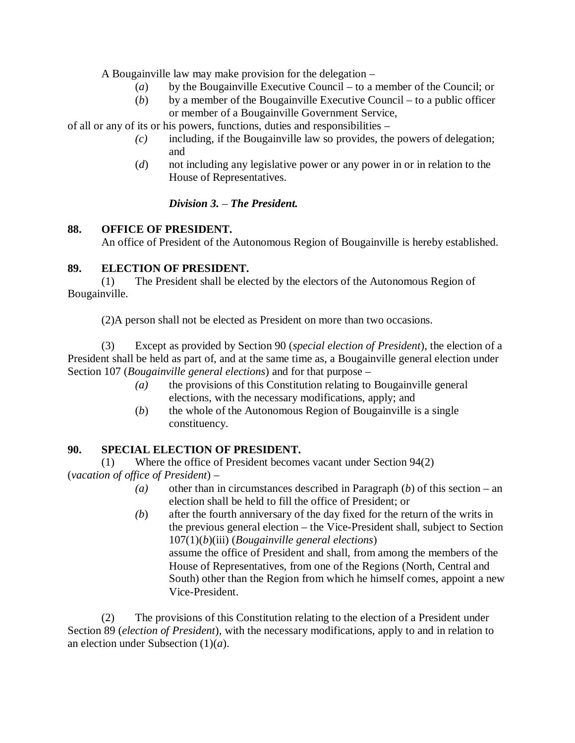A Bougainville law may make provision for the delegation –

(*a*) by the Bougainville Executive Council – to a member of the Council; or

(*b*) by a member of the Bougainville Executive Council – to a public officer or member of a Bougainville Government Service,

of all or any of its or his powers, functions, duties and responsibilities –

*(c)* including, if the Bougainville law so provides, the powers of delegation; and

(*d*) not including any legislative power or any power in or in relation to the House of Representatives.

### *Division 3. – The President.*

**88. OFFICE OF PRESIDENT.**

An office of President of the Autonomous Region of Bougainville is hereby established.

**89. ELECTION OF PRESIDENT.**

(1) The President shall be elected by the electors of the Autonomous Region of Bougainville.

(2)A person shall not be elected as President on more than two occasions.

(3) Except as provided by Section 90 (*special election of President*), the election of a President shall be held as part of, and at the same time as, a Bougainville general election under Section 107 (*Bougainville general elections*) and for that purpose –

*(a)* the provisions of this Constitution relating to Bougainville general elections, with the necessary modifications, apply; and

(*b*) the whole of the Autonomous Region of Bougainville is a single constituency.

**90. SPECIAL ELECTION OF PRESIDENT.**

(1) Where the office of President becomes vacant under Section 94(2) (*vacation of office of President*) –

*(a)* other than in circumstances described in Paragraph (*b*) of this section – an election shall be held to fill the office of President; or

*(b)* after the fourth anniversary of the day fixed for the return of the writs in the previous general election – the Vice-President shall, subject to Section 107(1)(*b*)(iii) (*Bougainville general elections*) assume the office of President and shall, from among the members of the House of Representatives, from one of the Regions (North, Central and South) other than the Region from which he himself comes, appoint a new Vice-President.

(2) The provisions of this Constitution relating to the election of a President under Section 89 (*election of President*), with the necessary modifications, apply to and in relation to an election under Subsection (1)(*a*).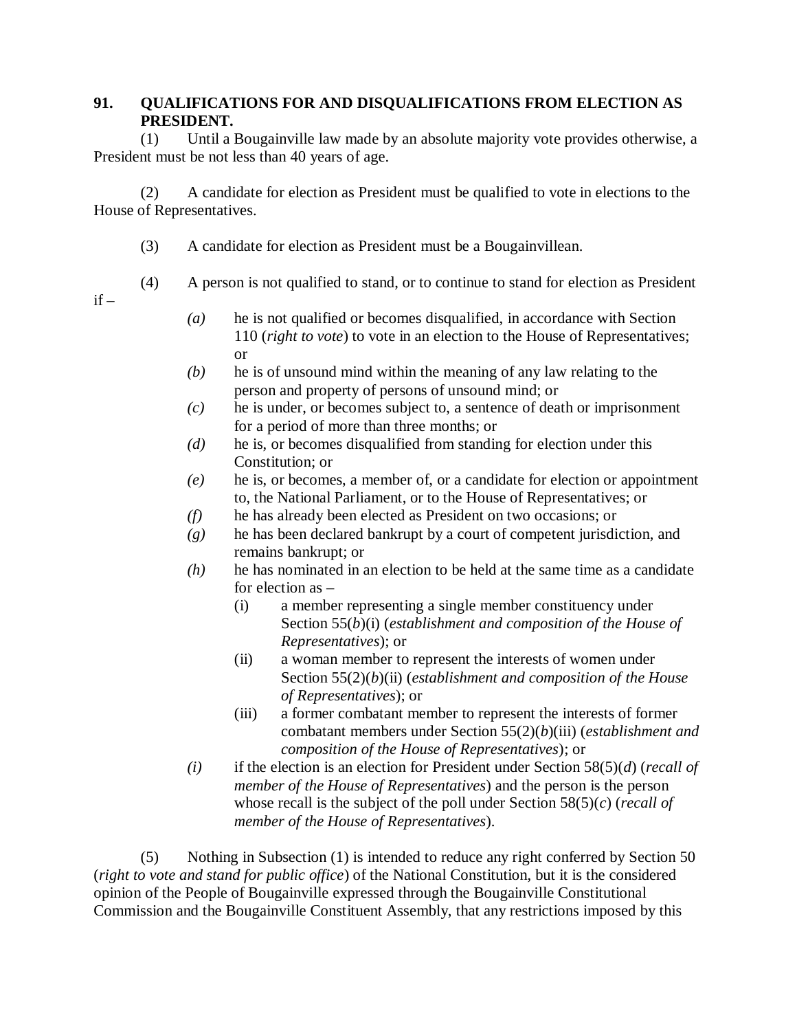## 91. QUALIFICATIONS FOR AND DISQUALIFICATIONS FROM ELECTION AS PRESIDENT.

(1) Until a Bougainville law made by an absolute majority vote provides otherwise, a President must be not less than 40 years of age.

(2) A candidate for election as President must be qualified to vote in elections to the House of Representatives.

(3) A candidate for election as President must be a Bougainvillean.

(4) A person is not qualified to stand, or to continue to stand for election as President if –

- *(a)* he is not qualified or becomes disqualified, in accordance with Section 110 (*right to vote*) to vote in an election to the House of Representatives; or
- *(b)* he is of unsound mind within the meaning of any law relating to the person and property of persons of unsound mind; or
- *(c)* he is under, or becomes subject to, a sentence of death or imprisonment for a period of more than three months; or
- *(d)* he is, or becomes disqualified from standing for election under this Constitution; or
- *(e)* he is, or becomes, a member of, or a candidate for election or appointment to, the National Parliament, or to the House of Representatives; or
- *(f)* he has already been elected as President on two occasions; or
- *(g)* he has been declared bankrupt by a court of competent jurisdiction, and remains bankrupt; or
- *(h)* he has nominated in an election to be held at the same time as a candidate for election as –
  - (i) a member representing a single member constituency under Section 55(*b*)(i) (*establishment and composition of the House of Representatives*); or
  - (ii) a woman member to represent the interests of women under Section 55(2)(*b*)(ii) (*establishment and composition of the House of Representatives*); or
  - (iii) a former combatant member to represent the interests of former combatant members under Section 55(2)(*b*)(iii) (*establishment and composition of the House of Representatives*); or
- *(i)* if the election is an election for President under Section 58(5)(*d*) (*recall of member of the House of Representatives*) and the person is the person whose recall is the subject of the poll under Section 58(5)(*c*) (*recall of member of the House of Representatives*).

(5) Nothing in Subsection (1) is intended to reduce any right conferred by Section 50 (*right to vote and stand for public office*) of the National Constitution, but it is the considered opinion of the People of Bougainville expressed through the Bougainville Constitutional Commission and the Bougainville Constituent Assembly, that any restrictions imposed by this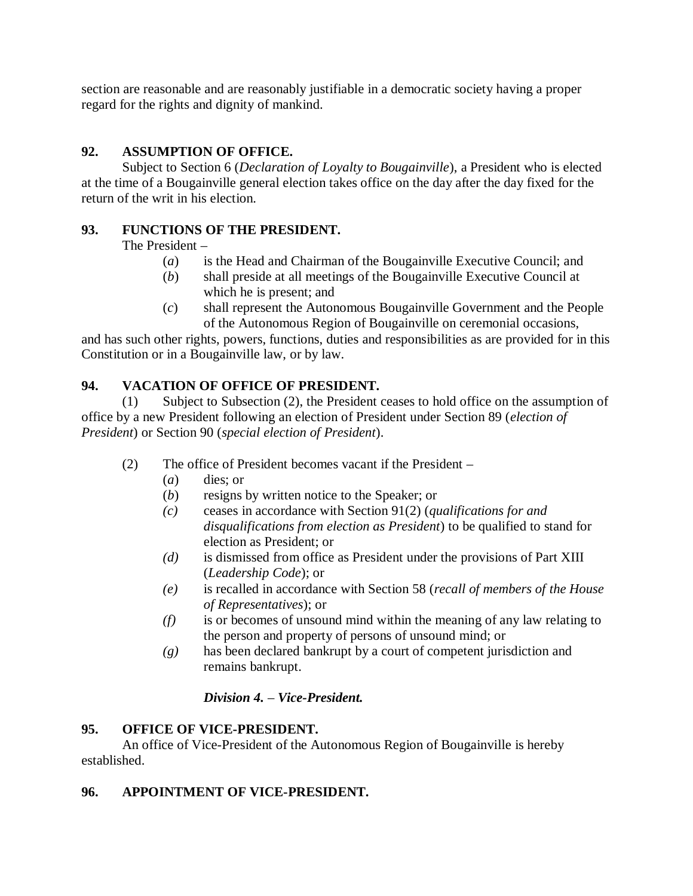section are reasonable and are reasonably justifiable in a democratic society having a proper regard for the rights and dignity of mankind.

**92. ASSUMPTION OF OFFICE.**

Subject to Section 6 (*Declaration of Loyalty to Bougainville*), a President who is elected at the time of a Bougainville general election takes office on the day after the day fixed for the return of the writ in his election.

**93. FUNCTIONS OF THE PRESIDENT.**

The President –

(*a*) is the Head and Chairman of the Bougainville Executive Council; and

(*b*) shall preside at all meetings of the Bougainville Executive Council at which he is present; and

(*c*) shall represent the Autonomous Bougainville Government and the People of the Autonomous Region of Bougainville on ceremonial occasions,

and has such other rights, powers, functions, duties and responsibilities as are provided for in this Constitution or in a Bougainville law, or by law.

**94. VACATION OF OFFICE OF PRESIDENT.**

(1) Subject to Subsection (2), the President ceases to hold office on the assumption of office by a new President following an election of President under Section 89 (*election of President*) or Section 90 (*special election of President*).

(2) The office of President becomes vacant if the President –

(*a*) dies; or

(*b*) resigns by written notice to the Speaker; or

*(c)* ceases in accordance with Section 91(2) (*qualifications for and disqualifications from election as President*) to be qualified to stand for election as President; or

*(d)* is dismissed from office as President under the provisions of Part XIII (*Leadership Code*); or

*(e)* is recalled in accordance with Section 58 (*recall of members of the House of Representatives*); or

*(f)* is or becomes of unsound mind within the meaning of any law relating to the person and property of persons of unsound mind; or

*(g)* has been declared bankrupt by a court of competent jurisdiction and remains bankrupt.

***Division 4. – Vice-President.***

**95. OFFICE OF VICE-PRESIDENT.**

An office of Vice-President of the Autonomous Region of Bougainville is hereby established.

**96. APPOINTMENT OF VICE-PRESIDENT.**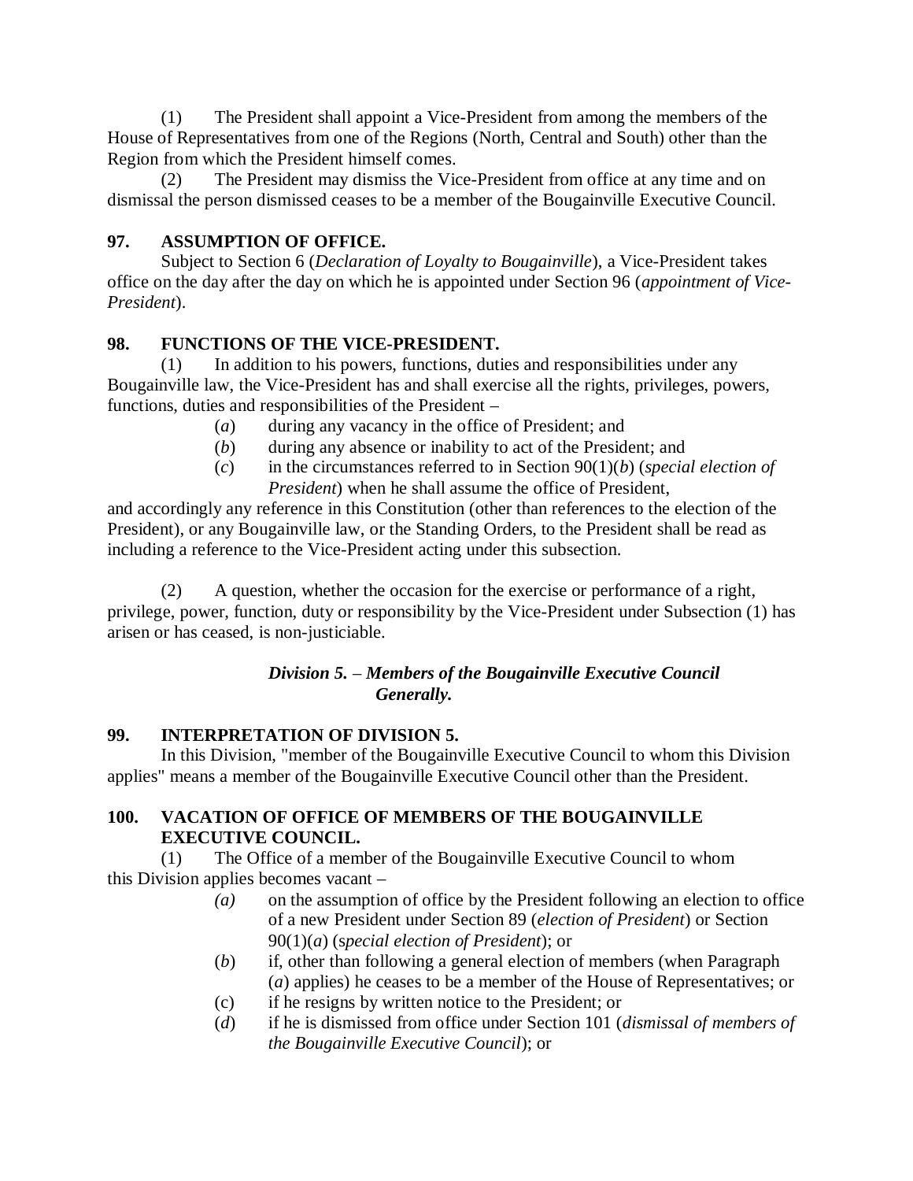(1) The President shall appoint a Vice-President from among the members of the House of Representatives from one of the Regions (North, Central and South) other than the Region from which the President himself comes.

(2) The President may dismiss the Vice-President from office at any time and on dismissal the person dismissed ceases to be a member of the Bougainville Executive Council.

**97. ASSUMPTION OF OFFICE.**

Subject to Section 6 (*Declaration of Loyalty to Bougainville*), a Vice-President takes office on the day after the day on which he is appointed under Section 96 (*appointment of Vice-President*).

**98. FUNCTIONS OF THE VICE-PRESIDENT.**

(1) In addition to his powers, functions, duties and responsibilities under any Bougainville law, the Vice-President has and shall exercise all the rights, privileges, powers, functions, duties and responsibilities of the President –

- (*a*) during any vacancy in the office of President; and
- (*b*) during any absence or inability to act of the President; and
- (*c*) in the circumstances referred to in Section 90(1)(*b*) (*special election of President*) when he shall assume the office of President,

and accordingly any reference in this Constitution (other than references to the election of the President), or any Bougainville law, or the Standing Orders, to the President shall be read as including a reference to the Vice-President acting under this subsection.

(2) A question, whether the occasion for the exercise or performance of a right, privilege, power, function, duty or responsibility by the Vice-President under Subsection (1) has arisen or has ceased, is non-justiciable.

***Division 5. – Members of the Bougainville Executive Council Generally.***

**99. INTERPRETATION OF DIVISION 5.**

In this Division, "member of the Bougainville Executive Council to whom this Division applies" means a member of the Bougainville Executive Council other than the President.

**100. VACATION OF OFFICE OF MEMBERS OF THE BOUGAINVILLE EXECUTIVE COUNCIL.**

(1) The Office of a member of the Bougainville Executive Council to whom this Division applies becomes vacant –

- *(a)* on the assumption of office by the President following an election to office of a new President under Section 89 (*election of President*) or Section 90(1)(*a*) (*special election of President*); or
- (*b*) if, other than following a general election of members (when Paragraph (*a*) applies) he ceases to be a member of the House of Representatives; or
- (c) if he resigns by written notice to the President; or
- (*d*) if he is dismissed from office under Section 101 (*dismissal of members of the Bougainville Executive Council*); or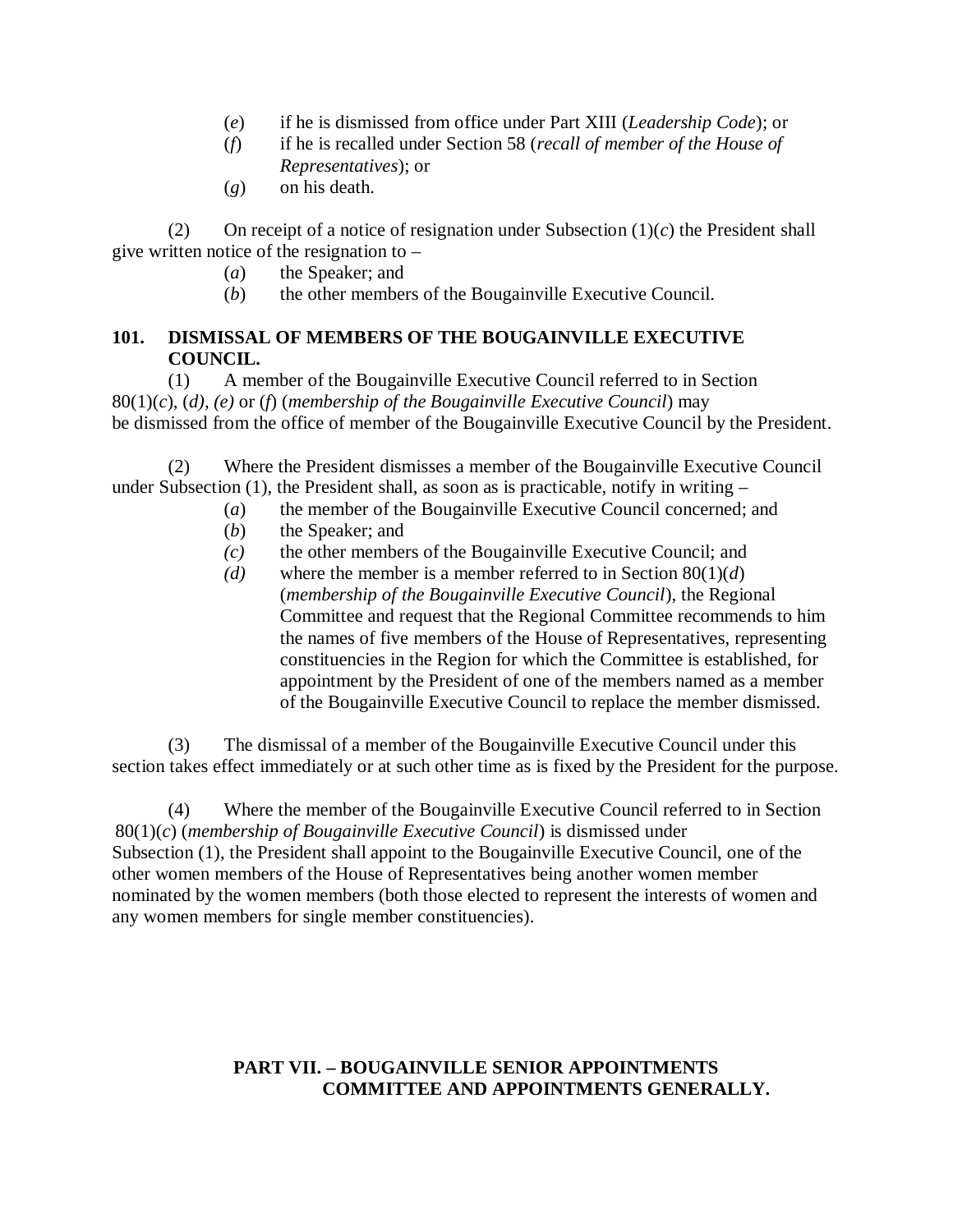(*e*) if he is dismissed from office under Part XIII (*Leadership Code*); or

(*f*) if he is recalled under Section 58 (*recall of member of the House of Representatives*); or

(*g*) on his death.

(2) On receipt of a notice of resignation under Subsection (1)(*c*) the President shall give written notice of the resignation to –

(*a*) the Speaker; and

(*b*) the other members of the Bougainville Executive Council.

**101. DISMISSAL OF MEMBERS OF THE BOUGAINVILLE EXECUTIVE COUNCIL.**

(1) A member of the Bougainville Executive Council referred to in Section 80(1)(*c*), (*d), (e)* or (*f*) (*membership of the Bougainville Executive Council*) may be dismissed from the office of member of the Bougainville Executive Council by the President.

(2) Where the President dismisses a member of the Bougainville Executive Council under Subsection (1), the President shall, as soon as is practicable, notify in writing –

(*a*) the member of the Bougainville Executive Council concerned; and

(*b*) the Speaker; and

*(c)* the other members of the Bougainville Executive Council; and

*(d)* where the member is a member referred to in Section 80(1)(*d*) (*membership of the Bougainville Executive Council*), the Regional Committee and request that the Regional Committee recommends to him the names of five members of the House of Representatives, representing constituencies in the Region for which the Committee is established, for appointment by the President of one of the members named as a member of the Bougainville Executive Council to replace the member dismissed.

(3) The dismissal of a member of the Bougainville Executive Council under this section takes effect immediately or at such other time as is fixed by the President for the purpose.

(4) Where the member of the Bougainville Executive Council referred to in Section 80(1)(*c*) (*membership of Bougainville Executive Council*) is dismissed under Subsection (1), the President shall appoint to the Bougainville Executive Council, one of the other women members of the House of Representatives being another women member nominated by the women members (both those elected to represent the interests of women and any women members for single member constituencies).

## PART VII. – BOUGAINVILLE SENIOR APPOINTMENTS COMMITTEE AND APPOINTMENTS GENERALLY.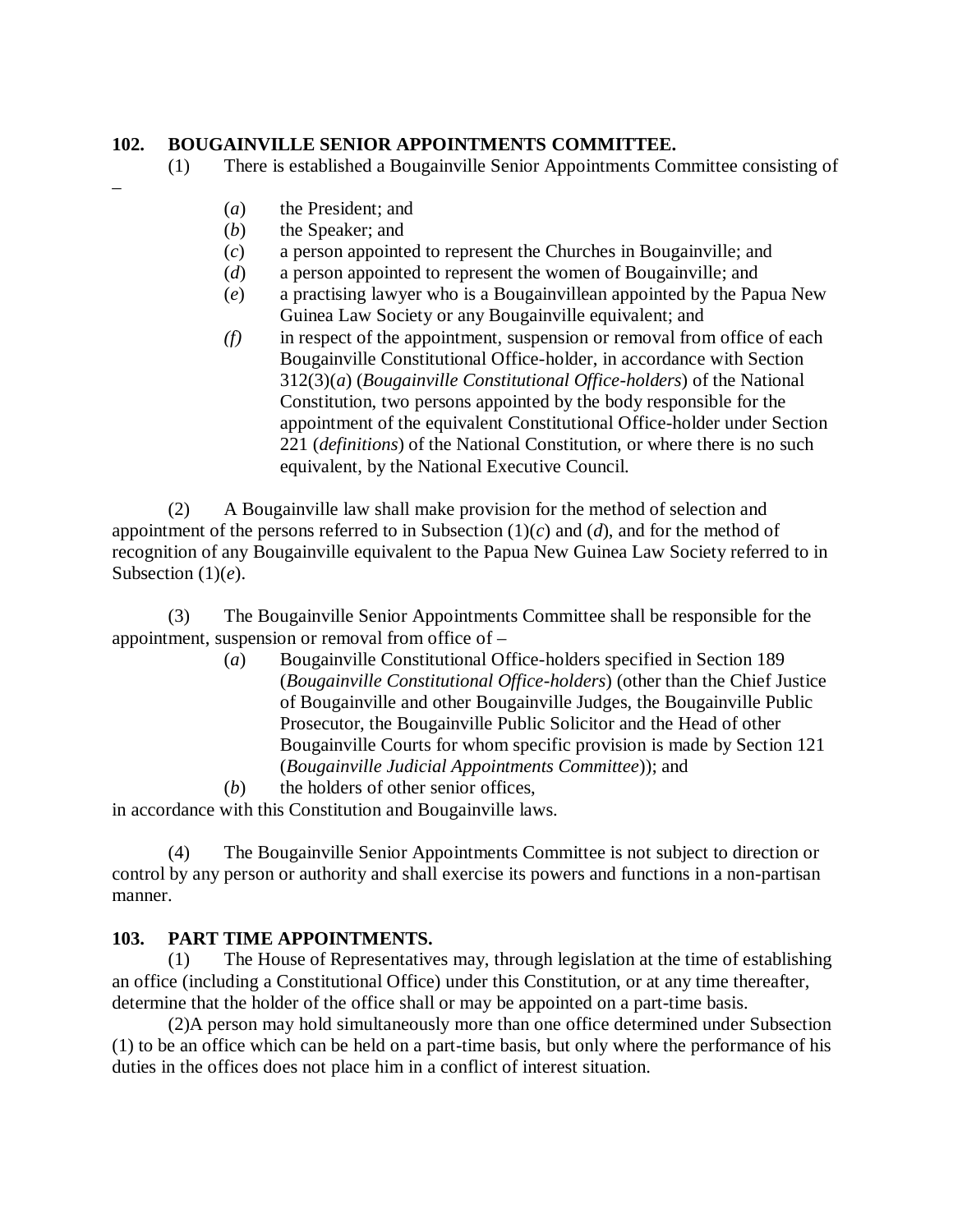**102. BOUGAINVILLE SENIOR APPOINTMENTS COMMITTEE.**

(1) There is established a Bougainville Senior Appointments Committee consisting of –

(*a*) the President; and
(*b*) the Speaker; and
(*c*) a person appointed to represent the Churches in Bougainville; and
(*d*) a person appointed to represent the women of Bougainville; and
(*e*) a practising lawyer who is a Bougainvillean appointed by the Papua New Guinea Law Society or any Bougainville equivalent; and
*(f)* in respect of the appointment, suspension or removal from office of each Bougainville Constitutional Office-holder, in accordance with Section 312(3)(*a*) (*Bougainville Constitutional Office-holders*) of the National Constitution, two persons appointed by the body responsible for the appointment of the equivalent Constitutional Office-holder under Section 221 (*definitions*) of the National Constitution, or where there is no such equivalent, by the National Executive Council.

(2) A Bougainville law shall make provision for the method of selection and appointment of the persons referred to in Subsection (1)(*c*) and (*d*), and for the method of recognition of any Bougainville equivalent to the Papua New Guinea Law Society referred to in Subsection (1)(*e*).

(3) The Bougainville Senior Appointments Committee shall be responsible for the appointment, suspension or removal from office of –

(*a*) Bougainville Constitutional Office-holders specified in Section 189 (*Bougainville Constitutional Office-holders*) (other than the Chief Justice of Bougainville and other Bougainville Judges, the Bougainville Public Prosecutor, the Bougainville Public Solicitor and the Head of other Bougainville Courts for whom specific provision is made by Section 121 (*Bougainville Judicial Appointments Committee*)); and
(*b*) the holders of other senior offices,

in accordance with this Constitution and Bougainville laws.

(4) The Bougainville Senior Appointments Committee is not subject to direction or control by any person or authority and shall exercise its powers and functions in a non-partisan manner.

**103. PART TIME APPOINTMENTS.**

(1) The House of Representatives may, through legislation at the time of establishing an office (including a Constitutional Office) under this Constitution, or at any time thereafter, determine that the holder of the office shall or may be appointed on a part-time basis.

(2)A person may hold simultaneously more than one office determined under Subsection (1) to be an office which can be held on a part-time basis, but only where the performance of his duties in the offices does not place him in a conflict of interest situation.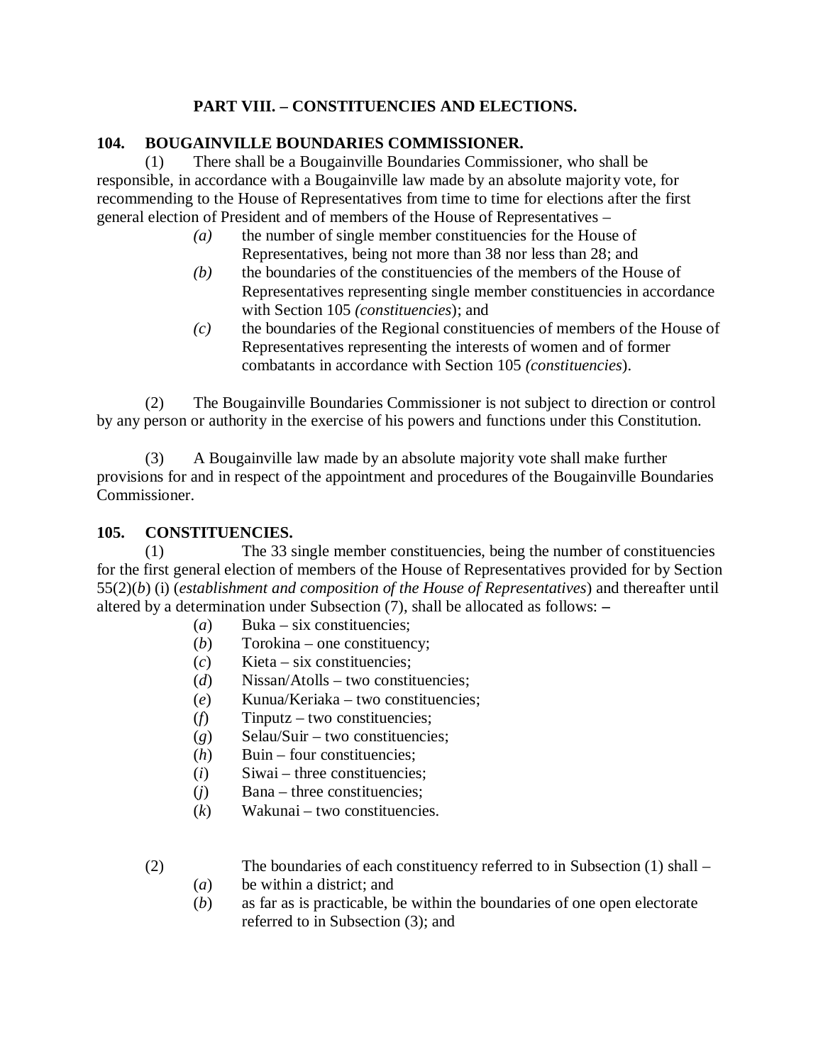## PART VIII. – CONSTITUENCIES AND ELECTIONS.

### 104. BOUGAINVILLE BOUNDARIES COMMISSIONER.

(1) There shall be a Bougainville Boundaries Commissioner, who shall be responsible, in accordance with a Bougainville law made by an absolute majority vote, for recommending to the House of Representatives from time to time for elections after the first general election of President and of members of the House of Representatives –

*(a)* the number of single member constituencies for the House of Representatives, being not more than 38 nor less than 28; and

*(b)* the boundaries of the constituencies of the members of the House of Representatives representing single member constituencies in accordance with Section 105 *(constituencies*); and

*(c)* the boundaries of the Regional constituencies of members of the House of Representatives representing the interests of women and of former combatants in accordance with Section 105 *(constituencies*).

(2) The Bougainville Boundaries Commissioner is not subject to direction or control by any person or authority in the exercise of his powers and functions under this Constitution.

(3) A Bougainville law made by an absolute majority vote shall make further provisions for and in respect of the appointment and procedures of the Bougainville Boundaries Commissioner.

### 105. CONSTITUENCIES.

(1) The 33 single member constituencies, being the number of constituencies for the first general election of members of the House of Representatives provided for by Section 55(2)(*b*) (i) (*establishment and composition of the House of Representatives*) and thereafter until altered by a determination under Subsection (7), shall be allocated as follows: –

(*a*) Buka – six constituencies;

(*b*) Torokina – one constituency;

(*c*) Kieta – six constituencies;

(*d*) Nissan/Atolls – two constituencies;

(*e*) Kunua/Keriaka – two constituencies;

(*f*) Tinputz – two constituencies;

(*g*) Selau/Suir – two constituencies;

(*h*) Buin – four constituencies;

(*i*) Siwai – three constituencies;

(*j*) Bana – three constituencies;

(*k*) Wakunai – two constituencies.

(2) The boundaries of each constituency referred to in Subsection (1) shall –

(*a*) be within a district; and

(*b*) as far as is practicable, be within the boundaries of one open electorate referred to in Subsection (3); and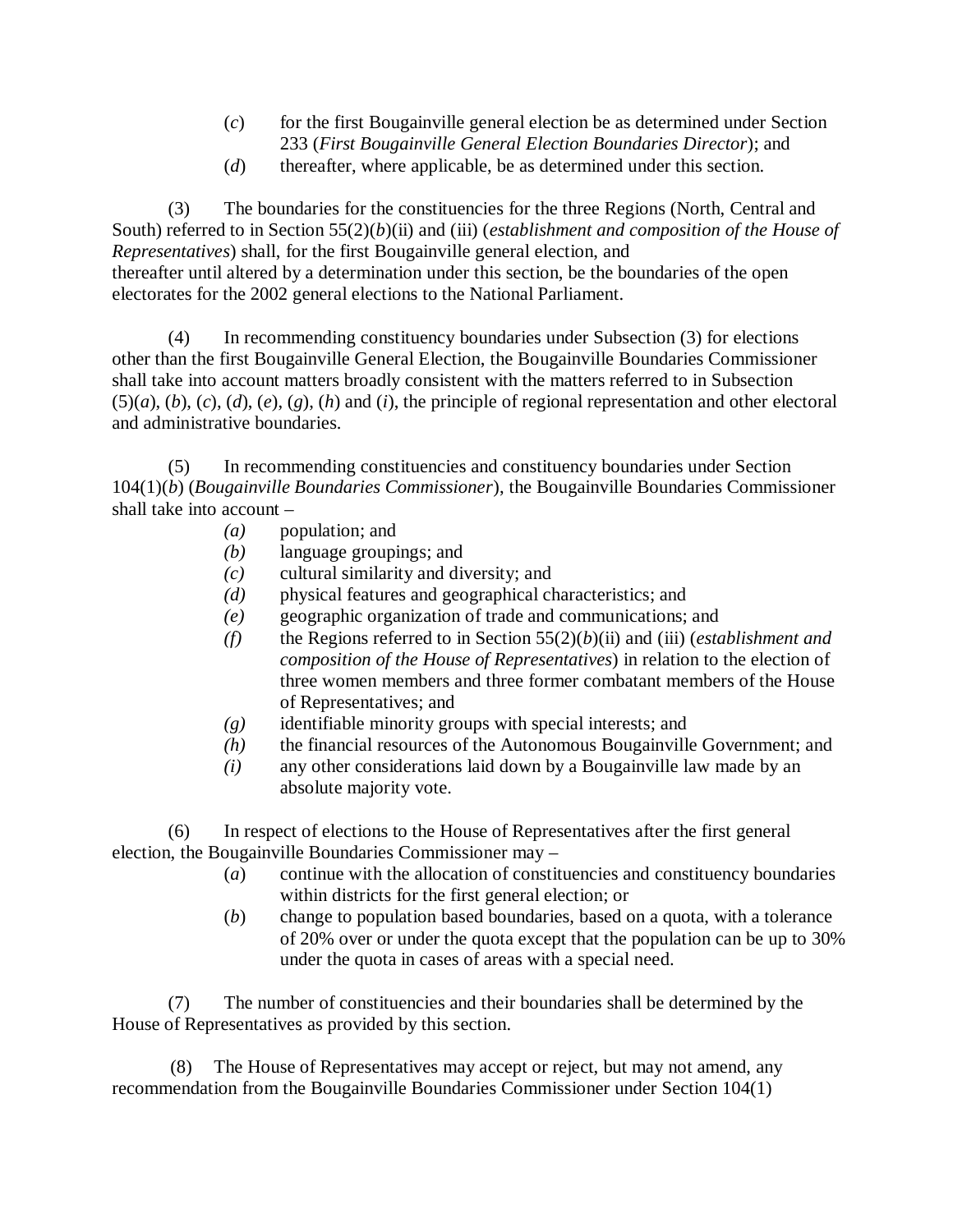(*c*) for the first Bougainville general election be as determined under Section 233 (*First Bougainville General Election Boundaries Director*); and

(*d*) thereafter, where applicable, be as determined under this section.

(3) The boundaries for the constituencies for the three Regions (North, Central and South) referred to in Section 55(2)(*b*)(ii) and (iii) (*establishment and composition of the House of Representatives*) shall, for the first Bougainville general election, and thereafter until altered by a determination under this section, be the boundaries of the open electorates for the 2002 general elections to the National Parliament.

(4) In recommending constituency boundaries under Subsection (3) for elections other than the first Bougainville General Election, the Bougainville Boundaries Commissioner shall take into account matters broadly consistent with the matters referred to in Subsection (5)(*a*), (*b*), (*c*), (*d*), (*e*), (*g*), (*h*) and (*i*), the principle of regional representation and other electoral and administrative boundaries.

(5) In recommending constituencies and constituency boundaries under Section 104(1)(*b*) (*Bougainville Boundaries Commissioner*), the Bougainville Boundaries Commissioner shall take into account –

*(a)* population; and

*(b)* language groupings; and

*(c)* cultural similarity and diversity; and

*(d)* physical features and geographical characteristics; and

*(e)* geographic organization of trade and communications; and

*(f)* the Regions referred to in Section 55(2)(*b*)(ii) and (iii) (*establishment and composition of the House of Representatives*) in relation to the election of three women members and three former combatant members of the House of Representatives; and

*(g)* identifiable minority groups with special interests; and

*(h)* the financial resources of the Autonomous Bougainville Government; and

*(i)* any other considerations laid down by a Bougainville law made by an absolute majority vote.

(6) In respect of elections to the House of Representatives after the first general election, the Bougainville Boundaries Commissioner may –

(*a*) continue with the allocation of constituencies and constituency boundaries within districts for the first general election; or

(*b*) change to population based boundaries, based on a quota, with a tolerance of 20% over or under the quota except that the population can be up to 30% under the quota in cases of areas with a special need.

(7) The number of constituencies and their boundaries shall be determined by the House of Representatives as provided by this section.

(8) The House of Representatives may accept or reject, but may not amend, any recommendation from the Bougainville Boundaries Commissioner under Section 104(1)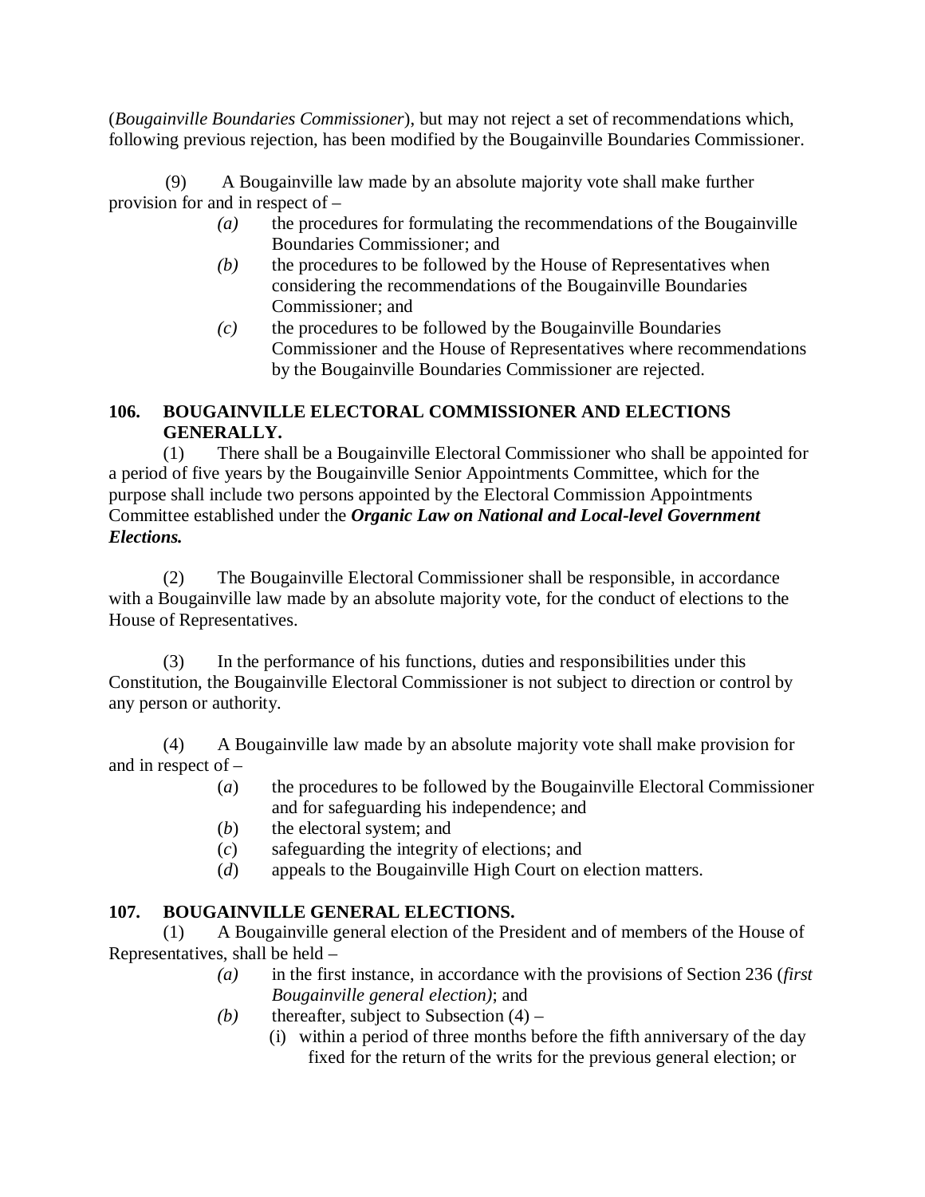(*Bougainville Boundaries Commissioner*), but may not reject a set of recommendations which, following previous rejection, has been modified by the Bougainville Boundaries Commissioner.

(9) A Bougainville law made by an absolute majority vote shall make further provision for and in respect of –

- *(a)* the procedures for formulating the recommendations of the Bougainville Boundaries Commissioner; and
- *(b)* the procedures to be followed by the House of Representatives when considering the recommendations of the Bougainville Boundaries Commissioner; and
- *(c)* the procedures to be followed by the Bougainville Boundaries Commissioner and the House of Representatives where recommendations by the Bougainville Boundaries Commissioner are rejected.

### 106. BOUGAINVILLE ELECTORAL COMMISSIONER AND ELECTIONS GENERALLY.

(1) There shall be a Bougainville Electoral Commissioner who shall be appointed for a period of five years by the Bougainville Senior Appointments Committee, which for the purpose shall include two persons appointed by the Electoral Commission Appointments Committee established under the ***Organic Law on National and Local-level Government Elections.***

(2) The Bougainville Electoral Commissioner shall be responsible, in accordance with a Bougainville law made by an absolute majority vote, for the conduct of elections to the House of Representatives.

(3) In the performance of his functions, duties and responsibilities under this Constitution, the Bougainville Electoral Commissioner is not subject to direction or control by any person or authority.

(4) A Bougainville law made by an absolute majority vote shall make provision for and in respect of –

- (*a*) the procedures to be followed by the Bougainville Electoral Commissioner and for safeguarding his independence; and
- (*b*) the electoral system; and
- (*c*) safeguarding the integrity of elections; and
- (*d*) appeals to the Bougainville High Court on election matters.

### 107. BOUGAINVILLE GENERAL ELECTIONS.

(1) A Bougainville general election of the President and of members of the House of Representatives, shall be held –

- *(a)* in the first instance, in accordance with the provisions of Section 236 (*first Bougainville general election)*; and
- *(b)* thereafter, subject to Subsection (4) –
  - (i) within a period of three months before the fifth anniversary of the day fixed for the return of the writs for the previous general election; or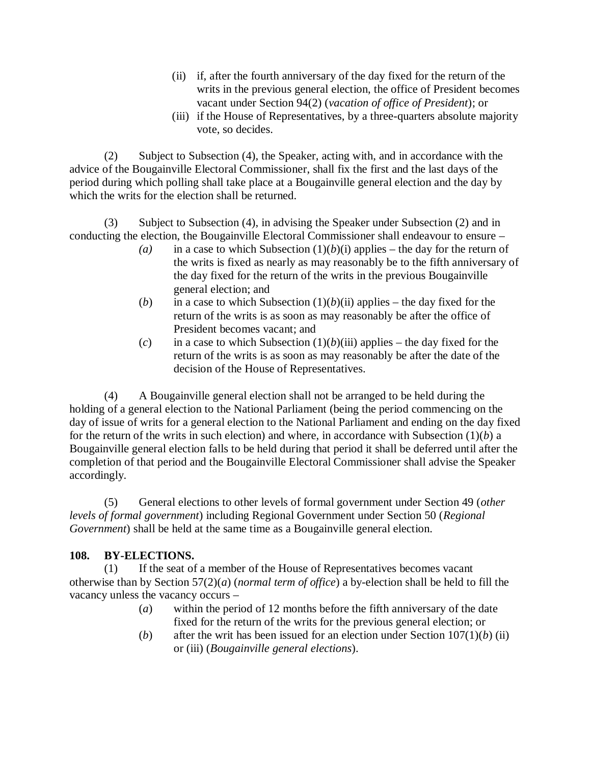(ii) if, after the fourth anniversary of the day fixed for the return of the writs in the previous general election, the office of President becomes vacant under Section 94(2) (*vacation of office of President*); or

(iii) if the House of Representatives, by a three-quarters absolute majority vote, so decides.

(2) Subject to Subsection (4), the Speaker, acting with, and in accordance with the advice of the Bougainville Electoral Commissioner, shall fix the first and the last days of the period during which polling shall take place at a Bougainville general election and the day by which the writs for the election shall be returned.

(3) Subject to Subsection (4), in advising the Speaker under Subsection (2) and in conducting the election, the Bougainville Electoral Commissioner shall endeavour to ensure –

*(a)* in a case to which Subsection (1)(*b*)(i) applies – the day for the return of the writs is fixed as nearly as may reasonably be to the fifth anniversary of the day fixed for the return of the writs in the previous Bougainville general election; and

(*b*) in a case to which Subsection (1)(*b*)(ii) applies – the day fixed for the return of the writs is as soon as may reasonably be after the office of President becomes vacant; and

(*c*) in a case to which Subsection (1)(*b*)(iii) applies – the day fixed for the return of the writs is as soon as may reasonably be after the date of the decision of the House of Representatives.

(4) A Bougainville general election shall not be arranged to be held during the holding of a general election to the National Parliament (being the period commencing on the day of issue of writs for a general election to the National Parliament and ending on the day fixed for the return of the writs in such election) and where, in accordance with Subsection (1)(*b*) a Bougainville general election falls to be held during that period it shall be deferred until after the completion of that period and the Bougainville Electoral Commissioner shall advise the Speaker accordingly.

(5) General elections to other levels of formal government under Section 49 (*other levels of formal government*) including Regional Government under Section 50 (*Regional Government*) shall be held at the same time as a Bougainville general election.

**108. BY-ELECTIONS.**

(1) If the seat of a member of the House of Representatives becomes vacant otherwise than by Section 57(2)(*a*) (*normal term of office*) a by-election shall be held to fill the vacancy unless the vacancy occurs –

(*a*) within the period of 12 months before the fifth anniversary of the date fixed for the return of the writs for the previous general election; or

(*b*) after the writ has been issued for an election under Section 107(1)(*b*) (ii) or (iii) (*Bougainville general elections*).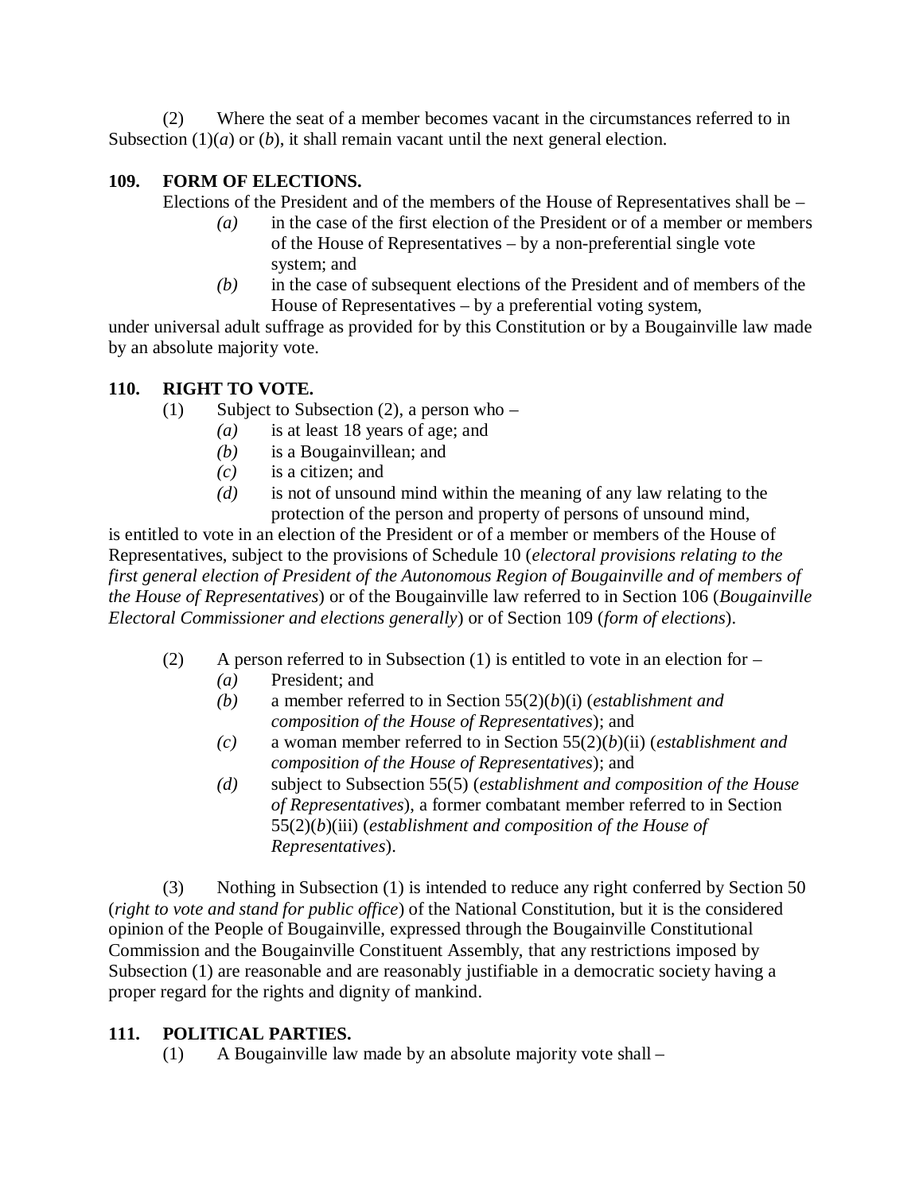(2) Where the seat of a member becomes vacant in the circumstances referred to in Subsection (1)(*a*) or (*b*), it shall remain vacant until the next general election.

**109. FORM OF ELECTIONS.**

Elections of the President and of the members of the House of Representatives shall be –

- *(a)* in the case of the first election of the President or of a member or members of the House of Representatives – by a non-preferential single vote system; and
- *(b)* in the case of subsequent elections of the President and of members of the House of Representatives – by a preferential voting system,

under universal adult suffrage as provided for by this Constitution or by a Bougainville law made by an absolute majority vote.

**110. RIGHT TO VOTE.**

(1) Subject to Subsection (2), a person who –

- *(a)* is at least 18 years of age; and
- *(b)* is a Bougainvillean; and
- *(c)* is a citizen; and
- *(d)* is not of unsound mind within the meaning of any law relating to the protection of the person and property of persons of unsound mind,

is entitled to vote in an election of the President or of a member or members of the House of Representatives, subject to the provisions of Schedule 10 (*electoral provisions relating to the first general election of President of the Autonomous Region of Bougainville and of members of the House of Representatives*) or of the Bougainville law referred to in Section 106 (*Bougainville Electoral Commissioner and elections generally*) or of Section 109 (*form of elections*).

(2) A person referred to in Subsection (1) is entitled to vote in an election for –

- *(a)* President; and
- *(b)* a member referred to in Section 55(2)(*b*)(i) (*establishment and composition of the House of Representatives*); and
- *(c)* a woman member referred to in Section 55(2)(*b*)(ii) (*establishment and composition of the House of Representatives*); and
- *(d)* subject to Subsection 55(5) (*establishment and composition of the House of Representatives*), a former combatant member referred to in Section 55(2)(*b*)(iii) (*establishment and composition of the House of Representatives*).

(3) Nothing in Subsection (1) is intended to reduce any right conferred by Section 50 (*right to vote and stand for public office*) of the National Constitution, but it is the considered opinion of the People of Bougainville, expressed through the Bougainville Constitutional Commission and the Bougainville Constituent Assembly, that any restrictions imposed by Subsection (1) are reasonable and are reasonably justifiable in a democratic society having a proper regard for the rights and dignity of mankind.

**111. POLITICAL PARTIES.**

(1) A Bougainville law made by an absolute majority vote shall –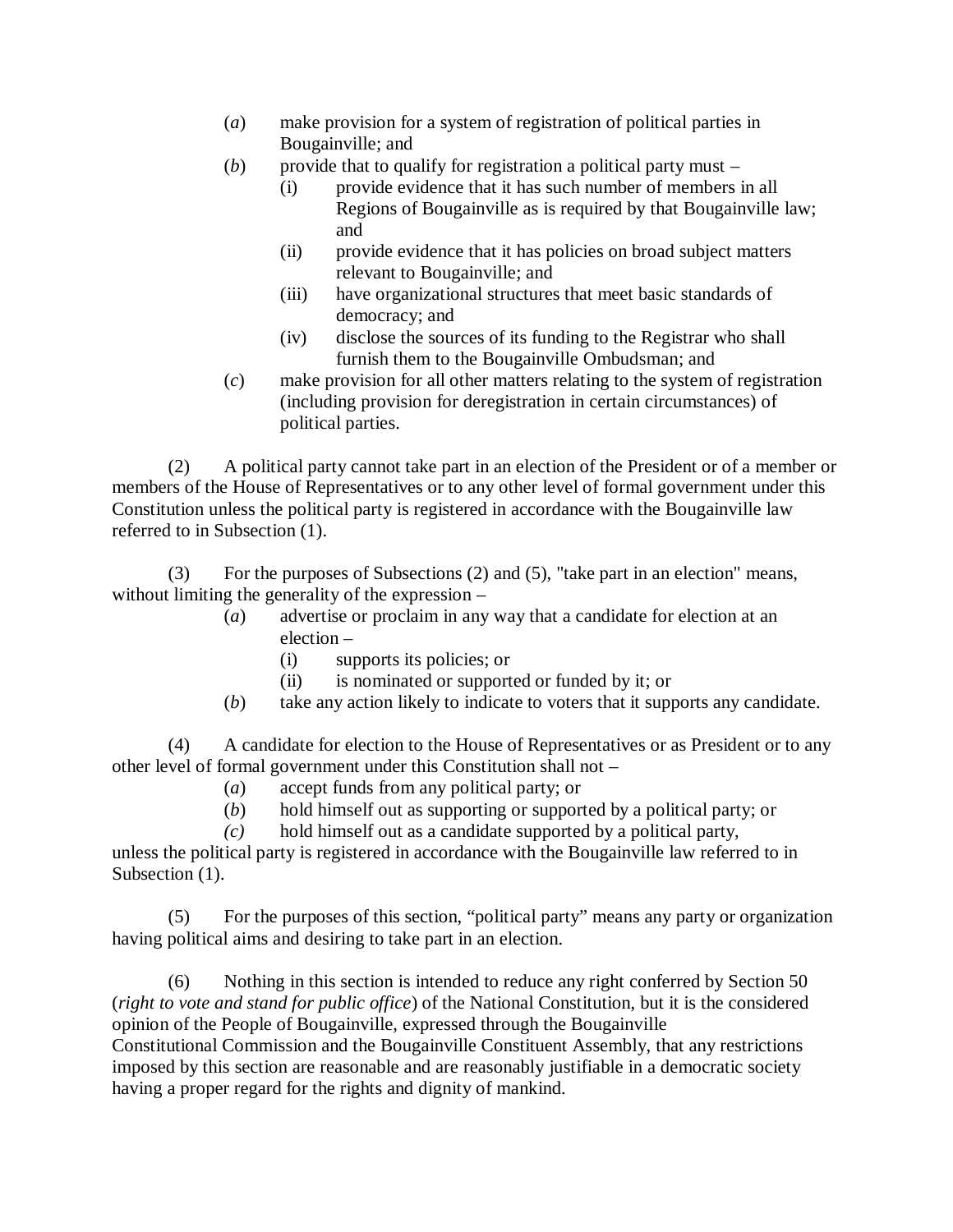(*a*) make provision for a system of registration of political parties in Bougainville; and

(*b*) provide that to qualify for registration a political party must –

(i) provide evidence that it has such number of members in all Regions of Bougainville as is required by that Bougainville law; and

(ii) provide evidence that it has policies on broad subject matters relevant to Bougainville; and

(iii) have organizational structures that meet basic standards of democracy; and

(iv) disclose the sources of its funding to the Registrar who shall furnish them to the Bougainville Ombudsman; and

(*c*) make provision for all other matters relating to the system of registration (including provision for deregistration in certain circumstances) of political parties.

(2) A political party cannot take part in an election of the President or of a member or members of the House of Representatives or to any other level of formal government under this Constitution unless the political party is registered in accordance with the Bougainville law referred to in Subsection (1).

(3) For the purposes of Subsections (2) and (5), "take part in an election" means, without limiting the generality of the expression –

(*a*) advertise or proclaim in any way that a candidate for election at an election –

(i) supports its policies; or

(ii) is nominated or supported or funded by it; or

(*b*) take any action likely to indicate to voters that it supports any candidate.

(4) A candidate for election to the House of Representatives or as President or to any other level of formal government under this Constitution shall not –

(*a*) accept funds from any political party; or

(*b*) hold himself out as supporting or supported by a political party; or

*(c)* hold himself out as a candidate supported by a political party,

unless the political party is registered in accordance with the Bougainville law referred to in Subsection (1).

(5) For the purposes of this section, "political party" means any party or organization having political aims and desiring to take part in an election.

(6) Nothing in this section is intended to reduce any right conferred by Section 50 (*right to vote and stand for public office*) of the National Constitution, but it is the considered opinion of the People of Bougainville, expressed through the Bougainville Constitutional Commission and the Bougainville Constituent Assembly, that any restrictions imposed by this section are reasonable and are reasonably justifiable in a democratic society having a proper regard for the rights and dignity of mankind.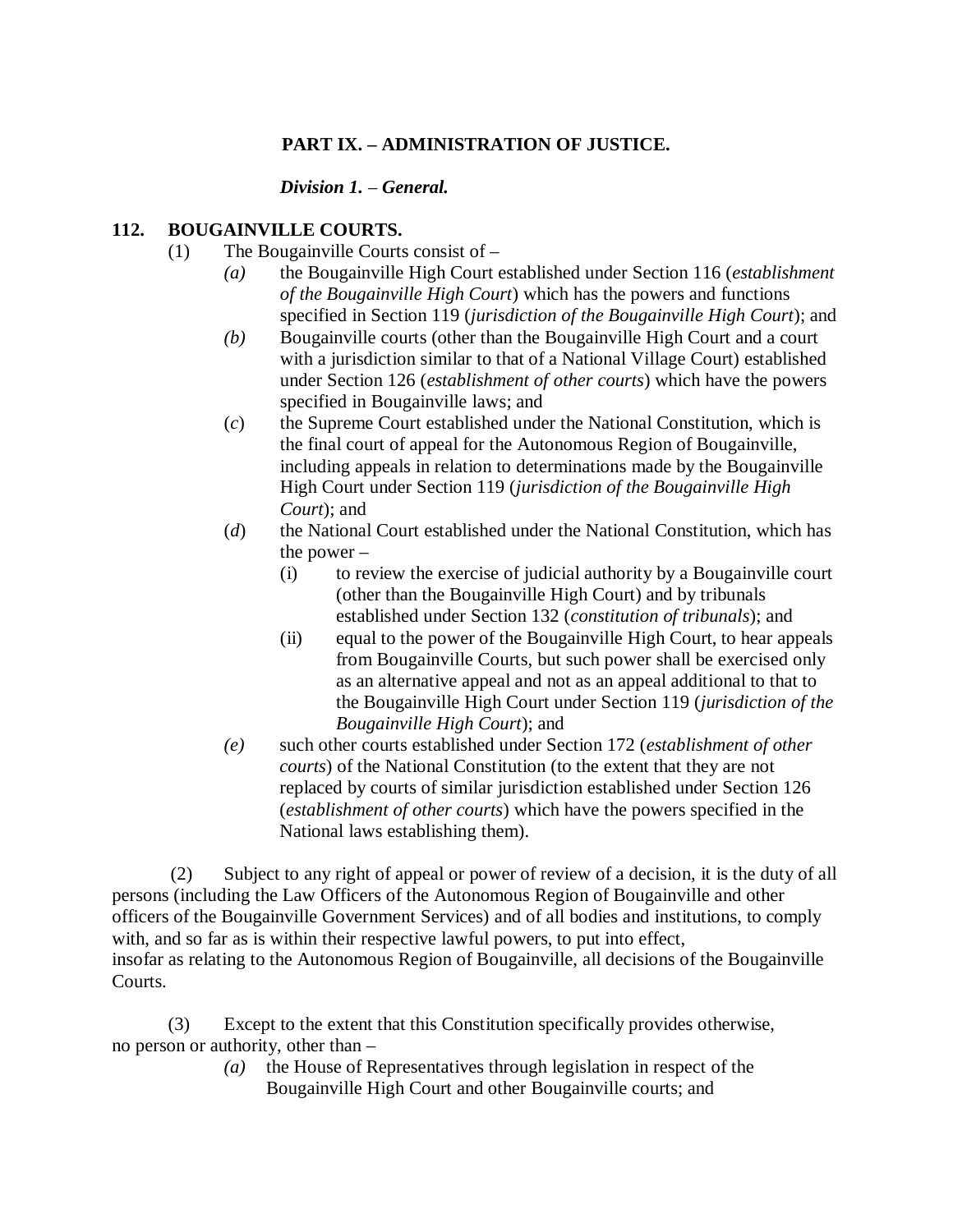## PART IX. – ADMINISTRATION OF JUSTICE.

### *Division 1. – General.*

**112. BOUGAINVILLE COURTS.**

(1) The Bougainville Courts consist of –

*(a)* the Bougainville High Court established under Section 116 (*establishment of the Bougainville High Court*) which has the powers and functions specified in Section 119 (*jurisdiction of the Bougainville High Court*); and

*(b)* Bougainville courts (other than the Bougainville High Court and a court with a jurisdiction similar to that of a National Village Court) established under Section 126 (*establishment of other courts*) which have the powers specified in Bougainville laws; and

(*c*) the Supreme Court established under the National Constitution, which is the final court of appeal for the Autonomous Region of Bougainville, including appeals in relation to determinations made by the Bougainville High Court under Section 119 (*jurisdiction of the Bougainville High Court*); and

(*d*) the National Court established under the National Constitution, which has the power –

(i) to review the exercise of judicial authority by a Bougainville court (other than the Bougainville High Court) and by tribunals established under Section 132 (*constitution of tribunals*); and

(ii) equal to the power of the Bougainville High Court, to hear appeals from Bougainville Courts, but such power shall be exercised only as an alternative appeal and not as an appeal additional to that to the Bougainville High Court under Section 119 (*jurisdiction of the Bougainville High Court*); and

*(e)* such other courts established under Section 172 (*establishment of other courts*) of the National Constitution (to the extent that they are not replaced by courts of similar jurisdiction established under Section 126 (*establishment of other courts*) which have the powers specified in the National laws establishing them).

(2) Subject to any right of appeal or power of review of a decision, it is the duty of all persons (including the Law Officers of the Autonomous Region of Bougainville and other officers of the Bougainville Government Services) and of all bodies and institutions, to comply with, and so far as is within their respective lawful powers, to put into effect, insofar as relating to the Autonomous Region of Bougainville, all decisions of the Bougainville Courts.

(3) Except to the extent that this Constitution specifically provides otherwise, no person or authority, other than –

*(a)* the House of Representatives through legislation in respect of the Bougainville High Court and other Bougainville courts; and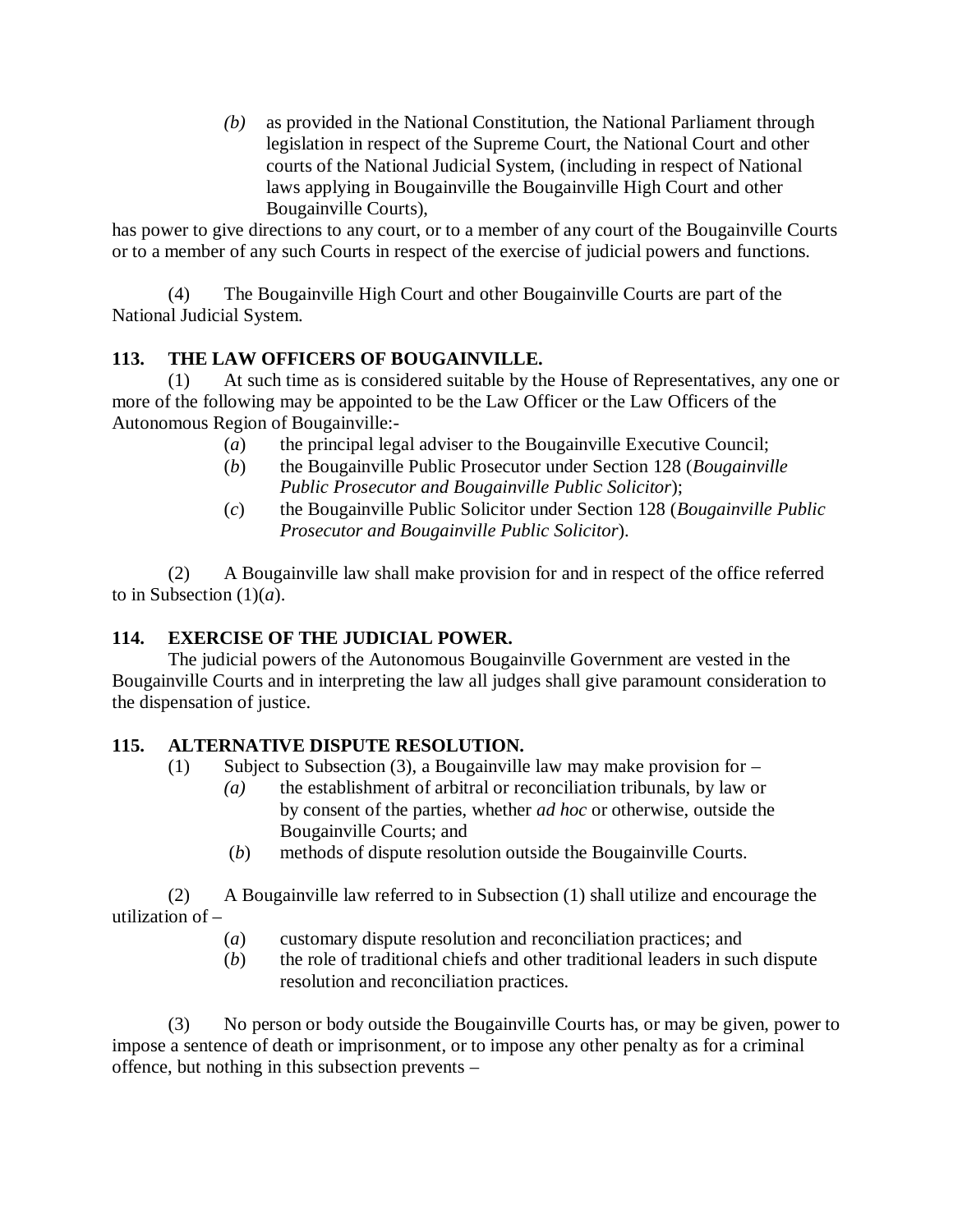> *(b)* as provided in the National Constitution, the National Parliament through legislation in respect of the Supreme Court, the National Court and other courts of the National Judicial System, (including in respect of National laws applying in Bougainville the Bougainville High Court and other Bougainville Courts),

has power to give directions to any court, or to a member of any court of the Bougainville Courts or to a member of any such Courts in respect of the exercise of judicial powers and functions.

(4) The Bougainville High Court and other Bougainville Courts are part of the National Judicial System.

**113. THE LAW OFFICERS OF BOUGAINVILLE.**

(1) At such time as is considered suitable by the House of Representatives, any one or more of the following may be appointed to be the Law Officer or the Law Officers of the Autonomous Region of Bougainville:-

- (*a*) the principal legal adviser to the Bougainville Executive Council;
- (*b*) the Bougainville Public Prosecutor under Section 128 (*Bougainville Public Prosecutor and Bougainville Public Solicitor*);
- (*c*) the Bougainville Public Solicitor under Section 128 (*Bougainville Public Prosecutor and Bougainville Public Solicitor*).

(2) A Bougainville law shall make provision for and in respect of the office referred to in Subsection (1)(*a*).

**114. EXERCISE OF THE JUDICIAL POWER.**

The judicial powers of the Autonomous Bougainville Government are vested in the Bougainville Courts and in interpreting the law all judges shall give paramount consideration to the dispensation of justice.

**115. ALTERNATIVE DISPUTE RESOLUTION.**

(1) Subject to Subsection (3), a Bougainville law may make provision for –

- *(a)* the establishment of arbitral or reconciliation tribunals, by law or by consent of the parties, whether *ad hoc* or otherwise, outside the Bougainville Courts; and
- (*b*) methods of dispute resolution outside the Bougainville Courts.

(2) A Bougainville law referred to in Subsection (1) shall utilize and encourage the utilization of –

- (*a*) customary dispute resolution and reconciliation practices; and
- (*b*) the role of traditional chiefs and other traditional leaders in such dispute resolution and reconciliation practices.

(3) No person or body outside the Bougainville Courts has, or may be given, power to impose a sentence of death or imprisonment, or to impose any other penalty as for a criminal offence, but nothing in this subsection prevents –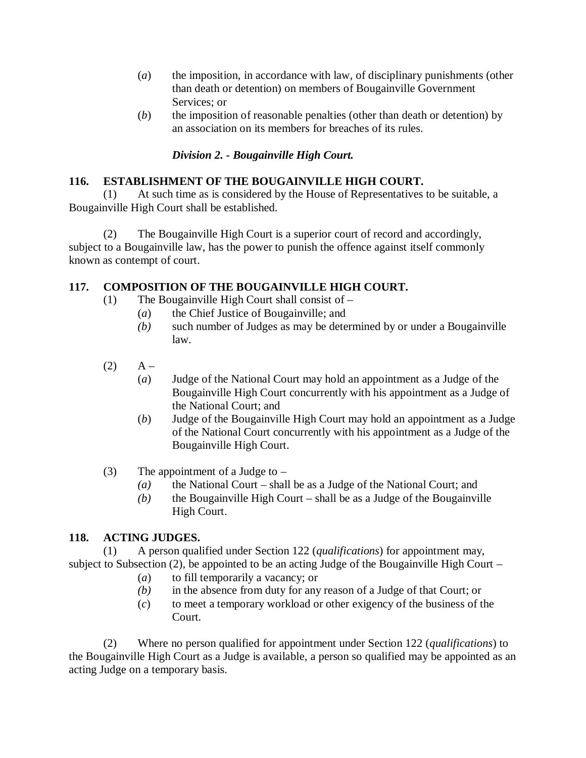(*a*) the imposition, in accordance with law, of disciplinary punishments (other than death or detention) on members of Bougainville Government Services; or

(*b*) the imposition of reasonable penalties (other than death or detention) by an association on its members for breaches of its rules.

### *Division 2. - Bougainville High Court.*

**116. ESTABLISHMENT OF THE BOUGAINVILLE HIGH COURT.**

(1) At such time as is considered by the House of Representatives to be suitable, a Bougainville High Court shall be established.

(2) The Bougainville High Court is a superior court of record and accordingly, subject to a Bougainville law, has the power to punish the offence against itself commonly known as contempt of court.

**117. COMPOSITION OF THE BOUGAINVILLE HIGH COURT.**

(1) The Bougainville High Court shall consist of –

(*a*) the Chief Justice of Bougainville; and

*(b)* such number of Judges as may be determined by or under a Bougainville law.

(2) A –

(*a*) Judge of the National Court may hold an appointment as a Judge of the Bougainville High Court concurrently with his appointment as a Judge of the National Court; and

(*b*) Judge of the Bougainville High Court may hold an appointment as a Judge of the National Court concurrently with his appointment as a Judge of the Bougainville High Court.

(3) The appointment of a Judge to –

*(a)* the National Court – shall be as a Judge of the National Court; and

*(b)* the Bougainville High Court – shall be as a Judge of the Bougainville High Court.

**118. ACTING JUDGES.**

(1) A person qualified under Section 122 (*qualifications*) for appointment may, subject to Subsection (2), be appointed to be an acting Judge of the Bougainville High Court –

(*a*) to fill temporarily a vacancy; or

*(b)* in the absence from duty for any reason of a Judge of that Court; or

(*c*) to meet a temporary workload or other exigency of the business of the Court.

(2) Where no person qualified for appointment under Section 122 (*qualifications*) to the Bougainville High Court as a Judge is available, a person so qualified may be appointed as an acting Judge on a temporary basis.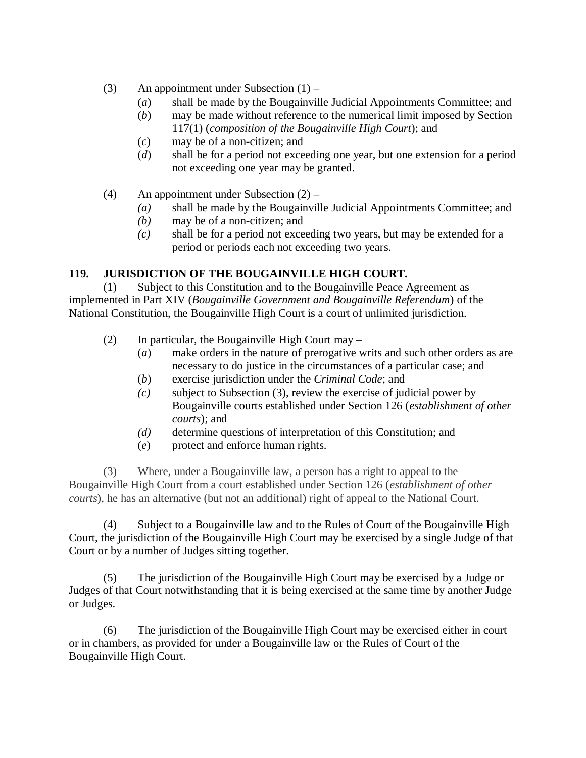(3) An appointment under Subsection (1) –

  (*a*) shall be made by the Bougainville Judicial Appointments Committee; and

  (*b*) may be made without reference to the numerical limit imposed by Section 117(1) (*composition of the Bougainville High Court*); and

  (*c*) may be of a non-citizen; and

  (*d*) shall be for a period not exceeding one year, but one extension for a period not exceeding one year may be granted.

(4) An appointment under Subsection (2) –

  *(a)* shall be made by the Bougainville Judicial Appointments Committee; and

  *(b)* may be of a non-citizen; and

  *(c)* shall be for a period not exceeding two years, but may be extended for a period or periods each not exceeding two years.

**119. JURISDICTION OF THE BOUGAINVILLE HIGH COURT.**

(1) Subject to this Constitution and to the Bougainville Peace Agreement as implemented in Part XIV (*Bougainville Government and Bougainville Referendum*) of the National Constitution, the Bougainville High Court is a court of unlimited jurisdiction.

(2) In particular, the Bougainville High Court may –

  (*a*) make orders in the nature of prerogative writs and such other orders as are necessary to do justice in the circumstances of a particular case; and

  (*b*) exercise jurisdiction under the *Criminal Code*; and

  *(c)* subject to Subsection (3), review the exercise of judicial power by Bougainville courts established under Section 126 (*establishment of other courts*); and

  *(d)* determine questions of interpretation of this Constitution; and

  (*e*) protect and enforce human rights.

(3) Where, under a Bougainville law, a person has a right to appeal to the Bougainville High Court from a court established under Section 126 (*establishment of other courts*), he has an alternative (but not an additional) right of appeal to the National Court.

(4) Subject to a Bougainville law and to the Rules of Court of the Bougainville High Court, the jurisdiction of the Bougainville High Court may be exercised by a single Judge of that Court or by a number of Judges sitting together.

(5) The jurisdiction of the Bougainville High Court may be exercised by a Judge or Judges of that Court notwithstanding that it is being exercised at the same time by another Judge or Judges.

(6) The jurisdiction of the Bougainville High Court may be exercised either in court or in chambers, as provided for under a Bougainville law or the Rules of Court of the Bougainville High Court.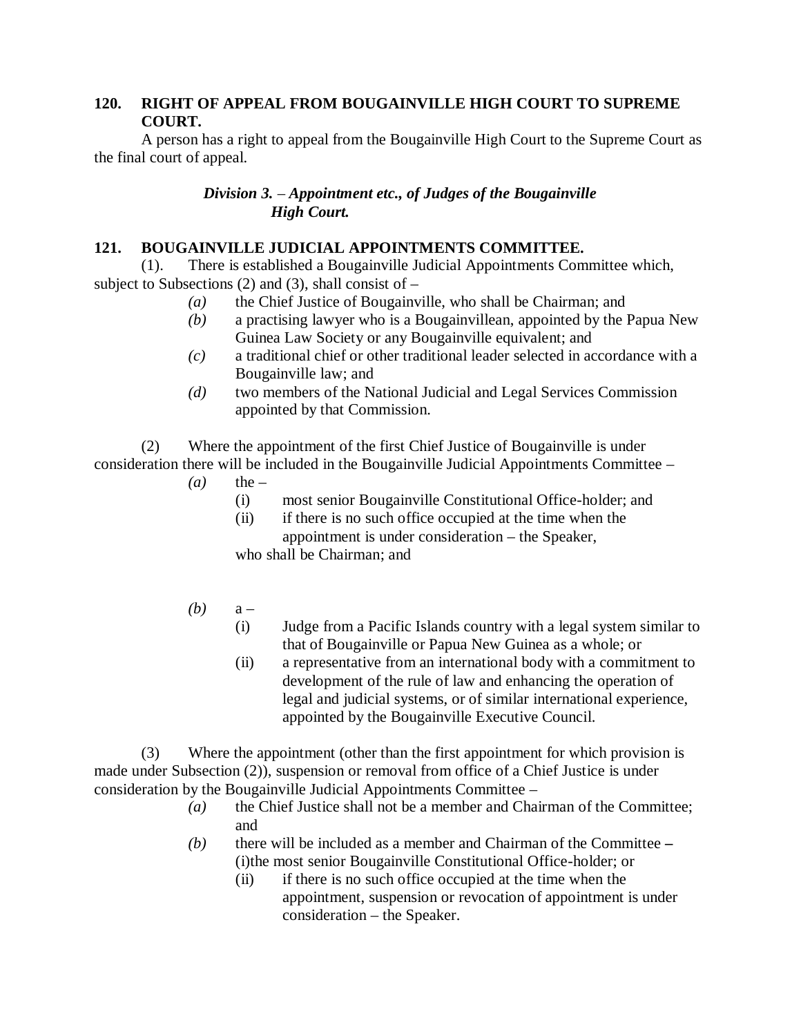**120. RIGHT OF APPEAL FROM BOUGAINVILLE HIGH COURT TO SUPREME COURT.**

A person has a right to appeal from the Bougainville High Court to the Supreme Court as the final court of appeal.

***Division 3. – Appointment etc., of Judges of the Bougainville High Court.***

**121. BOUGAINVILLE JUDICIAL APPOINTMENTS COMMITTEE.**

(1). There is established a Bougainville Judicial Appointments Committee which, subject to Subsections (2) and (3), shall consist of –

- *(a)* the Chief Justice of Bougainville, who shall be Chairman; and
- *(b)* a practising lawyer who is a Bougainvillean, appointed by the Papua New Guinea Law Society or any Bougainville equivalent; and
- *(c)* a traditional chief or other traditional leader selected in accordance with a Bougainville law; and
- *(d)* two members of the National Judicial and Legal Services Commission appointed by that Commission.

(2) Where the appointment of the first Chief Justice of Bougainville is under consideration there will be included in the Bougainville Judicial Appointments Committee –

- *(a)* the –
  - (i) most senior Bougainville Constitutional Office-holder; and
  - (ii) if there is no such office occupied at the time when the appointment is under consideration – the Speaker,

  who shall be Chairman; and

- *(b)* a –
  - (i) Judge from a Pacific Islands country with a legal system similar to that of Bougainville or Papua New Guinea as a whole; or
  - (ii) a representative from an international body with a commitment to development of the rule of law and enhancing the operation of legal and judicial systems, or of similar international experience, appointed by the Bougainville Executive Council.

(3) Where the appointment (other than the first appointment for which provision is made under Subsection (2)), suspension or removal from office of a Chief Justice is under consideration by the Bougainville Judicial Appointments Committee –

- *(a)* the Chief Justice shall not be a member and Chairman of the Committee; and
- *(b)* there will be included as a member and Chairman of the Committee –
  - (i)the most senior Bougainville Constitutional Office-holder; or
  - (ii) if there is no such office occupied at the time when the appointment, suspension or revocation of appointment is under consideration – the Speaker.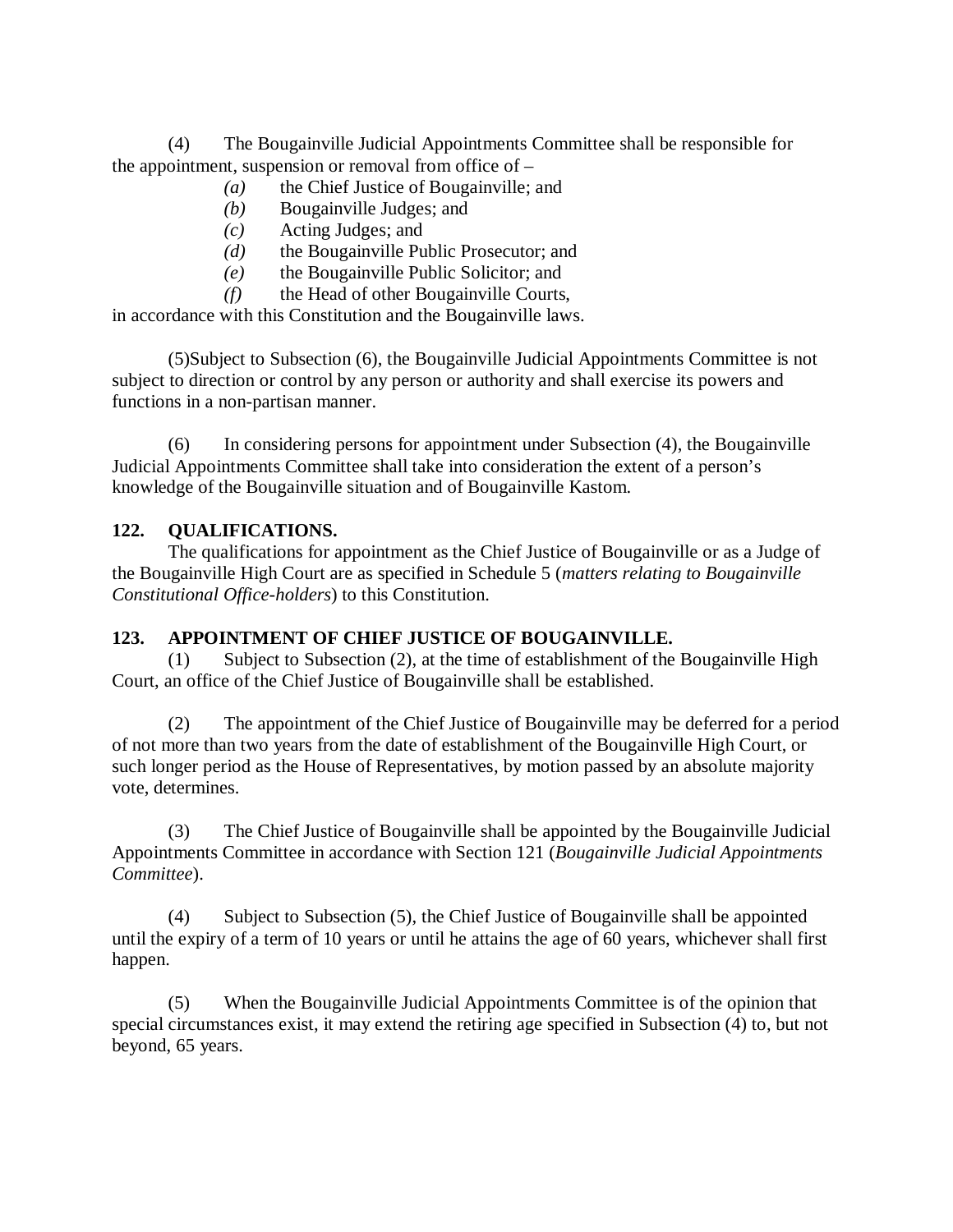(4) The Bougainville Judicial Appointments Committee shall be responsible for the appointment, suspension or removal from office of –

- *(a)* the Chief Justice of Bougainville; and
- *(b)* Bougainville Judges; and
- *(c)* Acting Judges; and
- *(d)* the Bougainville Public Prosecutor; and
- *(e)* the Bougainville Public Solicitor; and
- *(f)* the Head of other Bougainville Courts,

in accordance with this Constitution and the Bougainville laws.

(5)Subject to Subsection (6), the Bougainville Judicial Appointments Committee is not subject to direction or control by any person or authority and shall exercise its powers and functions in a non-partisan manner.

(6) In considering persons for appointment under Subsection (4), the Bougainville Judicial Appointments Committee shall take into consideration the extent of a person's knowledge of the Bougainville situation and of Bougainville Kastom.

**122. QUALIFICATIONS.**

The qualifications for appointment as the Chief Justice of Bougainville or as a Judge of the Bougainville High Court are as specified in Schedule 5 (*matters relating to Bougainville Constitutional Office-holders*) to this Constitution.

**123. APPOINTMENT OF CHIEF JUSTICE OF BOUGAINVILLE.**

(1) Subject to Subsection (2), at the time of establishment of the Bougainville High Court, an office of the Chief Justice of Bougainville shall be established.

(2) The appointment of the Chief Justice of Bougainville may be deferred for a period of not more than two years from the date of establishment of the Bougainville High Court, or such longer period as the House of Representatives, by motion passed by an absolute majority vote, determines.

(3) The Chief Justice of Bougainville shall be appointed by the Bougainville Judicial Appointments Committee in accordance with Section 121 (*Bougainville Judicial Appointments Committee*).

(4) Subject to Subsection (5), the Chief Justice of Bougainville shall be appointed until the expiry of a term of 10 years or until he attains the age of 60 years, whichever shall first happen.

(5) When the Bougainville Judicial Appointments Committee is of the opinion that special circumstances exist, it may extend the retiring age specified in Subsection (4) to, but not beyond, 65 years.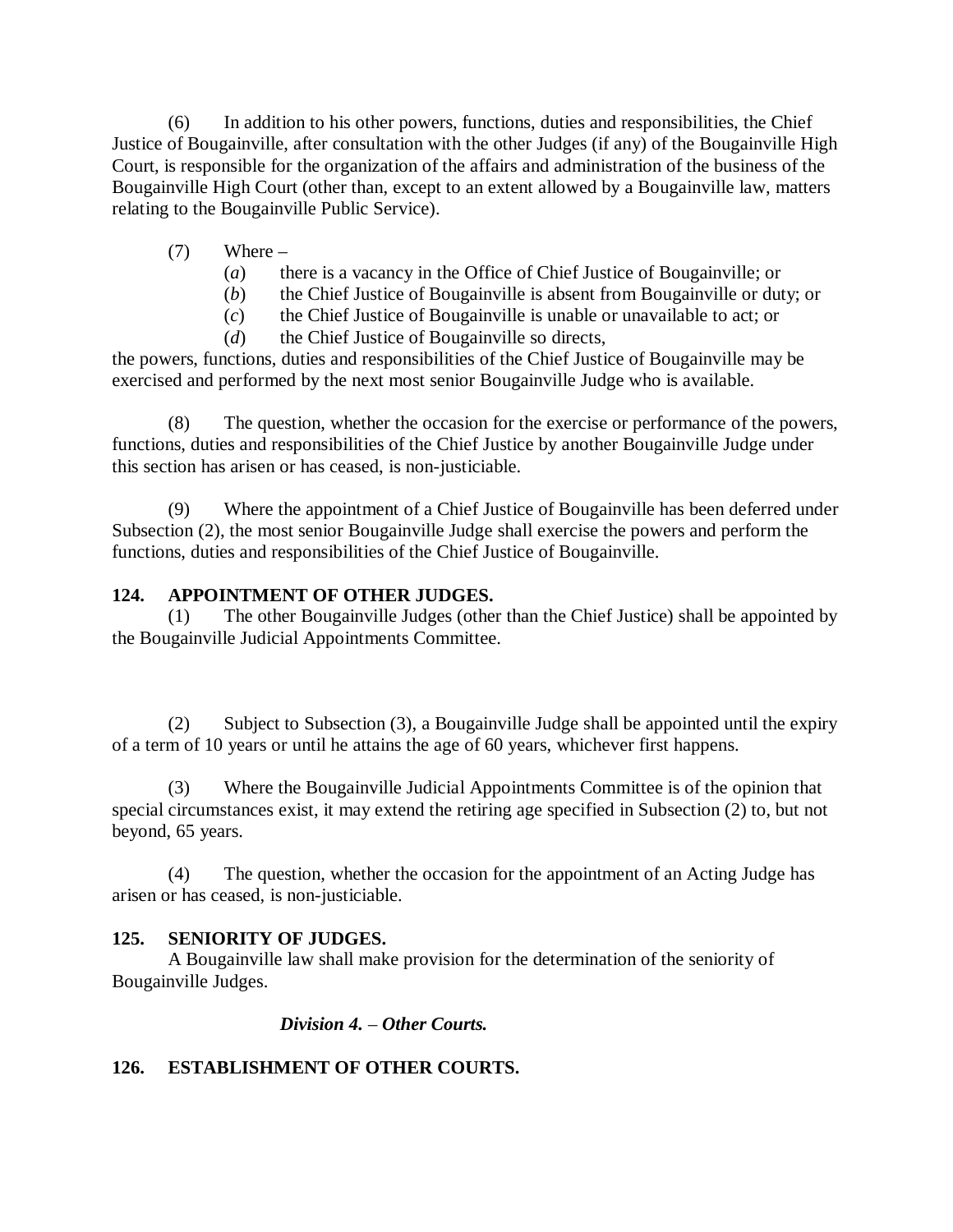(6) In addition to his other powers, functions, duties and responsibilities, the Chief Justice of Bougainville, after consultation with the other Judges (if any) of the Bougainville High Court, is responsible for the organization of the affairs and administration of the business of the Bougainville High Court (other than, except to an extent allowed by a Bougainville law, matters relating to the Bougainville Public Service).

(7) Where –

(*a*) there is a vacancy in the Office of Chief Justice of Bougainville; or

(*b*) the Chief Justice of Bougainville is absent from Bougainville or duty; or

(*c*) the Chief Justice of Bougainville is unable or unavailable to act; or

(*d*) the Chief Justice of Bougainville so directs,

the powers, functions, duties and responsibilities of the Chief Justice of Bougainville may be exercised and performed by the next most senior Bougainville Judge who is available.

(8) The question, whether the occasion for the exercise or performance of the powers, functions, duties and responsibilities of the Chief Justice by another Bougainville Judge under this section has arisen or has ceased, is non-justiciable.

(9) Where the appointment of a Chief Justice of Bougainville has been deferred under Subsection (2), the most senior Bougainville Judge shall exercise the powers and perform the functions, duties and responsibilities of the Chief Justice of Bougainville.

**124. APPOINTMENT OF OTHER JUDGES.**

(1) The other Bougainville Judges (other than the Chief Justice) shall be appointed by the Bougainville Judicial Appointments Committee.

(2) Subject to Subsection (3), a Bougainville Judge shall be appointed until the expiry of a term of 10 years or until he attains the age of 60 years, whichever first happens.

(3) Where the Bougainville Judicial Appointments Committee is of the opinion that special circumstances exist, it may extend the retiring age specified in Subsection (2) to, but not beyond, 65 years.

(4) The question, whether the occasion for the appointment of an Acting Judge has arisen or has ceased, is non-justiciable.

**125. SENIORITY OF JUDGES.**

A Bougainville law shall make provision for the determination of the seniority of Bougainville Judges.

***Division 4. – Other Courts.***

**126. ESTABLISHMENT OF OTHER COURTS.**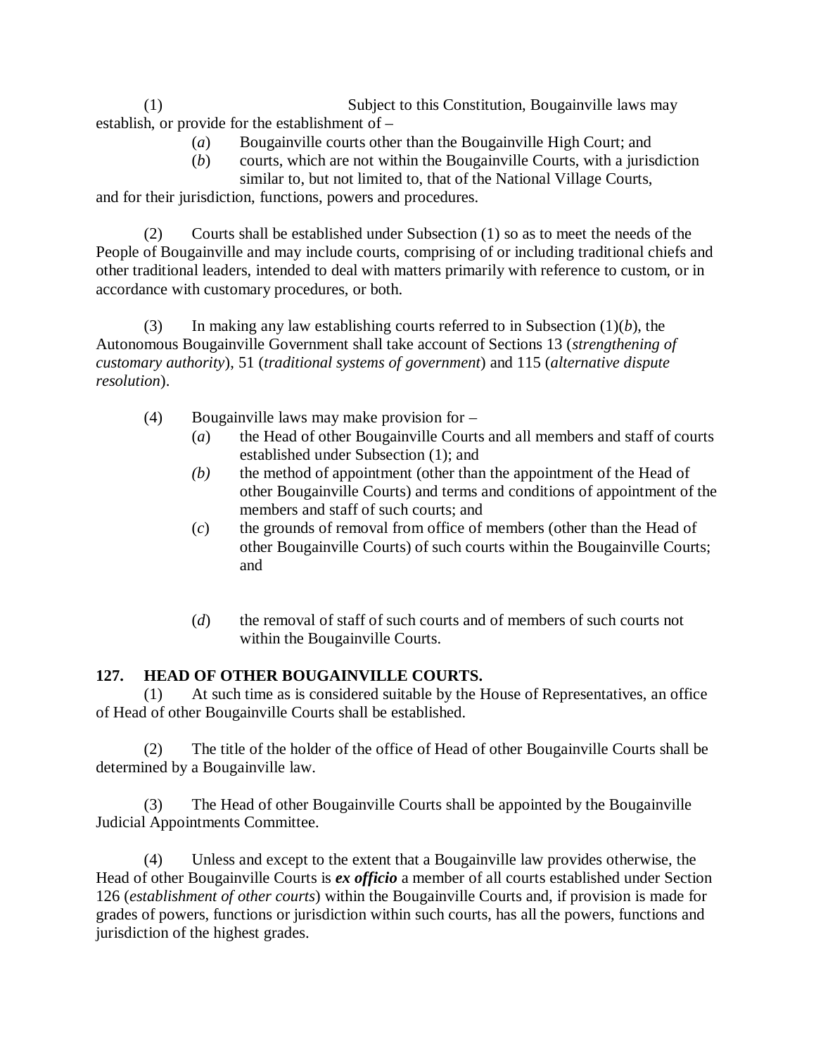(1) Subject to this Constitution, Bougainville laws may establish, or provide for the establishment of –

(*a*) Bougainville courts other than the Bougainville High Court; and

(*b*) courts, which are not within the Bougainville Courts, with a jurisdiction similar to, but not limited to, that of the National Village Courts,

and for their jurisdiction, functions, powers and procedures.

(2) Courts shall be established under Subsection (1) so as to meet the needs of the People of Bougainville and may include courts, comprising of or including traditional chiefs and other traditional leaders, intended to deal with matters primarily with reference to custom, or in accordance with customary procedures, or both.

(3) In making any law establishing courts referred to in Subsection (1)(*b*), the Autonomous Bougainville Government shall take account of Sections 13 (*strengthening of customary authority*), 51 (*traditional systems of government*) and 115 (*alternative dispute resolution*).

(4) Bougainville laws may make provision for –

(*a*) the Head of other Bougainville Courts and all members and staff of courts established under Subsection (1); and

*(b)* the method of appointment (other than the appointment of the Head of other Bougainville Courts) and terms and conditions of appointment of the members and staff of such courts; and

(*c*) the grounds of removal from office of members (other than the Head of other Bougainville Courts) of such courts within the Bougainville Courts; and

(*d*) the removal of staff of such courts and of members of such courts not within the Bougainville Courts.

**127. HEAD OF OTHER BOUGAINVILLE COURTS.**

(1) At such time as is considered suitable by the House of Representatives, an office of Head of other Bougainville Courts shall be established.

(2) The title of the holder of the office of Head of other Bougainville Courts shall be determined by a Bougainville law.

(3) The Head of other Bougainville Courts shall be appointed by the Bougainville Judicial Appointments Committee.

(4) Unless and except to the extent that a Bougainville law provides otherwise, the Head of other Bougainville Courts is ***ex officio*** a member of all courts established under Section 126 (*establishment of other courts*) within the Bougainville Courts and, if provision is made for grades of powers, functions or jurisdiction within such courts, has all the powers, functions and jurisdiction of the highest grades.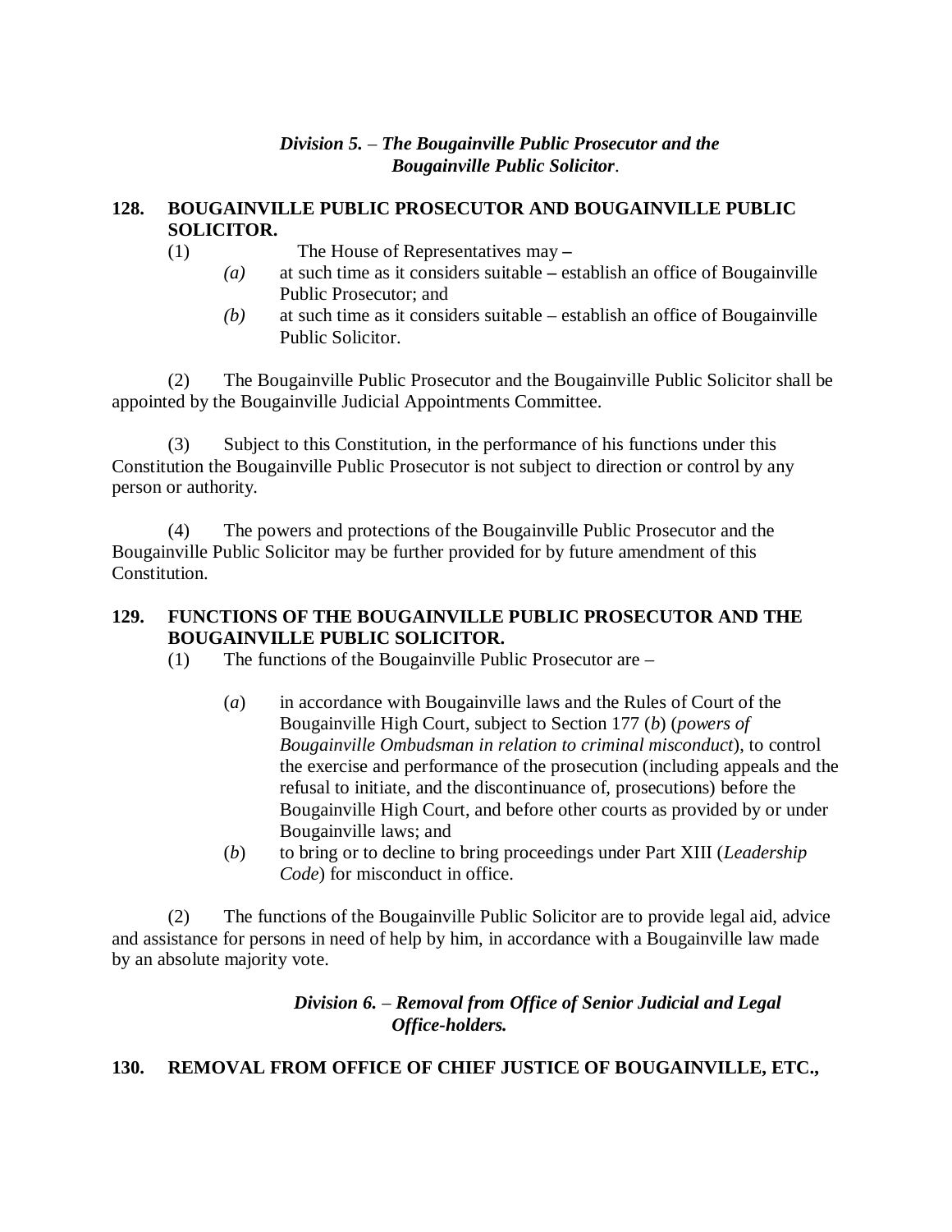### *Division 5. – The Bougainville Public Prosecutor and the Bougainville Public Solicitor*.

**128. BOUGAINVILLE PUBLIC PROSECUTOR AND BOUGAINVILLE PUBLIC SOLICITOR.**

(1) The House of Representatives may **–**

*(a)* at such time as it considers suitable **–** establish an office of Bougainville Public Prosecutor; and

*(b)* at such time as it considers suitable – establish an office of Bougainville Public Solicitor.

(2) The Bougainville Public Prosecutor and the Bougainville Public Solicitor shall be appointed by the Bougainville Judicial Appointments Committee.

(3) Subject to this Constitution, in the performance of his functions under this Constitution the Bougainville Public Prosecutor is not subject to direction or control by any person or authority.

(4) The powers and protections of the Bougainville Public Prosecutor and the Bougainville Public Solicitor may be further provided for by future amendment of this Constitution.

**129. FUNCTIONS OF THE BOUGAINVILLE PUBLIC PROSECUTOR AND THE BOUGAINVILLE PUBLIC SOLICITOR.**

(1) The functions of the Bougainville Public Prosecutor are –

(*a*) in accordance with Bougainville laws and the Rules of Court of the Bougainville High Court, subject to Section 177 (*b*) (*powers of Bougainville Ombudsman in relation to criminal misconduct*), to control the exercise and performance of the prosecution (including appeals and the refusal to initiate, and the discontinuance of, prosecutions) before the Bougainville High Court, and before other courts as provided by or under Bougainville laws; and

(*b*) to bring or to decline to bring proceedings under Part XIII (*Leadership Code*) for misconduct in office.

(2) The functions of the Bougainville Public Solicitor are to provide legal aid, advice and assistance for persons in need of help by him, in accordance with a Bougainville law made by an absolute majority vote.

### *Division 6. – Removal from Office of Senior Judicial and Legal Office-holders.*

**130. REMOVAL FROM OFFICE OF CHIEF JUSTICE OF BOUGAINVILLE, ETC.,**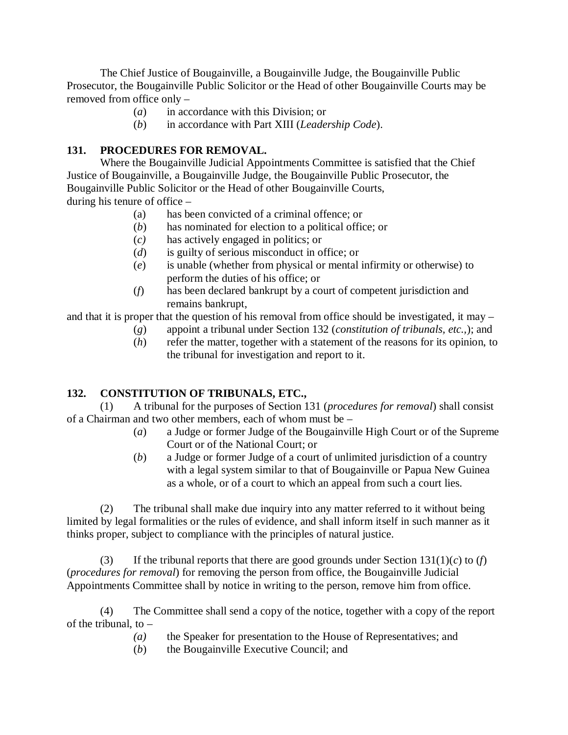The Chief Justice of Bougainville, a Bougainville Judge, the Bougainville Public Prosecutor, the Bougainville Public Solicitor or the Head of other Bougainville Courts may be removed from office only –

(*a*) in accordance with this Division; or

(*b*) in accordance with Part XIII (*Leadership Code*).

**131. PROCEDURES FOR REMOVAL.**

Where the Bougainville Judicial Appointments Committee is satisfied that the Chief Justice of Bougainville, a Bougainville Judge, the Bougainville Public Prosecutor, the Bougainville Public Solicitor or the Head of other Bougainville Courts, during his tenure of office –

(a) has been convicted of a criminal offence; or

(*b*) has nominated for election to a political office; or

(*c*) has actively engaged in politics; or

(*d*) is guilty of serious misconduct in office; or

(*e*) is unable (whether from physical or mental infirmity or otherwise) to perform the duties of his office; or

(*f*) has been declared bankrupt by a court of competent jurisdiction and remains bankrupt,

and that it is proper that the question of his removal from office should be investigated, it may –

(*g*) appoint a tribunal under Section 132 (*constitution of tribunals, etc.,*); and

(*h*) refer the matter, together with a statement of the reasons for its opinion, to the tribunal for investigation and report to it.

**132. CONSTITUTION OF TRIBUNALS, ETC.,**

(1) A tribunal for the purposes of Section 131 (*procedures for removal*) shall consist of a Chairman and two other members, each of whom must be –

(*a*) a Judge or former Judge of the Bougainville High Court or of the Supreme Court or of the National Court; or

(*b*) a Judge or former Judge of a court of unlimited jurisdiction of a country with a legal system similar to that of Bougainville or Papua New Guinea as a whole, or of a court to which an appeal from such a court lies.

(2) The tribunal shall make due inquiry into any matter referred to it without being limited by legal formalities or the rules of evidence, and shall inform itself in such manner as it thinks proper, subject to compliance with the principles of natural justice.

(3) If the tribunal reports that there are good grounds under Section 131(1)(*c*) to (*f*) (*procedures for removal*) for removing the person from office, the Bougainville Judicial Appointments Committee shall by notice in writing to the person, remove him from office.

(4) The Committee shall send a copy of the notice, together with a copy of the report of the tribunal, to –

*(a)* the Speaker for presentation to the House of Representatives; and

(*b*) the Bougainville Executive Council; and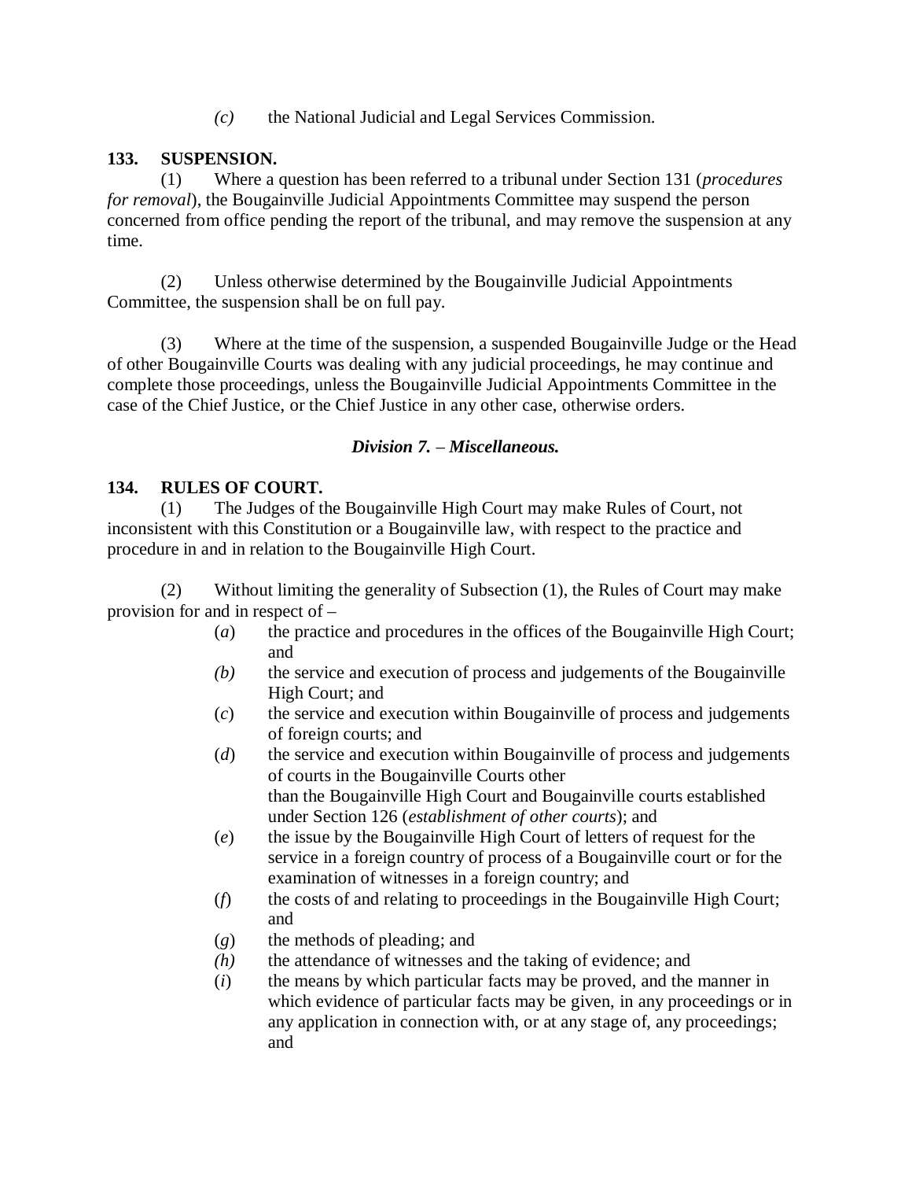*(c)* the National Judicial and Legal Services Commission.

**133. SUSPENSION.**

(1) Where a question has been referred to a tribunal under Section 131 (*procedures for removal*), the Bougainville Judicial Appointments Committee may suspend the person concerned from office pending the report of the tribunal, and may remove the suspension at any time.

(2) Unless otherwise determined by the Bougainville Judicial Appointments Committee, the suspension shall be on full pay.

(3) Where at the time of the suspension, a suspended Bougainville Judge or the Head of other Bougainville Courts was dealing with any judicial proceedings, he may continue and complete those proceedings, unless the Bougainville Judicial Appointments Committee in the case of the Chief Justice, or the Chief Justice in any other case, otherwise orders.

### *Division 7. – Miscellaneous.*

**134. RULES OF COURT.**

(1) The Judges of the Bougainville High Court may make Rules of Court, not inconsistent with this Constitution or a Bougainville law, with respect to the practice and procedure in and in relation to the Bougainville High Court.

(2) Without limiting the generality of Subsection (1), the Rules of Court may make provision for and in respect of –

(*a*) the practice and procedures in the offices of the Bougainville High Court; and

*(b)* the service and execution of process and judgements of the Bougainville High Court; and

(*c*) the service and execution within Bougainville of process and judgements of foreign courts; and

(*d*) the service and execution within Bougainville of process and judgements of courts in the Bougainville Courts other than the Bougainville High Court and Bougainville courts established under Section 126 (*establishment of other courts*); and

(*e*) the issue by the Bougainville High Court of letters of request for the service in a foreign country of process of a Bougainville court or for the examination of witnesses in a foreign country; and

(*f*) the costs of and relating to proceedings in the Bougainville High Court; and

(*g*) the methods of pleading; and

*(h)* the attendance of witnesses and the taking of evidence; and

(*i*) the means by which particular facts may be proved, and the manner in which evidence of particular facts may be given, in any proceedings or in any application in connection with, or at any stage of, any proceedings; and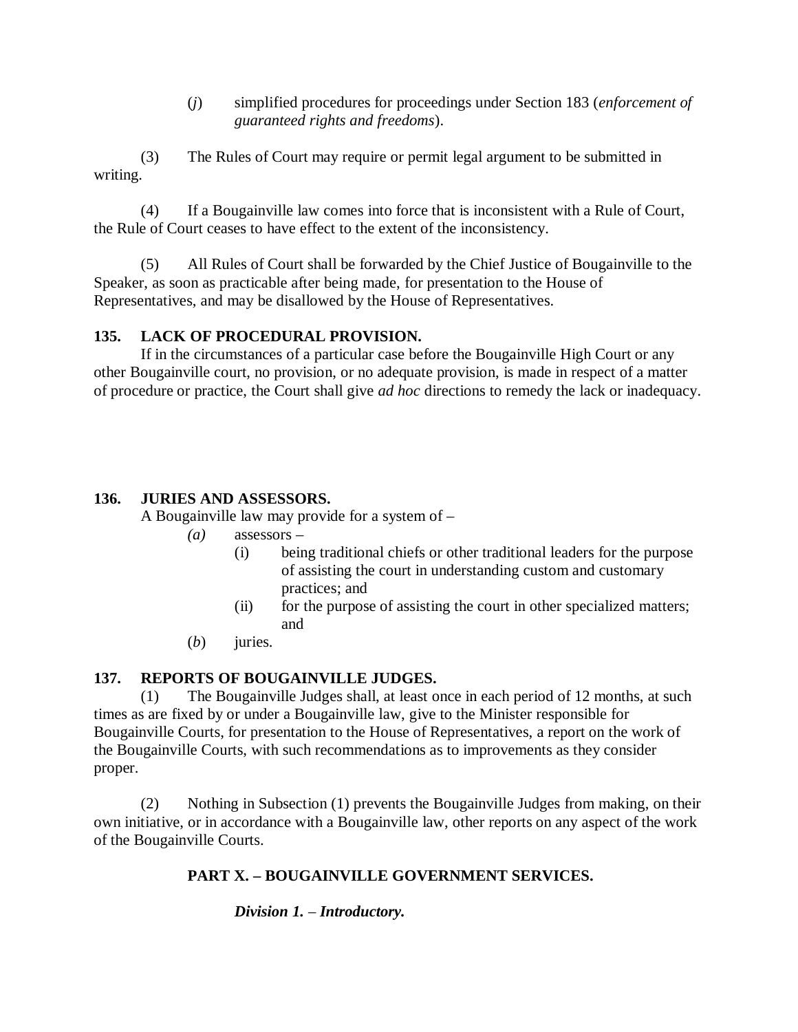(*j*) simplified procedures for proceedings under Section 183 (*enforcement of guaranteed rights and freedoms*).

(3) The Rules of Court may require or permit legal argument to be submitted in writing.

(4) If a Bougainville law comes into force that is inconsistent with a Rule of Court, the Rule of Court ceases to have effect to the extent of the inconsistency.

(5) All Rules of Court shall be forwarded by the Chief Justice of Bougainville to the Speaker, as soon as practicable after being made, for presentation to the House of Representatives, and may be disallowed by the House of Representatives.

**135. LACK OF PROCEDURAL PROVISION.**

If in the circumstances of a particular case before the Bougainville High Court or any other Bougainville court, no provision, or no adequate provision, is made in respect of a matter of procedure or practice, the Court shall give *ad hoc* directions to remedy the lack or inadequacy.

**136. JURIES AND ASSESSORS.**

A Bougainville law may provide for a system of –

*(a)* assessors –

(i) being traditional chiefs or other traditional leaders for the purpose of assisting the court in understanding custom and customary practices; and

(ii) for the purpose of assisting the court in other specialized matters; and

(*b*) juries.

**137. REPORTS OF BOUGAINVILLE JUDGES.**

(1) The Bougainville Judges shall, at least once in each period of 12 months, at such times as are fixed by or under a Bougainville law, give to the Minister responsible for Bougainville Courts, for presentation to the House of Representatives, a report on the work of the Bougainville Courts, with such recommendations as to improvements as they consider proper.

(2) Nothing in Subsection (1) prevents the Bougainville Judges from making, on their own initiative, or in accordance with a Bougainville law, other reports on any aspect of the work of the Bougainville Courts.

## PART X. – BOUGAINVILLE GOVERNMENT SERVICES.

### *Division 1. – Introductory.*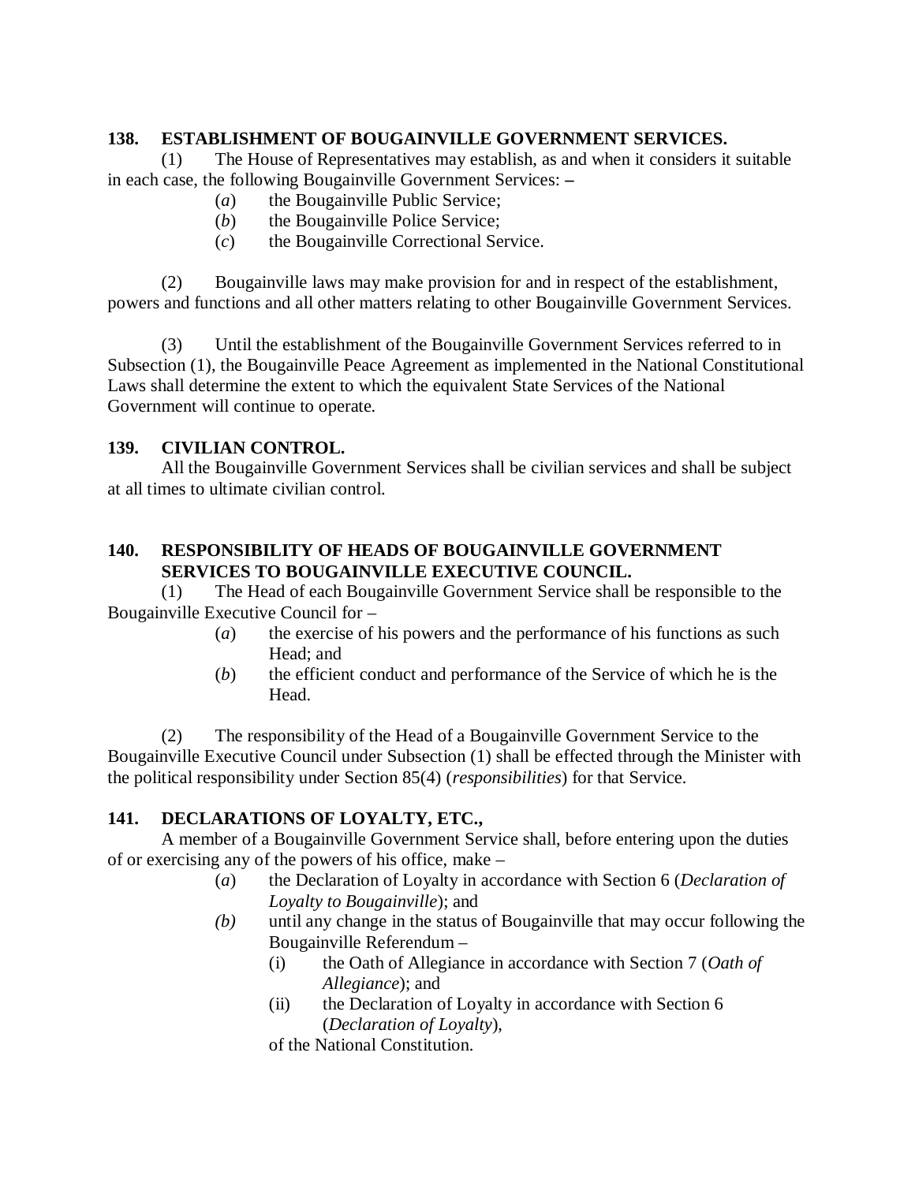**138. ESTABLISHMENT OF BOUGAINVILLE GOVERNMENT SERVICES.**

(1) The House of Representatives may establish, as and when it considers it suitable in each case, the following Bougainville Government Services: –

- (*a*) the Bougainville Public Service;
- (*b*) the Bougainville Police Service;
- (*c*) the Bougainville Correctional Service.

(2) Bougainville laws may make provision for and in respect of the establishment, powers and functions and all other matters relating to other Bougainville Government Services.

(3) Until the establishment of the Bougainville Government Services referred to in Subsection (1), the Bougainville Peace Agreement as implemented in the National Constitutional Laws shall determine the extent to which the equivalent State Services of the National Government will continue to operate.

**139. CIVILIAN CONTROL.**

All the Bougainville Government Services shall be civilian services and shall be subject at all times to ultimate civilian control.

**140. RESPONSIBILITY OF HEADS OF BOUGAINVILLE GOVERNMENT SERVICES TO BOUGAINVILLE EXECUTIVE COUNCIL.**

(1) The Head of each Bougainville Government Service shall be responsible to the Bougainville Executive Council for –

- (*a*) the exercise of his powers and the performance of his functions as such Head; and
- (*b*) the efficient conduct and performance of the Service of which he is the Head.

(2) The responsibility of the Head of a Bougainville Government Service to the Bougainville Executive Council under Subsection (1) shall be effected through the Minister with the political responsibility under Section 85(4) (*responsibilities*) for that Service.

**141. DECLARATIONS OF LOYALTY, ETC.,**

A member of a Bougainville Government Service shall, before entering upon the duties of or exercising any of the powers of his office, make –

- (*a*) the Declaration of Loyalty in accordance with Section 6 (*Declaration of Loyalty to Bougainville*); and
- *(b)* until any change in the status of Bougainville that may occur following the Bougainville Referendum –
  - (i) the Oath of Allegiance in accordance with Section 7 (*Oath of Allegiance*); and
  - (ii) the Declaration of Loyalty in accordance with Section 6 (*Declaration of Loyalty*),

  of the National Constitution.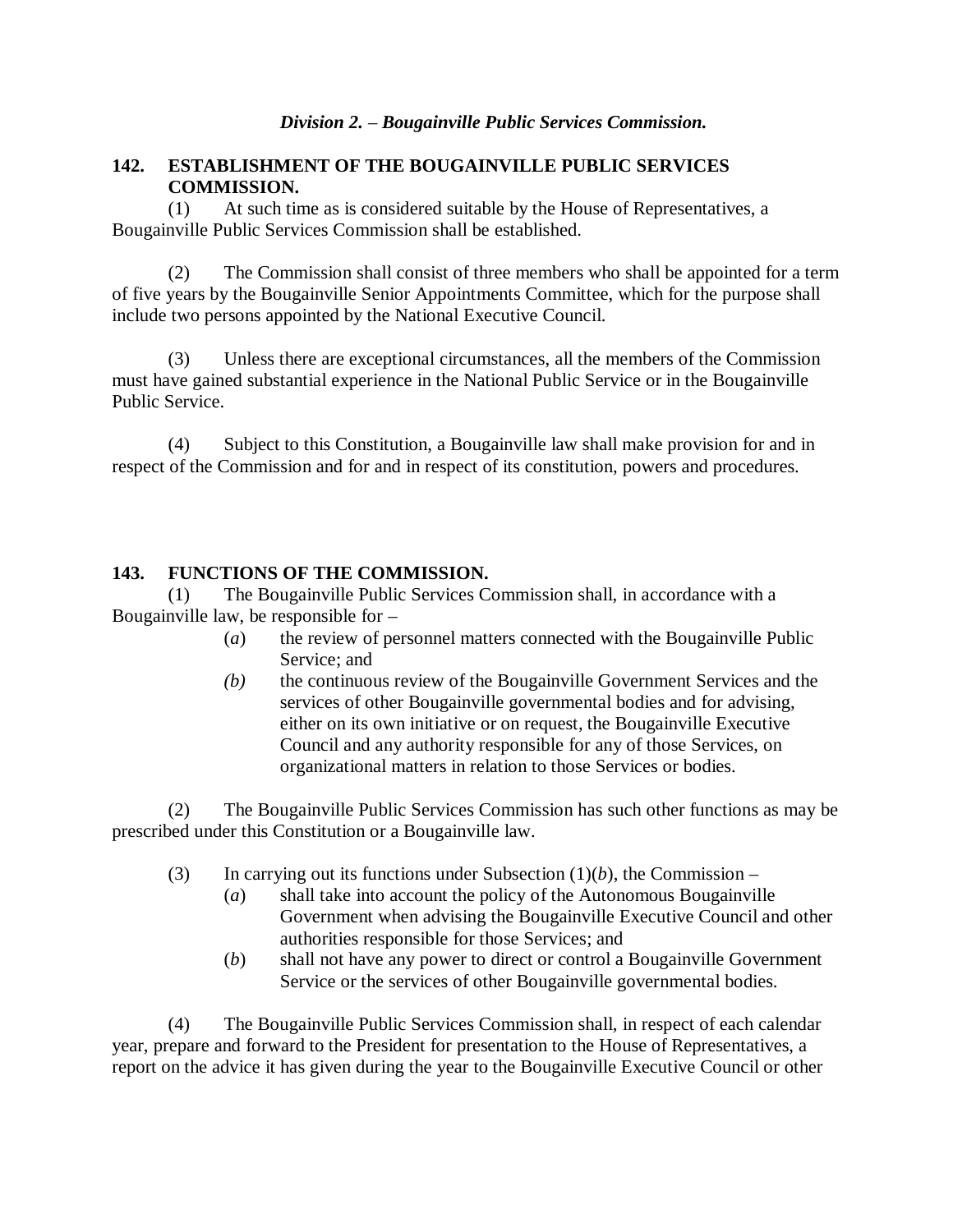### *Division 2. – Bougainville Public Services Commission.*

**142. ESTABLISHMENT OF THE BOUGAINVILLE PUBLIC SERVICES COMMISSION.**

(1) At such time as is considered suitable by the House of Representatives, a Bougainville Public Services Commission shall be established.

(2) The Commission shall consist of three members who shall be appointed for a term of five years by the Bougainville Senior Appointments Committee, which for the purpose shall include two persons appointed by the National Executive Council.

(3) Unless there are exceptional circumstances, all the members of the Commission must have gained substantial experience in the National Public Service or in the Bougainville Public Service.

(4) Subject to this Constitution, a Bougainville law shall make provision for and in respect of the Commission and for and in respect of its constitution, powers and procedures.

**143. FUNCTIONS OF THE COMMISSION.**

(1) The Bougainville Public Services Commission shall, in accordance with a Bougainville law, be responsible for –

- (*a*) the review of personnel matters connected with the Bougainville Public Service; and
- *(b)* the continuous review of the Bougainville Government Services and the services of other Bougainville governmental bodies and for advising, either on its own initiative or on request, the Bougainville Executive Council and any authority responsible for any of those Services, on organizational matters in relation to those Services or bodies.

(2) The Bougainville Public Services Commission has such other functions as may be prescribed under this Constitution or a Bougainville law.

(3) In carrying out its functions under Subsection (1)(*b*), the Commission –

- (*a*) shall take into account the policy of the Autonomous Bougainville Government when advising the Bougainville Executive Council and other authorities responsible for those Services; and
- (*b*) shall not have any power to direct or control a Bougainville Government Service or the services of other Bougainville governmental bodies.

(4) The Bougainville Public Services Commission shall, in respect of each calendar year, prepare and forward to the President for presentation to the House of Representatives, a report on the advice it has given during the year to the Bougainville Executive Council or other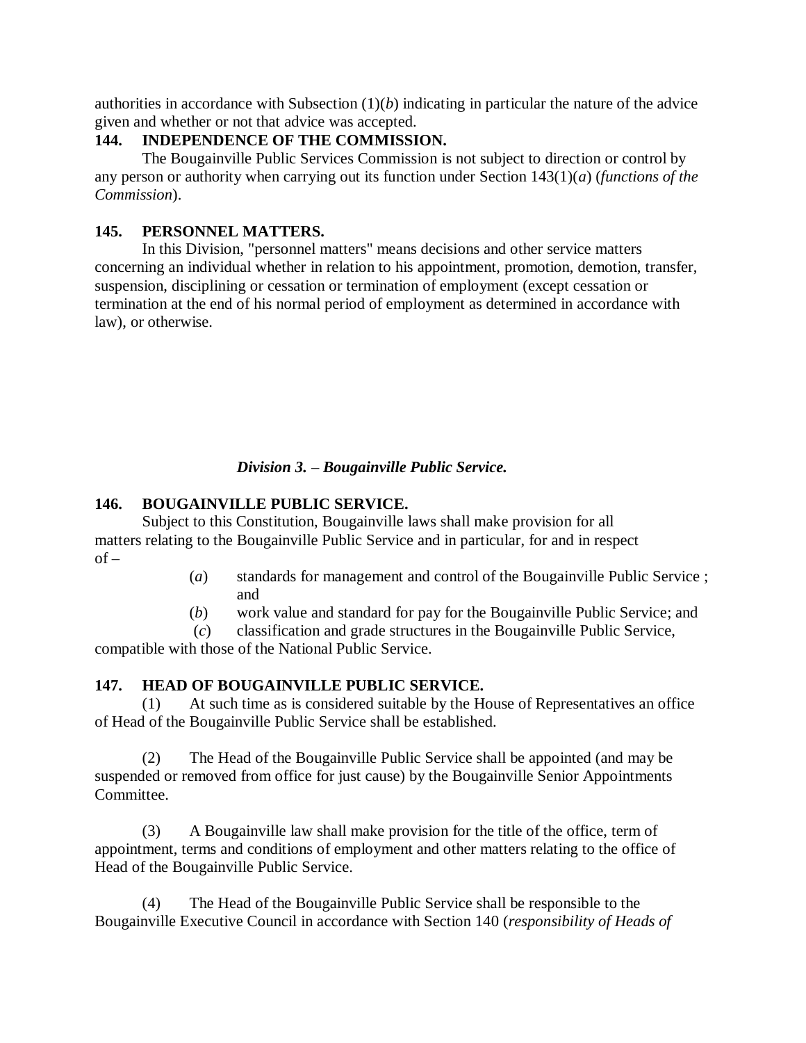authorities in accordance with Subsection (1)(*b*) indicating in particular the nature of the advice given and whether or not that advice was accepted.

**144. INDEPENDENCE OF THE COMMISSION.**

The Bougainville Public Services Commission is not subject to direction or control by any person or authority when carrying out its function under Section 143(1)(*a*) (*functions of the Commission*).

**145. PERSONNEL MATTERS.**

In this Division, "personnel matters" means decisions and other service matters concerning an individual whether in relation to his appointment, promotion, demotion, transfer, suspension, disciplining or cessation or termination of employment (except cessation or termination at the end of his normal period of employment as determined in accordance with law), or otherwise.

### *Division 3. – Bougainville Public Service.*

**146. BOUGAINVILLE PUBLIC SERVICE.**

Subject to this Constitution, Bougainville laws shall make provision for all matters relating to the Bougainville Public Service and in particular, for and in respect of –

(*a*) standards for management and control of the Bougainville Public Service ; and

(*b*) work value and standard for pay for the Bougainville Public Service; and

(*c*) classification and grade structures in the Bougainville Public Service,

compatible with those of the National Public Service.

**147. HEAD OF BOUGAINVILLE PUBLIC SERVICE.**

(1) At such time as is considered suitable by the House of Representatives an office of Head of the Bougainville Public Service shall be established.

(2) The Head of the Bougainville Public Service shall be appointed (and may be suspended or removed from office for just cause) by the Bougainville Senior Appointments Committee.

(3) A Bougainville law shall make provision for the title of the office, term of appointment, terms and conditions of employment and other matters relating to the office of Head of the Bougainville Public Service.

(4) The Head of the Bougainville Public Service shall be responsible to the Bougainville Executive Council in accordance with Section 140 (*responsibility of Heads of*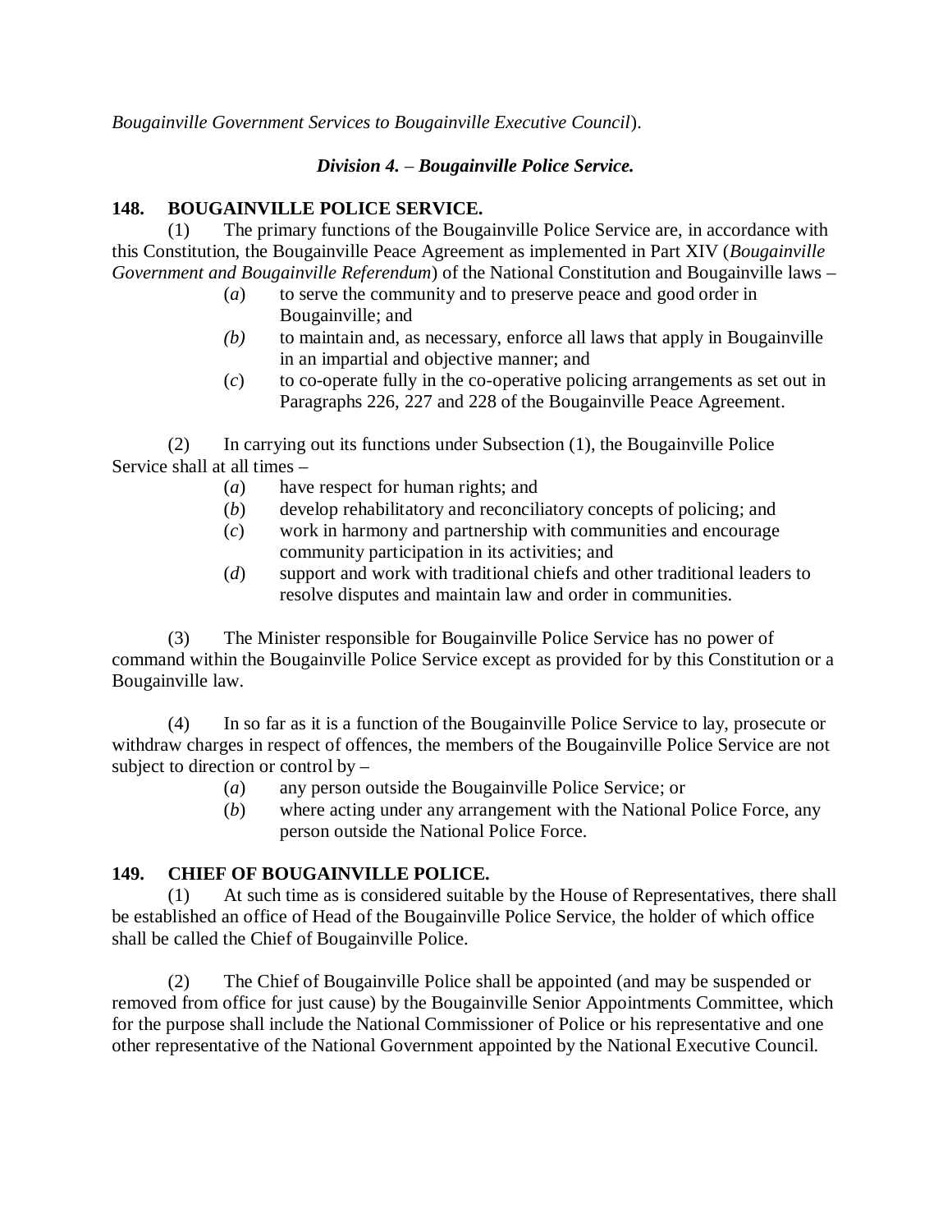*Bougainville Government Services to Bougainville Executive Council*).

### *Division 4. – Bougainville Police Service.*

**148. BOUGAINVILLE POLICE SERVICE.**

(1) The primary functions of the Bougainville Police Service are, in accordance with this Constitution, the Bougainville Peace Agreement as implemented in Part XIV (*Bougainville Government and Bougainville Referendum*) of the National Constitution and Bougainville laws –

(*a*) to serve the community and to preserve peace and good order in Bougainville; and

*(b)* to maintain and, as necessary, enforce all laws that apply in Bougainville in an impartial and objective manner; and

(*c*) to co-operate fully in the co-operative policing arrangements as set out in Paragraphs 226, 227 and 228 of the Bougainville Peace Agreement.

(2) In carrying out its functions under Subsection (1), the Bougainville Police Service shall at all times –

(*a*) have respect for human rights; and

(*b*) develop rehabilitatory and reconciliatory concepts of policing; and

(*c*) work in harmony and partnership with communities and encourage community participation in its activities; and

(*d*) support and work with traditional chiefs and other traditional leaders to resolve disputes and maintain law and order in communities.

(3) The Minister responsible for Bougainville Police Service has no power of command within the Bougainville Police Service except as provided for by this Constitution or a Bougainville law.

(4) In so far as it is a function of the Bougainville Police Service to lay, prosecute or withdraw charges in respect of offences, the members of the Bougainville Police Service are not subject to direction or control by –

(*a*) any person outside the Bougainville Police Service; or

(*b*) where acting under any arrangement with the National Police Force, any person outside the National Police Force.

**149. CHIEF OF BOUGAINVILLE POLICE.**

(1) At such time as is considered suitable by the House of Representatives, there shall be established an office of Head of the Bougainville Police Service, the holder of which office shall be called the Chief of Bougainville Police.

(2) The Chief of Bougainville Police shall be appointed (and may be suspended or removed from office for just cause) by the Bougainville Senior Appointments Committee, which for the purpose shall include the National Commissioner of Police or his representative and one other representative of the National Government appointed by the National Executive Council.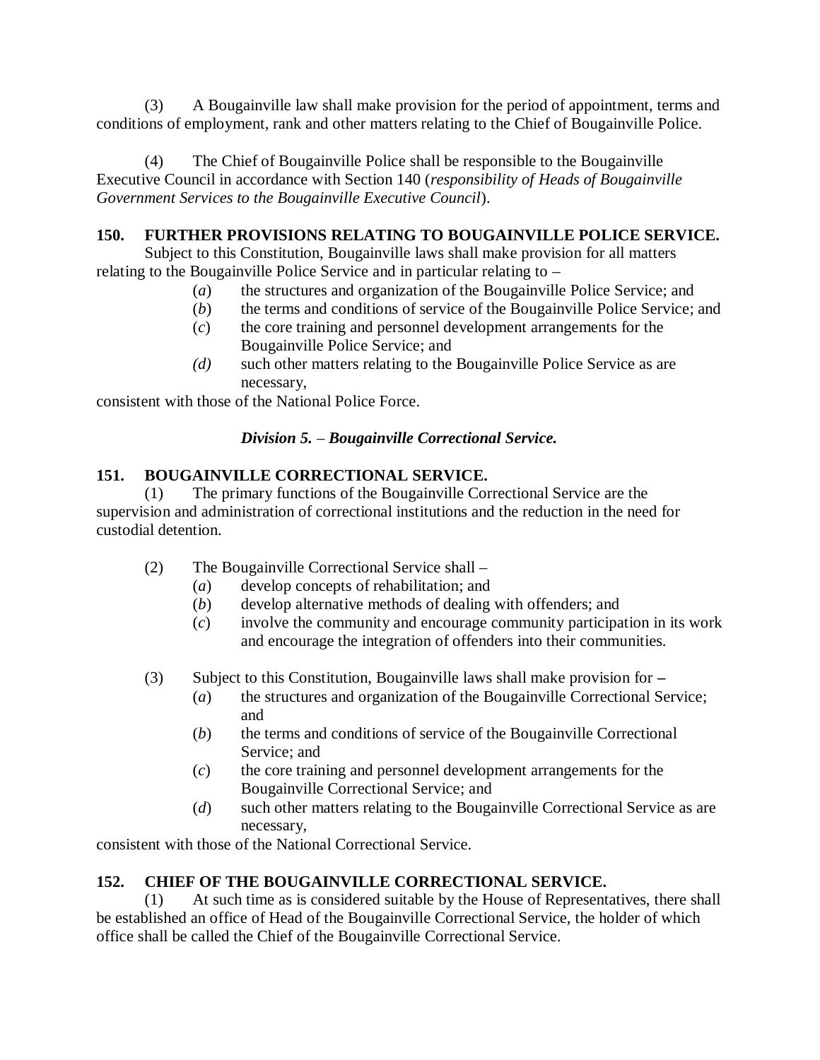(3) A Bougainville law shall make provision for the period of appointment, terms and conditions of employment, rank and other matters relating to the Chief of Bougainville Police.

(4) The Chief of Bougainville Police shall be responsible to the Bougainville Executive Council in accordance with Section 140 (*responsibility of Heads of Bougainville Government Services to the Bougainville Executive Council*).

**150. FURTHER PROVISIONS RELATING TO BOUGAINVILLE POLICE SERVICE.**

Subject to this Constitution, Bougainville laws shall make provision for all matters relating to the Bougainville Police Service and in particular relating to –

(*a*) the structures and organization of the Bougainville Police Service; and

(*b*) the terms and conditions of service of the Bougainville Police Service; and

(*c*) the core training and personnel development arrangements for the Bougainville Police Service; and

*(d)* such other matters relating to the Bougainville Police Service as are necessary,

consistent with those of the National Police Force.

***Division 5. – Bougainville Correctional Service.***

**151. BOUGAINVILLE CORRECTIONAL SERVICE.**

(1) The primary functions of the Bougainville Correctional Service are the supervision and administration of correctional institutions and the reduction in the need for custodial detention.

(2) The Bougainville Correctional Service shall –

(*a*) develop concepts of rehabilitation; and

(*b*) develop alternative methods of dealing with offenders; and

(*c*) involve the community and encourage community participation in its work and encourage the integration of offenders into their communities.

(3) Subject to this Constitution, Bougainville laws shall make provision for –

(*a*) the structures and organization of the Bougainville Correctional Service; and

(*b*) the terms and conditions of service of the Bougainville Correctional Service; and

(*c*) the core training and personnel development arrangements for the Bougainville Correctional Service; and

(*d*) such other matters relating to the Bougainville Correctional Service as are necessary,

consistent with those of the National Correctional Service.

**152. CHIEF OF THE BOUGAINVILLE CORRECTIONAL SERVICE.**

(1) At such time as is considered suitable by the House of Representatives, there shall be established an office of Head of the Bougainville Correctional Service, the holder of which office shall be called the Chief of the Bougainville Correctional Service.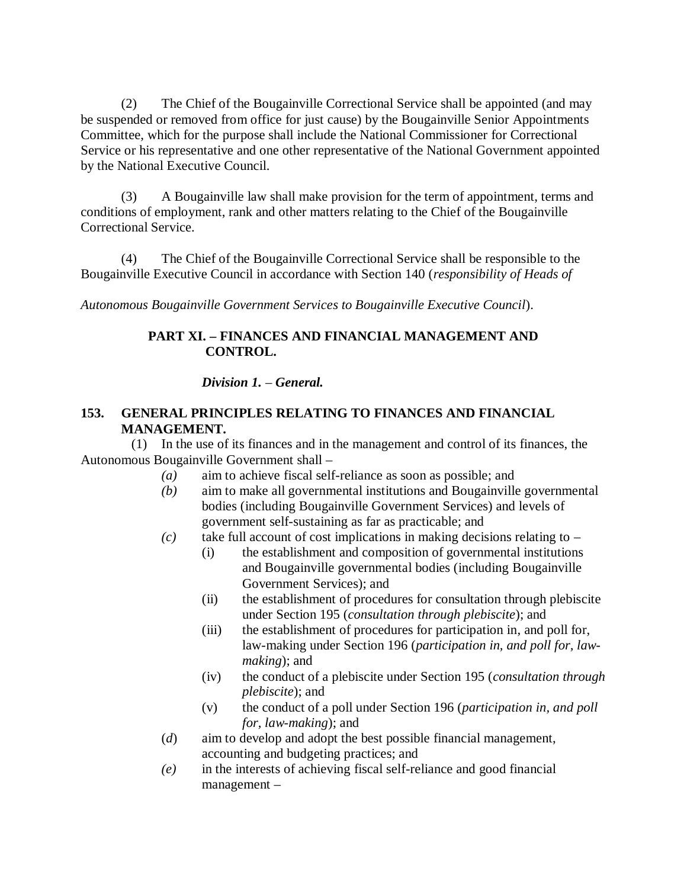(2) The Chief of the Bougainville Correctional Service shall be appointed (and may be suspended or removed from office for just cause) by the Bougainville Senior Appointments Committee, which for the purpose shall include the National Commissioner for Correctional Service or his representative and one other representative of the National Government appointed by the National Executive Council.

(3) A Bougainville law shall make provision for the term of appointment, terms and conditions of employment, rank and other matters relating to the Chief of the Bougainville Correctional Service.

(4) The Chief of the Bougainville Correctional Service shall be responsible to the Bougainville Executive Council in accordance with Section 140 (*responsibility of Heads of Autonomous Bougainville Government Services to Bougainville Executive Council*).

## PART XI. – FINANCES AND FINANCIAL MANAGEMENT AND CONTROL.

### *Division 1. – General.*

#### 153. GENERAL PRINCIPLES RELATING TO FINANCES AND FINANCIAL MANAGEMENT.

(1) In the use of its finances and in the management and control of its finances, the Autonomous Bougainville Government shall –

- *(a)* aim to achieve fiscal self-reliance as soon as possible; and
- *(b)* aim to make all governmental institutions and Bougainville governmental bodies (including Bougainville Government Services) and levels of government self-sustaining as far as practicable; and
- *(c)* take full account of cost implications in making decisions relating to –
  - (i) the establishment and composition of governmental institutions and Bougainville governmental bodies (including Bougainville Government Services); and
  - (ii) the establishment of procedures for consultation through plebiscite under Section 195 (*consultation through plebiscite*); and
  - (iii) the establishment of procedures for participation in, and poll for, law-making under Section 196 (*participation in, and poll for, law-making*); and
  - (iv) the conduct of a plebiscite under Section 195 (*consultation through plebiscite*); and
  - (v) the conduct of a poll under Section 196 (*participation in, and poll for, law-making*); and
- (*d*) aim to develop and adopt the best possible financial management, accounting and budgeting practices; and
- *(e)* in the interests of achieving fiscal self-reliance and good financial management –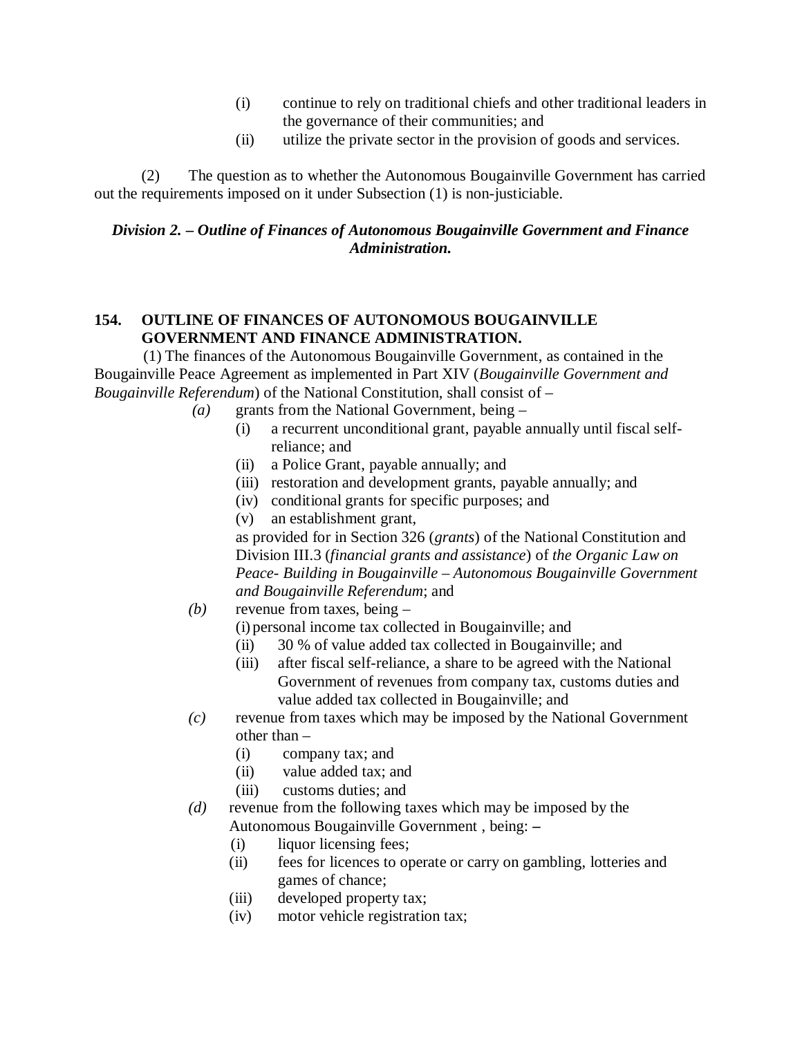(i) continue to rely on traditional chiefs and other traditional leaders in the governance of their communities; and

(ii) utilize the private sector in the provision of goods and services.

(2) The question as to whether the Autonomous Bougainville Government has carried out the requirements imposed on it under Subsection (1) is non-justiciable.

***Division 2. – Outline of Finances of Autonomous Bougainville Government and Finance Administration.***

**154. OUTLINE OF FINANCES OF AUTONOMOUS BOUGAINVILLE GOVERNMENT AND FINANCE ADMINISTRATION.**

(1) The finances of the Autonomous Bougainville Government, as contained in the Bougainville Peace Agreement as implemented in Part XIV (*Bougainville Government and Bougainville Referendum*) of the National Constitution, shall consist of –

*(a)* grants from the National Government, being –

(i) a recurrent unconditional grant, payable annually until fiscal self-reliance; and

(ii) a Police Grant, payable annually; and

(iii) restoration and development grants, payable annually; and

(iv) conditional grants for specific purposes; and

(v) an establishment grant,

as provided for in Section 326 (*grants*) of the National Constitution and Division III.3 (*financial grants and assistance*) of *the Organic Law on Peace- Building in Bougainville – Autonomous Bougainville Government and Bougainville Referendum*; and

*(b)* revenue from taxes, being –

(i) personal income tax collected in Bougainville; and

(ii) 30 % of value added tax collected in Bougainville; and

(iii) after fiscal self-reliance, a share to be agreed with the National Government of revenues from company tax, customs duties and value added tax collected in Bougainville; and

*(c)* revenue from taxes which may be imposed by the National Government other than –

(i) company tax; and

(ii) value added tax; and

(iii) customs duties; and

*(d)* revenue from the following taxes which may be imposed by the Autonomous Bougainville Government , being: –

(i) liquor licensing fees;

(ii) fees for licences to operate or carry on gambling, lotteries and games of chance;

(iii) developed property tax;

(iv) motor vehicle registration tax;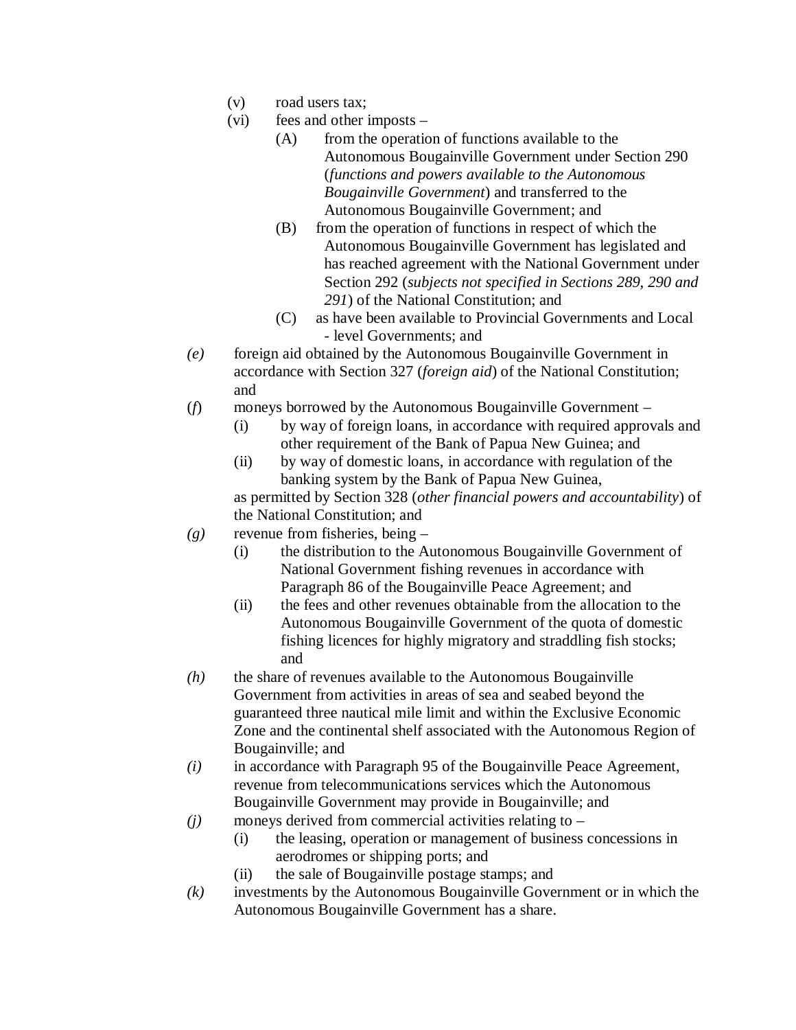(v) road users tax;

(vi) fees and other imposts –

(A) from the operation of functions available to the Autonomous Bougainville Government under Section 290 (*functions and powers available to the Autonomous Bougainville Government*) and transferred to the Autonomous Bougainville Government; and

(B) from the operation of functions in respect of which the Autonomous Bougainville Government has legislated and has reached agreement with the National Government under Section 292 (*subjects not specified in Sections 289, 290 and 291*) of the National Constitution; and

(C) as have been available to Provincial Governments and Local - level Governments; and

*(e)* foreign aid obtained by the Autonomous Bougainville Government in accordance with Section 327 (*foreign aid*) of the National Constitution; and

(*f*) moneys borrowed by the Autonomous Bougainville Government –

(i) by way of foreign loans, in accordance with required approvals and other requirement of the Bank of Papua New Guinea; and

(ii) by way of domestic loans, in accordance with regulation of the banking system by the Bank of Papua New Guinea,

as permitted by Section 328 (*other financial powers and accountability*) of the National Constitution; and

*(g)* revenue from fisheries, being –

(i) the distribution to the Autonomous Bougainville Government of National Government fishing revenues in accordance with Paragraph 86 of the Bougainville Peace Agreement; and

(ii) the fees and other revenues obtainable from the allocation to the Autonomous Bougainville Government of the quota of domestic fishing licences for highly migratory and straddling fish stocks; and

*(h)* the share of revenues available to the Autonomous Bougainville Government from activities in areas of sea and seabed beyond the guaranteed three nautical mile limit and within the Exclusive Economic Zone and the continental shelf associated with the Autonomous Region of Bougainville; and

*(i)* in accordance with Paragraph 95 of the Bougainville Peace Agreement, revenue from telecommunications services which the Autonomous Bougainville Government may provide in Bougainville; and

*(j)* moneys derived from commercial activities relating to –

(i) the leasing, operation or management of business concessions in aerodromes or shipping ports; and

(ii) the sale of Bougainville postage stamps; and

*(k)* investments by the Autonomous Bougainville Government or in which the Autonomous Bougainville Government has a share.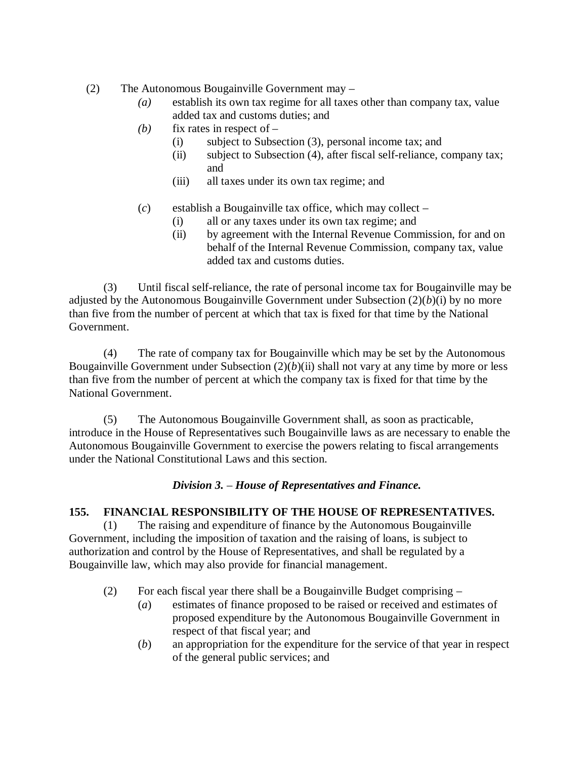(2) The Autonomous Bougainville Government may –

- *(a)* establish its own tax regime for all taxes other than company tax, value added tax and customs duties; and
- *(b)* fix rates in respect of –
  - (i) subject to Subsection (3), personal income tax; and
  - (ii) subject to Subsection (4), after fiscal self-reliance, company tax; and
  - (iii) all taxes under its own tax regime; and
- (*c*) establish a Bougainville tax office, which may collect –
  - (i) all or any taxes under its own tax regime; and
  - (ii) by agreement with the Internal Revenue Commission, for and on behalf of the Internal Revenue Commission, company tax, value added tax and customs duties.

(3) Until fiscal self-reliance, the rate of personal income tax for Bougainville may be adjusted by the Autonomous Bougainville Government under Subsection (2)(*b*)(i) by no more than five from the number of percent at which that tax is fixed for that time by the National Government.

(4) The rate of company tax for Bougainville which may be set by the Autonomous Bougainville Government under Subsection (2)(*b*)(ii) shall not vary at any time by more or less than five from the number of percent at which the company tax is fixed for that time by the National Government.

(5) The Autonomous Bougainville Government shall, as soon as practicable, introduce in the House of Representatives such Bougainville laws as are necessary to enable the Autonomous Bougainville Government to exercise the powers relating to fiscal arrangements under the National Constitutional Laws and this section.

### *Division 3. – House of Representatives and Finance.*

**155. FINANCIAL RESPONSIBILITY OF THE HOUSE OF REPRESENTATIVES.**

(1) The raising and expenditure of finance by the Autonomous Bougainville Government, including the imposition of taxation and the raising of loans, is subject to authorization and control by the House of Representatives, and shall be regulated by a Bougainville law, which may also provide for financial management.

(2) For each fiscal year there shall be a Bougainville Budget comprising –

- (*a*) estimates of finance proposed to be raised or received and estimates of proposed expenditure by the Autonomous Bougainville Government in respect of that fiscal year; and
- (*b*) an appropriation for the expenditure for the service of that year in respect of the general public services; and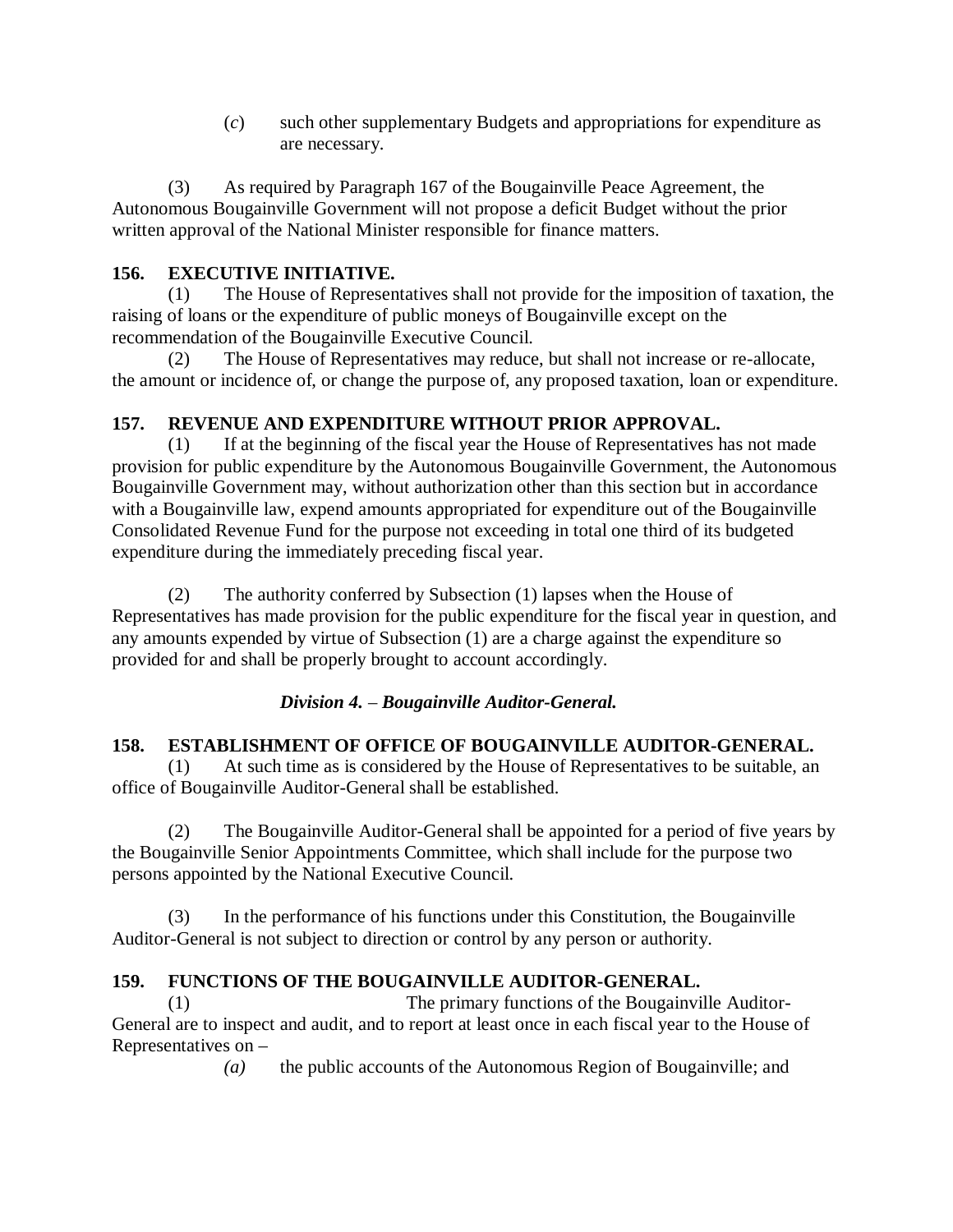(*c*) such other supplementary Budgets and appropriations for expenditure as are necessary.

(3) As required by Paragraph 167 of the Bougainville Peace Agreement, the Autonomous Bougainville Government will not propose a deficit Budget without the prior written approval of the National Minister responsible for finance matters.

**156. EXECUTIVE INITIATIVE.**

(1) The House of Representatives shall not provide for the imposition of taxation, the raising of loans or the expenditure of public moneys of Bougainville except on the recommendation of the Bougainville Executive Council.

(2) The House of Representatives may reduce, but shall not increase or re-allocate, the amount or incidence of, or change the purpose of, any proposed taxation, loan or expenditure.

**157. REVENUE AND EXPENDITURE WITHOUT PRIOR APPROVAL.**

(1) If at the beginning of the fiscal year the House of Representatives has not made provision for public expenditure by the Autonomous Bougainville Government, the Autonomous Bougainville Government may, without authorization other than this section but in accordance with a Bougainville law, expend amounts appropriated for expenditure out of the Bougainville Consolidated Revenue Fund for the purpose not exceeding in total one third of its budgeted expenditure during the immediately preceding fiscal year.

(2) The authority conferred by Subsection (1) lapses when the House of Representatives has made provision for the public expenditure for the fiscal year in question, and any amounts expended by virtue of Subsection (1) are a charge against the expenditure so provided for and shall be properly brought to account accordingly.

***Division 4. – Bougainville Auditor-General.***

**158. ESTABLISHMENT OF OFFICE OF BOUGAINVILLE AUDITOR-GENERAL.**

(1) At such time as is considered by the House of Representatives to be suitable, an office of Bougainville Auditor-General shall be established.

(2) The Bougainville Auditor-General shall be appointed for a period of five years by the Bougainville Senior Appointments Committee, which shall include for the purpose two persons appointed by the National Executive Council.

(3) In the performance of his functions under this Constitution, the Bougainville Auditor-General is not subject to direction or control by any person or authority.

**159. FUNCTIONS OF THE BOUGAINVILLE AUDITOR-GENERAL.**

(1) The primary functions of the Bougainville Auditor-General are to inspect and audit, and to report at least once in each fiscal year to the House of Representatives on –

*(a)* the public accounts of the Autonomous Region of Bougainville; and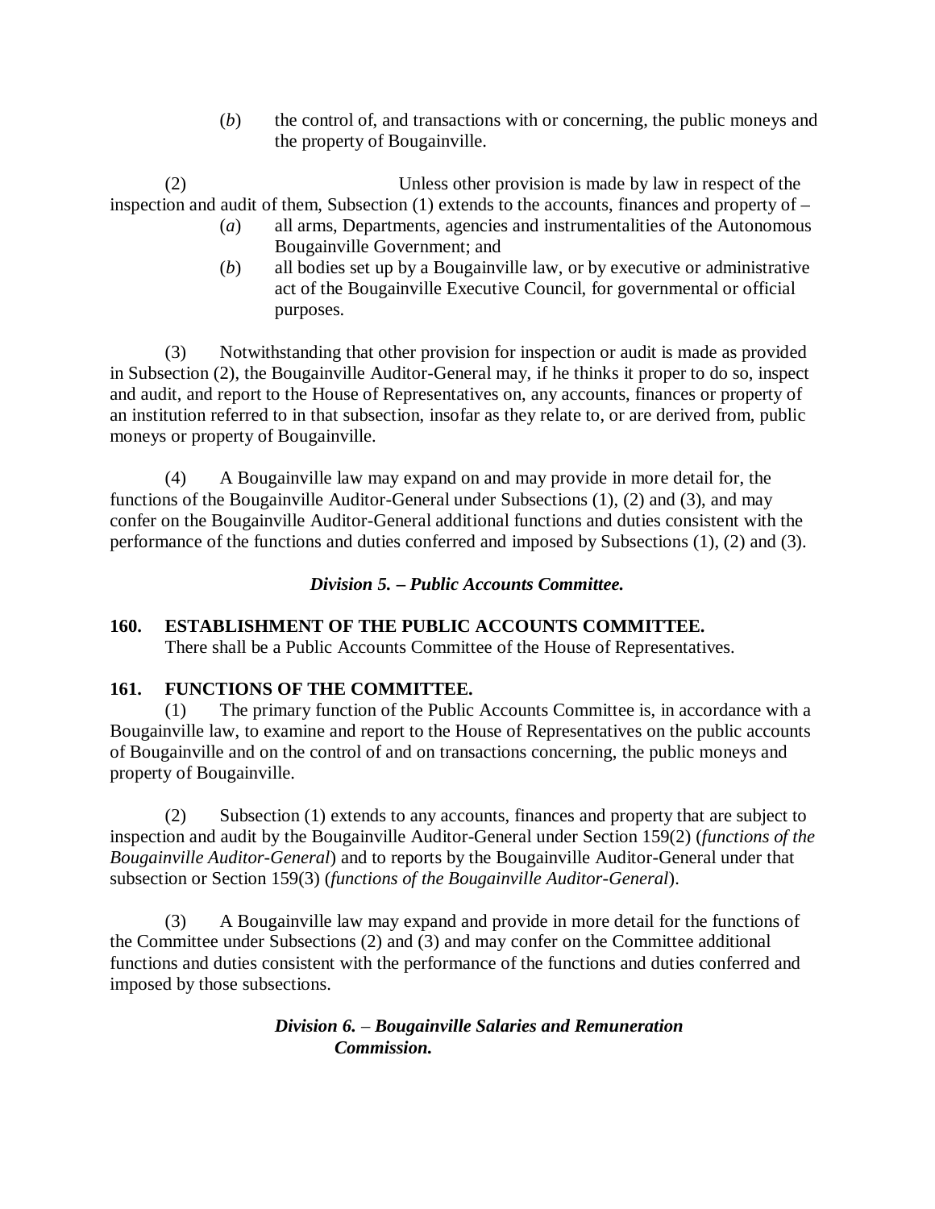(*b*) the control of, and transactions with or concerning, the public moneys and the property of Bougainville.

(2) Unless other provision is made by law in respect of the inspection and audit of them, Subsection (1) extends to the accounts, finances and property of –

(*a*) all arms, Departments, agencies and instrumentalities of the Autonomous Bougainville Government; and

(*b*) all bodies set up by a Bougainville law, or by executive or administrative act of the Bougainville Executive Council, for governmental or official purposes.

(3) Notwithstanding that other provision for inspection or audit is made as provided in Subsection (2), the Bougainville Auditor-General may, if he thinks it proper to do so, inspect and audit, and report to the House of Representatives on, any accounts, finances or property of an institution referred to in that subsection, insofar as they relate to, or are derived from, public moneys or property of Bougainville.

(4) A Bougainville law may expand on and may provide in more detail for, the functions of the Bougainville Auditor-General under Subsections (1), (2) and (3), and may confer on the Bougainville Auditor-General additional functions and duties consistent with the performance of the functions and duties conferred and imposed by Subsections (1), (2) and (3).

### *Division 5. – Public Accounts Committee.*

**160. ESTABLISHMENT OF THE PUBLIC ACCOUNTS COMMITTEE.**

There shall be a Public Accounts Committee of the House of Representatives.

**161. FUNCTIONS OF THE COMMITTEE.**

(1) The primary function of the Public Accounts Committee is, in accordance with a Bougainville law, to examine and report to the House of Representatives on the public accounts of Bougainville and on the control of and on transactions concerning, the public moneys and property of Bougainville.

(2) Subsection (1) extends to any accounts, finances and property that are subject to inspection and audit by the Bougainville Auditor-General under Section 159(2) (*functions of the Bougainville Auditor-General*) and to reports by the Bougainville Auditor-General under that subsection or Section 159(3) (*functions of the Bougainville Auditor-General*).

(3) A Bougainville law may expand and provide in more detail for the functions of the Committee under Subsections (2) and (3) and may confer on the Committee additional functions and duties consistent with the performance of the functions and duties conferred and imposed by those subsections.

### *Division 6. – Bougainville Salaries and Remuneration Commission.*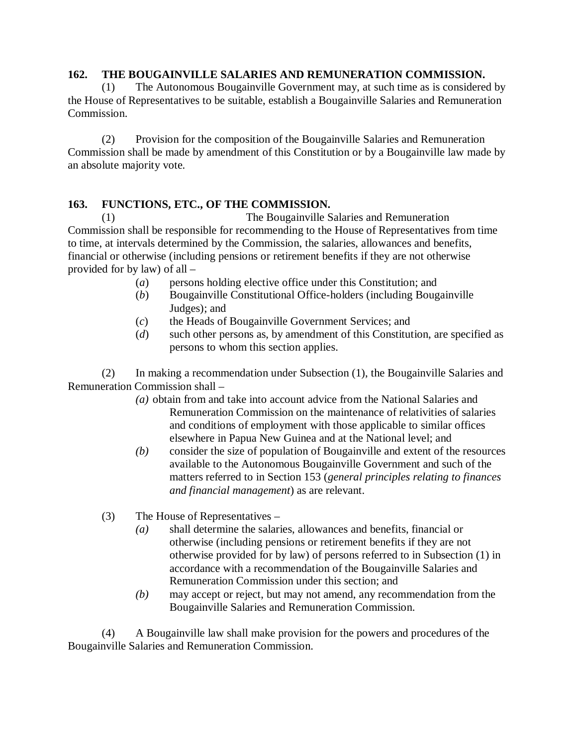### 162. THE BOUGAINVILLE SALARIES AND REMUNERATION COMMISSION.

(1) The Autonomous Bougainville Government may, at such time as is considered by the House of Representatives to be suitable, establish a Bougainville Salaries and Remuneration Commission.

(2) Provision for the composition of the Bougainville Salaries and Remuneration Commission shall be made by amendment of this Constitution or by a Bougainville law made by an absolute majority vote.

### 163. FUNCTIONS, ETC., OF THE COMMISSION.

(1) The Bougainville Salaries and Remuneration Commission shall be responsible for recommending to the House of Representatives from time to time, at intervals determined by the Commission, the salaries, allowances and benefits, financial or otherwise (including pensions or retirement benefits if they are not otherwise provided for by law) of all –

- (*a*) persons holding elective office under this Constitution; and
- (*b*) Bougainville Constitutional Office-holders (including Bougainville Judges); and
- (*c*) the Heads of Bougainville Government Services; and
- (*d*) such other persons as, by amendment of this Constitution, are specified as persons to whom this section applies.

(2) In making a recommendation under Subsection (1), the Bougainville Salaries and Remuneration Commission shall –

- *(a)* obtain from and take into account advice from the National Salaries and Remuneration Commission on the maintenance of relativities of salaries and conditions of employment with those applicable to similar offices elsewhere in Papua New Guinea and at the National level; and
- *(b)* consider the size of population of Bougainville and extent of the resources available to the Autonomous Bougainville Government and such of the matters referred to in Section 153 (*general principles relating to finances and financial management*) as are relevant.

(3) The House of Representatives –

- *(a)* shall determine the salaries, allowances and benefits, financial or otherwise (including pensions or retirement benefits if they are not otherwise provided for by law) of persons referred to in Subsection (1) in accordance with a recommendation of the Bougainville Salaries and Remuneration Commission under this section; and
- *(b)* may accept or reject, but may not amend, any recommendation from the Bougainville Salaries and Remuneration Commission.

(4) A Bougainville law shall make provision for the powers and procedures of the Bougainville Salaries and Remuneration Commission.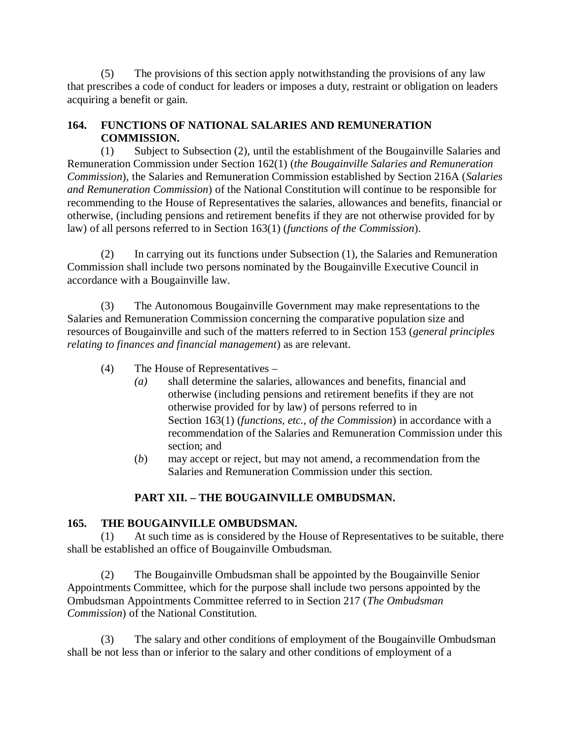(5) The provisions of this section apply notwithstanding the provisions of any law that prescribes a code of conduct for leaders or imposes a duty, restraint or obligation on leaders acquiring a benefit or gain.

### 164. FUNCTIONS OF NATIONAL SALARIES AND REMUNERATION COMMISSION.

(1) Subject to Subsection (2), until the establishment of the Bougainville Salaries and Remuneration Commission under Section 162(1) (*the Bougainville Salaries and Remuneration Commission*), the Salaries and Remuneration Commission established by Section 216A (*Salaries and Remuneration Commission*) of the National Constitution will continue to be responsible for recommending to the House of Representatives the salaries, allowances and benefits, financial or otherwise, (including pensions and retirement benefits if they are not otherwise provided for by law) of all persons referred to in Section 163(1) (*functions of the Commission*).

(2) In carrying out its functions under Subsection (1), the Salaries and Remuneration Commission shall include two persons nominated by the Bougainville Executive Council in accordance with a Bougainville law.

(3) The Autonomous Bougainville Government may make representations to the Salaries and Remuneration Commission concerning the comparative population size and resources of Bougainville and such of the matters referred to in Section 153 (*general principles relating to finances and financial management*) as are relevant.

(4) The House of Representatives –

- *(a)* shall determine the salaries, allowances and benefits, financial and otherwise (including pensions and retirement benefits if they are not otherwise provided for by law) of persons referred to in Section 163(1) (*functions, etc., of the Commission*) in accordance with a recommendation of the Salaries and Remuneration Commission under this section; and
- (*b*) may accept or reject, but may not amend, a recommendation from the Salaries and Remuneration Commission under this section.

## PART XII. – THE BOUGAINVILLE OMBUDSMAN.

### 165. THE BOUGAINVILLE OMBUDSMAN.

(1) At such time as is considered by the House of Representatives to be suitable, there shall be established an office of Bougainville Ombudsman.

(2) The Bougainville Ombudsman shall be appointed by the Bougainville Senior Appointments Committee, which for the purpose shall include two persons appointed by the Ombudsman Appointments Committee referred to in Section 217 (*The Ombudsman Commission*) of the National Constitution.

(3) The salary and other conditions of employment of the Bougainville Ombudsman shall be not less than or inferior to the salary and other conditions of employment of a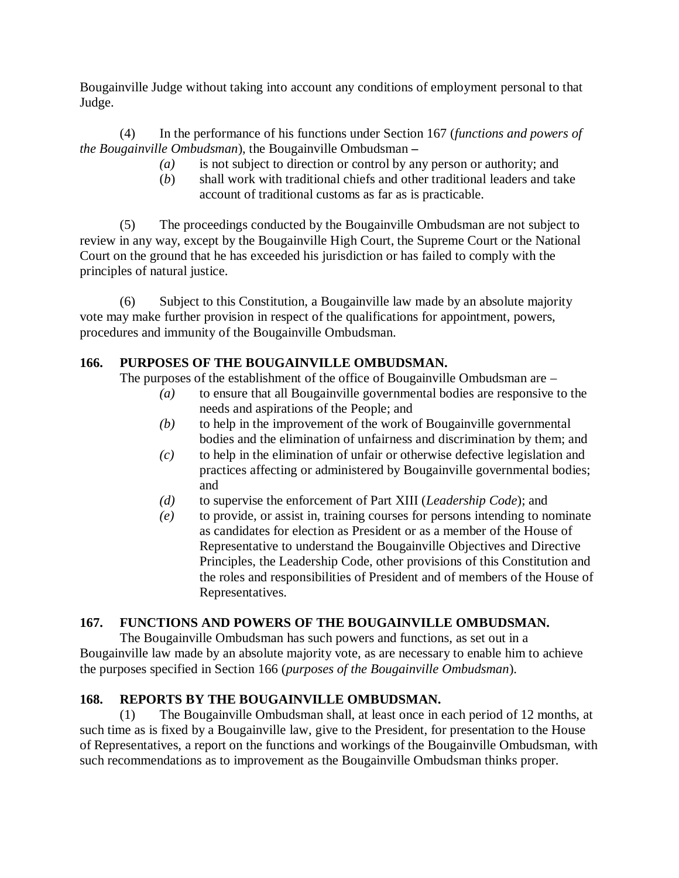Bougainville Judge without taking into account any conditions of employment personal to that Judge.

(4) In the performance of his functions under Section 167 (*functions and powers of the Bougainville Ombudsman*), the Bougainville Ombudsman –

- *(a)* is not subject to direction or control by any person or authority; and
- (*b*) shall work with traditional chiefs and other traditional leaders and take account of traditional customs as far as is practicable.

(5) The proceedings conducted by the Bougainville Ombudsman are not subject to review in any way, except by the Bougainville High Court, the Supreme Court or the National Court on the ground that he has exceeded his jurisdiction or has failed to comply with the principles of natural justice.

(6) Subject to this Constitution, a Bougainville law made by an absolute majority vote may make further provision in respect of the qualifications for appointment, powers, procedures and immunity of the Bougainville Ombudsman.

**166. PURPOSES OF THE BOUGAINVILLE OMBUDSMAN.**

The purposes of the establishment of the office of Bougainville Ombudsman are –

- *(a)* to ensure that all Bougainville governmental bodies are responsive to the needs and aspirations of the People; and
- *(b)* to help in the improvement of the work of Bougainville governmental bodies and the elimination of unfairness and discrimination by them; and
- *(c)* to help in the elimination of unfair or otherwise defective legislation and practices affecting or administered by Bougainville governmental bodies; and
- *(d)* to supervise the enforcement of Part XIII (*Leadership Code*); and
- *(e)* to provide, or assist in, training courses for persons intending to nominate as candidates for election as President or as a member of the House of Representative to understand the Bougainville Objectives and Directive Principles, the Leadership Code, other provisions of this Constitution and the roles and responsibilities of President and of members of the House of Representatives.

**167. FUNCTIONS AND POWERS OF THE BOUGAINVILLE OMBUDSMAN.**

The Bougainville Ombudsman has such powers and functions, as set out in a Bougainville law made by an absolute majority vote, as are necessary to enable him to achieve the purposes specified in Section 166 (*purposes of the Bougainville Ombudsman*).

**168. REPORTS BY THE BOUGAINVILLE OMBUDSMAN.**

(1) The Bougainville Ombudsman shall, at least once in each period of 12 months, at such time as is fixed by a Bougainville law, give to the President, for presentation to the House of Representatives, a report on the functions and workings of the Bougainville Ombudsman, with such recommendations as to improvement as the Bougainville Ombudsman thinks proper.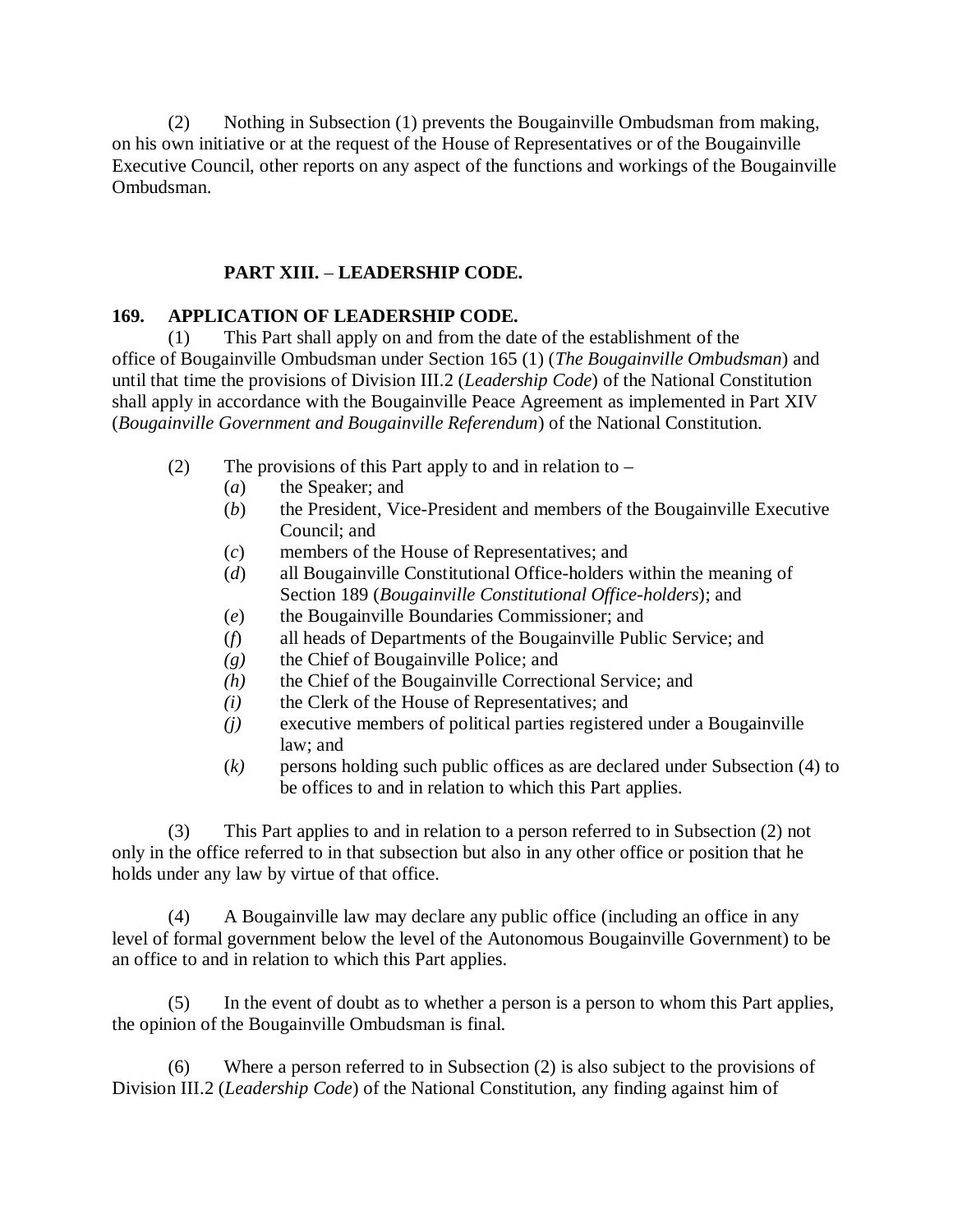(2) Nothing in Subsection (1) prevents the Bougainville Ombudsman from making, on his own initiative or at the request of the House of Representatives or of the Bougainville Executive Council, other reports on any aspect of the functions and workings of the Bougainville Ombudsman.

## PART XIII. – LEADERSHIP CODE.

### 169. APPLICATION OF LEADERSHIP CODE.

(1) This Part shall apply on and from the date of the establishment of the office of Bougainville Ombudsman under Section 165 (1) (*The Bougainville Ombudsman*) and until that time the provisions of Division III.2 (*Leadership Code*) of the National Constitution shall apply in accordance with the Bougainville Peace Agreement as implemented in Part XIV (*Bougainville Government and Bougainville Referendum*) of the National Constitution.

(2) The provisions of this Part apply to and in relation to –

(*a*) the Speaker; and

(*b*) the President, Vice-President and members of the Bougainville Executive Council; and

(*c*) members of the House of Representatives; and

(*d*) all Bougainville Constitutional Office-holders within the meaning of Section 189 (*Bougainville Constitutional Office-holders*); and

(*e*) the Bougainville Boundaries Commissioner; and

(*f*) all heads of Departments of the Bougainville Public Service; and

*(g)* the Chief of Bougainville Police; and

*(h)* the Chief of the Bougainville Correctional Service; and

*(i)* the Clerk of the House of Representatives; and

*(j)* executive members of political parties registered under a Bougainville law; and

(*k)* persons holding such public offices as are declared under Subsection (4) to be offices to and in relation to which this Part applies.

(3) This Part applies to and in relation to a person referred to in Subsection (2) not only in the office referred to in that subsection but also in any other office or position that he holds under any law by virtue of that office.

(4) A Bougainville law may declare any public office (including an office in any level of formal government below the level of the Autonomous Bougainville Government) to be an office to and in relation to which this Part applies.

(5) In the event of doubt as to whether a person is a person to whom this Part applies, the opinion of the Bougainville Ombudsman is final.

(6) Where a person referred to in Subsection (2) is also subject to the provisions of Division III.2 (*Leadership Code*) of the National Constitution, any finding against him of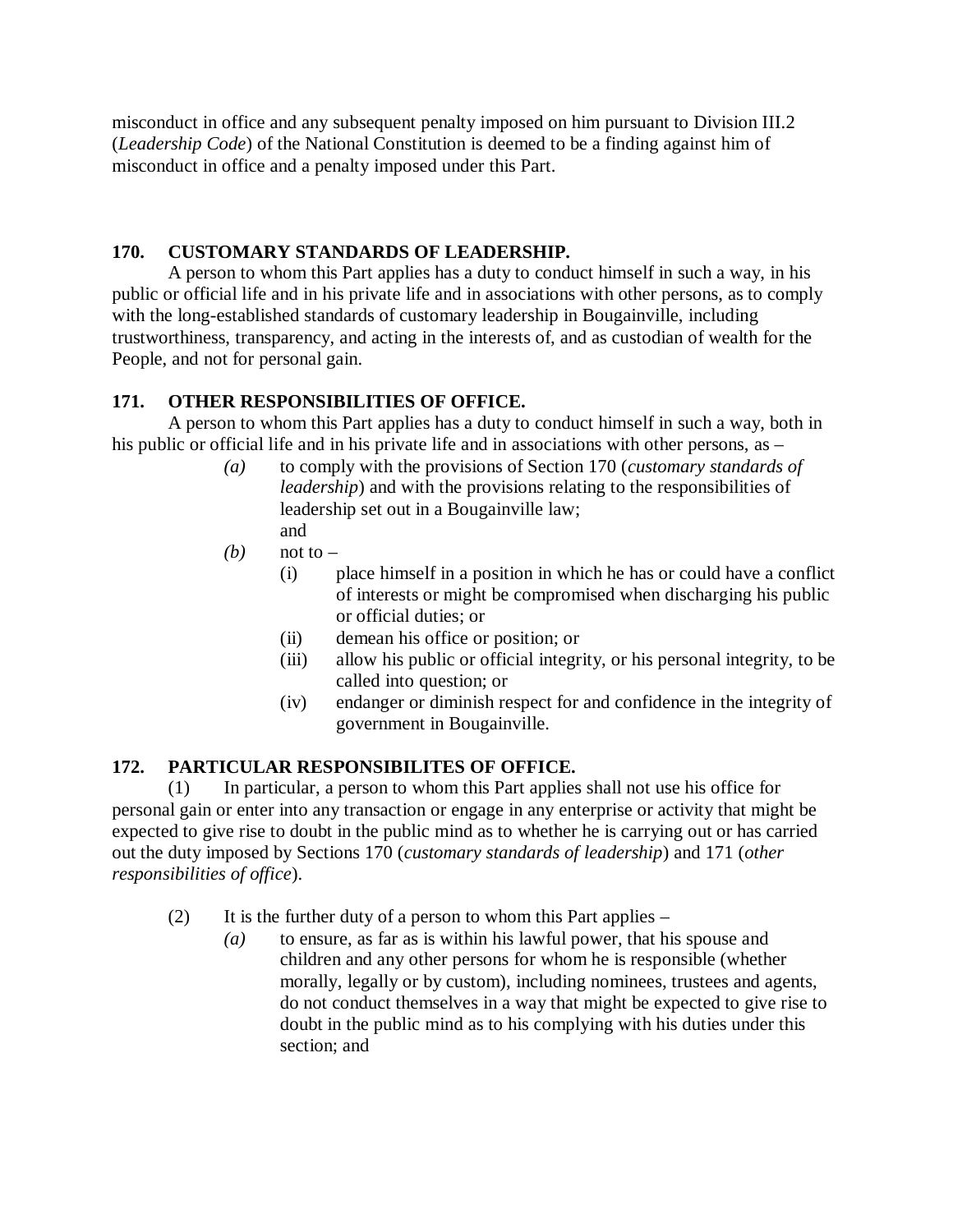misconduct in office and any subsequent penalty imposed on him pursuant to Division III.2 (*Leadership Code*) of the National Constitution is deemed to be a finding against him of misconduct in office and a penalty imposed under this Part.

**170. CUSTOMARY STANDARDS OF LEADERSHIP.**

A person to whom this Part applies has a duty to conduct himself in such a way, in his public or official life and in his private life and in associations with other persons, as to comply with the long-established standards of customary leadership in Bougainville, including trustworthiness, transparency, and acting in the interests of, and as custodian of wealth for the People, and not for personal gain.

**171. OTHER RESPONSIBILITIES OF OFFICE.**

A person to whom this Part applies has a duty to conduct himself in such a way, both in his public or official life and in his private life and in associations with other persons, as –

*(a)* to comply with the provisions of Section 170 (*customary standards of leadership*) and with the provisions relating to the responsibilities of leadership set out in a Bougainville law;
and

*(b)* not to –

(i) place himself in a position in which he has or could have a conflict of interests or might be compromised when discharging his public or official duties; or

(ii) demean his office or position; or

(iii) allow his public or official integrity, or his personal integrity, to be called into question; or

(iv) endanger or diminish respect for and confidence in the integrity of government in Bougainville.

**172. PARTICULAR RESPONSIBILITES OF OFFICE.**

(1) In particular, a person to whom this Part applies shall not use his office for personal gain or enter into any transaction or engage in any enterprise or activity that might be expected to give rise to doubt in the public mind as to whether he is carrying out or has carried out the duty imposed by Sections 170 (*customary standards of leadership*) and 171 (*other responsibilities of office*).

(2) It is the further duty of a person to whom this Part applies –

*(a)* to ensure, as far as is within his lawful power, that his spouse and children and any other persons for whom he is responsible (whether morally, legally or by custom), including nominees, trustees and agents, do not conduct themselves in a way that might be expected to give rise to doubt in the public mind as to his complying with his duties under this section; and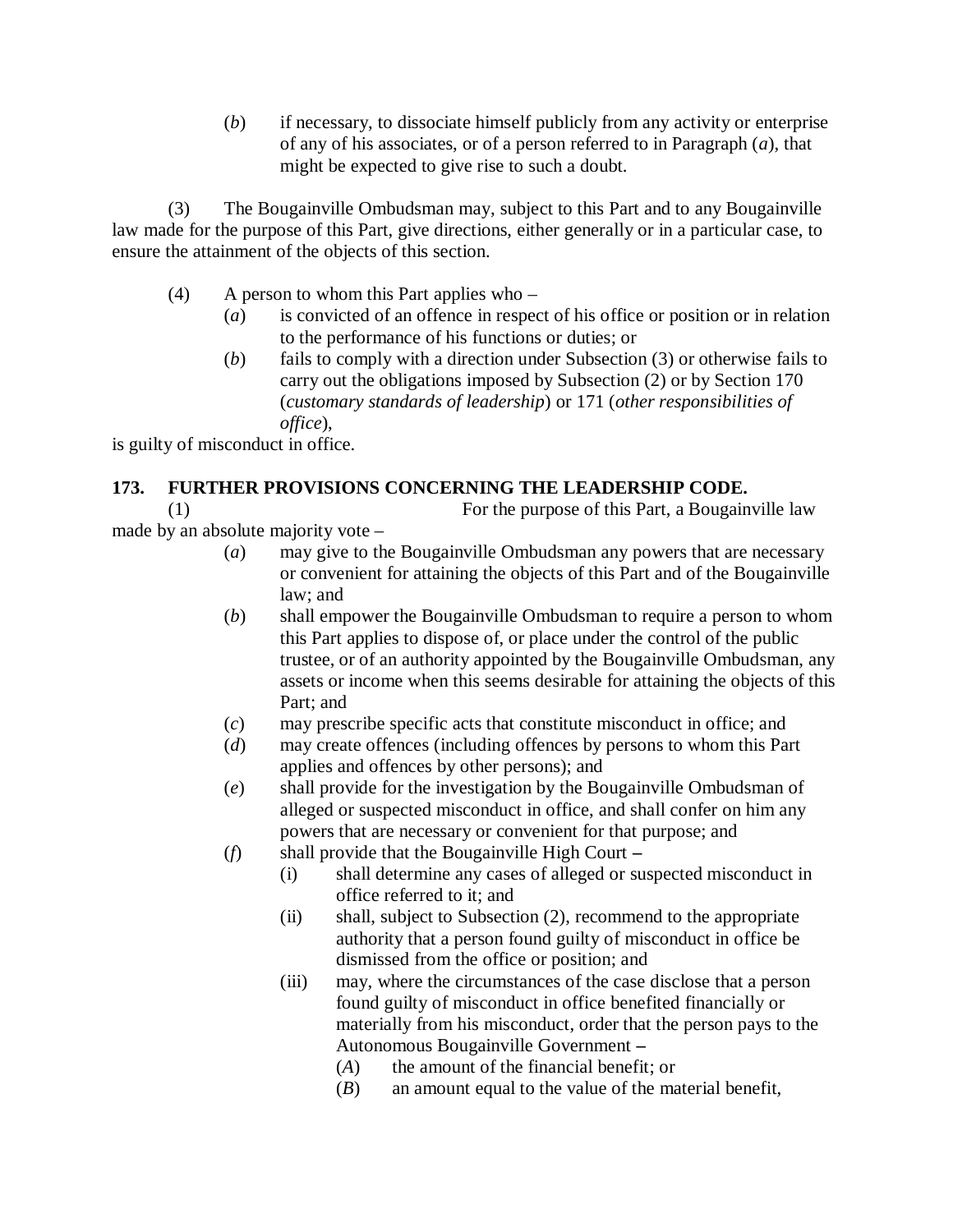(*b*) if necessary, to dissociate himself publicly from any activity or enterprise of any of his associates, or of a person referred to in Paragraph (*a*), that might be expected to give rise to such a doubt.

(3) The Bougainville Ombudsman may, subject to this Part and to any Bougainville law made for the purpose of this Part, give directions, either generally or in a particular case, to ensure the attainment of the objects of this section.

(4) A person to whom this Part applies who –

(*a*) is convicted of an offence in respect of his office or position or in relation to the performance of his functions or duties; or

(*b*) fails to comply with a direction under Subsection (3) or otherwise fails to carry out the obligations imposed by Subsection (2) or by Section 170 (*customary standards of leadership*) or 171 (*other responsibilities of office*),

is guilty of misconduct in office.

**173. FURTHER PROVISIONS CONCERNING THE LEADERSHIP CODE.**

(1) For the purpose of this Part, a Bougainville law made by an absolute majority vote –

(*a*) may give to the Bougainville Ombudsman any powers that are necessary or convenient for attaining the objects of this Part and of the Bougainville law; and

(*b*) shall empower the Bougainville Ombudsman to require a person to whom this Part applies to dispose of, or place under the control of the public trustee, or of an authority appointed by the Bougainville Ombudsman, any assets or income when this seems desirable for attaining the objects of this Part; and

(*c*) may prescribe specific acts that constitute misconduct in office; and

(*d*) may create offences (including offences by persons to whom this Part applies and offences by other persons); and

(*e*) shall provide for the investigation by the Bougainville Ombudsman of alleged or suspected misconduct in office, and shall confer on him any powers that are necessary or convenient for that purpose; and

(*f*) shall provide that the Bougainville High Court –

(i) shall determine any cases of alleged or suspected misconduct in office referred to it; and

(ii) shall, subject to Subsection (2), recommend to the appropriate authority that a person found guilty of misconduct in office be dismissed from the office or position; and

(iii) may, where the circumstances of the case disclose that a person found guilty of misconduct in office benefited financially or materially from his misconduct, order that the person pays to the Autonomous Bougainville Government –

(*A*) the amount of the financial benefit; or

(*B*) an amount equal to the value of the material benefit,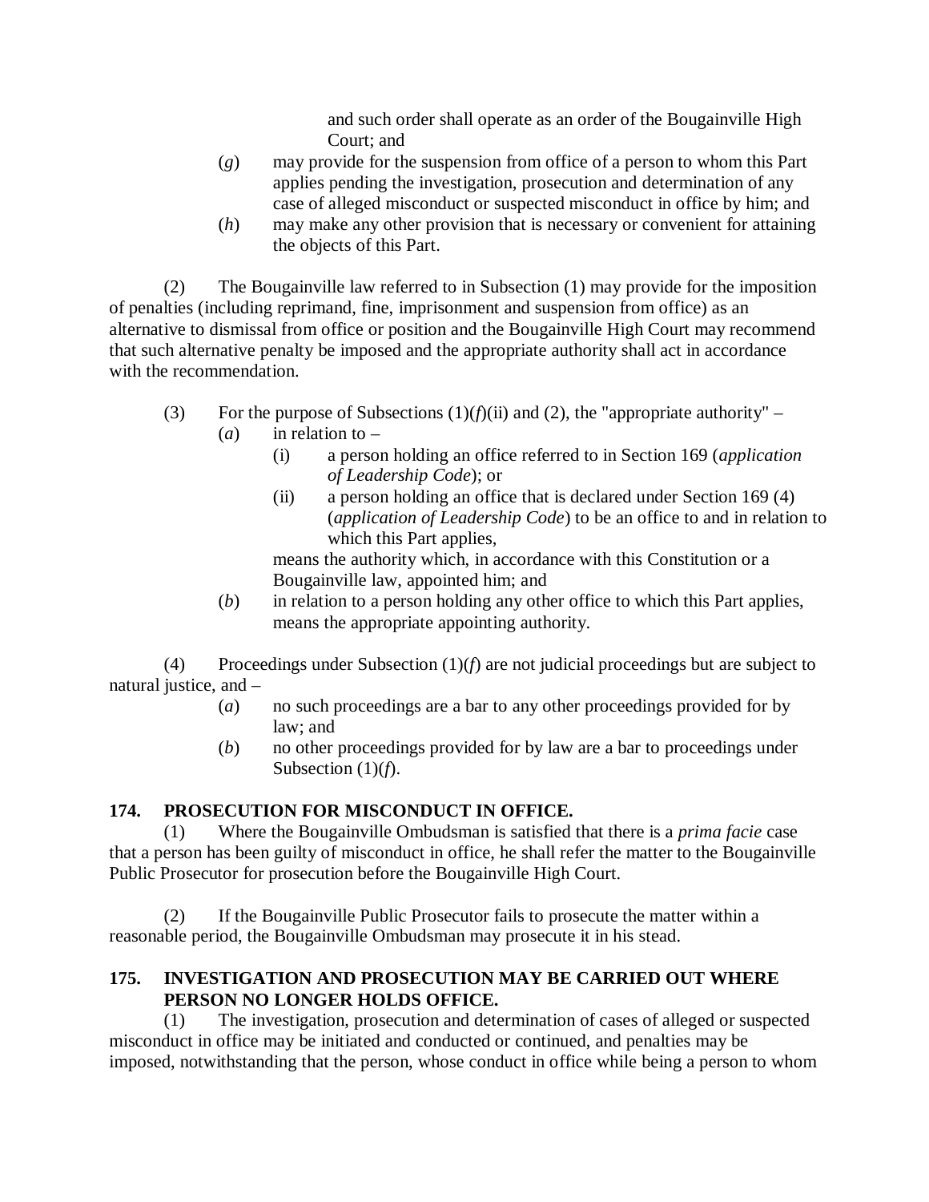and such order shall operate as an order of the Bougainville High Court; and

(*g*) may provide for the suspension from office of a person to whom this Part applies pending the investigation, prosecution and determination of any case of alleged misconduct or suspected misconduct in office by him; and

(*h*) may make any other provision that is necessary or convenient for attaining the objects of this Part.

(2) The Bougainville law referred to in Subsection (1) may provide for the imposition of penalties (including reprimand, fine, imprisonment and suspension from office) as an alternative to dismissal from office or position and the Bougainville High Court may recommend that such alternative penalty be imposed and the appropriate authority shall act in accordance with the recommendation.

(3) For the purpose of Subsections (1)(*f*)(ii) and (2), the "appropriate authority" –

(*a*) in relation to –

(i) a person holding an office referred to in Section 169 (*application of Leadership Code*); or

(ii) a person holding an office that is declared under Section 169 (4) (*application of Leadership Code*) to be an office to and in relation to which this Part applies,

means the authority which, in accordance with this Constitution or a Bougainville law, appointed him; and

(*b*) in relation to a person holding any other office to which this Part applies, means the appropriate appointing authority.

(4) Proceedings under Subsection (1)(*f*) are not judicial proceedings but are subject to natural justice, and –

(*a*) no such proceedings are a bar to any other proceedings provided for by law; and

(*b*) no other proceedings provided for by law are a bar to proceedings under Subsection (1)(*f*).

**174. PROSECUTION FOR MISCONDUCT IN OFFICE.**

(1) Where the Bougainville Ombudsman is satisfied that there is a *prima facie* case that a person has been guilty of misconduct in office, he shall refer the matter to the Bougainville Public Prosecutor for prosecution before the Bougainville High Court.

(2) If the Bougainville Public Prosecutor fails to prosecute the matter within a reasonable period, the Bougainville Ombudsman may prosecute it in his stead.

**175. INVESTIGATION AND PROSECUTION MAY BE CARRIED OUT WHERE PERSON NO LONGER HOLDS OFFICE.**

(1) The investigation, prosecution and determination of cases of alleged or suspected misconduct in office may be initiated and conducted or continued, and penalties may be imposed, notwithstanding that the person, whose conduct in office while being a person to whom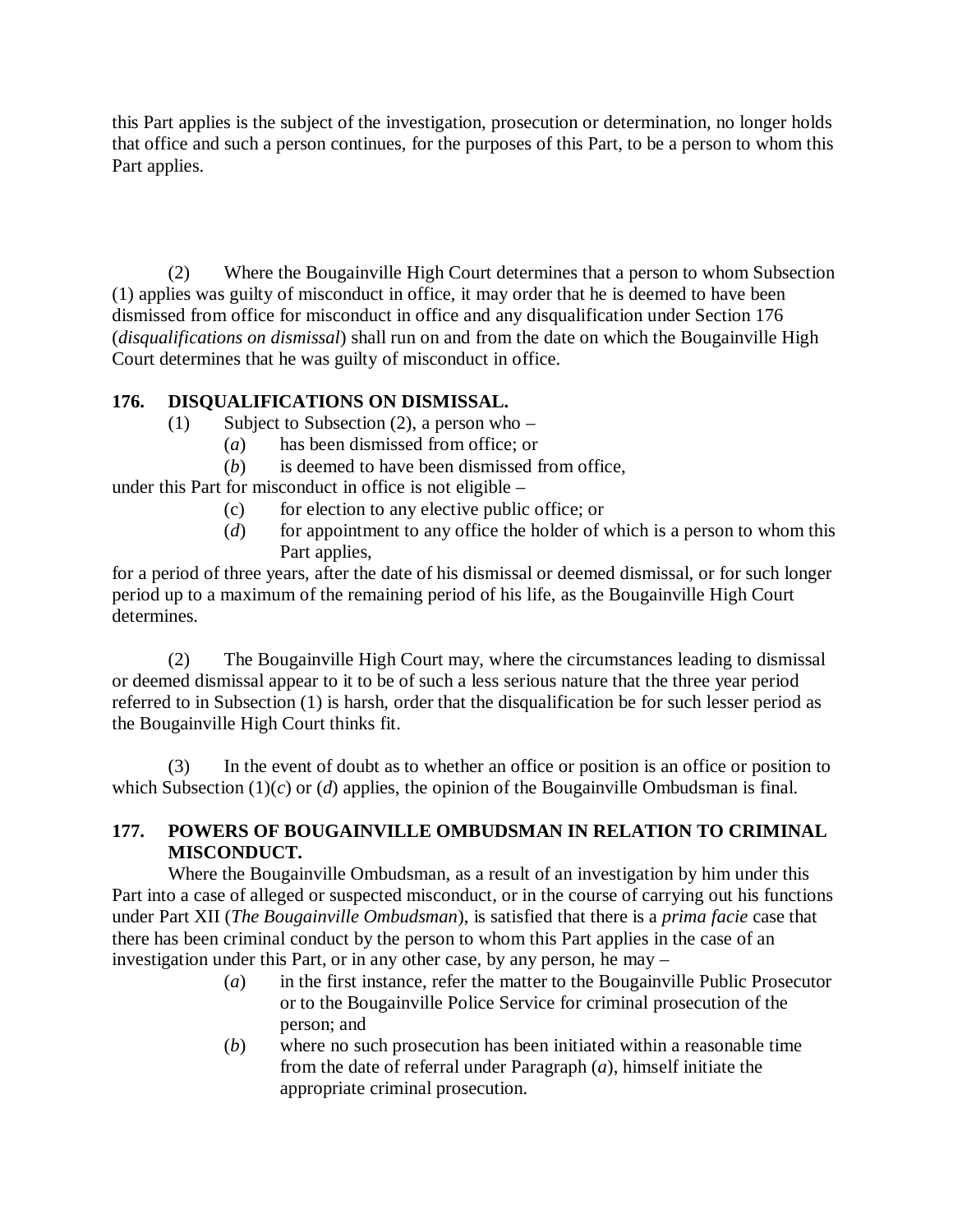this Part applies is the subject of the investigation, prosecution or determination, no longer holds that office and such a person continues, for the purposes of this Part, to be a person to whom this Part applies.

(2) Where the Bougainville High Court determines that a person to whom Subsection (1) applies was guilty of misconduct in office, it may order that he is deemed to have been dismissed from office for misconduct in office and any disqualification under Section 176 (*disqualifications on dismissal*) shall run on and from the date on which the Bougainville High Court determines that he was guilty of misconduct in office.

### 176. DISQUALIFICATIONS ON DISMISSAL.

(1) Subject to Subsection (2), a person who –

(*a*) has been dismissed from office; or

(*b*) is deemed to have been dismissed from office,

under this Part for misconduct in office is not eligible –

(c) for election to any elective public office; or

(*d*) for appointment to any office the holder of which is a person to whom this Part applies,

for a period of three years, after the date of his dismissal or deemed dismissal, or for such longer period up to a maximum of the remaining period of his life, as the Bougainville High Court determines.

(2) The Bougainville High Court may, where the circumstances leading to dismissal or deemed dismissal appear to it to be of such a less serious nature that the three year period referred to in Subsection (1) is harsh, order that the disqualification be for such lesser period as the Bougainville High Court thinks fit.

(3) In the event of doubt as to whether an office or position is an office or position to which Subsection (1)(*c*) or (*d*) applies, the opinion of the Bougainville Ombudsman is final.

### 177. POWERS OF BOUGAINVILLE OMBUDSMAN IN RELATION TO CRIMINAL MISCONDUCT.

Where the Bougainville Ombudsman, as a result of an investigation by him under this Part into a case of alleged or suspected misconduct, or in the course of carrying out his functions under Part XII (*The Bougainville Ombudsman*), is satisfied that there is a *prima facie* case that there has been criminal conduct by the person to whom this Part applies in the case of an investigation under this Part, or in any other case, by any person, he may –

(*a*) in the first instance, refer the matter to the Bougainville Public Prosecutor or to the Bougainville Police Service for criminal prosecution of the person; and

(*b*) where no such prosecution has been initiated within a reasonable time from the date of referral under Paragraph (*a*), himself initiate the appropriate criminal prosecution.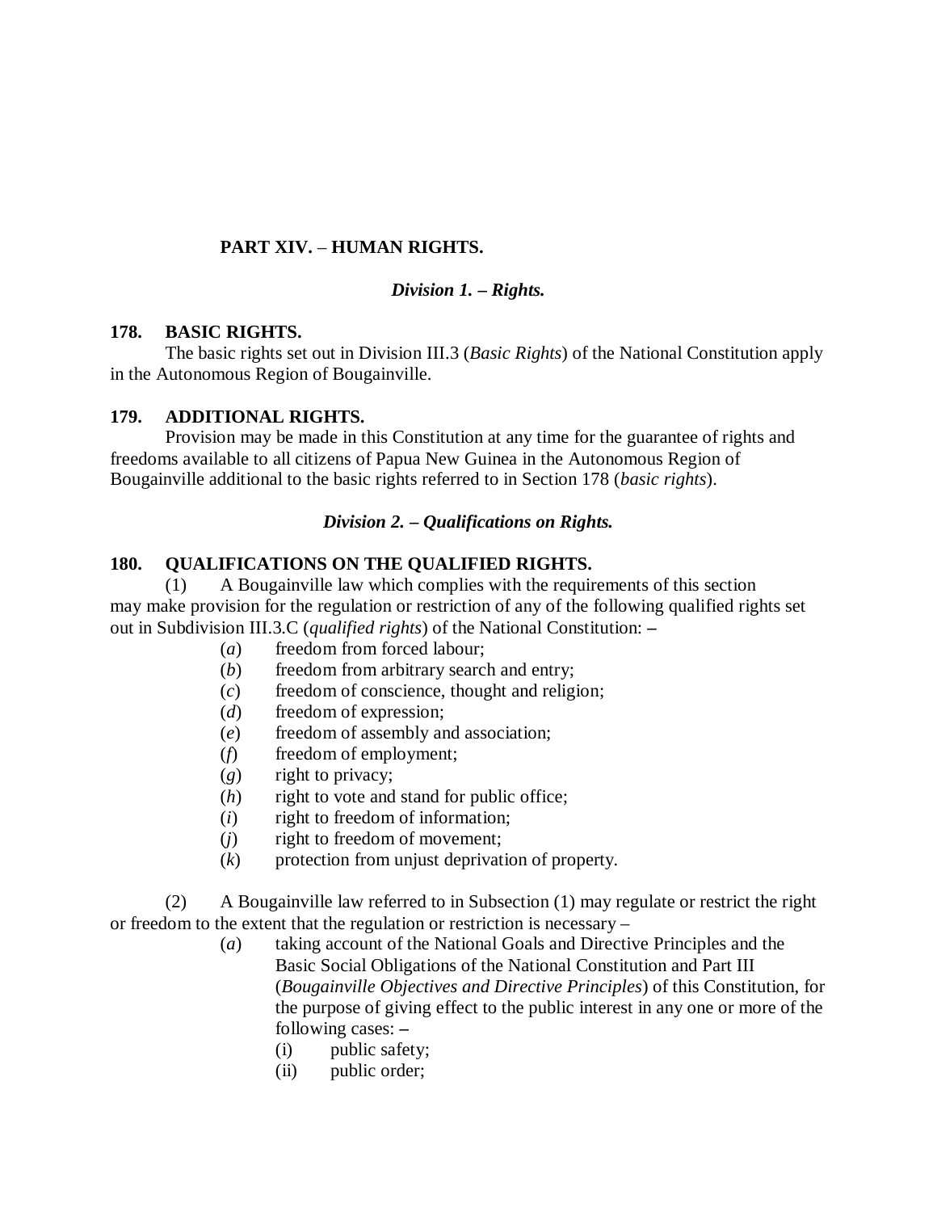## PART XIV. – HUMAN RIGHTS.

### *Division 1. – Rights.*

**178. BASIC RIGHTS.**

The basic rights set out in Division III.3 (*Basic Rights*) of the National Constitution apply in the Autonomous Region of Bougainville.

**179. ADDITIONAL RIGHTS.**

Provision may be made in this Constitution at any time for the guarantee of rights and freedoms available to all citizens of Papua New Guinea in the Autonomous Region of Bougainville additional to the basic rights referred to in Section 178 (*basic rights*).

### *Division 2. – Qualifications on Rights.*

**180. QUALIFICATIONS ON THE QUALIFIED RIGHTS.**

(1) A Bougainville law which complies with the requirements of this section may make provision for the regulation or restriction of any of the following qualified rights set out in Subdivision III.3.C (*qualified rights*) of the National Constitution: –

- (*a*) freedom from forced labour;
- (*b*) freedom from arbitrary search and entry;
- (*c*) freedom of conscience, thought and religion;
- (*d*) freedom of expression;
- (*e*) freedom of assembly and association;
- (*f*) freedom of employment;
- (*g*) right to privacy;
- (*h*) right to vote and stand for public office;
- (*i*) right to freedom of information;
- (*j*) right to freedom of movement;
- (*k*) protection from unjust deprivation of property.

(2) A Bougainville law referred to in Subsection (1) may regulate or restrict the right or freedom to the extent that the regulation or restriction is necessary –

- (*a*) taking account of the National Goals and Directive Principles and the Basic Social Obligations of the National Constitution and Part III (*Bougainville Objectives and Directive Principles*) of this Constitution, for the purpose of giving effect to the public interest in any one or more of the following cases: –
  - (i) public safety;
  - (ii) public order;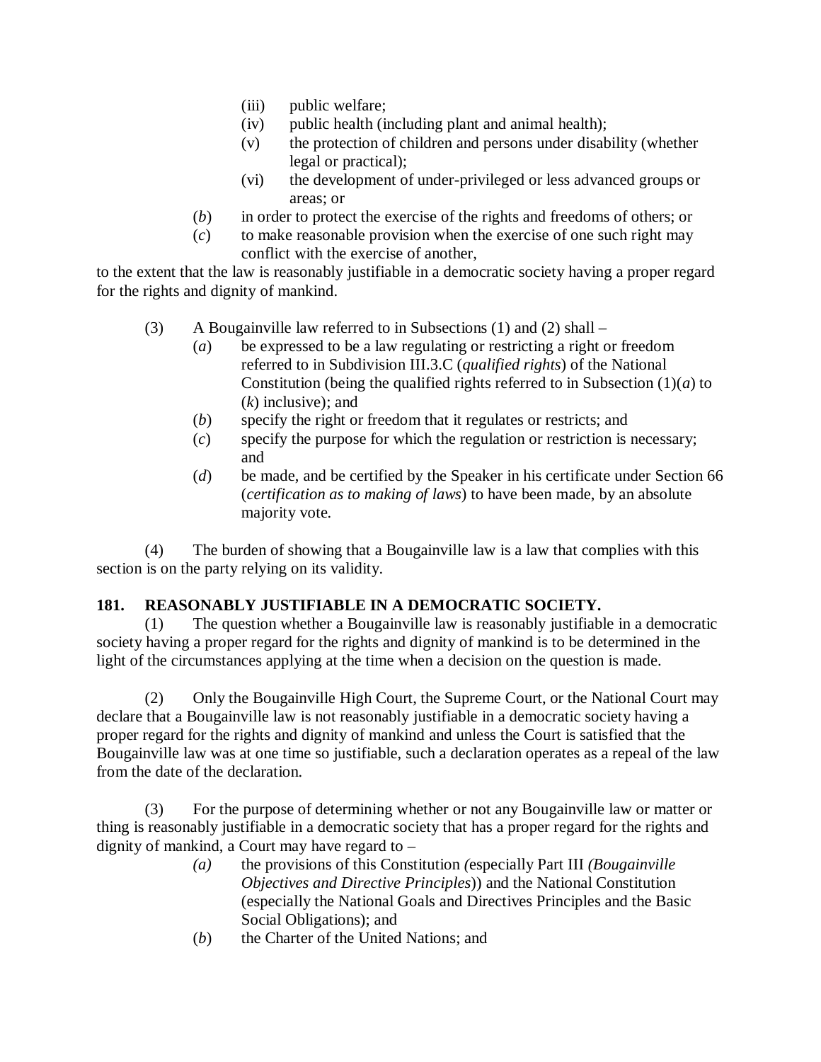(iii) public welfare;

(iv) public health (including plant and animal health);

(v) the protection of children and persons under disability (whether legal or practical);

(vi) the development of under-privileged or less advanced groups or areas; or

(*b*) in order to protect the exercise of the rights and freedoms of others; or

(*c*) to make reasonable provision when the exercise of one such right may conflict with the exercise of another,

to the extent that the law is reasonably justifiable in a democratic society having a proper regard for the rights and dignity of mankind.

(3) A Bougainville law referred to in Subsections (1) and (2) shall –

(*a*) be expressed to be a law regulating or restricting a right or freedom referred to in Subdivision III.3.C (*qualified rights*) of the National Constitution (being the qualified rights referred to in Subsection (1)(*a*) to (*k*) inclusive); and

(*b*) specify the right or freedom that it regulates or restricts; and

(*c*) specify the purpose for which the regulation or restriction is necessary; and

(*d*) be made, and be certified by the Speaker in his certificate under Section 66 (*certification as to making of laws*) to have been made, by an absolute majority vote.

(4) The burden of showing that a Bougainville law is a law that complies with this section is on the party relying on its validity.

**181. REASONABLY JUSTIFIABLE IN A DEMOCRATIC SOCIETY.**

(1) The question whether a Bougainville law is reasonably justifiable in a democratic society having a proper regard for the rights and dignity of mankind is to be determined in the light of the circumstances applying at the time when a decision on the question is made.

(2) Only the Bougainville High Court, the Supreme Court, or the National Court may declare that a Bougainville law is not reasonably justifiable in a democratic society having a proper regard for the rights and dignity of mankind and unless the Court is satisfied that the Bougainville law was at one time so justifiable, such a declaration operates as a repeal of the law from the date of the declaration.

(3) For the purpose of determining whether or not any Bougainville law or matter or thing is reasonably justifiable in a democratic society that has a proper regard for the rights and dignity of mankind, a Court may have regard to –

*(a)* the provisions of this Constitution *(*especially Part III *(Bougainville Objectives and Directive Principles*)) and the National Constitution (especially the National Goals and Directives Principles and the Basic Social Obligations); and

(*b*) the Charter of the United Nations; and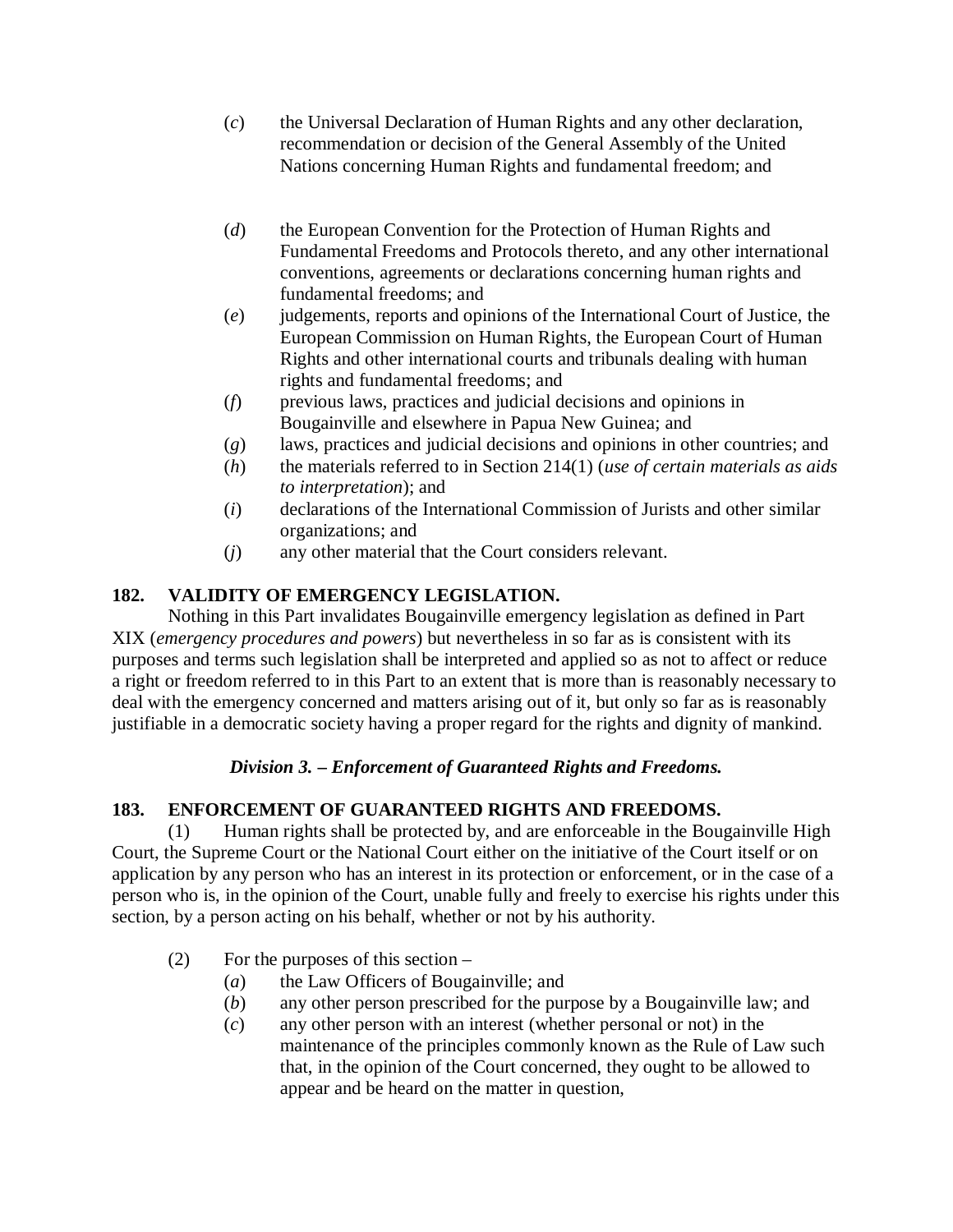(*c*) the Universal Declaration of Human Rights and any other declaration, recommendation or decision of the General Assembly of the United Nations concerning Human Rights and fundamental freedom; and

(*d*) the European Convention for the Protection of Human Rights and Fundamental Freedoms and Protocols thereto, and any other international conventions, agreements or declarations concerning human rights and fundamental freedoms; and

(*e*) judgements, reports and opinions of the International Court of Justice, the European Commission on Human Rights, the European Court of Human Rights and other international courts and tribunals dealing with human rights and fundamental freedoms; and

(*f*) previous laws, practices and judicial decisions and opinions in Bougainville and elsewhere in Papua New Guinea; and

(*g*) laws, practices and judicial decisions and opinions in other countries; and

(*h*) the materials referred to in Section 214(1) (*use of certain materials as aids to interpretation*); and

(*i*) declarations of the International Commission of Jurists and other similar organizations; and

(*j*) any other material that the Court considers relevant.

**182. VALIDITY OF EMERGENCY LEGISLATION.**

Nothing in this Part invalidates Bougainville emergency legislation as defined in Part XIX (*emergency procedures and powers*) but nevertheless in so far as is consistent with its purposes and terms such legislation shall be interpreted and applied so as not to affect or reduce a right or freedom referred to in this Part to an extent that is more than is reasonably necessary to deal with the emergency concerned and matters arising out of it, but only so far as is reasonably justifiable in a democratic society having a proper regard for the rights and dignity of mankind.

***Division 3. – Enforcement of Guaranteed Rights and Freedoms.***

**183. ENFORCEMENT OF GUARANTEED RIGHTS AND FREEDOMS.**

(1) Human rights shall be protected by, and are enforceable in the Bougainville High Court, the Supreme Court or the National Court either on the initiative of the Court itself or on application by any person who has an interest in its protection or enforcement, or in the case of a person who is, in the opinion of the Court, unable fully and freely to exercise his rights under this section, by a person acting on his behalf, whether or not by his authority.

(2) For the purposes of this section –

(*a*) the Law Officers of Bougainville; and

(*b*) any other person prescribed for the purpose by a Bougainville law; and

(*c*) any other person with an interest (whether personal or not) in the maintenance of the principles commonly known as the Rule of Law such that, in the opinion of the Court concerned, they ought to be allowed to appear and be heard on the matter in question,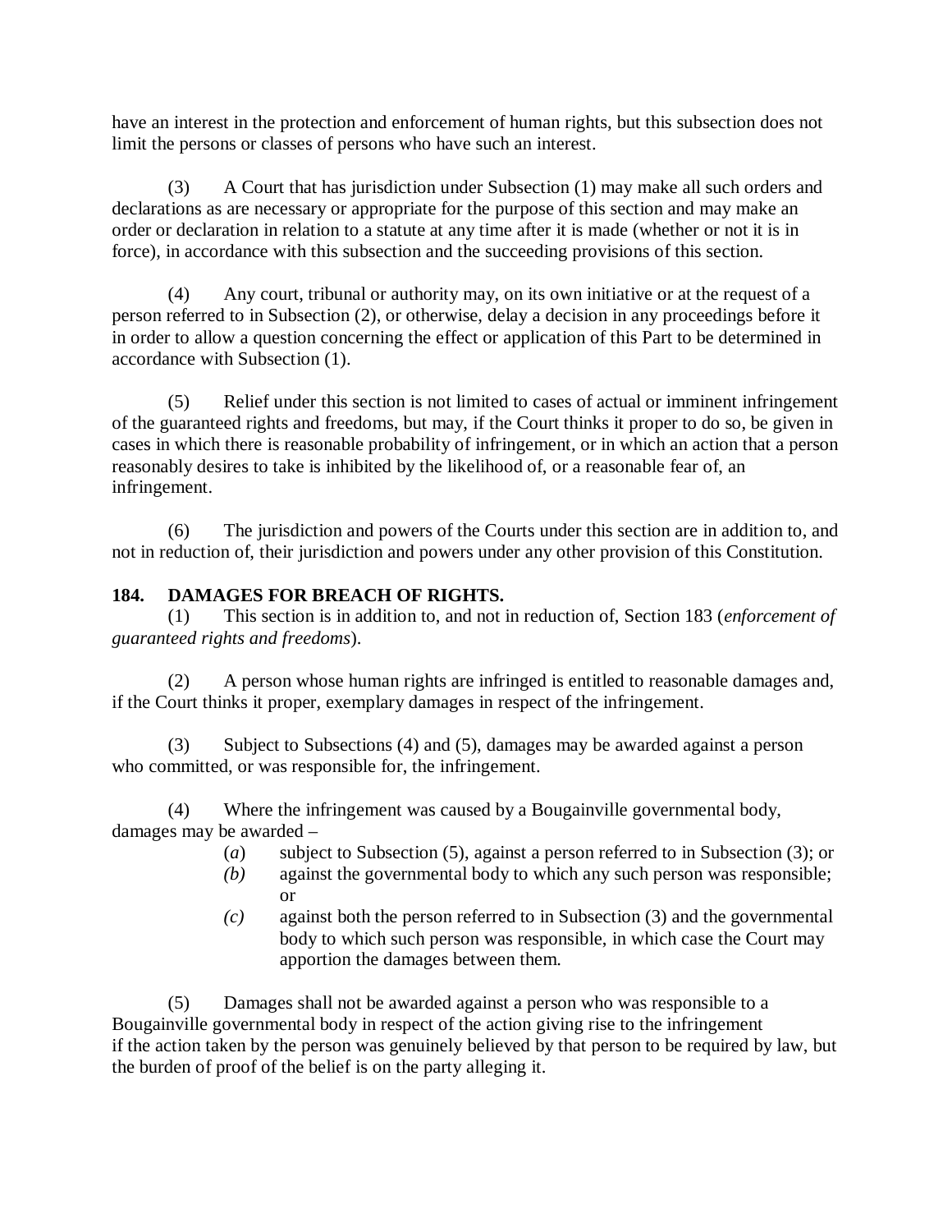have an interest in the protection and enforcement of human rights, but this subsection does not limit the persons or classes of persons who have such an interest.

(3) A Court that has jurisdiction under Subsection (1) may make all such orders and declarations as are necessary or appropriate for the purpose of this section and may make an order or declaration in relation to a statute at any time after it is made (whether or not it is in force), in accordance with this subsection and the succeeding provisions of this section.

(4) Any court, tribunal or authority may, on its own initiative or at the request of a person referred to in Subsection (2), or otherwise, delay a decision in any proceedings before it in order to allow a question concerning the effect or application of this Part to be determined in accordance with Subsection (1).

(5) Relief under this section is not limited to cases of actual or imminent infringement of the guaranteed rights and freedoms, but may, if the Court thinks it proper to do so, be given in cases in which there is reasonable probability of infringement, or in which an action that a person reasonably desires to take is inhibited by the likelihood of, or a reasonable fear of, an infringement.

(6) The jurisdiction and powers of the Courts under this section are in addition to, and not in reduction of, their jurisdiction and powers under any other provision of this Constitution.

**184. DAMAGES FOR BREACH OF RIGHTS.**

(1) This section is in addition to, and not in reduction of, Section 183 (*enforcement of guaranteed rights and freedoms*).

(2) A person whose human rights are infringed is entitled to reasonable damages and, if the Court thinks it proper, exemplary damages in respect of the infringement.

(3) Subject to Subsections (4) and (5), damages may be awarded against a person who committed, or was responsible for, the infringement.

(4) Where the infringement was caused by a Bougainville governmental body, damages may be awarded –

(*a*) subject to Subsection (5), against a person referred to in Subsection (3); or

*(b)* against the governmental body to which any such person was responsible; or

*(c)* against both the person referred to in Subsection (3) and the governmental body to which such person was responsible, in which case the Court may apportion the damages between them.

(5) Damages shall not be awarded against a person who was responsible to a Bougainville governmental body in respect of the action giving rise to the infringement if the action taken by the person was genuinely believed by that person to be required by law, but the burden of proof of the belief is on the party alleging it.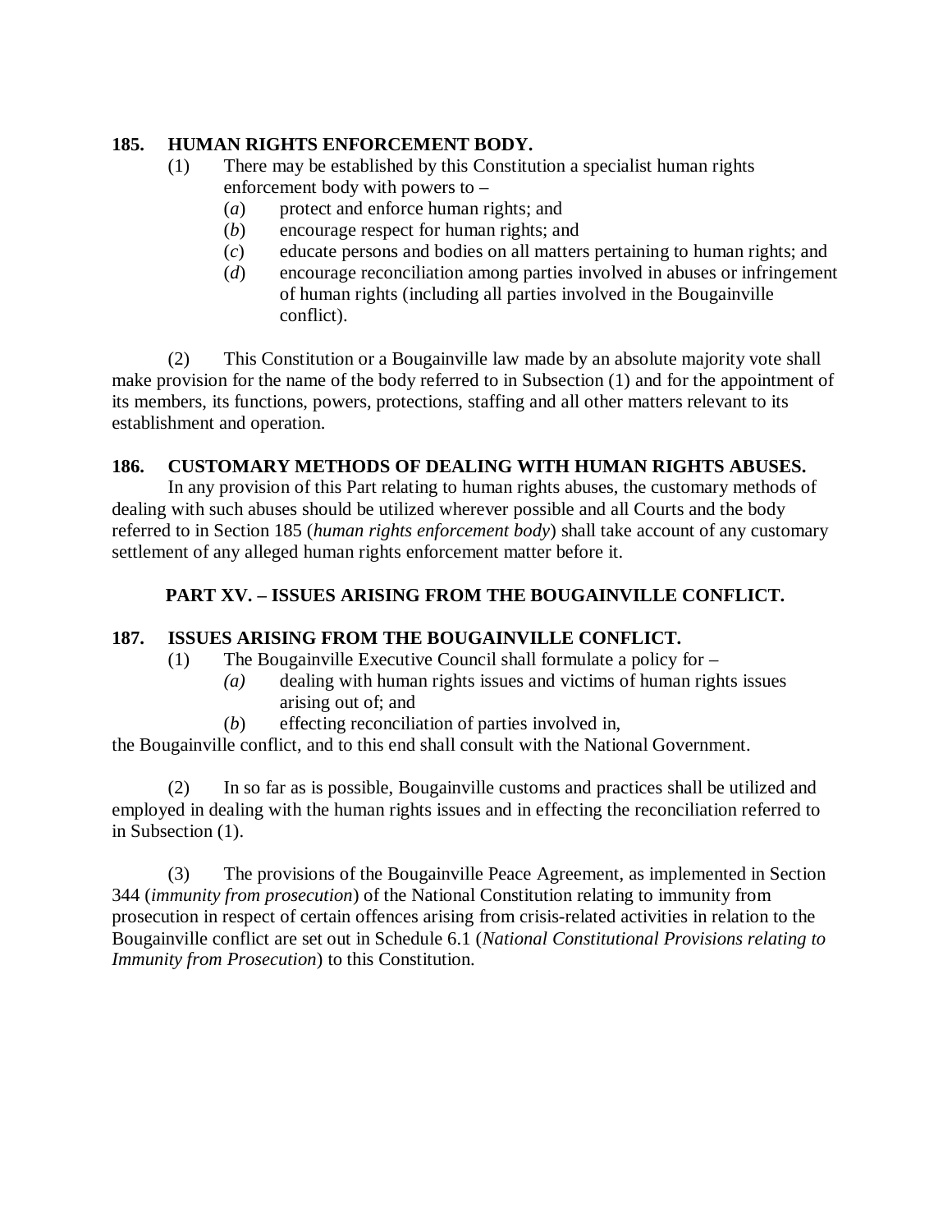**185. HUMAN RIGHTS ENFORCEMENT BODY.**

(1) There may be established by this Constitution a specialist human rights enforcement body with powers to –

(*a*) protect and enforce human rights; and

(*b*) encourage respect for human rights; and

(*c*) educate persons and bodies on all matters pertaining to human rights; and

(*d*) encourage reconciliation among parties involved in abuses or infringement of human rights (including all parties involved in the Bougainville conflict).

(2) This Constitution or a Bougainville law made by an absolute majority vote shall make provision for the name of the body referred to in Subsection (1) and for the appointment of its members, its functions, powers, protections, staffing and all other matters relevant to its establishment and operation.

**186. CUSTOMARY METHODS OF DEALING WITH HUMAN RIGHTS ABUSES.**

In any provision of this Part relating to human rights abuses, the customary methods of dealing with such abuses should be utilized wherever possible and all Courts and the body referred to in Section 185 (*human rights enforcement body*) shall take account of any customary settlement of any alleged human rights enforcement matter before it.

## PART XV. – ISSUES ARISING FROM THE BOUGAINVILLE CONFLICT.

**187. ISSUES ARISING FROM THE BOUGAINVILLE CONFLICT.**

(1) The Bougainville Executive Council shall formulate a policy for –

*(a)* dealing with human rights issues and victims of human rights issues arising out of; and

(*b*) effecting reconciliation of parties involved in,

the Bougainville conflict, and to this end shall consult with the National Government.

(2) In so far as is possible, Bougainville customs and practices shall be utilized and employed in dealing with the human rights issues and in effecting the reconciliation referred to in Subsection (1).

(3) The provisions of the Bougainville Peace Agreement, as implemented in Section 344 (*immunity from prosecution*) of the National Constitution relating to immunity from prosecution in respect of certain offences arising from crisis-related activities in relation to the Bougainville conflict are set out in Schedule 6.1 (*National Constitutional Provisions relating to Immunity from Prosecution*) to this Constitution.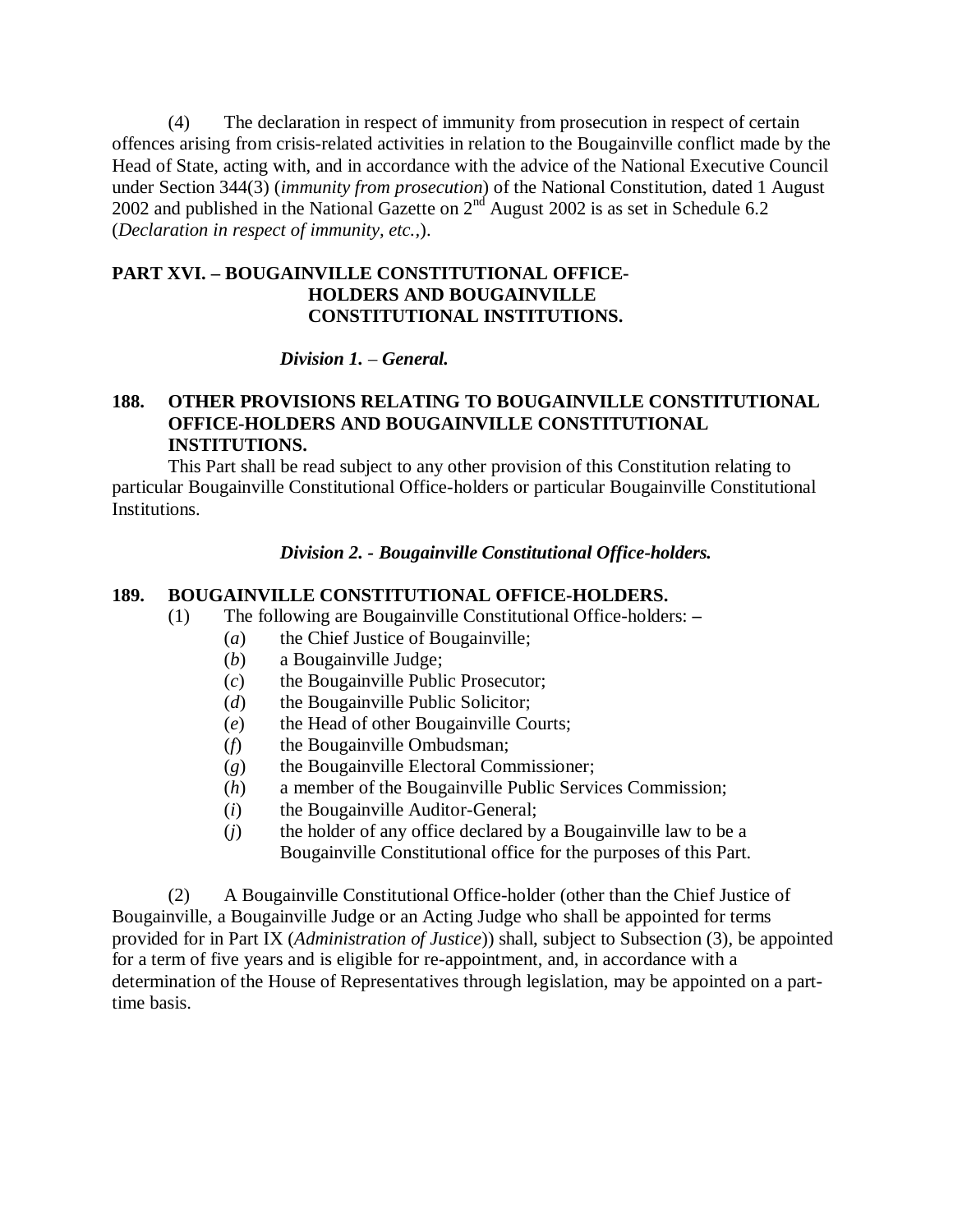(4) The declaration in respect of immunity from prosecution in respect of certain offences arising from crisis-related activities in relation to the Bougainville conflict made by the Head of State, acting with, and in accordance with the advice of the National Executive Council under Section 344(3) (*immunity from prosecution*) of the National Constitution, dated 1 August 2002 and published in the National Gazette on 2nd August 2002 is as set in Schedule 6.2 (*Declaration in respect of immunity, etc.,*).

## PART XVI. – BOUGAINVILLE CONSTITUTIONAL OFFICE-HOLDERS AND BOUGAINVILLE CONSTITUTIONAL INSTITUTIONS.

### *Division 1. – General.*

**188. OTHER PROVISIONS RELATING TO BOUGAINVILLE CONSTITUTIONAL OFFICE-HOLDERS AND BOUGAINVILLE CONSTITUTIONAL INSTITUTIONS.**

This Part shall be read subject to any other provision of this Constitution relating to particular Bougainville Constitutional Office-holders or particular Bougainville Constitutional Institutions.

### *Division 2. - Bougainville Constitutional Office-holders.*

**189. BOUGAINVILLE CONSTITUTIONAL OFFICE-HOLDERS.**

(1) The following are Bougainville Constitutional Office-holders: –

(*a*) the Chief Justice of Bougainville;

(*b*) a Bougainville Judge;

(*c*) the Bougainville Public Prosecutor;

(*d*) the Bougainville Public Solicitor;

(*e*) the Head of other Bougainville Courts;

(*f*) the Bougainville Ombudsman;

(*g*) the Bougainville Electoral Commissioner;

(*h*) a member of the Bougainville Public Services Commission;

(*i*) the Bougainville Auditor-General;

(*j*) the holder of any office declared by a Bougainville law to be a Bougainville Constitutional office for the purposes of this Part.

(2) A Bougainville Constitutional Office-holder (other than the Chief Justice of Bougainville, a Bougainville Judge or an Acting Judge who shall be appointed for terms provided for in Part IX (*Administration of Justice*)) shall, subject to Subsection (3), be appointed for a term of five years and is eligible for re-appointment, and, in accordance with a determination of the House of Representatives through legislation, may be appointed on a part-time basis.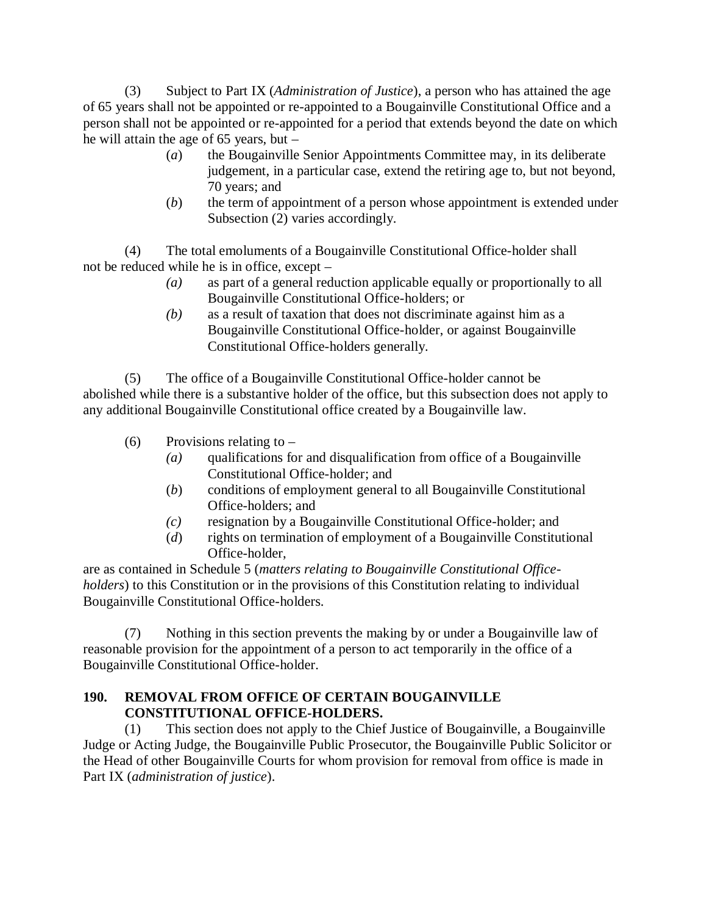(3) Subject to Part IX (*Administration of Justice*), a person who has attained the age of 65 years shall not be appointed or re-appointed to a Bougainville Constitutional Office and a person shall not be appointed or re-appointed for a period that extends beyond the date on which he will attain the age of 65 years, but –

- (*a*) the Bougainville Senior Appointments Committee may, in its deliberate judgement, in a particular case, extend the retiring age to, but not beyond, 70 years; and
- (*b*) the term of appointment of a person whose appointment is extended under Subsection (2) varies accordingly.

(4) The total emoluments of a Bougainville Constitutional Office-holder shall not be reduced while he is in office, except –

- *(a)* as part of a general reduction applicable equally or proportionally to all Bougainville Constitutional Office-holders; or
- *(b)* as a result of taxation that does not discriminate against him as a Bougainville Constitutional Office-holder, or against Bougainville Constitutional Office-holders generally.

(5) The office of a Bougainville Constitutional Office-holder cannot be abolished while there is a substantive holder of the office, but this subsection does not apply to any additional Bougainville Constitutional office created by a Bougainville law.

(6) Provisions relating to –

- *(a)* qualifications for and disqualification from office of a Bougainville Constitutional Office-holder; and
- (*b*) conditions of employment general to all Bougainville Constitutional Office-holders; and
- *(c)* resignation by a Bougainville Constitutional Office-holder; and
- (*d*) rights on termination of employment of a Bougainville Constitutional Office-holder,

are as contained in Schedule 5 (*matters relating to Bougainville Constitutional Office-holders*) to this Constitution or in the provisions of this Constitution relating to individual Bougainville Constitutional Office-holders.

(7) Nothing in this section prevents the making by or under a Bougainville law of reasonable provision for the appointment of a person to act temporarily in the office of a Bougainville Constitutional Office-holder.

**190. REMOVAL FROM OFFICE OF CERTAIN BOUGAINVILLE CONSTITUTIONAL OFFICE-HOLDERS.**

(1) This section does not apply to the Chief Justice of Bougainville, a Bougainville Judge or Acting Judge, the Bougainville Public Prosecutor, the Bougainville Public Solicitor or the Head of other Bougainville Courts for whom provision for removal from office is made in Part IX (*administration of justice*).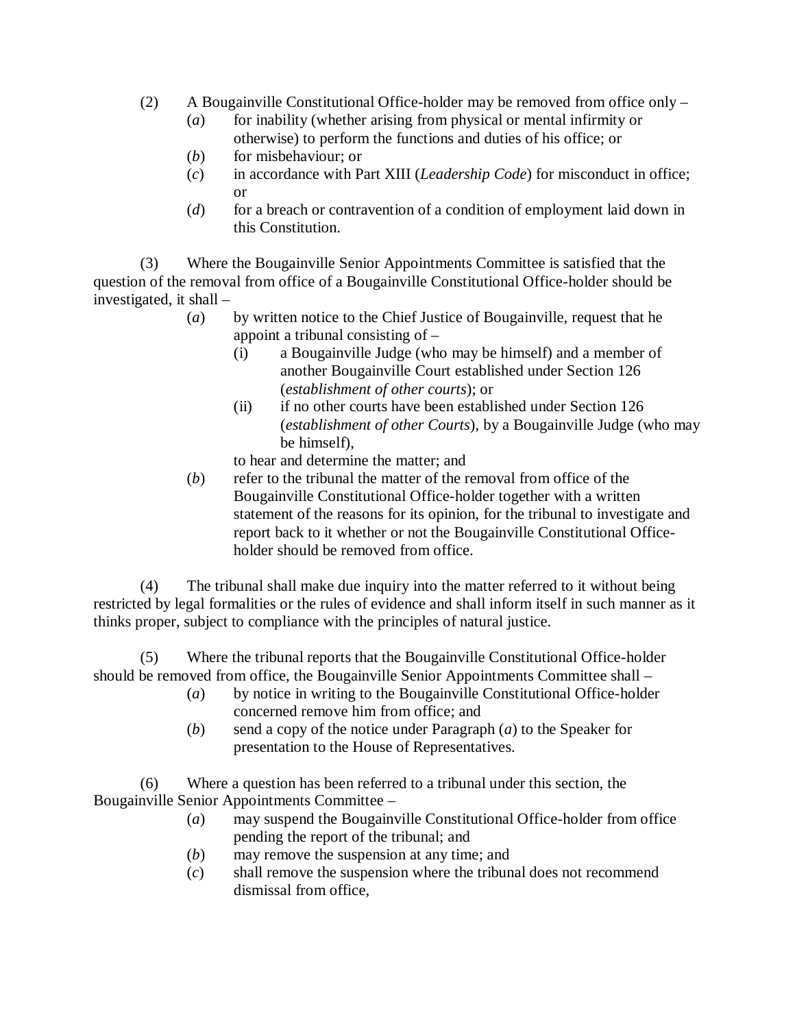(2) A Bougainville Constitutional Office-holder may be removed from office only –

- (*a*) for inability (whether arising from physical or mental infirmity or otherwise) to perform the functions and duties of his office; or
- (*b*) for misbehaviour; or
- (*c*) in accordance with Part XIII (*Leadership Code*) for misconduct in office; or
- (*d*) for a breach or contravention of a condition of employment laid down in this Constitution.

(3) Where the Bougainville Senior Appointments Committee is satisfied that the question of the removal from office of a Bougainville Constitutional Office-holder should be investigated, it shall –

- (*a*) by written notice to the Chief Justice of Bougainville, request that he appoint a tribunal consisting of –
  - (i) a Bougainville Judge (who may be himself) and a member of another Bougainville Court established under Section 126 (*establishment of other courts*); or
  - (ii) if no other courts have been established under Section 126 (*establishment of other Courts*), by a Bougainville Judge (who may be himself),

  to hear and determine the matter; and
- (*b*) refer to the tribunal the matter of the removal from office of the Bougainville Constitutional Office-holder together with a written statement of the reasons for its opinion, for the tribunal to investigate and report back to it whether or not the Bougainville Constitutional Office-holder should be removed from office.

(4) The tribunal shall make due inquiry into the matter referred to it without being restricted by legal formalities or the rules of evidence and shall inform itself in such manner as it thinks proper, subject to compliance with the principles of natural justice.

(5) Where the tribunal reports that the Bougainville Constitutional Office-holder should be removed from office, the Bougainville Senior Appointments Committee shall –

- (*a*) by notice in writing to the Bougainville Constitutional Office-holder concerned remove him from office; and
- (*b*) send a copy of the notice under Paragraph (*a*) to the Speaker for presentation to the House of Representatives.

(6) Where a question has been referred to a tribunal under this section, the Bougainville Senior Appointments Committee –

- (*a*) may suspend the Bougainville Constitutional Office-holder from office pending the report of the tribunal; and
- (*b*) may remove the suspension at any time; and
- (*c*) shall remove the suspension where the tribunal does not recommend dismissal from office,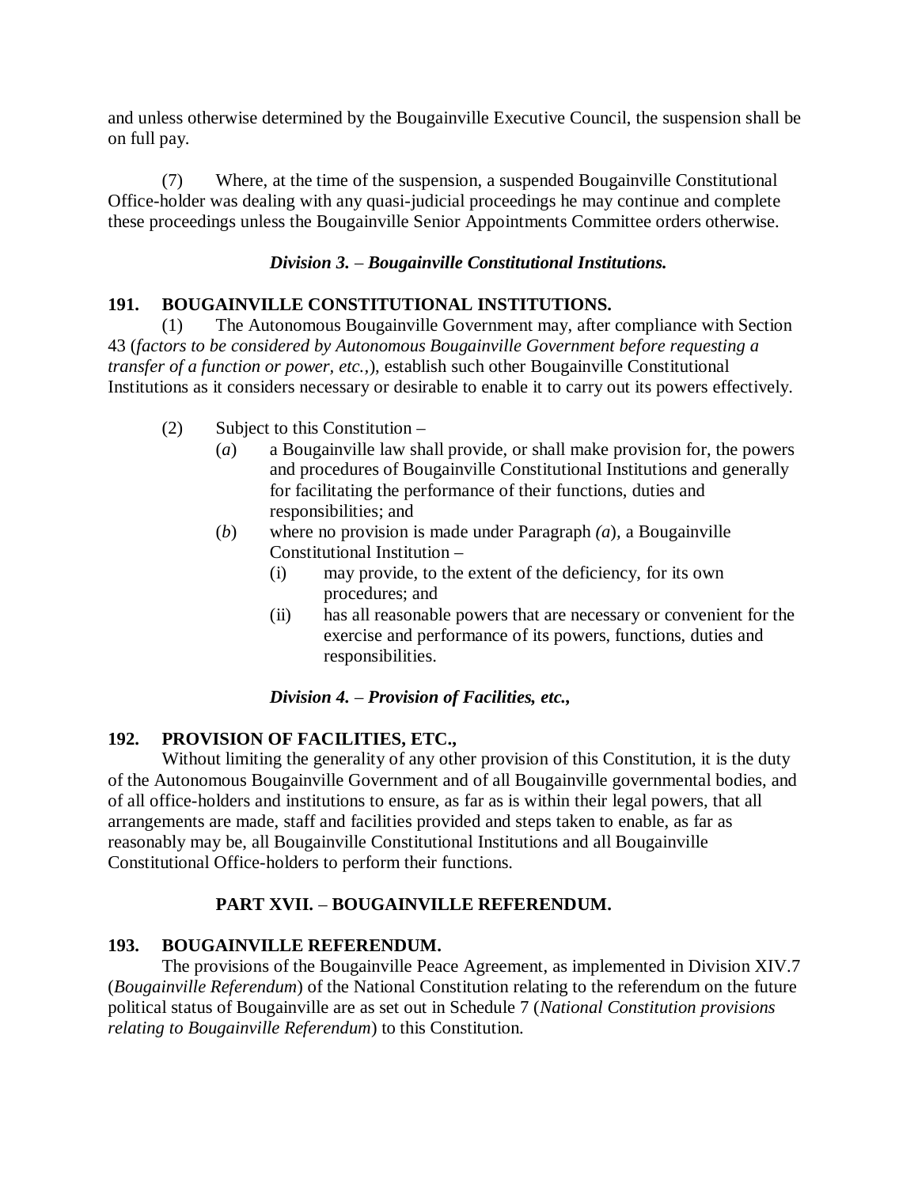and unless otherwise determined by the Bougainville Executive Council, the suspension shall be on full pay.

(7) Where, at the time of the suspension, a suspended Bougainville Constitutional Office-holder was dealing with any quasi-judicial proceedings he may continue and complete these proceedings unless the Bougainville Senior Appointments Committee orders otherwise.

### *Division 3. – Bougainville Constitutional Institutions.*

**191. BOUGAINVILLE CONSTITUTIONAL INSTITUTIONS.**

(1) The Autonomous Bougainville Government may, after compliance with Section 43 (*factors to be considered by Autonomous Bougainville Government before requesting a transfer of a function or power, etc.,*), establish such other Bougainville Constitutional Institutions as it considers necessary or desirable to enable it to carry out its powers effectively.

(2) Subject to this Constitution –

- (*a*) a Bougainville law shall provide, or shall make provision for, the powers and procedures of Bougainville Constitutional Institutions and generally for facilitating the performance of their functions, duties and responsibilities; and
- (*b*) where no provision is made under Paragraph *(a*), a Bougainville Constitutional Institution –
  - (i) may provide, to the extent of the deficiency, for its own procedures; and
  - (ii) has all reasonable powers that are necessary or convenient for the exercise and performance of its powers, functions, duties and responsibilities.

### *Division 4. – Provision of Facilities, etc.,*

**192. PROVISION OF FACILITIES, ETC.,**

Without limiting the generality of any other provision of this Constitution, it is the duty of the Autonomous Bougainville Government and of all Bougainville governmental bodies, and of all office-holders and institutions to ensure, as far as is within their legal powers, that all arrangements are made, staff and facilities provided and steps taken to enable, as far as reasonably may be, all Bougainville Constitutional Institutions and all Bougainville Constitutional Office-holders to perform their functions.

## PART XVII. – BOUGAINVILLE REFERENDUM.

**193. BOUGAINVILLE REFERENDUM.**

The provisions of the Bougainville Peace Agreement, as implemented in Division XIV.7 (*Bougainville Referendum*) of the National Constitution relating to the referendum on the future political status of Bougainville are as set out in Schedule 7 (*National Constitution provisions relating to Bougainville Referendum*) to this Constitution.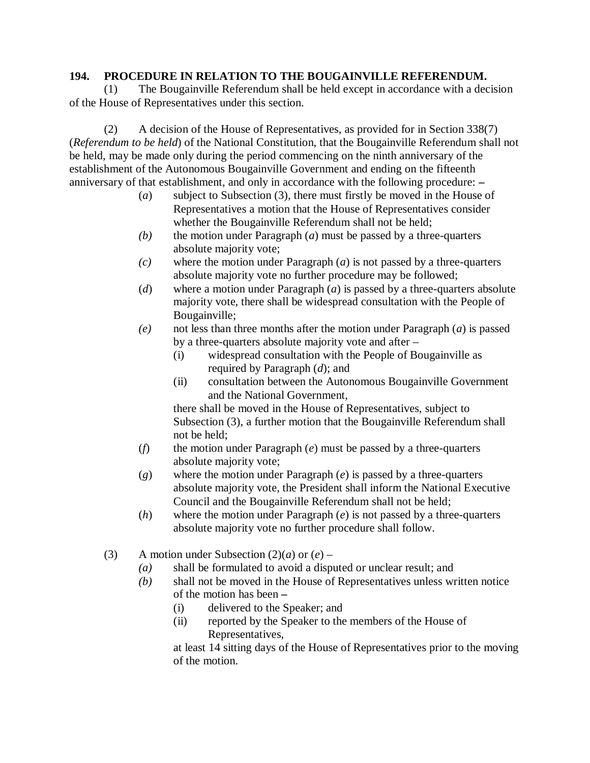**194. PROCEDURE IN RELATION TO THE BOUGAINVILLE REFERENDUM.**

(1) The Bougainville Referendum shall be held except in accordance with a decision of the House of Representatives under this section.

(2) A decision of the House of Representatives, as provided for in Section 338(7) (*Referendum to be held*) of the National Constitution, that the Bougainville Referendum shall not be held, may be made only during the period commencing on the ninth anniversary of the establishment of the Autonomous Bougainville Government and ending on the fifteenth anniversary of that establishment, and only in accordance with the following procedure: –

- (*a*) subject to Subsection (3), there must firstly be moved in the House of Representatives a motion that the House of Representatives consider whether the Bougainville Referendum shall not be held;
- *(b)* the motion under Paragraph (*a*) must be passed by a three-quarters absolute majority vote;
- *(c)* where the motion under Paragraph (*a*) is not passed by a three-quarters absolute majority vote no further procedure may be followed;
- (*d*) where a motion under Paragraph (*a*) is passed by a three-quarters absolute majority vote, there shall be widespread consultation with the People of Bougainville;
- *(e)* not less than three months after the motion under Paragraph (*a*) is passed by a three-quarters absolute majority vote and after –
  - (i) widespread consultation with the People of Bougainville as required by Paragraph (*d*); and
  - (ii) consultation between the Autonomous Bougainville Government and the National Government,

  there shall be moved in the House of Representatives, subject to Subsection (3), a further motion that the Bougainville Referendum shall not be held;
- (*f*) the motion under Paragraph (*e*) must be passed by a three-quarters absolute majority vote;
- (*g*) where the motion under Paragraph (*e*) is passed by a three-quarters absolute majority vote, the President shall inform the National Executive Council and the Bougainville Referendum shall not be held;
- (*h*) where the motion under Paragraph (*e*) is not passed by a three-quarters absolute majority vote no further procedure shall follow.

(3) A motion under Subsection (2)(*a*) or (*e*) –

- *(a)* shall be formulated to avoid a disputed or unclear result; and
- *(b)* shall not be moved in the House of Representatives unless written notice of the motion has been –
  - (i) delivered to the Speaker; and
  - (ii) reported by the Speaker to the members of the House of Representatives,

  at least 14 sitting days of the House of Representatives prior to the moving of the motion.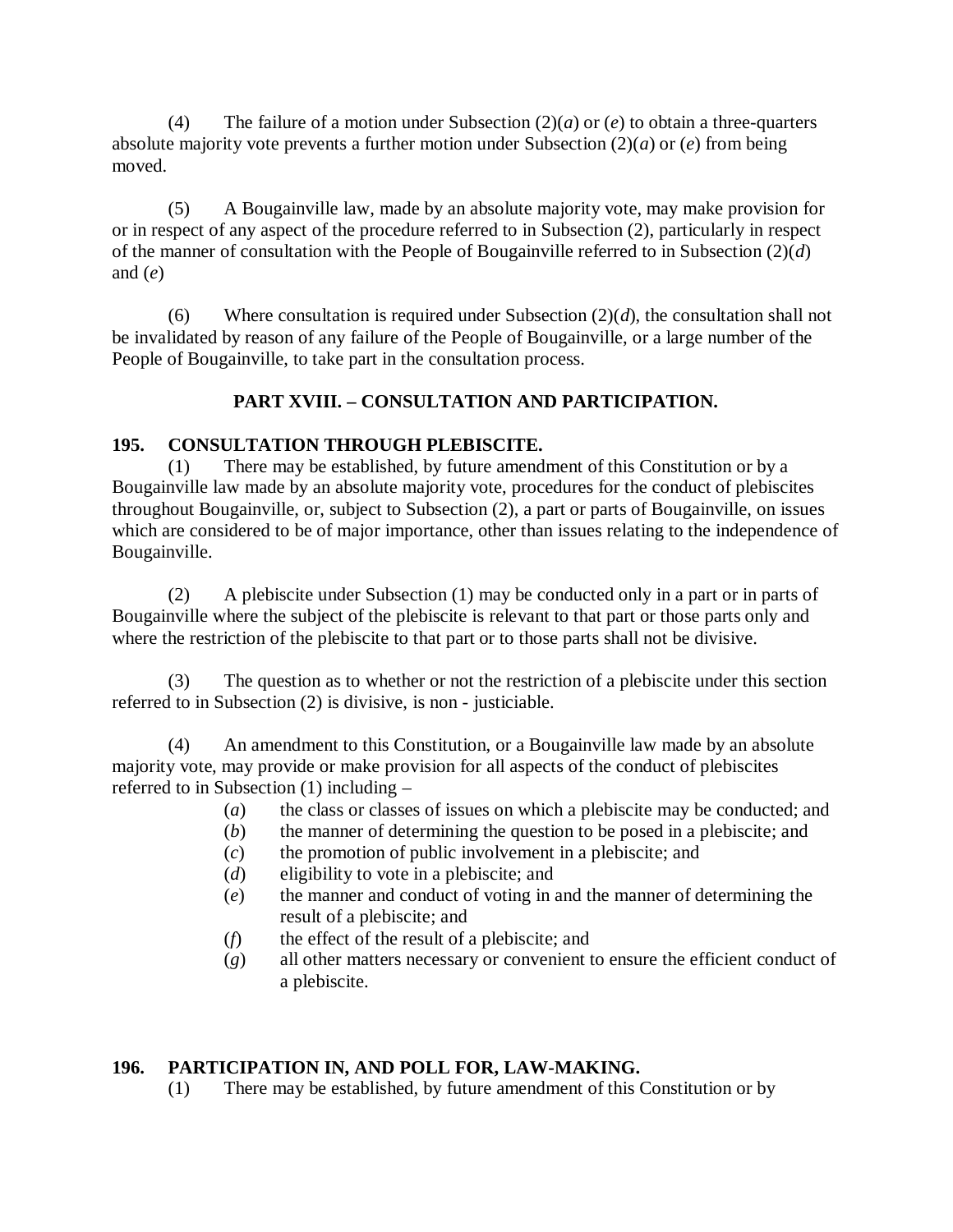(4) The failure of a motion under Subsection (2)(*a*) or (*e*) to obtain a three-quarters absolute majority vote prevents a further motion under Subsection (2)(*a*) or (*e*) from being moved.

(5) A Bougainville law, made by an absolute majority vote, may make provision for or in respect of any aspect of the procedure referred to in Subsection (2), particularly in respect of the manner of consultation with the People of Bougainville referred to in Subsection (2)(*d*) and (*e*)

(6) Where consultation is required under Subsection (2)(*d*), the consultation shall not be invalidated by reason of any failure of the People of Bougainville, or a large number of the People of Bougainville, to take part in the consultation process.

## PART XVIII. – CONSULTATION AND PARTICIPATION.

### 195. CONSULTATION THROUGH PLEBISCITE.

(1) There may be established, by future amendment of this Constitution or by a Bougainville law made by an absolute majority vote, procedures for the conduct of plebiscites throughout Bougainville, or, subject to Subsection (2), a part or parts of Bougainville, on issues which are considered to be of major importance, other than issues relating to the independence of Bougainville.

(2) A plebiscite under Subsection (1) may be conducted only in a part or in parts of Bougainville where the subject of the plebiscite is relevant to that part or those parts only and where the restriction of the plebiscite to that part or to those parts shall not be divisive.

(3) The question as to whether or not the restriction of a plebiscite under this section referred to in Subsection (2) is divisive, is non - justiciable.

(4) An amendment to this Constitution, or a Bougainville law made by an absolute majority vote, may provide or make provision for all aspects of the conduct of plebiscites referred to in Subsection (1) including –

- (*a*) the class or classes of issues on which a plebiscite may be conducted; and
- (*b*) the manner of determining the question to be posed in a plebiscite; and
- (*c*) the promotion of public involvement in a plebiscite; and
- (*d*) eligibility to vote in a plebiscite; and
- (*e*) the manner and conduct of voting in and the manner of determining the result of a plebiscite; and
- (*f*) the effect of the result of a plebiscite; and
- (*g*) all other matters necessary or convenient to ensure the efficient conduct of a plebiscite.

### 196. PARTICIPATION IN, AND POLL FOR, LAW-MAKING.

(1) There may be established, by future amendment of this Constitution or by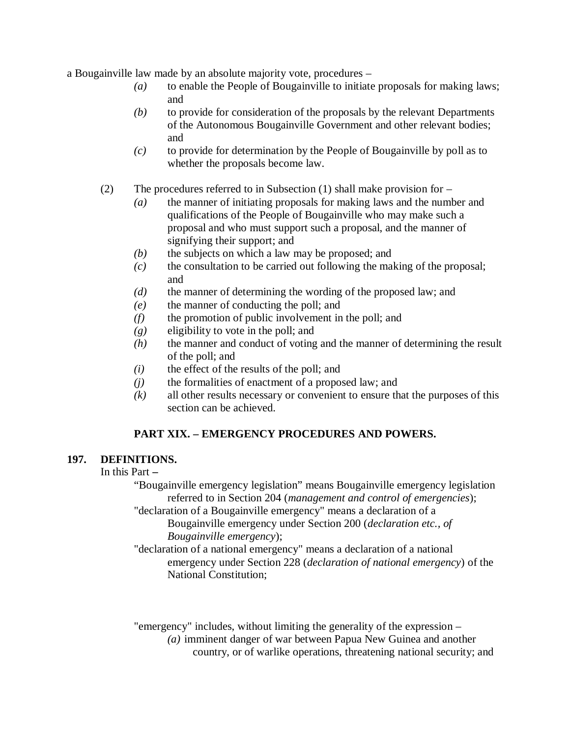a Bougainville law made by an absolute majority vote, procedures –

- *(a)* to enable the People of Bougainville to initiate proposals for making laws; and
- *(b)* to provide for consideration of the proposals by the relevant Departments of the Autonomous Bougainville Government and other relevant bodies; and
- *(c)* to provide for determination by the People of Bougainville by poll as to whether the proposals become law.

(2) The procedures referred to in Subsection (1) shall make provision for –

- *(a)* the manner of initiating proposals for making laws and the number and qualifications of the People of Bougainville who may make such a proposal and who must support such a proposal, and the manner of signifying their support; and
- *(b)* the subjects on which a law may be proposed; and
- *(c)* the consultation to be carried out following the making of the proposal; and
- *(d)* the manner of determining the wording of the proposed law; and
- *(e)* the manner of conducting the poll; and
- *(f)* the promotion of public involvement in the poll; and
- *(g)* eligibility to vote in the poll; and
- *(h)* the manner and conduct of voting and the manner of determining the result of the poll; and
- *(i)* the effect of the results of the poll; and
- *(j)* the formalities of enactment of a proposed law; and
- *(k)* all other results necessary or convenient to ensure that the purposes of this section can be achieved.

## PART XIX. – EMERGENCY PROCEDURES AND POWERS.

### 197. DEFINITIONS.

In this Part –

"Bougainville emergency legislation" means Bougainville emergency legislation referred to in Section 204 (*management and control of emergencies*);

"declaration of a Bougainville emergency" means a declaration of a Bougainville emergency under Section 200 (*declaration etc., of Bougainville emergency*);

"declaration of a national emergency" means a declaration of a national emergency under Section 228 (*declaration of national emergency*) of the National Constitution;

"emergency" includes, without limiting the generality of the expression –

*(a)* imminent danger of war between Papua New Guinea and another country, or of warlike operations, threatening national security; and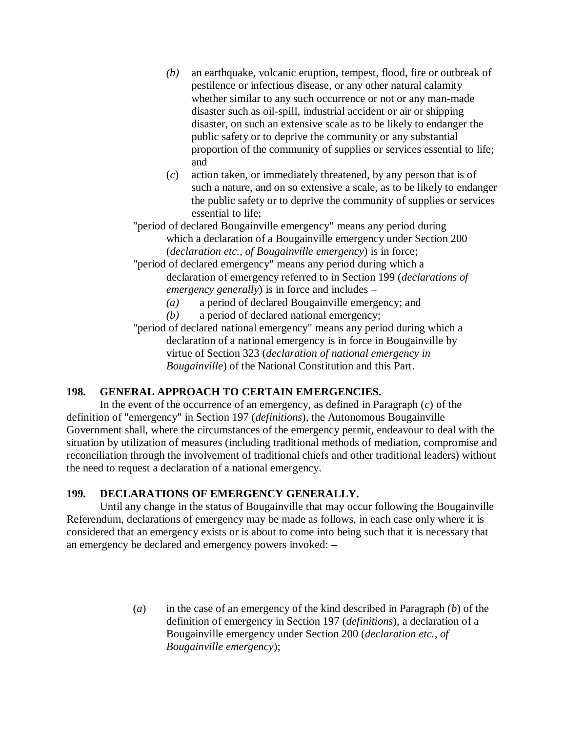(*b*) an earthquake, volcanic eruption, tempest, flood, fire or outbreak of pestilence or infectious disease, or any other natural calamity whether similar to any such occurrence or not or any man-made disaster such as oil-spill, industrial accident or air or shipping disaster, on such an extensive scale as to be likely to endanger the public safety or to deprive the community or any substantial proportion of the community of supplies or services essential to life; and

(*c*) action taken, or immediately threatened, by any person that is of such a nature, and on so extensive a scale, as to be likely to endanger the public safety or to deprive the community of supplies or services essential to life;

"period of declared Bougainville emergency" means any period during which a declaration of a Bougainville emergency under Section 200 (*declaration etc., of Bougainville emergency*) is in force;

"period of declared emergency" means any period during which a declaration of emergency referred to in Section 199 (*declarations of emergency generally*) is in force and includes –

(*a*) a period of declared Bougainville emergency; and

(*b*) a period of declared national emergency;

"period of declared national emergency" means any period during which a declaration of a national emergency is in force in Bougainville by virtue of Section 323 (*declaration of national emergency in Bougainville*) of the National Constitution and this Part.

## 198. GENERAL APPROACH TO CERTAIN EMERGENCIES.

In the event of the occurrence of an emergency, as defined in Paragraph (*c*) of the definition of "emergency" in Section 197 (*definitions*), the Autonomous Bougainville Government shall, where the circumstances of the emergency permit, endeavour to deal with the situation by utilization of measures (including traditional methods of mediation, compromise and reconciliation through the involvement of traditional chiefs and other traditional leaders) without the need to request a declaration of a national emergency.

## 199. DECLARATIONS OF EMERGENCY GENERALLY.

Until any change in the status of Bougainville that may occur following the Bougainville Referendum, declarations of emergency may be made as follows, in each case only where it is considered that an emergency exists or is about to come into being such that it is necessary that an emergency be declared and emergency powers invoked: –

(*a*) in the case of an emergency of the kind described in Paragraph (*b*) of the definition of emergency in Section 197 (*definitions*), a declaration of a Bougainville emergency under Section 200 (*declaration etc., of Bougainville emergency*);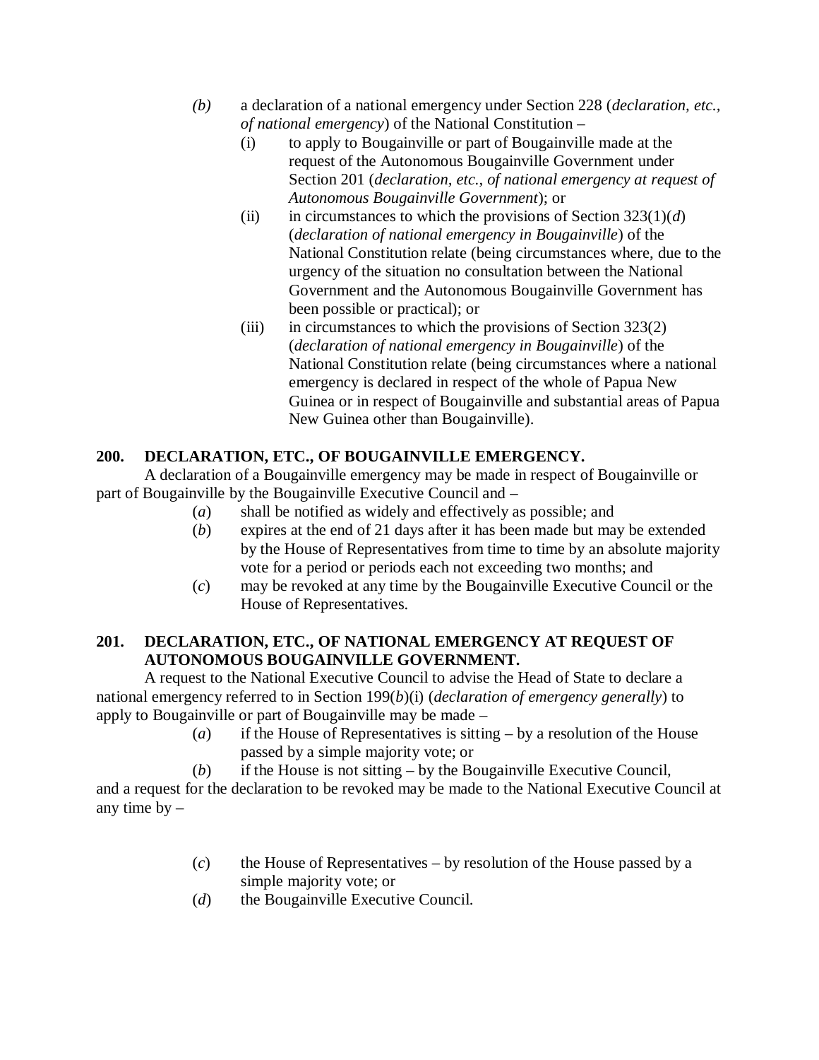(*b*) a declaration of a national emergency under Section 228 (*declaration, etc., of national emergency*) of the National Constitution –

(i) to apply to Bougainville or part of Bougainville made at the request of the Autonomous Bougainville Government under Section 201 (*declaration, etc., of national emergency at request of Autonomous Bougainville Government*); or

(ii) in circumstances to which the provisions of Section 323(1)(*d*) (*declaration of national emergency in Bougainville*) of the National Constitution relate (being circumstances where, due to the urgency of the situation no consultation between the National Government and the Autonomous Bougainville Government has been possible or practical); or

(iii) in circumstances to which the provisions of Section 323(2) (*declaration of national emergency in Bougainville*) of the National Constitution relate (being circumstances where a national emergency is declared in respect of the whole of Papua New Guinea or in respect of Bougainville and substantial areas of Papua New Guinea other than Bougainville).

**200. DECLARATION, ETC., OF BOUGAINVILLE EMERGENCY.**

A declaration of a Bougainville emergency may be made in respect of Bougainville or part of Bougainville by the Bougainville Executive Council and –

(*a*) shall be notified as widely and effectively as possible; and

(*b*) expires at the end of 21 days after it has been made but may be extended by the House of Representatives from time to time by an absolute majority vote for a period or periods each not exceeding two months; and

(*c*) may be revoked at any time by the Bougainville Executive Council or the House of Representatives.

**201. DECLARATION, ETC., OF NATIONAL EMERGENCY AT REQUEST OF AUTONOMOUS BOUGAINVILLE GOVERNMENT.**

A request to the National Executive Council to advise the Head of State to declare a national emergency referred to in Section 199(*b*)(i) (*declaration of emergency generally*) to apply to Bougainville or part of Bougainville may be made –

(*a*) if the House of Representatives is sitting – by a resolution of the House passed by a simple majority vote; or

(*b*) if the House is not sitting – by the Bougainville Executive Council,

and a request for the declaration to be revoked may be made to the National Executive Council at any time by –

(*c*) the House of Representatives – by resolution of the House passed by a simple majority vote; or

(*d*) the Bougainville Executive Council.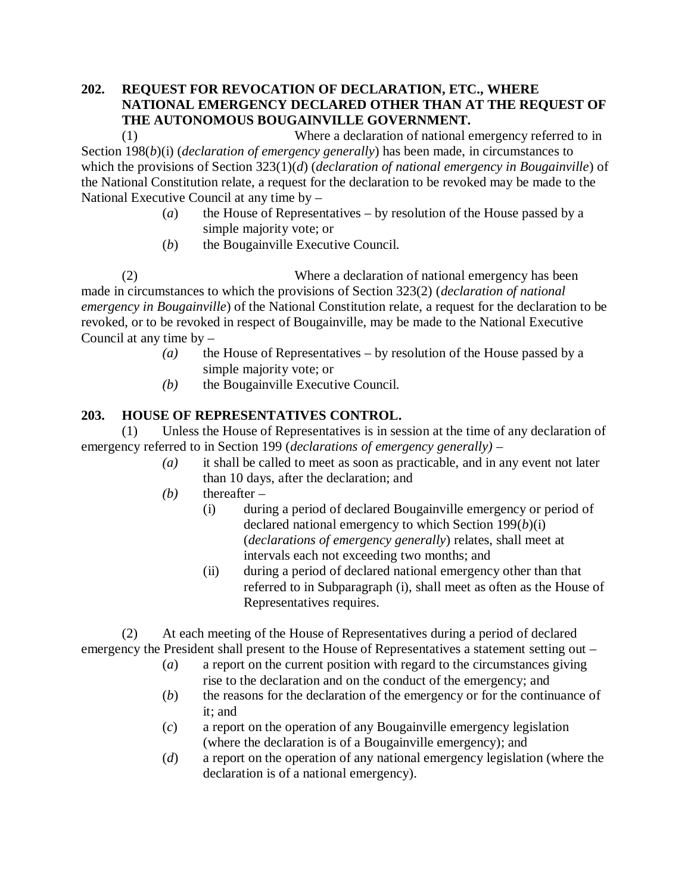**202. REQUEST FOR REVOCATION OF DECLARATION, ETC., WHERE NATIONAL EMERGENCY DECLARED OTHER THAN AT THE REQUEST OF THE AUTONOMOUS BOUGAINVILLE GOVERNMENT.**

(1) Where a declaration of national emergency referred to in Section 198(*b*)(i) (*declaration of emergency generally*) has been made, in circumstances to which the provisions of Section 323(1)(*d*) (*declaration of national emergency in Bougainville*) of the National Constitution relate, a request for the declaration to be revoked may be made to the National Executive Council at any time by –

- (*a*) the House of Representatives – by resolution of the House passed by a simple majority vote; or
- (*b*) the Bougainville Executive Council.

(2) Where a declaration of national emergency has been made in circumstances to which the provisions of Section 323(2) (*declaration of national emergency in Bougainville*) of the National Constitution relate, a request for the declaration to be revoked, or to be revoked in respect of Bougainville, may be made to the National Executive Council at any time by –

- *(a)* the House of Representatives – by resolution of the House passed by a simple majority vote; or
- *(b)* the Bougainville Executive Council.

**203. HOUSE OF REPRESENTATIVES CONTROL.**

(1) Unless the House of Representatives is in session at the time of any declaration of emergency referred to in Section 199 (*declarations of emergency generally)* –

- *(a)* it shall be called to meet as soon as practicable, and in any event not later than 10 days, after the declaration; and
- *(b)* thereafter –
  - (i) during a period of declared Bougainville emergency or period of declared national emergency to which Section 199(*b*)(i) (*declarations of emergency generally*) relates, shall meet at intervals each not exceeding two months; and
  - (ii) during a period of declared national emergency other than that referred to in Subparagraph (i), shall meet as often as the House of Representatives requires.

(2) At each meeting of the House of Representatives during a period of declared emergency the President shall present to the House of Representatives a statement setting out –

- (*a*) a report on the current position with regard to the circumstances giving rise to the declaration and on the conduct of the emergency; and
- (*b*) the reasons for the declaration of the emergency or for the continuance of it; and
- (*c*) a report on the operation of any Bougainville emergency legislation (where the declaration is of a Bougainville emergency); and
- (*d*) a report on the operation of any national emergency legislation (where the declaration is of a national emergency).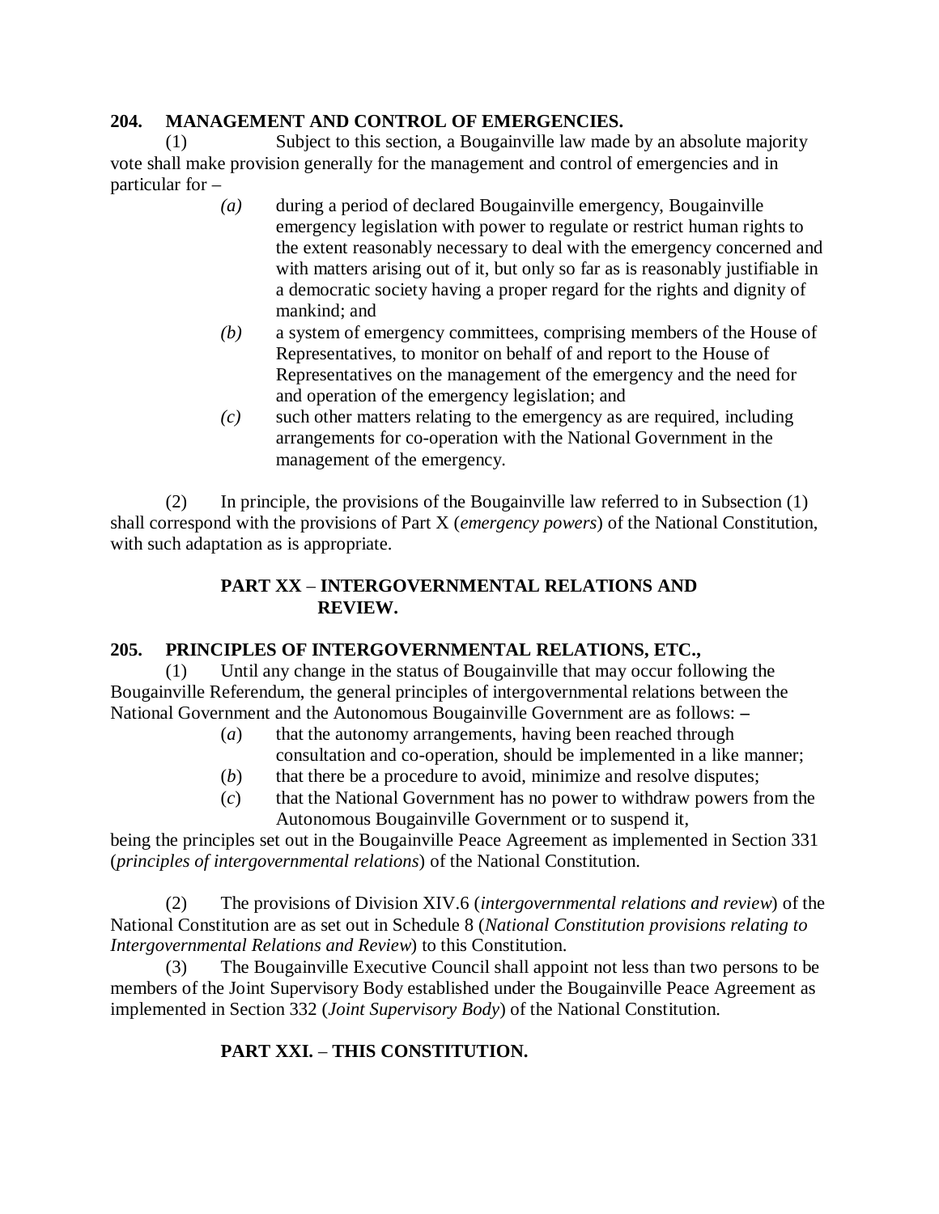### 204. MANAGEMENT AND CONTROL OF EMERGENCIES.

(1) Subject to this section, a Bougainville law made by an absolute majority vote shall make provision generally for the management and control of emergencies and in particular for –

*(a)* during a period of declared Bougainville emergency, Bougainville emergency legislation with power to regulate or restrict human rights to the extent reasonably necessary to deal with the emergency concerned and with matters arising out of it, but only so far as is reasonably justifiable in a democratic society having a proper regard for the rights and dignity of mankind; and

*(b)* a system of emergency committees, comprising members of the House of Representatives, to monitor on behalf of and report to the House of Representatives on the management of the emergency and the need for and operation of the emergency legislation; and

*(c)* such other matters relating to the emergency as are required, including arrangements for co-operation with the National Government in the management of the emergency.

(2) In principle, the provisions of the Bougainville law referred to in Subsection (1) shall correspond with the provisions of Part X (*emergency powers*) of the National Constitution, with such adaptation as is appropriate.

## PART XX – INTERGOVERNMENTAL RELATIONS AND REVIEW.

### 205. PRINCIPLES OF INTERGOVERNMENTAL RELATIONS, ETC.,

(1) Until any change in the status of Bougainville that may occur following the Bougainville Referendum, the general principles of intergovernmental relations between the National Government and the Autonomous Bougainville Government are as follows: –

(*a*) that the autonomy arrangements, having been reached through consultation and co-operation, should be implemented in a like manner;

(*b*) that there be a procedure to avoid, minimize and resolve disputes;

(*c*) that the National Government has no power to withdraw powers from the Autonomous Bougainville Government or to suspend it,

being the principles set out in the Bougainville Peace Agreement as implemented in Section 331 (*principles of intergovernmental relations*) of the National Constitution.

(2) The provisions of Division XIV.6 (*intergovernmental relations and review*) of the National Constitution are as set out in Schedule 8 (*National Constitution provisions relating to Intergovernmental Relations and Review*) to this Constitution.

(3) The Bougainville Executive Council shall appoint not less than two persons to be members of the Joint Supervisory Body established under the Bougainville Peace Agreement as implemented in Section 332 (*Joint Supervisory Body*) of the National Constitution.

## PART XXI. – THIS CONSTITUTION.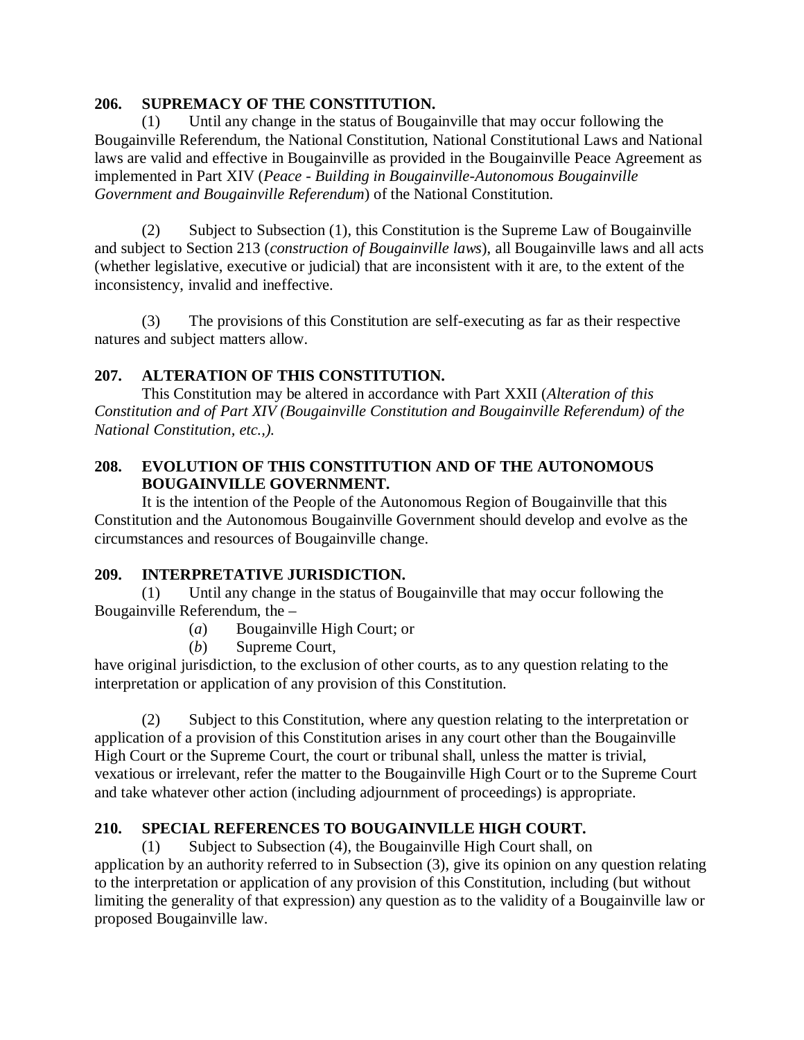### 206. SUPREMACY OF THE CONSTITUTION.

(1) Until any change in the status of Bougainville that may occur following the Bougainville Referendum, the National Constitution, National Constitutional Laws and National laws are valid and effective in Bougainville as provided in the Bougainville Peace Agreement as implemented in Part XIV (*Peace - Building in Bougainville-Autonomous Bougainville Government and Bougainville Referendum*) of the National Constitution.

(2) Subject to Subsection (1), this Constitution is the Supreme Law of Bougainville and subject to Section 213 (*construction of Bougainville laws*), all Bougainville laws and all acts (whether legislative, executive or judicial) that are inconsistent with it are, to the extent of the inconsistency, invalid and ineffective.

(3) The provisions of this Constitution are self-executing as far as their respective natures and subject matters allow.

### 207. ALTERATION OF THIS CONSTITUTION.

This Constitution may be altered in accordance with Part XXII (*Alteration of this Constitution and of Part XIV (Bougainville Constitution and Bougainville Referendum) of the National Constitution, etc.,).*

### 208. EVOLUTION OF THIS CONSTITUTION AND OF THE AUTONOMOUS BOUGAINVILLE GOVERNMENT.

It is the intention of the People of the Autonomous Region of Bougainville that this Constitution and the Autonomous Bougainville Government should develop and evolve as the circumstances and resources of Bougainville change.

### 209. INTERPRETATIVE JURISDICTION.

(1) Until any change in the status of Bougainville that may occur following the Bougainville Referendum, the –

(*a*) Bougainville High Court; or
(*b*) Supreme Court,

have original jurisdiction, to the exclusion of other courts, as to any question relating to the interpretation or application of any provision of this Constitution.

(2) Subject to this Constitution, where any question relating to the interpretation or application of a provision of this Constitution arises in any court other than the Bougainville High Court or the Supreme Court, the court or tribunal shall, unless the matter is trivial, vexatious or irrelevant, refer the matter to the Bougainville High Court or to the Supreme Court and take whatever other action (including adjournment of proceedings) is appropriate.

### 210. SPECIAL REFERENCES TO BOUGAINVILLE HIGH COURT.

(1) Subject to Subsection (4), the Bougainville High Court shall, on application by an authority referred to in Subsection (3), give its opinion on any question relating to the interpretation or application of any provision of this Constitution, including (but without limiting the generality of that expression) any question as to the validity of a Bougainville law or proposed Bougainville law.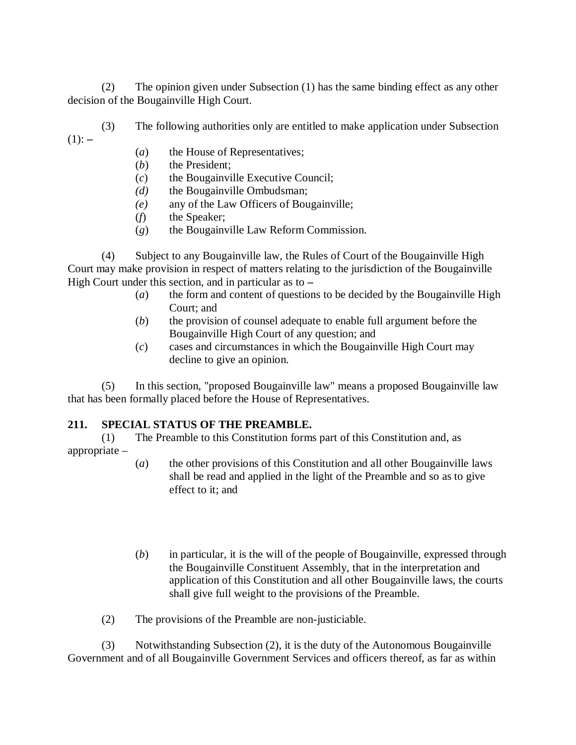(2) The opinion given under Subsection (1) has the same binding effect as any other decision of the Bougainville High Court.

(3) The following authorities only are entitled to make application under Subsection (1): –

- (*a*) the House of Representatives;
- (*b*) the President;
- (*c*) the Bougainville Executive Council;
- *(d)* the Bougainville Ombudsman;
- *(e)* any of the Law Officers of Bougainville;
- (*f*) the Speaker;
- (*g*) the Bougainville Law Reform Commission.

(4) Subject to any Bougainville law, the Rules of Court of the Bougainville High Court may make provision in respect of matters relating to the jurisdiction of the Bougainville High Court under this section, and in particular as to –

- (*a*) the form and content of questions to be decided by the Bougainville High Court; and
- (*b*) the provision of counsel adequate to enable full argument before the Bougainville High Court of any question; and
- (*c*) cases and circumstances in which the Bougainville High Court may decline to give an opinion.

(5) In this section, "proposed Bougainville law" means a proposed Bougainville law that has been formally placed before the House of Representatives.

### 211. SPECIAL STATUS OF THE PREAMBLE.

(1) The Preamble to this Constitution forms part of this Constitution and, as appropriate –

- (*a*) the other provisions of this Constitution and all other Bougainville laws shall be read and applied in the light of the Preamble and so as to give effect to it; and
- (*b*) in particular, it is the will of the people of Bougainville, expressed through the Bougainville Constituent Assembly, that in the interpretation and application of this Constitution and all other Bougainville laws, the courts shall give full weight to the provisions of the Preamble.

(2) The provisions of the Preamble are non-justiciable.

(3) Notwithstanding Subsection (2), it is the duty of the Autonomous Bougainville Government and of all Bougainville Government Services and officers thereof, as far as within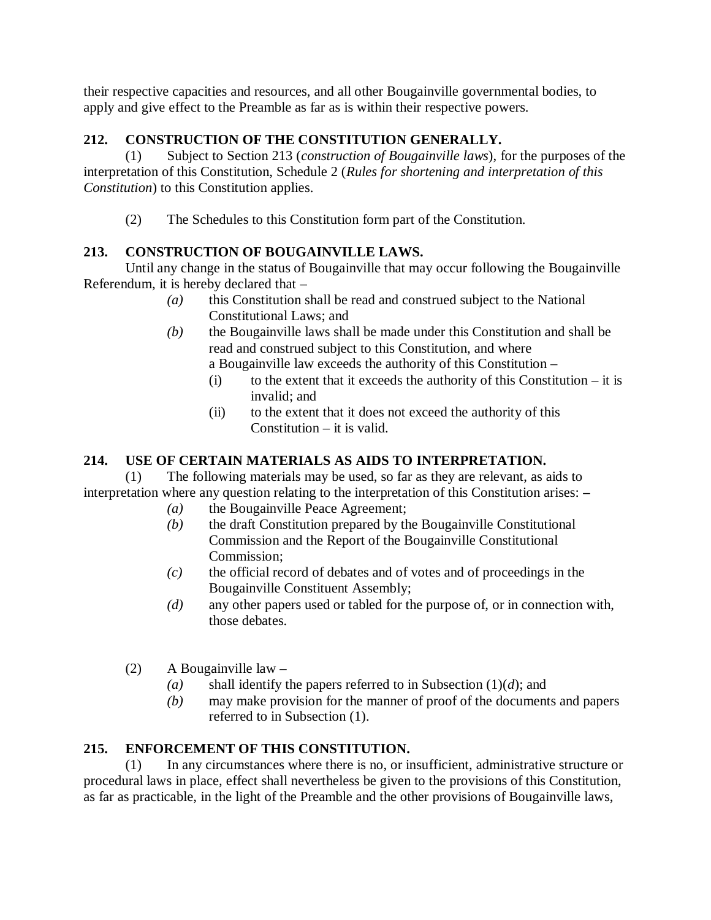their respective capacities and resources, and all other Bougainville governmental bodies, to apply and give effect to the Preamble as far as is within their respective powers.

### 212. CONSTRUCTION OF THE CONSTITUTION GENERALLY.

(1) Subject to Section 213 (*construction of Bougainville laws*), for the purposes of the interpretation of this Constitution, Schedule 2 (*Rules for shortening and interpretation of this Constitution*) to this Constitution applies.

(2) The Schedules to this Constitution form part of the Constitution.

### 213. CONSTRUCTION OF BOUGAINVILLE LAWS.

Until any change in the status of Bougainville that may occur following the Bougainville Referendum, it is hereby declared that –

- *(a)* this Constitution shall be read and construed subject to the National Constitutional Laws; and
- *(b)* the Bougainville laws shall be made under this Constitution and shall be read and construed subject to this Constitution, and where a Bougainville law exceeds the authority of this Constitution –
  - (i) to the extent that it exceeds the authority of this Constitution – it is invalid; and
  - (ii) to the extent that it does not exceed the authority of this Constitution – it is valid.

### 214. USE OF CERTAIN MATERIALS AS AIDS TO INTERPRETATION.

(1) The following materials may be used, so far as they are relevant, as aids to interpretation where any question relating to the interpretation of this Constitution arises: –

- *(a)* the Bougainville Peace Agreement;
- *(b)* the draft Constitution prepared by the Bougainville Constitutional Commission and the Report of the Bougainville Constitutional Commission;
- *(c)* the official record of debates and of votes and of proceedings in the Bougainville Constituent Assembly;
- *(d)* any other papers used or tabled for the purpose of, or in connection with, those debates.

(2) A Bougainville law –

- *(a)* shall identify the papers referred to in Subsection (1)(*d*); and
- *(b)* may make provision for the manner of proof of the documents and papers referred to in Subsection (1).

### 215. ENFORCEMENT OF THIS CONSTITUTION.

(1) In any circumstances where there is no, or insufficient, administrative structure or procedural laws in place, effect shall nevertheless be given to the provisions of this Constitution, as far as practicable, in the light of the Preamble and the other provisions of Bougainville laws,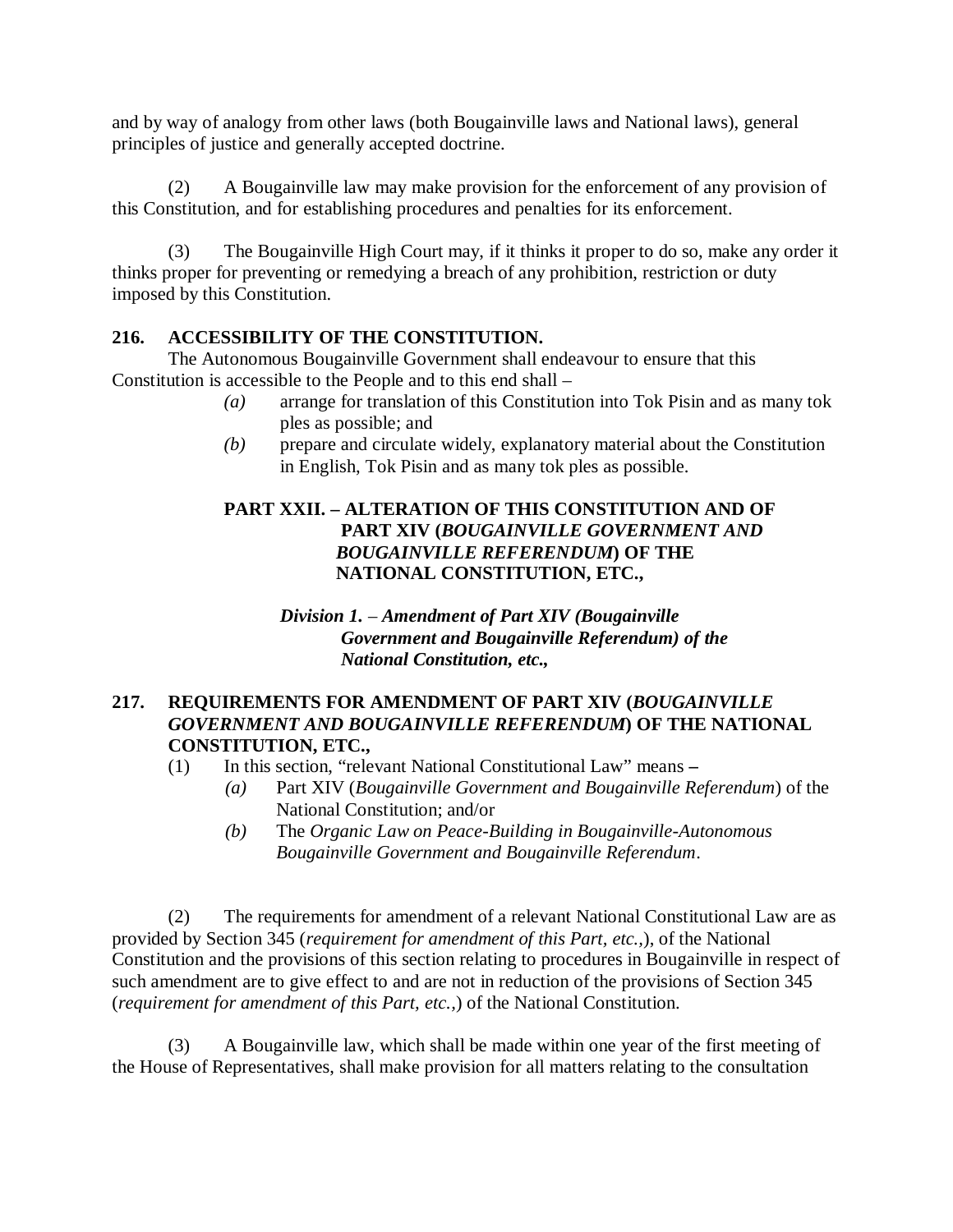and by way of analogy from other laws (both Bougainville laws and National laws), general principles of justice and generally accepted doctrine.

(2) A Bougainville law may make provision for the enforcement of any provision of this Constitution, and for establishing procedures and penalties for its enforcement.

(3) The Bougainville High Court may, if it thinks it proper to do so, make any order it thinks proper for preventing or remedying a breach of any prohibition, restriction or duty imposed by this Constitution.

**216. ACCESSIBILITY OF THE CONSTITUTION.**

The Autonomous Bougainville Government shall endeavour to ensure that this Constitution is accessible to the People and to this end shall –

*(a)* arrange for translation of this Constitution into Tok Pisin and as many tok ples as possible; and

*(b)* prepare and circulate widely, explanatory material about the Constitution in English, Tok Pisin and as many tok ples as possible.

## PART XXII. – ALTERATION OF THIS CONSTITUTION AND OF PART XIV (*BOUGAINVILLE GOVERNMENT AND BOUGAINVILLE REFERENDUM*) OF THE NATIONAL CONSTITUTION, ETC.,

### *Division 1. – Amendment of Part XIV (Bougainville Government and Bougainville Referendum) of the National Constitution, etc.,*

**217. REQUIREMENTS FOR AMENDMENT OF PART XIV (*BOUGAINVILLE GOVERNMENT AND BOUGAINVILLE REFERENDUM*) OF THE NATIONAL CONSTITUTION, ETC.,**

(1) In this section, "relevant National Constitutional Law" means –

*(a)* Part XIV (*Bougainville Government and Bougainville Referendum*) of the National Constitution; and/or

*(b)* The *Organic Law on Peace-Building in Bougainville-Autonomous Bougainville Government and Bougainville Referendum*.

(2) The requirements for amendment of a relevant National Constitutional Law are as provided by Section 345 (*requirement for amendment of this Part, etc.,*), of the National Constitution and the provisions of this section relating to procedures in Bougainville in respect of such amendment are to give effect to and are not in reduction of the provisions of Section 345 (*requirement for amendment of this Part, etc.,*) of the National Constitution.

(3) A Bougainville law, which shall be made within one year of the first meeting of the House of Representatives, shall make provision for all matters relating to the consultation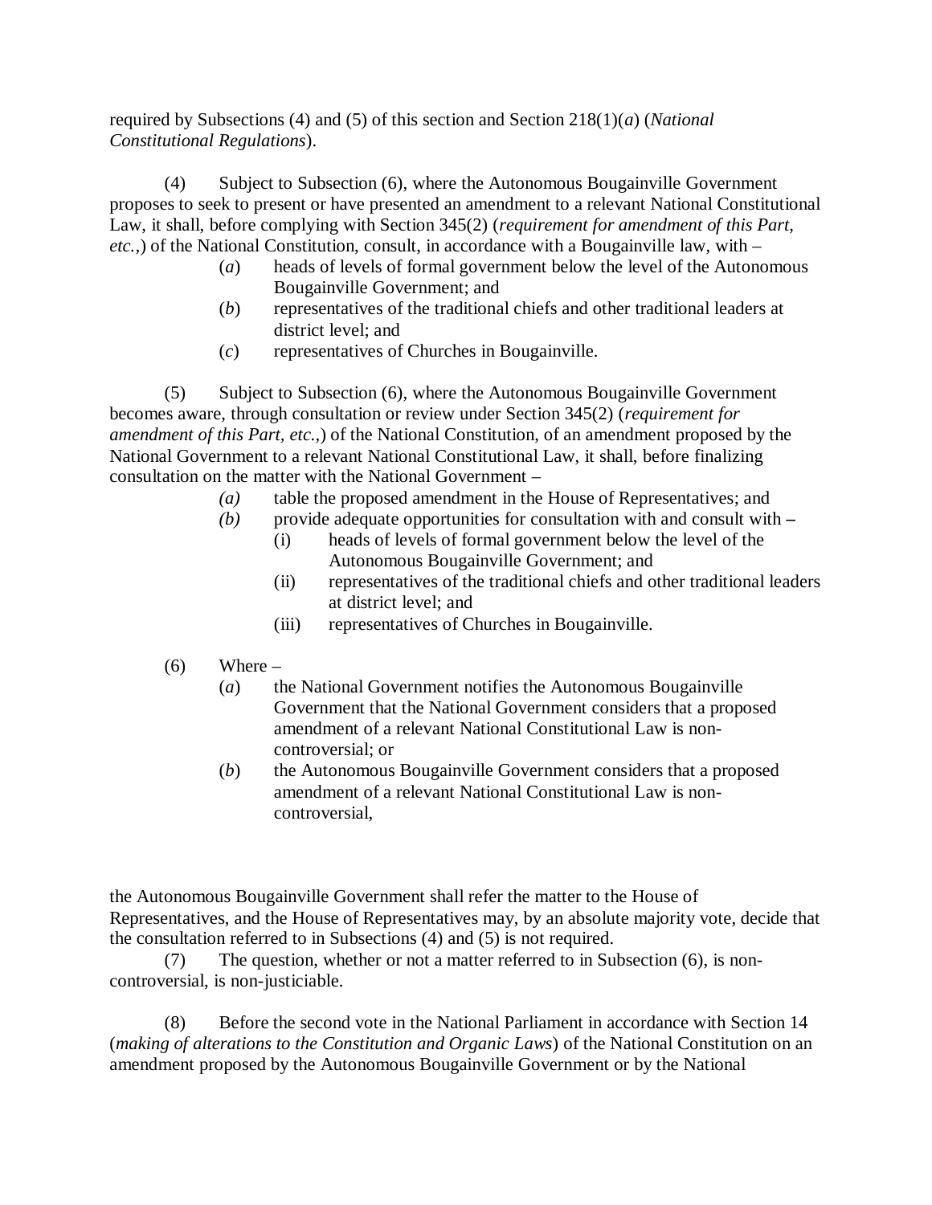required by Subsections (4) and (5) of this section and Section 218(1)(*a*) (*National Constitutional Regulations*).

(4) Subject to Subsection (6), where the Autonomous Bougainville Government proposes to seek to present or have presented an amendment to a relevant National Constitutional Law, it shall, before complying with Section 345(2) (*requirement for amendment of this Part, etc.,*) of the National Constitution, consult, in accordance with a Bougainville law, with –

- (*a*) heads of levels of formal government below the level of the Autonomous Bougainville Government; and
- (*b*) representatives of the traditional chiefs and other traditional leaders at district level; and
- (*c*) representatives of Churches in Bougainville.

(5) Subject to Subsection (6), where the Autonomous Bougainville Government becomes aware, through consultation or review under Section 345(2) (*requirement for amendment of this Part, etc.,*) of the National Constitution, of an amendment proposed by the National Government to a relevant National Constitutional Law, it shall, before finalizing consultation on the matter with the National Government –

- *(a)* table the proposed amendment in the House of Representatives; and
- *(b)* provide adequate opportunities for consultation with and consult with –
  - (i) heads of levels of formal government below the level of the Autonomous Bougainville Government; and
  - (ii) representatives of the traditional chiefs and other traditional leaders at district level; and
  - (iii) representatives of Churches in Bougainville.

(6) Where –

- (*a*) the National Government notifies the Autonomous Bougainville Government that the National Government considers that a proposed amendment of a relevant National Constitutional Law is non-controversial; or
- (*b*) the Autonomous Bougainville Government considers that a proposed amendment of a relevant National Constitutional Law is non-controversial,

the Autonomous Bougainville Government shall refer the matter to the House of Representatives, and the House of Representatives may, by an absolute majority vote, decide that the consultation referred to in Subsections (4) and (5) is not required.

(7) The question, whether or not a matter referred to in Subsection (6), is non-controversial, is non-justiciable.

(8) Before the second vote in the National Parliament in accordance with Section 14 (*making of alterations to the Constitution and Organic Laws*) of the National Constitution on an amendment proposed by the Autonomous Bougainville Government or by the National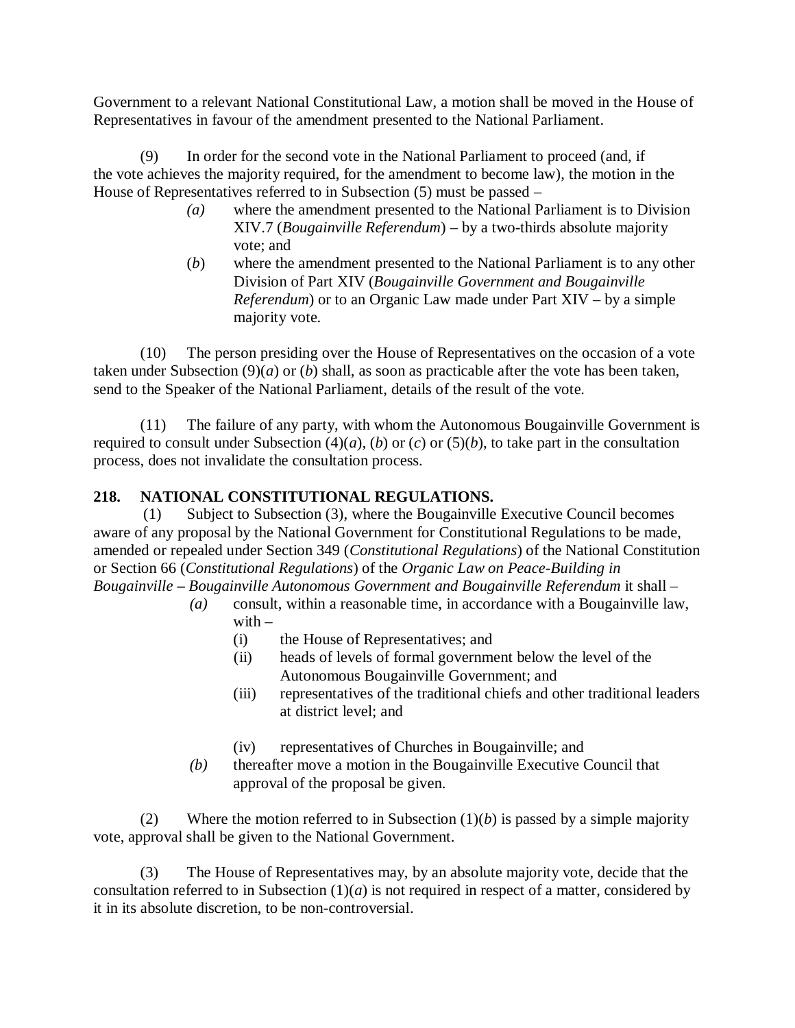Government to a relevant National Constitutional Law, a motion shall be moved in the House of Representatives in favour of the amendment presented to the National Parliament.

(9) In order for the second vote in the National Parliament to proceed (and, if the vote achieves the majority required, for the amendment to become law), the motion in the House of Representatives referred to in Subsection (5) must be passed –

*(a)* where the amendment presented to the National Parliament is to Division XIV.7 (*Bougainville Referendum*) – by a two-thirds absolute majority vote; and

(*b*) where the amendment presented to the National Parliament is to any other Division of Part XIV (*Bougainville Government and Bougainville Referendum*) or to an Organic Law made under Part XIV – by a simple majority vote.

(10) The person presiding over the House of Representatives on the occasion of a vote taken under Subsection (9)(*a*) or (*b*) shall, as soon as practicable after the vote has been taken, send to the Speaker of the National Parliament, details of the result of the vote.

(11) The failure of any party, with whom the Autonomous Bougainville Government is required to consult under Subsection (4)(*a*), (*b*) or (*c*) or (5)(*b*), to take part in the consultation process, does not invalidate the consultation process.

**218. NATIONAL CONSTITUTIONAL REGULATIONS.**

(1) Subject to Subsection (3), where the Bougainville Executive Council becomes aware of any proposal by the National Government for Constitutional Regulations to be made, amended or repealed under Section 349 (*Constitutional Regulations*) of the National Constitution or Section 66 (*Constitutional Regulations*) of the *Organic Law on Peace-Building in Bougainville – Bougainville Autonomous Government and Bougainville Referendum* it shall –

*(a)* consult, within a reasonable time, in accordance with a Bougainville law, with –

(i) the House of Representatives; and

(ii) heads of levels of formal government below the level of the Autonomous Bougainville Government; and

(iii) representatives of the traditional chiefs and other traditional leaders at district level; and

(iv) representatives of Churches in Bougainville; and

*(b)* thereafter move a motion in the Bougainville Executive Council that approval of the proposal be given.

(2) Where the motion referred to in Subsection (1)(*b*) is passed by a simple majority vote, approval shall be given to the National Government.

(3) The House of Representatives may, by an absolute majority vote, decide that the consultation referred to in Subsection (1)(*a*) is not required in respect of a matter, considered by it in its absolute discretion, to be non-controversial.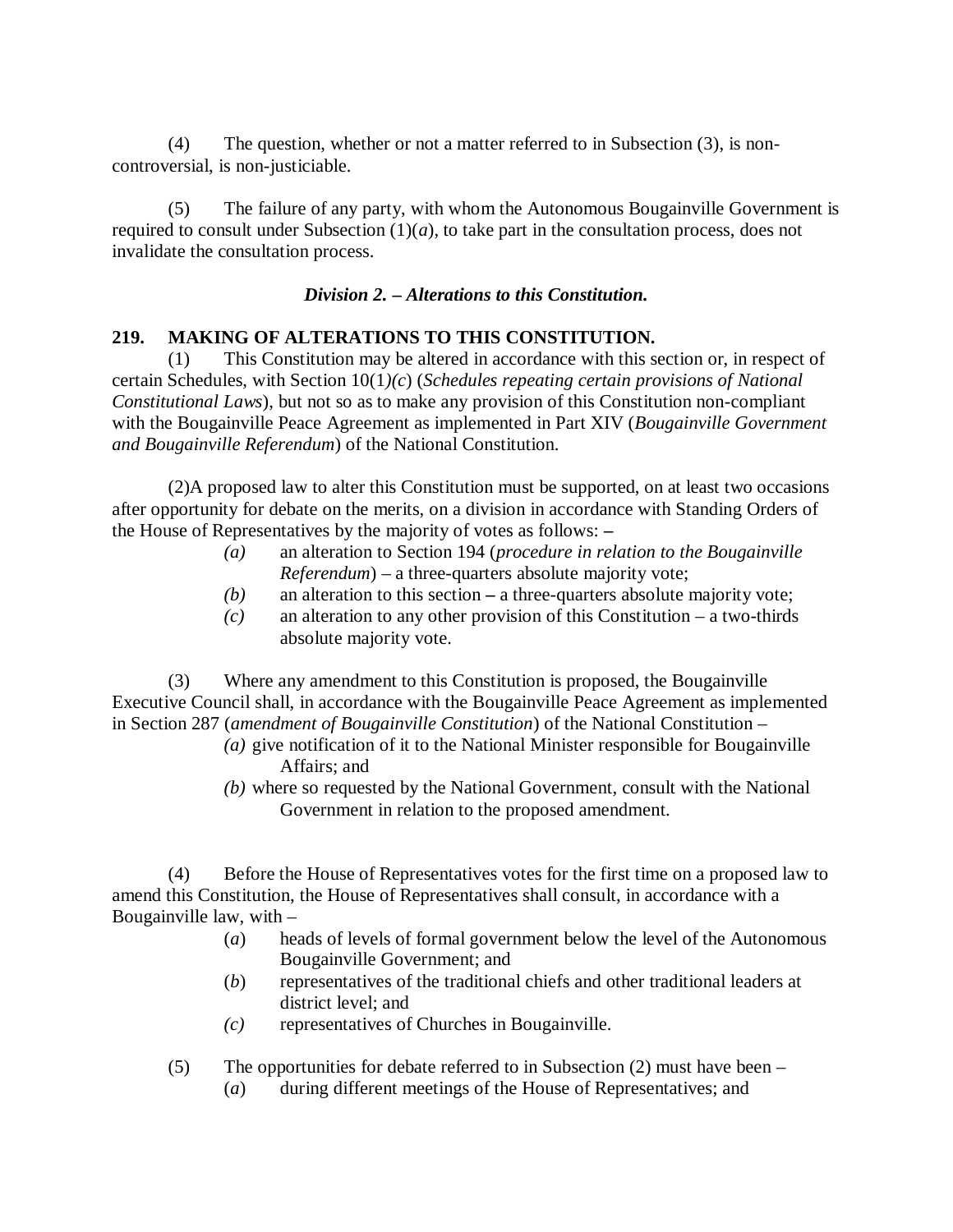(4) The question, whether or not a matter referred to in Subsection (3), is non-controversial, is non-justiciable.

(5) The failure of any party, with whom the Autonomous Bougainville Government is required to consult under Subsection (1)(*a*), to take part in the consultation process, does not invalidate the consultation process.

### *Division 2. – Alterations to this Constitution.*

**219. MAKING OF ALTERATIONS TO THIS CONSTITUTION.**

(1) This Constitution may be altered in accordance with this section or, in respect of certain Schedules, with Section 10(1*)(c*) (*Schedules repeating certain provisions of National Constitutional Laws*), but not so as to make any provision of this Constitution non-compliant with the Bougainville Peace Agreement as implemented in Part XIV (*Bougainville Government and Bougainville Referendum*) of the National Constitution.

(2)A proposed law to alter this Constitution must be supported, on at least two occasions after opportunity for debate on the merits, on a division in accordance with Standing Orders of the House of Representatives by the majority of votes as follows: –

*(a)* an alteration to Section 194 (*procedure in relation to the Bougainville Referendum*) – a three-quarters absolute majority vote;

*(b)* an alteration to this section – a three-quarters absolute majority vote;

*(c)* an alteration to any other provision of this Constitution – a two-thirds absolute majority vote.

(3) Where any amendment to this Constitution is proposed, the Bougainville Executive Council shall, in accordance with the Bougainville Peace Agreement as implemented in Section 287 (*amendment of Bougainville Constitution*) of the National Constitution –

*(a)* give notification of it to the National Minister responsible for Bougainville Affairs; and

*(b)* where so requested by the National Government, consult with the National Government in relation to the proposed amendment.

(4) Before the House of Representatives votes for the first time on a proposed law to amend this Constitution, the House of Representatives shall consult, in accordance with a Bougainville law, with –

(*a*) heads of levels of formal government below the level of the Autonomous Bougainville Government; and

(*b*) representatives of the traditional chiefs and other traditional leaders at district level; and

*(c)* representatives of Churches in Bougainville.

(5) The opportunities for debate referred to in Subsection (2) must have been –

(*a*) during different meetings of the House of Representatives; and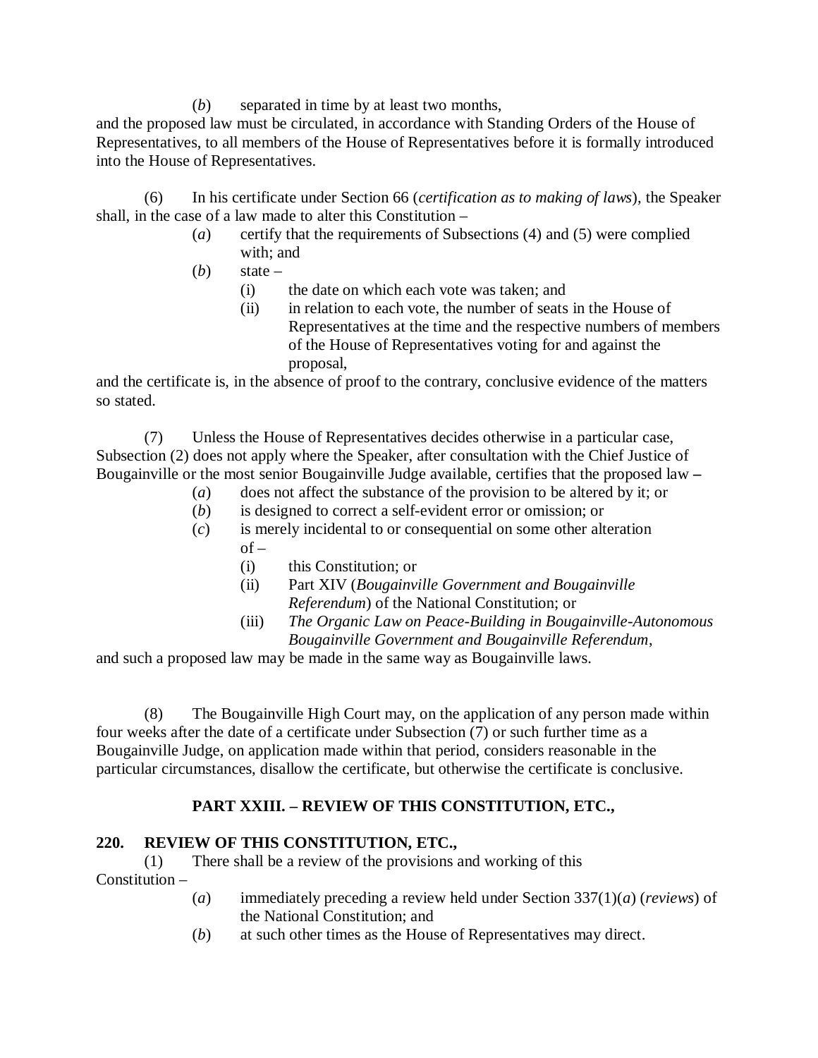(*b*) separated in time by at least two months,

and the proposed law must be circulated, in accordance with Standing Orders of the House of Representatives, to all members of the House of Representatives before it is formally introduced into the House of Representatives.

(6) In his certificate under Section 66 (*certification as to making of laws*), the Speaker shall, in the case of a law made to alter this Constitution –

- (*a*) certify that the requirements of Subsections (4) and (5) were complied with; and
- (*b*) state –
  - (i) the date on which each vote was taken; and
  - (ii) in relation to each vote, the number of seats in the House of Representatives at the time and the respective numbers of members of the House of Representatives voting for and against the proposal,

and the certificate is, in the absence of proof to the contrary, conclusive evidence of the matters so stated.

(7) Unless the House of Representatives decides otherwise in a particular case, Subsection (2) does not apply where the Speaker, after consultation with the Chief Justice of Bougainville or the most senior Bougainville Judge available, certifies that the proposed law –

- (*a*) does not affect the substance of the provision to be altered by it; or
- (*b*) is designed to correct a self-evident error or omission; or
- (*c*) is merely incidental to or consequential on some other alteration of –
  - (i) this Constitution; or
  - (ii) Part XIV (*Bougainville Government and Bougainville Referendum*) of the National Constitution; or
  - (iii) *The Organic Law on Peace-Building in Bougainville-Autonomous Bougainville Government and Bougainville Referendum*,

and such a proposed law may be made in the same way as Bougainville laws.

(8) The Bougainville High Court may, on the application of any person made within four weeks after the date of a certificate under Subsection (7) or such further time as a Bougainville Judge, on application made within that period, considers reasonable in the particular circumstances, disallow the certificate, but otherwise the certificate is conclusive.

## PART XXIII. – REVIEW OF THIS CONSTITUTION, ETC.,

### 220. REVIEW OF THIS CONSTITUTION, ETC.,

(1) There shall be a review of the provisions and working of this Constitution –

- (*a*) immediately preceding a review held under Section 337(1)(*a*) (*reviews*) of the National Constitution; and
- (*b*) at such other times as the House of Representatives may direct.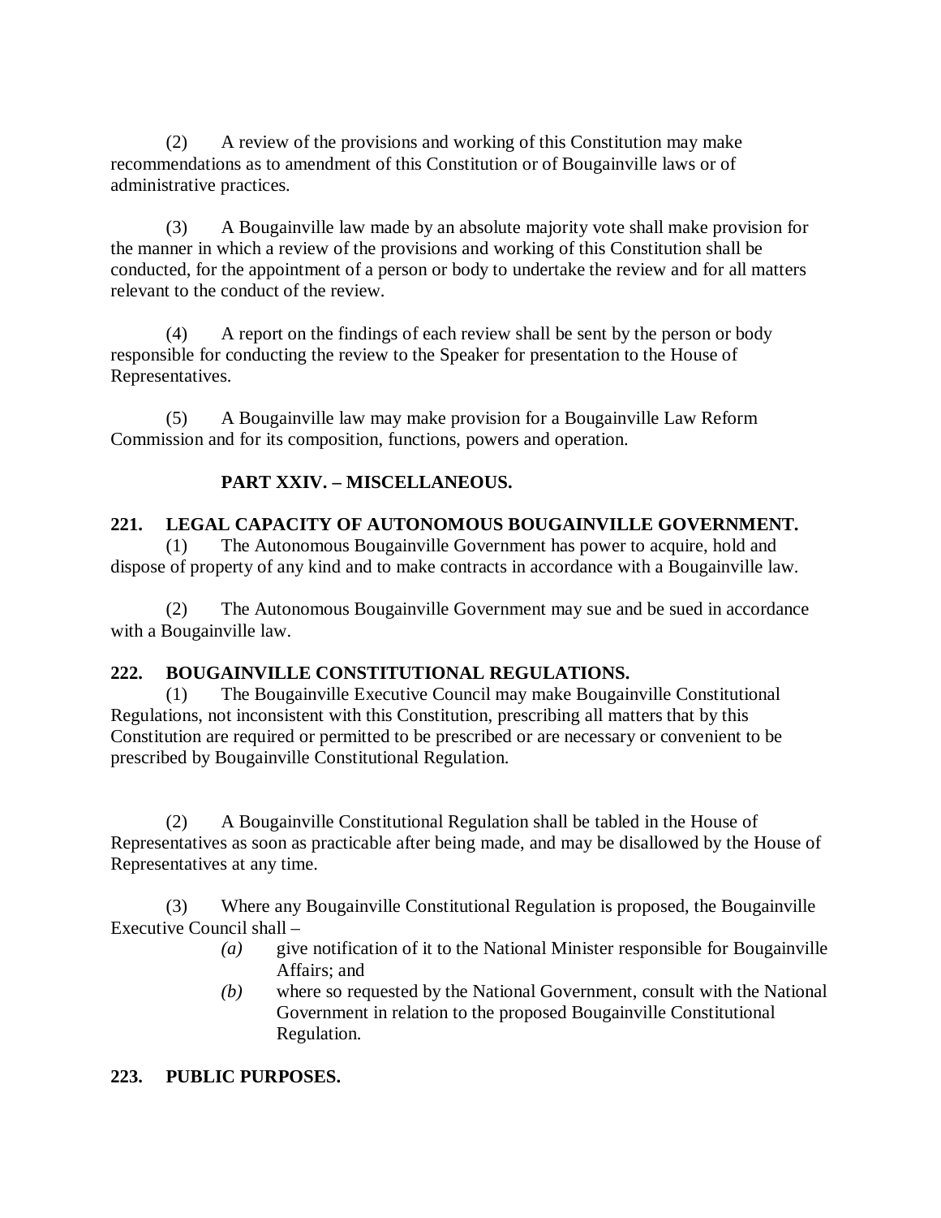(2) A review of the provisions and working of this Constitution may make recommendations as to amendment of this Constitution or of Bougainville laws or of administrative practices.

(3) A Bougainville law made by an absolute majority vote shall make provision for the manner in which a review of the provisions and working of this Constitution shall be conducted, for the appointment of a person or body to undertake the review and for all matters relevant to the conduct of the review.

(4) A report on the findings of each review shall be sent by the person or body responsible for conducting the review to the Speaker for presentation to the House of Representatives.

(5) A Bougainville law may make provision for a Bougainville Law Reform Commission and for its composition, functions, powers and operation.

## PART XXIV. – MISCELLANEOUS.

### 221. LEGAL CAPACITY OF AUTONOMOUS BOUGAINVILLE GOVERNMENT.

(1) The Autonomous Bougainville Government has power to acquire, hold and dispose of property of any kind and to make contracts in accordance with a Bougainville law.

(2) The Autonomous Bougainville Government may sue and be sued in accordance with a Bougainville law.

### 222. BOUGAINVILLE CONSTITUTIONAL REGULATIONS.

(1) The Bougainville Executive Council may make Bougainville Constitutional Regulations, not inconsistent with this Constitution, prescribing all matters that by this Constitution are required or permitted to be prescribed or are necessary or convenient to be prescribed by Bougainville Constitutional Regulation.

(2) A Bougainville Constitutional Regulation shall be tabled in the House of Representatives as soon as practicable after being made, and may be disallowed by the House of Representatives at any time.

(3) Where any Bougainville Constitutional Regulation is proposed, the Bougainville Executive Council shall –

- *(a)* give notification of it to the National Minister responsible for Bougainville Affairs; and
- *(b)* where so requested by the National Government, consult with the National Government in relation to the proposed Bougainville Constitutional Regulation.

### 223. PUBLIC PURPOSES.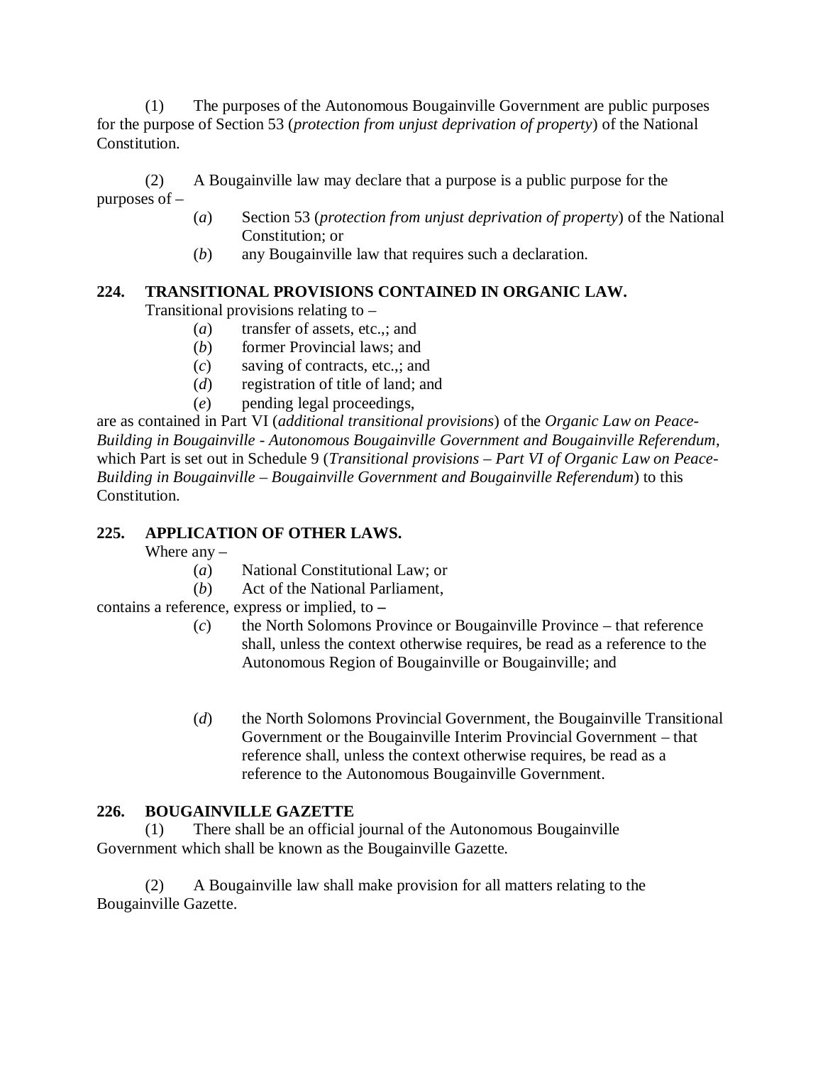(1) The purposes of the Autonomous Bougainville Government are public purposes for the purpose of Section 53 (*protection from unjust deprivation of property*) of the National Constitution.

(2) A Bougainville law may declare that a purpose is a public purpose for the purposes of –

(*a*) Section 53 (*protection from unjust deprivation of property*) of the National Constitution; or

(*b*) any Bougainville law that requires such a declaration.

**224. TRANSITIONAL PROVISIONS CONTAINED IN ORGANIC LAW.**

Transitional provisions relating to –

(*a*) transfer of assets, etc.,; and

(*b*) former Provincial laws; and

(*c*) saving of contracts, etc.,; and

(*d*) registration of title of land; and

(*e*) pending legal proceedings,

are as contained in Part VI (*additional transitional provisions*) of the *Organic Law on Peace-Building in Bougainville - Autonomous Bougainville Government and Bougainville Referendum*, which Part is set out in Schedule 9 (*Transitional provisions – Part VI of Organic Law on Peace-Building in Bougainville – Bougainville Government and Bougainville Referendum*) to this Constitution.

**225. APPLICATION OF OTHER LAWS.**

Where any –

(*a*) National Constitutional Law; or

(*b*) Act of the National Parliament,

contains a reference, express or implied, to –

(*c*) the North Solomons Province or Bougainville Province – that reference shall, unless the context otherwise requires, be read as a reference to the Autonomous Region of Bougainville or Bougainville; and

(*d*) the North Solomons Provincial Government, the Bougainville Transitional Government or the Bougainville Interim Provincial Government – that reference shall, unless the context otherwise requires, be read as a reference to the Autonomous Bougainville Government.

**226. BOUGAINVILLE GAZETTE**

(1) There shall be an official journal of the Autonomous Bougainville Government which shall be known as the Bougainville Gazette.

(2) A Bougainville law shall make provision for all matters relating to the Bougainville Gazette.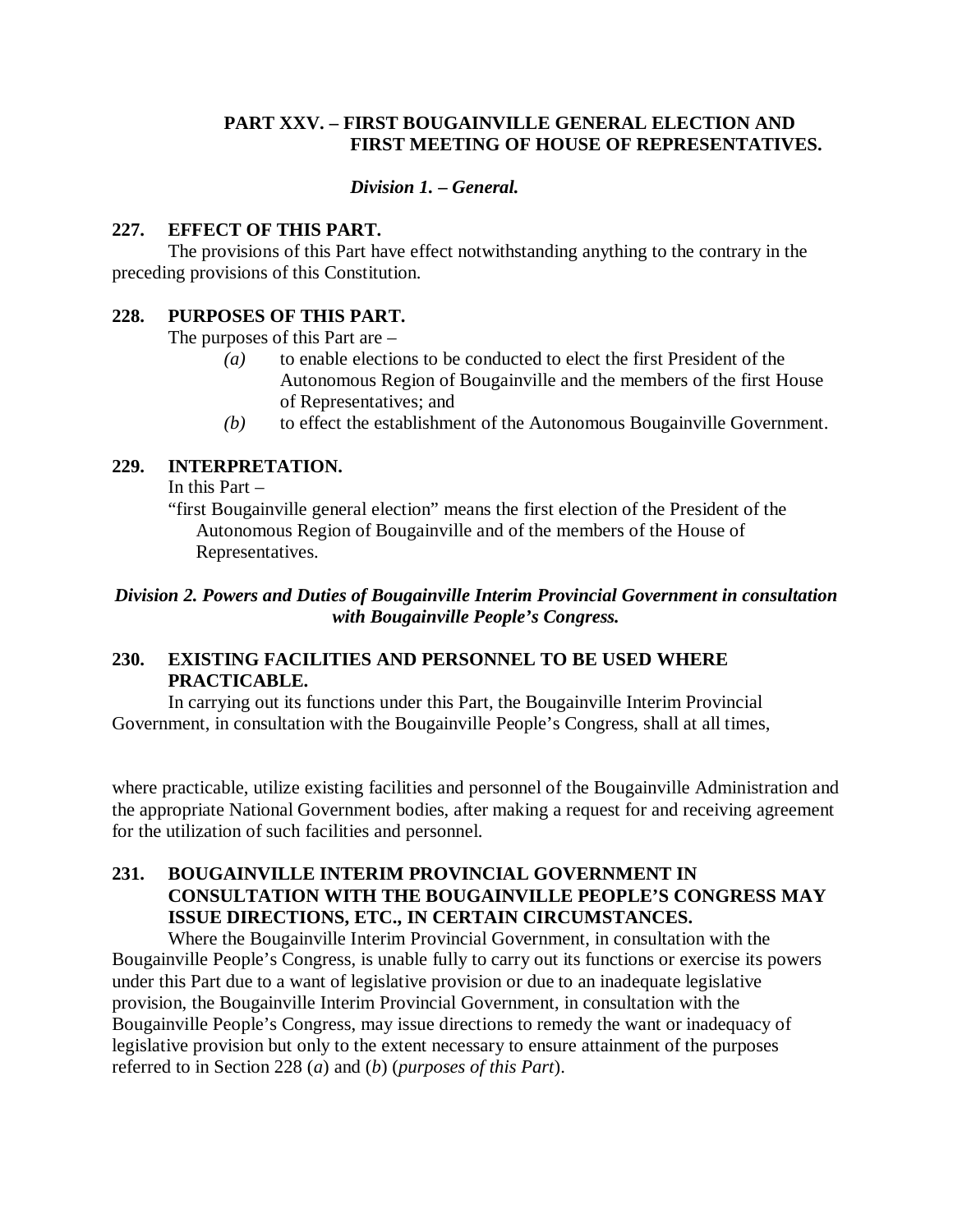## PART XXV. – FIRST BOUGAINVILLE GENERAL ELECTION AND FIRST MEETING OF HOUSE OF REPRESENTATIVES.

### *Division 1. – General.*

**227. EFFECT OF THIS PART.**

The provisions of this Part have effect notwithstanding anything to the contrary in the preceding provisions of this Constitution.

**228. PURPOSES OF THIS PART.**

The purposes of this Part are –

*(a)* to enable elections to be conducted to elect the first President of the Autonomous Region of Bougainville and the members of the first House of Representatives; and

*(b)* to effect the establishment of the Autonomous Bougainville Government.

**229. INTERPRETATION.**

In this Part –

"first Bougainville general election" means the first election of the President of the Autonomous Region of Bougainville and of the members of the House of Representatives.

### *Division 2. Powers and Duties of Bougainville Interim Provincial Government in consultation with Bougainville People's Congress.*

**230. EXISTING FACILITIES AND PERSONNEL TO BE USED WHERE PRACTICABLE.**

In carrying out its functions under this Part, the Bougainville Interim Provincial Government, in consultation with the Bougainville People's Congress, shall at all times, where practicable, utilize existing facilities and personnel of the Bougainville Administration and the appropriate National Government bodies, after making a request for and receiving agreement for the utilization of such facilities and personnel.

**231. BOUGAINVILLE INTERIM PROVINCIAL GOVERNMENT IN CONSULTATION WITH THE BOUGAINVILLE PEOPLE'S CONGRESS MAY ISSUE DIRECTIONS, ETC., IN CERTAIN CIRCUMSTANCES.**

Where the Bougainville Interim Provincial Government, in consultation with the Bougainville People's Congress, is unable fully to carry out its functions or exercise its powers under this Part due to a want of legislative provision or due to an inadequate legislative provision, the Bougainville Interim Provincial Government, in consultation with the Bougainville People's Congress, may issue directions to remedy the want or inadequacy of legislative provision but only to the extent necessary to ensure attainment of the purposes referred to in Section 228 (*a*) and (*b*) (*purposes of this Part*).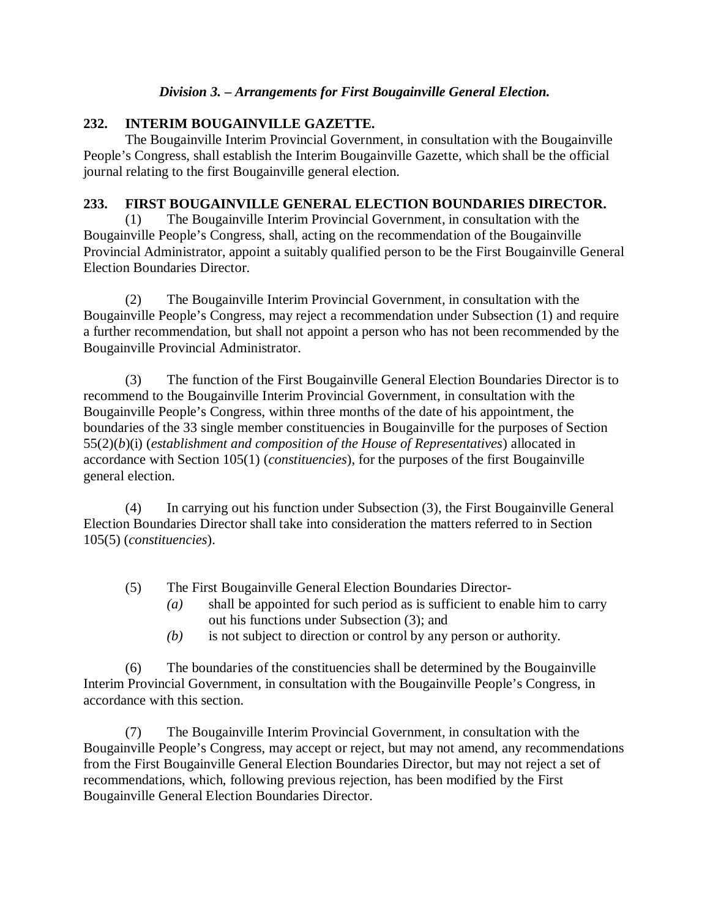### *Division 3. – Arrangements for First Bougainville General Election.*

**232. INTERIM BOUGAINVILLE GAZETTE.**

The Bougainville Interim Provincial Government, in consultation with the Bougainville People's Congress, shall establish the Interim Bougainville Gazette, which shall be the official journal relating to the first Bougainville general election.

**233. FIRST BOUGAINVILLE GENERAL ELECTION BOUNDARIES DIRECTOR.**

(1) The Bougainville Interim Provincial Government, in consultation with the Bougainville People's Congress, shall, acting on the recommendation of the Bougainville Provincial Administrator, appoint a suitably qualified person to be the First Bougainville General Election Boundaries Director.

(2) The Bougainville Interim Provincial Government, in consultation with the Bougainville People's Congress, may reject a recommendation under Subsection (1) and require a further recommendation, but shall not appoint a person who has not been recommended by the Bougainville Provincial Administrator.

(3) The function of the First Bougainville General Election Boundaries Director is to recommend to the Bougainville Interim Provincial Government, in consultation with the Bougainville People's Congress, within three months of the date of his appointment, the boundaries of the 33 single member constituencies in Bougainville for the purposes of Section 55(2)(*b*)(i) (*establishment and composition of the House of Representatives*) allocated in accordance with Section 105(1) (*constituencies*), for the purposes of the first Bougainville general election.

(4) In carrying out his function under Subsection (3), the First Bougainville General Election Boundaries Director shall take into consideration the matters referred to in Section 105(5) (*constituencies*).

(5) The First Bougainville General Election Boundaries Director-

- *(a)* shall be appointed for such period as is sufficient to enable him to carry out his functions under Subsection (3); and
- *(b)* is not subject to direction or control by any person or authority.

(6) The boundaries of the constituencies shall be determined by the Bougainville Interim Provincial Government, in consultation with the Bougainville People's Congress, in accordance with this section.

(7) The Bougainville Interim Provincial Government, in consultation with the Bougainville People's Congress, may accept or reject, but may not amend, any recommendations from the First Bougainville General Election Boundaries Director, but may not reject a set of recommendations, which, following previous rejection, has been modified by the First Bougainville General Election Boundaries Director.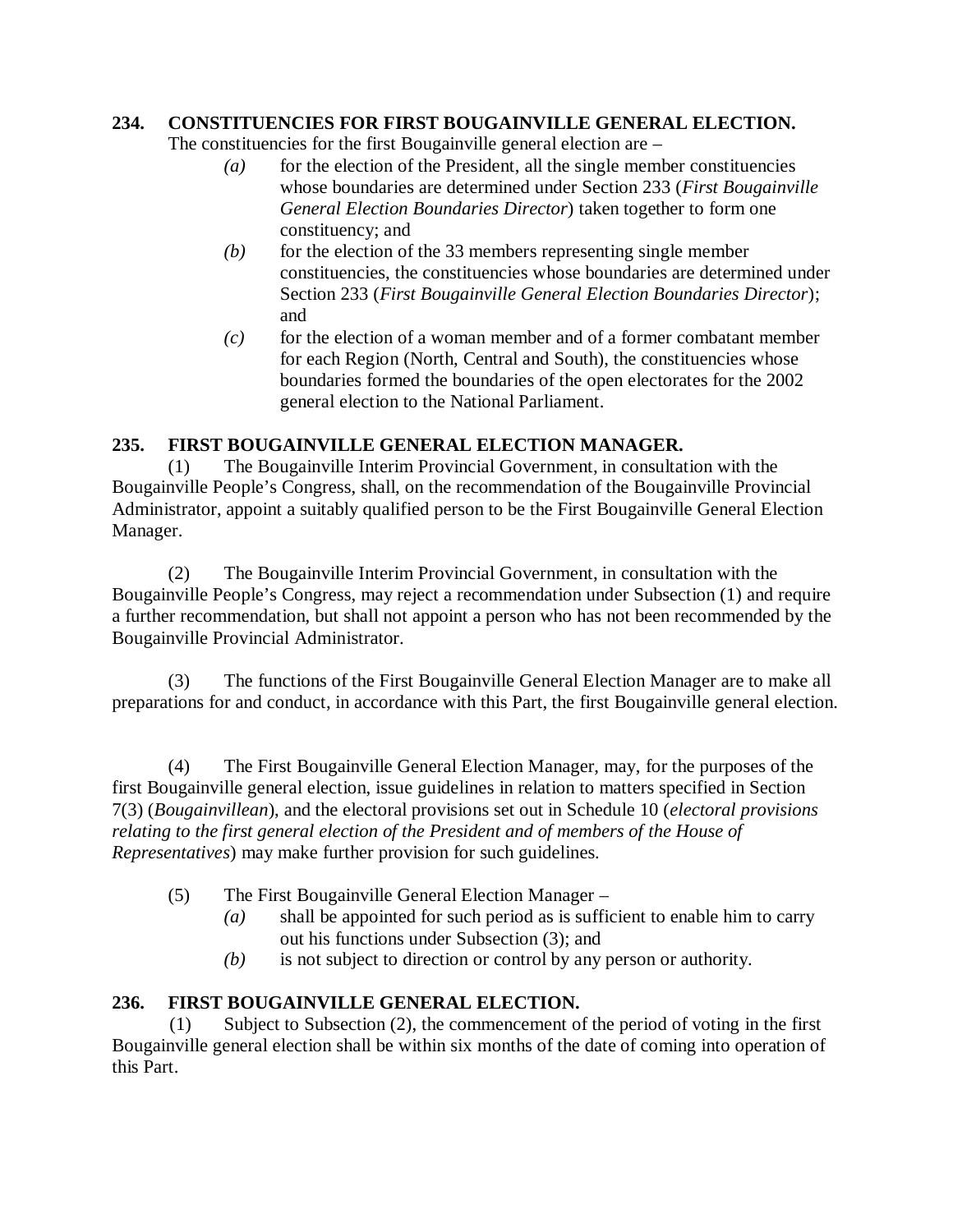**234. CONSTITUENCIES FOR FIRST BOUGAINVILLE GENERAL ELECTION.**

The constituencies for the first Bougainville general election are –

- *(a)* for the election of the President, all the single member constituencies whose boundaries are determined under Section 233 (*First Bougainville General Election Boundaries Director*) taken together to form one constituency; and
- *(b)* for the election of the 33 members representing single member constituencies, the constituencies whose boundaries are determined under Section 233 (*First Bougainville General Election Boundaries Director*); and
- *(c)* for the election of a woman member and of a former combatant member for each Region (North, Central and South), the constituencies whose boundaries formed the boundaries of the open electorates for the 2002 general election to the National Parliament.

**235. FIRST BOUGAINVILLE GENERAL ELECTION MANAGER.**

(1) The Bougainville Interim Provincial Government, in consultation with the Bougainville People's Congress, shall, on the recommendation of the Bougainville Provincial Administrator, appoint a suitably qualified person to be the First Bougainville General Election Manager.

(2) The Bougainville Interim Provincial Government, in consultation with the Bougainville People's Congress, may reject a recommendation under Subsection (1) and require a further recommendation, but shall not appoint a person who has not been recommended by the Bougainville Provincial Administrator.

(3) The functions of the First Bougainville General Election Manager are to make all preparations for and conduct, in accordance with this Part, the first Bougainville general election.

(4) The First Bougainville General Election Manager, may, for the purposes of the first Bougainville general election, issue guidelines in relation to matters specified in Section 7(3) (*Bougainvillean*), and the electoral provisions set out in Schedule 10 (*electoral provisions relating to the first general election of the President and of members of the House of Representatives*) may make further provision for such guidelines.

(5) The First Bougainville General Election Manager –

- *(a)* shall be appointed for such period as is sufficient to enable him to carry out his functions under Subsection (3); and
- *(b)* is not subject to direction or control by any person or authority.

**236. FIRST BOUGAINVILLE GENERAL ELECTION.**

(1) Subject to Subsection (2), the commencement of the period of voting in the first Bougainville general election shall be within six months of the date of coming into operation of this Part.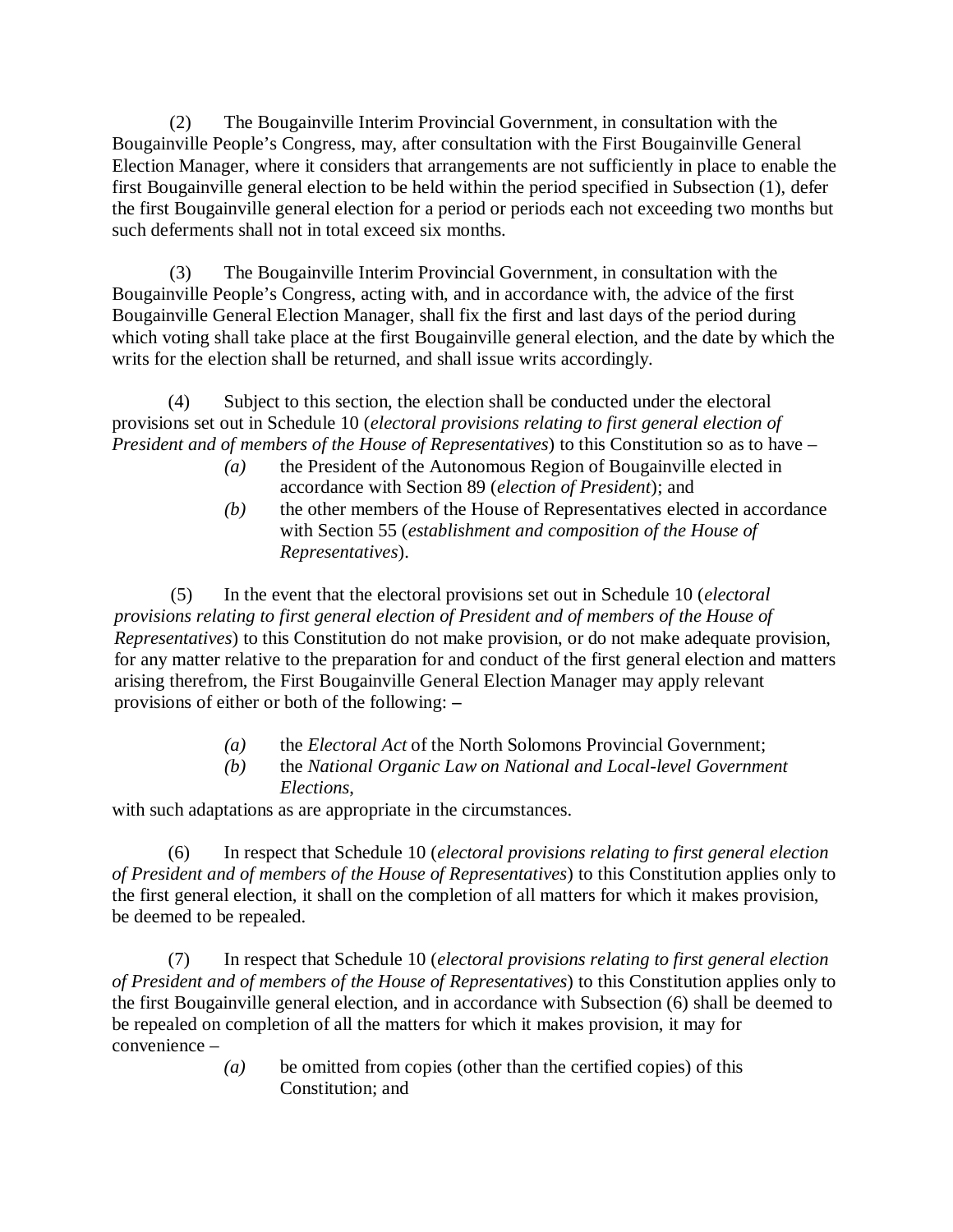(2) The Bougainville Interim Provincial Government, in consultation with the Bougainville People's Congress, may, after consultation with the First Bougainville General Election Manager, where it considers that arrangements are not sufficiently in place to enable the first Bougainville general election to be held within the period specified in Subsection (1), defer the first Bougainville general election for a period or periods each not exceeding two months but such deferments shall not in total exceed six months.

(3) The Bougainville Interim Provincial Government, in consultation with the Bougainville People's Congress, acting with, and in accordance with, the advice of the first Bougainville General Election Manager, shall fix the first and last days of the period during which voting shall take place at the first Bougainville general election, and the date by which the writs for the election shall be returned, and shall issue writs accordingly.

(4) Subject to this section, the election shall be conducted under the electoral provisions set out in Schedule 10 (*electoral provisions relating to first general election of President and of members of the House of Representatives*) to this Constitution so as to have –

- *(a)* the President of the Autonomous Region of Bougainville elected in accordance with Section 89 (*election of President*); and
- *(b)* the other members of the House of Representatives elected in accordance with Section 55 (*establishment and composition of the House of Representatives*).

(5) In the event that the electoral provisions set out in Schedule 10 (*electoral provisions relating to first general election of President and of members of the House of Representatives*) to this Constitution do not make provision, or do not make adequate provision, for any matter relative to the preparation for and conduct of the first general election and matters arising therefrom, the First Bougainville General Election Manager may apply relevant provisions of either or both of the following: –

- *(a)* the *Electoral Act* of the North Solomons Provincial Government;
- *(b)* the *National Organic Law on National and Local-level Government Elections*,

with such adaptations as are appropriate in the circumstances.

(6) In respect that Schedule 10 (*electoral provisions relating to first general election of President and of members of the House of Representatives*) to this Constitution applies only to the first general election, it shall on the completion of all matters for which it makes provision, be deemed to be repealed.

(7) In respect that Schedule 10 (*electoral provisions relating to first general election of President and of members of the House of Representatives*) to this Constitution applies only to the first Bougainville general election, and in accordance with Subsection (6) shall be deemed to be repealed on completion of all the matters for which it makes provision, it may for convenience –

- *(a)* be omitted from copies (other than the certified copies) of this Constitution; and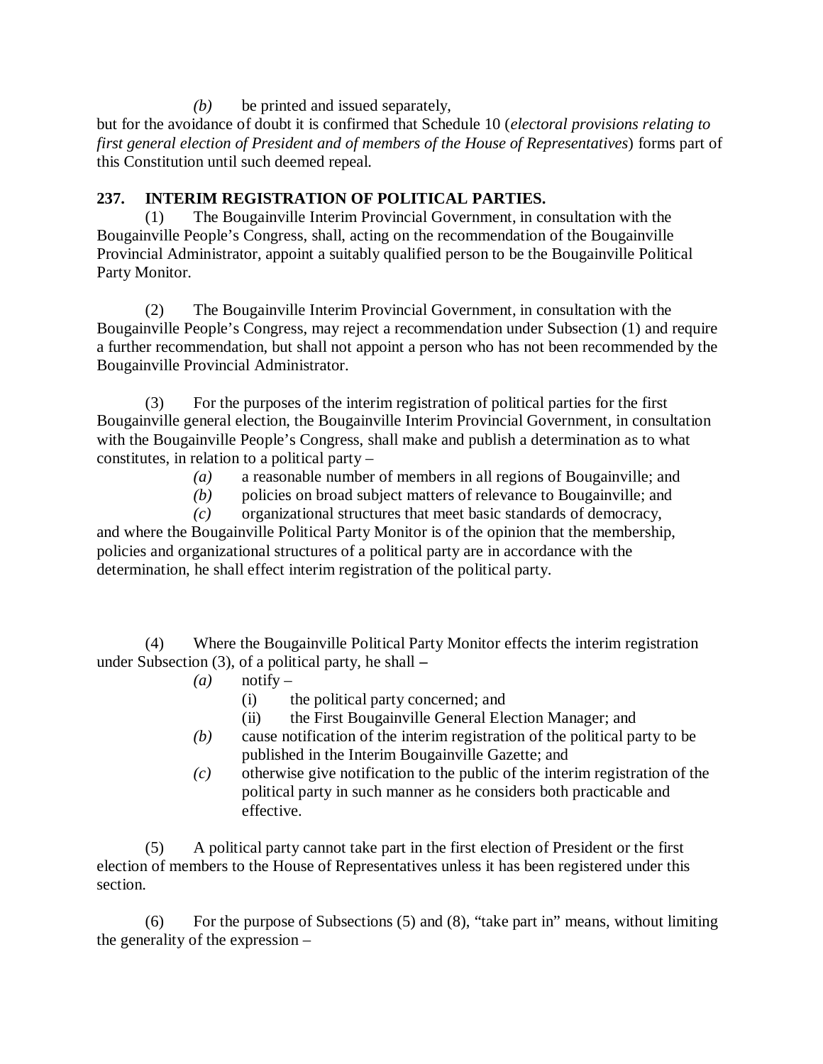*(b)* be printed and issued separately,

but for the avoidance of doubt it is confirmed that Schedule 10 (*electoral provisions relating to first general election of President and of members of the House of Representatives*) forms part of this Constitution until such deemed repeal.

**237. INTERIM REGISTRATION OF POLITICAL PARTIES.**

(1) The Bougainville Interim Provincial Government, in consultation with the Bougainville People's Congress, shall, acting on the recommendation of the Bougainville Provincial Administrator, appoint a suitably qualified person to be the Bougainville Political Party Monitor.

(2) The Bougainville Interim Provincial Government, in consultation with the Bougainville People's Congress, may reject a recommendation under Subsection (1) and require a further recommendation, but shall not appoint a person who has not been recommended by the Bougainville Provincial Administrator.

(3) For the purposes of the interim registration of political parties for the first Bougainville general election, the Bougainville Interim Provincial Government, in consultation with the Bougainville People's Congress, shall make and publish a determination as to what constitutes, in relation to a political party –

*(a)* a reasonable number of members in all regions of Bougainville; and

*(b)* policies on broad subject matters of relevance to Bougainville; and

*(c)* organizational structures that meet basic standards of democracy,

and where the Bougainville Political Party Monitor is of the opinion that the membership, policies and organizational structures of a political party are in accordance with the determination, he shall effect interim registration of the political party.

(4) Where the Bougainville Political Party Monitor effects the interim registration under Subsection (3), of a political party, he shall –

*(a)* notify –

(i) the political party concerned; and

(ii) the First Bougainville General Election Manager; and

*(b)* cause notification of the interim registration of the political party to be published in the Interim Bougainville Gazette; and

*(c)* otherwise give notification to the public of the interim registration of the political party in such manner as he considers both practicable and effective.

(5) A political party cannot take part in the first election of President or the first election of members to the House of Representatives unless it has been registered under this section.

(6) For the purpose of Subsections (5) and (8), "take part in" means, without limiting the generality of the expression –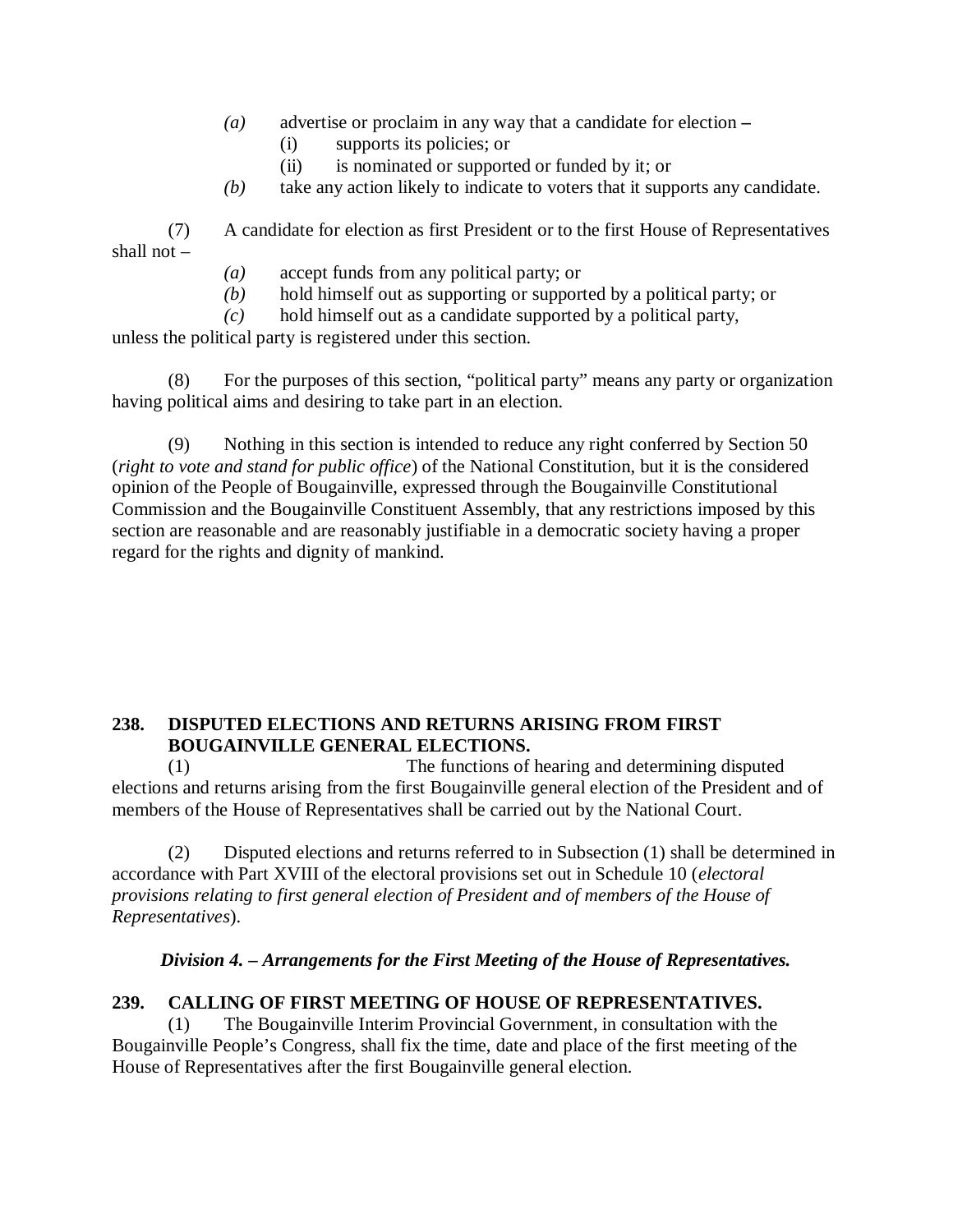(a) advertise or proclaim in any way that a candidate for election –

(i) supports its policies; or

(ii) is nominated or supported or funded by it; or

(b) take any action likely to indicate to voters that it supports any candidate.

(7) A candidate for election as first President or to the first House of Representatives shall not –

(a) accept funds from any political party; or

(b) hold himself out as supporting or supported by a political party; or

(c) hold himself out as a candidate supported by a political party,

unless the political party is registered under this section.

(8) For the purposes of this section, "political party" means any party or organization having political aims and desiring to take part in an election.

(9) Nothing in this section is intended to reduce any right conferred by Section 50 (*right to vote and stand for public office*) of the National Constitution, but it is the considered opinion of the People of Bougainville, expressed through the Bougainville Constitutional Commission and the Bougainville Constituent Assembly, that any restrictions imposed by this section are reasonable and are reasonably justifiable in a democratic society having a proper regard for the rights and dignity of mankind.

**238. DISPUTED ELECTIONS AND RETURNS ARISING FROM FIRST BOUGAINVILLE GENERAL ELECTIONS.**

(1) The functions of hearing and determining disputed elections and returns arising from the first Bougainville general election of the President and of members of the House of Representatives shall be carried out by the National Court.

(2) Disputed elections and returns referred to in Subsection (1) shall be determined in accordance with Part XVIII of the electoral provisions set out in Schedule 10 (*electoral provisions relating to first general election of President and of members of the House of Representatives*).

***Division 4. – Arrangements for the First Meeting of the House of Representatives.***

**239. CALLING OF FIRST MEETING OF HOUSE OF REPRESENTATIVES.**

(1) The Bougainville Interim Provincial Government, in consultation with the Bougainville People's Congress, shall fix the time, date and place of the first meeting of the House of Representatives after the first Bougainville general election.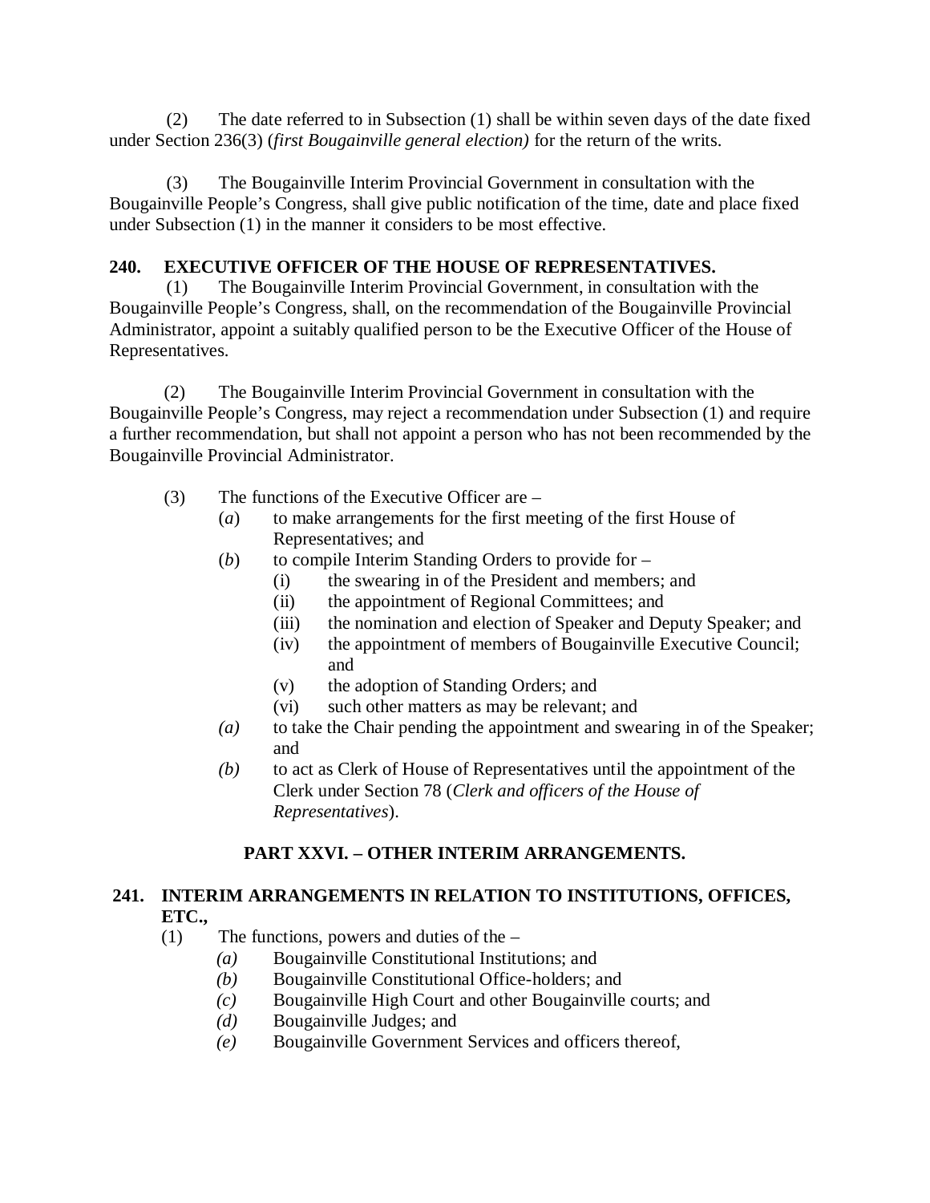(2) The date referred to in Subsection (1) shall be within seven days of the date fixed under Section 236(3) (*first Bougainville general election)* for the return of the writs.

(3) The Bougainville Interim Provincial Government in consultation with the Bougainville People's Congress, shall give public notification of the time, date and place fixed under Subsection (1) in the manner it considers to be most effective.

**240. EXECUTIVE OFFICER OF THE HOUSE OF REPRESENTATIVES.**

(1) The Bougainville Interim Provincial Government, in consultation with the Bougainville People's Congress, shall, on the recommendation of the Bougainville Provincial Administrator, appoint a suitably qualified person to be the Executive Officer of the House of Representatives.

(2) The Bougainville Interim Provincial Government in consultation with the Bougainville People's Congress, may reject a recommendation under Subsection (1) and require a further recommendation, but shall not appoint a person who has not been recommended by the Bougainville Provincial Administrator.

(3) The functions of the Executive Officer are –

- (*a*) to make arrangements for the first meeting of the first House of Representatives; and
- (*b*) to compile Interim Standing Orders to provide for –
  - (i) the swearing in of the President and members; and
  - (ii) the appointment of Regional Committees; and
  - (iii) the nomination and election of Speaker and Deputy Speaker; and
  - (iv) the appointment of members of Bougainville Executive Council; and
  - (v) the adoption of Standing Orders; and
  - (vi) such other matters as may be relevant; and
- *(a)* to take the Chair pending the appointment and swearing in of the Speaker; and
- *(b)* to act as Clerk of House of Representatives until the appointment of the Clerk under Section 78 (*Clerk and officers of the House of Representatives*).

**PART XXVI. – OTHER INTERIM ARRANGEMENTS.**

**241. INTERIM ARRANGEMENTS IN RELATION TO INSTITUTIONS, OFFICES, ETC.,**

(1) The functions, powers and duties of the –

- *(a)* Bougainville Constitutional Institutions; and
- *(b)* Bougainville Constitutional Office-holders; and
- *(c)* Bougainville High Court and other Bougainville courts; and
- *(d)* Bougainville Judges; and
- *(e)* Bougainville Government Services and officers thereof,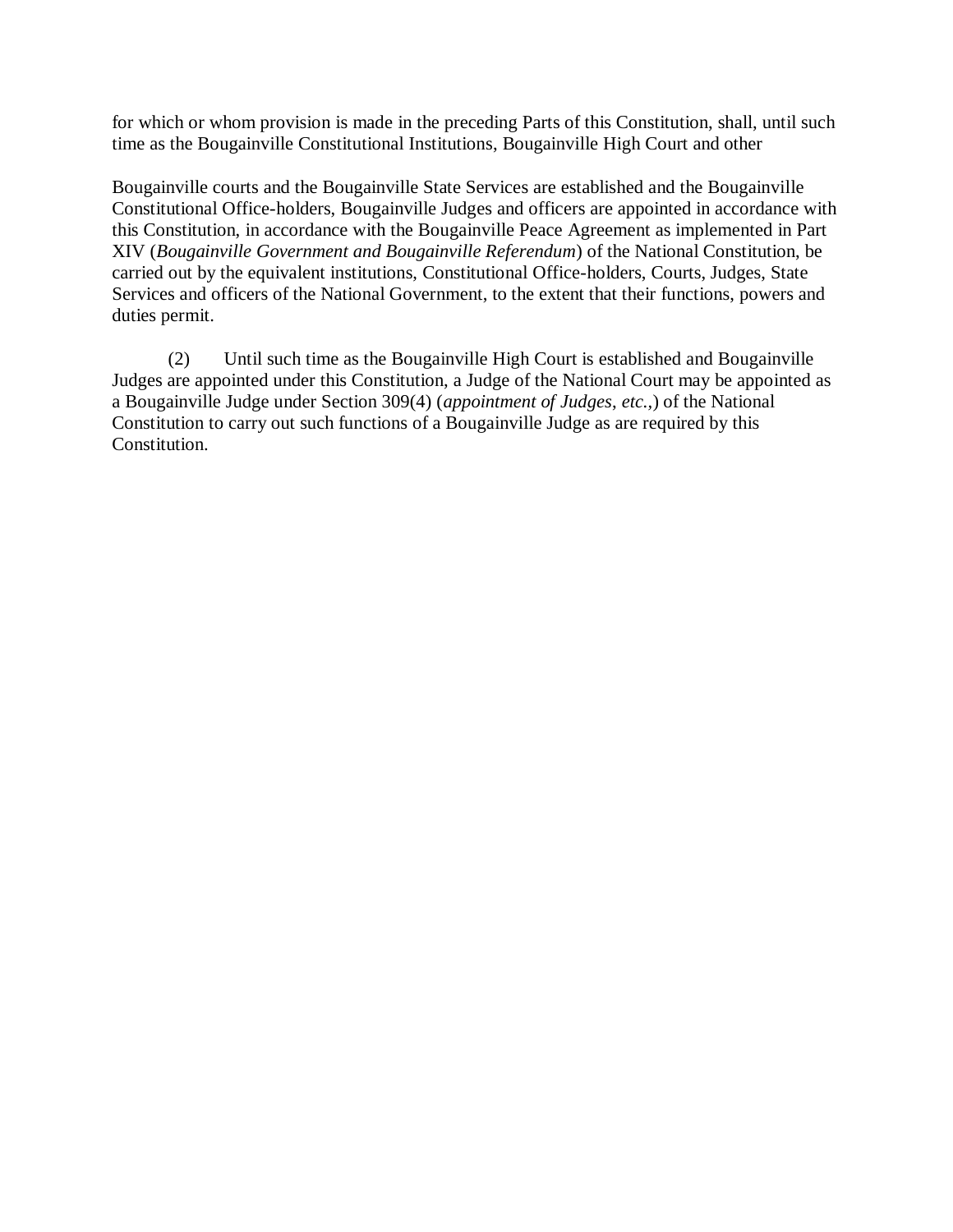for which or whom provision is made in the preceding Parts of this Constitution, shall, until such time as the Bougainville Constitutional Institutions, Bougainville High Court and other Bougainville courts and the Bougainville State Services are established and the Bougainville Constitutional Office-holders, Bougainville Judges and officers are appointed in accordance with this Constitution, in accordance with the Bougainville Peace Agreement as implemented in Part XIV (*Bougainville Government and Bougainville Referendum*) of the National Constitution, be carried out by the equivalent institutions, Constitutional Office-holders, Courts, Judges, State Services and officers of the National Government, to the extent that their functions, powers and duties permit.

(2) Until such time as the Bougainville High Court is established and Bougainville Judges are appointed under this Constitution, a Judge of the National Court may be appointed as a Bougainville Judge under Section 309(4) (*appointment of Judges, etc.,*) of the National Constitution to carry out such functions of a Bougainville Judge as are required by this Constitution.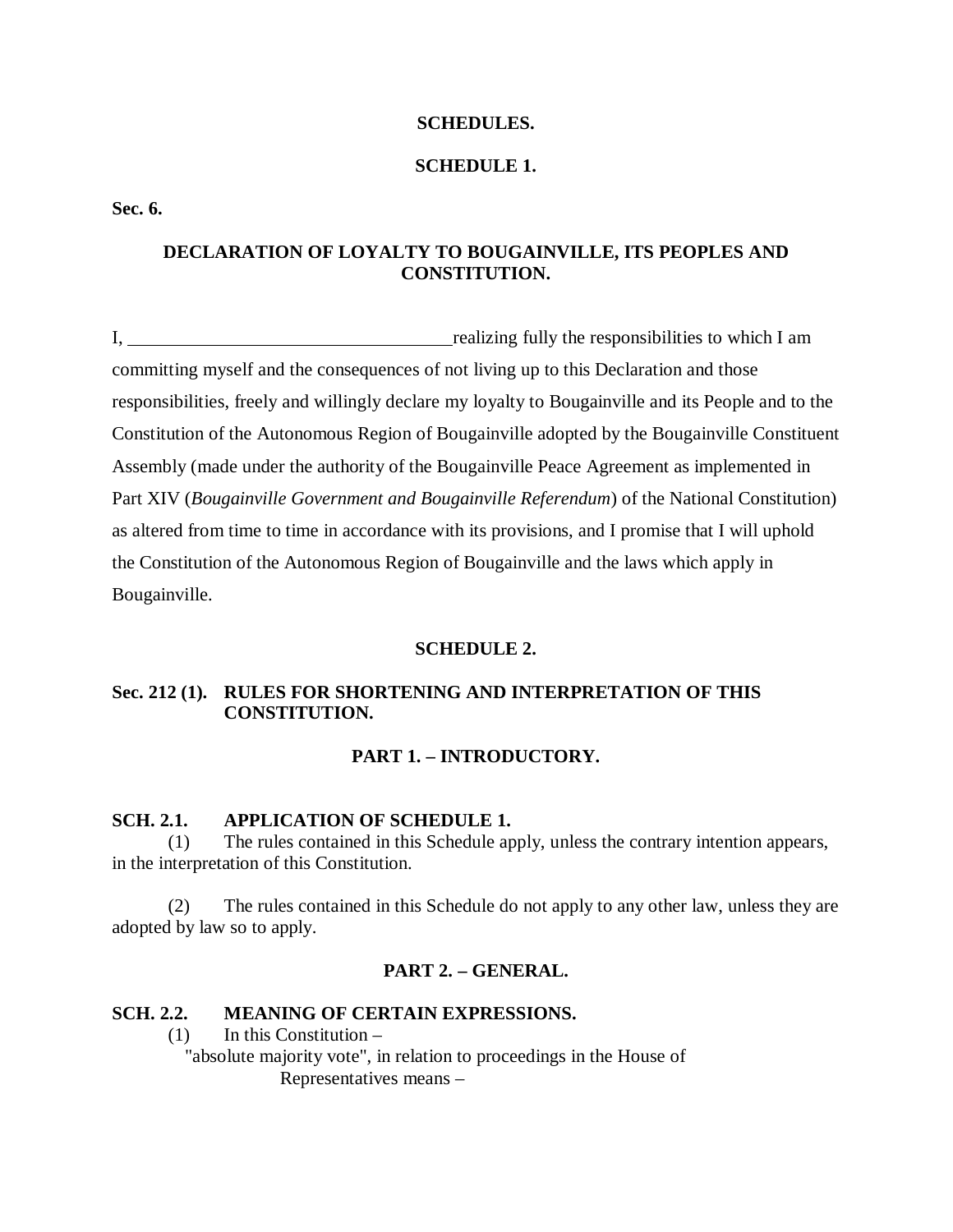## SCHEDULES.

### SCHEDULE 1.

**Sec. 6.**

### DECLARATION OF LOYALTY TO BOUGAINVILLE, ITS PEOPLES AND CONSTITUTION.

I, ___________________________________ realizing fully the responsibilities to which I am committing myself and the consequences of not living up to this Declaration and those responsibilities, freely and willingly declare my loyalty to Bougainville and its People and to the Constitution of the Autonomous Region of Bougainville adopted by the Bougainville Constituent Assembly (made under the authority of the Bougainville Peace Agreement as implemented in Part XIV (*Bougainville Government and Bougainville Referendum*) of the National Constitution) as altered from time to time in accordance with its provisions, and I promise that I will uphold the Constitution of the Autonomous Region of Bougainville and the laws which apply in Bougainville.

### SCHEDULE 2.

**Sec. 212 (1). RULES FOR SHORTENING AND INTERPRETATION OF THIS CONSTITUTION.**

#### PART 1. – INTRODUCTORY.

**SCH. 2.1. APPLICATION OF SCHEDULE 1.**

(1) The rules contained in this Schedule apply, unless the contrary intention appears, in the interpretation of this Constitution.

(2) The rules contained in this Schedule do not apply to any other law, unless they are adopted by law so to apply.

#### PART 2. – GENERAL.

**SCH. 2.2. MEANING OF CERTAIN EXPRESSIONS.**

(1) In this Constitution –

"absolute majority vote", in relation to proceedings in the House of Representatives means –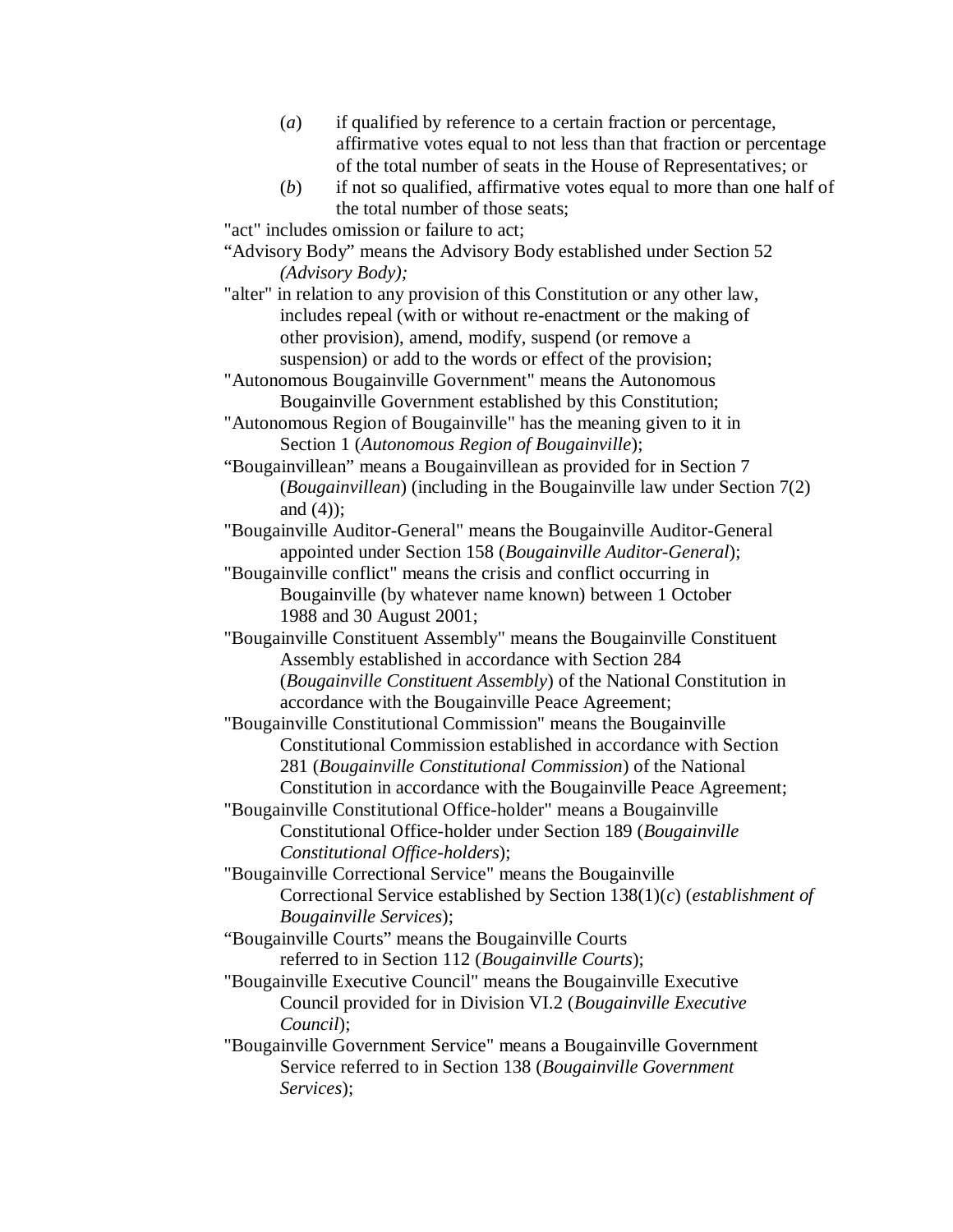(*a*) if qualified by reference to a certain fraction or percentage, affirmative votes equal to not less than that fraction or percentage of the total number of seats in the House of Representatives; or

(*b*) if not so qualified, affirmative votes equal to more than one half of the total number of those seats;

"act" includes omission or failure to act;

"Advisory Body" means the Advisory Body established under Section 52 *(Advisory Body);*

"alter" in relation to any provision of this Constitution or any other law, includes repeal (with or without re-enactment or the making of other provision), amend, modify, suspend (or remove a suspension) or add to the words or effect of the provision;

"Autonomous Bougainville Government" means the Autonomous Bougainville Government established by this Constitution;

"Autonomous Region of Bougainville" has the meaning given to it in Section 1 (*Autonomous Region of Bougainville*);

"Bougainvillean" means a Bougainvillean as provided for in Section 7 (*Bougainvillean*) (including in the Bougainville law under Section 7(2) and (4));

"Bougainville Auditor-General" means the Bougainville Auditor-General appointed under Section 158 (*Bougainville Auditor-General*);

"Bougainville conflict" means the crisis and conflict occurring in Bougainville (by whatever name known) between 1 October 1988 and 30 August 2001;

"Bougainville Constituent Assembly" means the Bougainville Constituent Assembly established in accordance with Section 284 (*Bougainville Constituent Assembly*) of the National Constitution in accordance with the Bougainville Peace Agreement;

"Bougainville Constitutional Commission" means the Bougainville Constitutional Commission established in accordance with Section 281 (*Bougainville Constitutional Commission*) of the National Constitution in accordance with the Bougainville Peace Agreement;

"Bougainville Constitutional Office-holder" means a Bougainville Constitutional Office-holder under Section 189 (*Bougainville Constitutional Office-holders*);

"Bougainville Correctional Service" means the Bougainville Correctional Service established by Section 138(1)(*c*) (*establishment of Bougainville Services*);

"Bougainville Courts" means the Bougainville Courts referred to in Section 112 (*Bougainville Courts*);

"Bougainville Executive Council" means the Bougainville Executive Council provided for in Division VI.2 (*Bougainville Executive Council*);

"Bougainville Government Service" means a Bougainville Government Service referred to in Section 138 (*Bougainville Government Services*);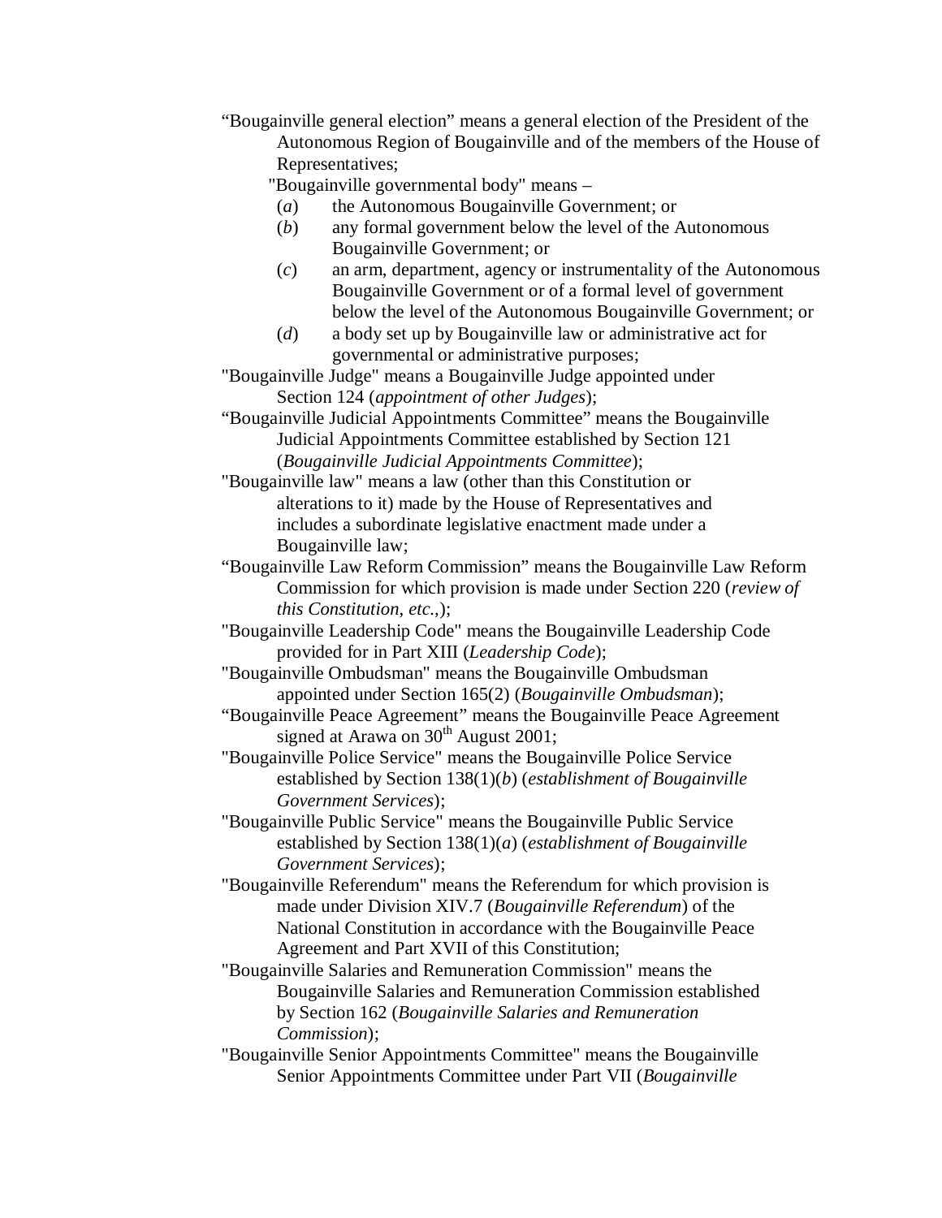"Bougainville general election" means a general election of the President of the Autonomous Region of Bougainville and of the members of the House of Representatives;

"Bougainville governmental body" means –

(*a*) the Autonomous Bougainville Government; or

(*b*) any formal government below the level of the Autonomous Bougainville Government; or

(*c*) an arm, department, agency or instrumentality of the Autonomous Bougainville Government or of a formal level of government below the level of the Autonomous Bougainville Government; or

(*d*) a body set up by Bougainville law or administrative act for governmental or administrative purposes;

"Bougainville Judge" means a Bougainville Judge appointed under Section 124 (*appointment of other Judges*);

"Bougainville Judicial Appointments Committee" means the Bougainville Judicial Appointments Committee established by Section 121 (*Bougainville Judicial Appointments Committee*);

"Bougainville law" means a law (other than this Constitution or alterations to it) made by the House of Representatives and includes a subordinate legislative enactment made under a Bougainville law;

"Bougainville Law Reform Commission" means the Bougainville Law Reform Commission for which provision is made under Section 220 (*review of this Constitution, etc.,*);

"Bougainville Leadership Code" means the Bougainville Leadership Code provided for in Part XIII (*Leadership Code*);

"Bougainville Ombudsman" means the Bougainville Ombudsman appointed under Section 165(2) (*Bougainville Ombudsman*);

"Bougainville Peace Agreement" means the Bougainville Peace Agreement signed at Arawa on 30th August 2001;

"Bougainville Police Service" means the Bougainville Police Service established by Section 138(1)(*b*) (*establishment of Bougainville Government Services*);

"Bougainville Public Service" means the Bougainville Public Service established by Section 138(1)(*a*) (*establishment of Bougainville Government Services*);

"Bougainville Referendum" means the Referendum for which provision is made under Division XIV.7 (*Bougainville Referendum*) of the National Constitution in accordance with the Bougainville Peace Agreement and Part XVII of this Constitution;

"Bougainville Salaries and Remuneration Commission" means the Bougainville Salaries and Remuneration Commission established by Section 162 (*Bougainville Salaries and Remuneration Commission*);

"Bougainville Senior Appointments Committee" means the Bougainville Senior Appointments Committee under Part VII (*Bougainville*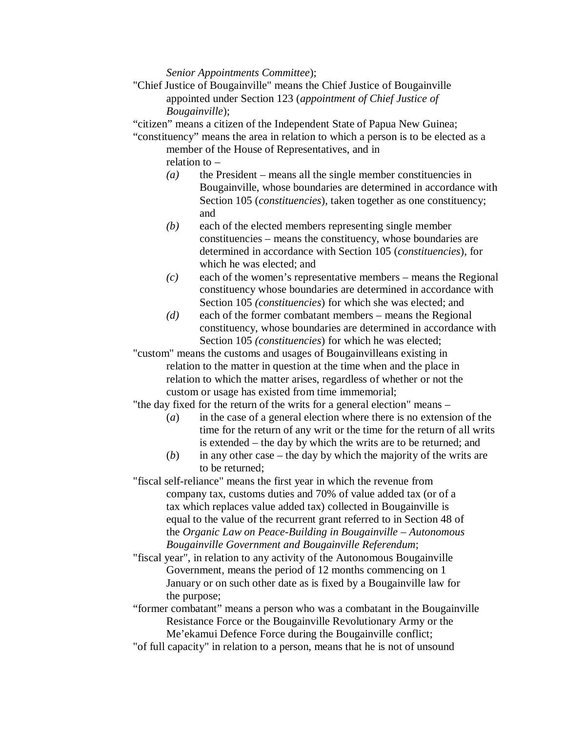*Senior Appointments Committee*);

"Chief Justice of Bougainville" means the Chief Justice of Bougainville appointed under Section 123 (*appointment of Chief Justice of Bougainville*);

"citizen" means a citizen of the Independent State of Papua New Guinea;

"constituency" means the area in relation to which a person is to be elected as a member of the House of Representatives, and in relation to –

- *(a)* the President – means all the single member constituencies in Bougainville, whose boundaries are determined in accordance with Section 105 (*constituencies*), taken together as one constituency; and
- *(b)* each of the elected members representing single member constituencies – means the constituency, whose boundaries are determined in accordance with Section 105 (*constituencies*), for which he was elected; and
- *(c)* each of the women's representative members – means the Regional constituency whose boundaries are determined in accordance with Section 105 *(constituencies*) for which she was elected; and
- *(d)* each of the former combatant members – means the Regional constituency, whose boundaries are determined in accordance with Section 105 *(constituencies*) for which he was elected;

"custom" means the customs and usages of Bougainvilleans existing in relation to the matter in question at the time when and the place in relation to which the matter arises, regardless of whether or not the custom or usage has existed from time immemorial;

"the day fixed for the return of the writs for a general election" means –

- (*a*) in the case of a general election where there is no extension of the time for the return of any writ or the time for the return of all writs is extended – the day by which the writs are to be returned; and
- (*b*) in any other case – the day by which the majority of the writs are to be returned;

"fiscal self-reliance" means the first year in which the revenue from company tax, customs duties and 70% of value added tax (or of a tax which replaces value added tax) collected in Bougainville is equal to the value of the recurrent grant referred to in Section 48 of the *Organic Law on Peace-Building in Bougainville – Autonomous Bougainville Government and Bougainville Referendum*;

"fiscal year", in relation to any activity of the Autonomous Bougainville Government, means the period of 12 months commencing on 1 January or on such other date as is fixed by a Bougainville law for the purpose;

"former combatant" means a person who was a combatant in the Bougainville Resistance Force or the Bougainville Revolutionary Army or the Me'ekamui Defence Force during the Bougainville conflict;

"of full capacity" in relation to a person, means that he is not of unsound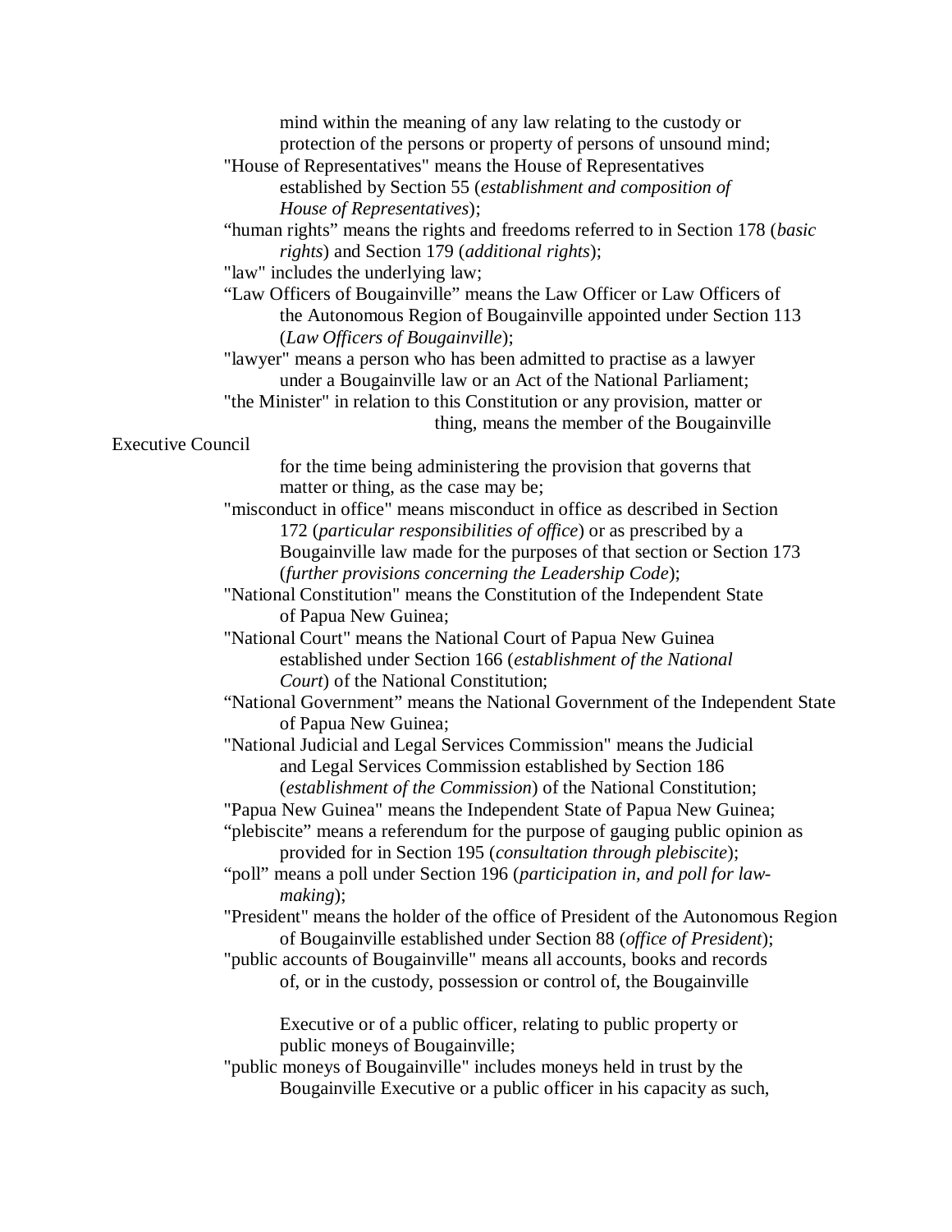mind within the meaning of any law relating to the custody or protection of the persons or property of persons of unsound mind;

"House of Representatives" means the House of Representatives established by Section 55 (*establishment and composition of House of Representatives*);

"human rights" means the rights and freedoms referred to in Section 178 (*basic rights*) and Section 179 (*additional rights*);

"law" includes the underlying law;

"Law Officers of Bougainville" means the Law Officer or Law Officers of the Autonomous Region of Bougainville appointed under Section 113 (*Law Officers of Bougainville*);

"lawyer" means a person who has been admitted to practise as a lawyer under a Bougainville law or an Act of the National Parliament;

"the Minister" in relation to this Constitution or any provision, matter or thing, means the member of the Bougainville Executive Council for the time being administering the provision that governs that matter or thing, as the case may be;

"misconduct in office" means misconduct in office as described in Section 172 (*particular responsibilities of office*) or as prescribed by a Bougainville law made for the purposes of that section or Section 173 (*further provisions concerning the Leadership Code*);

"National Constitution" means the Constitution of the Independent State of Papua New Guinea;

"National Court" means the National Court of Papua New Guinea established under Section 166 (*establishment of the National Court*) of the National Constitution;

"National Government" means the National Government of the Independent State of Papua New Guinea;

"National Judicial and Legal Services Commission" means the Judicial and Legal Services Commission established by Section 186 (*establishment of the Commission*) of the National Constitution;

"Papua New Guinea" means the Independent State of Papua New Guinea;

"plebiscite" means a referendum for the purpose of gauging public opinion as provided for in Section 195 (*consultation through plebiscite*);

"poll" means a poll under Section 196 (*participation in, and poll for law-making*);

"President" means the holder of the office of President of the Autonomous Region of Bougainville established under Section 88 (*office of President*);

"public accounts of Bougainville" means all accounts, books and records of, or in the custody, possession or control of, the Bougainville Executive or of a public officer, relating to public property or public moneys of Bougainville;

"public moneys of Bougainville" includes moneys held in trust by the Bougainville Executive or a public officer in his capacity as such,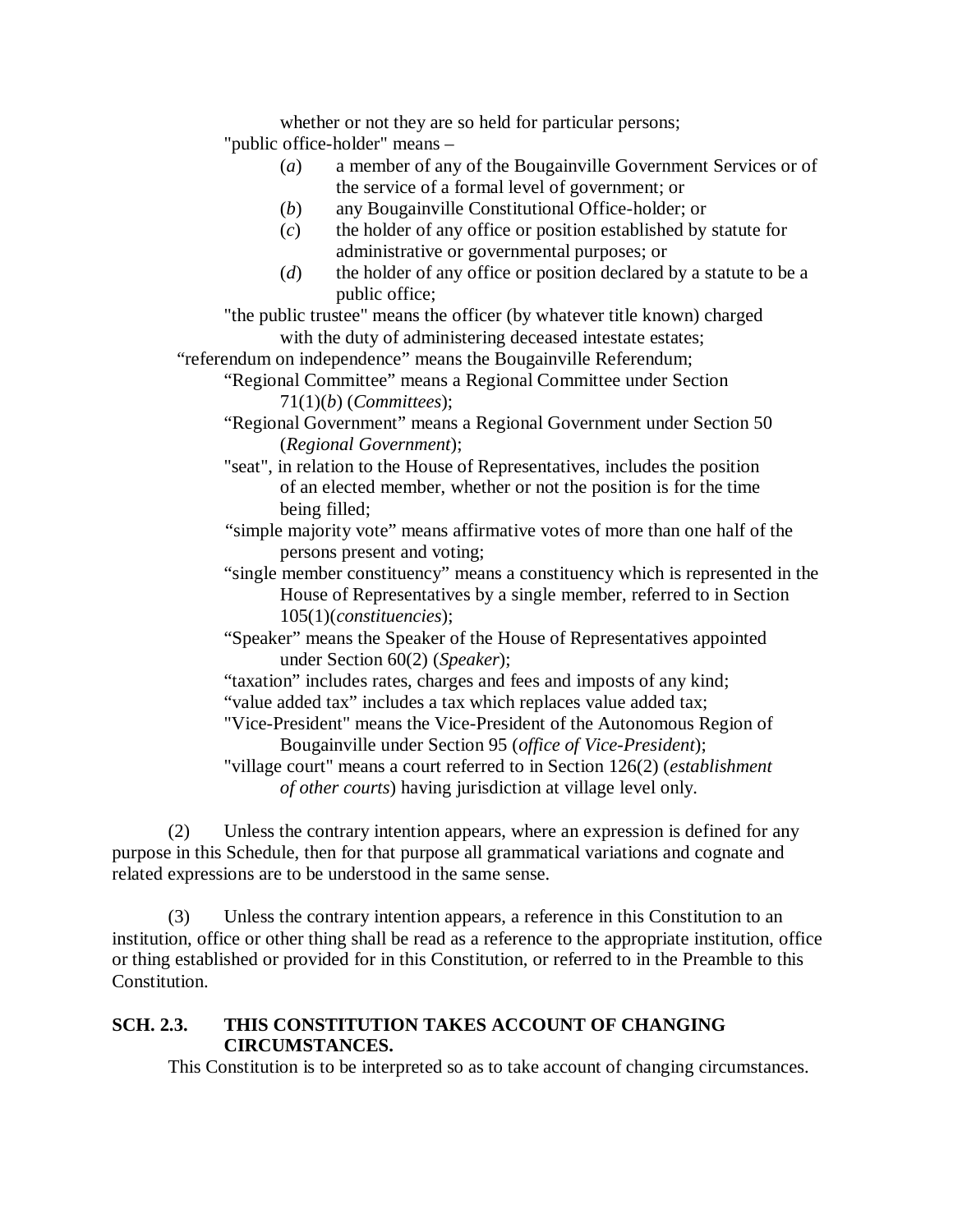whether or not they are so held for particular persons;

"public office-holder" means –

(*a*) a member of any of the Bougainville Government Services or of the service of a formal level of government; or

(*b*) any Bougainville Constitutional Office-holder; or

(*c*) the holder of any office or position established by statute for administrative or governmental purposes; or

(*d*) the holder of any office or position declared by a statute to be a public office;

"the public trustee" means the officer (by whatever title known) charged with the duty of administering deceased intestate estates;

"referendum on independence" means the Bougainville Referendum;

"Regional Committee" means a Regional Committee under Section 71(1)(*b*) (*Committees*);

"Regional Government" means a Regional Government under Section 50 (*Regional Government*);

"seat", in relation to the House of Representatives, includes the position of an elected member, whether or not the position is for the time being filled;

"simple majority vote" means affirmative votes of more than one half of the persons present and voting;

"single member constituency" means a constituency which is represented in the House of Representatives by a single member, referred to in Section 105(1)(*constituencies*);

"Speaker" means the Speaker of the House of Representatives appointed under Section 60(2) (*Speaker*);

"taxation" includes rates, charges and fees and imposts of any kind;

"value added tax" includes a tax which replaces value added tax;

"Vice-President" means the Vice-President of the Autonomous Region of Bougainville under Section 95 (*office of Vice-President*);

"village court" means a court referred to in Section 126(2) (*establishment of other courts*) having jurisdiction at village level only.

(2) Unless the contrary intention appears, where an expression is defined for any purpose in this Schedule, then for that purpose all grammatical variations and cognate and related expressions are to be understood in the same sense.

(3) Unless the contrary intention appears, a reference in this Constitution to an institution, office or other thing shall be read as a reference to the appropriate institution, office or thing established or provided for in this Constitution, or referred to in the Preamble to this Constitution.

### SCH. 2.3. THIS CONSTITUTION TAKES ACCOUNT OF CHANGING CIRCUMSTANCES.

This Constitution is to be interpreted so as to take account of changing circumstances.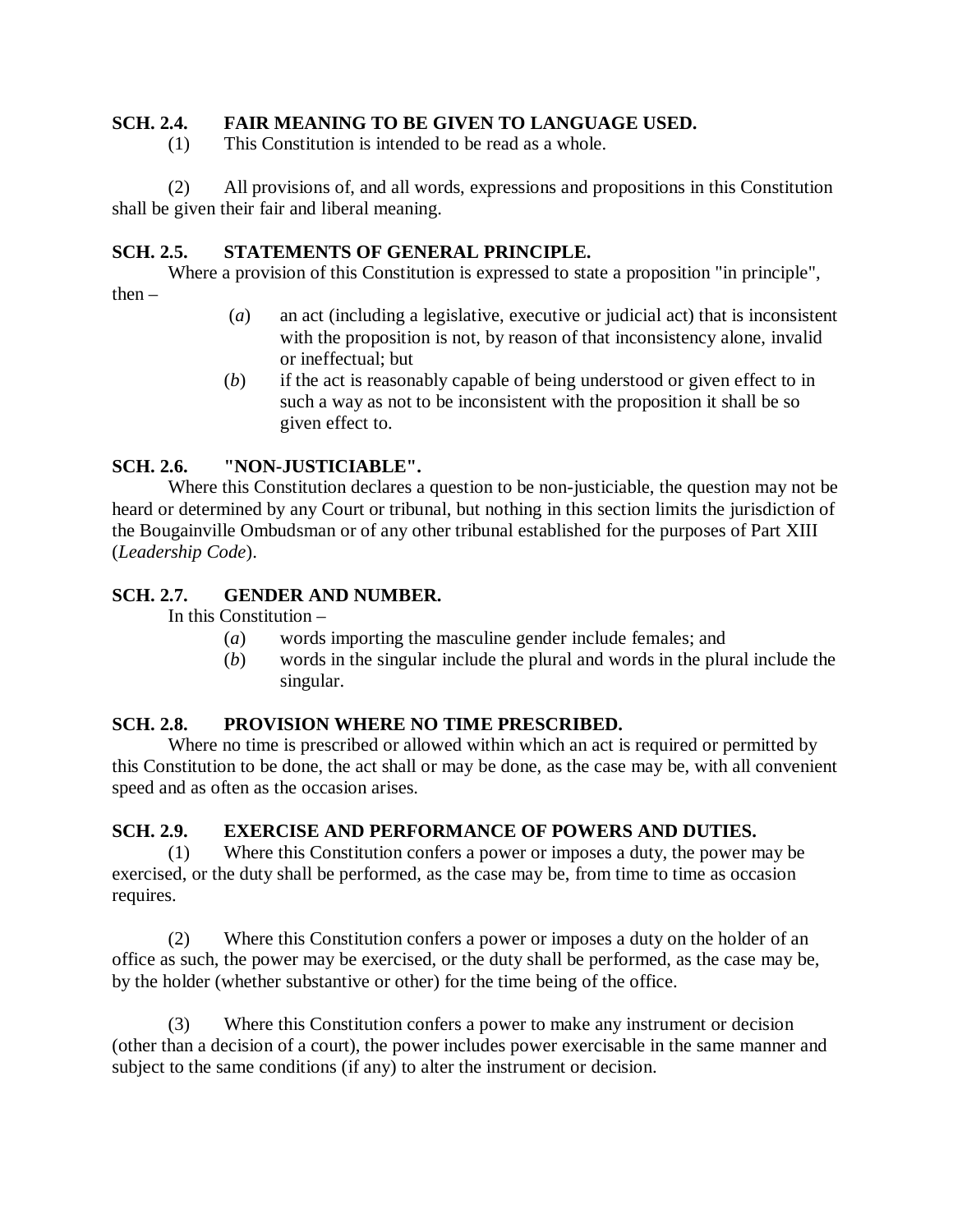**SCH. 2.4. FAIR MEANING TO BE GIVEN TO LANGUAGE USED.**

(1) This Constitution is intended to be read as a whole.

(2) All provisions of, and all words, expressions and propositions in this Constitution shall be given their fair and liberal meaning.

**SCH. 2.5. STATEMENTS OF GENERAL PRINCIPLE.**

Where a provision of this Constitution is expressed to state a proposition "in principle", then –

(*a*) an act (including a legislative, executive or judicial act) that is inconsistent with the proposition is not, by reason of that inconsistency alone, invalid or ineffectual; but

(*b*) if the act is reasonably capable of being understood or given effect to in such a way as not to be inconsistent with the proposition it shall be so given effect to.

**SCH. 2.6. "NON-JUSTICIABLE".**

Where this Constitution declares a question to be non-justiciable, the question may not be heard or determined by any Court or tribunal, but nothing in this section limits the jurisdiction of the Bougainville Ombudsman or of any other tribunal established for the purposes of Part XIII (*Leadership Code*).

**SCH. 2.7. GENDER AND NUMBER.**

In this Constitution –

(*a*) words importing the masculine gender include females; and

(*b*) words in the singular include the plural and words in the plural include the singular.

**SCH. 2.8. PROVISION WHERE NO TIME PRESCRIBED.**

Where no time is prescribed or allowed within which an act is required or permitted by this Constitution to be done, the act shall or may be done, as the case may be, with all convenient speed and as often as the occasion arises.

**SCH. 2.9. EXERCISE AND PERFORMANCE OF POWERS AND DUTIES.**

(1) Where this Constitution confers a power or imposes a duty, the power may be exercised, or the duty shall be performed, as the case may be, from time to time as occasion requires.

(2) Where this Constitution confers a power or imposes a duty on the holder of an office as such, the power may be exercised, or the duty shall be performed, as the case may be, by the holder (whether substantive or other) for the time being of the office.

(3) Where this Constitution confers a power to make any instrument or decision (other than a decision of a court), the power includes power exercisable in the same manner and subject to the same conditions (if any) to alter the instrument or decision.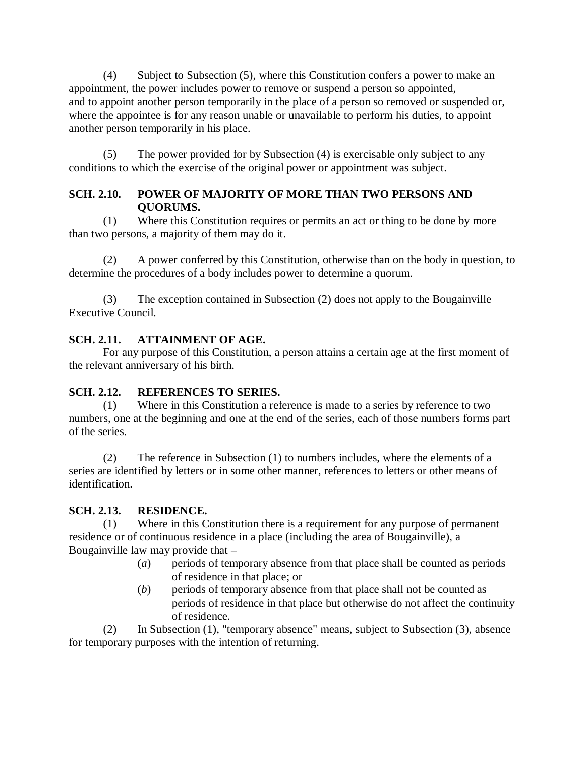(4) Subject to Subsection (5), where this Constitution confers a power to make an appointment, the power includes power to remove or suspend a person so appointed, and to appoint another person temporarily in the place of a person so removed or suspended or, where the appointee is for any reason unable or unavailable to perform his duties, to appoint another person temporarily in his place.

(5) The power provided for by Subsection (4) is exercisable only subject to any conditions to which the exercise of the original power or appointment was subject.

**SCH. 2.10. POWER OF MAJORITY OF MORE THAN TWO PERSONS AND QUORUMS.**

(1) Where this Constitution requires or permits an act or thing to be done by more than two persons, a majority of them may do it.

(2) A power conferred by this Constitution, otherwise than on the body in question, to determine the procedures of a body includes power to determine a quorum.

(3) The exception contained in Subsection (2) does not apply to the Bougainville Executive Council.

**SCH. 2.11. ATTAINMENT OF AGE.**

For any purpose of this Constitution, a person attains a certain age at the first moment of the relevant anniversary of his birth.

**SCH. 2.12. REFERENCES TO SERIES.**

(1) Where in this Constitution a reference is made to a series by reference to two numbers, one at the beginning and one at the end of the series, each of those numbers forms part of the series.

(2) The reference in Subsection (1) to numbers includes, where the elements of a series are identified by letters or in some other manner, references to letters or other means of identification.

**SCH. 2.13. RESIDENCE.**

(1) Where in this Constitution there is a requirement for any purpose of permanent residence or of continuous residence in a place (including the area of Bougainville), a Bougainville law may provide that –

- (*a*) periods of temporary absence from that place shall be counted as periods of residence in that place; or
- (*b*) periods of temporary absence from that place shall not be counted as periods of residence in that place but otherwise do not affect the continuity of residence.

(2) In Subsection (1), "temporary absence" means, subject to Subsection (3), absence for temporary purposes with the intention of returning.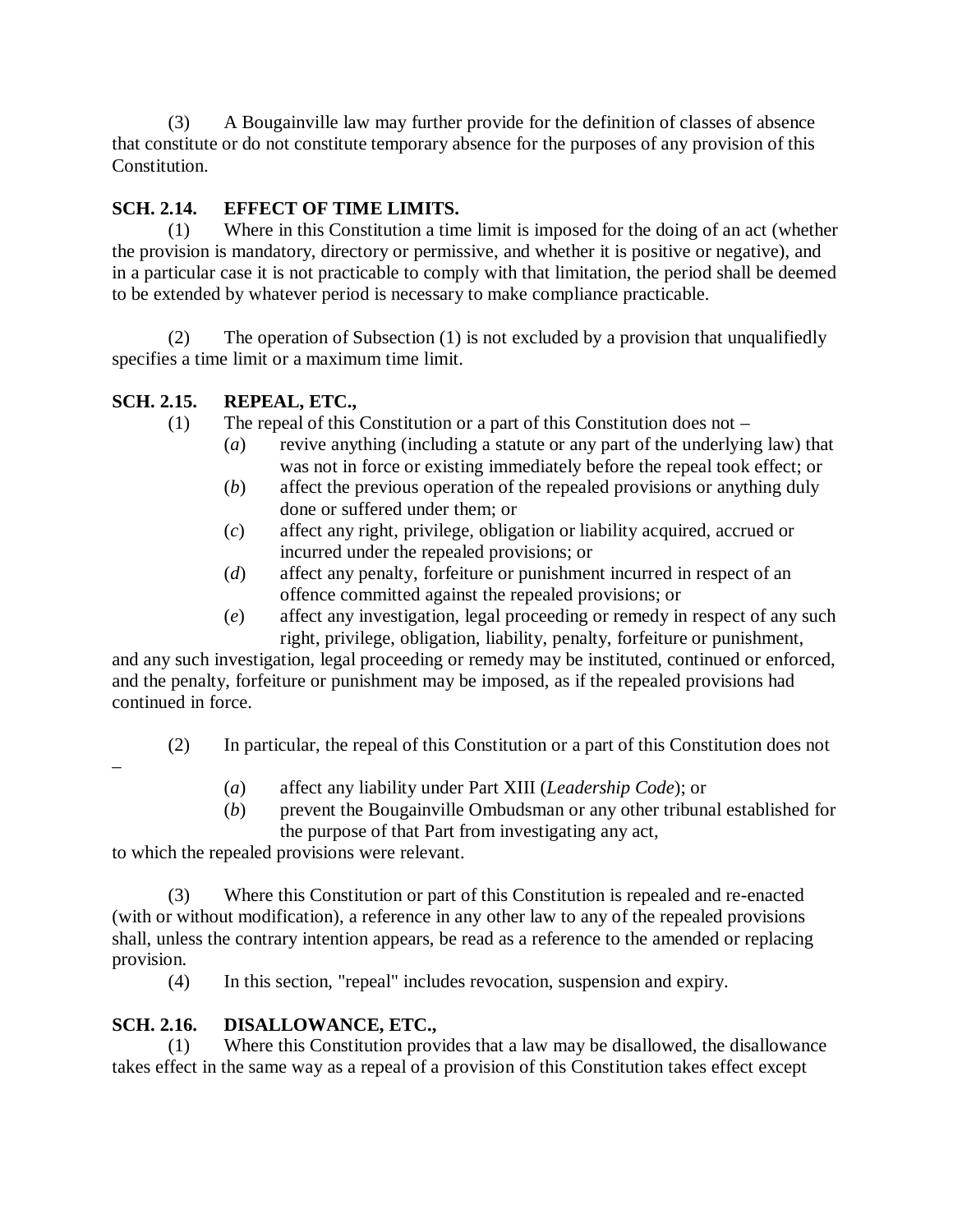(3) A Bougainville law may further provide for the definition of classes of absence that constitute or do not constitute temporary absence for the purposes of any provision of this Constitution.

**SCH. 2.14. EFFECT OF TIME LIMITS.**

(1) Where in this Constitution a time limit is imposed for the doing of an act (whether the provision is mandatory, directory or permissive, and whether it is positive or negative), and in a particular case it is not practicable to comply with that limitation, the period shall be deemed to be extended by whatever period is necessary to make compliance practicable.

(2) The operation of Subsection (1) is not excluded by a provision that unqualifiedly specifies a time limit or a maximum time limit.

**SCH. 2.15. REPEAL, ETC.,**

(1) The repeal of this Constitution or a part of this Constitution does not –

- (*a*) revive anything (including a statute or any part of the underlying law) that was not in force or existing immediately before the repeal took effect; or
- (*b*) affect the previous operation of the repealed provisions or anything duly done or suffered under them; or
- (*c*) affect any right, privilege, obligation or liability acquired, accrued or incurred under the repealed provisions; or
- (*d*) affect any penalty, forfeiture or punishment incurred in respect of an offence committed against the repealed provisions; or
- (*e*) affect any investigation, legal proceeding or remedy in respect of any such right, privilege, obligation, liability, penalty, forfeiture or punishment,

and any such investigation, legal proceeding or remedy may be instituted, continued or enforced, and the penalty, forfeiture or punishment may be imposed, as if the repealed provisions had continued in force.

(2) In particular, the repeal of this Constitution or a part of this Constitution does not –

- (*a*) affect any liability under Part XIII (*Leadership Code*); or
- (*b*) prevent the Bougainville Ombudsman or any other tribunal established for the purpose of that Part from investigating any act,

to which the repealed provisions were relevant.

(3) Where this Constitution or part of this Constitution is repealed and re-enacted (with or without modification), a reference in any other law to any of the repealed provisions shall, unless the contrary intention appears, be read as a reference to the amended or replacing provision.

(4) In this section, "repeal" includes revocation, suspension and expiry.

**SCH. 2.16. DISALLOWANCE, ETC.,**

(1) Where this Constitution provides that a law may be disallowed, the disallowance takes effect in the same way as a repeal of a provision of this Constitution takes effect except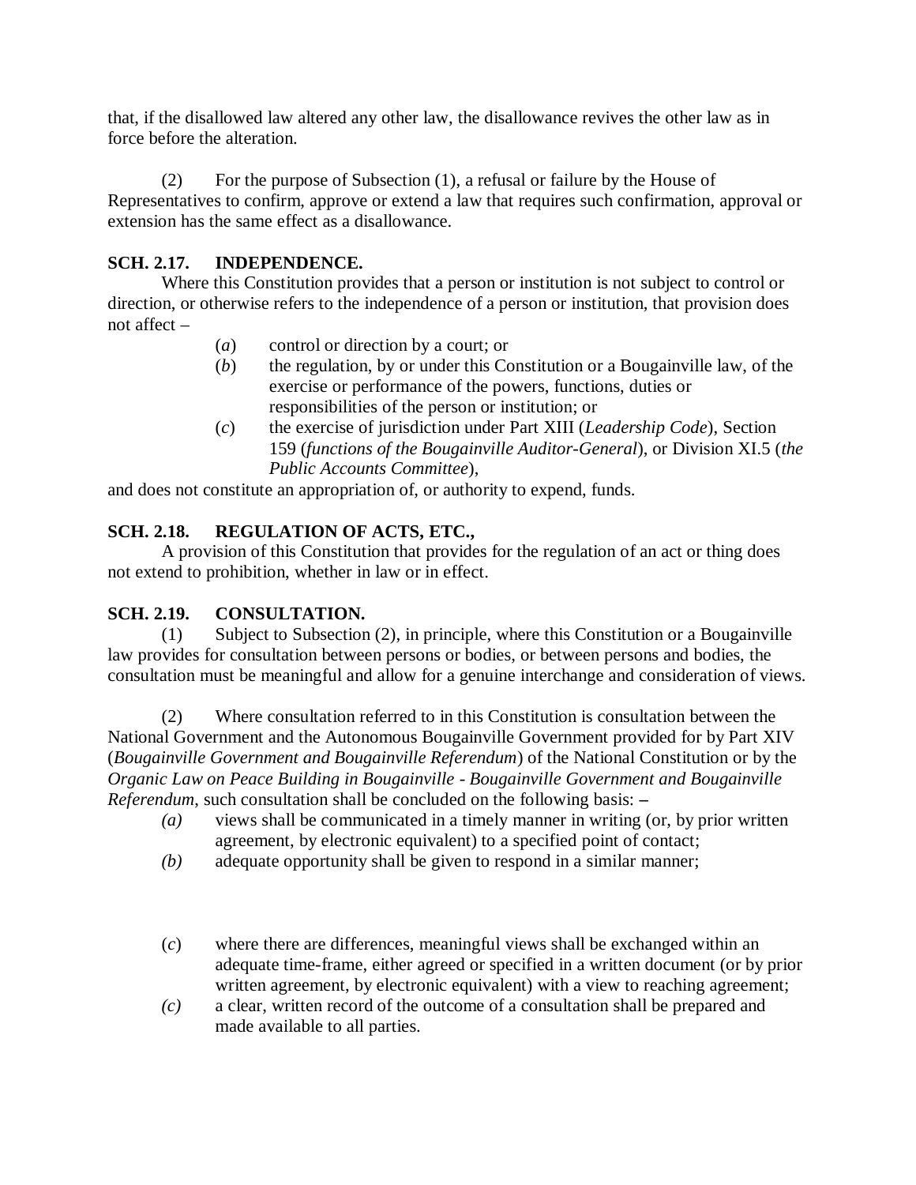that, if the disallowed law altered any other law, the disallowance revives the other law as in force before the alteration.

(2) For the purpose of Subsection (1), a refusal or failure by the House of Representatives to confirm, approve or extend a law that requires such confirmation, approval or extension has the same effect as a disallowance.

**SCH. 2.17. INDEPENDENCE.**

Where this Constitution provides that a person or institution is not subject to control or direction, or otherwise refers to the independence of a person or institution, that provision does not affect –

(*a*) control or direction by a court; or

(*b*) the regulation, by or under this Constitution or a Bougainville law, of the exercise or performance of the powers, functions, duties or responsibilities of the person or institution; or

(*c*) the exercise of jurisdiction under Part XIII (*Leadership Code*), Section 159 (*functions of the Bougainville Auditor-General*), or Division XI.5 (*the Public Accounts Committee*),

and does not constitute an appropriation of, or authority to expend, funds.

**SCH. 2.18. REGULATION OF ACTS, ETC.,**

A provision of this Constitution that provides for the regulation of an act or thing does not extend to prohibition, whether in law or in effect.

**SCH. 2.19. CONSULTATION.**

(1) Subject to Subsection (2), in principle, where this Constitution or a Bougainville law provides for consultation between persons or bodies, or between persons and bodies, the consultation must be meaningful and allow for a genuine interchange and consideration of views.

(2) Where consultation referred to in this Constitution is consultation between the National Government and the Autonomous Bougainville Government provided for by Part XIV (*Bougainville Government and Bougainville Referendum*) of the National Constitution or by the *Organic Law on Peace Building in Bougainville - Bougainville Government and Bougainville Referendum*, such consultation shall be concluded on the following basis: –

*(a)* views shall be communicated in a timely manner in writing (or, by prior written agreement, by electronic equivalent) to a specified point of contact;

*(b)* adequate opportunity shall be given to respond in a similar manner;

(*c*) where there are differences, meaningful views shall be exchanged within an adequate time-frame, either agreed or specified in a written document (or by prior written agreement, by electronic equivalent) with a view to reaching agreement;

*(c)* a clear, written record of the outcome of a consultation shall be prepared and made available to all parties.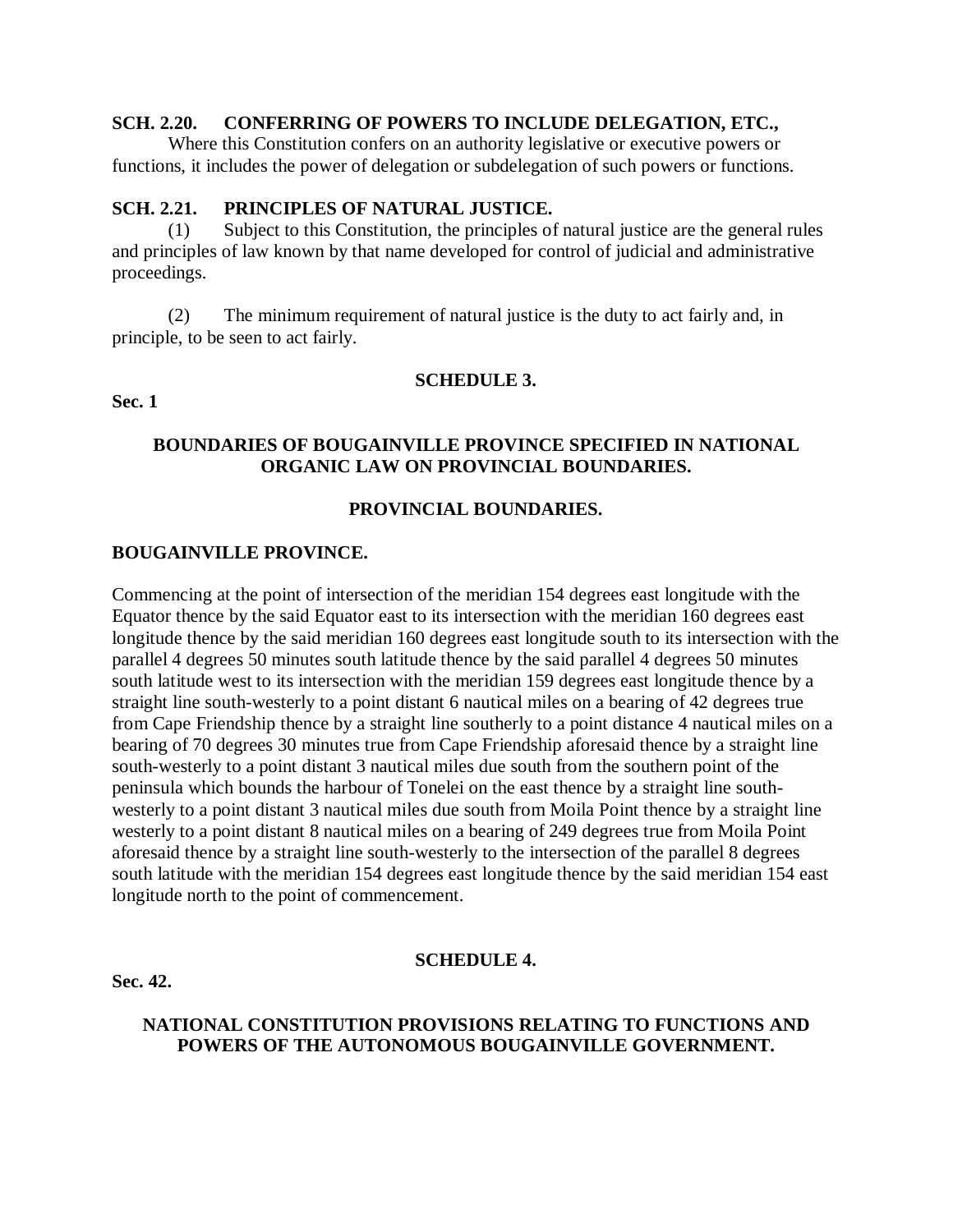**SCH. 2.20. CONFERRING OF POWERS TO INCLUDE DELEGATION, ETC.,**

Where this Constitution confers on an authority legislative or executive powers or functions, it includes the power of delegation or subdelegation of such powers or functions.

**SCH. 2.21. PRINCIPLES OF NATURAL JUSTICE.**

(1) Subject to this Constitution, the principles of natural justice are the general rules and principles of law known by that name developed for control of judicial and administrative proceedings.

(2) The minimum requirement of natural justice is the duty to act fairly and, in principle, to be seen to act fairly.

## SCHEDULE 3.

**Sec. 1**

### BOUNDARIES OF BOUGAINVILLE PROVINCE SPECIFIED IN NATIONAL ORGANIC LAW ON PROVINCIAL BOUNDARIES.

### PROVINCIAL BOUNDARIES.

**BOUGAINVILLE PROVINCE.**

Commencing at the point of intersection of the meridian 154 degrees east longitude with the Equator thence by the said Equator east to its intersection with the meridian 160 degrees east longitude thence by the said meridian 160 degrees east longitude south to its intersection with the parallel 4 degrees 50 minutes south latitude thence by the said parallel 4 degrees 50 minutes south latitude west to its intersection with the meridian 159 degrees east longitude thence by a straight line south-westerly to a point distant 6 nautical miles on a bearing of 42 degrees true from Cape Friendship thence by a straight line southerly to a point distance 4 nautical miles on a bearing of 70 degrees 30 minutes true from Cape Friendship aforesaid thence by a straight line south-westerly to a point distant 3 nautical miles due south from the southern point of the peninsula which bounds the harbour of Tonelei on the east thence by a straight line south-westerly to a point distant 3 nautical miles due south from Moila Point thence by a straight line westerly to a point distant 8 nautical miles on a bearing of 249 degrees true from Moila Point aforesaid thence by a straight line south-westerly to the intersection of the parallel 8 degrees south latitude with the meridian 154 degrees east longitude thence by the said meridian 154 east longitude north to the point of commencement.

## SCHEDULE 4.

**Sec. 42.**

### NATIONAL CONSTITUTION PROVISIONS RELATING TO FUNCTIONS AND POWERS OF THE AUTONOMOUS BOUGAINVILLE GOVERNMENT.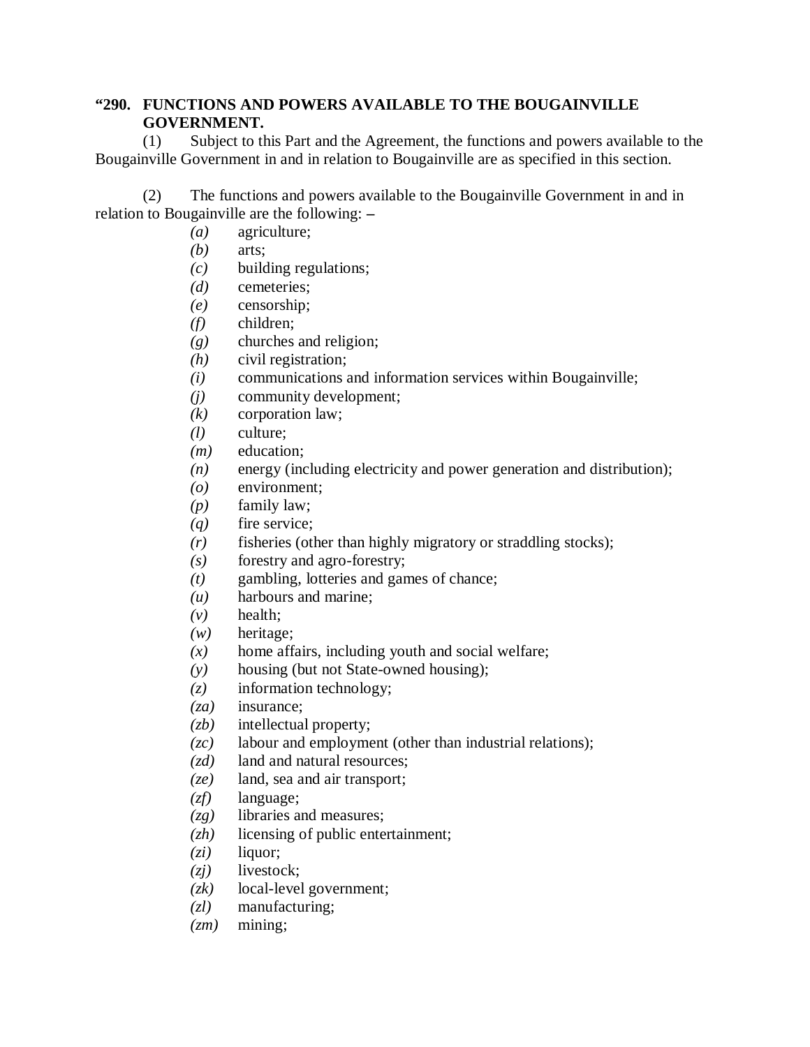**"290. FUNCTIONS AND POWERS AVAILABLE TO THE BOUGAINVILLE GOVERNMENT.**

(1) Subject to this Part and the Agreement, the functions and powers available to the Bougainville Government in and in relation to Bougainville are as specified in this section.

(2) The functions and powers available to the Bougainville Government in and in relation to Bougainville are the following: –

*(a)* agriculture;
*(b)* arts;
*(c)* building regulations;
*(d)* cemeteries;
*(e)* censorship;
*(f)* children;
*(g)* churches and religion;
*(h)* civil registration;
*(i)* communications and information services within Bougainville;
*(j)* community development;
*(k)* corporation law;
*(l)* culture;
*(m)* education;
*(n)* energy (including electricity and power generation and distribution);
*(o)* environment;
*(p)* family law;
*(q)* fire service;
*(r)* fisheries (other than highly migratory or straddling stocks);
*(s)* forestry and agro-forestry;
*(t)* gambling, lotteries and games of chance;
*(u)* harbours and marine;
*(v)* health;
*(w)* heritage;
*(x)* home affairs, including youth and social welfare;
*(y)* housing (but not State-owned housing);
*(z)* information technology;
*(za)* insurance;
*(zb)* intellectual property;
*(zc)* labour and employment (other than industrial relations);
*(zd)* land and natural resources;
*(ze)* land, sea and air transport;
*(zf)* language;
*(zg)* libraries and measures;
*(zh)* licensing of public entertainment;
*(zi)* liquor;
*(zj)* livestock;
*(zk)* local-level government;
*(zl)* manufacturing;
*(zm)* mining;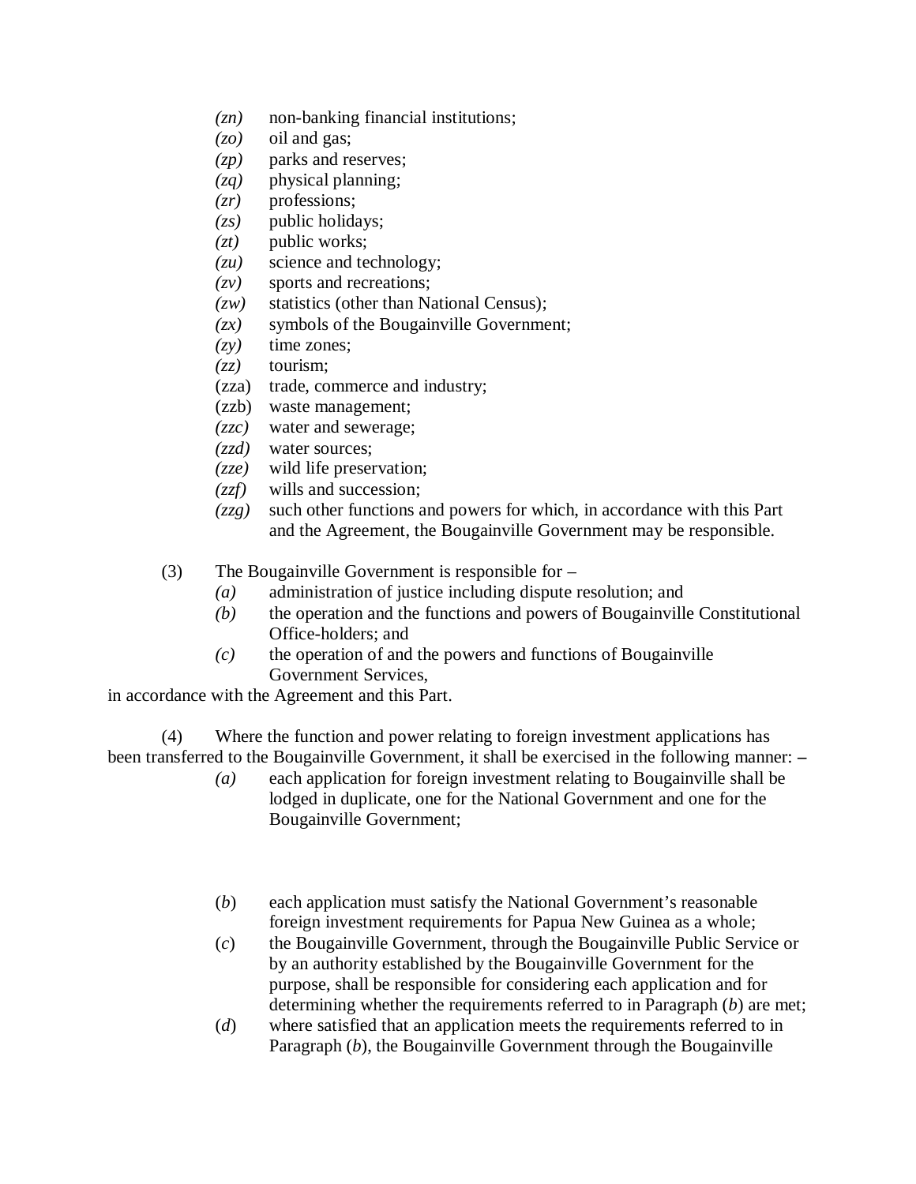*(zn)* non-banking financial institutions;
*(zo)* oil and gas;
*(zp)* parks and reserves;
*(zq)* physical planning;
*(zr)* professions;
*(zs)* public holidays;
*(zt)* public works;
*(zu)* science and technology;
*(zv)* sports and recreations;
*(zw)* statistics (other than National Census);
*(zx)* symbols of the Bougainville Government;
*(zy)* time zones;
*(zz)* tourism;
(zza) trade, commerce and industry;
(zzb) waste management;
*(zzc)* water and sewerage;
*(zzd)* water sources;
*(zze)* wild life preservation;
*(zzf)* wills and succession;
*(zzg)* such other functions and powers for which, in accordance with this Part and the Agreement, the Bougainville Government may be responsible.

(3) The Bougainville Government is responsible for –
*(a)* administration of justice including dispute resolution; and
*(b)* the operation and the functions and powers of Bougainville Constitutional Office-holders; and
*(c)* the operation of and the powers and functions of Bougainville Government Services,

in accordance with the Agreement and this Part.

(4) Where the function and power relating to foreign investment applications has been transferred to the Bougainville Government, it shall be exercised in the following manner: –
*(a)* each application for foreign investment relating to Bougainville shall be lodged in duplicate, one for the National Government and one for the Bougainville Government;

(*b*) each application must satisfy the National Government's reasonable foreign investment requirements for Papua New Guinea as a whole;
(*c*) the Bougainville Government, through the Bougainville Public Service or by an authority established by the Bougainville Government for the purpose, shall be responsible for considering each application and for determining whether the requirements referred to in Paragraph (*b*) are met;
(*d*) where satisfied that an application meets the requirements referred to in Paragraph (*b*), the Bougainville Government through the Bougainville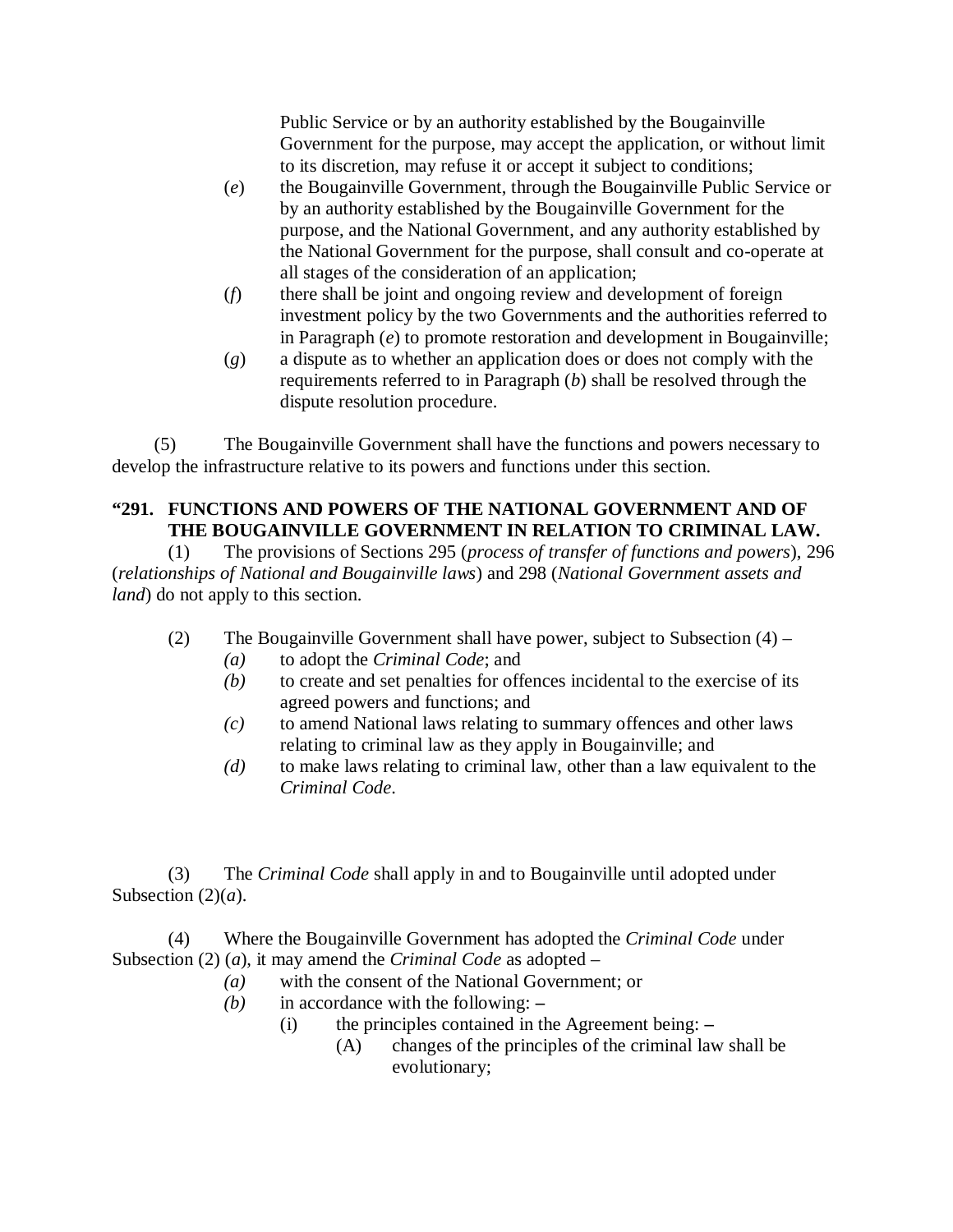Public Service or by an authority established by the Bougainville Government for the purpose, may accept the application, or without limit to its discretion, may refuse it or accept it subject to conditions;

(*e*) the Bougainville Government, through the Bougainville Public Service or by an authority established by the Bougainville Government for the purpose, and the National Government, and any authority established by the National Government for the purpose, shall consult and co-operate at all stages of the consideration of an application;

(*f*) there shall be joint and ongoing review and development of foreign investment policy by the two Governments and the authorities referred to in Paragraph (*e*) to promote restoration and development in Bougainville;

(*g*) a dispute as to whether an application does or does not comply with the requirements referred to in Paragraph (*b*) shall be resolved through the dispute resolution procedure.

(5) The Bougainville Government shall have the functions and powers necessary to develop the infrastructure relative to its powers and functions under this section.

**"291. FUNCTIONS AND POWERS OF THE NATIONAL GOVERNMENT AND OF THE BOUGAINVILLE GOVERNMENT IN RELATION TO CRIMINAL LAW.**

(1) The provisions of Sections 295 (*process of transfer of functions and powers*), 296 (*relationships of National and Bougainville laws*) and 298 (*National Government assets and land*) do not apply to this section.

(2) The Bougainville Government shall have power, subject to Subsection (4) –

*(a)* to adopt the *Criminal Code*; and

*(b)* to create and set penalties for offences incidental to the exercise of its agreed powers and functions; and

*(c)* to amend National laws relating to summary offences and other laws relating to criminal law as they apply in Bougainville; and

*(d)* to make laws relating to criminal law, other than a law equivalent to the *Criminal Code*.

(3) The *Criminal Code* shall apply in and to Bougainville until adopted under Subsection (2)(*a*).

(4) Where the Bougainville Government has adopted the *Criminal Code* under Subsection (2) (*a*), it may amend the *Criminal Code* as adopted –

*(a)* with the consent of the National Government; or

*(b)* in accordance with the following: –

(i) the principles contained in the Agreement being: –

(A) changes of the principles of the criminal law shall be evolutionary;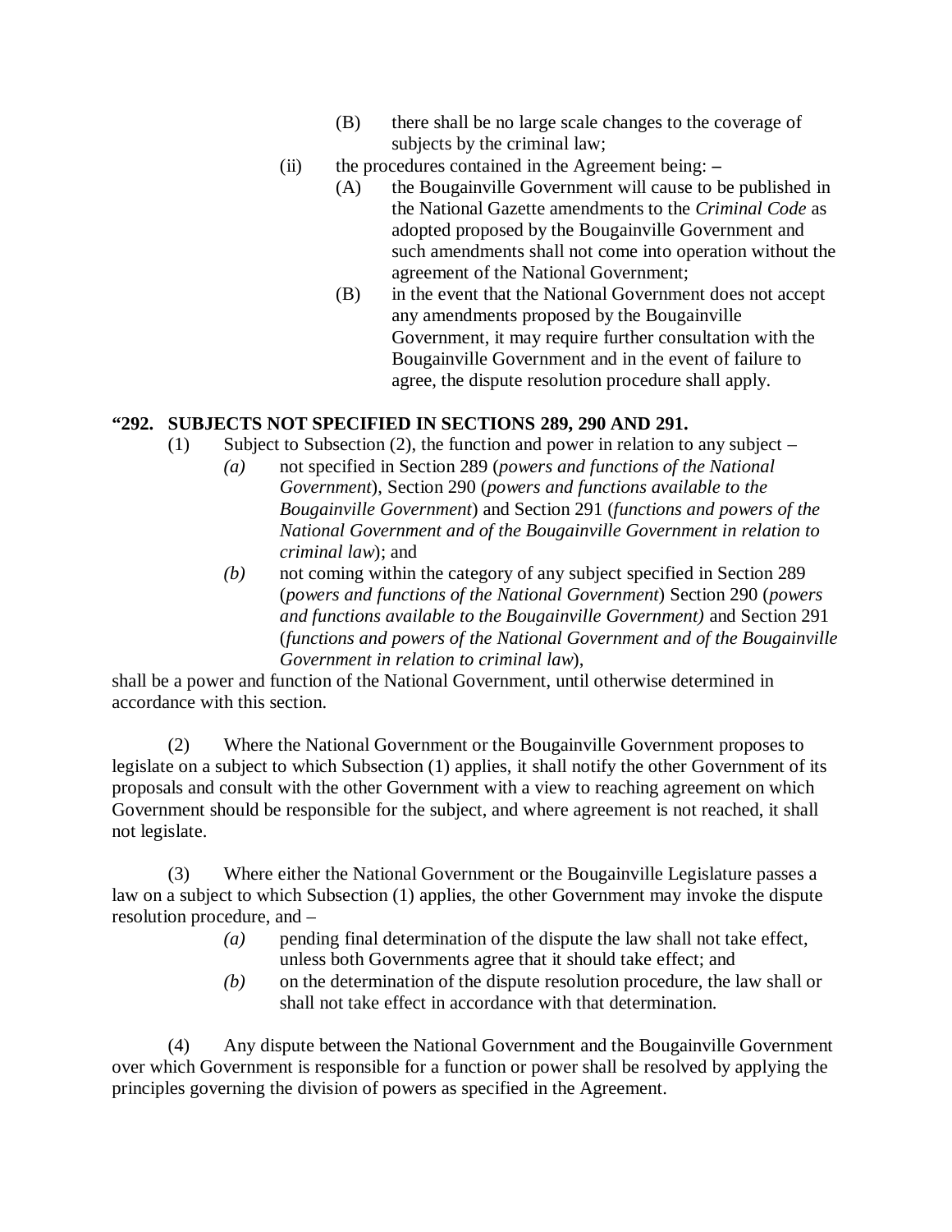(B) there shall be no large scale changes to the coverage of subjects by the criminal law;

(ii) the procedures contained in the Agreement being: –

(A) the Bougainville Government will cause to be published in the National Gazette amendments to the *Criminal Code* as adopted proposed by the Bougainville Government and such amendments shall not come into operation without the agreement of the National Government;

(B) in the event that the National Government does not accept any amendments proposed by the Bougainville Government, it may require further consultation with the Bougainville Government and in the event of failure to agree, the dispute resolution procedure shall apply.

**"292. SUBJECTS NOT SPECIFIED IN SECTIONS 289, 290 AND 291.**

(1) Subject to Subsection (2), the function and power in relation to any subject –

*(a)* not specified in Section 289 (*powers and functions of the National Government*), Section 290 (*powers and functions available to the Bougainville Government*) and Section 291 (*functions and powers of the National Government and of the Bougainville Government in relation to criminal law*); and

*(b)* not coming within the category of any subject specified in Section 289 (*powers and functions of the National Government*) Section 290 (*powers and functions available to the Bougainville Government)* and Section 291 (*functions and powers of the National Government and of the Bougainville Government in relation to criminal law*),

shall be a power and function of the National Government, until otherwise determined in accordance with this section.

(2) Where the National Government or the Bougainville Government proposes to legislate on a subject to which Subsection (1) applies, it shall notify the other Government of its proposals and consult with the other Government with a view to reaching agreement on which Government should be responsible for the subject, and where agreement is not reached, it shall not legislate.

(3) Where either the National Government or the Bougainville Legislature passes a law on a subject to which Subsection (1) applies, the other Government may invoke the dispute resolution procedure, and –

*(a)* pending final determination of the dispute the law shall not take effect, unless both Governments agree that it should take effect; and

*(b)* on the determination of the dispute resolution procedure, the law shall or shall not take effect in accordance with that determination.

(4) Any dispute between the National Government and the Bougainville Government over which Government is responsible for a function or power shall be resolved by applying the principles governing the division of powers as specified in the Agreement.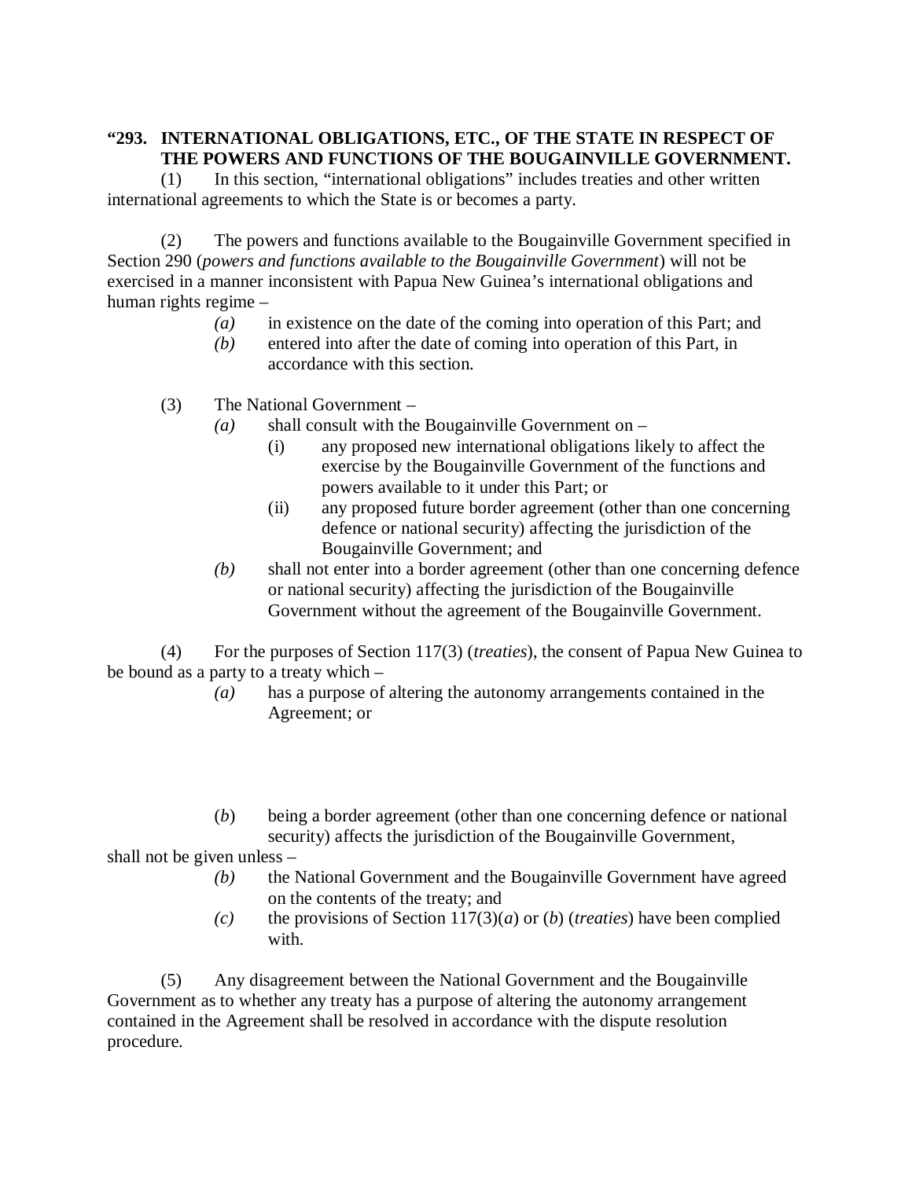**"293. INTERNATIONAL OBLIGATIONS, ETC., OF THE STATE IN RESPECT OF THE POWERS AND FUNCTIONS OF THE BOUGAINVILLE GOVERNMENT.**

(1) In this section, "international obligations" includes treaties and other written international agreements to which the State is or becomes a party.

(2) The powers and functions available to the Bougainville Government specified in Section 290 (*powers and functions available to the Bougainville Government*) will not be exercised in a manner inconsistent with Papua New Guinea's international obligations and human rights regime –

- *(a)* in existence on the date of the coming into operation of this Part; and
- *(b)* entered into after the date of coming into operation of this Part, in accordance with this section.

(3) The National Government –

- *(a)* shall consult with the Bougainville Government on –
  - (i) any proposed new international obligations likely to affect the exercise by the Bougainville Government of the functions and powers available to it under this Part; or
  - (ii) any proposed future border agreement (other than one concerning defence or national security) affecting the jurisdiction of the Bougainville Government; and
- *(b)* shall not enter into a border agreement (other than one concerning defence or national security) affecting the jurisdiction of the Bougainville Government without the agreement of the Bougainville Government.

(4) For the purposes of Section 117(3) (*treaties*), the consent of Papua New Guinea to be bound as a party to a treaty which –

- *(a)* has a purpose of altering the autonomy arrangements contained in the Agreement; or
- (*b*) being a border agreement (other than one concerning defence or national security) affects the jurisdiction of the Bougainville Government,

shall not be given unless –

- *(b)* the National Government and the Bougainville Government have agreed on the contents of the treaty; and
- *(c)* the provisions of Section 117(3)(*a*) or (*b*) (*treaties*) have been complied with.

(5) Any disagreement between the National Government and the Bougainville Government as to whether any treaty has a purpose of altering the autonomy arrangement contained in the Agreement shall be resolved in accordance with the dispute resolution procedure.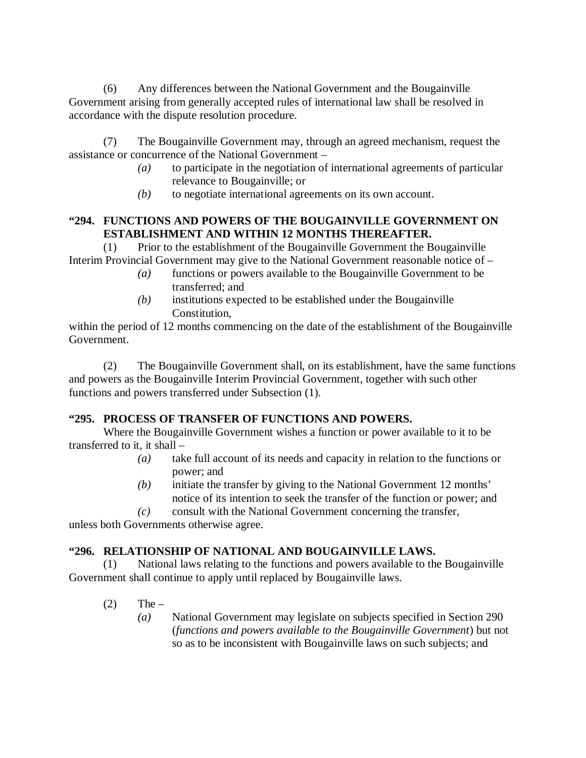(6) Any differences between the National Government and the Bougainville Government arising from generally accepted rules of international law shall be resolved in accordance with the dispute resolution procedure.

(7) The Bougainville Government may, through an agreed mechanism, request the assistance or concurrence of the National Government –

*(a)* to participate in the negotiation of international agreements of particular relevance to Bougainville; or

*(b)* to negotiate international agreements on its own account.

**"294. FUNCTIONS AND POWERS OF THE BOUGAINVILLE GOVERNMENT ON ESTABLISHMENT AND WITHIN 12 MONTHS THEREAFTER.**

(1) Prior to the establishment of the Bougainville Government the Bougainville Interim Provincial Government may give to the National Government reasonable notice of –

*(a)* functions or powers available to the Bougainville Government to be transferred; and

*(b)* institutions expected to be established under the Bougainville Constitution,

within the period of 12 months commencing on the date of the establishment of the Bougainville Government.

(2) The Bougainville Government shall, on its establishment, have the same functions and powers as the Bougainville Interim Provincial Government, together with such other functions and powers transferred under Subsection (1).

**"295. PROCESS OF TRANSFER OF FUNCTIONS AND POWERS.**

Where the Bougainville Government wishes a function or power available to it to be transferred to it, it shall –

*(a)* take full account of its needs and capacity in relation to the functions or power; and

*(b)* initiate the transfer by giving to the National Government 12 months' notice of its intention to seek the transfer of the function or power; and

*(c)* consult with the National Government concerning the transfer,

unless both Governments otherwise agree.

**"296. RELATIONSHIP OF NATIONAL AND BOUGAINVILLE LAWS.**

(1) National laws relating to the functions and powers available to the Bougainville Government shall continue to apply until replaced by Bougainville laws.

(2) The –

*(a)* National Government may legislate on subjects specified in Section 290 (*functions and powers available to the Bougainville Government*) but not so as to be inconsistent with Bougainville laws on such subjects; and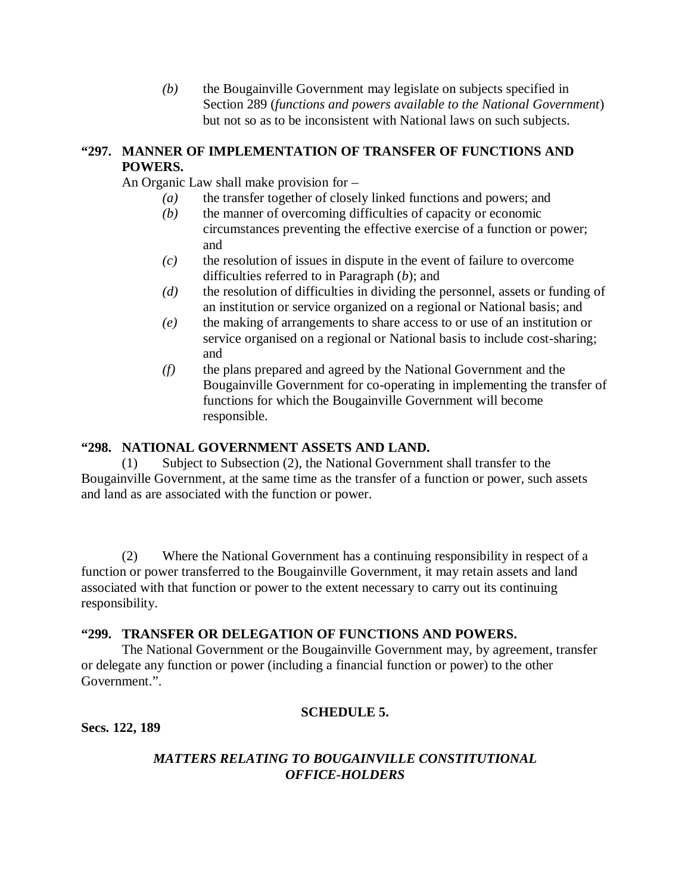*(b)* the Bougainville Government may legislate on subjects specified in Section 289 (*functions and powers available to the National Government*) but not so as to be inconsistent with National laws on such subjects.

**"297. MANNER OF IMPLEMENTATION OF TRANSFER OF FUNCTIONS AND POWERS.**

An Organic Law shall make provision for –

*(a)* the transfer together of closely linked functions and powers; and

*(b)* the manner of overcoming difficulties of capacity or economic circumstances preventing the effective exercise of a function or power; and

*(c)* the resolution of issues in dispute in the event of failure to overcome difficulties referred to in Paragraph (*b*); and

*(d)* the resolution of difficulties in dividing the personnel, assets or funding of an institution or service organized on a regional or National basis; and

*(e)* the making of arrangements to share access to or use of an institution or service organised on a regional or National basis to include cost-sharing; and

*(f)* the plans prepared and agreed by the National Government and the Bougainville Government for co-operating in implementing the transfer of functions for which the Bougainville Government will become responsible.

**"298. NATIONAL GOVERNMENT ASSETS AND LAND.**

(1) Subject to Subsection (2), the National Government shall transfer to the Bougainville Government, at the same time as the transfer of a function or power, such assets and land as are associated with the function or power.

(2) Where the National Government has a continuing responsibility in respect of a function or power transferred to the Bougainville Government, it may retain assets and land associated with that function or power to the extent necessary to carry out its continuing responsibility.

**"299. TRANSFER OR DELEGATION OF FUNCTIONS AND POWERS.**

The National Government or the Bougainville Government may, by agreement, transfer or delegate any function or power (including a financial function or power) to the other Government.".

**SCHEDULE 5.**

**Secs. 122, 189**

***MATTERS RELATING TO BOUGAINVILLE CONSTITUTIONAL OFFICE-HOLDERS***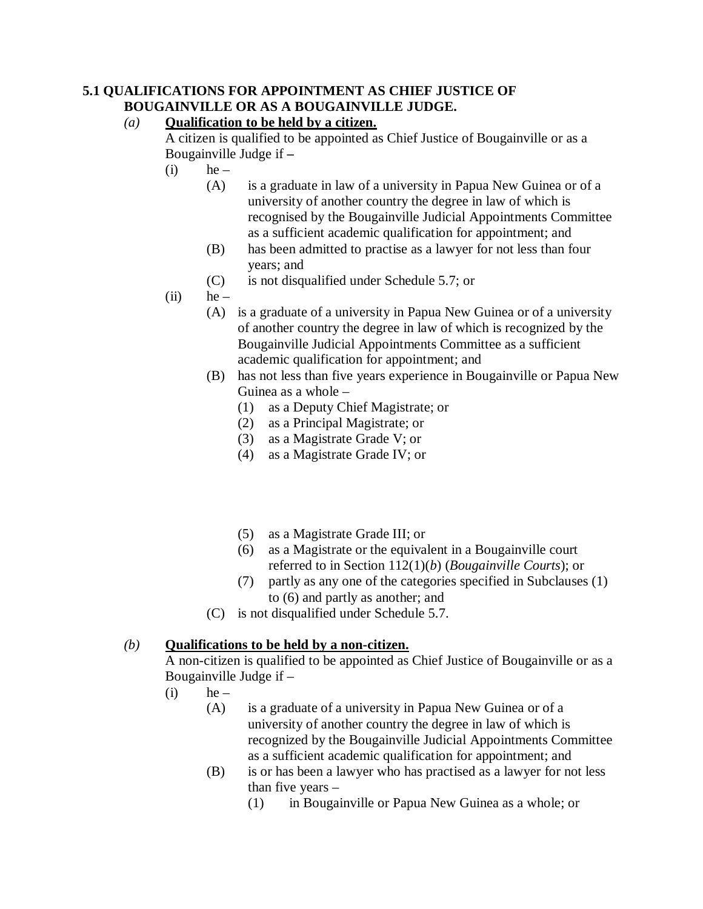**5.1 QUALIFICATIONS FOR APPOINTMENT AS CHIEF JUSTICE OF BOUGAINVILLE OR AS A BOUGAINVILLE JUDGE.**

*(a)* **Qualification to be held by a citizen.**

A citizen is qualified to be appointed as Chief Justice of Bougainville or as a Bougainville Judge if **–**

- (i) he –
  - (A) is a graduate in law of a university in Papua New Guinea or of a university of another country the degree in law of which is recognised by the Bougainville Judicial Appointments Committee as a sufficient academic qualification for appointment; and
  - (B) has been admitted to practise as a lawyer for not less than four years; and
  - (C) is not disqualified under Schedule 5.7; or
- (ii) he –
  - (A) is a graduate of a university in Papua New Guinea or of a university of another country the degree in law of which is recognized by the Bougainville Judicial Appointments Committee as a sufficient academic qualification for appointment; and
  - (B) has not less than five years experience in Bougainville or Papua New Guinea as a whole –
    - (1) as a Deputy Chief Magistrate; or
    - (2) as a Principal Magistrate; or
    - (3) as a Magistrate Grade V; or
    - (4) as a Magistrate Grade IV; or
    - (5) as a Magistrate Grade III; or
    - (6) as a Magistrate or the equivalent in a Bougainville court referred to in Section 112(1)(*b*) (*Bougainville Courts*); or
    - (7) partly as any one of the categories specified in Subclauses (1) to (6) and partly as another; and
  - (C) is not disqualified under Schedule 5.7.

*(b)* **Qualifications to be held by a non-citizen.**

A non-citizen is qualified to be appointed as Chief Justice of Bougainville or as a Bougainville Judge if –

- (i) he –
  - (A) is a graduate of a university in Papua New Guinea or of a university of another country the degree in law of which is recognized by the Bougainville Judicial Appointments Committee as a sufficient academic qualification for appointment; and
  - (B) is or has been a lawyer who has practised as a lawyer for not less than five years –
    - (1) in Bougainville or Papua New Guinea as a whole; or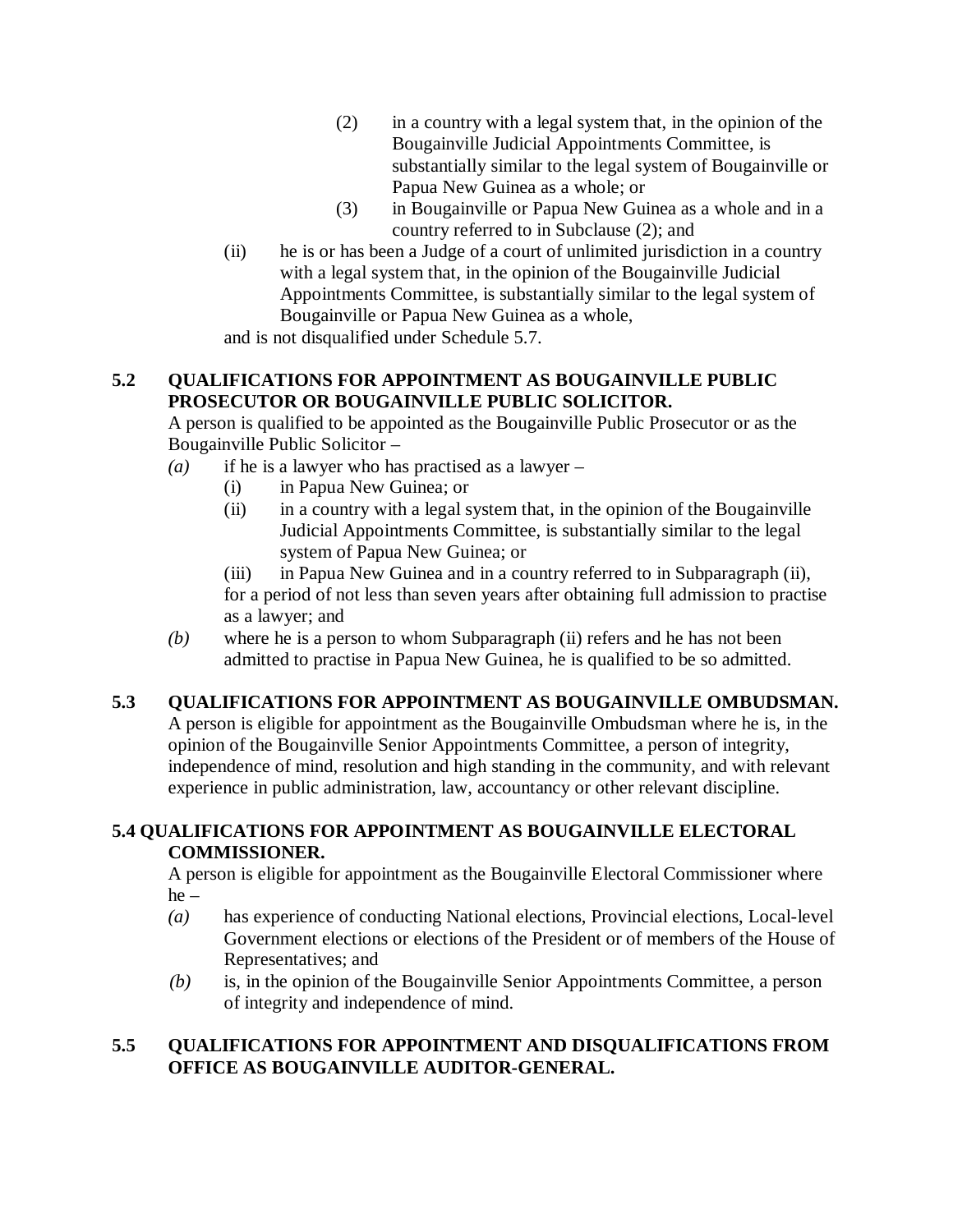(2) in a country with a legal system that, in the opinion of the Bougainville Judicial Appointments Committee, is substantially similar to the legal system of Bougainville or Papua New Guinea as a whole; or

(3) in Bougainville or Papua New Guinea as a whole and in a country referred to in Subclause (2); and

(ii) he is or has been a Judge of a court of unlimited jurisdiction in a country with a legal system that, in the opinion of the Bougainville Judicial Appointments Committee, is substantially similar to the legal system of Bougainville or Papua New Guinea as a whole,

and is not disqualified under Schedule 5.7.

**5.2 QUALIFICATIONS FOR APPOINTMENT AS BOUGAINVILLE PUBLIC PROSECUTOR OR BOUGAINVILLE PUBLIC SOLICITOR.**

A person is qualified to be appointed as the Bougainville Public Prosecutor or as the Bougainville Public Solicitor –

*(a)* if he is a lawyer who has practised as a lawyer –

(i) in Papua New Guinea; or

(ii) in a country with a legal system that, in the opinion of the Bougainville Judicial Appointments Committee, is substantially similar to the legal system of Papua New Guinea; or

(iii) in Papua New Guinea and in a country referred to in Subparagraph (ii),

for a period of not less than seven years after obtaining full admission to practise as a lawyer; and

*(b)* where he is a person to whom Subparagraph (ii) refers and he has not been admitted to practise in Papua New Guinea, he is qualified to be so admitted.

**5.3 QUALIFICATIONS FOR APPOINTMENT AS BOUGAINVILLE OMBUDSMAN.**

A person is eligible for appointment as the Bougainville Ombudsman where he is, in the opinion of the Bougainville Senior Appointments Committee, a person of integrity, independence of mind, resolution and high standing in the community, and with relevant experience in public administration, law, accountancy or other relevant discipline.

**5.4 QUALIFICATIONS FOR APPOINTMENT AS BOUGAINVILLE ELECTORAL COMMISSIONER.**

A person is eligible for appointment as the Bougainville Electoral Commissioner where he –

*(a)* has experience of conducting National elections, Provincial elections, Local-level Government elections or elections of the President or of members of the House of Representatives; and

*(b)* is, in the opinion of the Bougainville Senior Appointments Committee, a person of integrity and independence of mind.

**5.5 QUALIFICATIONS FOR APPOINTMENT AND DISQUALIFICATIONS FROM OFFICE AS BOUGAINVILLE AUDITOR-GENERAL.**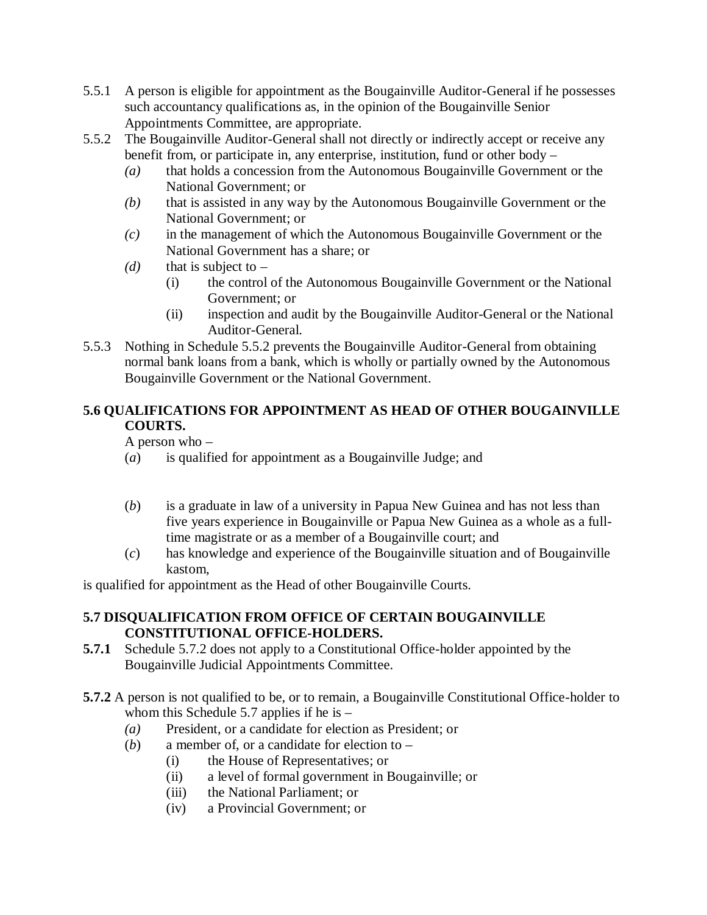5.5.1 A person is eligible for appointment as the Bougainville Auditor-General if he possesses such accountancy qualifications as, in the opinion of the Bougainville Senior Appointments Committee, are appropriate.

5.5.2 The Bougainville Auditor-General shall not directly or indirectly accept or receive any benefit from, or participate in, any enterprise, institution, fund or other body –

- *(a)* that holds a concession from the Autonomous Bougainville Government or the National Government; or
- *(b)* that is assisted in any way by the Autonomous Bougainville Government or the National Government; or
- *(c)* in the management of which the Autonomous Bougainville Government or the National Government has a share; or
- *(d)* that is subject to –
  - (i) the control of the Autonomous Bougainville Government or the National Government; or
  - (ii) inspection and audit by the Bougainville Auditor-General or the National Auditor-General.

5.5.3 Nothing in Schedule 5.5.2 prevents the Bougainville Auditor-General from obtaining normal bank loans from a bank, which is wholly or partially owned by the Autonomous Bougainville Government or the National Government.

**5.6 QUALIFICATIONS FOR APPOINTMENT AS HEAD OF OTHER BOUGAINVILLE COURTS.**

A person who –

- (*a*) is qualified for appointment as a Bougainville Judge; and
- (*b*) is a graduate in law of a university in Papua New Guinea and has not less than five years experience in Bougainville or Papua New Guinea as a whole as a full-time magistrate or as a member of a Bougainville court; and
- (*c*) has knowledge and experience of the Bougainville situation and of Bougainville kastom,

is qualified for appointment as the Head of other Bougainville Courts.

**5.7 DISQUALIFICATION FROM OFFICE OF CERTAIN BOUGAINVILLE CONSTITUTIONAL OFFICE-HOLDERS.**

**5.7.1** Schedule 5.7.2 does not apply to a Constitutional Office-holder appointed by the Bougainville Judicial Appointments Committee.

**5.7.2** A person is not qualified to be, or to remain, a Bougainville Constitutional Office-holder to whom this Schedule 5.7 applies if he is –

- *(a)* President, or a candidate for election as President; or
- (*b*) a member of, or a candidate for election to –
  - (i) the House of Representatives; or
  - (ii) a level of formal government in Bougainville; or
  - (iii) the National Parliament; or
  - (iv) a Provincial Government; or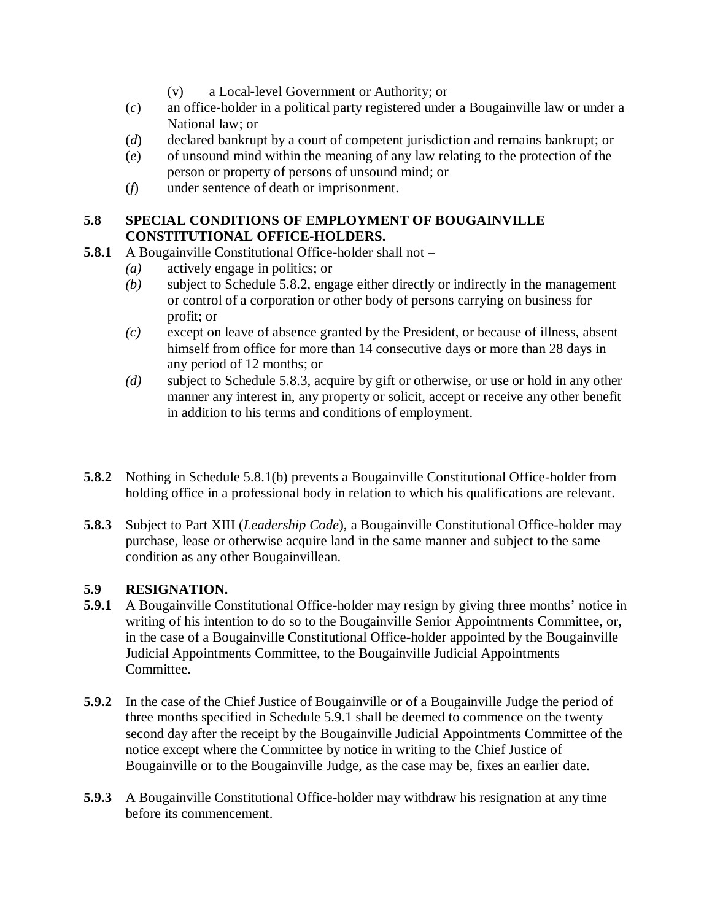(v) a Local-level Government or Authority; or

(*c*) an office-holder in a political party registered under a Bougainville law or under a National law; or

(*d*) declared bankrupt by a court of competent jurisdiction and remains bankrupt; or

(*e*) of unsound mind within the meaning of any law relating to the protection of the person or property of persons of unsound mind; or

(*f*) under sentence of death or imprisonment.

**5.8 SPECIAL CONDITIONS OF EMPLOYMENT OF BOUGAINVILLE CONSTITUTIONAL OFFICE-HOLDERS.**

**5.8.1** A Bougainville Constitutional Office-holder shall not –

*(a)* actively engage in politics; or

*(b)* subject to Schedule 5.8.2, engage either directly or indirectly in the management or control of a corporation or other body of persons carrying on business for profit; or

*(c)* except on leave of absence granted by the President, or because of illness, absent himself from office for more than 14 consecutive days or more than 28 days in any period of 12 months; or

*(d)* subject to Schedule 5.8.3, acquire by gift or otherwise, or use or hold in any other manner any interest in, any property or solicit, accept or receive any other benefit in addition to his terms and conditions of employment.

**5.8.2** Nothing in Schedule 5.8.1(b) prevents a Bougainville Constitutional Office-holder from holding office in a professional body in relation to which his qualifications are relevant.

**5.8.3** Subject to Part XIII (*Leadership Code*), a Bougainville Constitutional Office-holder may purchase, lease or otherwise acquire land in the same manner and subject to the same condition as any other Bougainvillean.

**5.9 RESIGNATION.**

**5.9.1** A Bougainville Constitutional Office-holder may resign by giving three months' notice in writing of his intention to do so to the Bougainville Senior Appointments Committee, or, in the case of a Bougainville Constitutional Office-holder appointed by the Bougainville Judicial Appointments Committee, to the Bougainville Judicial Appointments Committee.

**5.9.2** In the case of the Chief Justice of Bougainville or of a Bougainville Judge the period of three months specified in Schedule 5.9.1 shall be deemed to commence on the twenty second day after the receipt by the Bougainville Judicial Appointments Committee of the notice except where the Committee by notice in writing to the Chief Justice of Bougainville or to the Bougainville Judge, as the case may be, fixes an earlier date.

**5.9.3** A Bougainville Constitutional Office-holder may withdraw his resignation at any time before its commencement.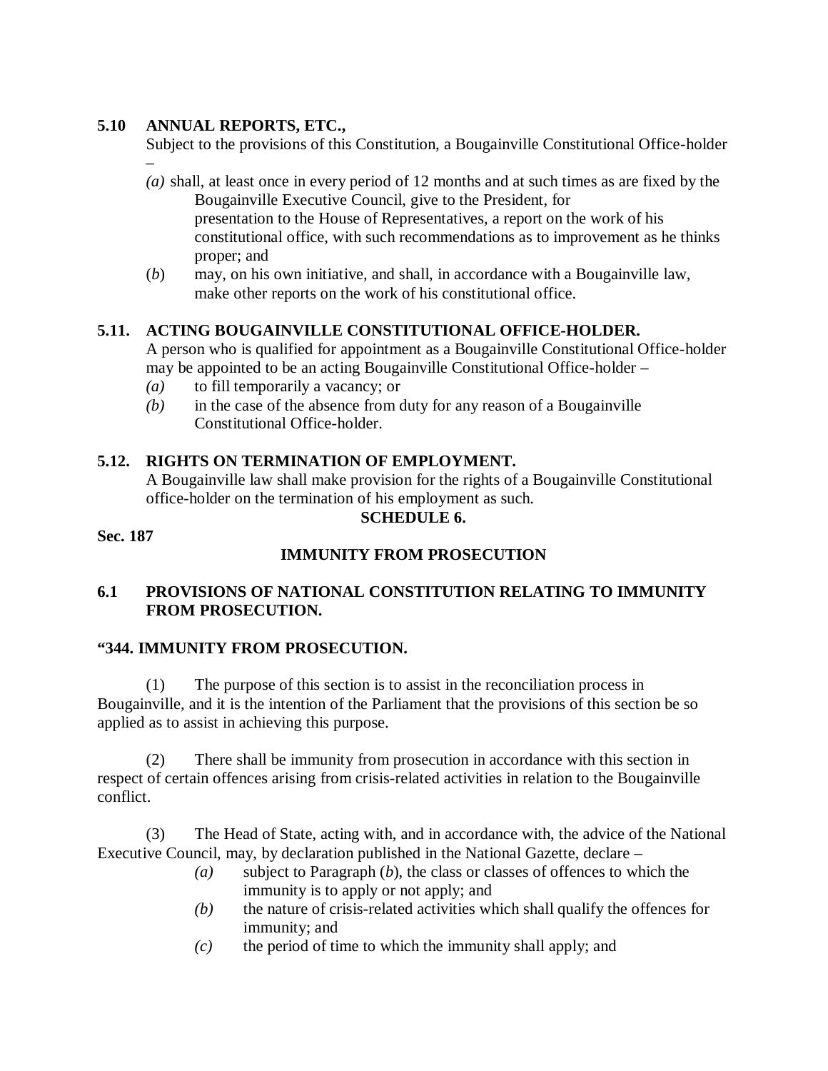**5.10 ANNUAL REPORTS, ETC.,**

Subject to the provisions of this Constitution, a Bougainville Constitutional Office-holder –

*(a)* shall, at least once in every period of 12 months and at such times as are fixed by the Bougainville Executive Council, give to the President, for presentation to the House of Representatives, a report on the work of his constitutional office, with such recommendations as to improvement as he thinks proper; and

(*b*) may, on his own initiative, and shall, in accordance with a Bougainville law, make other reports on the work of his constitutional office.

**5.11. ACTING BOUGAINVILLE CONSTITUTIONAL OFFICE-HOLDER.**

A person who is qualified for appointment as a Bougainville Constitutional Office-holder may be appointed to be an acting Bougainville Constitutional Office-holder –

*(a)* to fill temporarily a vacancy; or

*(b)* in the case of the absence from duty for any reason of a Bougainville Constitutional Office-holder.

**5.12. RIGHTS ON TERMINATION OF EMPLOYMENT.**

A Bougainville law shall make provision for the rights of a Bougainville Constitutional office-holder on the termination of his employment as such.

**SCHEDULE 6.**

**Sec. 187**

**IMMUNITY FROM PROSECUTION**

**6.1 PROVISIONS OF NATIONAL CONSTITUTION RELATING TO IMMUNITY FROM PROSECUTION.**

**"344. IMMUNITY FROM PROSECUTION.**

(1) The purpose of this section is to assist in the reconciliation process in Bougainville, and it is the intention of the Parliament that the provisions of this section be so applied as to assist in achieving this purpose.

(2) There shall be immunity from prosecution in accordance with this section in respect of certain offences arising from crisis-related activities in relation to the Bougainville conflict.

(3) The Head of State, acting with, and in accordance with, the advice of the National Executive Council, may, by declaration published in the National Gazette, declare –

*(a)* subject to Paragraph (*b*), the class or classes of offences to which the immunity is to apply or not apply; and

*(b)* the nature of crisis-related activities which shall qualify the offences for immunity; and

*(c)* the period of time to which the immunity shall apply; and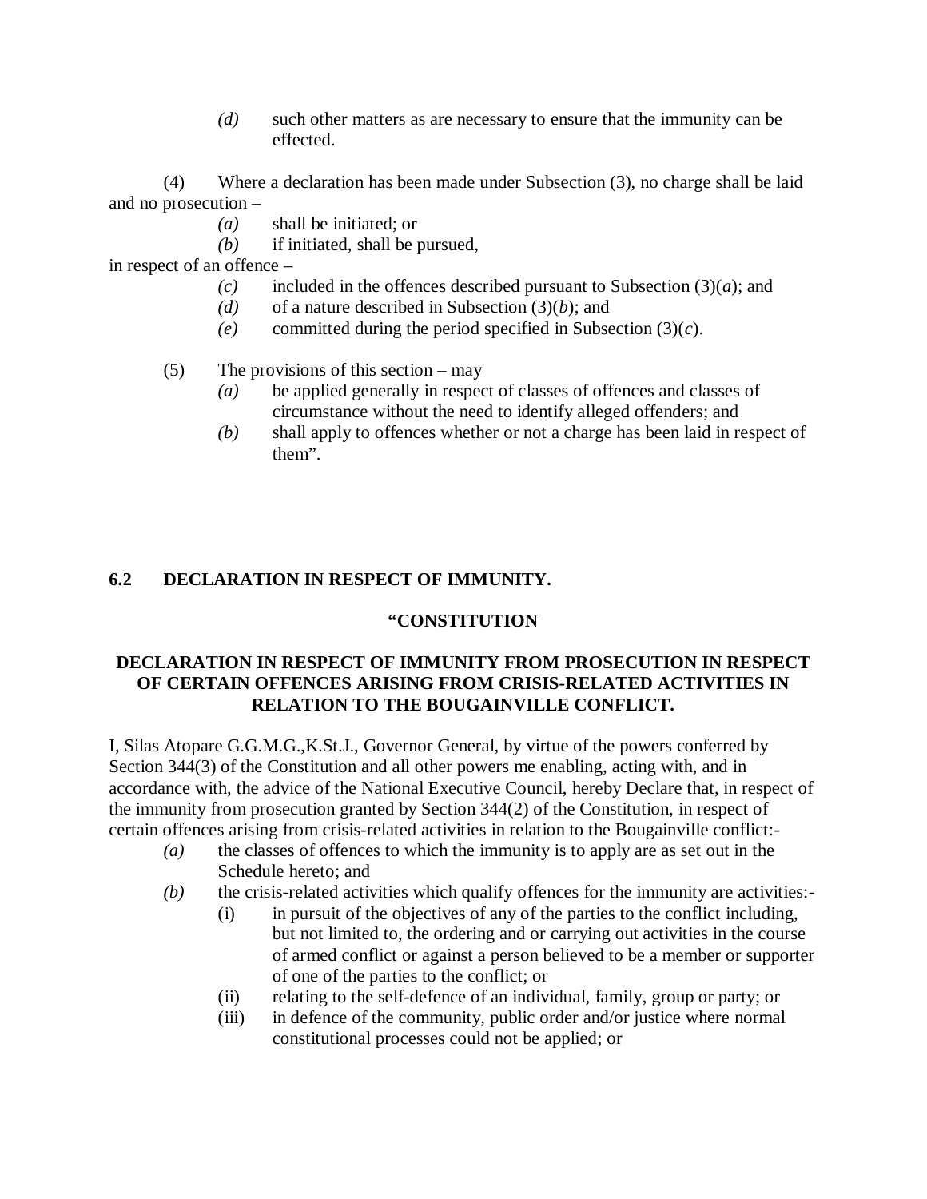*(d)* such other matters as are necessary to ensure that the immunity can be effected.

(4) Where a declaration has been made under Subsection (3), no charge shall be laid and no prosecution –

*(a)* shall be initiated; or

*(b)* if initiated, shall be pursued,

in respect of an offence –

*(c)* included in the offences described pursuant to Subsection (3)(*a*); and

*(d)* of a nature described in Subsection (3)(*b*); and

*(e)* committed during the period specified in Subsection (3)(*c*).

(5) The provisions of this section – may

*(a)* be applied generally in respect of classes of offences and classes of circumstance without the need to identify alleged offenders; and

*(b)* shall apply to offences whether or not a charge has been laid in respect of them".

## 6.2 DECLARATION IN RESPECT OF IMMUNITY.

**"CONSTITUTION**

**DECLARATION IN RESPECT OF IMMUNITY FROM PROSECUTION IN RESPECT OF CERTAIN OFFENCES ARISING FROM CRISIS-RELATED ACTIVITIES IN RELATION TO THE BOUGAINVILLE CONFLICT.**

I, Silas Atopare G.G.M.G.,K.St.J., Governor General, by virtue of the powers conferred by Section 344(3) of the Constitution and all other powers me enabling, acting with, and in accordance with, the advice of the National Executive Council, hereby Declare that, in respect of the immunity from prosecution granted by Section 344(2) of the Constitution, in respect of certain offences arising from crisis-related activities in relation to the Bougainville conflict:-

*(a)* the classes of offences to which the immunity is to apply are as set out in the Schedule hereto; and

*(b)* the crisis-related activities which qualify offences for the immunity are activities:-

(i) in pursuit of the objectives of any of the parties to the conflict including, but not limited to, the ordering and or carrying out activities in the course of armed conflict or against a person believed to be a member or supporter of one of the parties to the conflict; or

(ii) relating to the self-defence of an individual, family, group or party; or

(iii) in defence of the community, public order and/or justice where normal constitutional processes could not be applied; or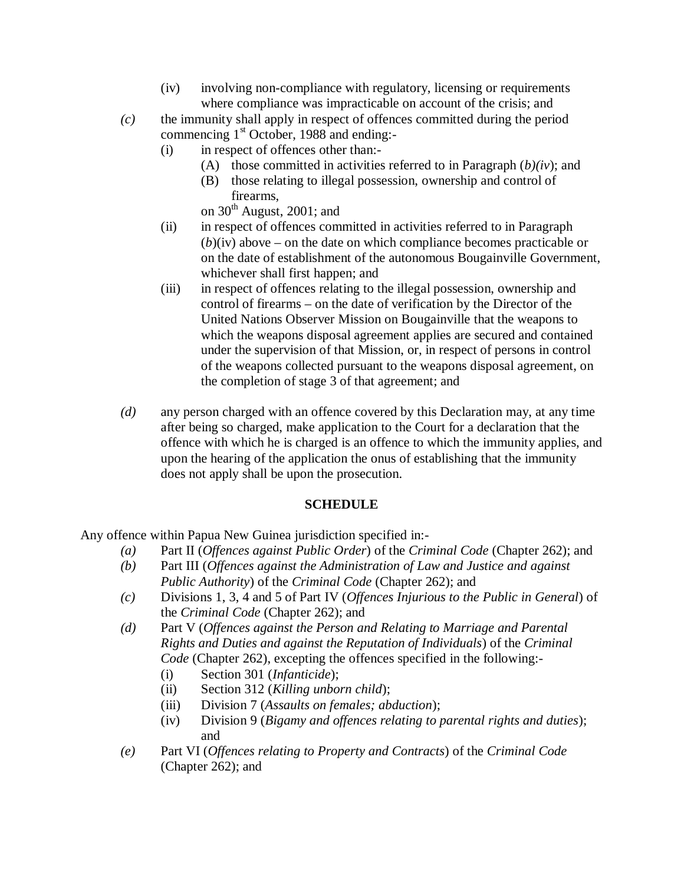(iv) involving non-compliance with regulatory, licensing or requirements where compliance was impracticable on account of the crisis; and

*(c)* the immunity shall apply in respect of offences committed during the period commencing 1st October, 1988 and ending:-

(i) in respect of offences other than:-

(A) those committed in activities referred to in Paragraph (*b)(iv*); and

(B) those relating to illegal possession, ownership and control of firearms,

on 30th August, 2001; and

(ii) in respect of offences committed in activities referred to in Paragraph (*b*)(iv) above – on the date on which compliance becomes practicable or on the date of establishment of the autonomous Bougainville Government, whichever shall first happen; and

(iii) in respect of offences relating to the illegal possession, ownership and control of firearms – on the date of verification by the Director of the United Nations Observer Mission on Bougainville that the weapons to which the weapons disposal agreement applies are secured and contained under the supervision of that Mission, or, in respect of persons in control of the weapons collected pursuant to the weapons disposal agreement, on the completion of stage 3 of that agreement; and

*(d)* any person charged with an offence covered by this Declaration may, at any time after being so charged, make application to the Court for a declaration that the offence with which he is charged is an offence to which the immunity applies, and upon the hearing of the application the onus of establishing that the immunity does not apply shall be upon the prosecution.

## SCHEDULE

Any offence within Papua New Guinea jurisdiction specified in:-

*(a)* Part II (*Offences against Public Order*) of the *Criminal Code* (Chapter 262); and

*(b)* Part III (*Offences against the Administration of Law and Justice and against Public Authority*) of the *Criminal Code* (Chapter 262); and

*(c)* Divisions 1, 3, 4 and 5 of Part IV (*Offences Injurious to the Public in General*) of the *Criminal Code* (Chapter 262); and

*(d)* Part V (*Offences against the Person and Relating to Marriage and Parental Rights and Duties and against the Reputation of Individuals*) of the *Criminal Code* (Chapter 262), excepting the offences specified in the following:-

(i) Section 301 (*Infanticide*);

(ii) Section 312 (*Killing unborn child*);

(iii) Division 7 (*Assaults on females; abduction*);

(iv) Division 9 (*Bigamy and offences relating to parental rights and duties*); and

*(e)* Part VI (*Offences relating to Property and Contracts*) of the *Criminal Code* (Chapter 262); and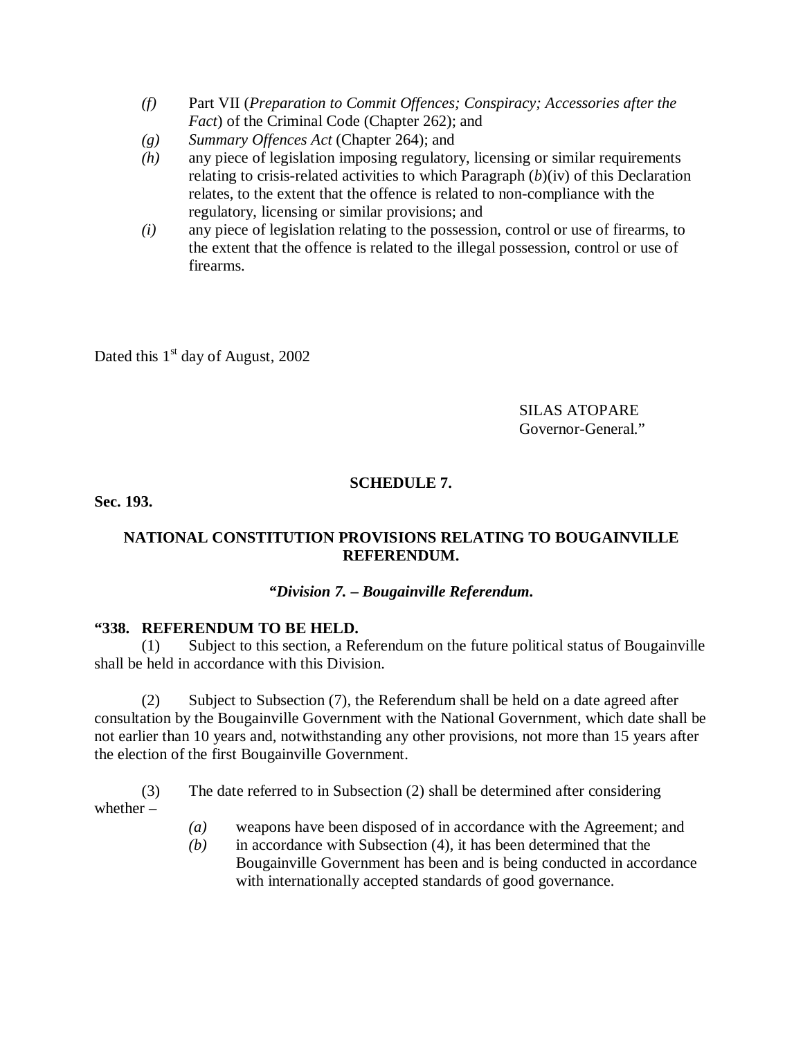*(f)* Part VII (*Preparation to Commit Offences; Conspiracy; Accessories after the Fact*) of the Criminal Code (Chapter 262); and

*(g)* *Summary Offences Act* (Chapter 264); and

*(h)* any piece of legislation imposing regulatory, licensing or similar requirements relating to crisis-related activities to which Paragraph (*b*)(iv) of this Declaration relates, to the extent that the offence is related to non-compliance with the regulatory, licensing or similar provisions; and

*(i)* any piece of legislation relating to the possession, control or use of firearms, to the extent that the offence is related to the illegal possession, control or use of firearms.

Dated this 1st day of August, 2002

SILAS ATOPARE
Governor-General."

**SCHEDULE 7.**

**Sec. 193.**

**NATIONAL CONSTITUTION PROVISIONS RELATING TO BOUGAINVILLE REFERENDUM.**

***"Division 7. – Bougainville Referendum.***

**"338. REFERENDUM TO BE HELD.**

(1) Subject to this section, a Referendum on the future political status of Bougainville shall be held in accordance with this Division.

(2) Subject to Subsection (7), the Referendum shall be held on a date agreed after consultation by the Bougainville Government with the National Government, which date shall be not earlier than 10 years and, notwithstanding any other provisions, not more than 15 years after the election of the first Bougainville Government.

(3) The date referred to in Subsection (2) shall be determined after considering whether –

*(a)* weapons have been disposed of in accordance with the Agreement; and

*(b)* in accordance with Subsection (4), it has been determined that the Bougainville Government has been and is being conducted in accordance with internationally accepted standards of good governance.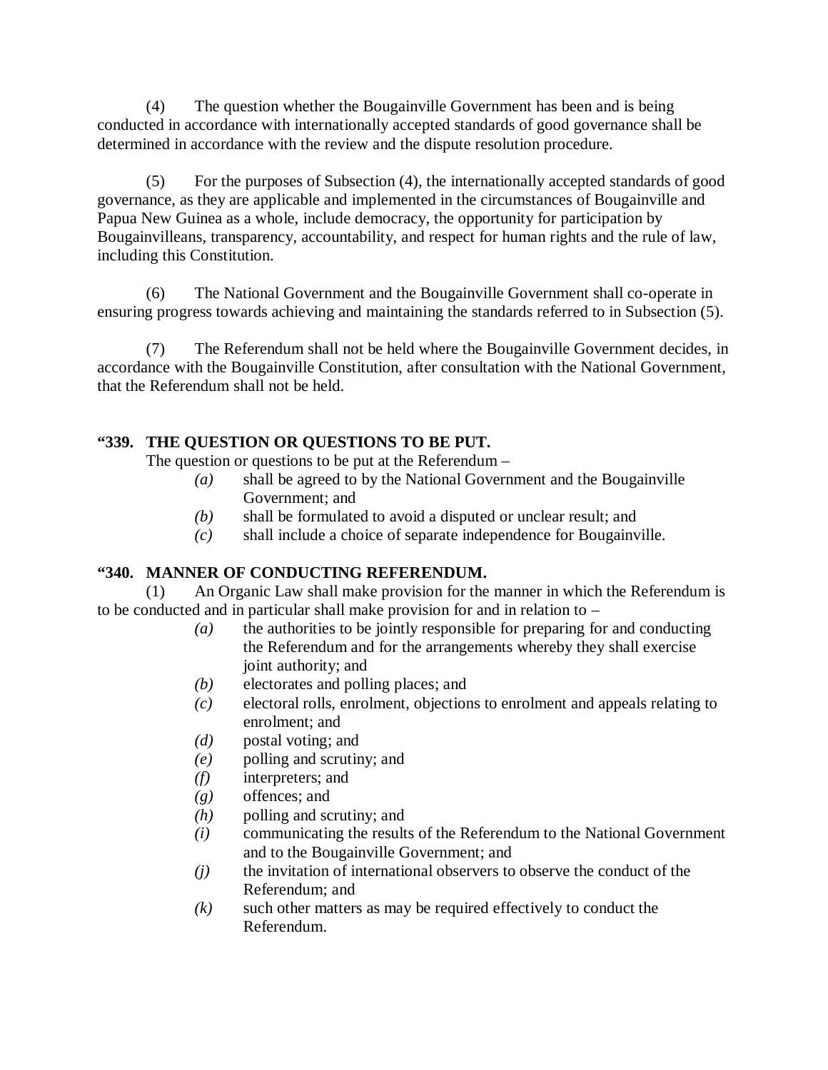(4) The question whether the Bougainville Government has been and is being conducted in accordance with internationally accepted standards of good governance shall be determined in accordance with the review and the dispute resolution procedure.

(5) For the purposes of Subsection (4), the internationally accepted standards of good governance, as they are applicable and implemented in the circumstances of Bougainville and Papua New Guinea as a whole, include democracy, the opportunity for participation by Bougainvilleans, transparency, accountability, and respect for human rights and the rule of law, including this Constitution.

(6) The National Government and the Bougainville Government shall co-operate in ensuring progress towards achieving and maintaining the standards referred to in Subsection (5).

(7) The Referendum shall not be held where the Bougainville Government decides, in accordance with the Bougainville Constitution, after consultation with the National Government, that the Referendum shall not be held.

**"339. THE QUESTION OR QUESTIONS TO BE PUT.**

The question or questions to be put at the Referendum –

*(a)* shall be agreed to by the National Government and the Bougainville Government; and

*(b)* shall be formulated to avoid a disputed or unclear result; and

*(c)* shall include a choice of separate independence for Bougainville.

**"340. MANNER OF CONDUCTING REFERENDUM.**

(1) An Organic Law shall make provision for the manner in which the Referendum is to be conducted and in particular shall make provision for and in relation to –

*(a)* the authorities to be jointly responsible for preparing for and conducting the Referendum and for the arrangements whereby they shall exercise joint authority; and

*(b)* electorates and polling places; and

*(c)* electoral rolls, enrolment, objections to enrolment and appeals relating to enrolment; and

*(d)* postal voting; and

*(e)* polling and scrutiny; and

*(f)* interpreters; and

*(g)* offences; and

*(h)* polling and scrutiny; and

*(i)* communicating the results of the Referendum to the National Government and to the Bougainville Government; and

*(j)* the invitation of international observers to observe the conduct of the Referendum; and

*(k)* such other matters as may be required effectively to conduct the Referendum.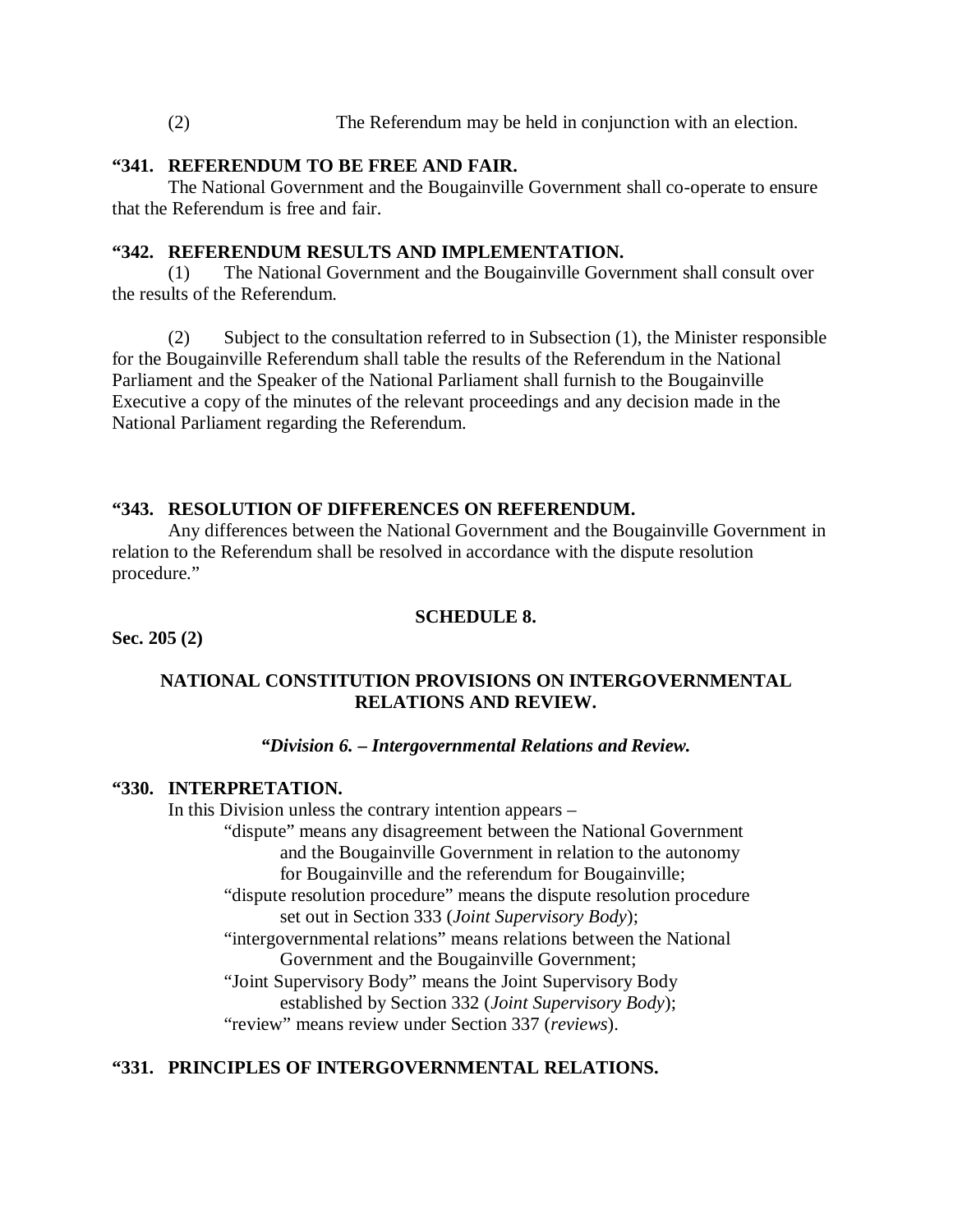(2) The Referendum may be held in conjunction with an election.

**"341. REFERENDUM TO BE FREE AND FAIR.**

The National Government and the Bougainville Government shall co-operate to ensure that the Referendum is free and fair.

**"342. REFERENDUM RESULTS AND IMPLEMENTATION.**

(1) The National Government and the Bougainville Government shall consult over the results of the Referendum.

(2) Subject to the consultation referred to in Subsection (1), the Minister responsible for the Bougainville Referendum shall table the results of the Referendum in the National Parliament and the Speaker of the National Parliament shall furnish to the Bougainville Executive a copy of the minutes of the relevant proceedings and any decision made in the National Parliament regarding the Referendum.

**"343. RESOLUTION OF DIFFERENCES ON REFERENDUM.**

Any differences between the National Government and the Bougainville Government in relation to the Referendum shall be resolved in accordance with the dispute resolution procedure."

**SCHEDULE 8.**

**Sec. 205 (2)**

**NATIONAL CONSTITUTION PROVISIONS ON INTERGOVERNMENTAL RELATIONS AND REVIEW.**

***"Division 6. – Intergovernmental Relations and Review.***

**"330. INTERPRETATION.**

In this Division unless the contrary intention appears –

"dispute" means any disagreement between the National Government and the Bougainville Government in relation to the autonomy for Bougainville and the referendum for Bougainville;

"dispute resolution procedure" means the dispute resolution procedure set out in Section 333 (*Joint Supervisory Body*);

"intergovernmental relations" means relations between the National Government and the Bougainville Government;

"Joint Supervisory Body" means the Joint Supervisory Body established by Section 332 (*Joint Supervisory Body*);

"review" means review under Section 337 (*reviews*).

**"331. PRINCIPLES OF INTERGOVERNMENTAL RELATIONS.**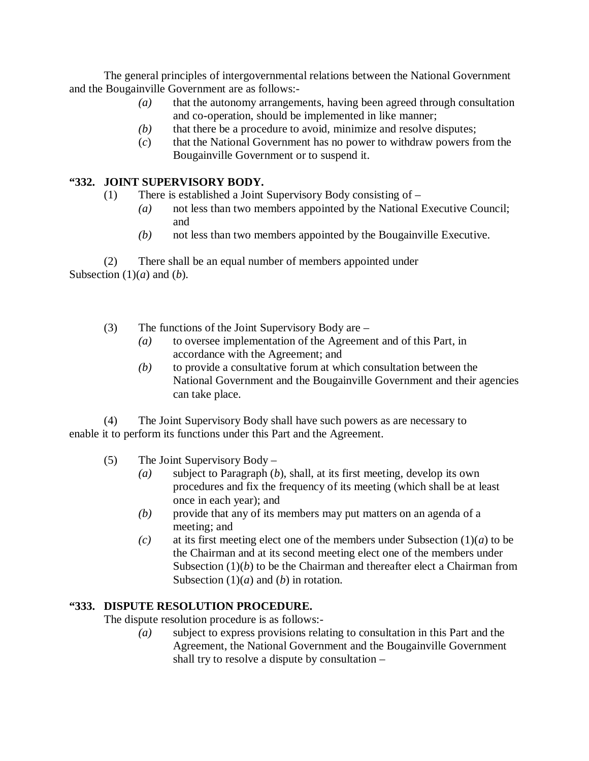The general principles of intergovernmental relations between the National Government and the Bougainville Government are as follows:-

- *(a)* that the autonomy arrangements, having been agreed through consultation and co-operation, should be implemented in like manner;
- *(b)* that there be a procedure to avoid, minimize and resolve disputes;
- (*c*) that the National Government has no power to withdraw powers from the Bougainville Government or to suspend it.

**"332. JOINT SUPERVISORY BODY.**

(1) There is established a Joint Supervisory Body consisting of –

- *(a)* not less than two members appointed by the National Executive Council; and
- *(b)* not less than two members appointed by the Bougainville Executive.

(2) There shall be an equal number of members appointed under Subsection (1)(*a*) and (*b*).

(3) The functions of the Joint Supervisory Body are –

- *(a)* to oversee implementation of the Agreement and of this Part, in accordance with the Agreement; and
- *(b)* to provide a consultative forum at which consultation between the National Government and the Bougainville Government and their agencies can take place.

(4) The Joint Supervisory Body shall have such powers as are necessary to enable it to perform its functions under this Part and the Agreement.

(5) The Joint Supervisory Body –

- *(a)* subject to Paragraph (*b*), shall, at its first meeting, develop its own procedures and fix the frequency of its meeting (which shall be at least once in each year); and
- *(b)* provide that any of its members may put matters on an agenda of a meeting; and
- *(c)* at its first meeting elect one of the members under Subsection (1)(*a*) to be the Chairman and at its second meeting elect one of the members under Subsection (1)(*b*) to be the Chairman and thereafter elect a Chairman from Subsection (1)(*a*) and (*b*) in rotation.

**"333. DISPUTE RESOLUTION PROCEDURE.**

The dispute resolution procedure is as follows:-

- *(a)* subject to express provisions relating to consultation in this Part and the Agreement, the National Government and the Bougainville Government shall try to resolve a dispute by consultation –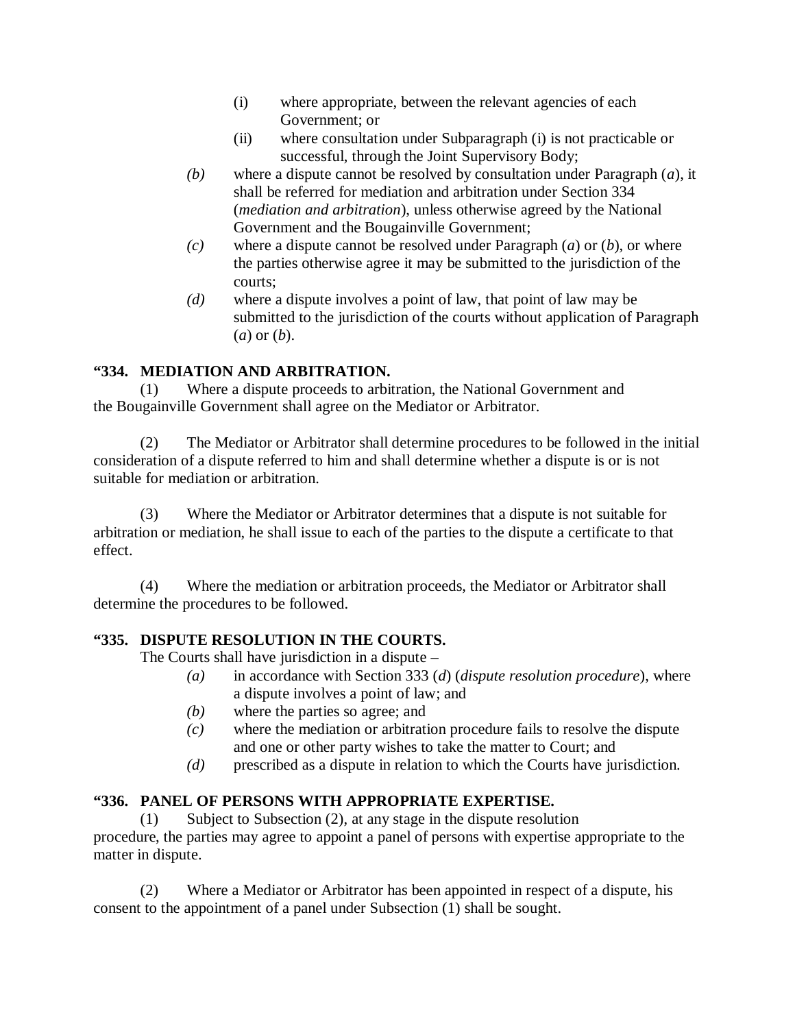(i) where appropriate, between the relevant agencies of each Government; or

(ii) where consultation under Subparagraph (i) is not practicable or successful, through the Joint Supervisory Body;

*(b)* where a dispute cannot be resolved by consultation under Paragraph (*a*), it shall be referred for mediation and arbitration under Section 334 (*mediation and arbitration*), unless otherwise agreed by the National Government and the Bougainville Government;

*(c)* where a dispute cannot be resolved under Paragraph (*a*) or (*b*), or where the parties otherwise agree it may be submitted to the jurisdiction of the courts;

*(d)* where a dispute involves a point of law, that point of law may be submitted to the jurisdiction of the courts without application of Paragraph (*a*) or (*b*).

**"334. MEDIATION AND ARBITRATION.**

(1) Where a dispute proceeds to arbitration, the National Government and the Bougainville Government shall agree on the Mediator or Arbitrator.

(2) The Mediator or Arbitrator shall determine procedures to be followed in the initial consideration of a dispute referred to him and shall determine whether a dispute is or is not suitable for mediation or arbitration.

(3) Where the Mediator or Arbitrator determines that a dispute is not suitable for arbitration or mediation, he shall issue to each of the parties to the dispute a certificate to that effect.

(4) Where the mediation or arbitration proceeds, the Mediator or Arbitrator shall determine the procedures to be followed.

**"335. DISPUTE RESOLUTION IN THE COURTS.**

The Courts shall have jurisdiction in a dispute –

*(a)* in accordance with Section 333 (*d*) (*dispute resolution procedure*), where a dispute involves a point of law; and

*(b)* where the parties so agree; and

*(c)* where the mediation or arbitration procedure fails to resolve the dispute and one or other party wishes to take the matter to Court; and

*(d)* prescribed as a dispute in relation to which the Courts have jurisdiction.

**"336. PANEL OF PERSONS WITH APPROPRIATE EXPERTISE.**

(1) Subject to Subsection (2), at any stage in the dispute resolution procedure, the parties may agree to appoint a panel of persons with expertise appropriate to the matter in dispute.

(2) Where a Mediator or Arbitrator has been appointed in respect of a dispute, his consent to the appointment of a panel under Subsection (1) shall be sought.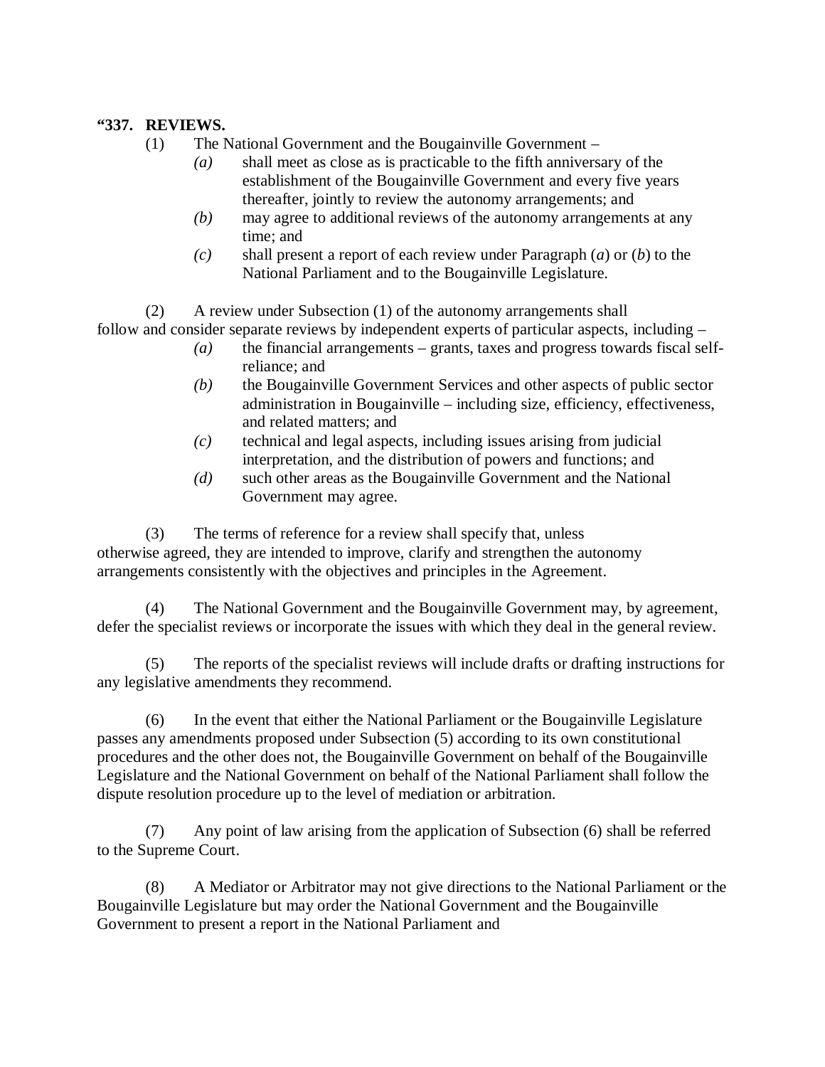**"337. REVIEWS.**

(1) The National Government and the Bougainville Government –

*(a)* shall meet as close as is practicable to the fifth anniversary of the establishment of the Bougainville Government and every five years thereafter, jointly to review the autonomy arrangements; and

*(b)* may agree to additional reviews of the autonomy arrangements at any time; and

*(c)* shall present a report of each review under Paragraph (*a*) or (*b*) to the National Parliament and to the Bougainville Legislature.

(2) A review under Subsection (1) of the autonomy arrangements shall follow and consider separate reviews by independent experts of particular aspects, including –

*(a)* the financial arrangements – grants, taxes and progress towards fiscal self-reliance; and

*(b)* the Bougainville Government Services and other aspects of public sector administration in Bougainville – including size, efficiency, effectiveness, and related matters; and

*(c)* technical and legal aspects, including issues arising from judicial interpretation, and the distribution of powers and functions; and

*(d)* such other areas as the Bougainville Government and the National Government may agree.

(3) The terms of reference for a review shall specify that, unless otherwise agreed, they are intended to improve, clarify and strengthen the autonomy arrangements consistently with the objectives and principles in the Agreement.

(4) The National Government and the Bougainville Government may, by agreement, defer the specialist reviews or incorporate the issues with which they deal in the general review.

(5) The reports of the specialist reviews will include drafts or drafting instructions for any legislative amendments they recommend.

(6) In the event that either the National Parliament or the Bougainville Legislature passes any amendments proposed under Subsection (5) according to its own constitutional procedures and the other does not, the Bougainville Government on behalf of the Bougainville Legislature and the National Government on behalf of the National Parliament shall follow the dispute resolution procedure up to the level of mediation or arbitration.

(7) Any point of law arising from the application of Subsection (6) shall be referred to the Supreme Court.

(8) A Mediator or Arbitrator may not give directions to the National Parliament or the Bougainville Legislature but may order the National Government and the Bougainville Government to present a report in the National Parliament and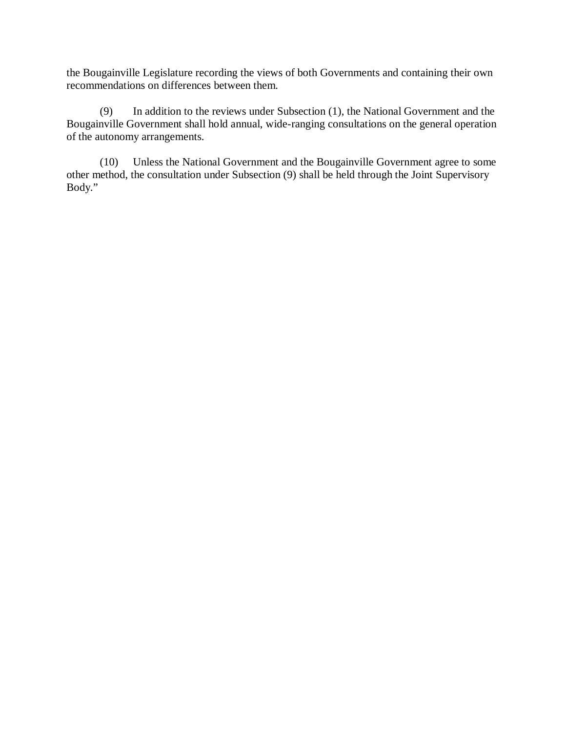the Bougainville Legislature recording the views of both Governments and containing their own recommendations on differences between them.

(9) In addition to the reviews under Subsection (1), the National Government and the Bougainville Government shall hold annual, wide-ranging consultations on the general operation of the autonomy arrangements.

(10) Unless the National Government and the Bougainville Government agree to some other method, the consultation under Subsection (9) shall be held through the Joint Supervisory Body."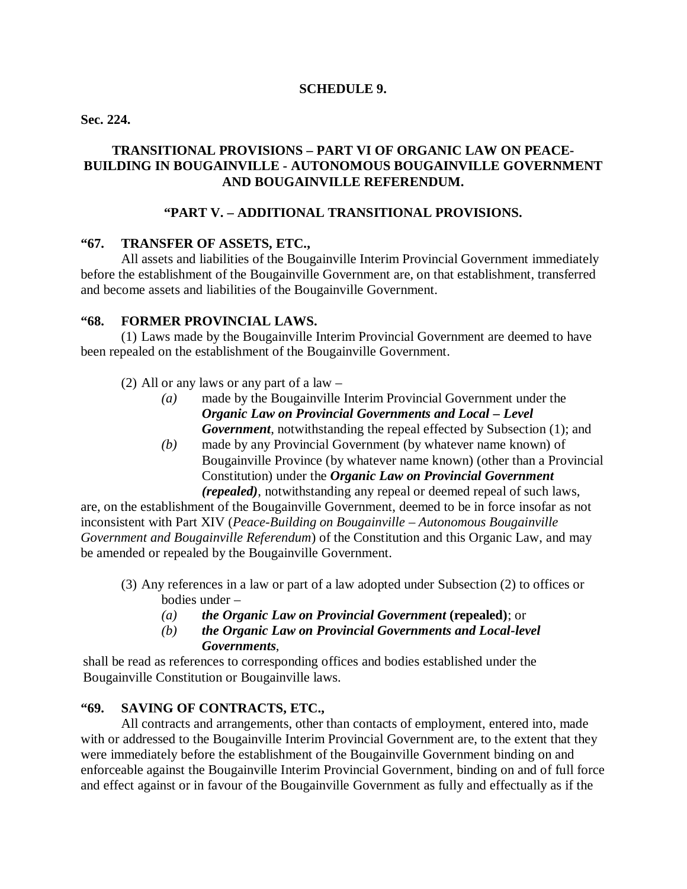**SCHEDULE 9.**

**Sec. 224.**

**TRANSITIONAL PROVISIONS – PART VI OF ORGANIC LAW ON PEACE-BUILDING IN BOUGAINVILLE - AUTONOMOUS BOUGAINVILLE GOVERNMENT AND BOUGAINVILLE REFERENDUM.**

**"PART V. – ADDITIONAL TRANSITIONAL PROVISIONS.**

**"67. TRANSFER OF ASSETS, ETC.,**

All assets and liabilities of the Bougainville Interim Provincial Government immediately before the establishment of the Bougainville Government are, on that establishment, transferred and become assets and liabilities of the Bougainville Government.

**"68. FORMER PROVINCIAL LAWS.**

(1) Laws made by the Bougainville Interim Provincial Government are deemed to have been repealed on the establishment of the Bougainville Government.

(2) All or any laws or any part of a law –

*(a)* made by the Bougainville Interim Provincial Government under the ***Organic Law on Provincial Governments and Local – Level Government***, notwithstanding the repeal effected by Subsection (1); and

*(b)* made by any Provincial Government (by whatever name known) of Bougainville Province (by whatever name known) (other than a Provincial Constitution) under the ***Organic Law on Provincial Government (repealed)***, notwithstanding any repeal or deemed repeal of such laws,

are, on the establishment of the Bougainville Government, deemed to be in force insofar as not inconsistent with Part XIV (*Peace-Building on Bougainville – Autonomous Bougainville Government and Bougainville Referendum*) of the Constitution and this Organic Law, and may be amended or repealed by the Bougainville Government.

(3) Any references in a law or part of a law adopted under Subsection (2) to offices or bodies under –

*(a)* ***the Organic Law on Provincial Government* (repealed)**; or

*(b)* ***the Organic Law on Provincial Governments and Local-level Governments***,

shall be read as references to corresponding offices and bodies established under the Bougainville Constitution or Bougainville laws.

**"69. SAVING OF CONTRACTS, ETC.,**

All contracts and arrangements, other than contacts of employment, entered into, made with or addressed to the Bougainville Interim Provincial Government are, to the extent that they were immediately before the establishment of the Bougainville Government binding on and enforceable against the Bougainville Interim Provincial Government, binding on and of full force and effect against or in favour of the Bougainville Government as fully and effectually as if the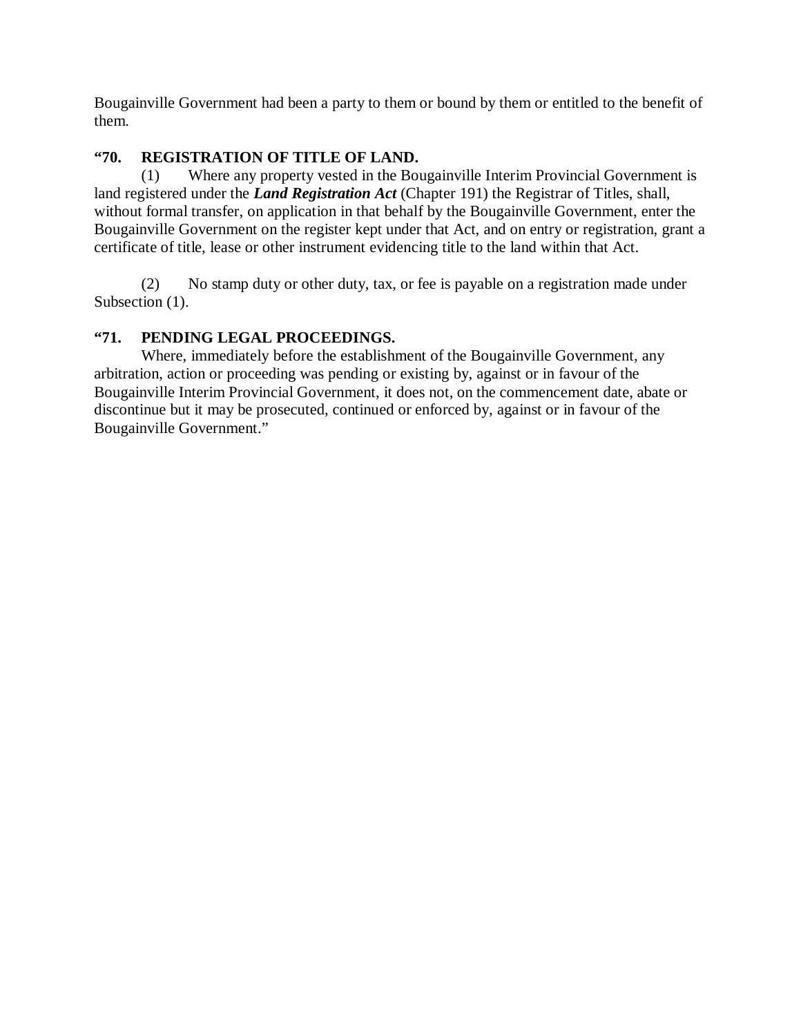Bougainville Government had been a party to them or bound by them or entitled to the benefit of them.

**“70. REGISTRATION OF TITLE OF LAND.**

(1) Where any property vested in the Bougainville Interim Provincial Government is land registered under the ***Land Registration Act*** (Chapter 191) the Registrar of Titles, shall, without formal transfer, on application in that behalf by the Bougainville Government, enter the Bougainville Government on the register kept under that Act, and on entry or registration, grant a certificate of title, lease or other instrument evidencing title to the land within that Act.

(2) No stamp duty or other duty, tax, or fee is payable on a registration made under Subsection (1).

**“71. PENDING LEGAL PROCEEDINGS.**

Where, immediately before the establishment of the Bougainville Government, any arbitration, action or proceeding was pending or existing by, against or in favour of the Bougainville Interim Provincial Government, it does not, on the commencement date, abate or discontinue but it may be prosecuted, continued or enforced by, against or in favour of the Bougainville Government.”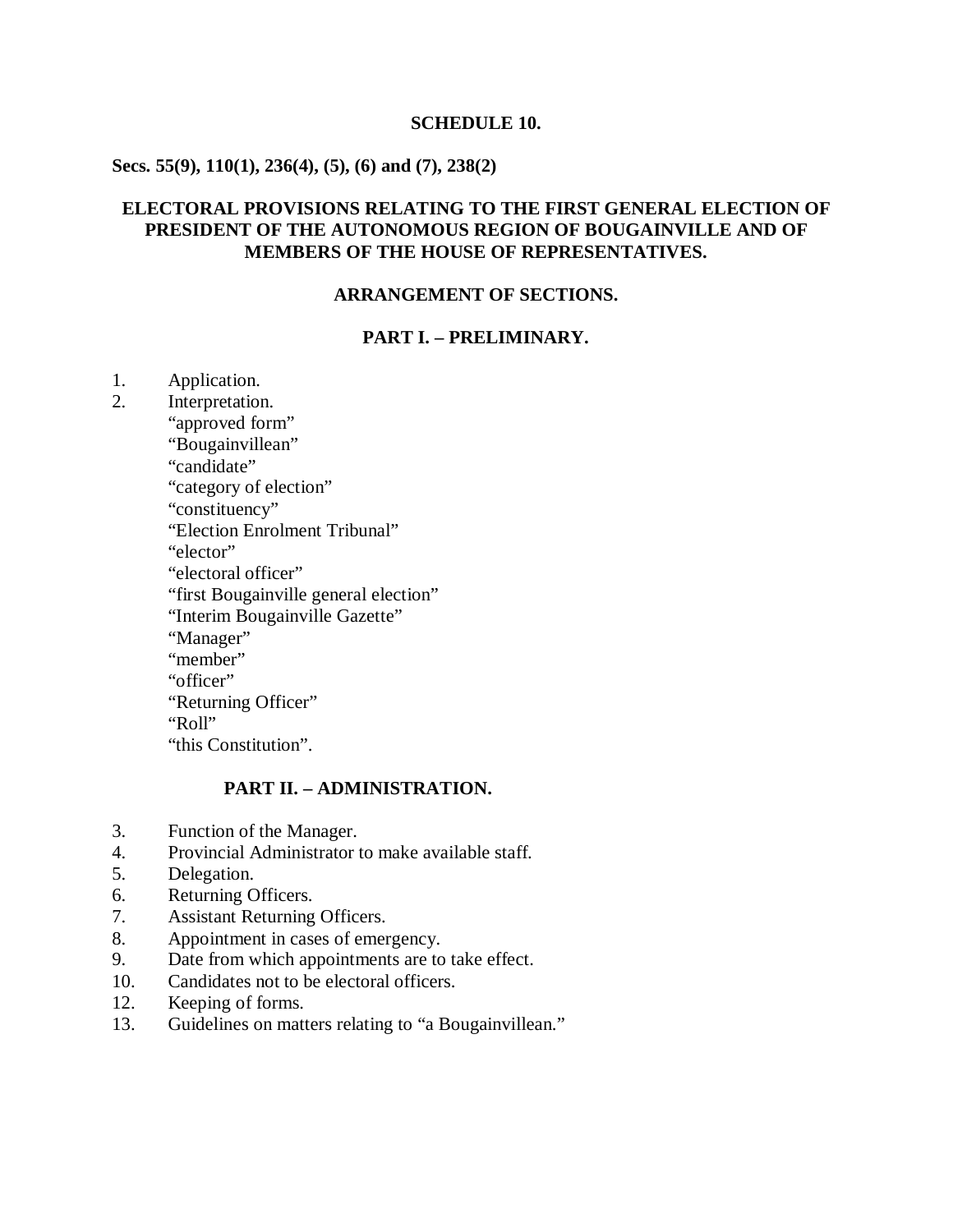# SCHEDULE 10.

**Secs. 55(9), 110(1), 236(4), (5), (6) and (7), 238(2)**

## ELECTORAL PROVISIONS RELATING TO THE FIRST GENERAL ELECTION OF PRESIDENT OF THE AUTONOMOUS REGION OF BOUGAINVILLE AND OF MEMBERS OF THE HOUSE OF REPRESENTATIVES.

### ARRANGEMENT OF SECTIONS.

### PART I. – PRELIMINARY.

1. Application.
2. Interpretation.
   "approved form"
   "Bougainvillean"
   "candidate"
   "category of election"
   "constituency"
   "Election Enrolment Tribunal"
   "elector"
   "electoral officer"
   "first Bougainville general election"
   "Interim Bougainville Gazette"
   "Manager"
   "member"
   "officer"
   "Returning Officer"
   "Roll"
   "this Constitution".

### PART II. – ADMINISTRATION.

3. Function of the Manager.
4. Provincial Administrator to make available staff.
5. Delegation.
6. Returning Officers.
7. Assistant Returning Officers.
8. Appointment in cases of emergency.
9. Date from which appointments are to take effect.
10. Candidates not to be electoral officers.
12. Keeping of forms.
13. Guidelines on matters relating to "a Bougainvillean."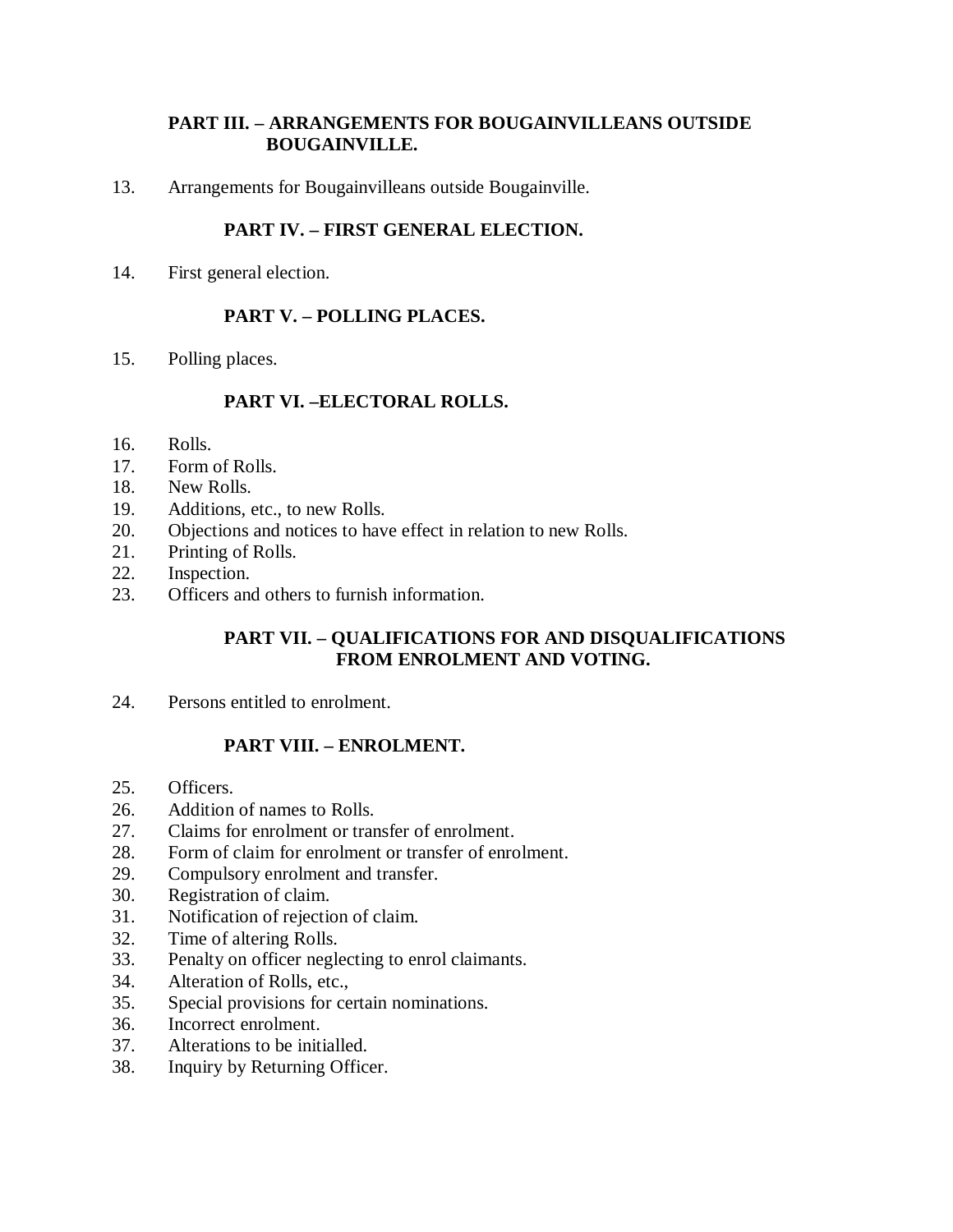**PART III. – ARRANGEMENTS FOR BOUGAINVILLEANS OUTSIDE BOUGAINVILLE.**

13. Arrangements for Bougainvilleans outside Bougainville.

**PART IV. – FIRST GENERAL ELECTION.**

14. First general election.

**PART V. – POLLING PLACES.**

15. Polling places.

**PART VI. –ELECTORAL ROLLS.**

16. Rolls.
17. Form of Rolls.
18. New Rolls.
19. Additions, etc., to new Rolls.
20. Objections and notices to have effect in relation to new Rolls.
21. Printing of Rolls.
22. Inspection.
23. Officers and others to furnish information.

**PART VII. – QUALIFICATIONS FOR AND DISQUALIFICATIONS FROM ENROLMENT AND VOTING.**

24. Persons entitled to enrolment.

**PART VIII. – ENROLMENT.**

25. Officers.
26. Addition of names to Rolls.
27. Claims for enrolment or transfer of enrolment.
28. Form of claim for enrolment or transfer of enrolment.
29. Compulsory enrolment and transfer.
30. Registration of claim.
31. Notification of rejection of claim.
32. Time of altering Rolls.
33. Penalty on officer neglecting to enrol claimants.
34. Alteration of Rolls, etc.,
35. Special provisions for certain nominations.
36. Incorrect enrolment.
37. Alterations to be initialled.
38. Inquiry by Returning Officer.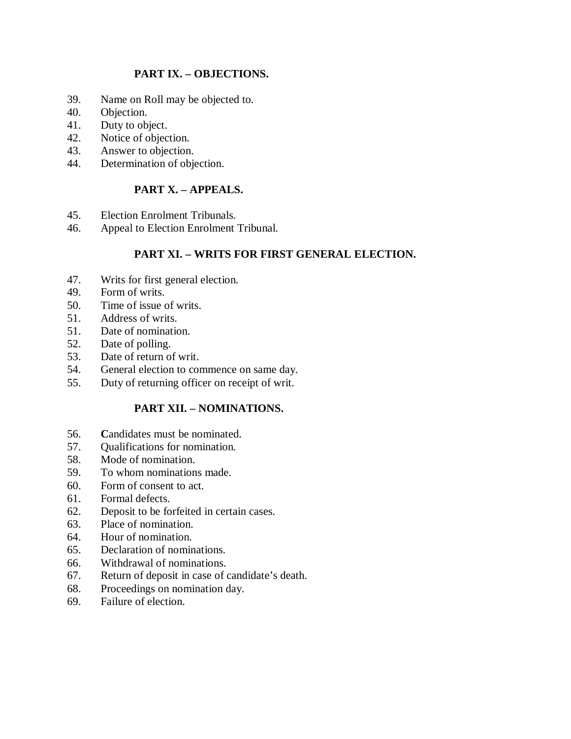## PART IX. – OBJECTIONS.

39. Name on Roll may be objected to.
40. Objection.
41. Duty to object.
42. Notice of objection.
43. Answer to objection.
44. Determination of objection.

## PART X. – APPEALS.

45. Election Enrolment Tribunals.
46. Appeal to Election Enrolment Tribunal.

## PART XI. – WRITS FOR FIRST GENERAL ELECTION.

47. Writs for first general election.
49. Form of writs.
50. Time of issue of writs.
51. Address of writs.
51. Date of nomination.
52. Date of polling.
53. Date of return of writ.
54. General election to commence on same day.
55. Duty of returning officer on receipt of writ.

## PART XII. – NOMINATIONS.

56. **C**andidates must be nominated.
57. Qualifications for nomination.
58. Mode of nomination.
59. To whom nominations made.
60. Form of consent to act.
61. Formal defects.
62. Deposit to be forfeited in certain cases.
63. Place of nomination.
64. Hour of nomination.
65. Declaration of nominations.
66. Withdrawal of nominations.
67. Return of deposit in case of candidate's death.
68. Proceedings on nomination day.
69. Failure of election.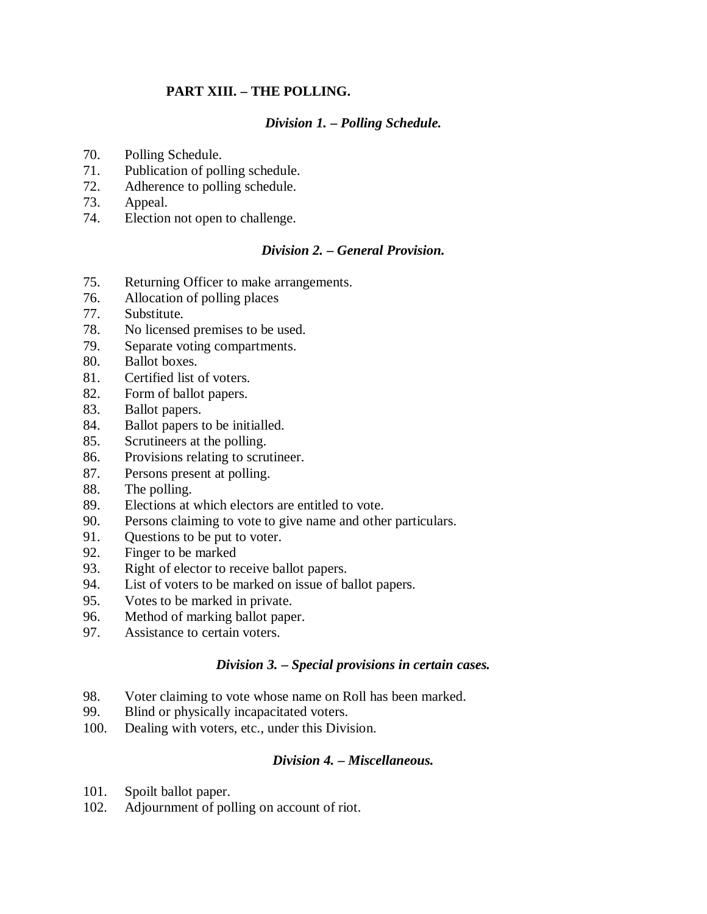## PART XIII. – THE POLLING.

### *Division 1. – Polling Schedule.*

70. Polling Schedule.
71. Publication of polling schedule.
72. Adherence to polling schedule.
73. Appeal.
74. Election not open to challenge.

### *Division 2. – General Provision.*

75. Returning Officer to make arrangements.
76. Allocation of polling places
77. Substitute.
78. No licensed premises to be used.
79. Separate voting compartments.
80. Ballot boxes.
81. Certified list of voters.
82. Form of ballot papers.
83. Ballot papers.
84. Ballot papers to be initialled.
85. Scrutineers at the polling.
86. Provisions relating to scrutineer.
87. Persons present at polling.
88. The polling.
89. Elections at which electors are entitled to vote.
90. Persons claiming to vote to give name and other particulars.
91. Questions to be put to voter.
92. Finger to be marked
93. Right of elector to receive ballot papers.
94. List of voters to be marked on issue of ballot papers.
95. Votes to be marked in private.
96. Method of marking ballot paper.
97. Assistance to certain voters.

### *Division 3. – Special provisions in certain cases.*

98. Voter claiming to vote whose name on Roll has been marked.
99. Blind or physically incapacitated voters.
100. Dealing with voters, etc., under this Division.

### *Division 4. – Miscellaneous.*

101. Spoilt ballot paper.
102. Adjournment of polling on account of riot.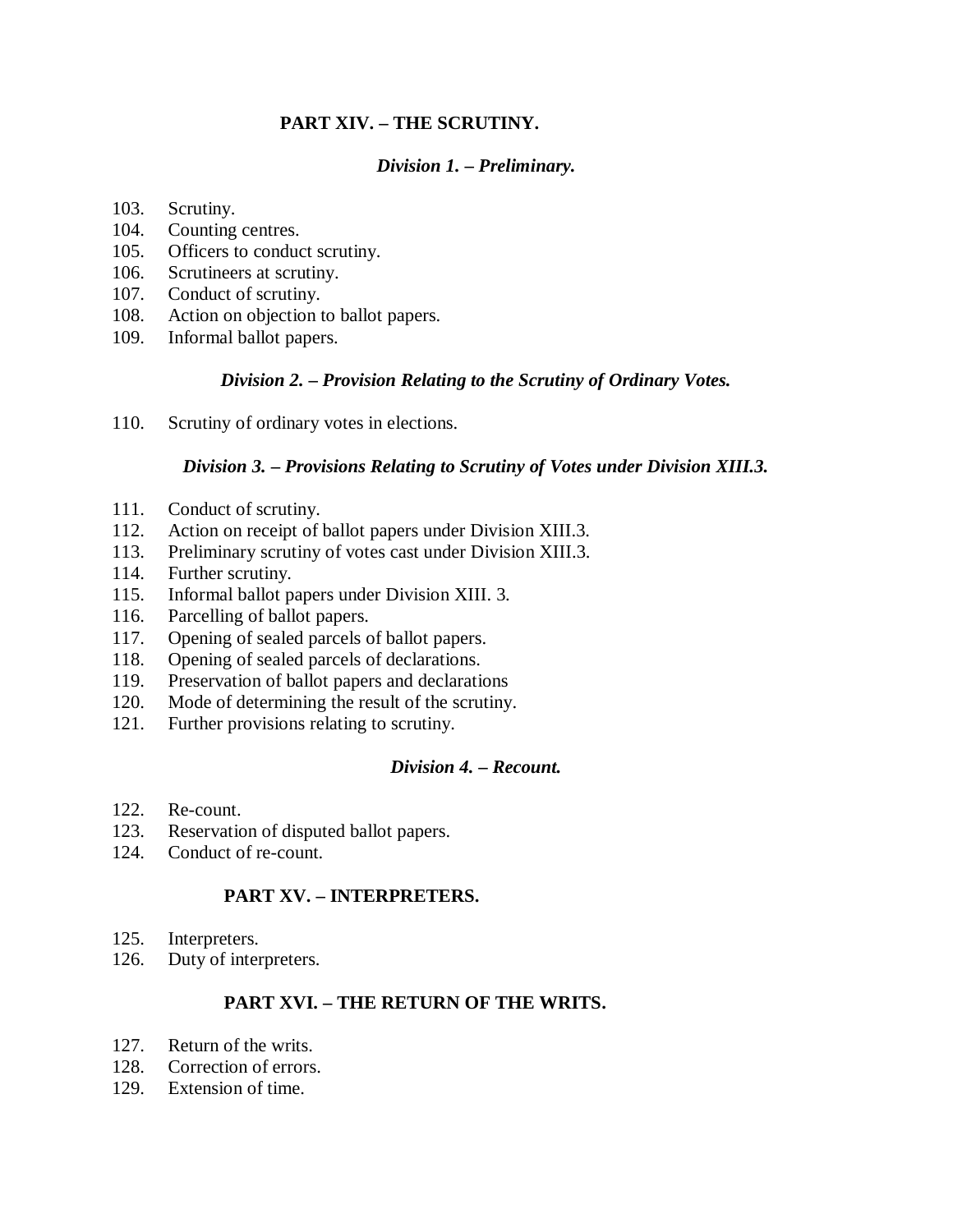**PART XIV. – THE SCRUTINY.**

***Division 1. – Preliminary.***

103. Scrutiny.
104. Counting centres.
105. Officers to conduct scrutiny.
106. Scrutineers at scrutiny.
107. Conduct of scrutiny.
108. Action on objection to ballot papers.
109. Informal ballot papers.

***Division 2. – Provision Relating to the Scrutiny of Ordinary Votes.***

110. Scrutiny of ordinary votes in elections.

***Division 3. – Provisions Relating to Scrutiny of Votes under Division XIII.3.***

111. Conduct of scrutiny.
112. Action on receipt of ballot papers under Division XIII.3.
113. Preliminary scrutiny of votes cast under Division XIII.3.
114. Further scrutiny.
115. Informal ballot papers under Division XIII. 3.
116. Parcelling of ballot papers.
117. Opening of sealed parcels of ballot papers.
118. Opening of sealed parcels of declarations.
119. Preservation of ballot papers and declarations
120. Mode of determining the result of the scrutiny.
121. Further provisions relating to scrutiny.

***Division 4. – Recount.***

122. Re-count.
123. Reservation of disputed ballot papers.
124. Conduct of re-count.

**PART XV. – INTERPRETERS.**

125. Interpreters.
126. Duty of interpreters.

**PART XVI. – THE RETURN OF THE WRITS.**

127. Return of the writs.
128. Correction of errors.
129. Extension of time.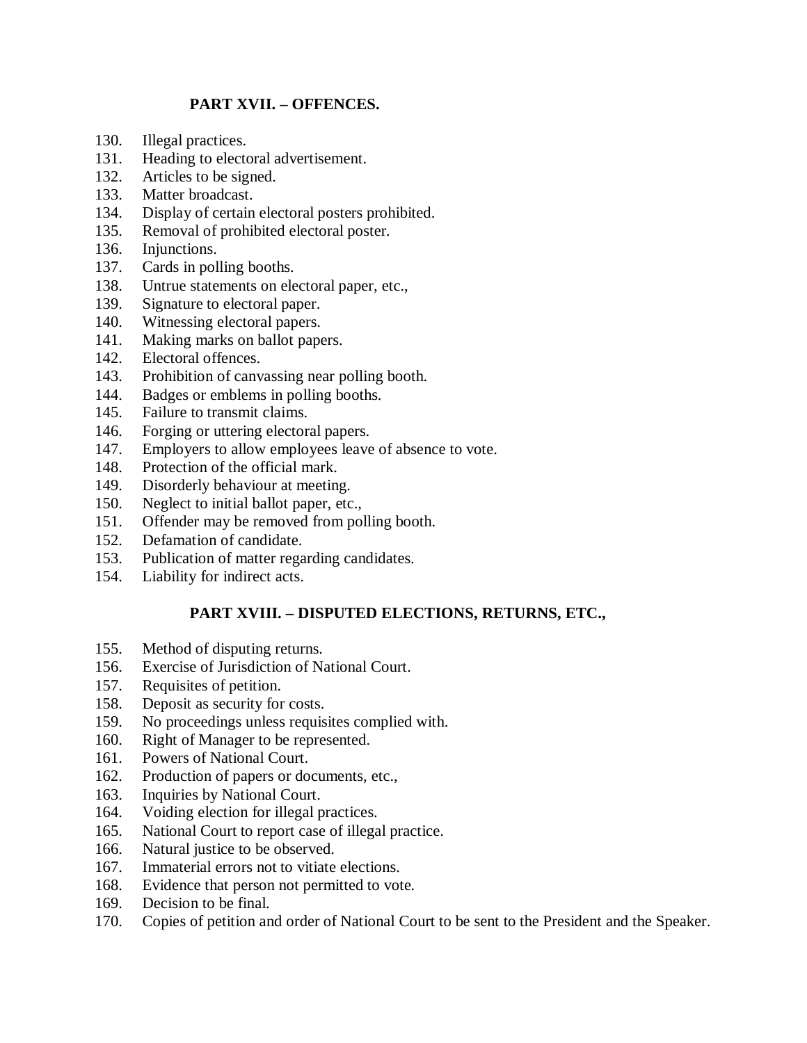## PART XVII. – OFFENCES.

130. Illegal practices.
131. Heading to electoral advertisement.
132. Articles to be signed.
133. Matter broadcast.
134. Display of certain electoral posters prohibited.
135. Removal of prohibited electoral poster.
136. Injunctions.
137. Cards in polling booths.
138. Untrue statements on electoral paper, etc.,
139. Signature to electoral paper.
140. Witnessing electoral papers.
141. Making marks on ballot papers.
142. Electoral offences.
143. Prohibition of canvassing near polling booth.
144. Badges or emblems in polling booths.
145. Failure to transmit claims.
146. Forging or uttering electoral papers.
147. Employers to allow employees leave of absence to vote.
148. Protection of the official mark.
149. Disorderly behaviour at meeting.
150. Neglect to initial ballot paper, etc.,
151. Offender may be removed from polling booth.
152. Defamation of candidate.
153. Publication of matter regarding candidates.
154. Liability for indirect acts.

## PART XVIII. – DISPUTED ELECTIONS, RETURNS, ETC.,

155. Method of disputing returns.
156. Exercise of Jurisdiction of National Court.
157. Requisites of petition.
158. Deposit as security for costs.
159. No proceedings unless requisites complied with.
160. Right of Manager to be represented.
161. Powers of National Court.
162. Production of papers or documents, etc.,
163. Inquiries by National Court.
164. Voiding election for illegal practices.
165. National Court to report case of illegal practice.
166. Natural justice to be observed.
167. Immaterial errors not to vitiate elections.
168. Evidence that person not permitted to vote.
169. Decision to be final.
170. Copies of petition and order of National Court to be sent to the President and the Speaker.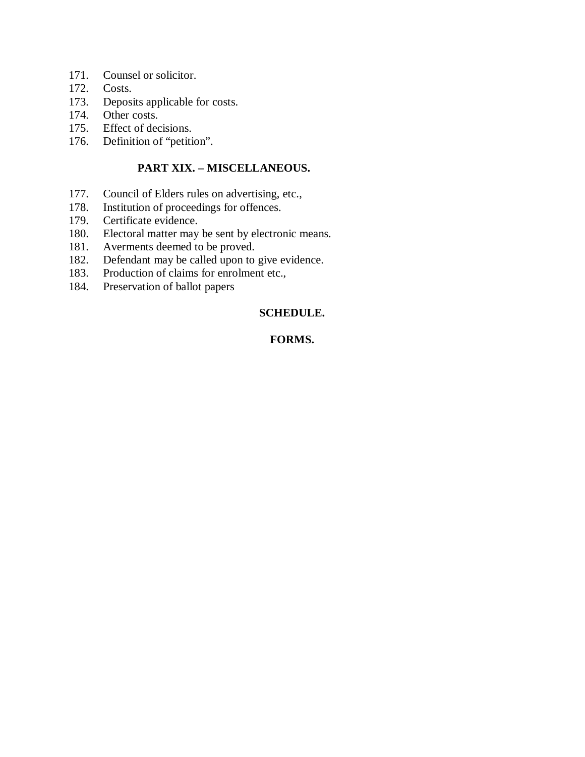171. Counsel or solicitor.
172. Costs.
173. Deposits applicable for costs.
174. Other costs.
175. Effect of decisions.
176. Definition of “petition”.

**PART XIX. – MISCELLANEOUS.**

177. Council of Elders rules on advertising, etc.,
178. Institution of proceedings for offences.
179. Certificate evidence.
180. Electoral matter may be sent by electronic means.
181. Averments deemed to be proved.
182. Defendant may be called upon to give evidence.
183. Production of claims for enrolment etc.,
184. Preservation of ballot papers

**SCHEDULE.**

**FORMS.**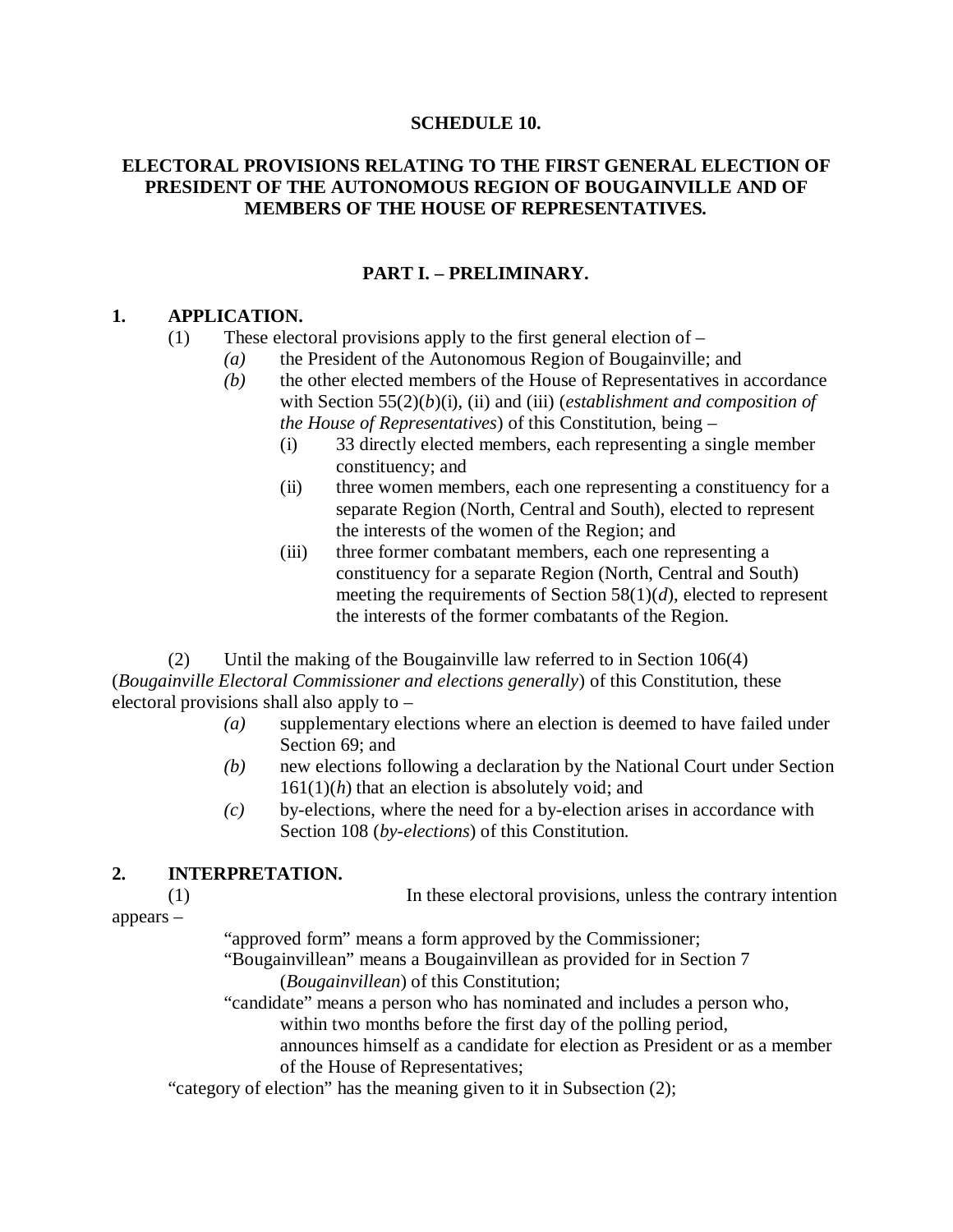**SCHEDULE 10.**

**ELECTORAL PROVISIONS RELATING TO THE FIRST GENERAL ELECTION OF PRESIDENT OF THE AUTONOMOUS REGION OF BOUGAINVILLE AND OF MEMBERS OF THE HOUSE OF REPRESENTATIVES.**

**PART I. – PRELIMINARY.**

**1. APPLICATION.**

(1) These electoral provisions apply to the first general election of –

*(a)* the President of the Autonomous Region of Bougainville; and

*(b)* the other elected members of the House of Representatives in accordance with Section 55(2)(*b*)(i), (ii) and (iii) (*establishment and composition of the House of Representatives*) of this Constitution, being –

(i) 33 directly elected members, each representing a single member constituency; and

(ii) three women members, each one representing a constituency for a separate Region (North, Central and South), elected to represent the interests of the women of the Region; and

(iii) three former combatant members, each one representing a constituency for a separate Region (North, Central and South) meeting the requirements of Section 58(1)(*d*), elected to represent the interests of the former combatants of the Region.

(2) Until the making of the Bougainville law referred to in Section 106(4) (*Bougainville Electoral Commissioner and elections generally*) of this Constitution, these electoral provisions shall also apply to –

*(a)* supplementary elections where an election is deemed to have failed under Section 69; and

*(b)* new elections following a declaration by the National Court under Section 161(1)(*h*) that an election is absolutely void; and

*(c)* by-elections, where the need for a by-election arises in accordance with Section 108 (*by-elections*) of this Constitution.

**2. INTERPRETATION.**

(1) In these electoral provisions, unless the contrary intention appears –

"approved form" means a form approved by the Commissioner;

"Bougainvillean" means a Bougainvillean as provided for in Section 7 (*Bougainvillean*) of this Constitution;

"candidate" means a person who has nominated and includes a person who, within two months before the first day of the polling period, announces himself as a candidate for election as President or as a member of the House of Representatives;

"category of election" has the meaning given to it in Subsection (2);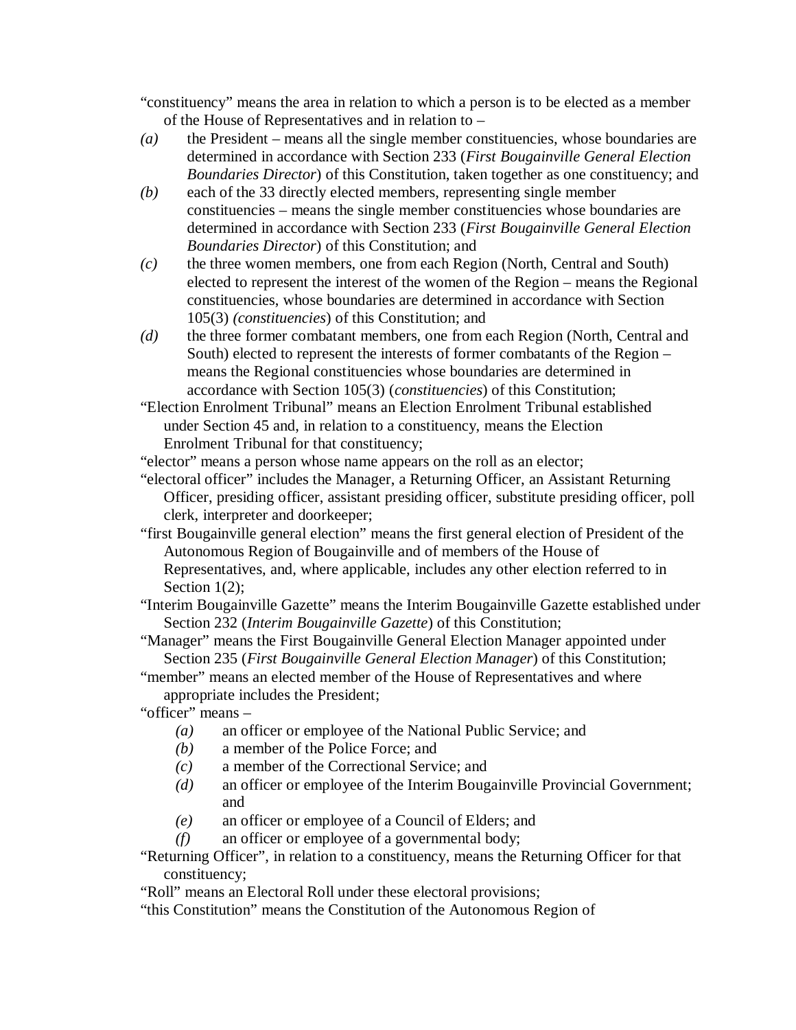"constituency" means the area in relation to which a person is to be elected as a member of the House of Representatives and in relation to –

*(a)* the President – means all the single member constituencies, whose boundaries are determined in accordance with Section 233 (*First Bougainville General Election Boundaries Director*) of this Constitution, taken together as one constituency; and

*(b)* each of the 33 directly elected members, representing single member constituencies – means the single member constituencies whose boundaries are determined in accordance with Section 233 (*First Bougainville General Election Boundaries Director*) of this Constitution; and

*(c)* the three women members, one from each Region (North, Central and South) elected to represent the interest of the women of the Region – means the Regional constituencies, whose boundaries are determined in accordance with Section 105(3) *(constituencies*) of this Constitution; and

*(d)* the three former combatant members, one from each Region (North, Central and South) elected to represent the interests of former combatants of the Region – means the Regional constituencies whose boundaries are determined in accordance with Section 105(3) (*constituencies*) of this Constitution;

"Election Enrolment Tribunal" means an Election Enrolment Tribunal established under Section 45 and, in relation to a constituency, means the Election Enrolment Tribunal for that constituency;

"elector" means a person whose name appears on the roll as an elector;

"electoral officer" includes the Manager, a Returning Officer, an Assistant Returning Officer, presiding officer, assistant presiding officer, substitute presiding officer, poll clerk, interpreter and doorkeeper;

"first Bougainville general election" means the first general election of President of the Autonomous Region of Bougainville and of members of the House of Representatives, and, where applicable, includes any other election referred to in Section 1(2);

"Interim Bougainville Gazette" means the Interim Bougainville Gazette established under Section 232 (*Interim Bougainville Gazette*) of this Constitution;

"Manager" means the First Bougainville General Election Manager appointed under Section 235 (*First Bougainville General Election Manager*) of this Constitution;

"member" means an elected member of the House of Representatives and where appropriate includes the President;

"officer" means –

- *(a)* an officer or employee of the National Public Service; and
- *(b)* a member of the Police Force; and
- *(c)* a member of the Correctional Service; and
- *(d)* an officer or employee of the Interim Bougainville Provincial Government; and
- *(e)* an officer or employee of a Council of Elders; and
- *(f)* an officer or employee of a governmental body;

"Returning Officer", in relation to a constituency, means the Returning Officer for that constituency;

"Roll" means an Electoral Roll under these electoral provisions;

"this Constitution" means the Constitution of the Autonomous Region of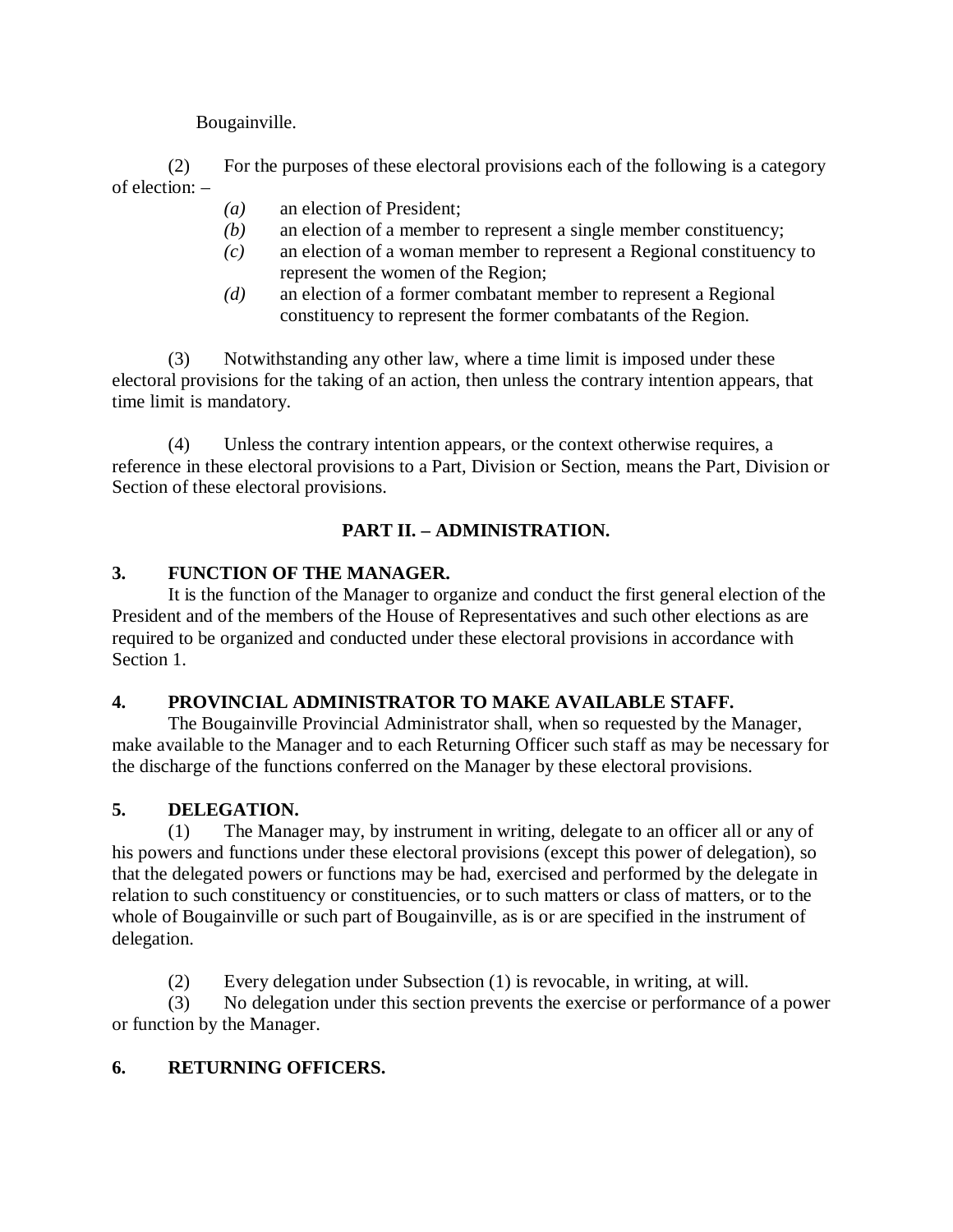Bougainville.

(2) For the purposes of these electoral provisions each of the following is a category of election: –

*(a)* an election of President;
*(b)* an election of a member to represent a single member constituency;
*(c)* an election of a woman member to represent a Regional constituency to represent the women of the Region;
*(d)* an election of a former combatant member to represent a Regional constituency to represent the former combatants of the Region.

(3) Notwithstanding any other law, where a time limit is imposed under these electoral provisions for the taking of an action, then unless the contrary intention appears, that time limit is mandatory.

(4) Unless the contrary intention appears, or the context otherwise requires, a reference in these electoral provisions to a Part, Division or Section, means the Part, Division or Section of these electoral provisions.

## PART II. – ADMINISTRATION.

### 3. FUNCTION OF THE MANAGER.

It is the function of the Manager to organize and conduct the first general election of the President and of the members of the House of Representatives and such other elections as are required to be organized and conducted under these electoral provisions in accordance with Section 1.

### 4. PROVINCIAL ADMINISTRATOR TO MAKE AVAILABLE STAFF.

The Bougainville Provincial Administrator shall, when so requested by the Manager, make available to the Manager and to each Returning Officer such staff as may be necessary for the discharge of the functions conferred on the Manager by these electoral provisions.

### 5. DELEGATION.

(1) The Manager may, by instrument in writing, delegate to an officer all or any of his powers and functions under these electoral provisions (except this power of delegation), so that the delegated powers or functions may be had, exercised and performed by the delegate in relation to such constituency or constituencies, or to such matters or class of matters, or to the whole of Bougainville or such part of Bougainville, as is or are specified in the instrument of delegation.

(2) Every delegation under Subsection (1) is revocable, in writing, at will.

(3) No delegation under this section prevents the exercise or performance of a power or function by the Manager.

### 6. RETURNING OFFICERS.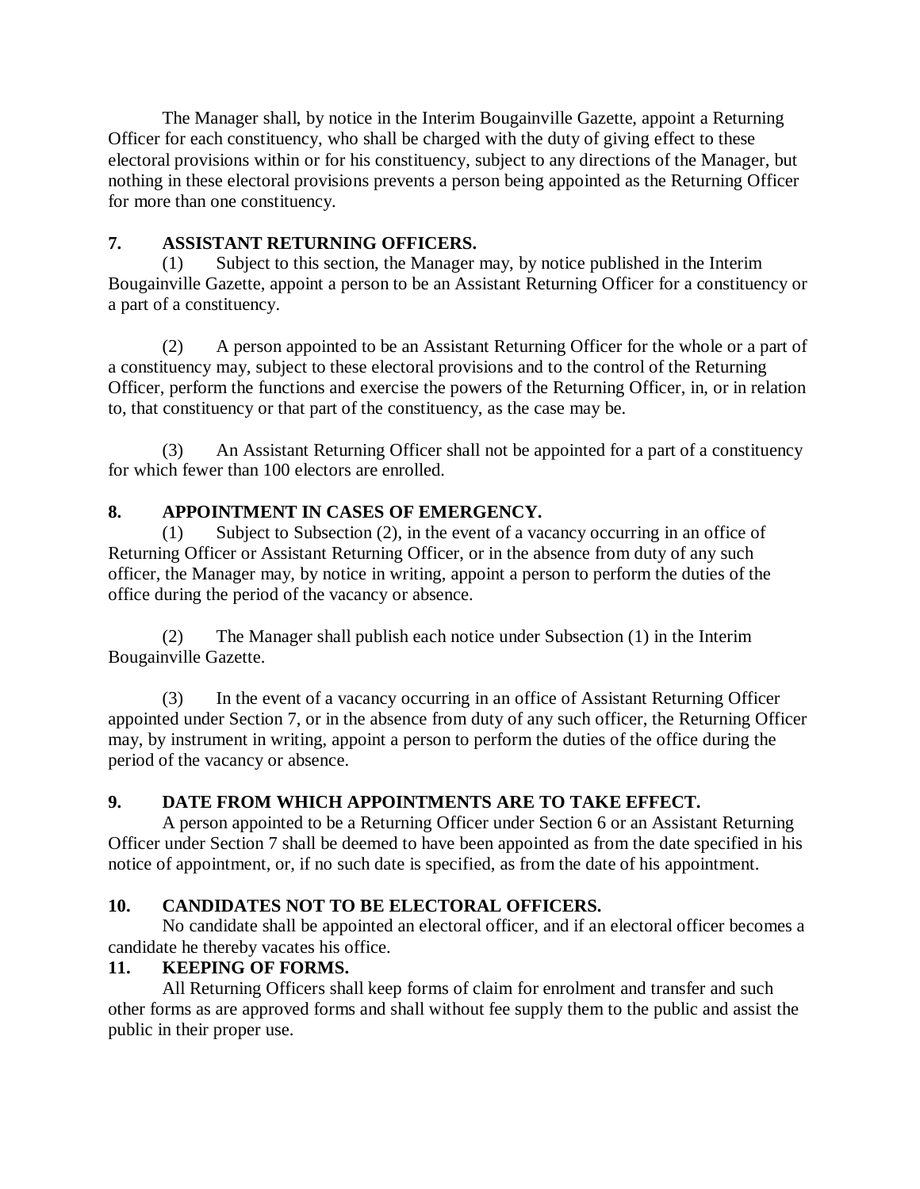The Manager shall, by notice in the Interim Bougainville Gazette, appoint a Returning Officer for each constituency, who shall be charged with the duty of giving effect to these electoral provisions within or for his constituency, subject to any directions of the Manager, but nothing in these electoral provisions prevents a person being appointed as the Returning Officer for more than one constituency.

**7. ASSISTANT RETURNING OFFICERS.**

(1) Subject to this section, the Manager may, by notice published in the Interim Bougainville Gazette, appoint a person to be an Assistant Returning Officer for a constituency or a part of a constituency.

(2) A person appointed to be an Assistant Returning Officer for the whole or a part of a constituency may, subject to these electoral provisions and to the control of the Returning Officer, perform the functions and exercise the powers of the Returning Officer, in, or in relation to, that constituency or that part of the constituency, as the case may be.

(3) An Assistant Returning Officer shall not be appointed for a part of a constituency for which fewer than 100 electors are enrolled.

**8. APPOINTMENT IN CASES OF EMERGENCY.**

(1) Subject to Subsection (2), in the event of a vacancy occurring in an office of Returning Officer or Assistant Returning Officer, or in the absence from duty of any such officer, the Manager may, by notice in writing, appoint a person to perform the duties of the office during the period of the vacancy or absence.

(2) The Manager shall publish each notice under Subsection (1) in the Interim Bougainville Gazette.

(3) In the event of a vacancy occurring in an office of Assistant Returning Officer appointed under Section 7, or in the absence from duty of any such officer, the Returning Officer may, by instrument in writing, appoint a person to perform the duties of the office during the period of the vacancy or absence.

**9. DATE FROM WHICH APPOINTMENTS ARE TO TAKE EFFECT.**

A person appointed to be a Returning Officer under Section 6 or an Assistant Returning Officer under Section 7 shall be deemed to have been appointed as from the date specified in his notice of appointment, or, if no such date is specified, as from the date of his appointment.

**10. CANDIDATES NOT TO BE ELECTORAL OFFICERS.**

No candidate shall be appointed an electoral officer, and if an electoral officer becomes a candidate he thereby vacates his office.

**11. KEEPING OF FORMS.**

All Returning Officers shall keep forms of claim for enrolment and transfer and such other forms as are approved forms and shall without fee supply them to the public and assist the public in their proper use.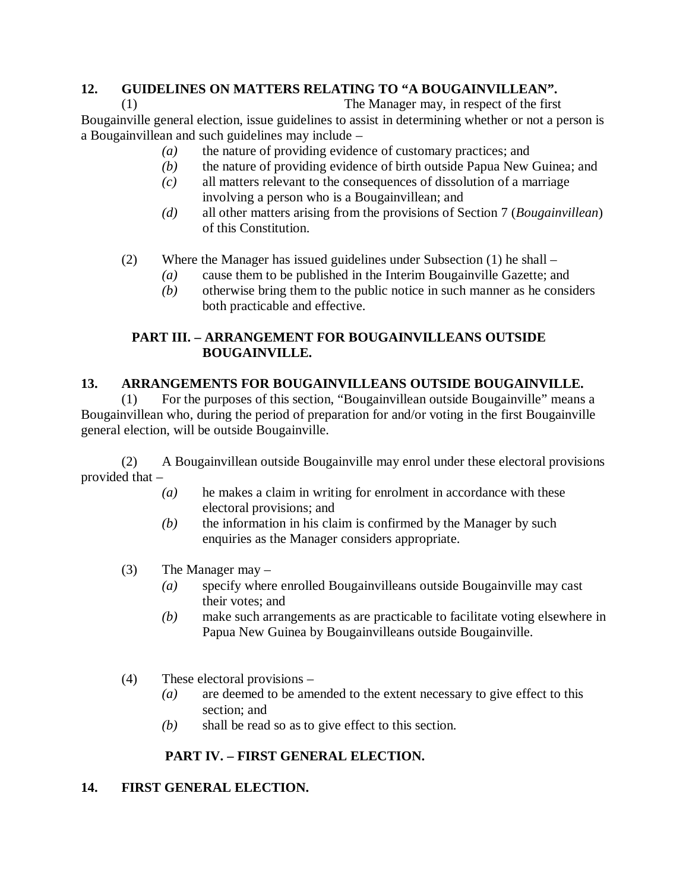**12. GUIDELINES ON MATTERS RELATING TO "A BOUGAINVILLEAN".**

(1) The Manager may, in respect of the first Bougainville general election, issue guidelines to assist in determining whether or not a person is a Bougainvillean and such guidelines may include –

- *(a)* the nature of providing evidence of customary practices; and
- *(b)* the nature of providing evidence of birth outside Papua New Guinea; and
- *(c)* all matters relevant to the consequences of dissolution of a marriage involving a person who is a Bougainvillean; and
- *(d)* all other matters arising from the provisions of Section 7 (*Bougainvillean*) of this Constitution.

(2) Where the Manager has issued guidelines under Subsection (1) he shall –

- *(a)* cause them to be published in the Interim Bougainville Gazette; and
- *(b)* otherwise bring them to the public notice in such manner as he considers both practicable and effective.

## PART III. – ARRANGEMENT FOR BOUGAINVILLEANS OUTSIDE BOUGAINVILLE.

**13. ARRANGEMENTS FOR BOUGAINVILLEANS OUTSIDE BOUGAINVILLE.**

(1) For the purposes of this section, "Bougainvillean outside Bougainville" means a Bougainvillean who, during the period of preparation for and/or voting in the first Bougainville general election, will be outside Bougainville.

(2) A Bougainvillean outside Bougainville may enrol under these electoral provisions provided that –

- *(a)* he makes a claim in writing for enrolment in accordance with these electoral provisions; and
- *(b)* the information in his claim is confirmed by the Manager by such enquiries as the Manager considers appropriate.

(3) The Manager may –

- *(a)* specify where enrolled Bougainvilleans outside Bougainville may cast their votes; and
- *(b)* make such arrangements as are practicable to facilitate voting elsewhere in Papua New Guinea by Bougainvilleans outside Bougainville.

(4) These electoral provisions –

- *(a)* are deemed to be amended to the extent necessary to give effect to this section; and
- *(b)* shall be read so as to give effect to this section.

## PART IV. – FIRST GENERAL ELECTION.

**14. FIRST GENERAL ELECTION.**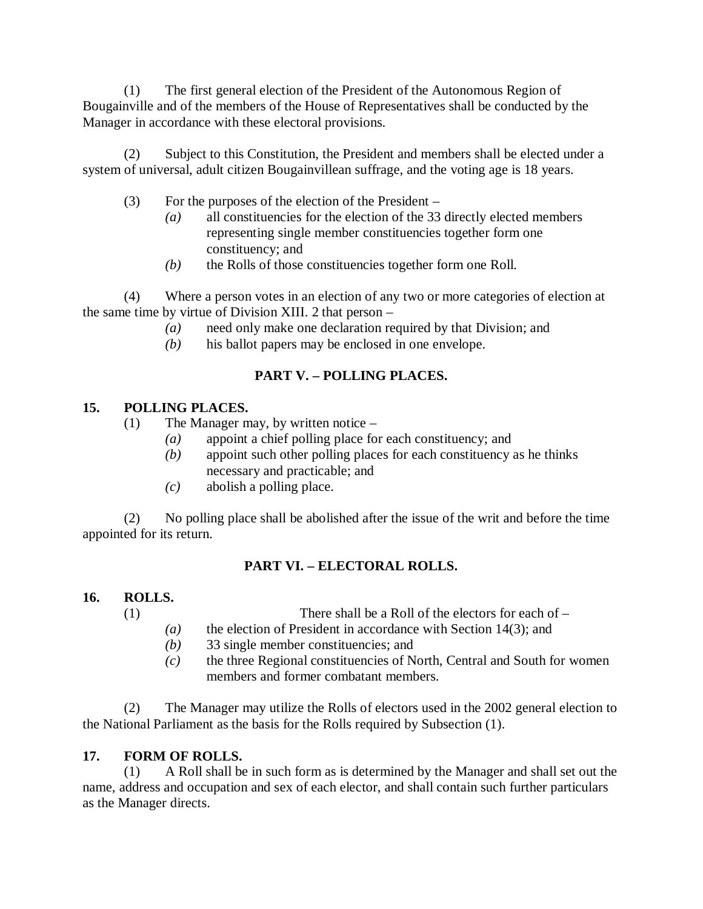(1) The first general election of the President of the Autonomous Region of Bougainville and of the members of the House of Representatives shall be conducted by the Manager in accordance with these electoral provisions.

(2) Subject to this Constitution, the President and members shall be elected under a system of universal, adult citizen Bougainvillean suffrage, and the voting age is 18 years.

(3) For the purposes of the election of the President –

*(a)* all constituencies for the election of the 33 directly elected members representing single member constituencies together form one constituency; and

*(b)* the Rolls of those constituencies together form one Roll.

(4) Where a person votes in an election of any two or more categories of election at the same time by virtue of Division XIII. 2 that person –

*(a)* need only make one declaration required by that Division; and

*(b)* his ballot papers may be enclosed in one envelope.

## PART V. – POLLING PLACES.

### 15. POLLING PLACES.

(1) The Manager may, by written notice –

*(a)* appoint a chief polling place for each constituency; and

*(b)* appoint such other polling places for each constituency as he thinks necessary and practicable; and

*(c)* abolish a polling place.

(2) No polling place shall be abolished after the issue of the writ and before the time appointed for its return.

## PART VI. – ELECTORAL ROLLS.

### 16. ROLLS.

(1) There shall be a Roll of the electors for each of –

*(a)* the election of President in accordance with Section 14(3); and

*(b)* 33 single member constituencies; and

*(c)* the three Regional constituencies of North, Central and South for women members and former combatant members.

(2) The Manager may utilize the Rolls of electors used in the 2002 general election to the National Parliament as the basis for the Rolls required by Subsection (1).

### 17. FORM OF ROLLS.

(1) A Roll shall be in such form as is determined by the Manager and shall set out the name, address and occupation and sex of each elector, and shall contain such further particulars as the Manager directs.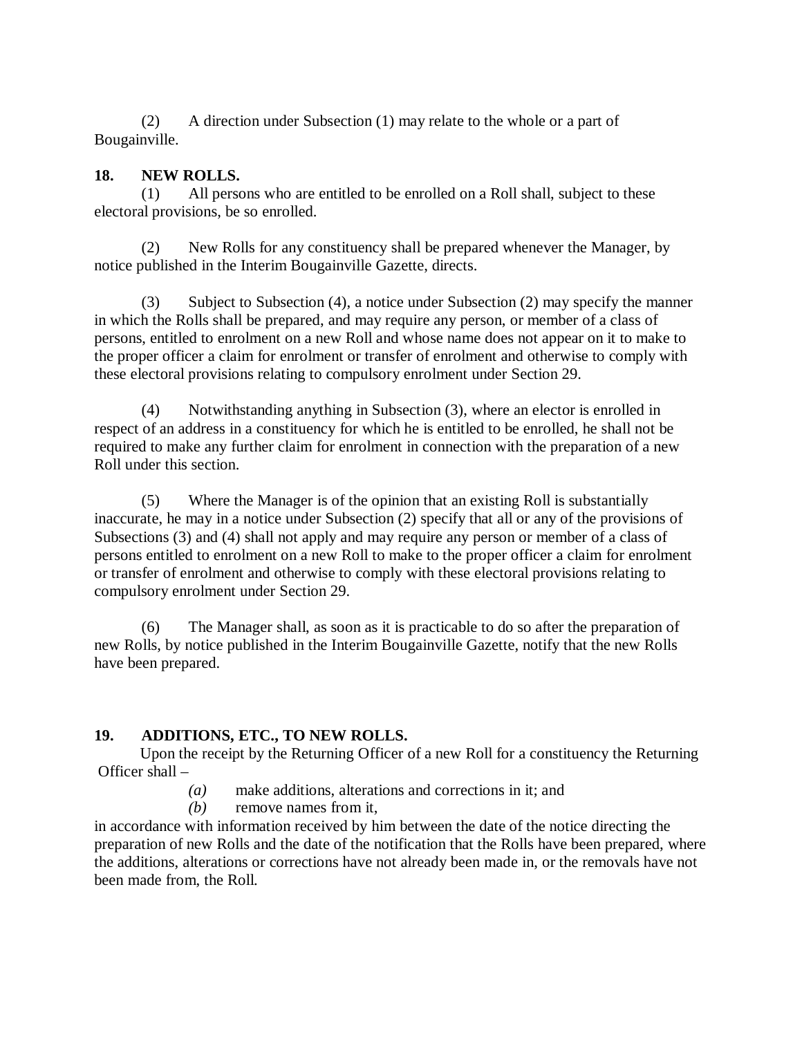(2) A direction under Subsection (1) may relate to the whole or a part of Bougainville.

**18. NEW ROLLS.**

(1) All persons who are entitled to be enrolled on a Roll shall, subject to these electoral provisions, be so enrolled.

(2) New Rolls for any constituency shall be prepared whenever the Manager, by notice published in the Interim Bougainville Gazette, directs.

(3) Subject to Subsection (4), a notice under Subsection (2) may specify the manner in which the Rolls shall be prepared, and may require any person, or member of a class of persons, entitled to enrolment on a new Roll and whose name does not appear on it to make to the proper officer a claim for enrolment or transfer of enrolment and otherwise to comply with these electoral provisions relating to compulsory enrolment under Section 29.

(4) Notwithstanding anything in Subsection (3), where an elector is enrolled in respect of an address in a constituency for which he is entitled to be enrolled, he shall not be required to make any further claim for enrolment in connection with the preparation of a new Roll under this section.

(5) Where the Manager is of the opinion that an existing Roll is substantially inaccurate, he may in a notice under Subsection (2) specify that all or any of the provisions of Subsections (3) and (4) shall not apply and may require any person or member of a class of persons entitled to enrolment on a new Roll to make to the proper officer a claim for enrolment or transfer of enrolment and otherwise to comply with these electoral provisions relating to compulsory enrolment under Section 29.

(6) The Manager shall, as soon as it is practicable to do so after the preparation of new Rolls, by notice published in the Interim Bougainville Gazette, notify that the new Rolls have been prepared.

**19. ADDITIONS, ETC., TO NEW ROLLS.**

Upon the receipt by the Returning Officer of a new Roll for a constituency the Returning Officer shall –

*(a)* make additions, alterations and corrections in it; and

*(b)* remove names from it,

in accordance with information received by him between the date of the notice directing the preparation of new Rolls and the date of the notification that the Rolls have been prepared, where the additions, alterations or corrections have not already been made in, or the removals have not been made from, the Roll.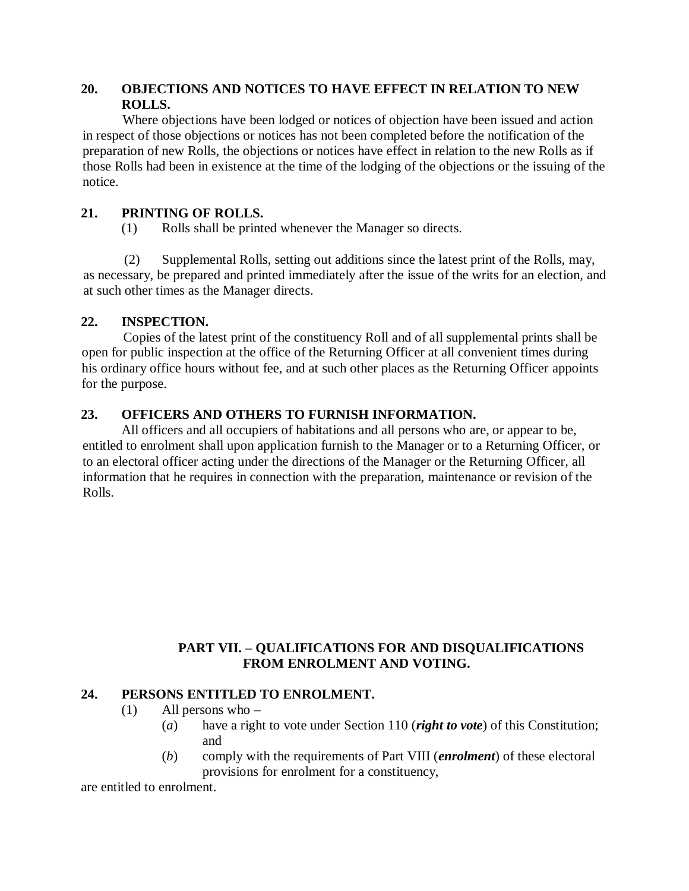**20. OBJECTIONS AND NOTICES TO HAVE EFFECT IN RELATION TO NEW ROLLS.**

Where objections have been lodged or notices of objection have been issued and action in respect of those objections or notices has not been completed before the notification of the preparation of new Rolls, the objections or notices have effect in relation to the new Rolls as if those Rolls had been in existence at the time of the lodging of the objections or the issuing of the notice.

**21. PRINTING OF ROLLS.**

(1) Rolls shall be printed whenever the Manager so directs.

(2) Supplemental Rolls, setting out additions since the latest print of the Rolls, may, as necessary, be prepared and printed immediately after the issue of the writs for an election, and at such other times as the Manager directs.

**22. INSPECTION.**

Copies of the latest print of the constituency Roll and of all supplemental prints shall be open for public inspection at the office of the Returning Officer at all convenient times during his ordinary office hours without fee, and at such other places as the Returning Officer appoints for the purpose.

**23. OFFICERS AND OTHERS TO FURNISH INFORMATION.**

All officers and all occupiers of habitations and all persons who are, or appear to be, entitled to enrolment shall upon application furnish to the Manager or to a Returning Officer, or to an electoral officer acting under the directions of the Manager or the Returning Officer, all information that he requires in connection with the preparation, maintenance or revision of the Rolls.

## PART VII. – QUALIFICATIONS FOR AND DISQUALIFICATIONS FROM ENROLMENT AND VOTING.

**24. PERSONS ENTITLED TO ENROLMENT.**

(1) All persons who –

(*a*) have a right to vote under Section 110 (***right to vote***) of this Constitution; and

(*b*) comply with the requirements of Part VIII (***enrolment***) of these electoral provisions for enrolment for a constituency,

are entitled to enrolment.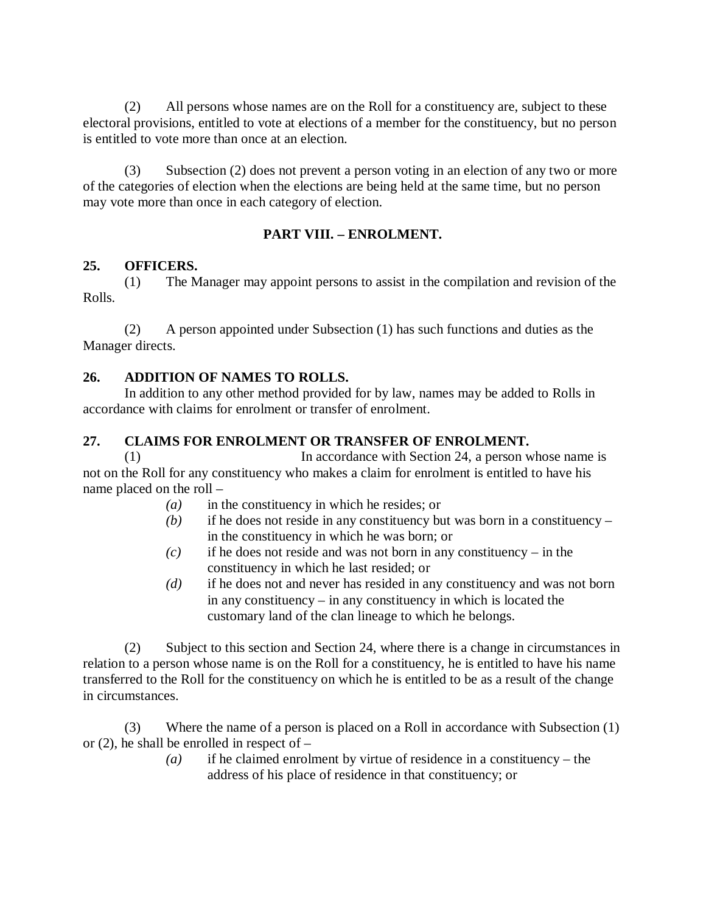(2) All persons whose names are on the Roll for a constituency are, subject to these electoral provisions, entitled to vote at elections of a member for the constituency, but no person is entitled to vote more than once at an election.

(3) Subsection (2) does not prevent a person voting in an election of any two or more of the categories of election when the elections are being held at the same time, but no person may vote more than once in each category of election.

## PART VIII. – ENROLMENT.

**25. OFFICERS.**

(1) The Manager may appoint persons to assist in the compilation and revision of the Rolls.

(2) A person appointed under Subsection (1) has such functions and duties as the Manager directs.

**26. ADDITION OF NAMES TO ROLLS.**

In addition to any other method provided for by law, names may be added to Rolls in accordance with claims for enrolment or transfer of enrolment.

**27. CLAIMS FOR ENROLMENT OR TRANSFER OF ENROLMENT.**

(1) In accordance with Section 24, a person whose name is not on the Roll for any constituency who makes a claim for enrolment is entitled to have his name placed on the roll –

- *(a)* in the constituency in which he resides; or
- *(b)* if he does not reside in any constituency but was born in a constituency – in the constituency in which he was born; or
- *(c)* if he does not reside and was not born in any constituency – in the constituency in which he last resided; or
- *(d)* if he does not and never has resided in any constituency and was not born in any constituency – in any constituency in which is located the customary land of the clan lineage to which he belongs.

(2) Subject to this section and Section 24, where there is a change in circumstances in relation to a person whose name is on the Roll for a constituency, he is entitled to have his name transferred to the Roll for the constituency on which he is entitled to be as a result of the change in circumstances.

(3) Where the name of a person is placed on a Roll in accordance with Subsection (1) or (2), he shall be enrolled in respect of –

- *(a)* if he claimed enrolment by virtue of residence in a constituency – the address of his place of residence in that constituency; or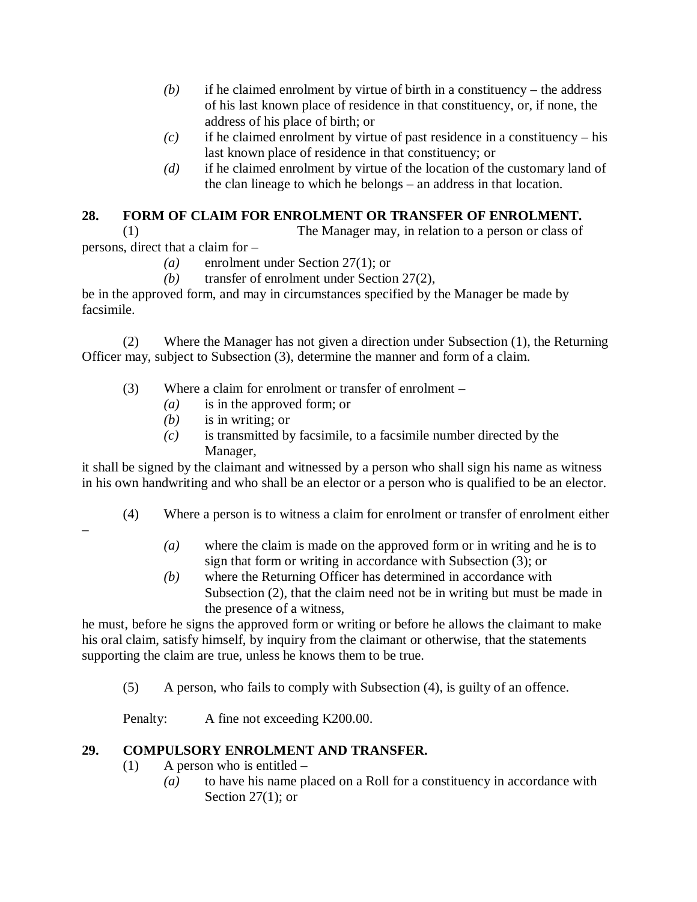*(b)* if he claimed enrolment by virtue of birth in a constituency – the address of his last known place of residence in that constituency, or, if none, the address of his place of birth; or

*(c)* if he claimed enrolment by virtue of past residence in a constituency – his last known place of residence in that constituency; or

*(d)* if he claimed enrolment by virtue of the location of the customary land of the clan lineage to which he belongs – an address in that location.

### 28. FORM OF CLAIM FOR ENROLMENT OR TRANSFER OF ENROLMENT.

(1) The Manager may, in relation to a person or class of persons, direct that a claim for –

*(a)* enrolment under Section 27(1); or

*(b)* transfer of enrolment under Section 27(2),

be in the approved form, and may in circumstances specified by the Manager be made by facsimile.

(2) Where the Manager has not given a direction under Subsection (1), the Returning Officer may, subject to Subsection (3), determine the manner and form of a claim.

(3) Where a claim for enrolment or transfer of enrolment –

*(a)* is in the approved form; or

*(b)* is in writing; or

*(c)* is transmitted by facsimile, to a facsimile number directed by the Manager,

it shall be signed by the claimant and witnessed by a person who shall sign his name as witness in his own handwriting and who shall be an elector or a person who is qualified to be an elector.

(4) Where a person is to witness a claim for enrolment or transfer of enrolment either –

*(a)* where the claim is made on the approved form or in writing and he is to sign that form or writing in accordance with Subsection (3); or

*(b)* where the Returning Officer has determined in accordance with Subsection (2), that the claim need not be in writing but must be made in the presence of a witness,

he must, before he signs the approved form or writing or before he allows the claimant to make his oral claim, satisfy himself, by inquiry from the claimant or otherwise, that the statements supporting the claim are true, unless he knows them to be true.

(5) A person, who fails to comply with Subsection (4), is guilty of an offence.

Penalty: A fine not exceeding K200.00.

### 29. COMPULSORY ENROLMENT AND TRANSFER.

(1) A person who is entitled –

*(a)* to have his name placed on a Roll for a constituency in accordance with Section 27(1); or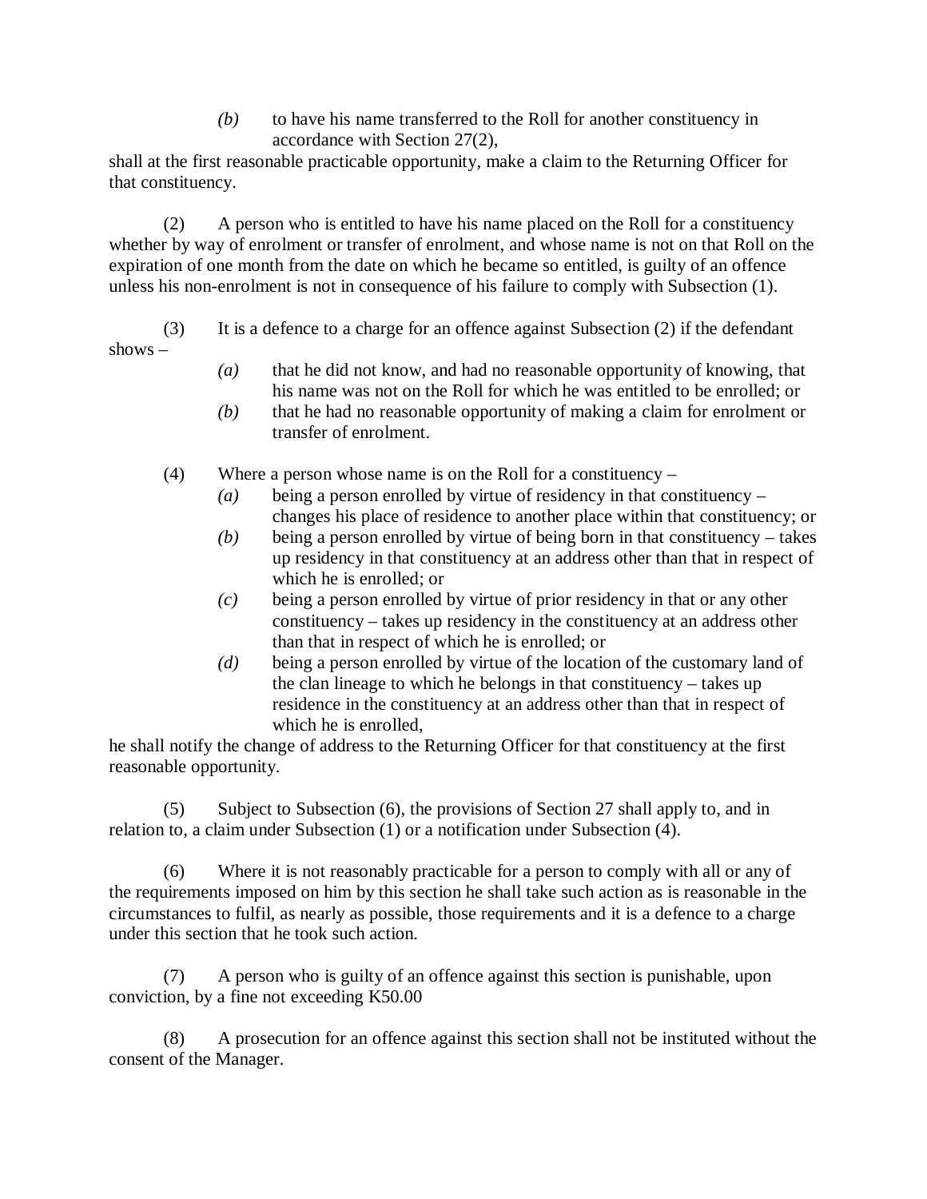*(b)* to have his name transferred to the Roll for another constituency in accordance with Section 27(2),

shall at the first reasonable practicable opportunity, make a claim to the Returning Officer for that constituency.

(2) A person who is entitled to have his name placed on the Roll for a constituency whether by way of enrolment or transfer of enrolment, and whose name is not on that Roll on the expiration of one month from the date on which he became so entitled, is guilty of an offence unless his non-enrolment is not in consequence of his failure to comply with Subsection (1).

(3) It is a defence to a charge for an offence against Subsection (2) if the defendant shows –

*(a)* that he did not know, and had no reasonable opportunity of knowing, that his name was not on the Roll for which he was entitled to be enrolled; or

*(b)* that he had no reasonable opportunity of making a claim for enrolment or transfer of enrolment.

(4) Where a person whose name is on the Roll for a constituency –

*(a)* being a person enrolled by virtue of residency in that constituency – changes his place of residence to another place within that constituency; or

*(b)* being a person enrolled by virtue of being born in that constituency – takes up residency in that constituency at an address other than that in respect of which he is enrolled; or

*(c)* being a person enrolled by virtue of prior residency in that or any other constituency – takes up residency in the constituency at an address other than that in respect of which he is enrolled; or

*(d)* being a person enrolled by virtue of the location of the customary land of the clan lineage to which he belongs in that constituency – takes up residence in the constituency at an address other than that in respect of which he is enrolled,

he shall notify the change of address to the Returning Officer for that constituency at the first reasonable opportunity.

(5) Subject to Subsection (6), the provisions of Section 27 shall apply to, and in relation to, a claim under Subsection (1) or a notification under Subsection (4).

(6) Where it is not reasonably practicable for a person to comply with all or any of the requirements imposed on him by this section he shall take such action as is reasonable in the circumstances to fulfil, as nearly as possible, those requirements and it is a defence to a charge under this section that he took such action.

(7) A person who is guilty of an offence against this section is punishable, upon conviction, by a fine not exceeding K50.00

(8) A prosecution for an offence against this section shall not be instituted without the consent of the Manager.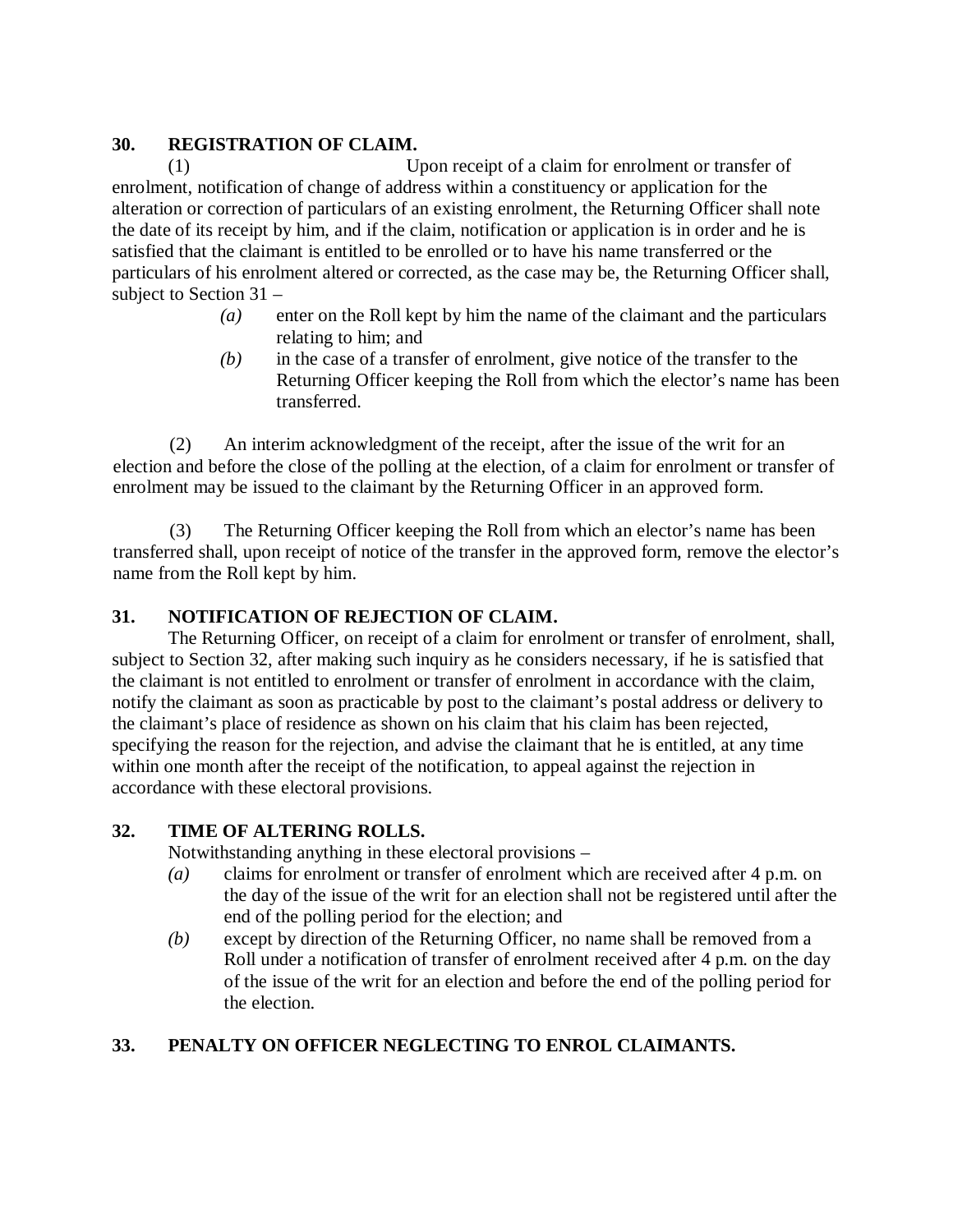**30. REGISTRATION OF CLAIM.**

(1) Upon receipt of a claim for enrolment or transfer of enrolment, notification of change of address within a constituency or application for the alteration or correction of particulars of an existing enrolment, the Returning Officer shall note the date of its receipt by him, and if the claim, notification or application is in order and he is satisfied that the claimant is entitled to be enrolled or to have his name transferred or the particulars of his enrolment altered or corrected, as the case may be, the Returning Officer shall, subject to Section 31 –

*(a)* enter on the Roll kept by him the name of the claimant and the particulars relating to him; and

*(b)* in the case of a transfer of enrolment, give notice of the transfer to the Returning Officer keeping the Roll from which the elector's name has been transferred.

(2) An interim acknowledgment of the receipt, after the issue of the writ for an election and before the close of the polling at the election, of a claim for enrolment or transfer of enrolment may be issued to the claimant by the Returning Officer in an approved form.

(3) The Returning Officer keeping the Roll from which an elector's name has been transferred shall, upon receipt of notice of the transfer in the approved form, remove the elector's name from the Roll kept by him.

**31. NOTIFICATION OF REJECTION OF CLAIM.**

The Returning Officer, on receipt of a claim for enrolment or transfer of enrolment, shall, subject to Section 32, after making such inquiry as he considers necessary, if he is satisfied that the claimant is not entitled to enrolment or transfer of enrolment in accordance with the claim, notify the claimant as soon as practicable by post to the claimant's postal address or delivery to the claimant's place of residence as shown on his claim that his claim has been rejected, specifying the reason for the rejection, and advise the claimant that he is entitled, at any time within one month after the receipt of the notification, to appeal against the rejection in accordance with these electoral provisions.

**32. TIME OF ALTERING ROLLS.**

Notwithstanding anything in these electoral provisions –

*(a)* claims for enrolment or transfer of enrolment which are received after 4 p.m. on the day of the issue of the writ for an election shall not be registered until after the end of the polling period for the election; and

*(b)* except by direction of the Returning Officer, no name shall be removed from a Roll under a notification of transfer of enrolment received after 4 p.m. on the day of the issue of the writ for an election and before the end of the polling period for the election.

**33. PENALTY ON OFFICER NEGLECTING TO ENROL CLAIMANTS.**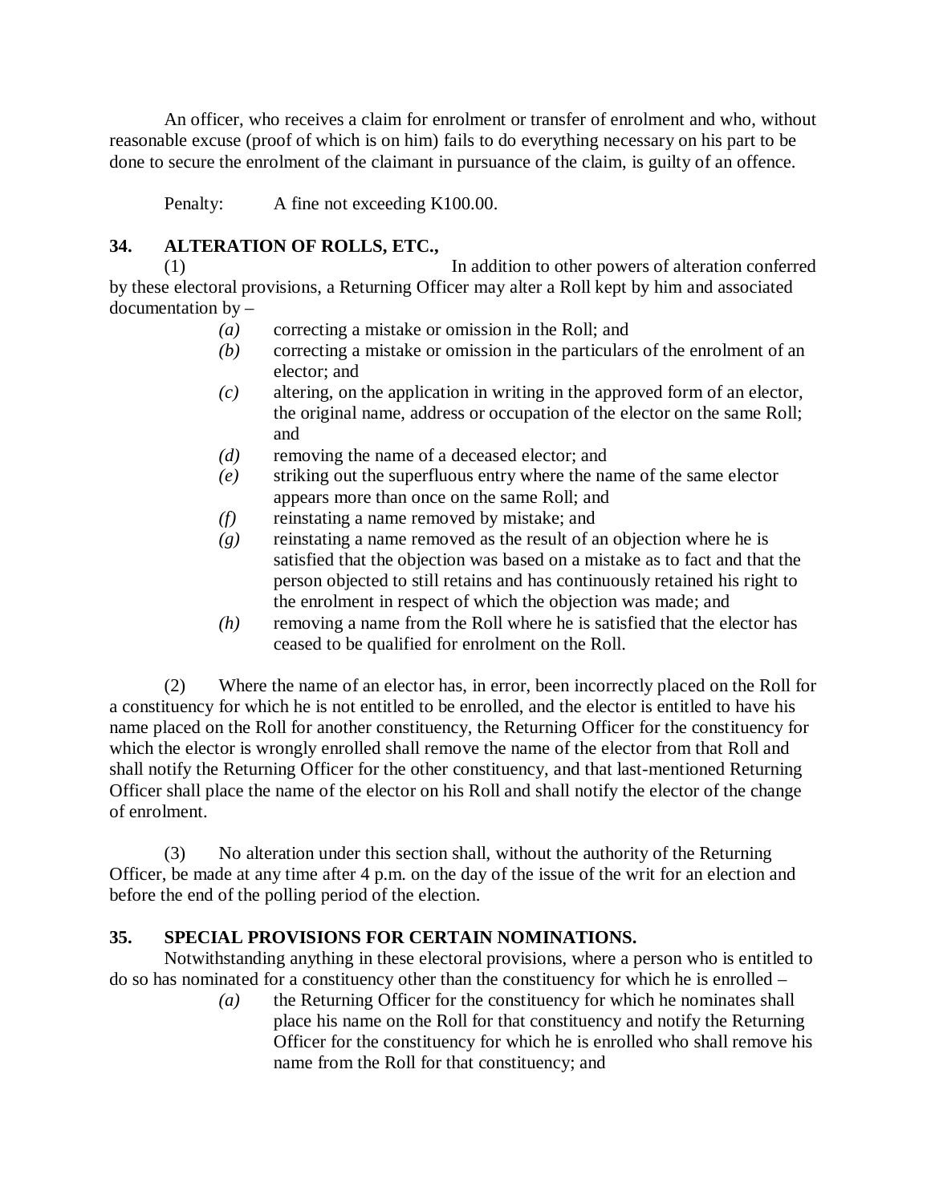An officer, who receives a claim for enrolment or transfer of enrolment and who, without reasonable excuse (proof of which is on him) fails to do everything necessary on his part to be done to secure the enrolment of the claimant in pursuance of the claim, is guilty of an offence.

Penalty: A fine not exceeding K100.00.

## 34. ALTERATION OF ROLLS, ETC.,

(1) In addition to other powers of alteration conferred by these electoral provisions, a Returning Officer may alter a Roll kept by him and associated documentation by –

- *(a)* correcting a mistake or omission in the Roll; and
- *(b)* correcting a mistake or omission in the particulars of the enrolment of an elector; and
- *(c)* altering, on the application in writing in the approved form of an elector, the original name, address or occupation of the elector on the same Roll; and
- *(d)* removing the name of a deceased elector; and
- *(e)* striking out the superfluous entry where the name of the same elector appears more than once on the same Roll; and
- *(f)* reinstating a name removed by mistake; and
- *(g)* reinstating a name removed as the result of an objection where he is satisfied that the objection was based on a mistake as to fact and that the person objected to still retains and has continuously retained his right to the enrolment in respect of which the objection was made; and
- *(h)* removing a name from the Roll where he is satisfied that the elector has ceased to be qualified for enrolment on the Roll.

(2) Where the name of an elector has, in error, been incorrectly placed on the Roll for a constituency for which he is not entitled to be enrolled, and the elector is entitled to have his name placed on the Roll for another constituency, the Returning Officer for the constituency for which the elector is wrongly enrolled shall remove the name of the elector from that Roll and shall notify the Returning Officer for the other constituency, and that last-mentioned Returning Officer shall place the name of the elector on his Roll and shall notify the elector of the change of enrolment.

(3) No alteration under this section shall, without the authority of the Returning Officer, be made at any time after 4 p.m. on the day of the issue of the writ for an election and before the end of the polling period of the election.

## 35. SPECIAL PROVISIONS FOR CERTAIN NOMINATIONS.

Notwithstanding anything in these electoral provisions, where a person who is entitled to do so has nominated for a constituency other than the constituency for which he is enrolled –

- *(a)* the Returning Officer for the constituency for which he nominates shall place his name on the Roll for that constituency and notify the Returning Officer for the constituency for which he is enrolled who shall remove his name from the Roll for that constituency; and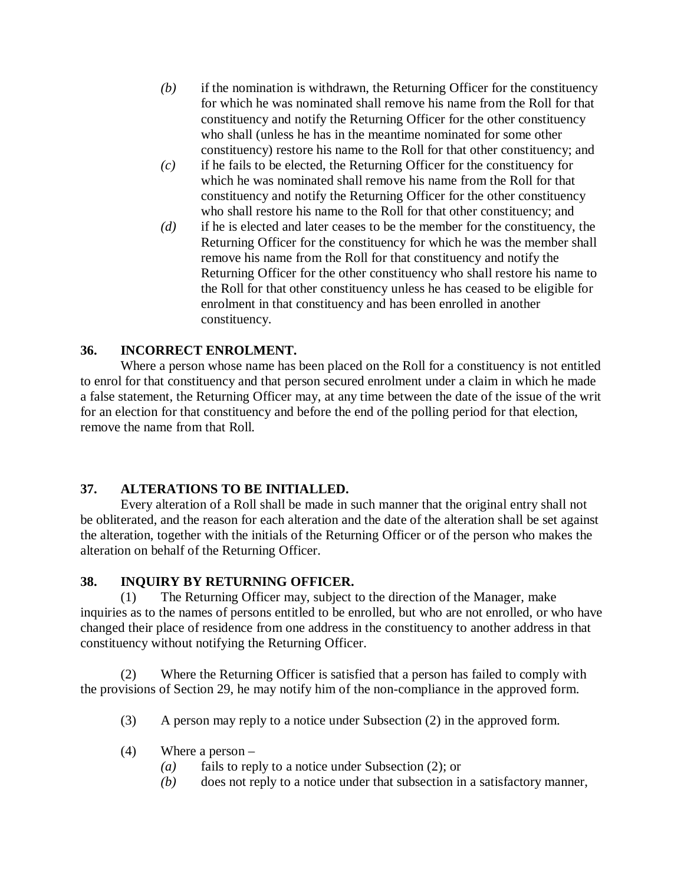*(b)* if the nomination is withdrawn, the Returning Officer for the constituency for which he was nominated shall remove his name from the Roll for that constituency and notify the Returning Officer for the other constituency who shall (unless he has in the meantime nominated for some other constituency) restore his name to the Roll for that other constituency; and

*(c)* if he fails to be elected, the Returning Officer for the constituency for which he was nominated shall remove his name from the Roll for that constituency and notify the Returning Officer for the other constituency who shall restore his name to the Roll for that other constituency; and

*(d)* if he is elected and later ceases to be the member for the constituency, the Returning Officer for the constituency for which he was the member shall remove his name from the Roll for that constituency and notify the Returning Officer for the other constituency who shall restore his name to the Roll for that other constituency unless he has ceased to be eligible for enrolment in that constituency and has been enrolled in another constituency.

### 36. INCORRECT ENROLMENT.

Where a person whose name has been placed on the Roll for a constituency is not entitled to enrol for that constituency and that person secured enrolment under a claim in which he made a false statement, the Returning Officer may, at any time between the date of the issue of the writ for an election for that constituency and before the end of the polling period for that election, remove the name from that Roll.

### 37. ALTERATIONS TO BE INITIALLED.

Every alteration of a Roll shall be made in such manner that the original entry shall not be obliterated, and the reason for each alteration and the date of the alteration shall be set against the alteration, together with the initials of the Returning Officer or of the person who makes the alteration on behalf of the Returning Officer.

### 38. INQUIRY BY RETURNING OFFICER.

(1) The Returning Officer may, subject to the direction of the Manager, make inquiries as to the names of persons entitled to be enrolled, but who are not enrolled, or who have changed their place of residence from one address in the constituency to another address in that constituency without notifying the Returning Officer.

(2) Where the Returning Officer is satisfied that a person has failed to comply with the provisions of Section 29, he may notify him of the non-compliance in the approved form.

(3) A person may reply to a notice under Subsection (2) in the approved form.

(4) Where a person –

*(a)* fails to reply to a notice under Subsection (2); or

*(b)* does not reply to a notice under that subsection in a satisfactory manner,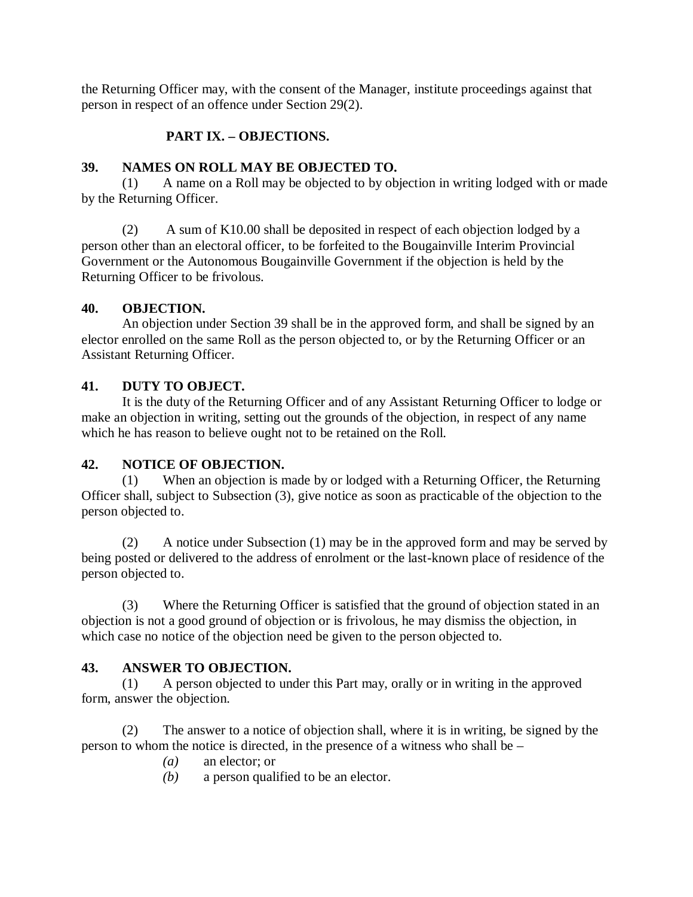the Returning Officer may, with the consent of the Manager, institute proceedings against that person in respect of an offence under Section 29(2).

## PART IX. – OBJECTIONS.

### 39. NAMES ON ROLL MAY BE OBJECTED TO.

(1) A name on a Roll may be objected to by objection in writing lodged with or made by the Returning Officer.

(2) A sum of K10.00 shall be deposited in respect of each objection lodged by a person other than an electoral officer, to be forfeited to the Bougainville Interim Provincial Government or the Autonomous Bougainville Government if the objection is held by the Returning Officer to be frivolous.

### 40. OBJECTION.

An objection under Section 39 shall be in the approved form, and shall be signed by an elector enrolled on the same Roll as the person objected to, or by the Returning Officer or an Assistant Returning Officer.

### 41. DUTY TO OBJECT.

It is the duty of the Returning Officer and of any Assistant Returning Officer to lodge or make an objection in writing, setting out the grounds of the objection, in respect of any name which he has reason to believe ought not to be retained on the Roll.

### 42. NOTICE OF OBJECTION.

(1) When an objection is made by or lodged with a Returning Officer, the Returning Officer shall, subject to Subsection (3), give notice as soon as practicable of the objection to the person objected to.

(2) A notice under Subsection (1) may be in the approved form and may be served by being posted or delivered to the address of enrolment or the last-known place of residence of the person objected to.

(3) Where the Returning Officer is satisfied that the ground of objection stated in an objection is not a good ground of objection or is frivolous, he may dismiss the objection, in which case no notice of the objection need be given to the person objected to.

### 43. ANSWER TO OBJECTION.

(1) A person objected to under this Part may, orally or in writing in the approved form, answer the objection.

(2) The answer to a notice of objection shall, where it is in writing, be signed by the person to whom the notice is directed, in the presence of a witness who shall be –

*(a)* an elector; or

*(b)* a person qualified to be an elector.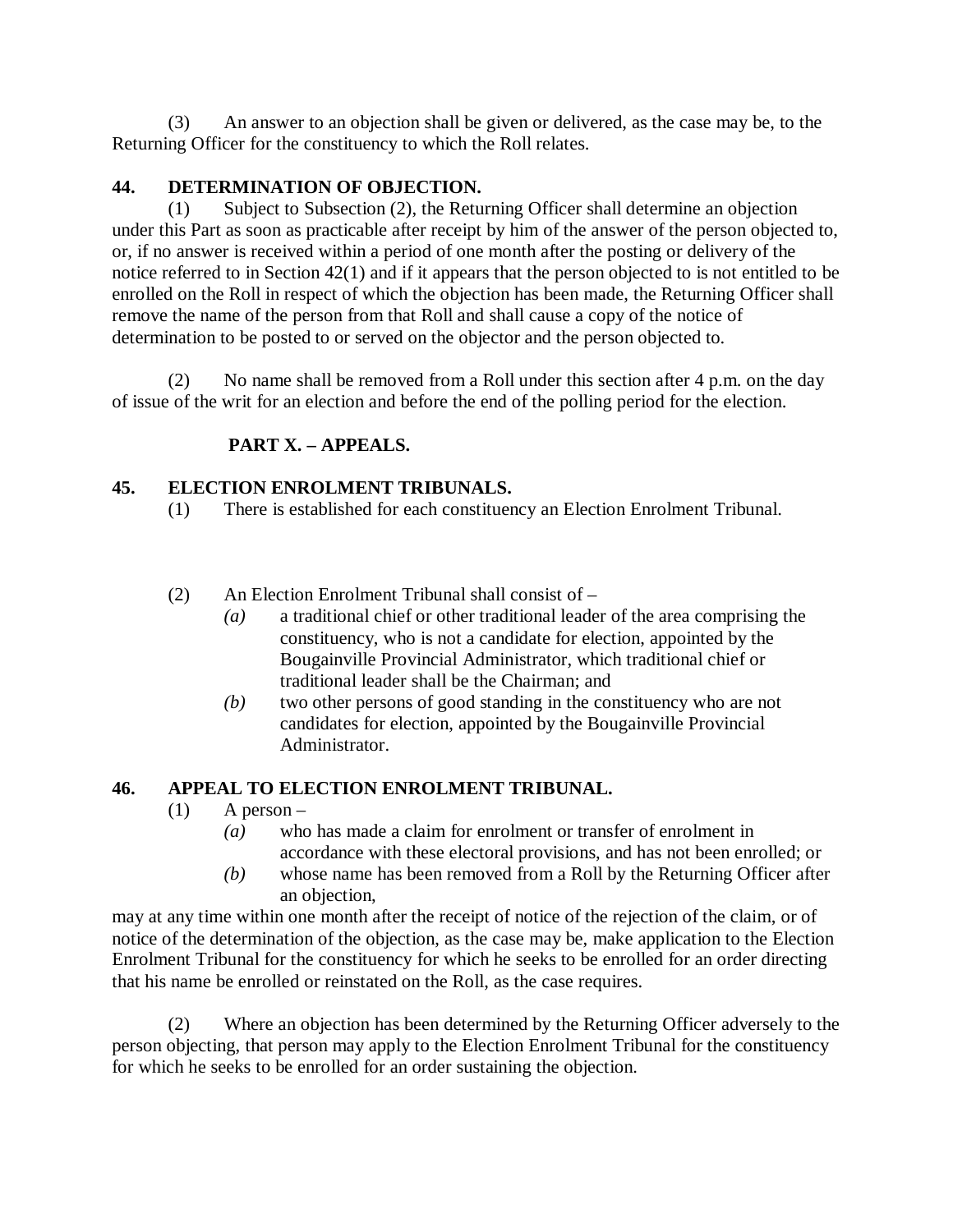(3) An answer to an objection shall be given or delivered, as the case may be, to the Returning Officer for the constituency to which the Roll relates.

**44. DETERMINATION OF OBJECTION.**

(1) Subject to Subsection (2), the Returning Officer shall determine an objection under this Part as soon as practicable after receipt by him of the answer of the person objected to, or, if no answer is received within a period of one month after the posting or delivery of the notice referred to in Section 42(1) and if it appears that the person objected to is not entitled to be enrolled on the Roll in respect of which the objection has been made, the Returning Officer shall remove the name of the person from that Roll and shall cause a copy of the notice of determination to be posted to or served on the objector and the person objected to.

(2) No name shall be removed from a Roll under this section after 4 p.m. on the day of issue of the writ for an election and before the end of the polling period for the election.

## PART X. – APPEALS.

**45. ELECTION ENROLMENT TRIBUNALS.**

(1) There is established for each constituency an Election Enrolment Tribunal.

(2) An Election Enrolment Tribunal shall consist of –

*(a)* a traditional chief or other traditional leader of the area comprising the constituency, who is not a candidate for election, appointed by the Bougainville Provincial Administrator, which traditional chief or traditional leader shall be the Chairman; and

*(b)* two other persons of good standing in the constituency who are not candidates for election, appointed by the Bougainville Provincial Administrator.

**46. APPEAL TO ELECTION ENROLMENT TRIBUNAL.**

(1) A person –

*(a)* who has made a claim for enrolment or transfer of enrolment in accordance with these electoral provisions, and has not been enrolled; or

*(b)* whose name has been removed from a Roll by the Returning Officer after an objection,

may at any time within one month after the receipt of notice of the rejection of the claim, or of notice of the determination of the objection, as the case may be, make application to the Election Enrolment Tribunal for the constituency for which he seeks to be enrolled for an order directing that his name be enrolled or reinstated on the Roll, as the case requires.

(2) Where an objection has been determined by the Returning Officer adversely to the person objecting, that person may apply to the Election Enrolment Tribunal for the constituency for which he seeks to be enrolled for an order sustaining the objection.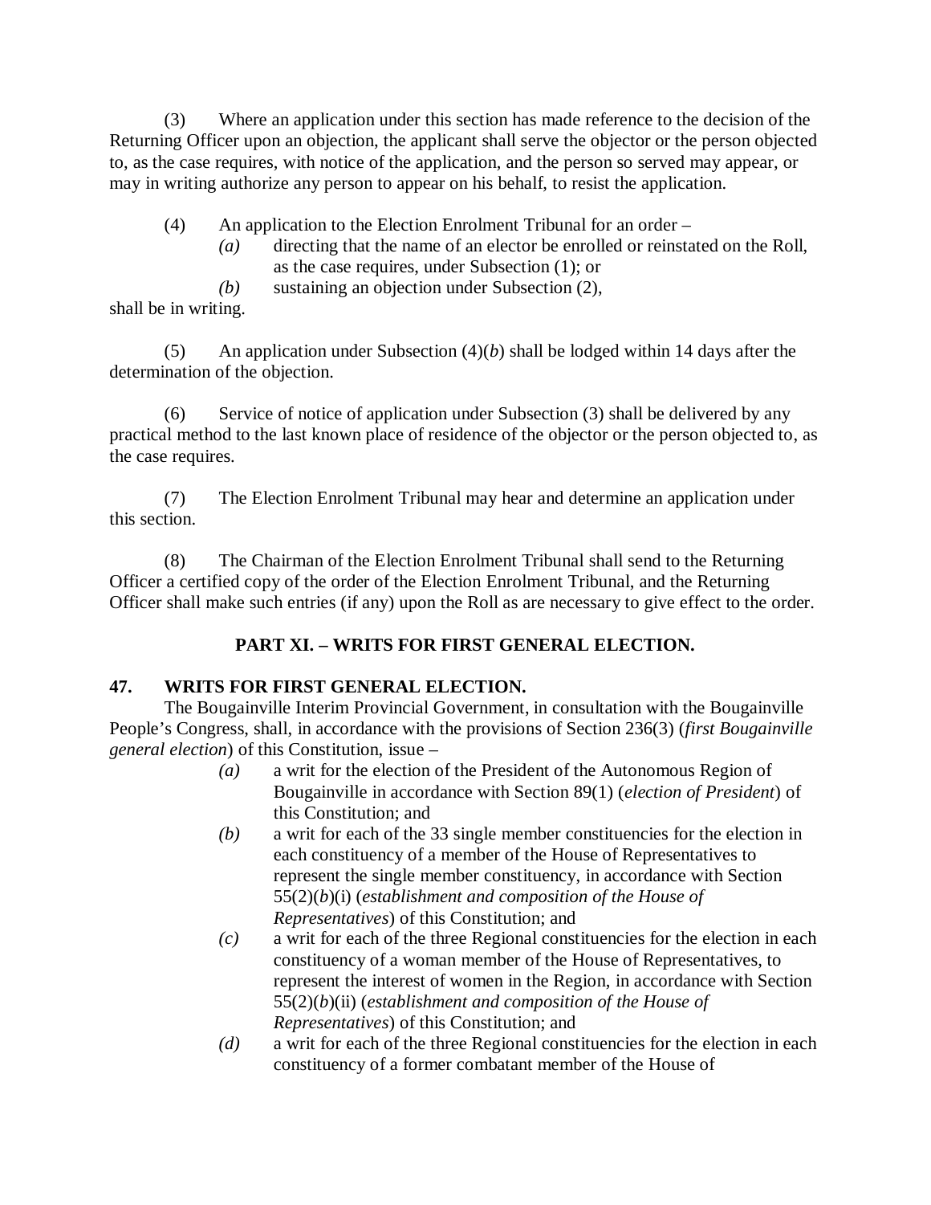(3) Where an application under this section has made reference to the decision of the Returning Officer upon an objection, the applicant shall serve the objector or the person objected to, as the case requires, with notice of the application, and the person so served may appear, or may in writing authorize any person to appear on his behalf, to resist the application.

(4) An application to the Election Enrolment Tribunal for an order –

*(a)* directing that the name of an elector be enrolled or reinstated on the Roll, as the case requires, under Subsection (1); or

*(b)* sustaining an objection under Subsection (2),

shall be in writing.

(5) An application under Subsection (4)(*b*) shall be lodged within 14 days after the determination of the objection.

(6) Service of notice of application under Subsection (3) shall be delivered by any practical method to the last known place of residence of the objector or the person objected to, as the case requires.

(7) The Election Enrolment Tribunal may hear and determine an application under this section.

(8) The Chairman of the Election Enrolment Tribunal shall send to the Returning Officer a certified copy of the order of the Election Enrolment Tribunal, and the Returning Officer shall make such entries (if any) upon the Roll as are necessary to give effect to the order.

## PART XI. – WRITS FOR FIRST GENERAL ELECTION.

### 47. WRITS FOR FIRST GENERAL ELECTION.

The Bougainville Interim Provincial Government, in consultation with the Bougainville People's Congress, shall, in accordance with the provisions of Section 236(3) (*first Bougainville general election*) of this Constitution, issue –

*(a)* a writ for the election of the President of the Autonomous Region of Bougainville in accordance with Section 89(1) (*election of President*) of this Constitution; and

*(b)* a writ for each of the 33 single member constituencies for the election in each constituency of a member of the House of Representatives to represent the single member constituency, in accordance with Section 55(2)(*b*)(i) (*establishment and composition of the House of Representatives*) of this Constitution; and

*(c)* a writ for each of the three Regional constituencies for the election in each constituency of a woman member of the House of Representatives, to represent the interest of women in the Region, in accordance with Section 55(2)(*b*)(ii) (*establishment and composition of the House of Representatives*) of this Constitution; and

*(d)* a writ for each of the three Regional constituencies for the election in each constituency of a former combatant member of the House of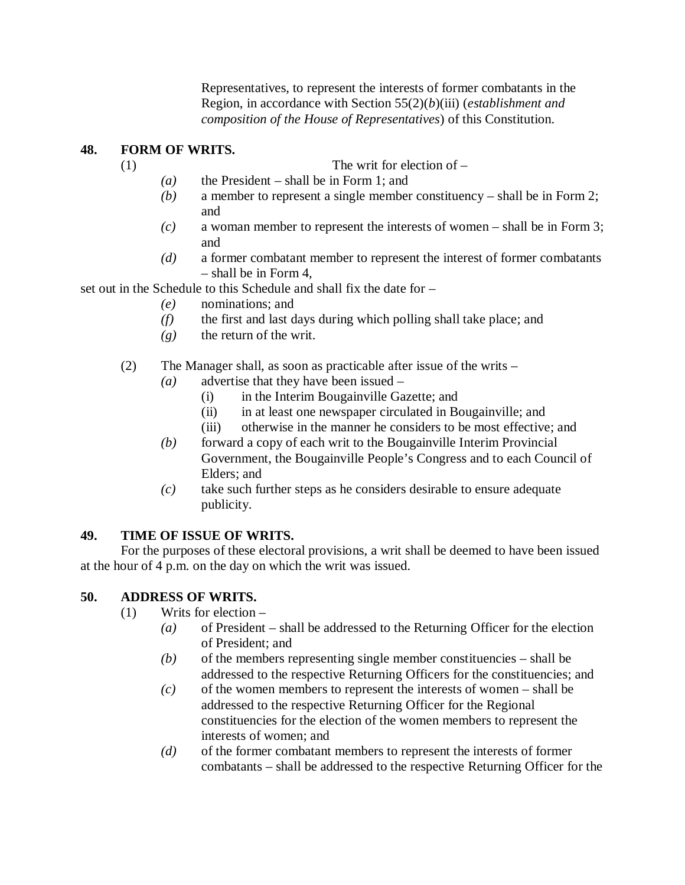Representatives, to represent the interests of former combatants in the Region, in accordance with Section 55(2)(*b*)(iii) (*establishment and composition of the House of Representatives*) of this Constitution.

**48. FORM OF WRITS.**

(1) The writ for election of –

*(a)* the President – shall be in Form 1; and

*(b)* a member to represent a single member constituency – shall be in Form 2; and

*(c)* a woman member to represent the interests of women – shall be in Form 3; and

*(d)* a former combatant member to represent the interest of former combatants – shall be in Form 4,

set out in the Schedule to this Schedule and shall fix the date for –

*(e)* nominations; and

*(f)* the first and last days during which polling shall take place; and

*(g)* the return of the writ.

(2) The Manager shall, as soon as practicable after issue of the writs –

*(a)* advertise that they have been issued –

(i) in the Interim Bougainville Gazette; and

(ii) in at least one newspaper circulated in Bougainville; and

(iii) otherwise in the manner he considers to be most effective; and

*(b)* forward a copy of each writ to the Bougainville Interim Provincial Government, the Bougainville People's Congress and to each Council of Elders; and

*(c)* take such further steps as he considers desirable to ensure adequate publicity.

**49. TIME OF ISSUE OF WRITS.**

For the purposes of these electoral provisions, a writ shall be deemed to have been issued at the hour of 4 p.m. on the day on which the writ was issued.

**50. ADDRESS OF WRITS.**

(1) Writs for election –

*(a)* of President – shall be addressed to the Returning Officer for the election of President; and

*(b)* of the members representing single member constituencies – shall be addressed to the respective Returning Officers for the constituencies; and

*(c)* of the women members to represent the interests of women – shall be addressed to the respective Returning Officer for the Regional constituencies for the election of the women members to represent the interests of women; and

*(d)* of the former combatant members to represent the interests of former combatants – shall be addressed to the respective Returning Officer for the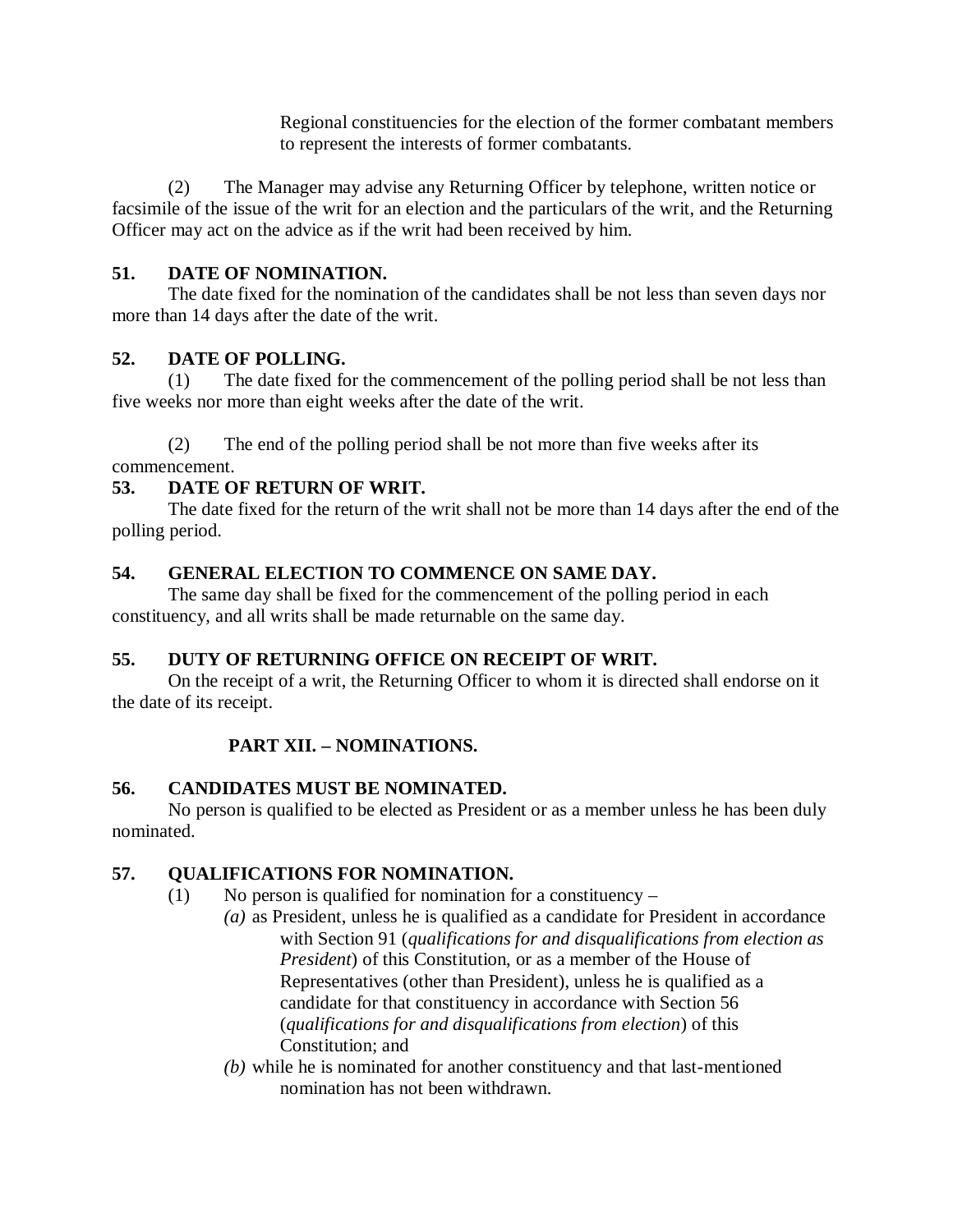Regional constituencies for the election of the former combatant members to represent the interests of former combatants.

(2) The Manager may advise any Returning Officer by telephone, written notice or facsimile of the issue of the writ for an election and the particulars of the writ, and the Returning Officer may act on the advice as if the writ had been received by him.

**51. DATE OF NOMINATION.**

The date fixed for the nomination of the candidates shall be not less than seven days nor more than 14 days after the date of the writ.

**52. DATE OF POLLING.**

(1) The date fixed for the commencement of the polling period shall be not less than five weeks nor more than eight weeks after the date of the writ.

(2) The end of the polling period shall be not more than five weeks after its commencement.

**53. DATE OF RETURN OF WRIT.**

The date fixed for the return of the writ shall not be more than 14 days after the end of the polling period.

**54. GENERAL ELECTION TO COMMENCE ON SAME DAY.**

The same day shall be fixed for the commencement of the polling period in each constituency, and all writs shall be made returnable on the same day.

**55. DUTY OF RETURNING OFFICE ON RECEIPT OF WRIT.**

On the receipt of a writ, the Returning Officer to whom it is directed shall endorse on it the date of its receipt.

## PART XII. – NOMINATIONS.

**56. CANDIDATES MUST BE NOMINATED.**

No person is qualified to be elected as President or as a member unless he has been duly nominated.

**57. QUALIFICATIONS FOR NOMINATION.**

(1) No person is qualified for nomination for a constituency –

*(a)* as President, unless he is qualified as a candidate for President in accordance with Section 91 (*qualifications for and disqualifications from election as President*) of this Constitution, or as a member of the House of Representatives (other than President), unless he is qualified as a candidate for that constituency in accordance with Section 56 (*qualifications for and disqualifications from election*) of this Constitution; and

*(b)* while he is nominated for another constituency and that last-mentioned nomination has not been withdrawn.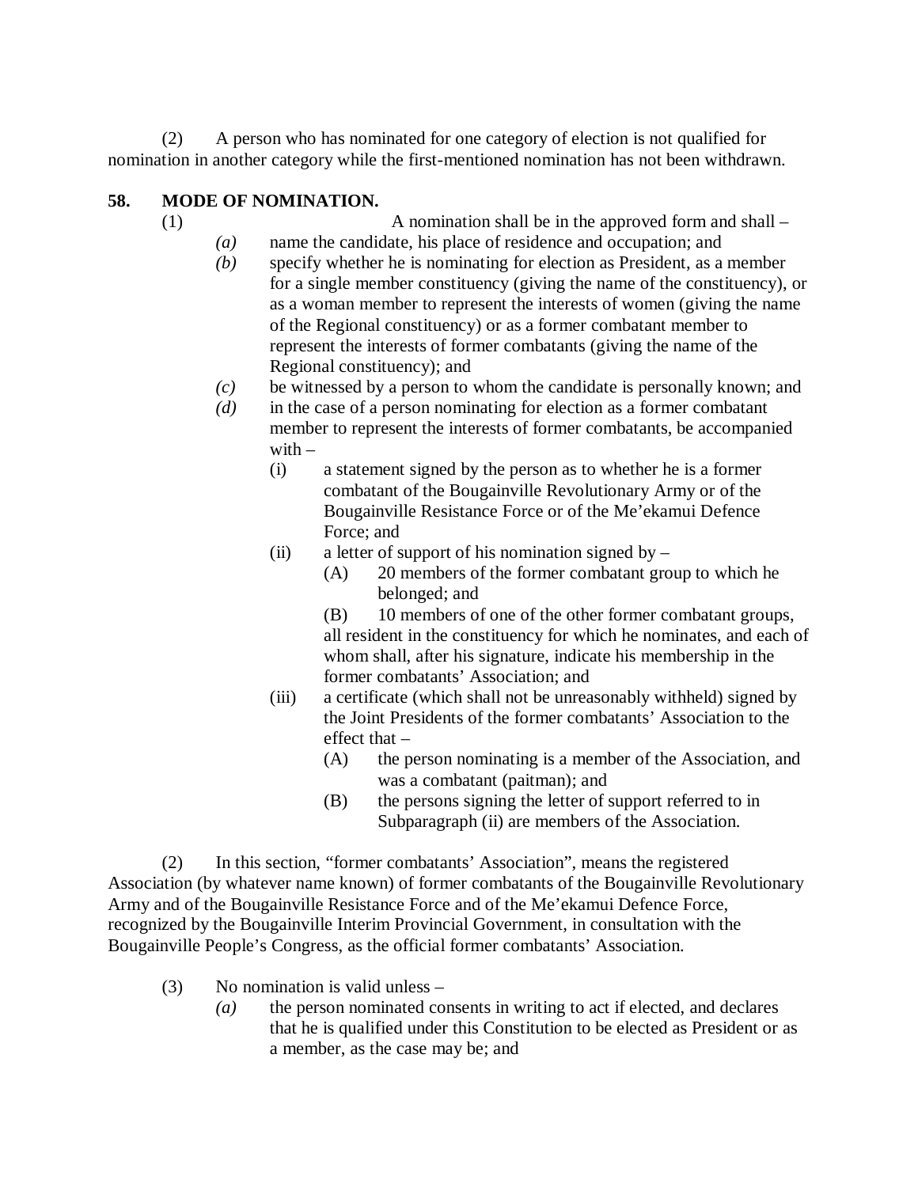(2) A person who has nominated for one category of election is not qualified for nomination in another category while the first-mentioned nomination has not been withdrawn.

**58. MODE OF NOMINATION.**

(1) A nomination shall be in the approved form and shall –

- *(a)* name the candidate, his place of residence and occupation; and
- *(b)* specify whether he is nominating for election as President, as a member for a single member constituency (giving the name of the constituency), or as a woman member to represent the interests of women (giving the name of the Regional constituency) or as a former combatant member to represent the interests of former combatants (giving the name of the Regional constituency); and
- *(c)* be witnessed by a person to whom the candidate is personally known; and
- *(d)* in the case of a person nominating for election as a former combatant member to represent the interests of former combatants, be accompanied with –
  - (i) a statement signed by the person as to whether he is a former combatant of the Bougainville Revolutionary Army or of the Bougainville Resistance Force or of the Me'ekamui Defence Force; and
  - (ii) a letter of support of his nomination signed by –
    - (A) 20 members of the former combatant group to which he belonged; and
    - (B) 10 members of one of the other former combatant groups,

    all resident in the constituency for which he nominates, and each of whom shall, after his signature, indicate his membership in the former combatants' Association; and
  - (iii) a certificate (which shall not be unreasonably withheld) signed by the Joint Presidents of the former combatants' Association to the effect that –
    - (A) the person nominating is a member of the Association, and was a combatant (paitman); and
    - (B) the persons signing the letter of support referred to in Subparagraph (ii) are members of the Association.

(2) In this section, "former combatants' Association", means the registered Association (by whatever name known) of former combatants of the Bougainville Revolutionary Army and of the Bougainville Resistance Force and of the Me'ekamui Defence Force, recognized by the Bougainville Interim Provincial Government, in consultation with the Bougainville People's Congress, as the official former combatants' Association.

(3) No nomination is valid unless –

- *(a)* the person nominated consents in writing to act if elected, and declares that he is qualified under this Constitution to be elected as President or as a member, as the case may be; and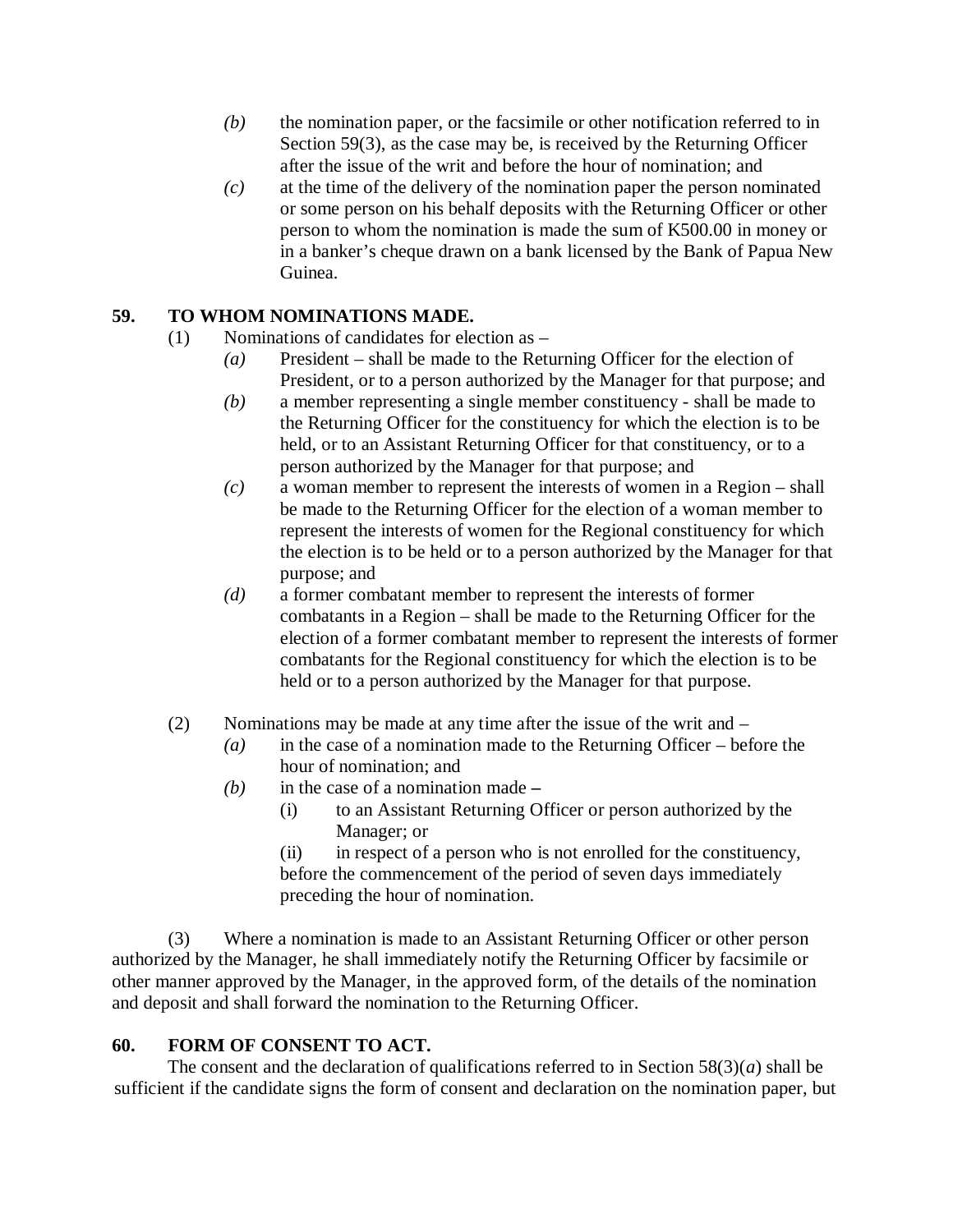*(b)* the nomination paper, or the facsimile or other notification referred to in Section 59(3), as the case may be, is received by the Returning Officer after the issue of the writ and before the hour of nomination; and

*(c)* at the time of the delivery of the nomination paper the person nominated or some person on his behalf deposits with the Returning Officer or other person to whom the nomination is made the sum of K500.00 in money or in a banker's cheque drawn on a bank licensed by the Bank of Papua New Guinea.

**59. TO WHOM NOMINATIONS MADE.**

(1) Nominations of candidates for election as –

*(a)* President – shall be made to the Returning Officer for the election of President, or to a person authorized by the Manager for that purpose; and

*(b)* a member representing a single member constituency - shall be made to the Returning Officer for the constituency for which the election is to be held, or to an Assistant Returning Officer for that constituency, or to a person authorized by the Manager for that purpose; and

*(c)* a woman member to represent the interests of women in a Region – shall be made to the Returning Officer for the election of a woman member to represent the interests of women for the Regional constituency for which the election is to be held or to a person authorized by the Manager for that purpose; and

*(d)* a former combatant member to represent the interests of former combatants in a Region – shall be made to the Returning Officer for the election of a former combatant member to represent the interests of former combatants for the Regional constituency for which the election is to be held or to a person authorized by the Manager for that purpose.

(2) Nominations may be made at any time after the issue of the writ and –

*(a)* in the case of a nomination made to the Returning Officer – before the hour of nomination; and

*(b)* in the case of a nomination made –

(i) to an Assistant Returning Officer or person authorized by the Manager; or

(ii) in respect of a person who is not enrolled for the constituency,

before the commencement of the period of seven days immediately preceding the hour of nomination.

(3) Where a nomination is made to an Assistant Returning Officer or other person authorized by the Manager, he shall immediately notify the Returning Officer by facsimile or other manner approved by the Manager, in the approved form, of the details of the nomination and deposit and shall forward the nomination to the Returning Officer.

**60. FORM OF CONSENT TO ACT.**

The consent and the declaration of qualifications referred to in Section 58(3)(*a*) shall be sufficient if the candidate signs the form of consent and declaration on the nomination paper, but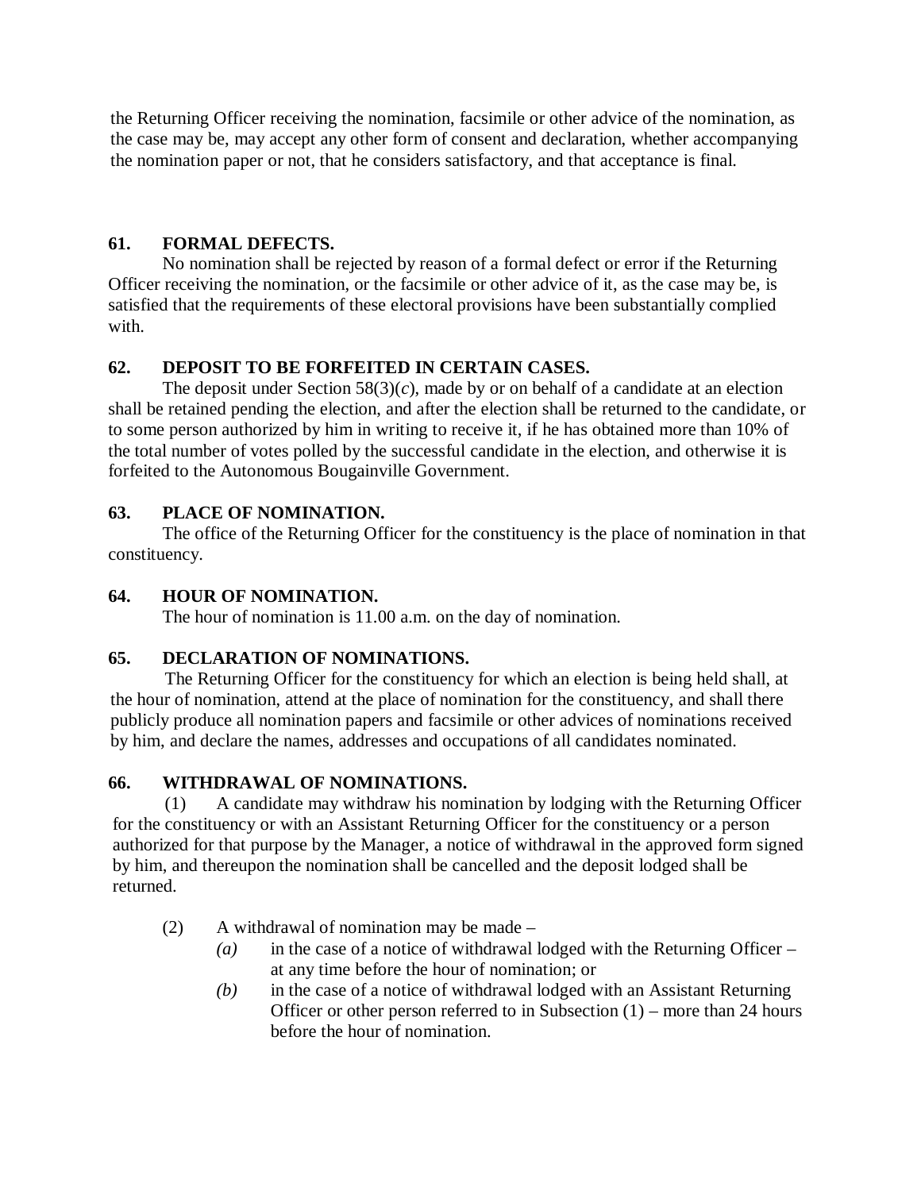the Returning Officer receiving the nomination, facsimile or other advice of the nomination, as the case may be, may accept any other form of consent and declaration, whether accompanying the nomination paper or not, that he considers satisfactory, and that acceptance is final.

## 61. FORMAL DEFECTS.

No nomination shall be rejected by reason of a formal defect or error if the Returning Officer receiving the nomination, or the facsimile or other advice of it, as the case may be, is satisfied that the requirements of these electoral provisions have been substantially complied with.

## 62. DEPOSIT TO BE FORFEITED IN CERTAIN CASES.

The deposit under Section 58(3)(*c*), made by or on behalf of a candidate at an election shall be retained pending the election, and after the election shall be returned to the candidate, or to some person authorized by him in writing to receive it, if he has obtained more than 10% of the total number of votes polled by the successful candidate in the election, and otherwise it is forfeited to the Autonomous Bougainville Government.

## 63. PLACE OF NOMINATION.

The office of the Returning Officer for the constituency is the place of nomination in that constituency.

## 64. HOUR OF NOMINATION.

The hour of nomination is 11.00 a.m. on the day of nomination.

## 65. DECLARATION OF NOMINATIONS.

The Returning Officer for the constituency for which an election is being held shall, at the hour of nomination, attend at the place of nomination for the constituency, and shall there publicly produce all nomination papers and facsimile or other advices of nominations received by him, and declare the names, addresses and occupations of all candidates nominated.

## 66. WITHDRAWAL OF NOMINATIONS.

(1) A candidate may withdraw his nomination by lodging with the Returning Officer for the constituency or with an Assistant Returning Officer for the constituency or a person authorized for that purpose by the Manager, a notice of withdrawal in the approved form signed by him, and thereupon the nomination shall be cancelled and the deposit lodged shall be returned.

(2) A withdrawal of nomination may be made –

- *(a)* in the case of a notice of withdrawal lodged with the Returning Officer – at any time before the hour of nomination; or
- *(b)* in the case of a notice of withdrawal lodged with an Assistant Returning Officer or other person referred to in Subsection (1) – more than 24 hours before the hour of nomination.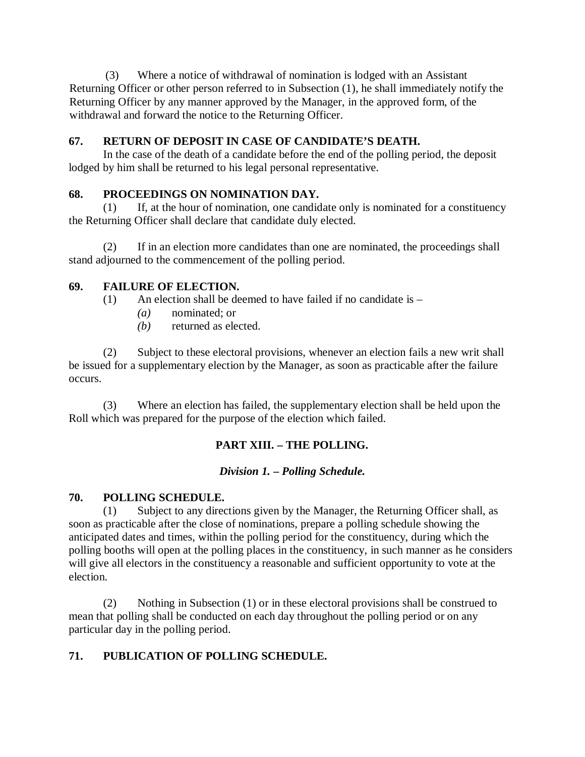(3) Where a notice of withdrawal of nomination is lodged with an Assistant Returning Officer or other person referred to in Subsection (1), he shall immediately notify the Returning Officer by any manner approved by the Manager, in the approved form, of the withdrawal and forward the notice to the Returning Officer.

**67. RETURN OF DEPOSIT IN CASE OF CANDIDATE'S DEATH.**

In the case of the death of a candidate before the end of the polling period, the deposit lodged by him shall be returned to his legal personal representative.

**68. PROCEEDINGS ON NOMINATION DAY.**

(1) If, at the hour of nomination, one candidate only is nominated for a constituency the Returning Officer shall declare that candidate duly elected.

(2) If in an election more candidates than one are nominated, the proceedings shall stand adjourned to the commencement of the polling period.

**69. FAILURE OF ELECTION.**

(1) An election shall be deemed to have failed if no candidate is –

*(a)* nominated; or

*(b)* returned as elected.

(2) Subject to these electoral provisions, whenever an election fails a new writ shall be issued for a supplementary election by the Manager, as soon as practicable after the failure occurs.

(3) Where an election has failed, the supplementary election shall be held upon the Roll which was prepared for the purpose of the election which failed.

## PART XIII. – THE POLLING.

### *Division 1. – Polling Schedule.*

**70. POLLING SCHEDULE.**

(1) Subject to any directions given by the Manager, the Returning Officer shall, as soon as practicable after the close of nominations, prepare a polling schedule showing the anticipated dates and times, within the polling period for the constituency, during which the polling booths will open at the polling places in the constituency, in such manner as he considers will give all electors in the constituency a reasonable and sufficient opportunity to vote at the election.

(2) Nothing in Subsection (1) or in these electoral provisions shall be construed to mean that polling shall be conducted on each day throughout the polling period or on any particular day in the polling period.

**71. PUBLICATION OF POLLING SCHEDULE.**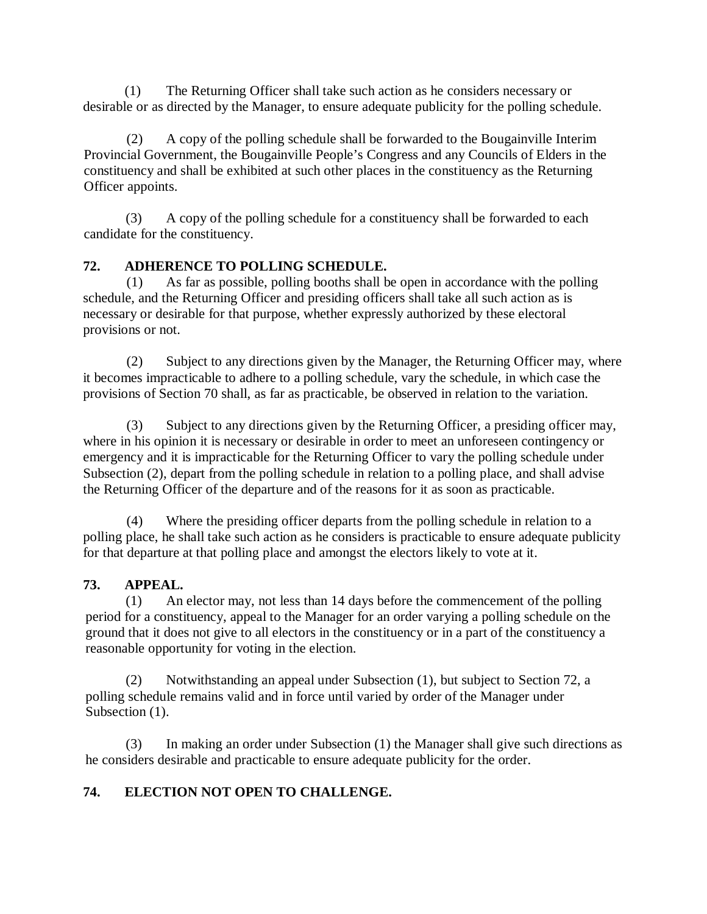(1) The Returning Officer shall take such action as he considers necessary or desirable or as directed by the Manager, to ensure adequate publicity for the polling schedule.

(2) A copy of the polling schedule shall be forwarded to the Bougainville Interim Provincial Government, the Bougainville People's Congress and any Councils of Elders in the constituency and shall be exhibited at such other places in the constituency as the Returning Officer appoints.

(3) A copy of the polling schedule for a constituency shall be forwarded to each candidate for the constituency.

### 72. ADHERENCE TO POLLING SCHEDULE.

(1) As far as possible, polling booths shall be open in accordance with the polling schedule, and the Returning Officer and presiding officers shall take all such action as is necessary or desirable for that purpose, whether expressly authorized by these electoral provisions or not.

(2) Subject to any directions given by the Manager, the Returning Officer may, where it becomes impracticable to adhere to a polling schedule, vary the schedule, in which case the provisions of Section 70 shall, as far as practicable, be observed in relation to the variation.

(3) Subject to any directions given by the Returning Officer, a presiding officer may, where in his opinion it is necessary or desirable in order to meet an unforeseen contingency or emergency and it is impracticable for the Returning Officer to vary the polling schedule under Subsection (2), depart from the polling schedule in relation to a polling place, and shall advise the Returning Officer of the departure and of the reasons for it as soon as practicable.

(4) Where the presiding officer departs from the polling schedule in relation to a polling place, he shall take such action as he considers is practicable to ensure adequate publicity for that departure at that polling place and amongst the electors likely to vote at it.

### 73. APPEAL.

(1) An elector may, not less than 14 days before the commencement of the polling period for a constituency, appeal to the Manager for an order varying a polling schedule on the ground that it does not give to all electors in the constituency or in a part of the constituency a reasonable opportunity for voting in the election.

(2) Notwithstanding an appeal under Subsection (1), but subject to Section 72, a polling schedule remains valid and in force until varied by order of the Manager under Subsection (1).

(3) In making an order under Subsection (1) the Manager shall give such directions as he considers desirable and practicable to ensure adequate publicity for the order.

### 74. ELECTION NOT OPEN TO CHALLENGE.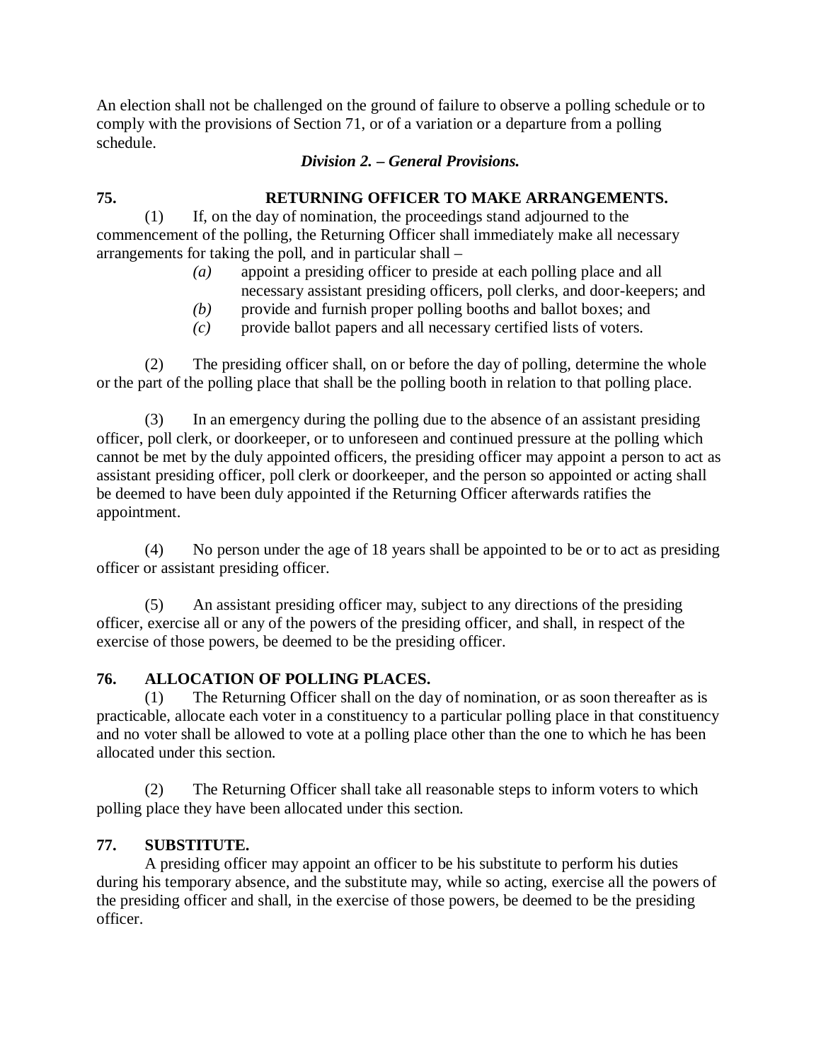An election shall not be challenged on the ground of failure to observe a polling schedule or to comply with the provisions of Section 71, or of a variation or a departure from a polling schedule.

***Division 2. – General Provisions.***

**75. RETURNING OFFICER TO MAKE ARRANGEMENTS.**

(1) If, on the day of nomination, the proceedings stand adjourned to the commencement of the polling, the Returning Officer shall immediately make all necessary arrangements for taking the poll, and in particular shall –

*(a)* appoint a presiding officer to preside at each polling place and all necessary assistant presiding officers, poll clerks, and door-keepers; and

*(b)* provide and furnish proper polling booths and ballot boxes; and

*(c)* provide ballot papers and all necessary certified lists of voters.

(2) The presiding officer shall, on or before the day of polling, determine the whole or the part of the polling place that shall be the polling booth in relation to that polling place.

(3) In an emergency during the polling due to the absence of an assistant presiding officer, poll clerk, or doorkeeper, or to unforeseen and continued pressure at the polling which cannot be met by the duly appointed officers, the presiding officer may appoint a person to act as assistant presiding officer, poll clerk or doorkeeper, and the person so appointed or acting shall be deemed to have been duly appointed if the Returning Officer afterwards ratifies the appointment.

(4) No person under the age of 18 years shall be appointed to be or to act as presiding officer or assistant presiding officer.

(5) An assistant presiding officer may, subject to any directions of the presiding officer, exercise all or any of the powers of the presiding officer, and shall, in respect of the exercise of those powers, be deemed to be the presiding officer.

**76. ALLOCATION OF POLLING PLACES.**

(1) The Returning Officer shall on the day of nomination, or as soon thereafter as is practicable, allocate each voter in a constituency to a particular polling place in that constituency and no voter shall be allowed to vote at a polling place other than the one to which he has been allocated under this section.

(2) The Returning Officer shall take all reasonable steps to inform voters to which polling place they have been allocated under this section.

**77. SUBSTITUTE.**

A presiding officer may appoint an officer to be his substitute to perform his duties during his temporary absence, and the substitute may, while so acting, exercise all the powers of the presiding officer and shall, in the exercise of those powers, be deemed to be the presiding officer.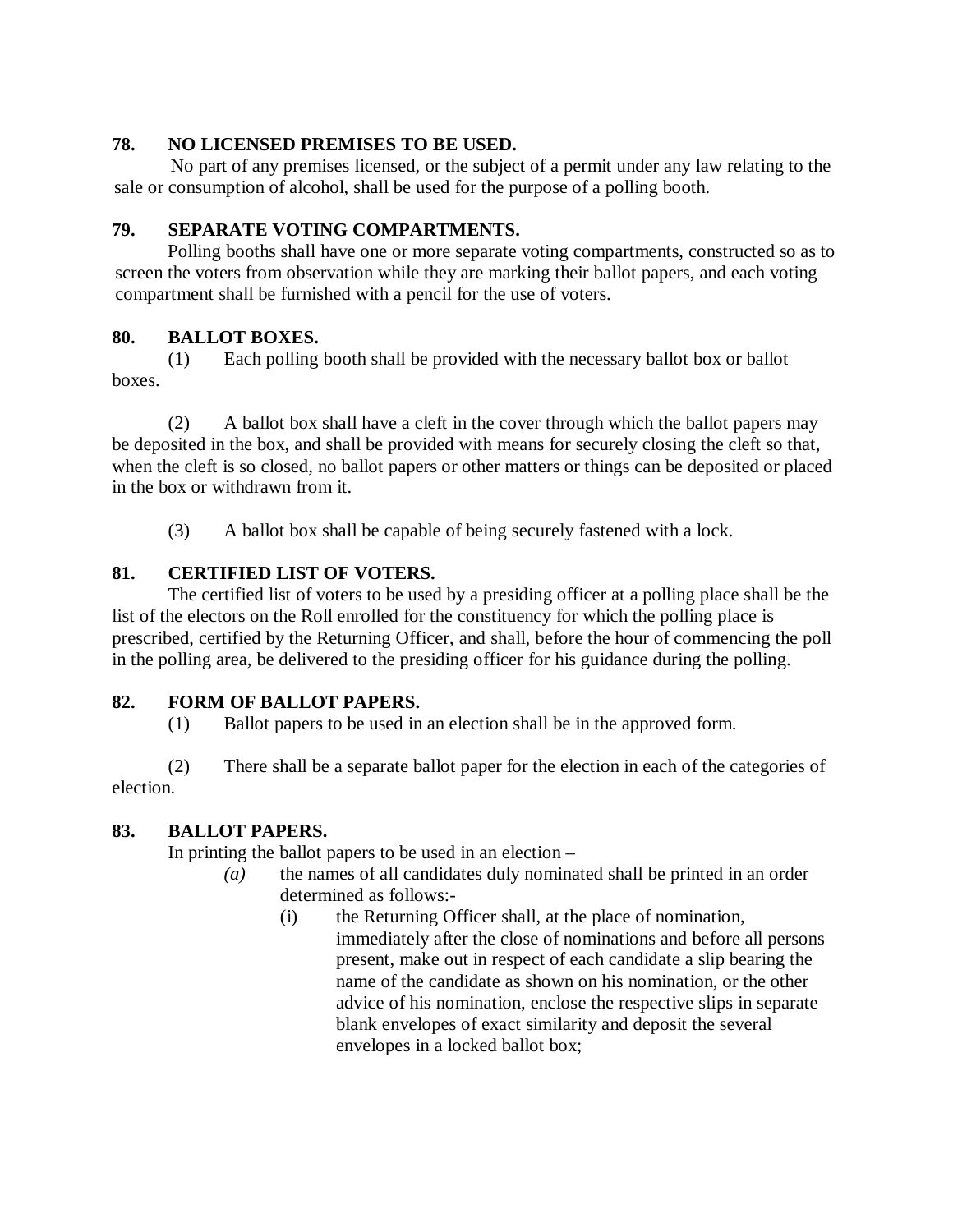**78. NO LICENSED PREMISES TO BE USED.**

No part of any premises licensed, or the subject of a permit under any law relating to the sale or consumption of alcohol, shall be used for the purpose of a polling booth.

**79. SEPARATE VOTING COMPARTMENTS.**

Polling booths shall have one or more separate voting compartments, constructed so as to screen the voters from observation while they are marking their ballot papers, and each voting compartment shall be furnished with a pencil for the use of voters.

**80. BALLOT BOXES.**

(1) Each polling booth shall be provided with the necessary ballot box or ballot boxes.

(2) A ballot box shall have a cleft in the cover through which the ballot papers may be deposited in the box, and shall be provided with means for securely closing the cleft so that, when the cleft is so closed, no ballot papers or other matters or things can be deposited or placed in the box or withdrawn from it.

(3) A ballot box shall be capable of being securely fastened with a lock.

**81. CERTIFIED LIST OF VOTERS.**

The certified list of voters to be used by a presiding officer at a polling place shall be the list of the electors on the Roll enrolled for the constituency for which the polling place is prescribed, certified by the Returning Officer, and shall, before the hour of commencing the poll in the polling area, be delivered to the presiding officer for his guidance during the polling.

**82. FORM OF BALLOT PAPERS.**

(1) Ballot papers to be used in an election shall be in the approved form.

(2) There shall be a separate ballot paper for the election in each of the categories of election.

**83. BALLOT PAPERS.**

In printing the ballot papers to be used in an election –

*(a)* the names of all candidates duly nominated shall be printed in an order determined as follows:-

(i) the Returning Officer shall, at the place of nomination, immediately after the close of nominations and before all persons present, make out in respect of each candidate a slip bearing the name of the candidate as shown on his nomination, or the other advice of his nomination, enclose the respective slips in separate blank envelopes of exact similarity and deposit the several envelopes in a locked ballot box;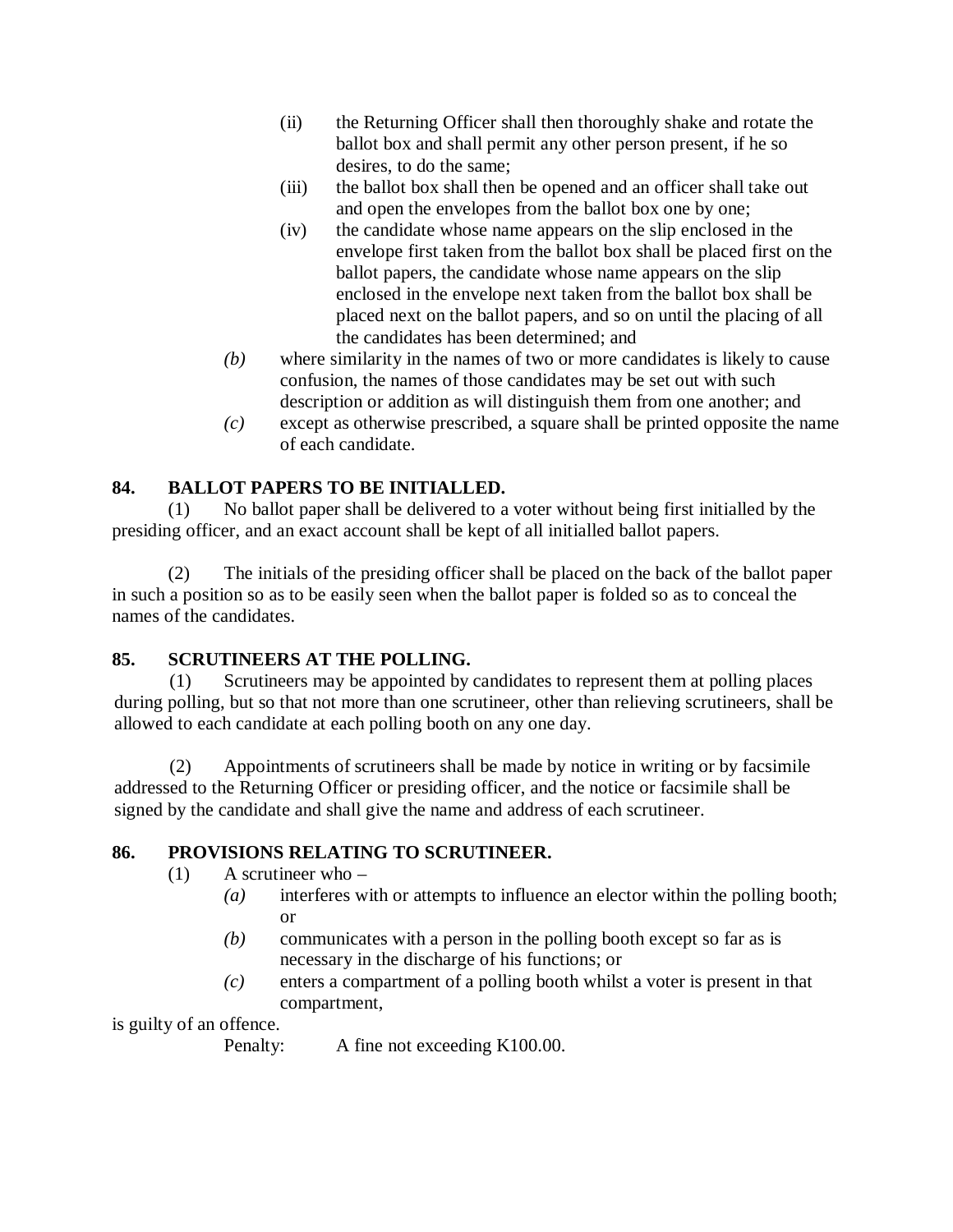(ii) the Returning Officer shall then thoroughly shake and rotate the ballot box and shall permit any other person present, if he so desires, to do the same;

(iii) the ballot box shall then be opened and an officer shall take out and open the envelopes from the ballot box one by one;

(iv) the candidate whose name appears on the slip enclosed in the envelope first taken from the ballot box shall be placed first on the ballot papers, the candidate whose name appears on the slip enclosed in the envelope next taken from the ballot box shall be placed next on the ballot papers, and so on until the placing of all the candidates has been determined; and

*(b)* where similarity in the names of two or more candidates is likely to cause confusion, the names of those candidates may be set out with such description or addition as will distinguish them from one another; and

*(c)* except as otherwise prescribed, a square shall be printed opposite the name of each candidate.

**84. BALLOT PAPERS TO BE INITIALLED.**

(1) No ballot paper shall be delivered to a voter without being first initialled by the presiding officer, and an exact account shall be kept of all initialled ballot papers.

(2) The initials of the presiding officer shall be placed on the back of the ballot paper in such a position so as to be easily seen when the ballot paper is folded so as to conceal the names of the candidates.

**85. SCRUTINEERS AT THE POLLING.**

(1) Scrutineers may be appointed by candidates to represent them at polling places during polling, but so that not more than one scrutineer, other than relieving scrutineers, shall be allowed to each candidate at each polling booth on any one day.

(2) Appointments of scrutineers shall be made by notice in writing or by facsimile addressed to the Returning Officer or presiding officer, and the notice or facsimile shall be signed by the candidate and shall give the name and address of each scrutineer.

**86. PROVISIONS RELATING TO SCRUTINEER.**

(1) A scrutineer who –

*(a)* interferes with or attempts to influence an elector within the polling booth; or

*(b)* communicates with a person in the polling booth except so far as is necessary in the discharge of his functions; or

*(c)* enters a compartment of a polling booth whilst a voter is present in that compartment,

is guilty of an offence.

Penalty: A fine not exceeding K100.00.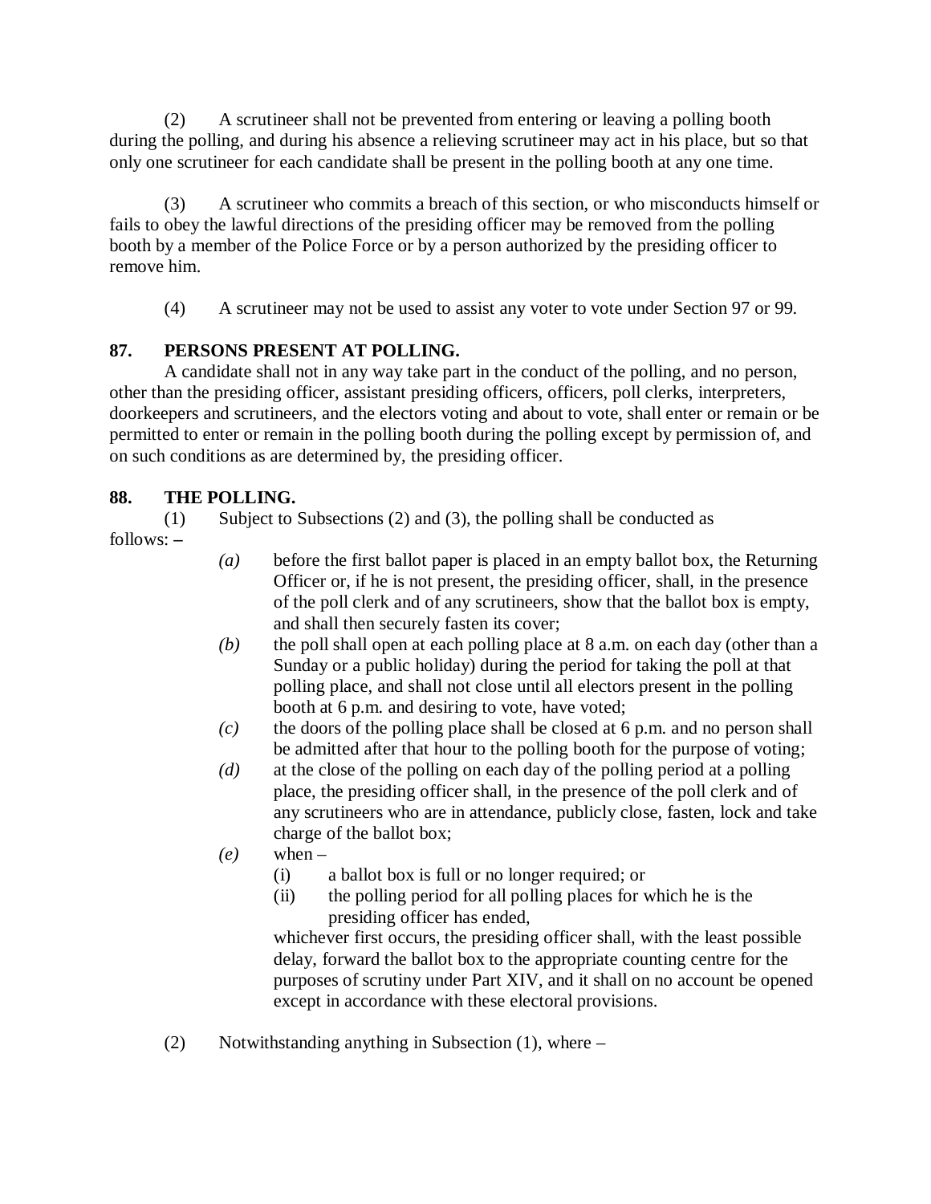(2) A scrutineer shall not be prevented from entering or leaving a polling booth during the polling, and during his absence a relieving scrutineer may act in his place, but so that only one scrutineer for each candidate shall be present in the polling booth at any one time.

(3) A scrutineer who commits a breach of this section, or who misconducts himself or fails to obey the lawful directions of the presiding officer may be removed from the polling booth by a member of the Police Force or by a person authorized by the presiding officer to remove him.

(4) A scrutineer may not be used to assist any voter to vote under Section 97 or 99.

**87. PERSONS PRESENT AT POLLING.**

A candidate shall not in any way take part in the conduct of the polling, and no person, other than the presiding officer, assistant presiding officers, officers, poll clerks, interpreters, doorkeepers and scrutineers, and the electors voting and about to vote, shall enter or remain or be permitted to enter or remain in the polling booth during the polling except by permission of, and on such conditions as are determined by, the presiding officer.

**88. THE POLLING.**

(1) Subject to Subsections (2) and (3), the polling shall be conducted as follows: –

- *(a)* before the first ballot paper is placed in an empty ballot box, the Returning Officer or, if he is not present, the presiding officer, shall, in the presence of the poll clerk and of any scrutineers, show that the ballot box is empty, and shall then securely fasten its cover;
- *(b)* the poll shall open at each polling place at 8 a.m. on each day (other than a Sunday or a public holiday) during the period for taking the poll at that polling place, and shall not close until all electors present in the polling booth at 6 p.m. and desiring to vote, have voted;
- *(c)* the doors of the polling place shall be closed at 6 p.m. and no person shall be admitted after that hour to the polling booth for the purpose of voting;
- *(d)* at the close of the polling on each day of the polling period at a polling place, the presiding officer shall, in the presence of the poll clerk and of any scrutineers who are in attendance, publicly close, fasten, lock and take charge of the ballot box;
- *(e)* when –
  - (i) a ballot box is full or no longer required; or
  - (ii) the polling period for all polling places for which he is the presiding officer has ended,

  whichever first occurs, the presiding officer shall, with the least possible delay, forward the ballot box to the appropriate counting centre for the purposes of scrutiny under Part XIV, and it shall on no account be opened except in accordance with these electoral provisions.

(2) Notwithstanding anything in Subsection (1), where –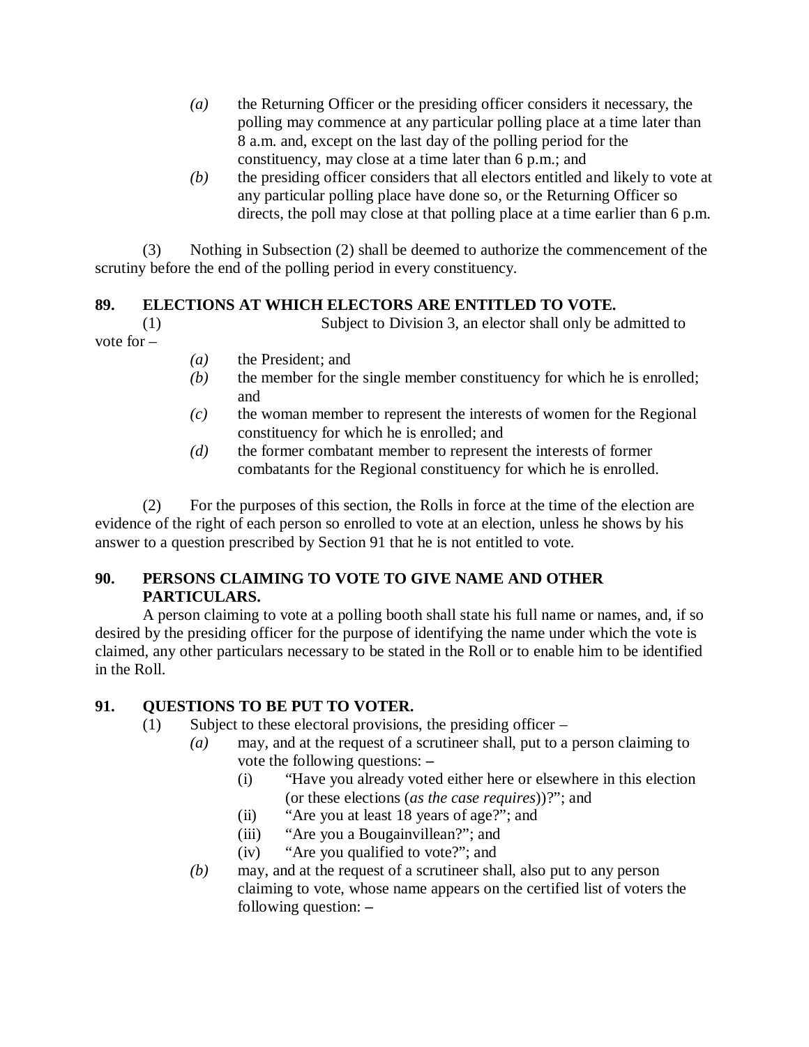*(a)* the Returning Officer or the presiding officer considers it necessary, the polling may commence at any particular polling place at a time later than 8 a.m. and, except on the last day of the polling period for the constituency, may close at a time later than 6 p.m.; and

*(b)* the presiding officer considers that all electors entitled and likely to vote at any particular polling place have done so, or the Returning Officer so directs, the poll may close at that polling place at a time earlier than 6 p.m.

(3) Nothing in Subsection (2) shall be deemed to authorize the commencement of the scrutiny before the end of the polling period in every constituency.

**89. ELECTIONS AT WHICH ELECTORS ARE ENTITLED TO VOTE.**

(1) Subject to Division 3, an elector shall only be admitted to vote for –

*(a)* the President; and

*(b)* the member for the single member constituency for which he is enrolled; and

*(c)* the woman member to represent the interests of women for the Regional constituency for which he is enrolled; and

*(d)* the former combatant member to represent the interests of former combatants for the Regional constituency for which he is enrolled.

(2) For the purposes of this section, the Rolls in force at the time of the election are evidence of the right of each person so enrolled to vote at an election, unless he shows by his answer to a question prescribed by Section 91 that he is not entitled to vote.

**90. PERSONS CLAIMING TO VOTE TO GIVE NAME AND OTHER PARTICULARS.**

A person claiming to vote at a polling booth shall state his full name or names, and, if so desired by the presiding officer for the purpose of identifying the name under which the vote is claimed, any other particulars necessary to be stated in the Roll or to enable him to be identified in the Roll.

**91. QUESTIONS TO BE PUT TO VOTER.**

(1) Subject to these electoral provisions, the presiding officer –

*(a)* may, and at the request of a scrutineer shall, put to a person claiming to vote the following questions: –

(i) "Have you already voted either here or elsewhere in this election (or these elections (*as the case requires*))?"; and

(ii) "Are you at least 18 years of age?"; and

(iii) "Are you a Bougainvillean?"; and

(iv) "Are you qualified to vote?"; and

*(b)* may, and at the request of a scrutineer shall, also put to any person claiming to vote, whose name appears on the certified list of voters the following question: –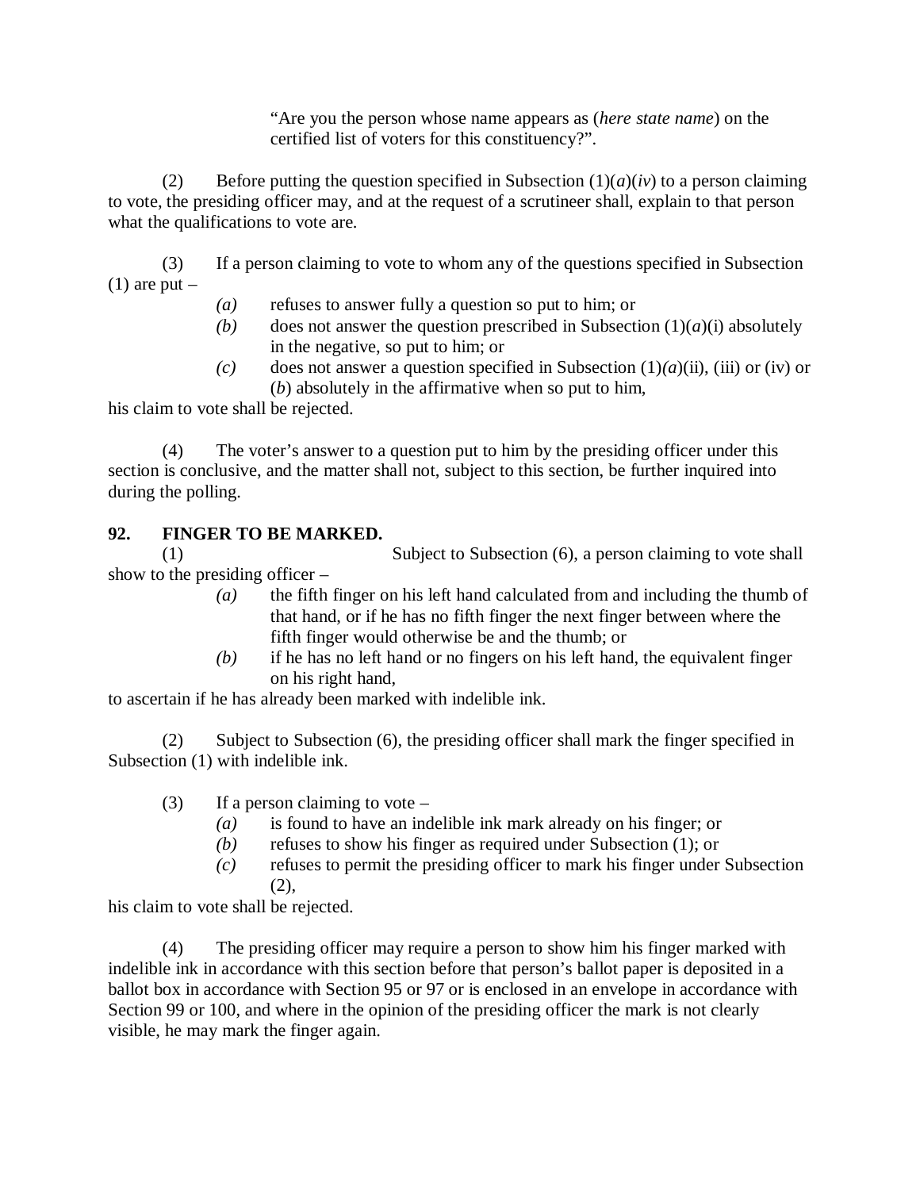"Are you the person whose name appears as (*here state name*) on the certified list of voters for this constituency?".

(2) Before putting the question specified in Subsection (1)(*a*)(*iv*) to a person claiming to vote, the presiding officer may, and at the request of a scrutineer shall, explain to that person what the qualifications to vote are.

(3) If a person claiming to vote to whom any of the questions specified in Subsection (1) are put –

- *(a)* refuses to answer fully a question so put to him; or
- *(b)* does not answer the question prescribed in Subsection (1)(*a*)(i) absolutely in the negative, so put to him; or
- *(c)* does not answer a question specified in Subsection (1)*(a)*(ii), (iii) or (iv) or (*b*) absolutely in the affirmative when so put to him,

his claim to vote shall be rejected.

(4) The voter's answer to a question put to him by the presiding officer under this section is conclusive, and the matter shall not, subject to this section, be further inquired into during the polling.

**92. FINGER TO BE MARKED.**

(1) Subject to Subsection (6), a person claiming to vote shall show to the presiding officer –

- *(a)* the fifth finger on his left hand calculated from and including the thumb of that hand, or if he has no fifth finger the next finger between where the fifth finger would otherwise be and the thumb; or
- *(b)* if he has no left hand or no fingers on his left hand, the equivalent finger on his right hand,

to ascertain if he has already been marked with indelible ink.

(2) Subject to Subsection (6), the presiding officer shall mark the finger specified in Subsection (1) with indelible ink.

(3) If a person claiming to vote –

- *(a)* is found to have an indelible ink mark already on his finger; or
- *(b)* refuses to show his finger as required under Subsection (1); or
- *(c)* refuses to permit the presiding officer to mark his finger under Subsection (2),

his claim to vote shall be rejected.

(4) The presiding officer may require a person to show him his finger marked with indelible ink in accordance with this section before that person's ballot paper is deposited in a ballot box in accordance with Section 95 or 97 or is enclosed in an envelope in accordance with Section 99 or 100, and where in the opinion of the presiding officer the mark is not clearly visible, he may mark the finger again.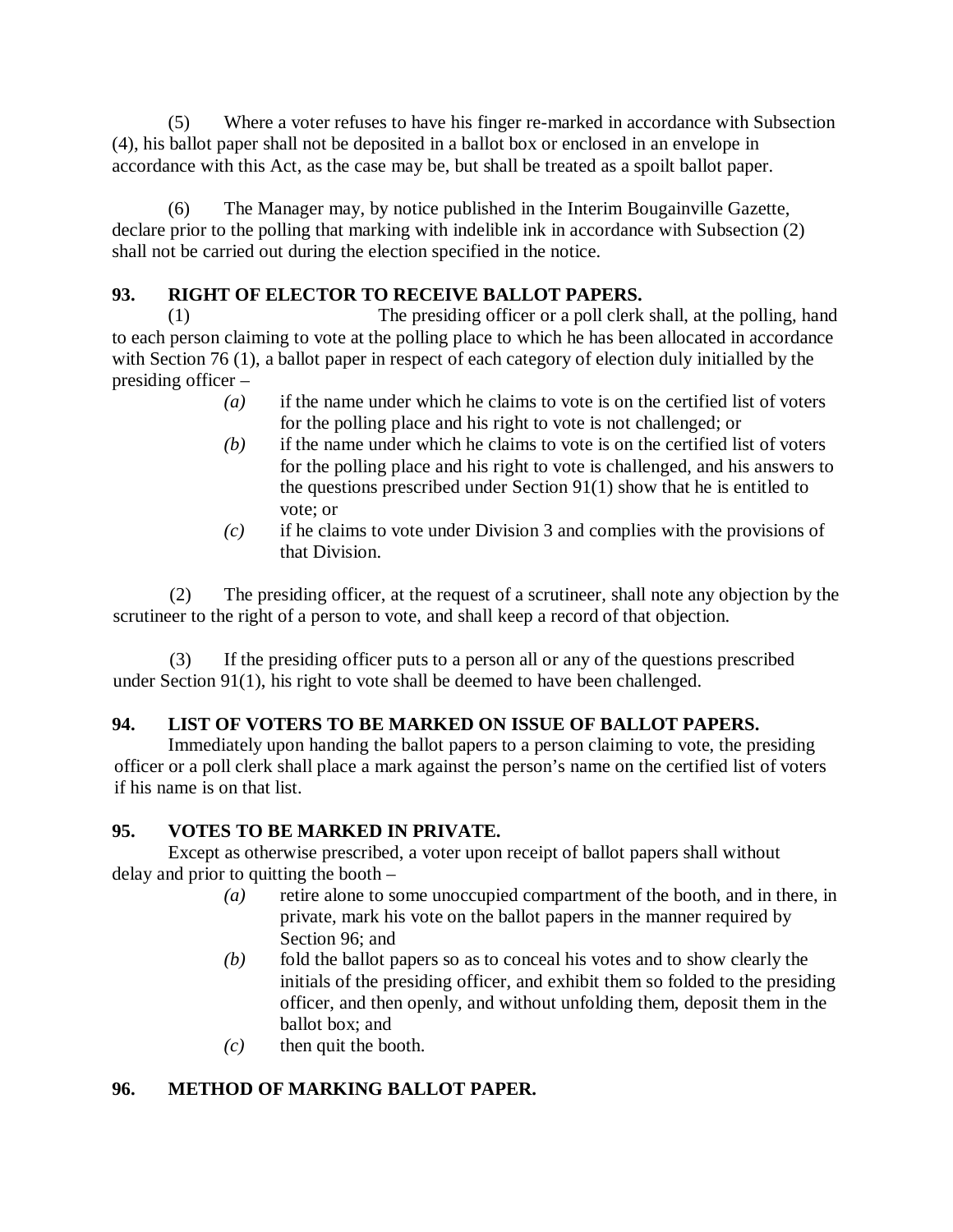(5) Where a voter refuses to have his finger re-marked in accordance with Subsection (4), his ballot paper shall not be deposited in a ballot box or enclosed in an envelope in accordance with this Act, as the case may be, but shall be treated as a spoilt ballot paper.

(6) The Manager may, by notice published in the Interim Bougainville Gazette, declare prior to the polling that marking with indelible ink in accordance with Subsection (2) shall not be carried out during the election specified in the notice.

**93. RIGHT OF ELECTOR TO RECEIVE BALLOT PAPERS.**

(1) The presiding officer or a poll clerk shall, at the polling, hand to each person claiming to vote at the polling place to which he has been allocated in accordance with Section 76 (1), a ballot paper in respect of each category of election duly initialled by the presiding officer –

*(a)* if the name under which he claims to vote is on the certified list of voters for the polling place and his right to vote is not challenged; or

*(b)* if the name under which he claims to vote is on the certified list of voters for the polling place and his right to vote is challenged, and his answers to the questions prescribed under Section 91(1) show that he is entitled to vote; or

*(c)* if he claims to vote under Division 3 and complies with the provisions of that Division.

(2) The presiding officer, at the request of a scrutineer, shall note any objection by the scrutineer to the right of a person to vote, and shall keep a record of that objection.

(3) If the presiding officer puts to a person all or any of the questions prescribed under Section 91(1), his right to vote shall be deemed to have been challenged.

**94. LIST OF VOTERS TO BE MARKED ON ISSUE OF BALLOT PAPERS.**

Immediately upon handing the ballot papers to a person claiming to vote, the presiding officer or a poll clerk shall place a mark against the person's name on the certified list of voters if his name is on that list.

**95. VOTES TO BE MARKED IN PRIVATE.**

Except as otherwise prescribed, a voter upon receipt of ballot papers shall without delay and prior to quitting the booth –

*(a)* retire alone to some unoccupied compartment of the booth, and in there, in private, mark his vote on the ballot papers in the manner required by Section 96; and

*(b)* fold the ballot papers so as to conceal his votes and to show clearly the initials of the presiding officer, and exhibit them so folded to the presiding officer, and then openly, and without unfolding them, deposit them in the ballot box; and

*(c)* then quit the booth.

**96. METHOD OF MARKING BALLOT PAPER.**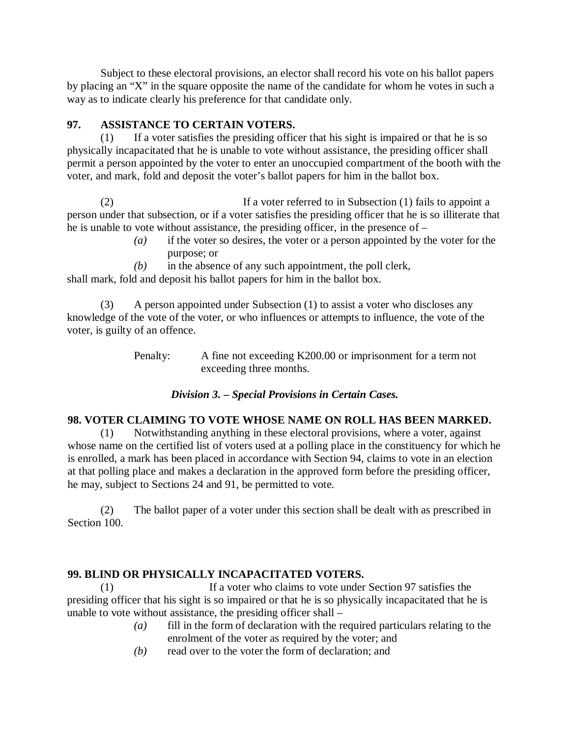Subject to these electoral provisions, an elector shall record his vote on his ballot papers by placing an "X" in the square opposite the name of the candidate for whom he votes in such a way as to indicate clearly his preference for that candidate only.

**97. ASSISTANCE TO CERTAIN VOTERS.**

(1) If a voter satisfies the presiding officer that his sight is impaired or that he is so physically incapacitated that he is unable to vote without assistance, the presiding officer shall permit a person appointed by the voter to enter an unoccupied compartment of the booth with the voter, and mark, fold and deposit the voter's ballot papers for him in the ballot box.

(2) If a voter referred to in Subsection (1) fails to appoint a person under that subsection, or if a voter satisfies the presiding officer that he is so illiterate that he is unable to vote without assistance, the presiding officer, in the presence of –

*(a)* if the voter so desires, the voter or a person appointed by the voter for the purpose; or

*(b)* in the absence of any such appointment, the poll clerk,

shall mark, fold and deposit his ballot papers for him in the ballot box.

(3) A person appointed under Subsection (1) to assist a voter who discloses any knowledge of the vote of the voter, or who influences or attempts to influence, the vote of the voter, is guilty of an offence.

Penalty: A fine not exceeding K200.00 or imprisonment for a term not exceeding three months.

***Division 3. – Special Provisions in Certain Cases.***

**98. VOTER CLAIMING TO VOTE WHOSE NAME ON ROLL HAS BEEN MARKED.**

(1) Notwithstanding anything in these electoral provisions, where a voter, against whose name on the certified list of voters used at a polling place in the constituency for which he is enrolled, a mark has been placed in accordance with Section 94, claims to vote in an election at that polling place and makes a declaration in the approved form before the presiding officer, he may, subject to Sections 24 and 91, be permitted to vote.

(2) The ballot paper of a voter under this section shall be dealt with as prescribed in Section 100.

**99. BLIND OR PHYSICALLY INCAPACITATED VOTERS.**

(1) If a voter who claims to vote under Section 97 satisfies the presiding officer that his sight is so impaired or that he is so physically incapacitated that he is unable to vote without assistance, the presiding officer shall –

*(a)* fill in the form of declaration with the required particulars relating to the enrolment of the voter as required by the voter; and

*(b)* read over to the voter the form of declaration; and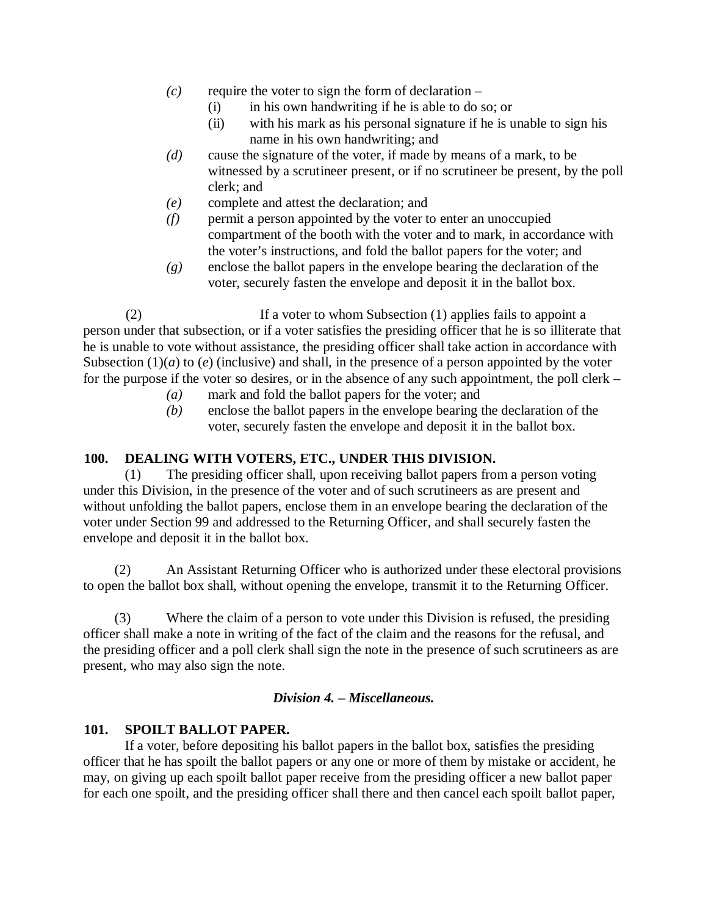*(c)* require the voter to sign the form of declaration –

(i) in his own handwriting if he is able to do so; or

(ii) with his mark as his personal signature if he is unable to sign his name in his own handwriting; and

*(d)* cause the signature of the voter, if made by means of a mark, to be witnessed by a scrutineer present, or if no scrutineer be present, by the poll clerk; and

*(e)* complete and attest the declaration; and

*(f)* permit a person appointed by the voter to enter an unoccupied compartment of the booth with the voter and to mark, in accordance with the voter's instructions, and fold the ballot papers for the voter; and

*(g)* enclose the ballot papers in the envelope bearing the declaration of the voter, securely fasten the envelope and deposit it in the ballot box.

(2) If a voter to whom Subsection (1) applies fails to appoint a person under that subsection, or if a voter satisfies the presiding officer that he is so illiterate that he is unable to vote without assistance, the presiding officer shall take action in accordance with Subsection (1)(*a*) to (*e*) (inclusive) and shall, in the presence of a person appointed by the voter for the purpose if the voter so desires, or in the absence of any such appointment, the poll clerk –

*(a)* mark and fold the ballot papers for the voter; and

*(b)* enclose the ballot papers in the envelope bearing the declaration of the voter, securely fasten the envelope and deposit it in the ballot box.

**100. DEALING WITH VOTERS, ETC., UNDER THIS DIVISION.**

(1) The presiding officer shall, upon receiving ballot papers from a person voting under this Division, in the presence of the voter and of such scrutineers as are present and without unfolding the ballot papers, enclose them in an envelope bearing the declaration of the voter under Section 99 and addressed to the Returning Officer, and shall securely fasten the envelope and deposit it in the ballot box.

(2) An Assistant Returning Officer who is authorized under these electoral provisions to open the ballot box shall, without opening the envelope, transmit it to the Returning Officer.

(3) Where the claim of a person to vote under this Division is refused, the presiding officer shall make a note in writing of the fact of the claim and the reasons for the refusal, and the presiding officer and a poll clerk shall sign the note in the presence of such scrutineers as are present, who may also sign the note.

***Division 4. – Miscellaneous.***

**101. SPOILT BALLOT PAPER.**

If a voter, before depositing his ballot papers in the ballot box, satisfies the presiding officer that he has spoilt the ballot papers or any one or more of them by mistake or accident, he may, on giving up each spoilt ballot paper receive from the presiding officer a new ballot paper for each one spoilt, and the presiding officer shall there and then cancel each spoilt ballot paper,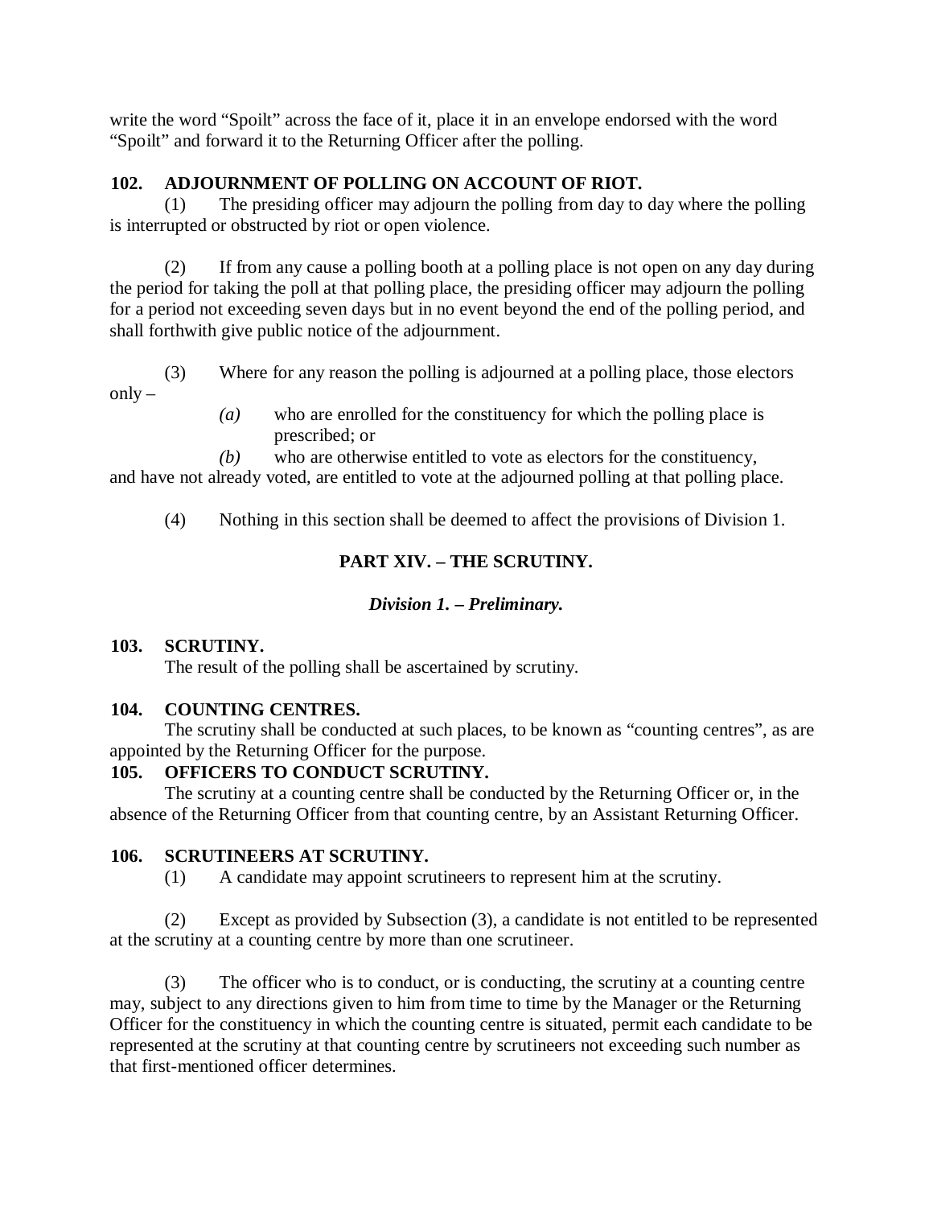write the word “Spoilt” across the face of it, place it in an envelope endorsed with the word “Spoilt” and forward it to the Returning Officer after the polling.

**102. ADJOURNMENT OF POLLING ON ACCOUNT OF RIOT.**

(1) The presiding officer may adjourn the polling from day to day where the polling is interrupted or obstructed by riot or open violence.

(2) If from any cause a polling booth at a polling place is not open on any day during the period for taking the poll at that polling place, the presiding officer may adjourn the polling for a period not exceeding seven days but in no event beyond the end of the polling period, and shall forthwith give public notice of the adjournment.

(3) Where for any reason the polling is adjourned at a polling place, those electors only –

*(a)* who are enrolled for the constituency for which the polling place is prescribed; or

*(b)* who are otherwise entitled to vote as electors for the constituency,

and have not already voted, are entitled to vote at the adjourned polling at that polling place.

(4) Nothing in this section shall be deemed to affect the provisions of Division 1.

## PART XIV. – THE SCRUTINY.

### *Division 1. – Preliminary.*

**103. SCRUTINY.**

The result of the polling shall be ascertained by scrutiny.

**104. COUNTING CENTRES.**

The scrutiny shall be conducted at such places, to be known as “counting centres”, as are appointed by the Returning Officer for the purpose.

**105. OFFICERS TO CONDUCT SCRUTINY.**

The scrutiny at a counting centre shall be conducted by the Returning Officer or, in the absence of the Returning Officer from that counting centre, by an Assistant Returning Officer.

**106. SCRUTINEERS AT SCRUTINY.**

(1) A candidate may appoint scrutineers to represent him at the scrutiny.

(2) Except as provided by Subsection (3), a candidate is not entitled to be represented at the scrutiny at a counting centre by more than one scrutineer.

(3) The officer who is to conduct, or is conducting, the scrutiny at a counting centre may, subject to any directions given to him from time to time by the Manager or the Returning Officer for the constituency in which the counting centre is situated, permit each candidate to be represented at the scrutiny at that counting centre by scrutineers not exceeding such number as that first-mentioned officer determines.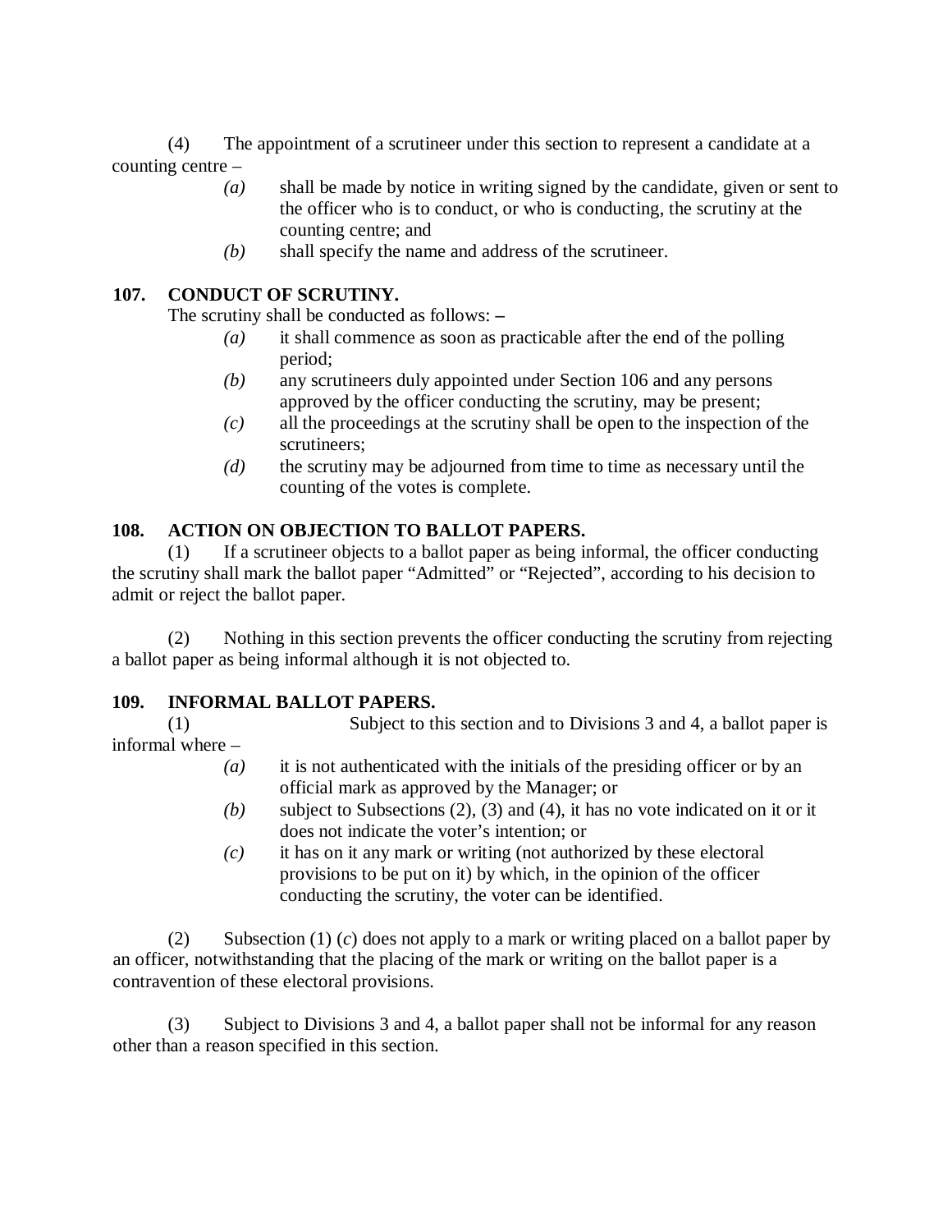(4) The appointment of a scrutineer under this section to represent a candidate at a counting centre –

*(a)* shall be made by notice in writing signed by the candidate, given or sent to the officer who is to conduct, or who is conducting, the scrutiny at the counting centre; and

*(b)* shall specify the name and address of the scrutineer.

**107. CONDUCT OF SCRUTINY.**

The scrutiny shall be conducted as follows: **–**

*(a)* it shall commence as soon as practicable after the end of the polling period;

*(b)* any scrutineers duly appointed under Section 106 and any persons approved by the officer conducting the scrutiny, may be present;

*(c)* all the proceedings at the scrutiny shall be open to the inspection of the scrutineers;

*(d)* the scrutiny may be adjourned from time to time as necessary until the counting of the votes is complete.

**108. ACTION ON OBJECTION TO BALLOT PAPERS.**

(1) If a scrutineer objects to a ballot paper as being informal, the officer conducting the scrutiny shall mark the ballot paper "Admitted" or "Rejected", according to his decision to admit or reject the ballot paper.

(2) Nothing in this section prevents the officer conducting the scrutiny from rejecting a ballot paper as being informal although it is not objected to.

**109. INFORMAL BALLOT PAPERS.**

(1) Subject to this section and to Divisions 3 and 4, a ballot paper is informal where –

*(a)* it is not authenticated with the initials of the presiding officer or by an official mark as approved by the Manager; or

*(b)* subject to Subsections (2), (3) and (4), it has no vote indicated on it or it does not indicate the voter's intention; or

*(c)* it has on it any mark or writing (not authorized by these electoral provisions to be put on it) by which, in the opinion of the officer conducting the scrutiny, the voter can be identified.

(2) Subsection (1) (*c*) does not apply to a mark or writing placed on a ballot paper by an officer, notwithstanding that the placing of the mark or writing on the ballot paper is a contravention of these electoral provisions.

(3) Subject to Divisions 3 and 4, a ballot paper shall not be informal for any reason other than a reason specified in this section.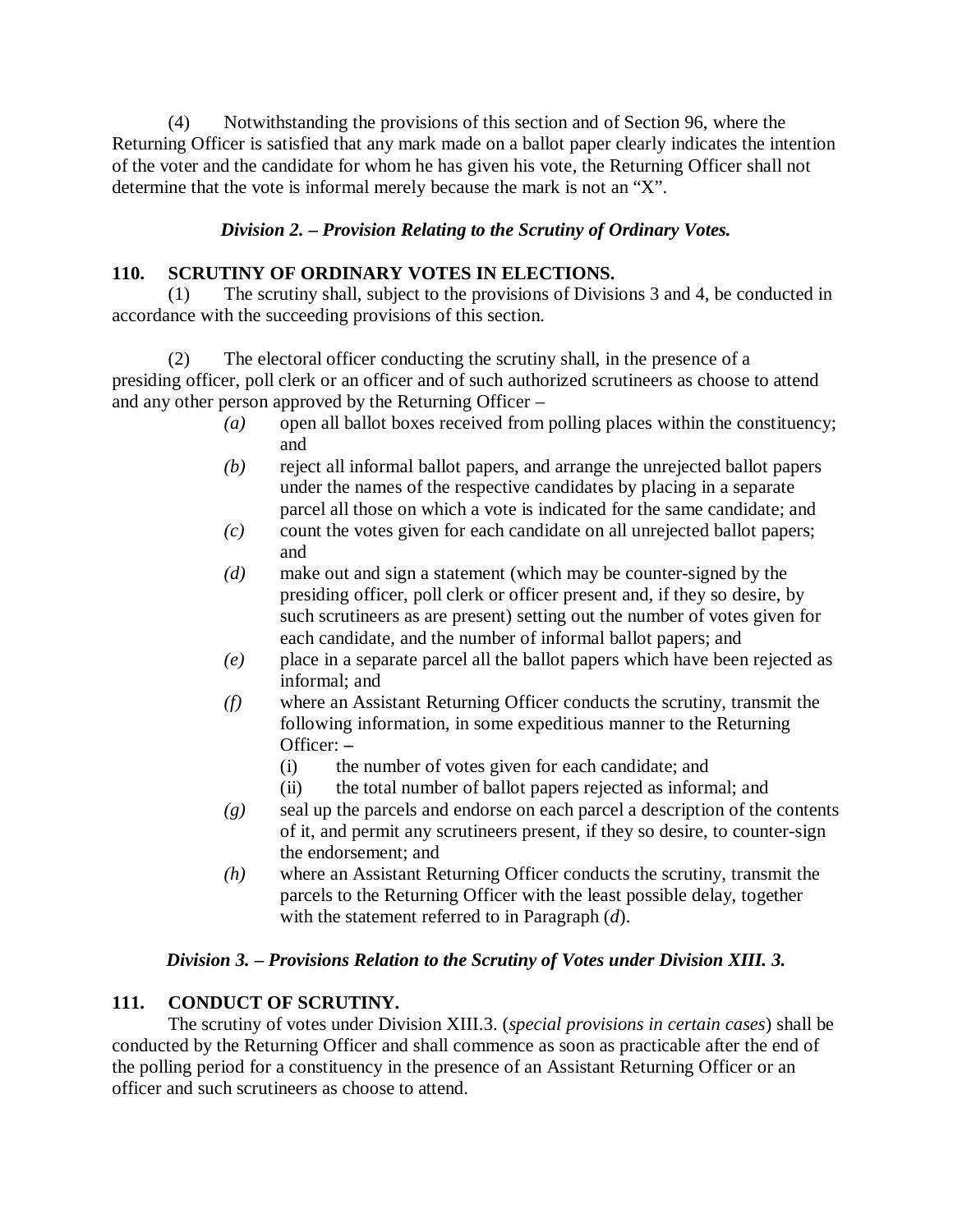(4) Notwithstanding the provisions of this section and of Section 96, where the Returning Officer is satisfied that any mark made on a ballot paper clearly indicates the intention of the voter and the candidate for whom he has given his vote, the Returning Officer shall not determine that the vote is informal merely because the mark is not an "X".

### *Division 2. – Provision Relating to the Scrutiny of Ordinary Votes.*

**110. SCRUTINY OF ORDINARY VOTES IN ELECTIONS.**

(1) The scrutiny shall, subject to the provisions of Divisions 3 and 4, be conducted in accordance with the succeeding provisions of this section.

(2) The electoral officer conducting the scrutiny shall, in the presence of a presiding officer, poll clerk or an officer and of such authorized scrutineers as choose to attend and any other person approved by the Returning Officer –

- *(a)* open all ballot boxes received from polling places within the constituency; and
- *(b)* reject all informal ballot papers, and arrange the unrejected ballot papers under the names of the respective candidates by placing in a separate parcel all those on which a vote is indicated for the same candidate; and
- *(c)* count the votes given for each candidate on all unrejected ballot papers; and
- *(d)* make out and sign a statement (which may be counter-signed by the presiding officer, poll clerk or officer present and, if they so desire, by such scrutineers as are present) setting out the number of votes given for each candidate, and the number of informal ballot papers; and
- *(e)* place in a separate parcel all the ballot papers which have been rejected as informal; and
- *(f)* where an Assistant Returning Officer conducts the scrutiny, transmit the following information, in some expeditious manner to the Returning Officer: –
  - (i) the number of votes given for each candidate; and
  - (ii) the total number of ballot papers rejected as informal; and
- *(g)* seal up the parcels and endorse on each parcel a description of the contents of it, and permit any scrutineers present, if they so desire, to counter-sign the endorsement; and
- *(h)* where an Assistant Returning Officer conducts the scrutiny, transmit the parcels to the Returning Officer with the least possible delay, together with the statement referred to in Paragraph (*d*).

### *Division 3. – Provisions Relation to the Scrutiny of Votes under Division XIII. 3.*

**111. CONDUCT OF SCRUTINY.**

The scrutiny of votes under Division XIII.3. (*special provisions in certain cases*) shall be conducted by the Returning Officer and shall commence as soon as practicable after the end of the polling period for a constituency in the presence of an Assistant Returning Officer or an officer and such scrutineers as choose to attend.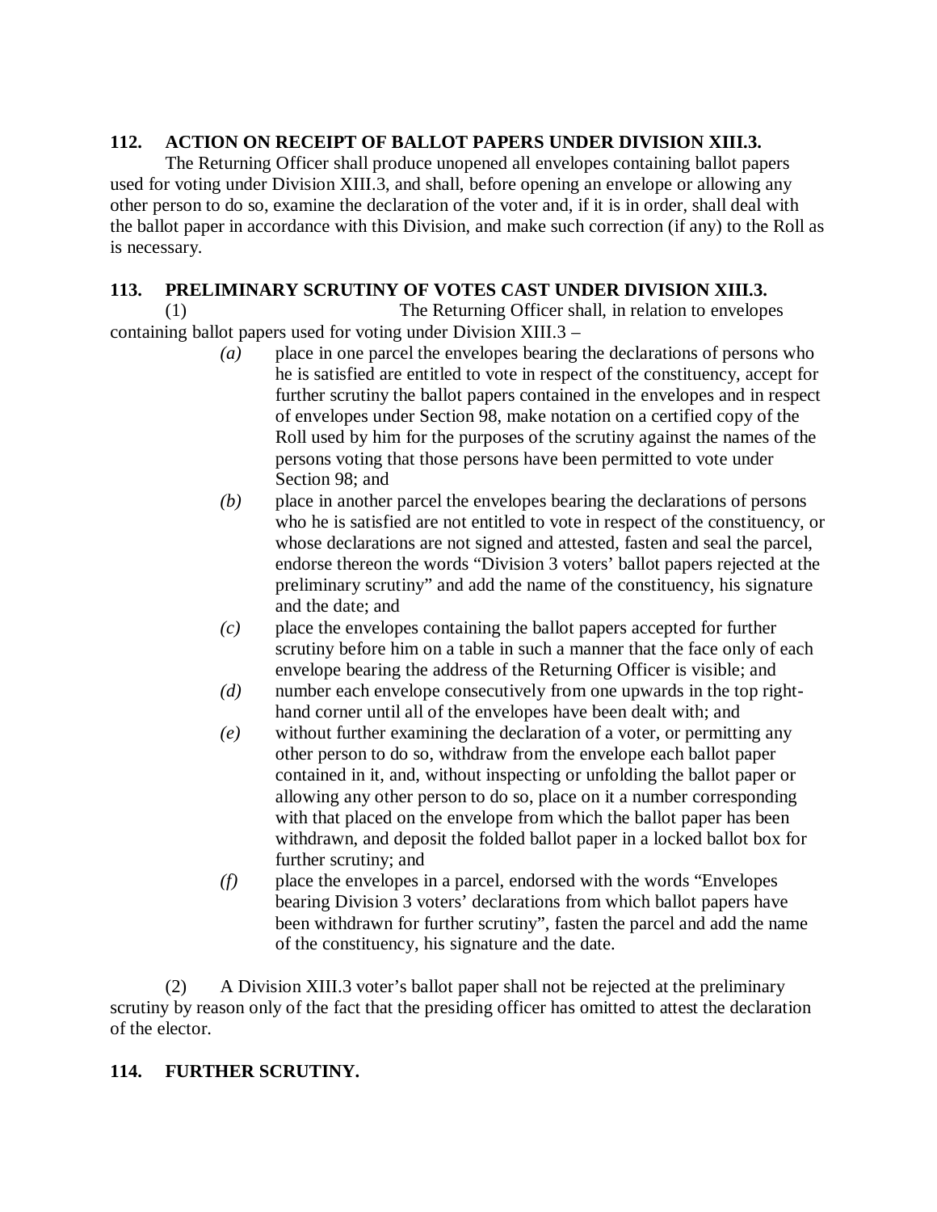### 112. ACTION ON RECEIPT OF BALLOT PAPERS UNDER DIVISION XIII.3.

The Returning Officer shall produce unopened all envelopes containing ballot papers used for voting under Division XIII.3, and shall, before opening an envelope or allowing any other person to do so, examine the declaration of the voter and, if it is in order, shall deal with the ballot paper in accordance with this Division, and make such correction (if any) to the Roll as is necessary.

### 113. PRELIMINARY SCRUTINY OF VOTES CAST UNDER DIVISION XIII.3.

(1) The Returning Officer shall, in relation to envelopes containing ballot papers used for voting under Division XIII.3 –

- *(a)* place in one parcel the envelopes bearing the declarations of persons who he is satisfied are entitled to vote in respect of the constituency, accept for further scrutiny the ballot papers contained in the envelopes and in respect of envelopes under Section 98, make notation on a certified copy of the Roll used by him for the purposes of the scrutiny against the names of the persons voting that those persons have been permitted to vote under Section 98; and
- *(b)* place in another parcel the envelopes bearing the declarations of persons who he is satisfied are not entitled to vote in respect of the constituency, or whose declarations are not signed and attested, fasten and seal the parcel, endorse thereon the words "Division 3 voters' ballot papers rejected at the preliminary scrutiny" and add the name of the constituency, his signature and the date; and
- *(c)* place the envelopes containing the ballot papers accepted for further scrutiny before him on a table in such a manner that the face only of each envelope bearing the address of the Returning Officer is visible; and
- *(d)* number each envelope consecutively from one upwards in the top right-hand corner until all of the envelopes have been dealt with; and
- *(e)* without further examining the declaration of a voter, or permitting any other person to do so, withdraw from the envelope each ballot paper contained in it, and, without inspecting or unfolding the ballot paper or allowing any other person to do so, place on it a number corresponding with that placed on the envelope from which the ballot paper has been withdrawn, and deposit the folded ballot paper in a locked ballot box for further scrutiny; and
- *(f)* place the envelopes in a parcel, endorsed with the words "Envelopes bearing Division 3 voters' declarations from which ballot papers have been withdrawn for further scrutiny", fasten the parcel and add the name of the constituency, his signature and the date.

(2) A Division XIII.3 voter's ballot paper shall not be rejected at the preliminary scrutiny by reason only of the fact that the presiding officer has omitted to attest the declaration of the elector.

### 114. FURTHER SCRUTINY.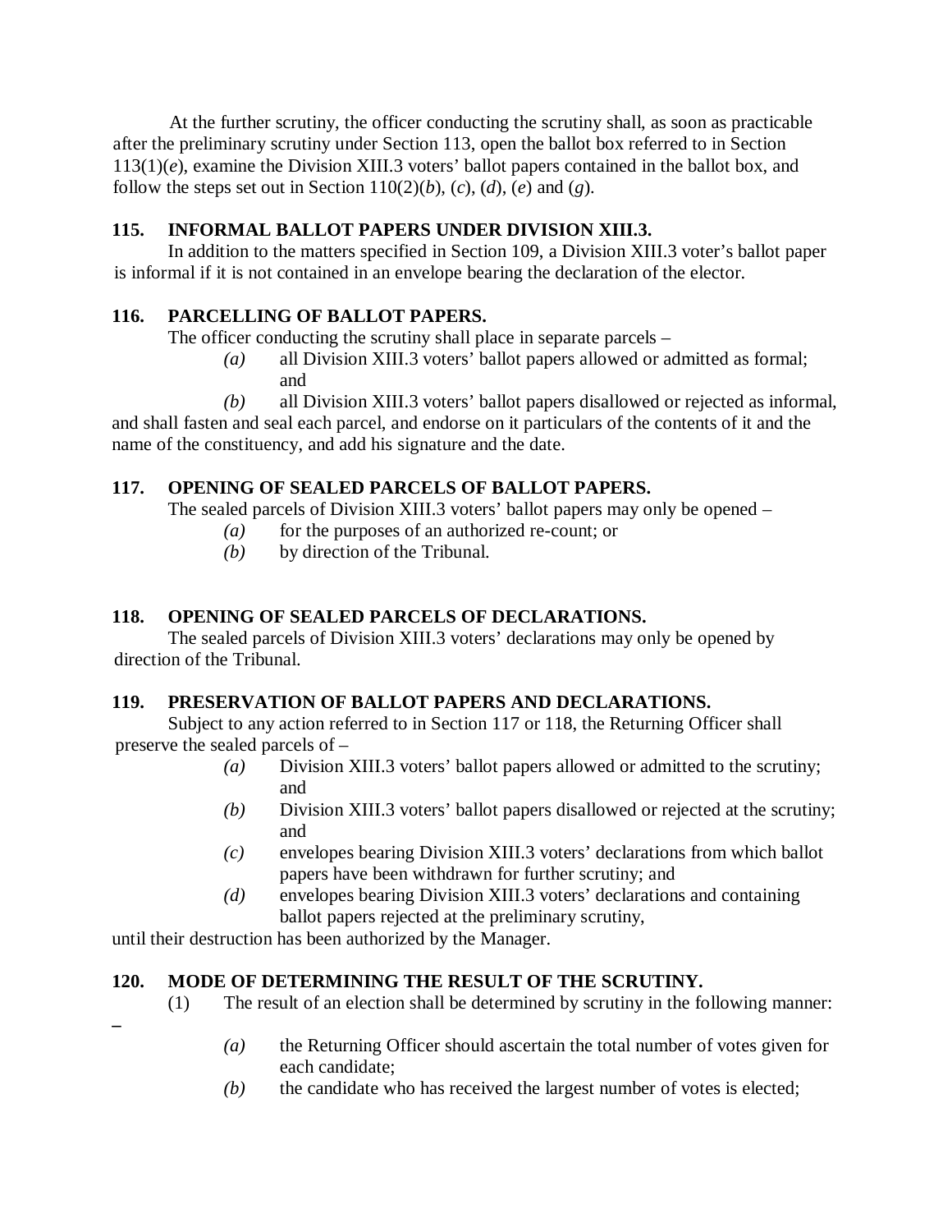At the further scrutiny, the officer conducting the scrutiny shall, as soon as practicable after the preliminary scrutiny under Section 113, open the ballot box referred to in Section 113(1)(*e*), examine the Division XIII.3 voters' ballot papers contained in the ballot box, and follow the steps set out in Section 110(2)(*b*), (*c*), (*d*), (*e*) and (*g*).

**115. INFORMAL BALLOT PAPERS UNDER DIVISION XIII.3.**

In addition to the matters specified in Section 109, a Division XIII.3 voter's ballot paper is informal if it is not contained in an envelope bearing the declaration of the elector.

**116. PARCELLING OF BALLOT PAPERS.**

The officer conducting the scrutiny shall place in separate parcels –

- *(a)* all Division XIII.3 voters' ballot papers allowed or admitted as formal; and
- *(b)* all Division XIII.3 voters' ballot papers disallowed or rejected as informal,

and shall fasten and seal each parcel, and endorse on it particulars of the contents of it and the name of the constituency, and add his signature and the date.

**117. OPENING OF SEALED PARCELS OF BALLOT PAPERS.**

The sealed parcels of Division XIII.3 voters' ballot papers may only be opened –

- *(a)* for the purposes of an authorized re-count; or
- *(b)* by direction of the Tribunal.

**118. OPENING OF SEALED PARCELS OF DECLARATIONS.**

The sealed parcels of Division XIII.3 voters' declarations may only be opened by direction of the Tribunal.

**119. PRESERVATION OF BALLOT PAPERS AND DECLARATIONS.**

Subject to any action referred to in Section 117 or 118, the Returning Officer shall preserve the sealed parcels of –

- *(a)* Division XIII.3 voters' ballot papers allowed or admitted to the scrutiny; and
- *(b)* Division XIII.3 voters' ballot papers disallowed or rejected at the scrutiny; and
- *(c)* envelopes bearing Division XIII.3 voters' declarations from which ballot papers have been withdrawn for further scrutiny; and
- *(d)* envelopes bearing Division XIII.3 voters' declarations and containing ballot papers rejected at the preliminary scrutiny,

until their destruction has been authorized by the Manager.

**120. MODE OF DETERMINING THE RESULT OF THE SCRUTINY.**

(1) The result of an election shall be determined by scrutiny in the following manner: –

- *(a)* the Returning Officer should ascertain the total number of votes given for each candidate;
- *(b)* the candidate who has received the largest number of votes is elected;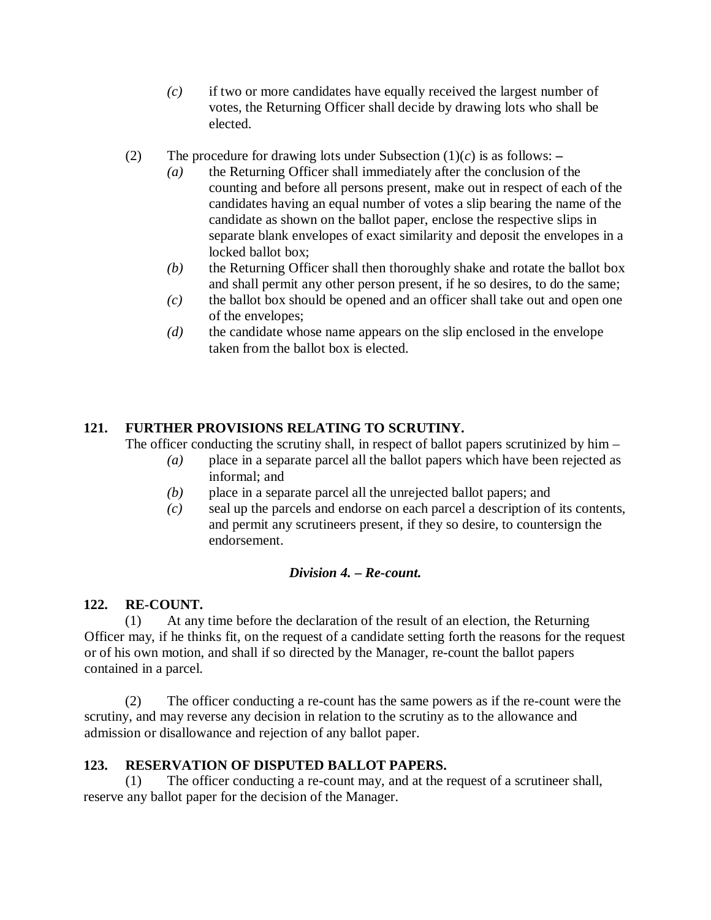*(c)* if two or more candidates have equally received the largest number of votes, the Returning Officer shall decide by drawing lots who shall be elected.

(2) The procedure for drawing lots under Subsection (1)(*c*) is as follows: –

*(a)* the Returning Officer shall immediately after the conclusion of the counting and before all persons present, make out in respect of each of the candidates having an equal number of votes a slip bearing the name of the candidate as shown on the ballot paper, enclose the respective slips in separate blank envelopes of exact similarity and deposit the envelopes in a locked ballot box;

*(b)* the Returning Officer shall then thoroughly shake and rotate the ballot box and shall permit any other person present, if he so desires, to do the same;

*(c)* the ballot box should be opened and an officer shall take out and open one of the envelopes;

*(d)* the candidate whose name appears on the slip enclosed in the envelope taken from the ballot box is elected.

**121. FURTHER PROVISIONS RELATING TO SCRUTINY.**

The officer conducting the scrutiny shall, in respect of ballot papers scrutinized by him –

*(a)* place in a separate parcel all the ballot papers which have been rejected as informal; and

*(b)* place in a separate parcel all the unrejected ballot papers; and

*(c)* seal up the parcels and endorse on each parcel a description of its contents, and permit any scrutineers present, if they so desire, to countersign the endorsement.

***Division 4. – Re-count.***

**122. RE-COUNT.**

(1) At any time before the declaration of the result of an election, the Returning Officer may, if he thinks fit, on the request of a candidate setting forth the reasons for the request or of his own motion, and shall if so directed by the Manager, re-count the ballot papers contained in a parcel.

(2) The officer conducting a re-count has the same powers as if the re-count were the scrutiny, and may reverse any decision in relation to the scrutiny as to the allowance and admission or disallowance and rejection of any ballot paper.

**123. RESERVATION OF DISPUTED BALLOT PAPERS.**

(1) The officer conducting a re-count may, and at the request of a scrutineer shall, reserve any ballot paper for the decision of the Manager.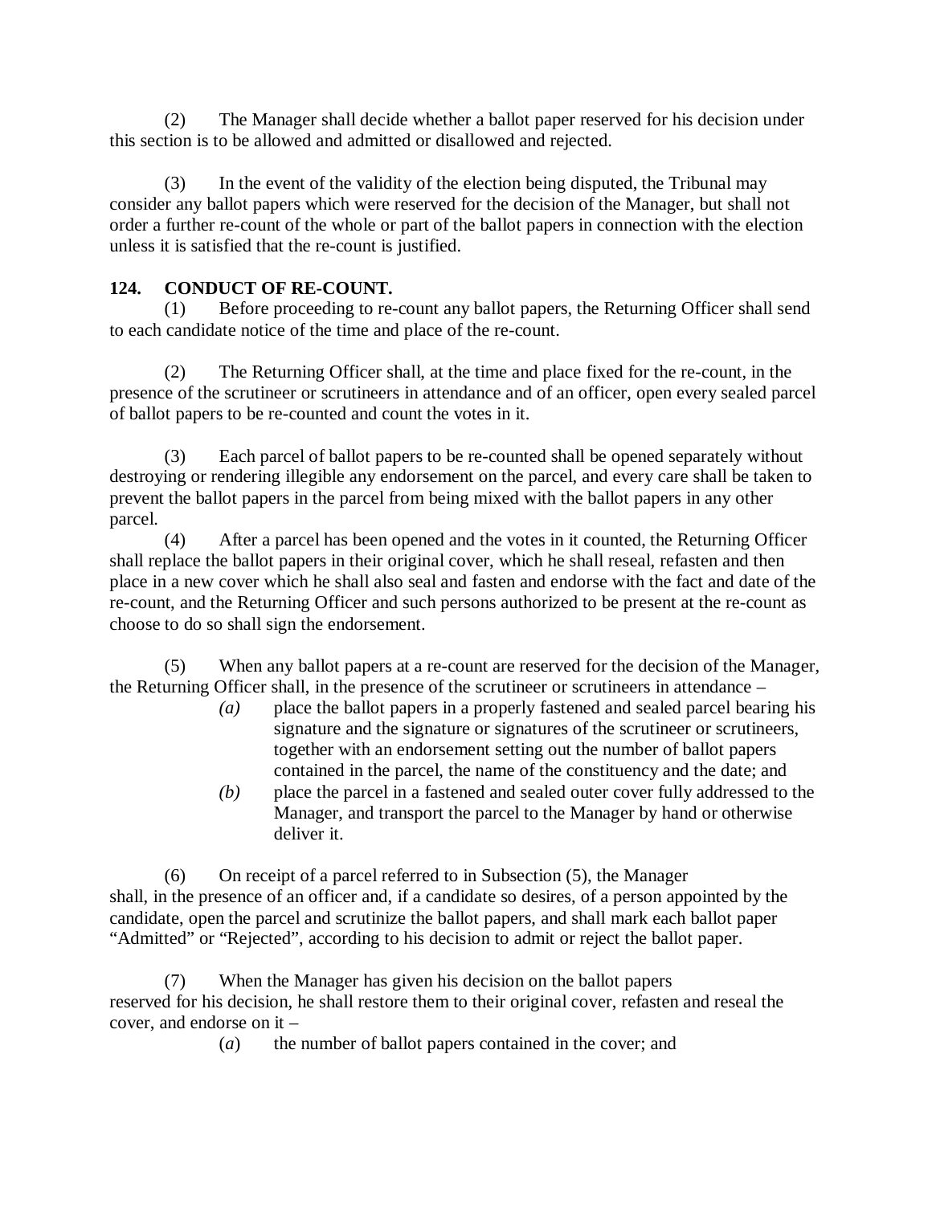(2) The Manager shall decide whether a ballot paper reserved for his decision under this section is to be allowed and admitted or disallowed and rejected.

(3) In the event of the validity of the election being disputed, the Tribunal may consider any ballot papers which were reserved for the decision of the Manager, but shall not order a further re-count of the whole or part of the ballot papers in connection with the election unless it is satisfied that the re-count is justified.

### 124. CONDUCT OF RE-COUNT.

(1) Before proceeding to re-count any ballot papers, the Returning Officer shall send to each candidate notice of the time and place of the re-count.

(2) The Returning Officer shall, at the time and place fixed for the re-count, in the presence of the scrutineer or scrutineers in attendance and of an officer, open every sealed parcel of ballot papers to be re-counted and count the votes in it.

(3) Each parcel of ballot papers to be re-counted shall be opened separately without destroying or rendering illegible any endorsement on the parcel, and every care shall be taken to prevent the ballot papers in the parcel from being mixed with the ballot papers in any other parcel.

(4) After a parcel has been opened and the votes in it counted, the Returning Officer shall replace the ballot papers in their original cover, which he shall reseal, refasten and then place in a new cover which he shall also seal and fasten and endorse with the fact and date of the re-count, and the Returning Officer and such persons authorized to be present at the re-count as choose to do so shall sign the endorsement.

(5) When any ballot papers at a re-count are reserved for the decision of the Manager, the Returning Officer shall, in the presence of the scrutineer or scrutineers in attendance –

*(a)* place the ballot papers in a properly fastened and sealed parcel bearing his signature and the signature or signatures of the scrutineer or scrutineers, together with an endorsement setting out the number of ballot papers contained in the parcel, the name of the constituency and the date; and

*(b)* place the parcel in a fastened and sealed outer cover fully addressed to the Manager, and transport the parcel to the Manager by hand or otherwise deliver it.

(6) On receipt of a parcel referred to in Subsection (5), the Manager shall, in the presence of an officer and, if a candidate so desires, of a person appointed by the candidate, open the parcel and scrutinize the ballot papers, and shall mark each ballot paper "Admitted" or "Rejected", according to his decision to admit or reject the ballot paper.

(7) When the Manager has given his decision on the ballot papers reserved for his decision, he shall restore them to their original cover, refasten and reseal the cover, and endorse on it –

(*a*) the number of ballot papers contained in the cover; and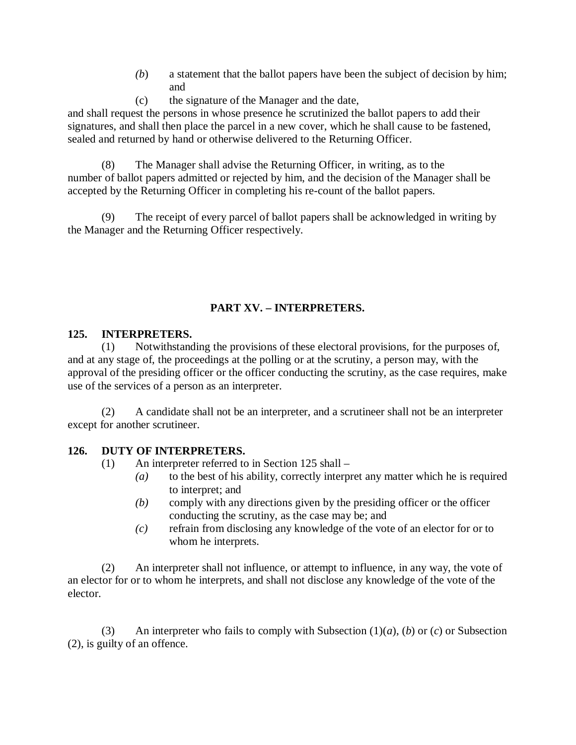(*b*) a statement that the ballot papers have been the subject of decision by him; and

(c) the signature of the Manager and the date,

and shall request the persons in whose presence he scrutinized the ballot papers to add their signatures, and shall then place the parcel in a new cover, which he shall cause to be fastened, sealed and returned by hand or otherwise delivered to the Returning Officer.

(8) The Manager shall advise the Returning Officer, in writing, as to the number of ballot papers admitted or rejected by him, and the decision of the Manager shall be accepted by the Returning Officer in completing his re-count of the ballot papers.

(9) The receipt of every parcel of ballot papers shall be acknowledged in writing by the Manager and the Returning Officer respectively.

## PART XV. – INTERPRETERS.

### 125. INTERPRETERS.

(1) Notwithstanding the provisions of these electoral provisions, for the purposes of, and at any stage of, the proceedings at the polling or at the scrutiny, a person may, with the approval of the presiding officer or the officer conducting the scrutiny, as the case requires, make use of the services of a person as an interpreter.

(2) A candidate shall not be an interpreter, and a scrutineer shall not be an interpreter except for another scrutineer.

### 126. DUTY OF INTERPRETERS.

(1) An interpreter referred to in Section 125 shall –

*(a)* to the best of his ability, correctly interpret any matter which he is required to interpret; and

*(b)* comply with any directions given by the presiding officer or the officer conducting the scrutiny, as the case may be; and

*(c)* refrain from disclosing any knowledge of the vote of an elector for or to whom he interprets.

(2) An interpreter shall not influence, or attempt to influence, in any way, the vote of an elector for or to whom he interprets, and shall not disclose any knowledge of the vote of the elector.

(3) An interpreter who fails to comply with Subsection (1)(*a*), (*b*) or (*c*) or Subsection (2), is guilty of an offence.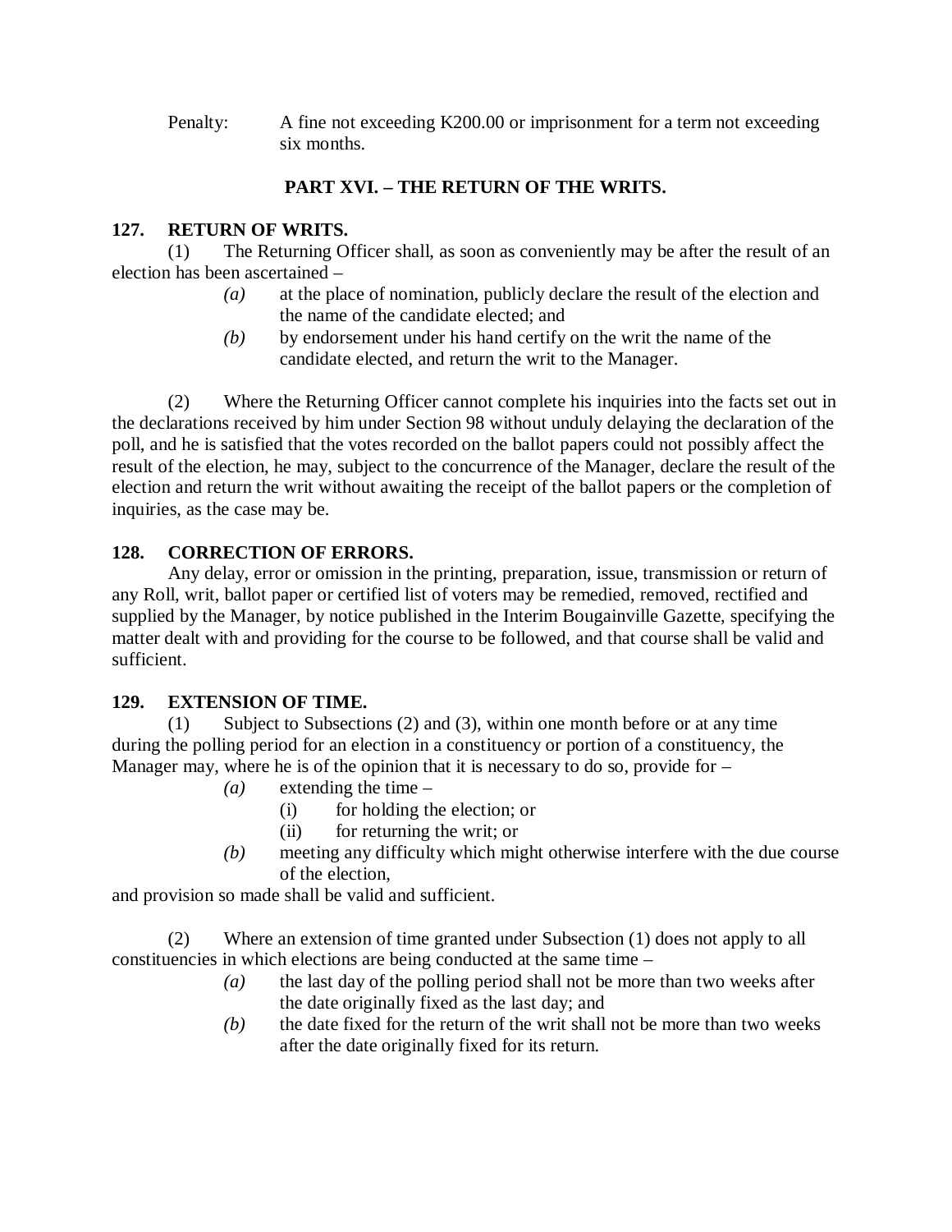Penalty: A fine not exceeding K200.00 or imprisonment for a term not exceeding six months.

## PART XVI. – THE RETURN OF THE WRITS.

### 127. RETURN OF WRITS.

(1) The Returning Officer shall, as soon as conveniently may be after the result of an election has been ascertained –

*(a)* at the place of nomination, publicly declare the result of the election and the name of the candidate elected; and

*(b)* by endorsement under his hand certify on the writ the name of the candidate elected, and return the writ to the Manager.

(2) Where the Returning Officer cannot complete his inquiries into the facts set out in the declarations received by him under Section 98 without unduly delaying the declaration of the poll, and he is satisfied that the votes recorded on the ballot papers could not possibly affect the result of the election, he may, subject to the concurrence of the Manager, declare the result of the election and return the writ without awaiting the receipt of the ballot papers or the completion of inquiries, as the case may be.

### 128. CORRECTION OF ERRORS.

Any delay, error or omission in the printing, preparation, issue, transmission or return of any Roll, writ, ballot paper or certified list of voters may be remedied, removed, rectified and supplied by the Manager, by notice published in the Interim Bougainville Gazette, specifying the matter dealt with and providing for the course to be followed, and that course shall be valid and sufficient.

### 129. EXTENSION OF TIME.

(1) Subject to Subsections (2) and (3), within one month before or at any time during the polling period for an election in a constituency or portion of a constituency, the Manager may, where he is of the opinion that it is necessary to do so, provide for –

*(a)* extending the time –

(i) for holding the election; or

(ii) for returning the writ; or

*(b)* meeting any difficulty which might otherwise interfere with the due course of the election,

and provision so made shall be valid and sufficient.

(2) Where an extension of time granted under Subsection (1) does not apply to all constituencies in which elections are being conducted at the same time –

*(a)* the last day of the polling period shall not be more than two weeks after the date originally fixed as the last day; and

*(b)* the date fixed for the return of the writ shall not be more than two weeks after the date originally fixed for its return.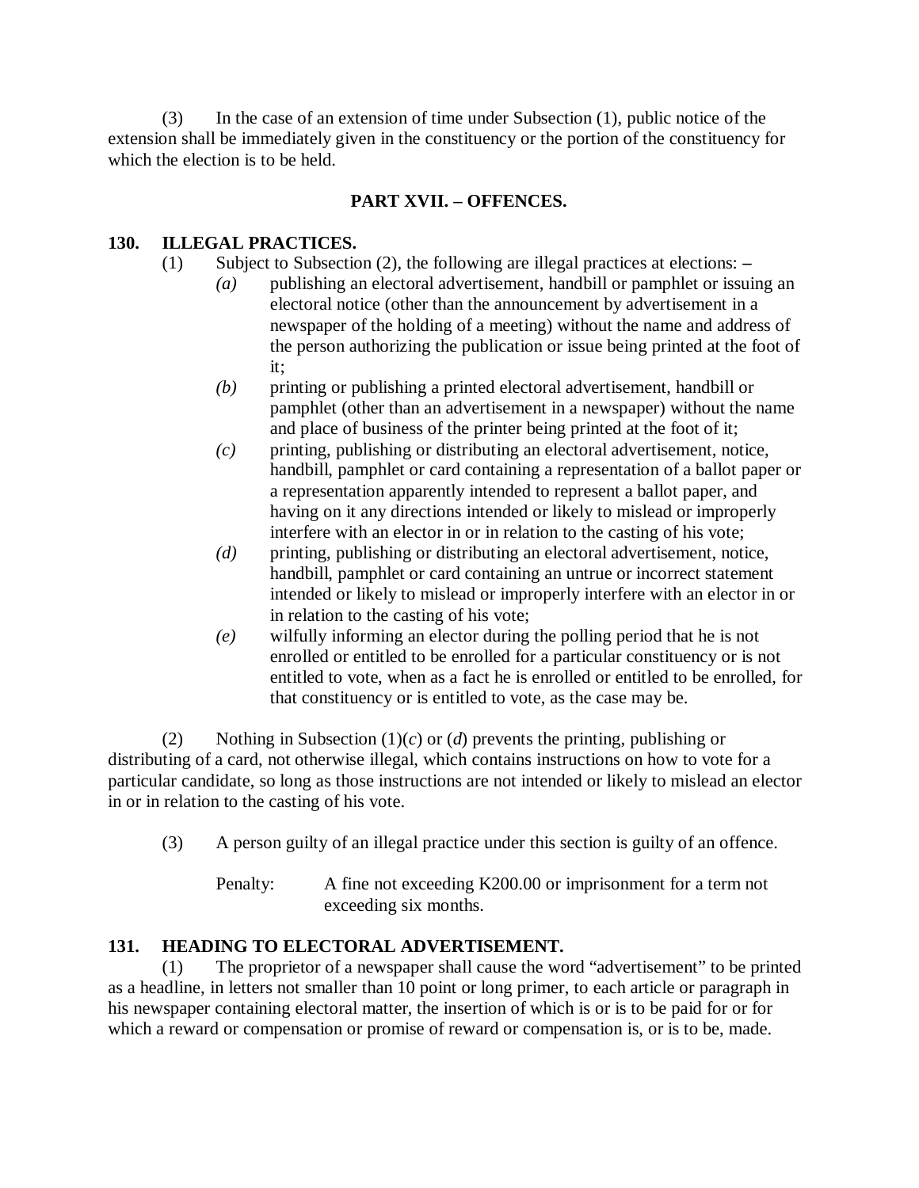(3) In the case of an extension of time under Subsection (1), public notice of the extension shall be immediately given in the constituency or the portion of the constituency for which the election is to be held.

## PART XVII. – OFFENCES.

### 130. ILLEGAL PRACTICES.

(1) Subject to Subsection (2), the following are illegal practices at elections: –

*(a)* publishing an electoral advertisement, handbill or pamphlet or issuing an electoral notice (other than the announcement by advertisement in a newspaper of the holding of a meeting) without the name and address of the person authorizing the publication or issue being printed at the foot of it;

*(b)* printing or publishing a printed electoral advertisement, handbill or pamphlet (other than an advertisement in a newspaper) without the name and place of business of the printer being printed at the foot of it;

*(c)* printing, publishing or distributing an electoral advertisement, notice, handbill, pamphlet or card containing a representation of a ballot paper or a representation apparently intended to represent a ballot paper, and having on it any directions intended or likely to mislead or improperly interfere with an elector in or in relation to the casting of his vote;

*(d)* printing, publishing or distributing an electoral advertisement, notice, handbill, pamphlet or card containing an untrue or incorrect statement intended or likely to mislead or improperly interfere with an elector in or in relation to the casting of his vote;

*(e)* wilfully informing an elector during the polling period that he is not enrolled or entitled to be enrolled for a particular constituency or is not entitled to vote, when as a fact he is enrolled or entitled to be enrolled, for that constituency or is entitled to vote, as the case may be.

(2) Nothing in Subsection (1)(*c*) or (*d*) prevents the printing, publishing or distributing of a card, not otherwise illegal, which contains instructions on how to vote for a particular candidate, so long as those instructions are not intended or likely to mislead an elector in or in relation to the casting of his vote.

(3) A person guilty of an illegal practice under this section is guilty of an offence.

Penalty: A fine not exceeding K200.00 or imprisonment for a term not exceeding six months.

### 131. HEADING TO ELECTORAL ADVERTISEMENT.

(1) The proprietor of a newspaper shall cause the word "advertisement" to be printed as a headline, in letters not smaller than 10 point or long primer, to each article or paragraph in his newspaper containing electoral matter, the insertion of which is or is to be paid for or for which a reward or compensation or promise of reward or compensation is, or is to be, made.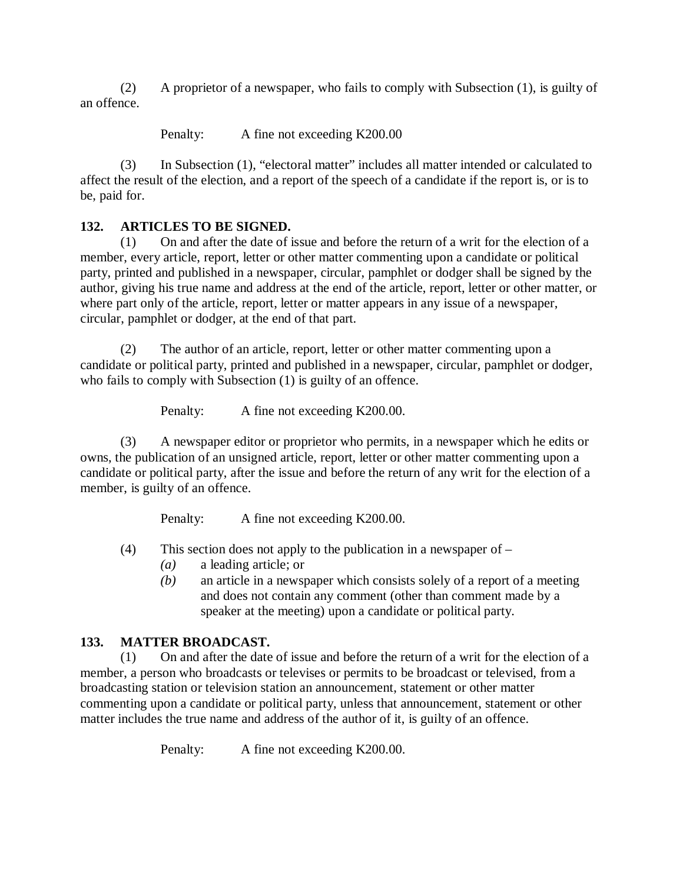(2) A proprietor of a newspaper, who fails to comply with Subsection (1), is guilty of an offence.

Penalty: A fine not exceeding K200.00

(3) In Subsection (1), "electoral matter" includes all matter intended or calculated to affect the result of the election, and a report of the speech of a candidate if the report is, or is to be, paid for.

### 132. ARTICLES TO BE SIGNED.

(1) On and after the date of issue and before the return of a writ for the election of a member, every article, report, letter or other matter commenting upon a candidate or political party, printed and published in a newspaper, circular, pamphlet or dodger shall be signed by the author, giving his true name and address at the end of the article, report, letter or other matter, or where part only of the article, report, letter or matter appears in any issue of a newspaper, circular, pamphlet or dodger, at the end of that part.

(2) The author of an article, report, letter or other matter commenting upon a candidate or political party, printed and published in a newspaper, circular, pamphlet or dodger, who fails to comply with Subsection (1) is guilty of an offence.

Penalty: A fine not exceeding K200.00.

(3) A newspaper editor or proprietor who permits, in a newspaper which he edits or owns, the publication of an unsigned article, report, letter or other matter commenting upon a candidate or political party, after the issue and before the return of any writ for the election of a member, is guilty of an offence.

Penalty: A fine not exceeding K200.00.

(4) This section does not apply to the publication in a newspaper of –

*(a)* a leading article; or

*(b)* an article in a newspaper which consists solely of a report of a meeting and does not contain any comment (other than comment made by a speaker at the meeting) upon a candidate or political party.

### 133. MATTER BROADCAST.

(1) On and after the date of issue and before the return of a writ for the election of a member, a person who broadcasts or televises or permits to be broadcast or televised, from a broadcasting station or television station an announcement, statement or other matter commenting upon a candidate or political party, unless that announcement, statement or other matter includes the true name and address of the author of it, is guilty of an offence.

Penalty: A fine not exceeding K200.00.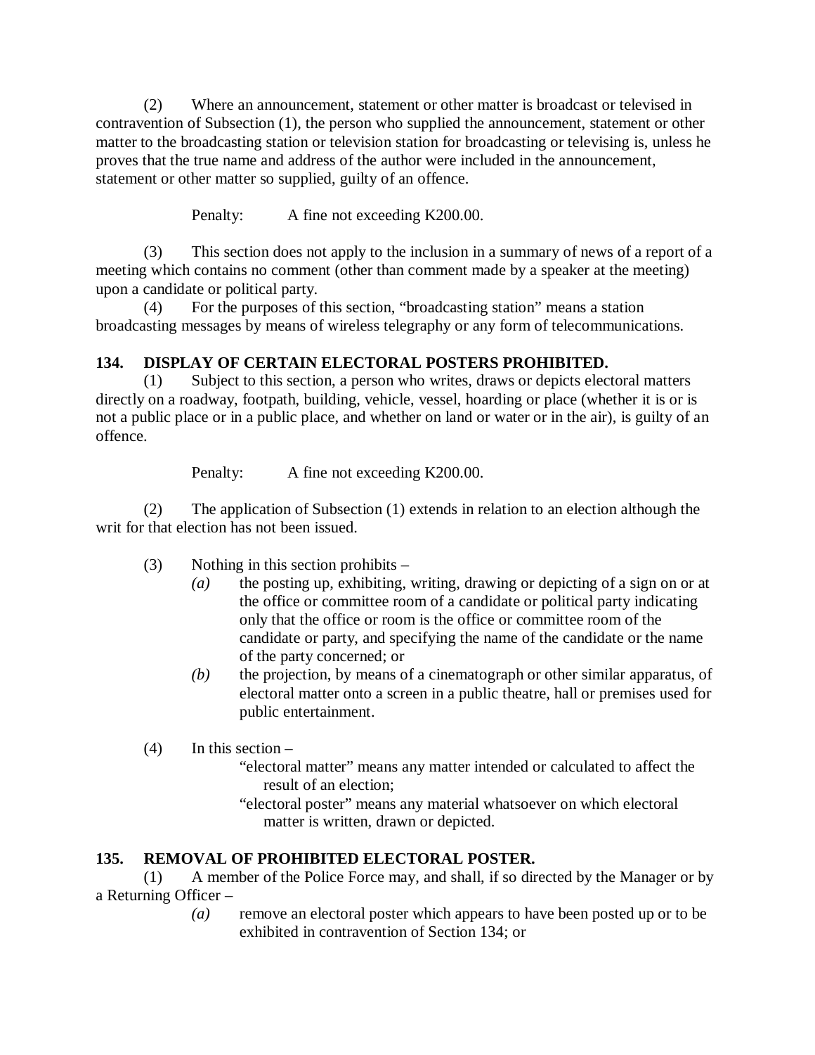(2) Where an announcement, statement or other matter is broadcast or televised in contravention of Subsection (1), the person who supplied the announcement, statement or other matter to the broadcasting station or television station for broadcasting or televising is, unless he proves that the true name and address of the author were included in the announcement, statement or other matter so supplied, guilty of an offence.

Penalty: A fine not exceeding K200.00.

(3) This section does not apply to the inclusion in a summary of news of a report of a meeting which contains no comment (other than comment made by a speaker at the meeting) upon a candidate or political party.

(4) For the purposes of this section, "broadcasting station" means a station broadcasting messages by means of wireless telegraphy or any form of telecommunications.

**134. DISPLAY OF CERTAIN ELECTORAL POSTERS PROHIBITED.**

(1) Subject to this section, a person who writes, draws or depicts electoral matters directly on a roadway, footpath, building, vehicle, vessel, hoarding or place (whether it is or is not a public place or in a public place, and whether on land or water or in the air), is guilty of an offence.

Penalty: A fine not exceeding K200.00.

(2) The application of Subsection (1) extends in relation to an election although the writ for that election has not been issued.

(3) Nothing in this section prohibits –

*(a)* the posting up, exhibiting, writing, drawing or depicting of a sign on or at the office or committee room of a candidate or political party indicating only that the office or room is the office or committee room of the candidate or party, and specifying the name of the candidate or the name of the party concerned; or

*(b)* the projection, by means of a cinematograph or other similar apparatus, of electoral matter onto a screen in a public theatre, hall or premises used for public entertainment.

(4) In this section –

"electoral matter" means any matter intended or calculated to affect the result of an election;

"electoral poster" means any material whatsoever on which electoral matter is written, drawn or depicted.

**135. REMOVAL OF PROHIBITED ELECTORAL POSTER.**

(1) A member of the Police Force may, and shall, if so directed by the Manager or by a Returning Officer –

*(a)* remove an electoral poster which appears to have been posted up or to be exhibited in contravention of Section 134; or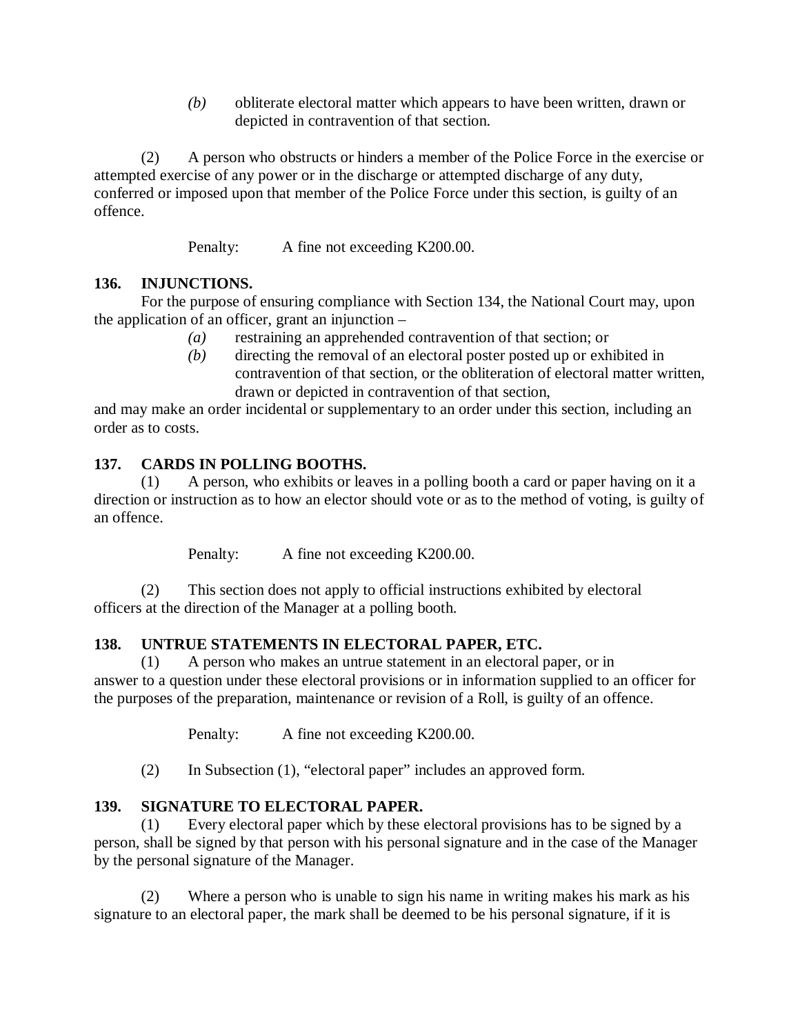*(b)* obliterate electoral matter which appears to have been written, drawn or depicted in contravention of that section.

(2) A person who obstructs or hinders a member of the Police Force in the exercise or attempted exercise of any power or in the discharge or attempted discharge of any duty, conferred or imposed upon that member of the Police Force under this section, is guilty of an offence.

Penalty: A fine not exceeding K200.00.

**136. INJUNCTIONS.**

For the purpose of ensuring compliance with Section 134, the National Court may, upon the application of an officer, grant an injunction –

*(a)* restraining an apprehended contravention of that section; or

*(b)* directing the removal of an electoral poster posted up or exhibited in contravention of that section, or the obliteration of electoral matter written, drawn or depicted in contravention of that section,

and may make an order incidental or supplementary to an order under this section, including an order as to costs.

**137. CARDS IN POLLING BOOTHS.**

(1) A person, who exhibits or leaves in a polling booth a card or paper having on it a direction or instruction as to how an elector should vote or as to the method of voting, is guilty of an offence.

Penalty: A fine not exceeding K200.00.

(2) This section does not apply to official instructions exhibited by electoral officers at the direction of the Manager at a polling booth.

**138. UNTRUE STATEMENTS IN ELECTORAL PAPER, ETC.**

(1) A person who makes an untrue statement in an electoral paper, or in answer to a question under these electoral provisions or in information supplied to an officer for the purposes of the preparation, maintenance or revision of a Roll, is guilty of an offence.

Penalty: A fine not exceeding K200.00.

(2) In Subsection (1), "electoral paper" includes an approved form.

**139. SIGNATURE TO ELECTORAL PAPER.**

(1) Every electoral paper which by these electoral provisions has to be signed by a person, shall be signed by that person with his personal signature and in the case of the Manager by the personal signature of the Manager.

(2) Where a person who is unable to sign his name in writing makes his mark as his signature to an electoral paper, the mark shall be deemed to be his personal signature, if it is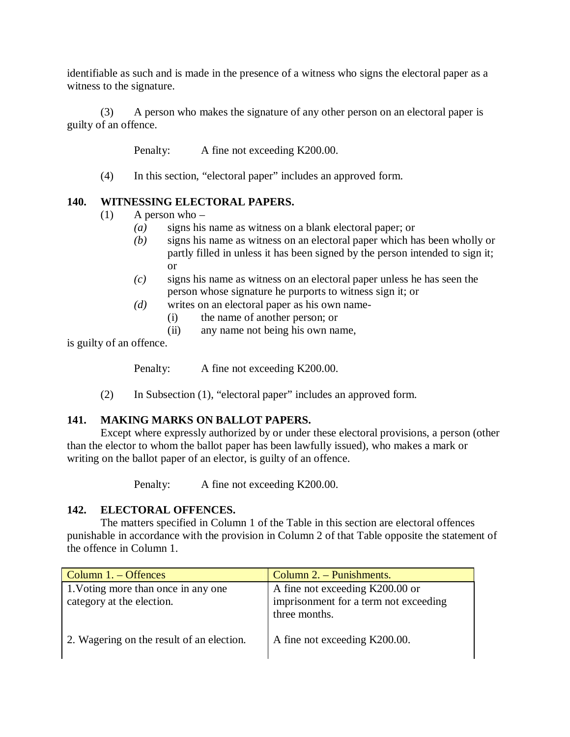identifiable as such and is made in the presence of a witness who signs the electoral paper as a witness to the signature.

(3) A person who makes the signature of any other person on an electoral paper is guilty of an offence.

Penalty: A fine not exceeding K200.00.

(4) In this section, "electoral paper" includes an approved form.

### 140. WITNESSING ELECTORAL PAPERS.

(1) A person who –

*(a)* signs his name as witness on a blank electoral paper; or

*(b)* signs his name as witness on an electoral paper which has been wholly or partly filled in unless it has been signed by the person intended to sign it; or

*(c)* signs his name as witness on an electoral paper unless he has seen the person whose signature he purports to witness sign it; or

*(d)* writes on an electoral paper as his own name-

(i) the name of another person; or

(ii) any name not being his own name,

is guilty of an offence.

Penalty: A fine not exceeding K200.00.

(2) In Subsection (1), "electoral paper" includes an approved form.

### 141. MAKING MARKS ON BALLOT PAPERS.

Except where expressly authorized by or under these electoral provisions, a person (other than the elector to whom the ballot paper has been lawfully issued), who makes a mark or writing on the ballot paper of an elector, is guilty of an offence.

Penalty: A fine not exceeding K200.00.

### 142. ELECTORAL OFFENCES.

The matters specified in Column 1 of the Table in this section are electoral offences punishable in accordance with the provision in Column 2 of that Table opposite the statement of the offence in Column 1.

| Column 1. – Offences | Column 2. – Punishments. |
|---|---|
| 1. Voting more than once in any one category at the election. | A fine not exceeding K200.00 or imprisonment for a term not exceeding three months. |
| 2. Wagering on the result of an election. | A fine not exceeding K200.00. |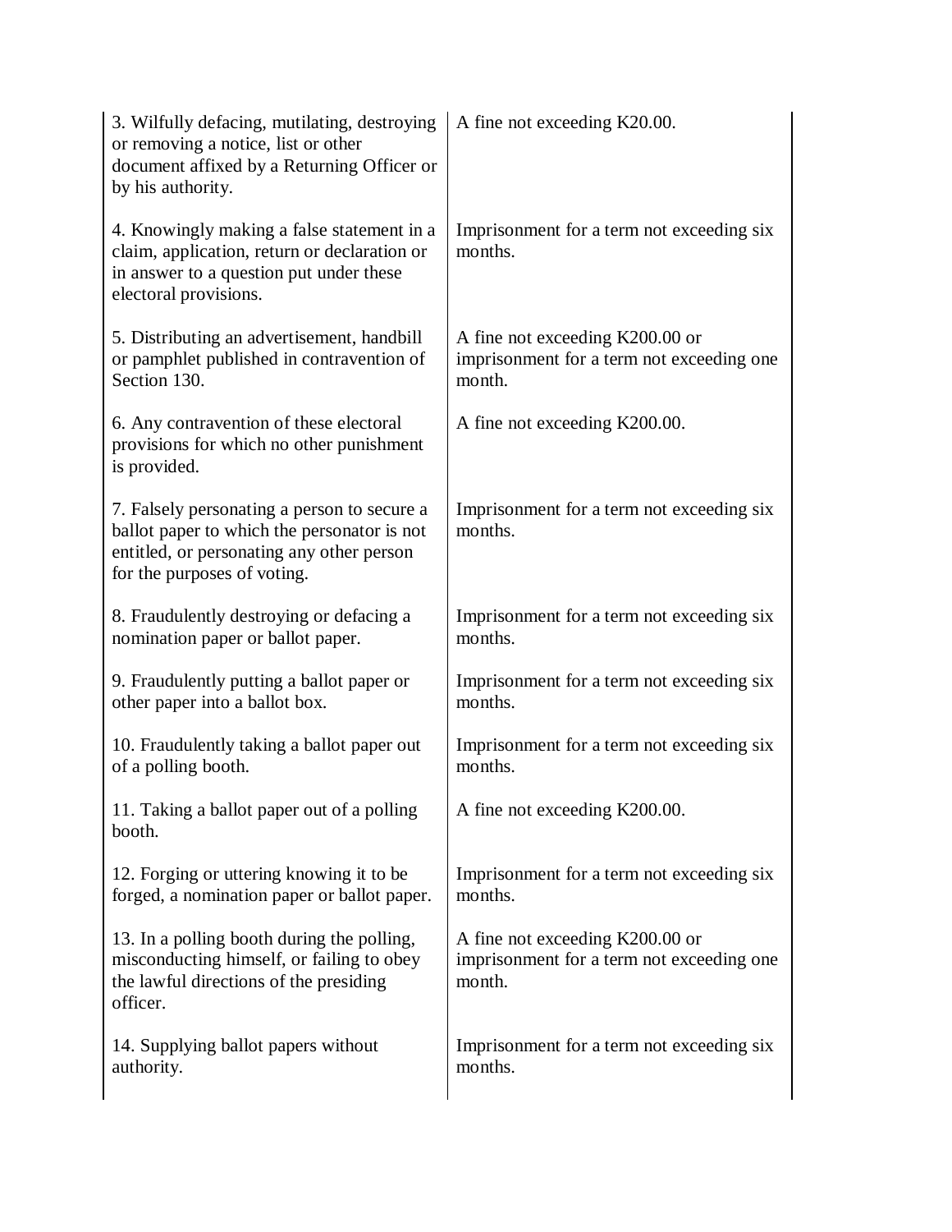| | |
|---|---|
| 3. Wilfully defacing, mutilating, destroying or removing a notice, list or other document affixed by a Returning Officer or by his authority. | A fine not exceeding K20.00. |
| 4. Knowingly making a false statement in a claim, application, return or declaration or in answer to a question put under these electoral provisions. | Imprisonment for a term not exceeding six months. |
| 5. Distributing an advertisement, handbill or pamphlet published in contravention of Section 130. | A fine not exceeding K200.00 or imprisonment for a term not exceeding one month. |
| 6. Any contravention of these electoral provisions for which no other punishment is provided. | A fine not exceeding K200.00. |
| 7. Falsely personating a person to secure a ballot paper to which the personator is not entitled, or personating any other person for the purposes of voting. | Imprisonment for a term not exceeding six months. |
| 8. Fraudulently destroying or defacing a nomination paper or ballot paper. | Imprisonment for a term not exceeding six months. |
| 9. Fraudulently putting a ballot paper or other paper into a ballot box. | Imprisonment for a term not exceeding six months. |
| 10. Fraudulently taking a ballot paper out of a polling booth. | Imprisonment for a term not exceeding six months. |
| 11. Taking a ballot paper out of a polling booth. | A fine not exceeding K200.00. |
| 12. Forging or uttering knowing it to be forged, a nomination paper or ballot paper. | Imprisonment for a term not exceeding six months. |
| 13. In a polling booth during the polling, misconducting himself, or failing to obey the lawful directions of the presiding officer. | A fine not exceeding K200.00 or imprisonment for a term not exceeding one month. |
| 14. Supplying ballot papers without authority. | Imprisonment for a term not exceeding six months. |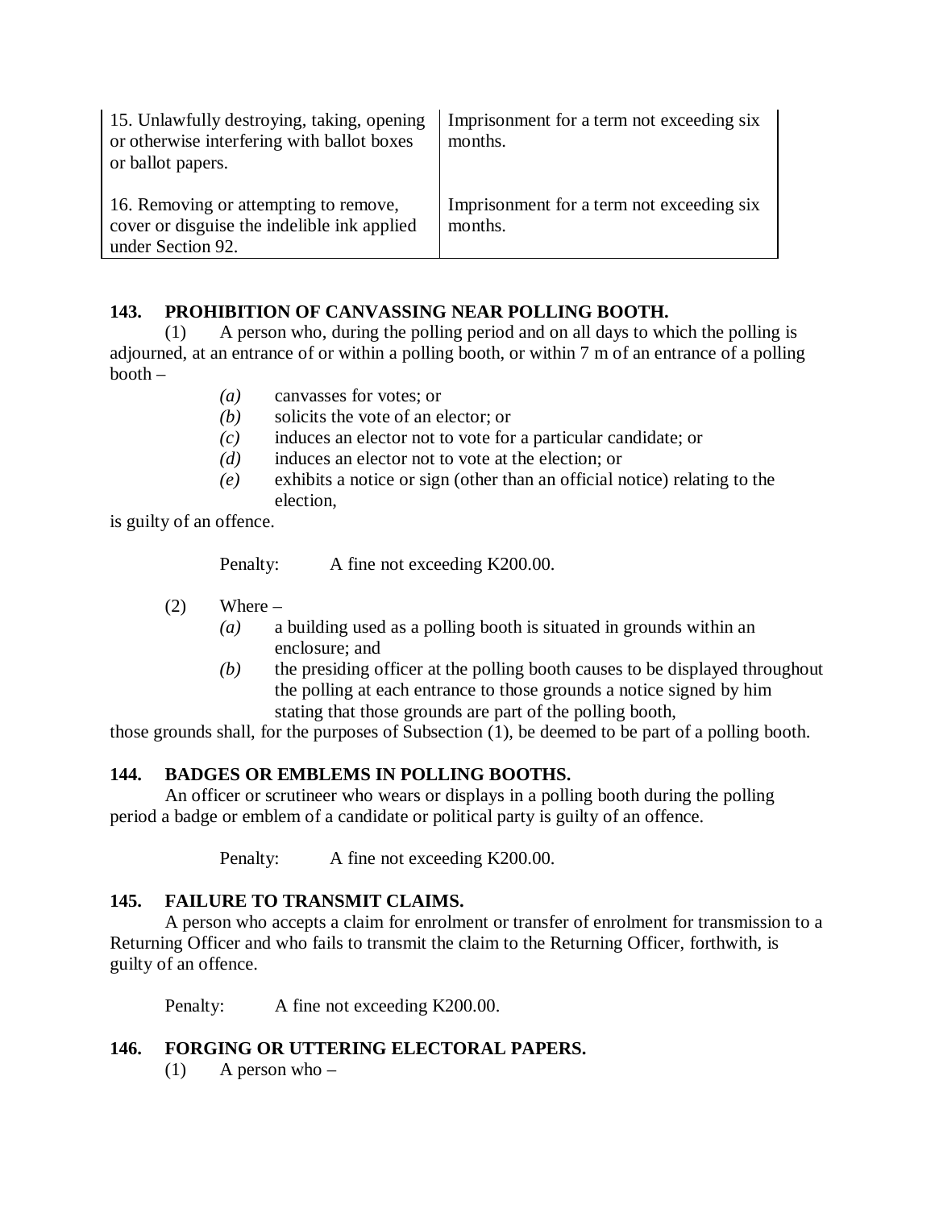| | |
|---|---|
| 15. Unlawfully destroying, taking, opening or otherwise interfering with ballot boxes or ballot papers. | Imprisonment for a term not exceeding six months. |
| 16. Removing or attempting to remove, cover or disguise the indelible ink applied under Section 92. | Imprisonment for a term not exceeding six months. |

**143. PROHIBITION OF CANVASSING NEAR POLLING BOOTH.**

(1) A person who, during the polling period and on all days to which the polling is adjourned, at an entrance of or within a polling booth, or within 7 m of an entrance of a polling booth –

*(a)* canvasses for votes; or
*(b)* solicits the vote of an elector; or
*(c)* induces an elector not to vote for a particular candidate; or
*(d)* induces an elector not to vote at the election; or
*(e)* exhibits a notice or sign (other than an official notice) relating to the election,

is guilty of an offence.

Penalty: A fine not exceeding K200.00.

(2) Where –

*(a)* a building used as a polling booth is situated in grounds within an enclosure; and
*(b)* the presiding officer at the polling booth causes to be displayed throughout the polling at each entrance to those grounds a notice signed by him stating that those grounds are part of the polling booth,

those grounds shall, for the purposes of Subsection (1), be deemed to be part of a polling booth.

**144. BADGES OR EMBLEMS IN POLLING BOOTHS.**

An officer or scrutineer who wears or displays in a polling booth during the polling period a badge or emblem of a candidate or political party is guilty of an offence.

Penalty: A fine not exceeding K200.00.

**145. FAILURE TO TRANSMIT CLAIMS.**

A person who accepts a claim for enrolment or transfer of enrolment for transmission to a Returning Officer and who fails to transmit the claim to the Returning Officer, forthwith, is guilty of an offence.

Penalty: A fine not exceeding K200.00.

**146. FORGING OR UTTERING ELECTORAL PAPERS.**

(1) A person who –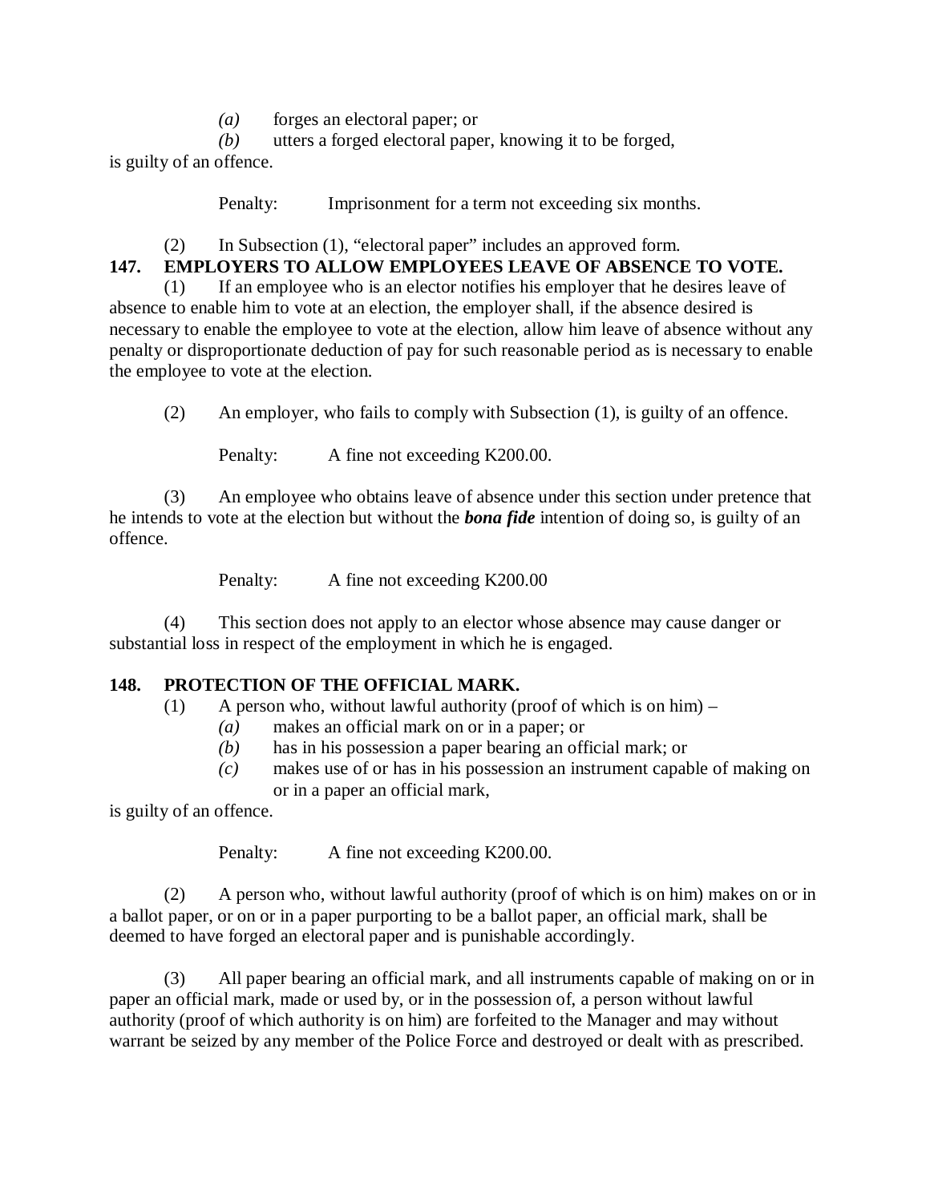*(a)* forges an electoral paper; or

*(b)* utters a forged electoral paper, knowing it to be forged,

is guilty of an offence.

Penalty: Imprisonment for a term not exceeding six months.

(2) In Subsection (1), "electoral paper" includes an approved form.

**147. EMPLOYERS TO ALLOW EMPLOYEES LEAVE OF ABSENCE TO VOTE.**

(1) If an employee who is an elector notifies his employer that he desires leave of absence to enable him to vote at an election, the employer shall, if the absence desired is necessary to enable the employee to vote at the election, allow him leave of absence without any penalty or disproportionate deduction of pay for such reasonable period as is necessary to enable the employee to vote at the election.

(2) An employer, who fails to comply with Subsection (1), is guilty of an offence.

Penalty: A fine not exceeding K200.00.

(3) An employee who obtains leave of absence under this section under pretence that he intends to vote at the election but without the ***bona fide*** intention of doing so, is guilty of an offence.

Penalty: A fine not exceeding K200.00

(4) This section does not apply to an elector whose absence may cause danger or substantial loss in respect of the employment in which he is engaged.

**148. PROTECTION OF THE OFFICIAL MARK.**

(1) A person who, without lawful authority (proof of which is on him) –

*(a)* makes an official mark on or in a paper; or

*(b)* has in his possession a paper bearing an official mark; or

*(c)* makes use of or has in his possession an instrument capable of making on or in a paper an official mark,

is guilty of an offence.

Penalty: A fine not exceeding K200.00.

(2) A person who, without lawful authority (proof of which is on him) makes on or in a ballot paper, or on or in a paper purporting to be a ballot paper, an official mark, shall be deemed to have forged an electoral paper and is punishable accordingly.

(3) All paper bearing an official mark, and all instruments capable of making on or in paper an official mark, made or used by, or in the possession of, a person without lawful authority (proof of which authority is on him) are forfeited to the Manager and may without warrant be seized by any member of the Police Force and destroyed or dealt with as prescribed.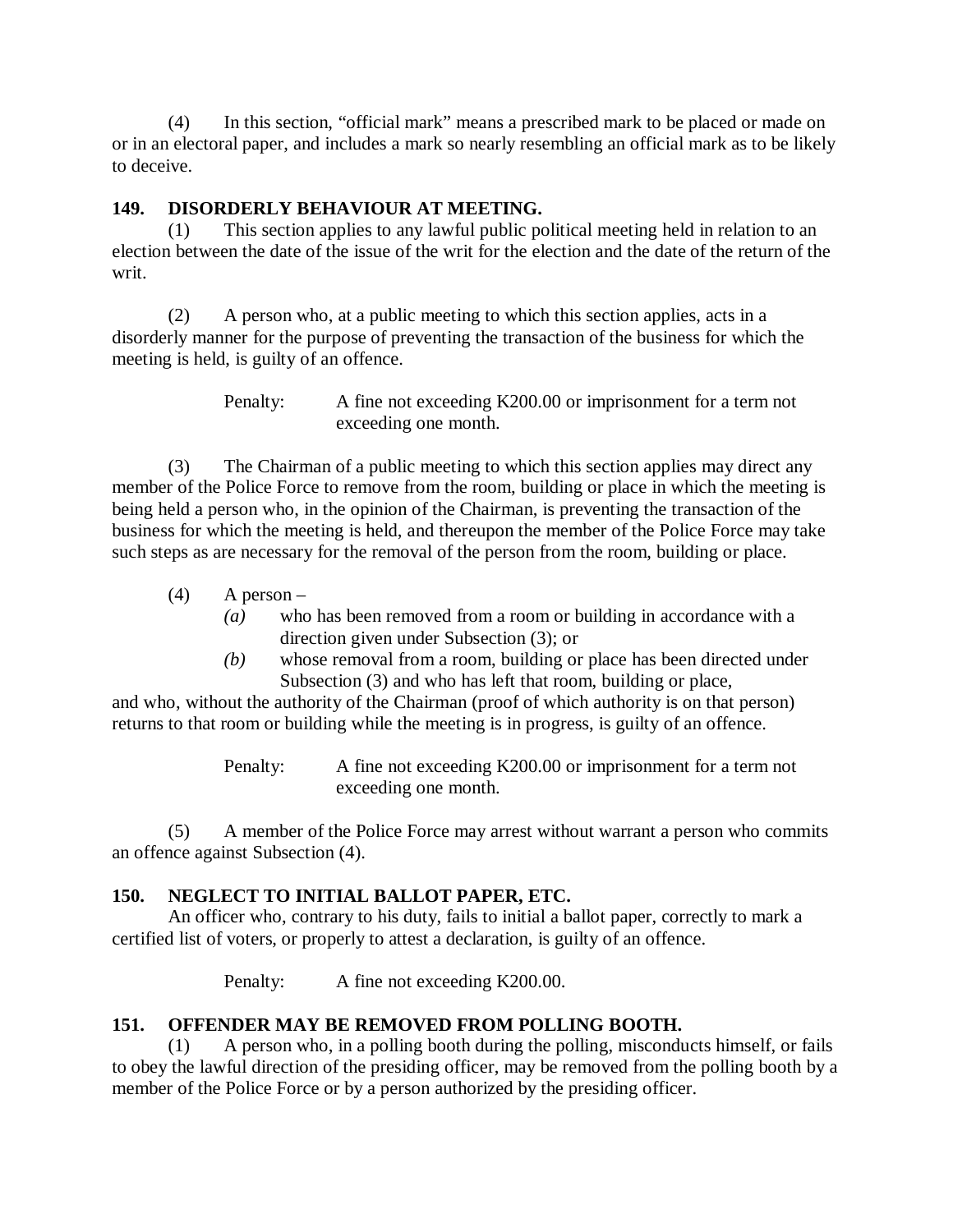(4) In this section, "official mark" means a prescribed mark to be placed or made on or in an electoral paper, and includes a mark so nearly resembling an official mark as to be likely to deceive.

**149. DISORDERLY BEHAVIOUR AT MEETING.**

(1) This section applies to any lawful public political meeting held in relation to an election between the date of the issue of the writ for the election and the date of the return of the writ.

(2) A person who, at a public meeting to which this section applies, acts in a disorderly manner for the purpose of preventing the transaction of the business for which the meeting is held, is guilty of an offence.

Penalty: A fine not exceeding K200.00 or imprisonment for a term not exceeding one month.

(3) The Chairman of a public meeting to which this section applies may direct any member of the Police Force to remove from the room, building or place in which the meeting is being held a person who, in the opinion of the Chairman, is preventing the transaction of the business for which the meeting is held, and thereupon the member of the Police Force may take such steps as are necessary for the removal of the person from the room, building or place.

(4) A person –

*(a)* who has been removed from a room or building in accordance with a direction given under Subsection (3); or

*(b)* whose removal from a room, building or place has been directed under Subsection (3) and who has left that room, building or place,

and who, without the authority of the Chairman (proof of which authority is on that person) returns to that room or building while the meeting is in progress, is guilty of an offence.

Penalty: A fine not exceeding K200.00 or imprisonment for a term not exceeding one month.

(5) A member of the Police Force may arrest without warrant a person who commits an offence against Subsection (4).

**150. NEGLECT TO INITIAL BALLOT PAPER, ETC.**

An officer who, contrary to his duty, fails to initial a ballot paper, correctly to mark a certified list of voters, or properly to attest a declaration, is guilty of an offence.

Penalty: A fine not exceeding K200.00.

**151. OFFENDER MAY BE REMOVED FROM POLLING BOOTH.**

(1) A person who, in a polling booth during the polling, misconducts himself, or fails to obey the lawful direction of the presiding officer, may be removed from the polling booth by a member of the Police Force or by a person authorized by the presiding officer.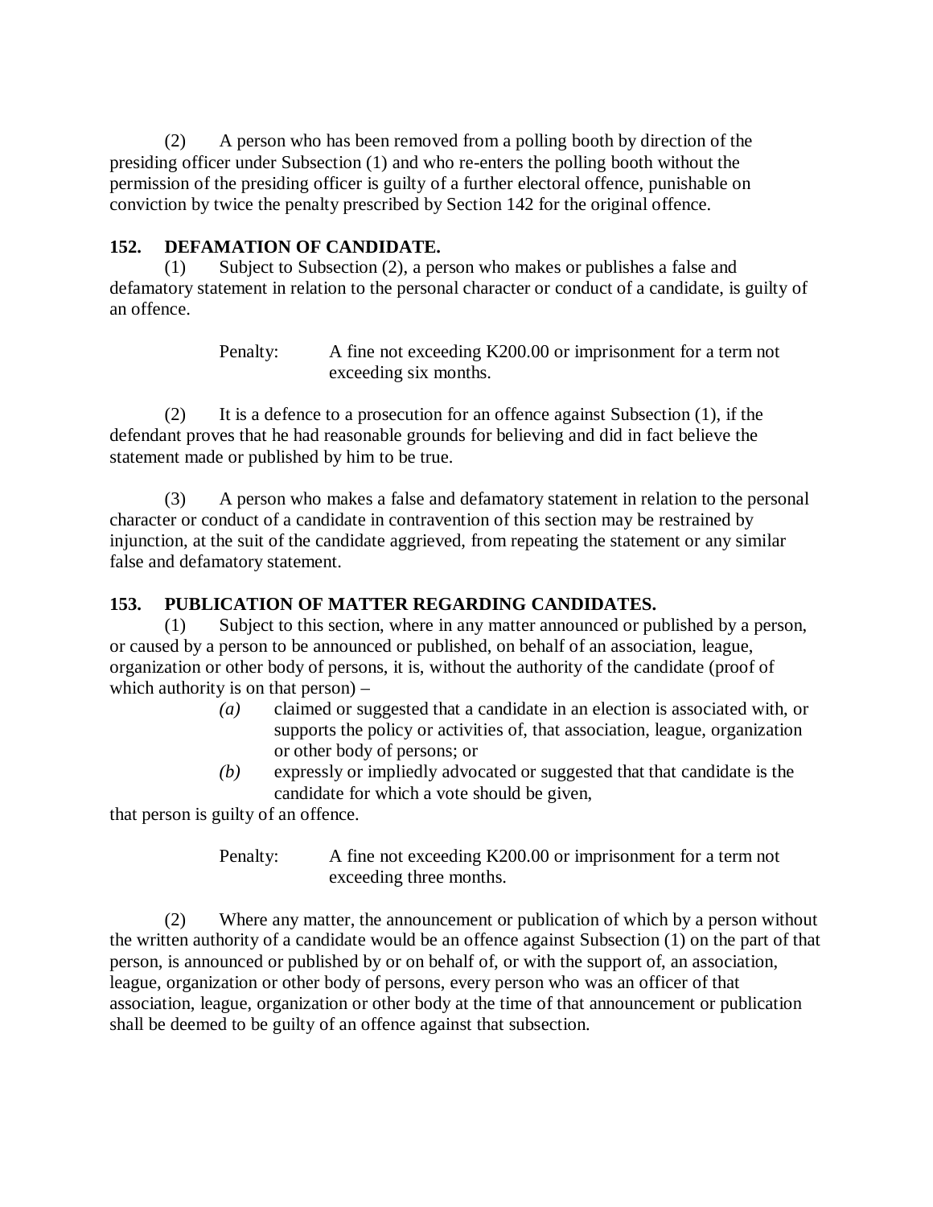(2) A person who has been removed from a polling booth by direction of the presiding officer under Subsection (1) and who re-enters the polling booth without the permission of the presiding officer is guilty of a further electoral offence, punishable on conviction by twice the penalty prescribed by Section 142 for the original offence.

**152. DEFAMATION OF CANDIDATE.**

(1) Subject to Subsection (2), a person who makes or publishes a false and defamatory statement in relation to the personal character or conduct of a candidate, is guilty of an offence.

Penalty: A fine not exceeding K200.00 or imprisonment for a term not exceeding six months.

(2) It is a defence to a prosecution for an offence against Subsection (1), if the defendant proves that he had reasonable grounds for believing and did in fact believe the statement made or published by him to be true.

(3) A person who makes a false and defamatory statement in relation to the personal character or conduct of a candidate in contravention of this section may be restrained by injunction, at the suit of the candidate aggrieved, from repeating the statement or any similar false and defamatory statement.

**153. PUBLICATION OF MATTER REGARDING CANDIDATES.**

(1) Subject to this section, where in any matter announced or published by a person, or caused by a person to be announced or published, on behalf of an association, league, organization or other body of persons, it is, without the authority of the candidate (proof of which authority is on that person) –

*(a)* claimed or suggested that a candidate in an election is associated with, or supports the policy or activities of, that association, league, organization or other body of persons; or

*(b)* expressly or impliedly advocated or suggested that that candidate is the candidate for which a vote should be given,

that person is guilty of an offence.

Penalty: A fine not exceeding K200.00 or imprisonment for a term not exceeding three months.

(2) Where any matter, the announcement or publication of which by a person without the written authority of a candidate would be an offence against Subsection (1) on the part of that person, is announced or published by or on behalf of, or with the support of, an association, league, organization or other body of persons, every person who was an officer of that association, league, organization or other body at the time of that announcement or publication shall be deemed to be guilty of an offence against that subsection.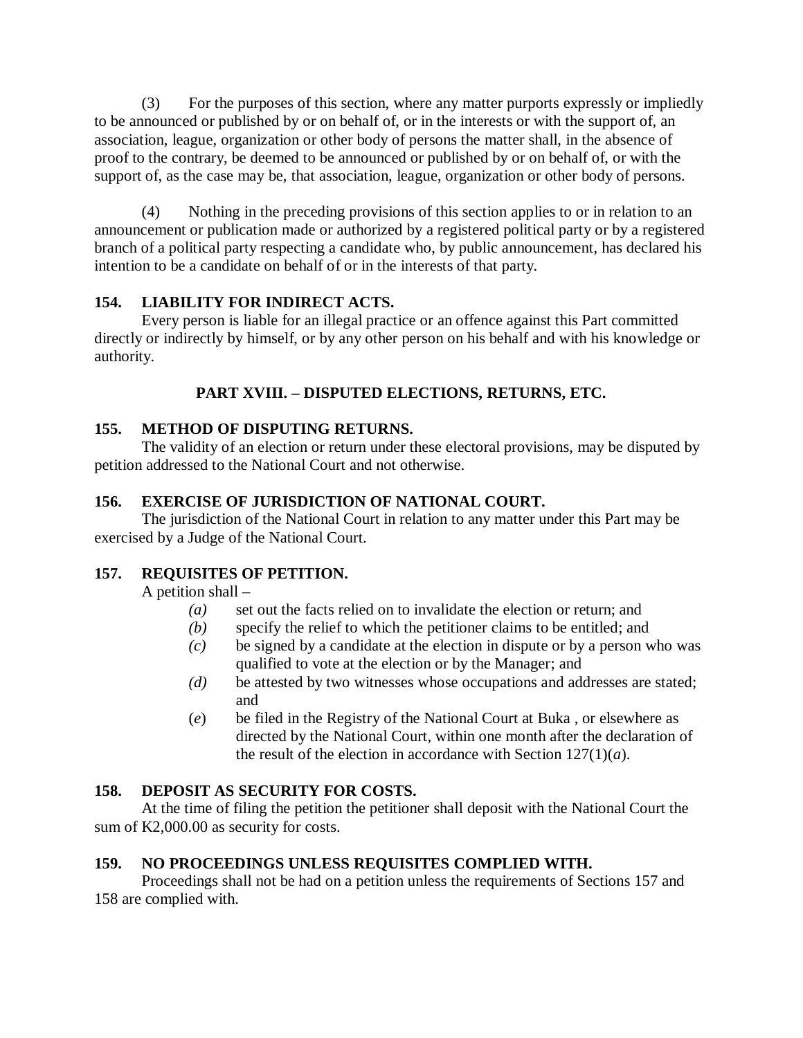(3) For the purposes of this section, where any matter purports expressly or impliedly to be announced or published by or on behalf of, or in the interests or with the support of, an association, league, organization or other body of persons the matter shall, in the absence of proof to the contrary, be deemed to be announced or published by or on behalf of, or with the support of, as the case may be, that association, league, organization or other body of persons.

(4) Nothing in the preceding provisions of this section applies to or in relation to an announcement or publication made or authorized by a registered political party or by a registered branch of a political party respecting a candidate who, by public announcement, has declared his intention to be a candidate on behalf of or in the interests of that party.

**154. LIABILITY FOR INDIRECT ACTS.**

Every person is liable for an illegal practice or an offence against this Part committed directly or indirectly by himself, or by any other person on his behalf and with his knowledge or authority.

## PART XVIII. – DISPUTED ELECTIONS, RETURNS, ETC.

**155. METHOD OF DISPUTING RETURNS.**

The validity of an election or return under these electoral provisions, may be disputed by petition addressed to the National Court and not otherwise.

**156. EXERCISE OF JURISDICTION OF NATIONAL COURT.**

The jurisdiction of the National Court in relation to any matter under this Part may be exercised by a Judge of the National Court.

**157. REQUISITES OF PETITION.**

A petition shall –

*(a)* set out the facts relied on to invalidate the election or return; and

*(b)* specify the relief to which the petitioner claims to be entitled; and

*(c)* be signed by a candidate at the election in dispute or by a person who was qualified to vote at the election or by the Manager; and

*(d)* be attested by two witnesses whose occupations and addresses are stated; and

(*e*) be filed in the Registry of the National Court at Buka , or elsewhere as directed by the National Court, within one month after the declaration of the result of the election in accordance with Section 127(1)(*a*).

**158. DEPOSIT AS SECURITY FOR COSTS.**

At the time of filing the petition the petitioner shall deposit with the National Court the sum of K2,000.00 as security for costs.

**159. NO PROCEEDINGS UNLESS REQUISITES COMPLIED WITH.**

Proceedings shall not be had on a petition unless the requirements of Sections 157 and 158 are complied with.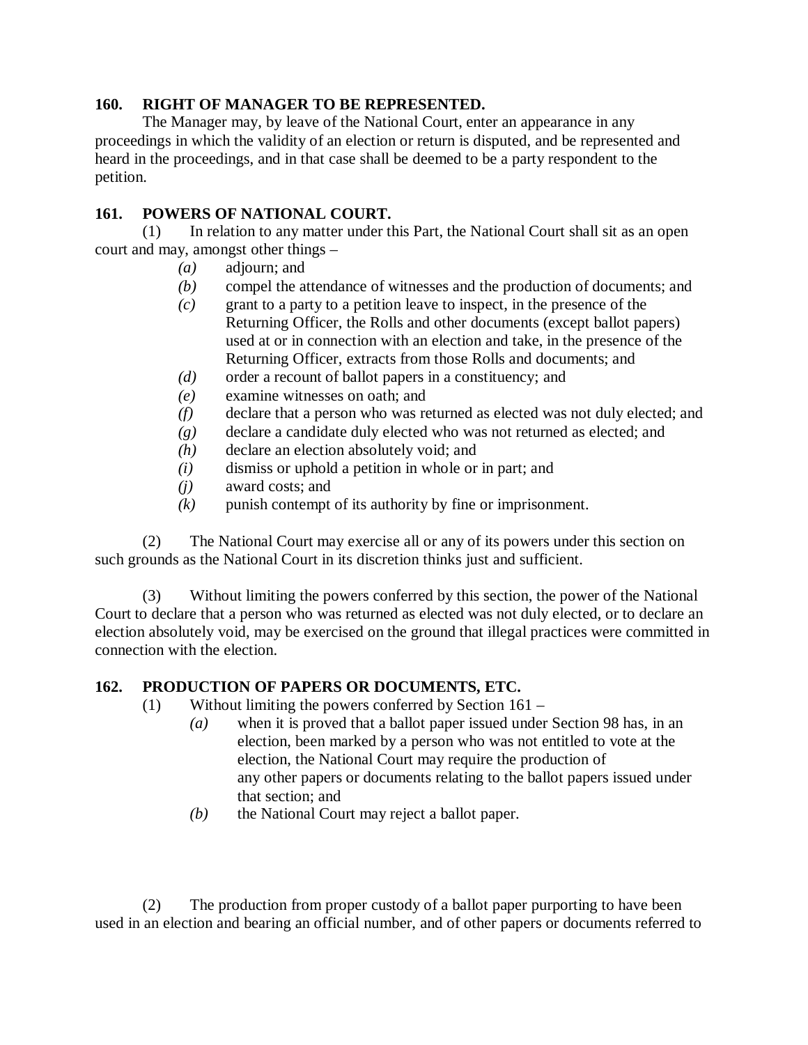**160. RIGHT OF MANAGER TO BE REPRESENTED.**

The Manager may, by leave of the National Court, enter an appearance in any proceedings in which the validity of an election or return is disputed, and be represented and heard in the proceedings, and in that case shall be deemed to be a party respondent to the petition.

**161. POWERS OF NATIONAL COURT.**

(1) In relation to any matter under this Part, the National Court shall sit as an open court and may, amongst other things –

*(a)* adjourn; and
*(b)* compel the attendance of witnesses and the production of documents; and
*(c)* grant to a party to a petition leave to inspect, in the presence of the Returning Officer, the Rolls and other documents (except ballot papers) used at or in connection with an election and take, in the presence of the Returning Officer, extracts from those Rolls and documents; and
*(d)* order a recount of ballot papers in a constituency; and
*(e)* examine witnesses on oath; and
*(f)* declare that a person who was returned as elected was not duly elected; and
*(g)* declare a candidate duly elected who was not returned as elected; and
*(h)* declare an election absolutely void; and
*(i)* dismiss or uphold a petition in whole or in part; and
*(j)* award costs; and
*(k)* punish contempt of its authority by fine or imprisonment.

(2) The National Court may exercise all or any of its powers under this section on such grounds as the National Court in its discretion thinks just and sufficient.

(3) Without limiting the powers conferred by this section, the power of the National Court to declare that a person who was returned as elected was not duly elected, or to declare an election absolutely void, may be exercised on the ground that illegal practices were committed in connection with the election.

**162. PRODUCTION OF PAPERS OR DOCUMENTS, ETC.**

(1) Without limiting the powers conferred by Section 161 –

*(a)* when it is proved that a ballot paper issued under Section 98 has, in an election, been marked by a person who was not entitled to vote at the election, the National Court may require the production of any other papers or documents relating to the ballot papers issued under that section; and
*(b)* the National Court may reject a ballot paper.

(2) The production from proper custody of a ballot paper purporting to have been used in an election and bearing an official number, and of other papers or documents referred to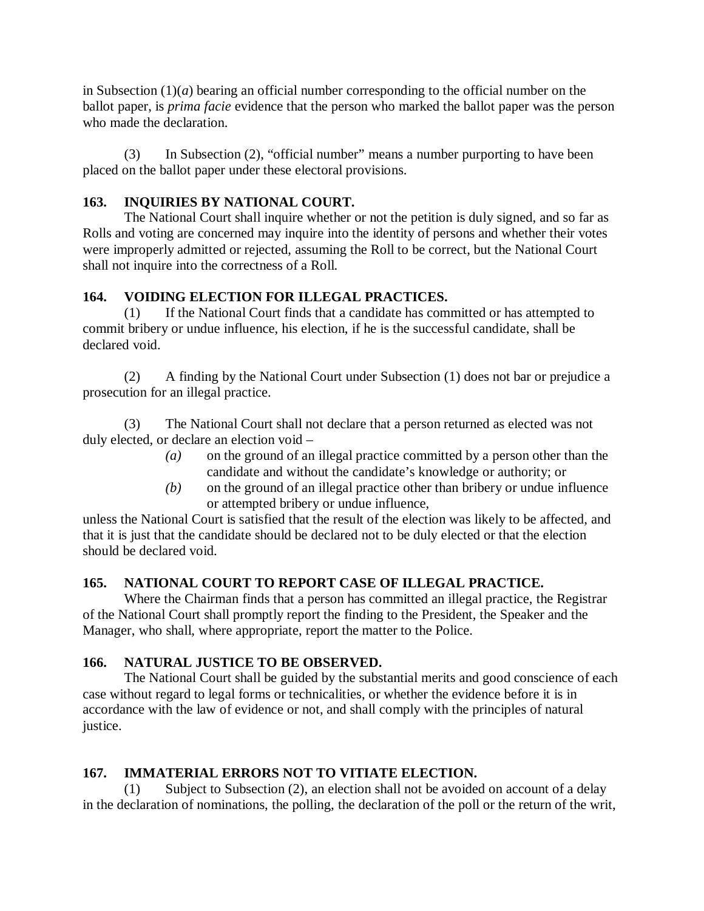in Subsection (1)(*a*) bearing an official number corresponding to the official number on the ballot paper, is *prima facie* evidence that the person who marked the ballot paper was the person who made the declaration.

(3) In Subsection (2), "official number" means a number purporting to have been placed on the ballot paper under these electoral provisions.

**163. INQUIRIES BY NATIONAL COURT.**

The National Court shall inquire whether or not the petition is duly signed, and so far as Rolls and voting are concerned may inquire into the identity of persons and whether their votes were improperly admitted or rejected, assuming the Roll to be correct, but the National Court shall not inquire into the correctness of a Roll.

**164. VOIDING ELECTION FOR ILLEGAL PRACTICES.**

(1) If the National Court finds that a candidate has committed or has attempted to commit bribery or undue influence, his election, if he is the successful candidate, shall be declared void.

(2) A finding by the National Court under Subsection (1) does not bar or prejudice a prosecution for an illegal practice.

(3) The National Court shall not declare that a person returned as elected was not duly elected, or declare an election void –

*(a)* on the ground of an illegal practice committed by a person other than the candidate and without the candidate's knowledge or authority; or

*(b)* on the ground of an illegal practice other than bribery or undue influence or attempted bribery or undue influence,

unless the National Court is satisfied that the result of the election was likely to be affected, and that it is just that the candidate should be declared not to be duly elected or that the election should be declared void.

**165. NATIONAL COURT TO REPORT CASE OF ILLEGAL PRACTICE.**

Where the Chairman finds that a person has committed an illegal practice, the Registrar of the National Court shall promptly report the finding to the President, the Speaker and the Manager, who shall, where appropriate, report the matter to the Police.

**166. NATURAL JUSTICE TO BE OBSERVED.**

The National Court shall be guided by the substantial merits and good conscience of each case without regard to legal forms or technicalities, or whether the evidence before it is in accordance with the law of evidence or not, and shall comply with the principles of natural justice.

**167. IMMATERIAL ERRORS NOT TO VITIATE ELECTION.**

(1) Subject to Subsection (2), an election shall not be avoided on account of a delay in the declaration of nominations, the polling, the declaration of the poll or the return of the writ,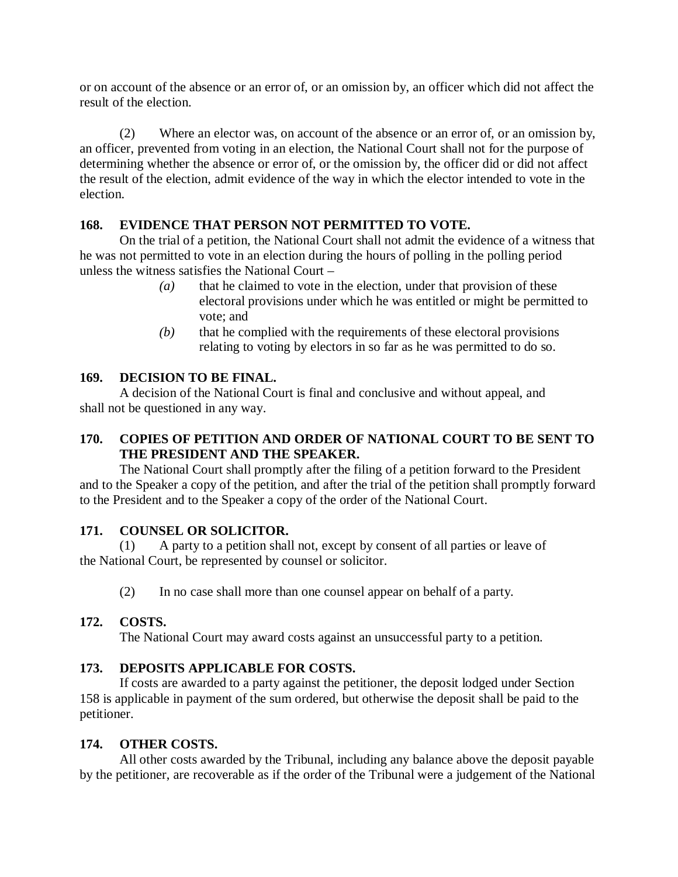or on account of the absence or an error of, or an omission by, an officer which did not affect the result of the election.

(2) Where an elector was, on account of the absence or an error of, or an omission by, an officer, prevented from voting in an election, the National Court shall not for the purpose of determining whether the absence or error of, or the omission by, the officer did or did not affect the result of the election, admit evidence of the way in which the elector intended to vote in the election.

**168. EVIDENCE THAT PERSON NOT PERMITTED TO VOTE.**

On the trial of a petition, the National Court shall not admit the evidence of a witness that he was not permitted to vote in an election during the hours of polling in the polling period unless the witness satisfies the National Court –

*(a)* that he claimed to vote in the election, under that provision of these electoral provisions under which he was entitled or might be permitted to vote; and

*(b)* that he complied with the requirements of these electoral provisions relating to voting by electors in so far as he was permitted to do so.

**169. DECISION TO BE FINAL.**

A decision of the National Court is final and conclusive and without appeal, and shall not be questioned in any way.

**170. COPIES OF PETITION AND ORDER OF NATIONAL COURT TO BE SENT TO THE PRESIDENT AND THE SPEAKER.**

The National Court shall promptly after the filing of a petition forward to the President and to the Speaker a copy of the petition, and after the trial of the petition shall promptly forward to the President and to the Speaker a copy of the order of the National Court.

**171. COUNSEL OR SOLICITOR.**

(1) A party to a petition shall not, except by consent of all parties or leave of the National Court, be represented by counsel or solicitor.

(2) In no case shall more than one counsel appear on behalf of a party.

**172. COSTS.**

The National Court may award costs against an unsuccessful party to a petition.

**173. DEPOSITS APPLICABLE FOR COSTS.**

If costs are awarded to a party against the petitioner, the deposit lodged under Section 158 is applicable in payment of the sum ordered, but otherwise the deposit shall be paid to the petitioner.

**174. OTHER COSTS.**

All other costs awarded by the Tribunal, including any balance above the deposit payable by the petitioner, are recoverable as if the order of the Tribunal were a judgement of the National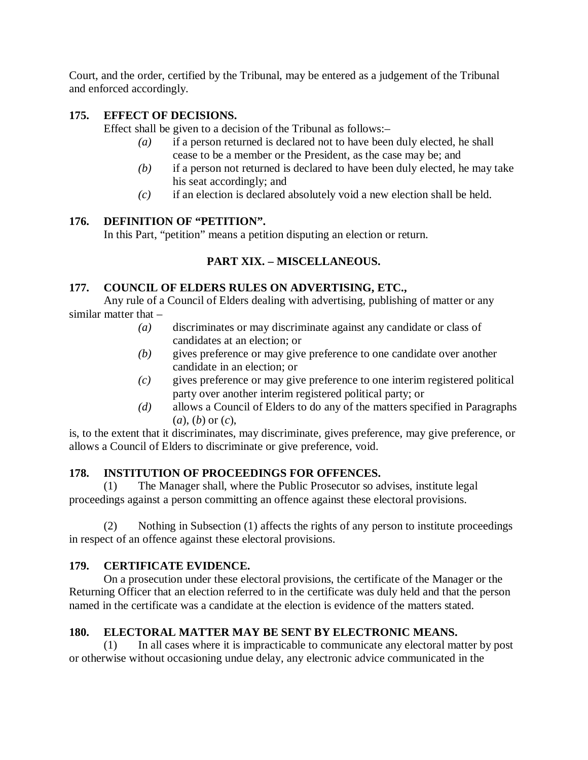Court, and the order, certified by the Tribunal, may be entered as a judgement of the Tribunal and enforced accordingly.

**175. EFFECT OF DECISIONS.**

Effect shall be given to a decision of the Tribunal as follows:–

*(a)* if a person returned is declared not to have been duly elected, he shall cease to be a member or the President, as the case may be; and

*(b)* if a person not returned is declared to have been duly elected, he may take his seat accordingly; and

*(c)* if an election is declared absolutely void a new election shall be held.

**176. DEFINITION OF "PETITION".**

In this Part, "petition" means a petition disputing an election or return.

## PART XIX. – MISCELLANEOUS.

**177. COUNCIL OF ELDERS RULES ON ADVERTISING, ETC.,**

Any rule of a Council of Elders dealing with advertising, publishing of matter or any similar matter that –

*(a)* discriminates or may discriminate against any candidate or class of candidates at an election; or

*(b)* gives preference or may give preference to one candidate over another candidate in an election; or

*(c)* gives preference or may give preference to one interim registered political party over another interim registered political party; or

*(d)* allows a Council of Elders to do any of the matters specified in Paragraphs (*a*), (*b*) or (*c*),

is, to the extent that it discriminates, may discriminate, gives preference, may give preference, or allows a Council of Elders to discriminate or give preference, void.

**178. INSTITUTION OF PROCEEDINGS FOR OFFENCES.**

(1) The Manager shall, where the Public Prosecutor so advises, institute legal proceedings against a person committing an offence against these electoral provisions.

(2) Nothing in Subsection (1) affects the rights of any person to institute proceedings in respect of an offence against these electoral provisions.

**179. CERTIFICATE EVIDENCE.**

On a prosecution under these electoral provisions, the certificate of the Manager or the Returning Officer that an election referred to in the certificate was duly held and that the person named in the certificate was a candidate at the election is evidence of the matters stated.

**180. ELECTORAL MATTER MAY BE SENT BY ELECTRONIC MEANS.**

(1) In all cases where it is impracticable to communicate any electoral matter by post or otherwise without occasioning undue delay, any electronic advice communicated in the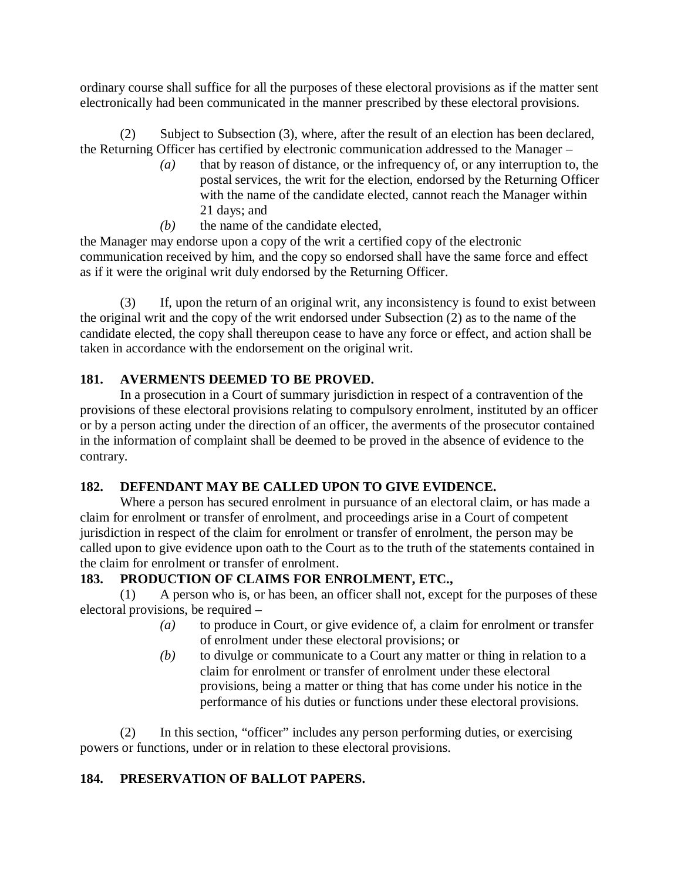ordinary course shall suffice for all the purposes of these electoral provisions as if the matter sent electronically had been communicated in the manner prescribed by these electoral provisions.

(2) Subject to Subsection (3), where, after the result of an election has been declared, the Returning Officer has certified by electronic communication addressed to the Manager –

*(a)* that by reason of distance, or the infrequency of, or any interruption to, the postal services, the writ for the election, endorsed by the Returning Officer with the name of the candidate elected, cannot reach the Manager within 21 days; and

*(b)* the name of the candidate elected,

the Manager may endorse upon a copy of the writ a certified copy of the electronic communication received by him, and the copy so endorsed shall have the same force and effect as if it were the original writ duly endorsed by the Returning Officer.

(3) If, upon the return of an original writ, any inconsistency is found to exist between the original writ and the copy of the writ endorsed under Subsection (2) as to the name of the candidate elected, the copy shall thereupon cease to have any force or effect, and action shall be taken in accordance with the endorsement on the original writ.

**181. AVERMENTS DEEMED TO BE PROVED.**

In a prosecution in a Court of summary jurisdiction in respect of a contravention of the provisions of these electoral provisions relating to compulsory enrolment, instituted by an officer or by a person acting under the direction of an officer, the averments of the prosecutor contained in the information of complaint shall be deemed to be proved in the absence of evidence to the contrary.

**182. DEFENDANT MAY BE CALLED UPON TO GIVE EVIDENCE.**

Where a person has secured enrolment in pursuance of an electoral claim, or has made a claim for enrolment or transfer of enrolment, and proceedings arise in a Court of competent jurisdiction in respect of the claim for enrolment or transfer of enrolment, the person may be called upon to give evidence upon oath to the Court as to the truth of the statements contained in the claim for enrolment or transfer of enrolment.

**183. PRODUCTION OF CLAIMS FOR ENROLMENT, ETC.,**

(1) A person who is, or has been, an officer shall not, except for the purposes of these electoral provisions, be required –

*(a)* to produce in Court, or give evidence of, a claim for enrolment or transfer of enrolment under these electoral provisions; or

*(b)* to divulge or communicate to a Court any matter or thing in relation to a claim for enrolment or transfer of enrolment under these electoral provisions, being a matter or thing that has come under his notice in the performance of his duties or functions under these electoral provisions.

(2) In this section, "officer" includes any person performing duties, or exercising powers or functions, under or in relation to these electoral provisions.

**184. PRESERVATION OF BALLOT PAPERS.**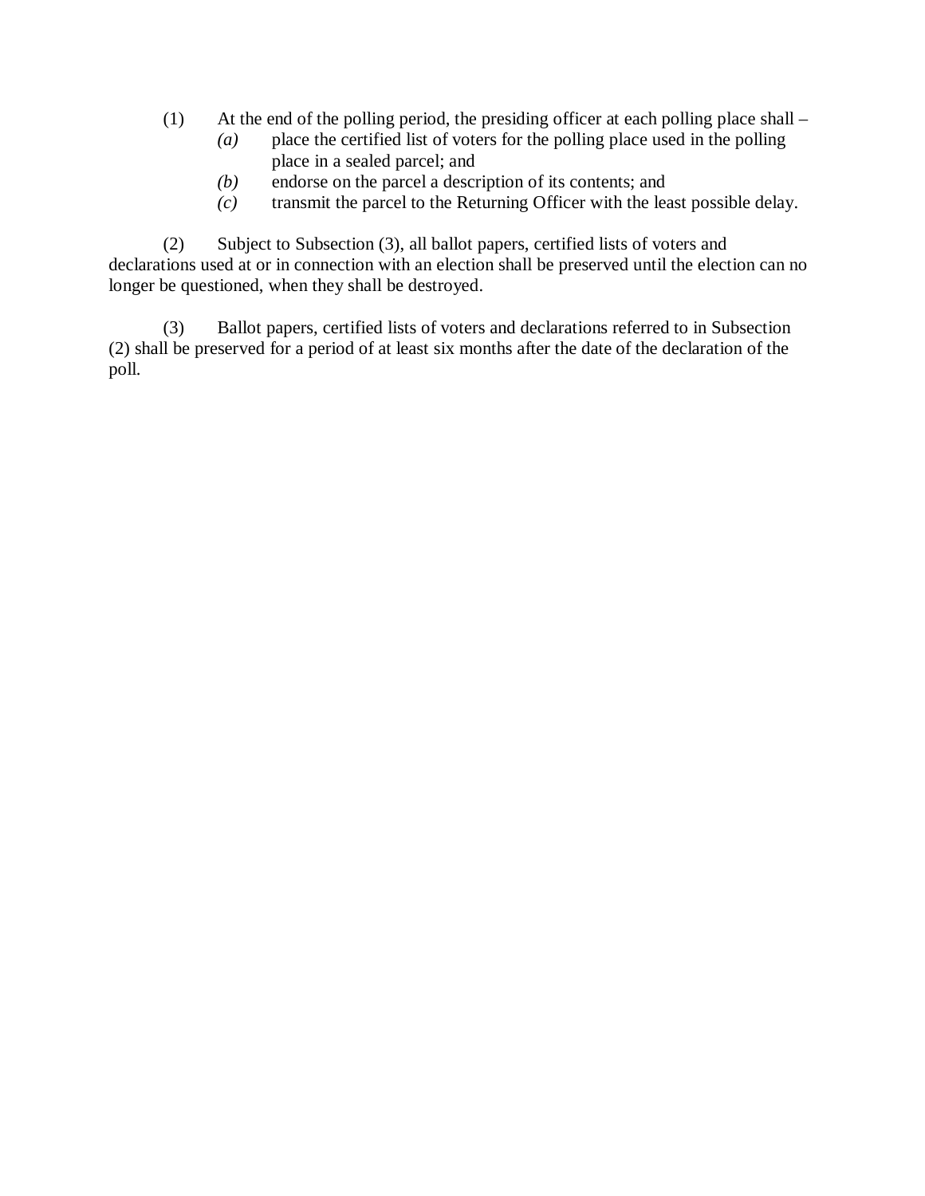(1) At the end of the polling period, the presiding officer at each polling place shall –

*(a)* place the certified list of voters for the polling place used in the polling place in a sealed parcel; and

*(b)* endorse on the parcel a description of its contents; and

*(c)* transmit the parcel to the Returning Officer with the least possible delay.

(2) Subject to Subsection (3), all ballot papers, certified lists of voters and declarations used at or in connection with an election shall be preserved until the election can no longer be questioned, when they shall be destroyed.

(3) Ballot papers, certified lists of voters and declarations referred to in Subsection (2) shall be preserved for a period of at least six months after the date of the declaration of the poll.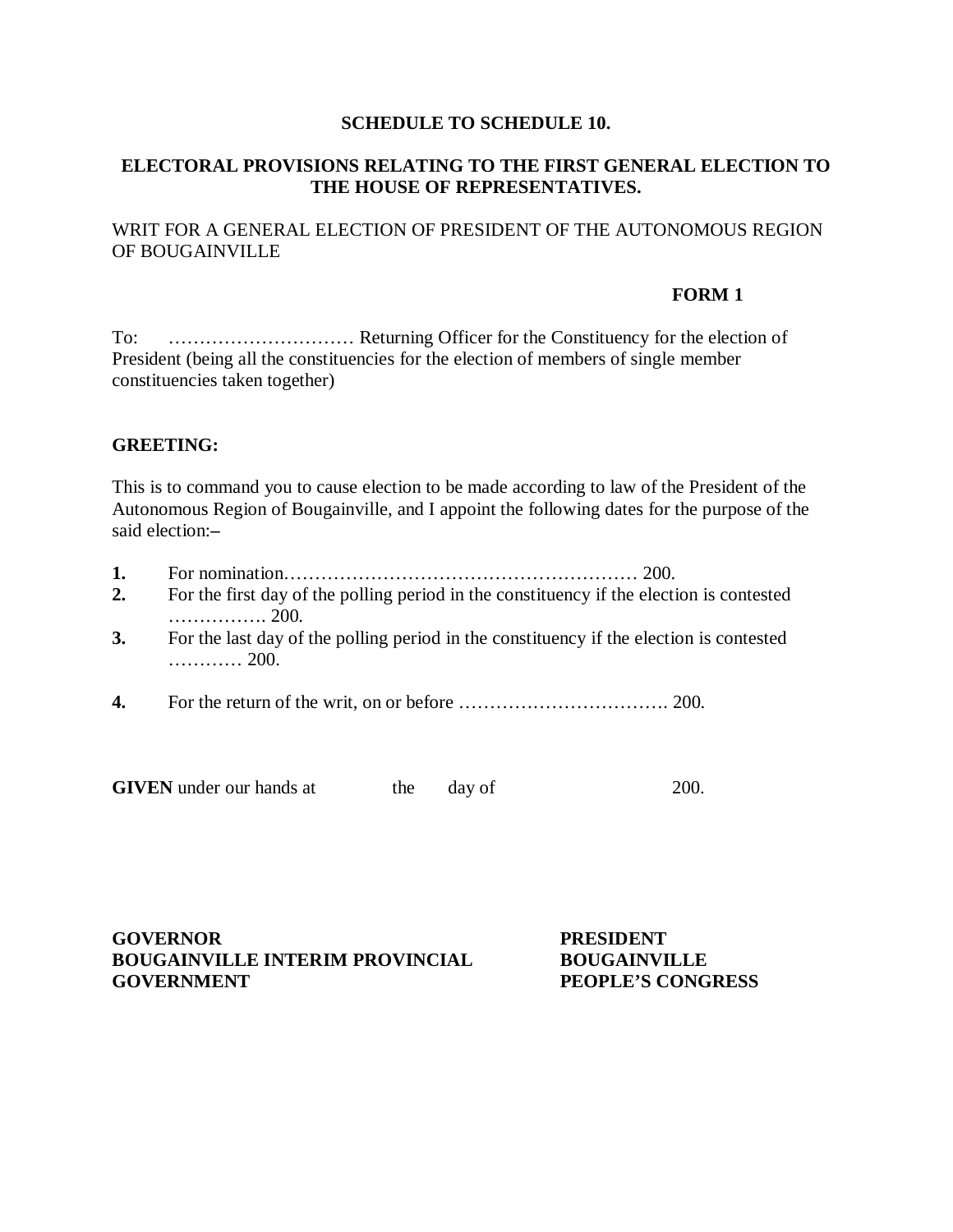**SCHEDULE TO SCHEDULE 10.**

**ELECTORAL PROVISIONS RELATING TO THE FIRST GENERAL ELECTION TO THE HOUSE OF REPRESENTATIVES.**

WRIT FOR A GENERAL ELECTION OF PRESIDENT OF THE AUTONOMOUS REGION OF BOUGAINVILLE

**FORM 1**

To: ………………………… Returning Officer for the Constituency for the election of President (being all the constituencies for the election of members of single member constituencies taken together)

**GREETING:**

This is to command you to cause election to be made according to law of the President of the Autonomous Region of Bougainville, and I appoint the following dates for the purpose of the said election:–

**1.** For nomination………………………………………………… 200.

**2.** For the first day of the polling period in the constituency if the election is contested ……………. 200.

**3.** For the last day of the polling period in the constituency if the election is contested ………… 200.

**4.** For the return of the writ, on or before ……………………………. 200.

**GIVEN** under our hands at the day of 200.

**GOVERNOR**
**BOUGAINVILLE INTERIM PROVINCIAL GOVERNMENT**

**PRESIDENT**
**BOUGAINVILLE PEOPLE'S CONGRESS**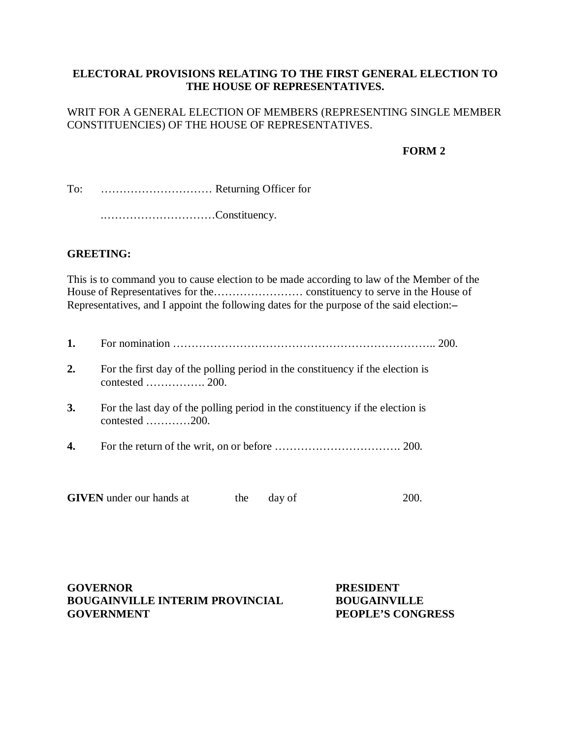**ELECTORAL PROVISIONS RELATING TO THE FIRST GENERAL ELECTION TO THE HOUSE OF REPRESENTATIVES.**

WRIT FOR A GENERAL ELECTION OF MEMBERS (REPRESENTING SINGLE MEMBER CONSTITUENCIES) OF THE HOUSE OF REPRESENTATIVES.

**FORM 2**

To: ………………………… Returning Officer for

.…………………………Constituency.

**GREETING:**

This is to command you to cause election to be made according to law of the Member of the House of Representatives for the…………………… constituency to serve in the House of Representatives, and I appoint the following dates for the purpose of the said election:–

**1.** For nomination ………………………………………………………….. 200.

**2.** For the first day of the polling period in the constituency if the election is contested ……………. 200.

**3.** For the last day of the polling period in the constituency if the election is contested …………200.

**4.** For the return of the writ, on or before ……………………………. 200.

**GIVEN** under our hands at the day of 200.

**GOVERNOR**
**BOUGAINVILLE INTERIM PROVINCIAL GOVERNMENT**

**PRESIDENT**
**BOUGAINVILLE PEOPLE'S CONGRESS**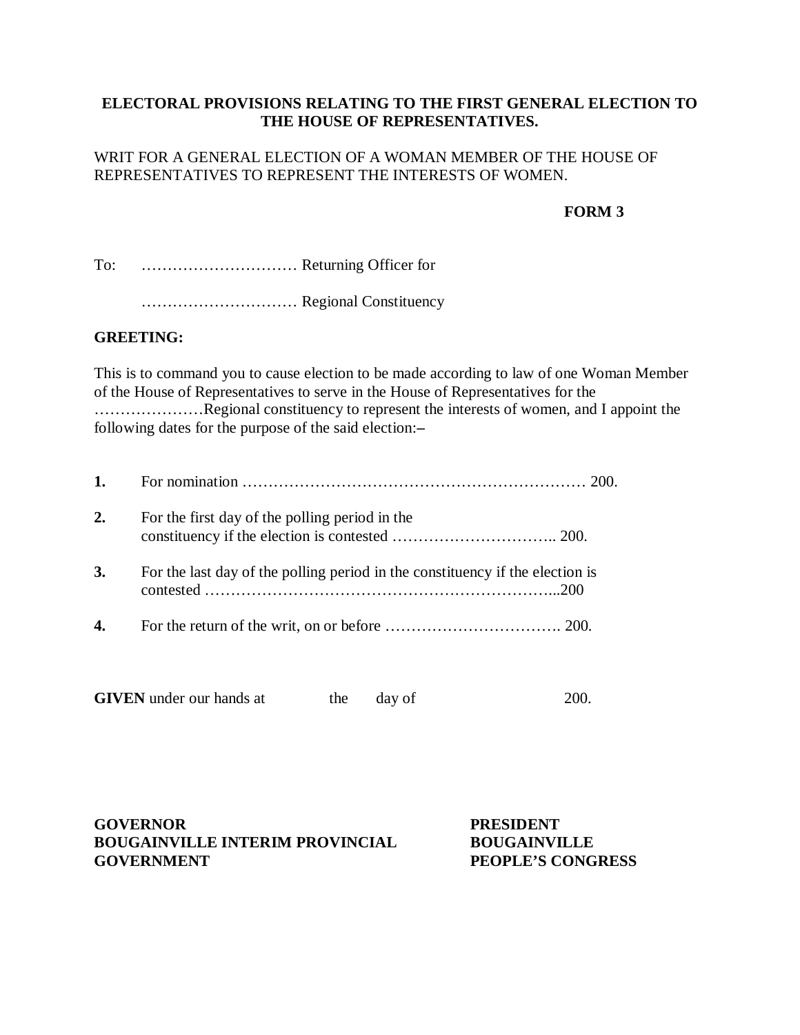**ELECTORAL PROVISIONS RELATING TO THE FIRST GENERAL ELECTION TO THE HOUSE OF REPRESENTATIVES.**

WRIT FOR A GENERAL ELECTION OF A WOMAN MEMBER OF THE HOUSE OF REPRESENTATIVES TO REPRESENT THE INTERESTS OF WOMEN.

**FORM 3**

To: ………………………… Returning Officer for

………………………… Regional Constituency

**GREETING:**

This is to command you to cause election to be made according to law of one Woman Member of the House of Representatives to serve in the House of Representatives for the …………………Regional constituency to represent the interests of women, and I appoint the following dates for the purpose of the said election:–

**1.** For nomination ………………………………………………………… 200.

**2.** For the first day of the polling period in the constituency if the election is contested ………………………….. 200.

**3.** For the last day of the polling period in the constituency if the election is contested ……………………………………………………………..200

**4.** For the return of the writ, on or before ……………………………. 200.

**GIVEN** under our hands at the day of 200.

**GOVERNOR**
**BOUGAINVILLE INTERIM PROVINCIAL GOVERNMENT**

**PRESIDENT**
**BOUGAINVILLE PEOPLE'S CONGRESS**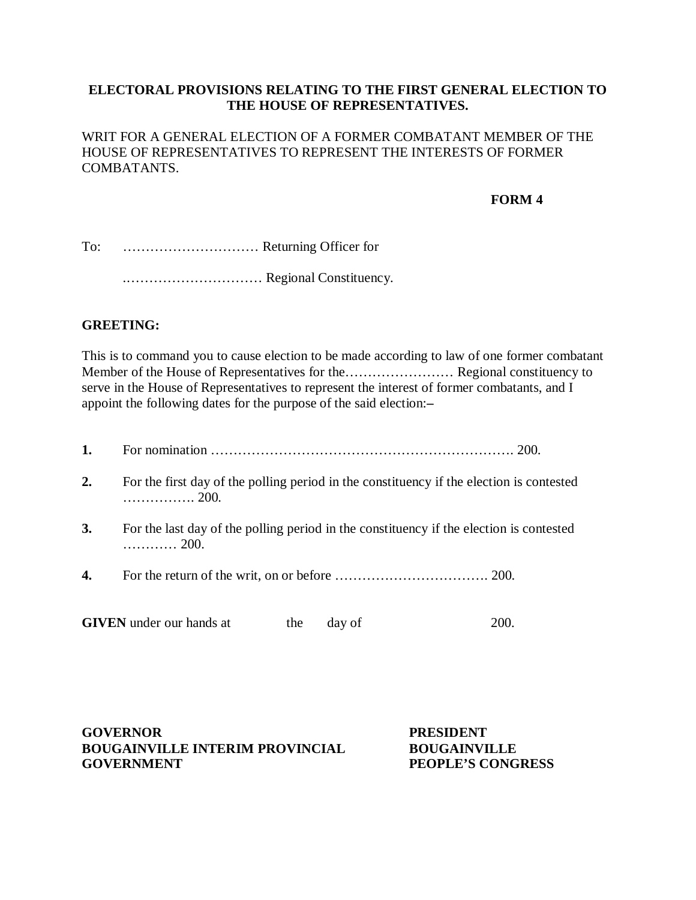**ELECTORAL PROVISIONS RELATING TO THE FIRST GENERAL ELECTION TO THE HOUSE OF REPRESENTATIVES.**

WRIT FOR A GENERAL ELECTION OF A FORMER COMBATANT MEMBER OF THE HOUSE OF REPRESENTATIVES TO REPRESENT THE INTERESTS OF FORMER COMBATANTS.

**FORM 4**

To: ………………………… Returning Officer for

.………………………… Regional Constituency.

**GREETING:**

This is to command you to cause election to be made according to law of one former combatant Member of the House of Representatives for the…………………… Regional constituency to serve in the House of Representatives to represent the interest of former combatants, and I appoint the following dates for the purpose of the said election:–

**1.** For nomination ………………………………………………………. 200.

**2.** For the first day of the polling period in the constituency if the election is contested ……………. 200.

**3.** For the last day of the polling period in the constituency if the election is contested ………… 200.

**4.** For the return of the writ, on or before ……………………………. 200.

**GIVEN** under our hands at the day of 200.

**GOVERNOR**
**BOUGAINVILLE INTERIM PROVINCIAL GOVERNMENT**

**PRESIDENT**
**BOUGAINVILLE PEOPLE'S CONGRESS**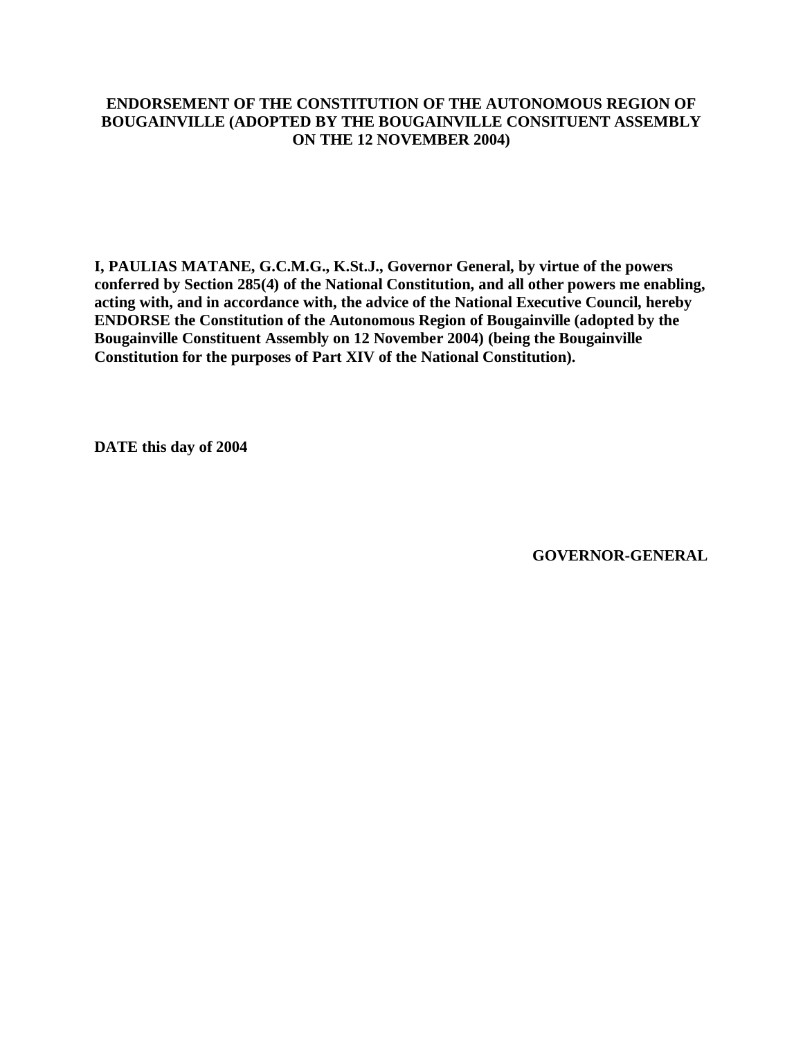**ENDORSEMENT OF THE CONSTITUTION OF THE AUTONOMOUS REGION OF BOUGAINVILLE (ADOPTED BY THE BOUGAINVILLE CONSITUENT ASSEMBLY ON THE 12 NOVEMBER 2004)**

**I, PAULIAS MATANE, G.C.M.G., K.St.J., Governor General, by virtue of the powers conferred by Section 285(4) of the National Constitution, and all other powers me enabling, acting with, and in accordance with, the advice of the National Executive Council, hereby ENDORSE the Constitution of the Autonomous Region of Bougainville (adopted by the Bougainville Constituent Assembly on 12 November 2004) (being the Bougainville Constitution for the purposes of Part XIV of the National Constitution).**

**DATE this day of 2004**

**GOVERNOR-GENERAL**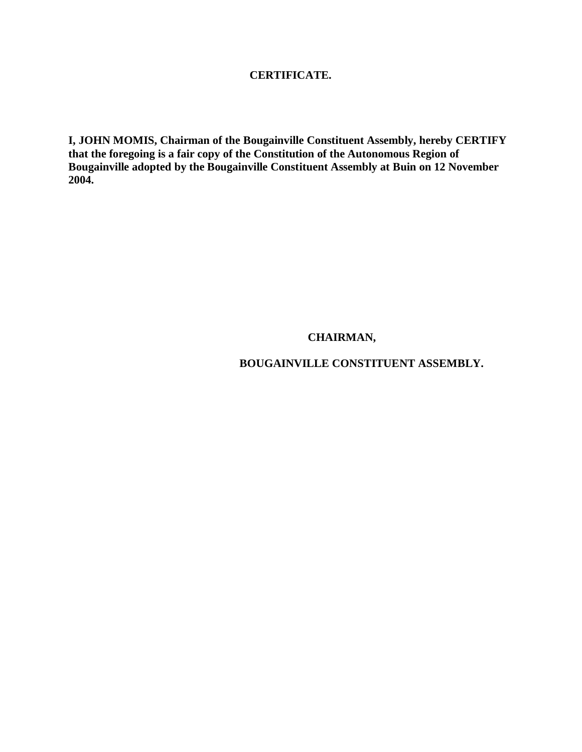# CERTIFICATE.

**I, JOHN MOMIS, Chairman of the Bougainville Constituent Assembly, hereby CERTIFY that the foregoing is a fair copy of the Constitution of the Autonomous Region of Bougainville adopted by the Bougainville Constituent Assembly at Buin on 12 November 2004.**

**CHAIRMAN,**

**BOUGAINVILLE CONSTITUENT ASSEMBLY.**